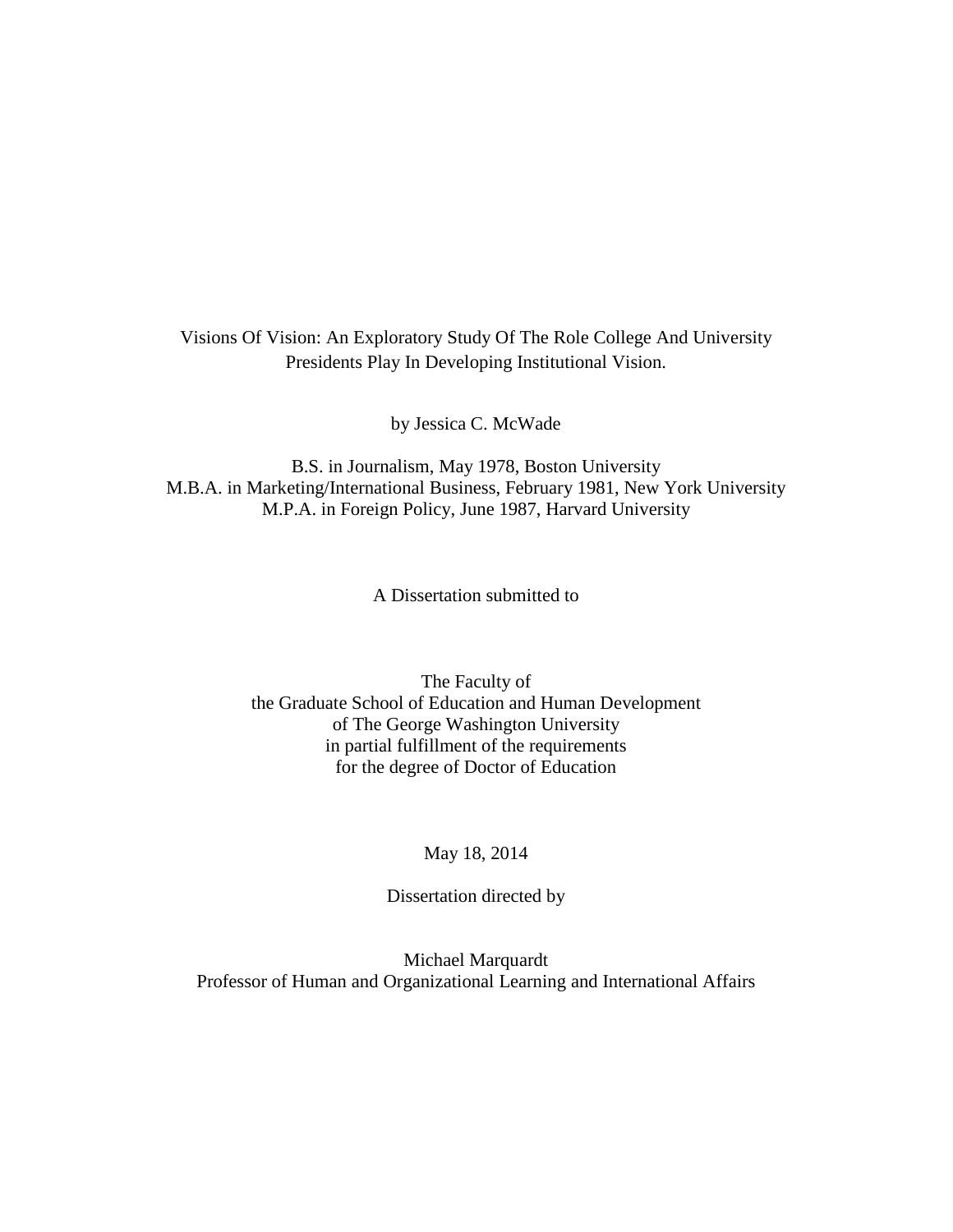# Visions Of Vision: An Exploratory Study Of The Role College And University Presidents Play In Developing Institutional Vision.

by Jessica C. McWade

B.S. in Journalism, May 1978, Boston University
M.B.A. in Marketing/International Business, February 1981, New York University
M.P.A. in Foreign Policy, June 1987, Harvard University

A Dissertation submitted to

The Faculty of
the Graduate School of Education and Human Development
of The George Washington University
in partial fulfillment of the requirements
for the degree of Doctor of Education

May 18, 2014

Dissertation directed by

Michael Marquardt
Professor of Human and Organizational Learning and International Affairs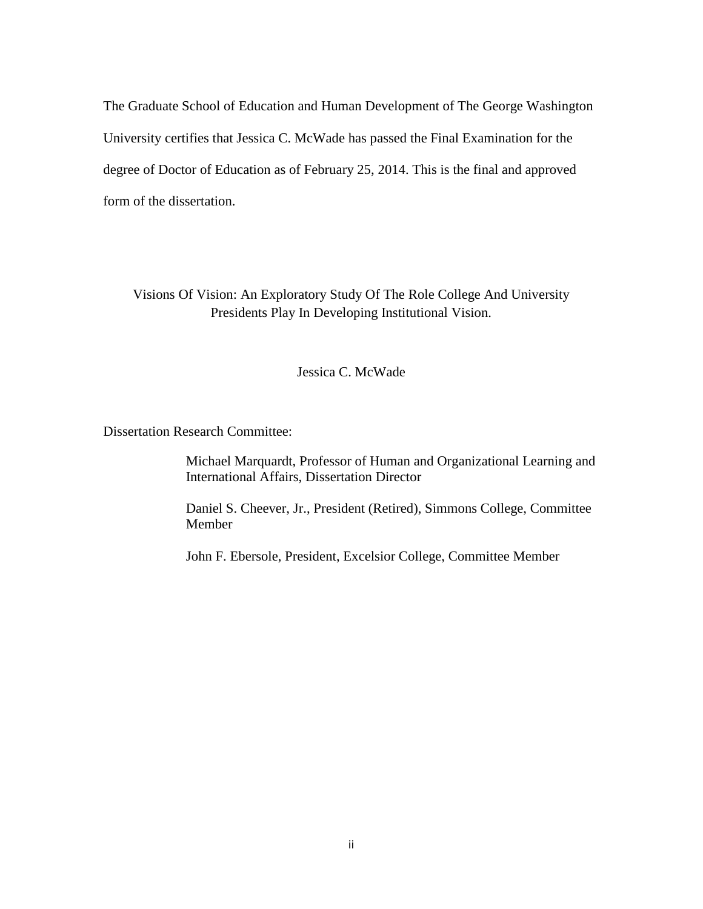The Graduate School of Education and Human Development of The George Washington University certifies that Jessica C. McWade has passed the Final Examination for the degree of Doctor of Education as of February 25, 2014. This is the final and approved form of the dissertation.

Visions Of Vision: An Exploratory Study Of The Role College And University Presidents Play In Developing Institutional Vision.

Jessica C. McWade

Dissertation Research Committee:

Michael Marquardt, Professor of Human and Organizational Learning and International Affairs, Dissertation Director

Daniel S. Cheever, Jr., President (Retired), Simmons College, Committee Member

John F. Ebersole, President, Excelsior College, Committee Member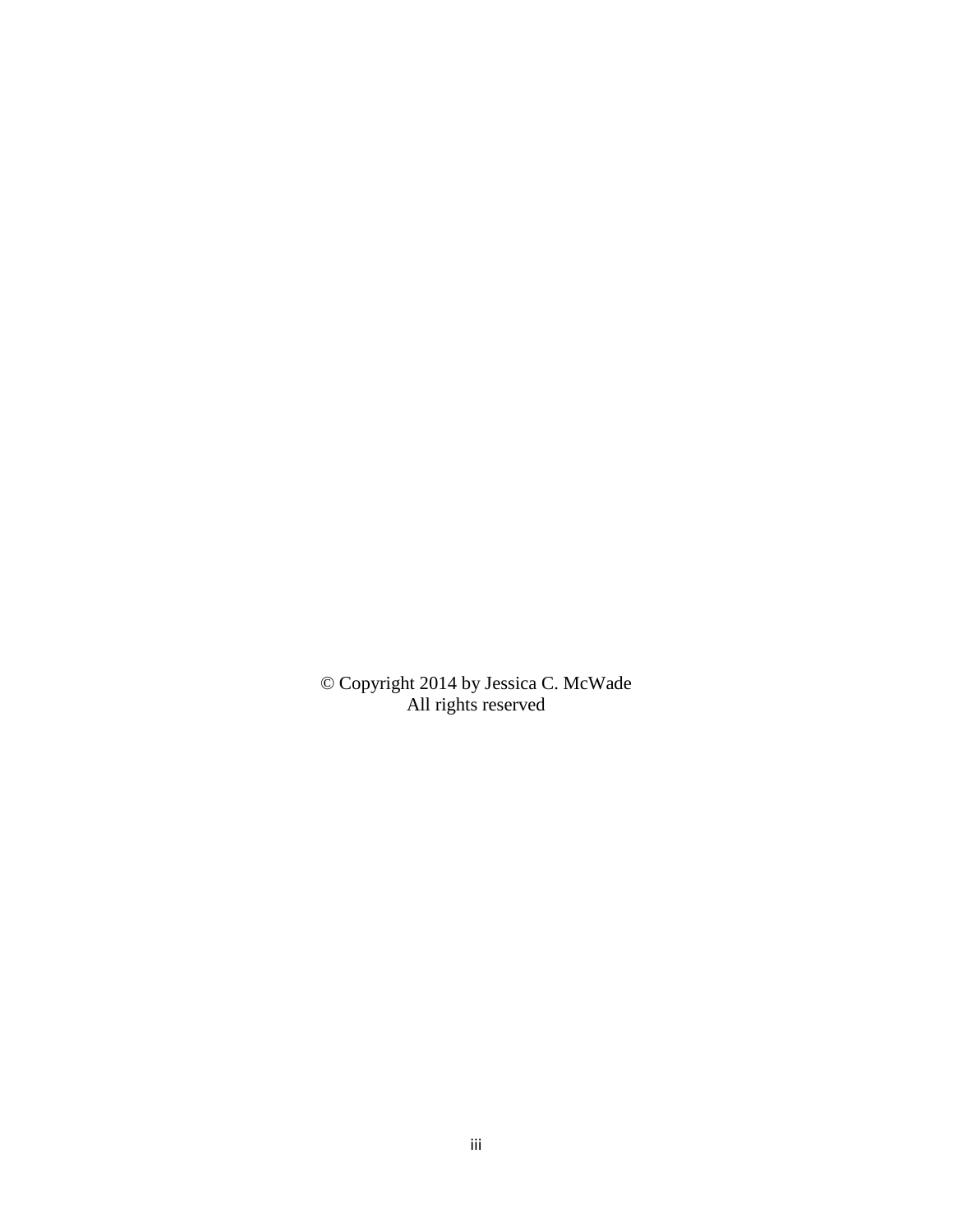© Copyright 2014 by Jessica C. McWade
All rights reserved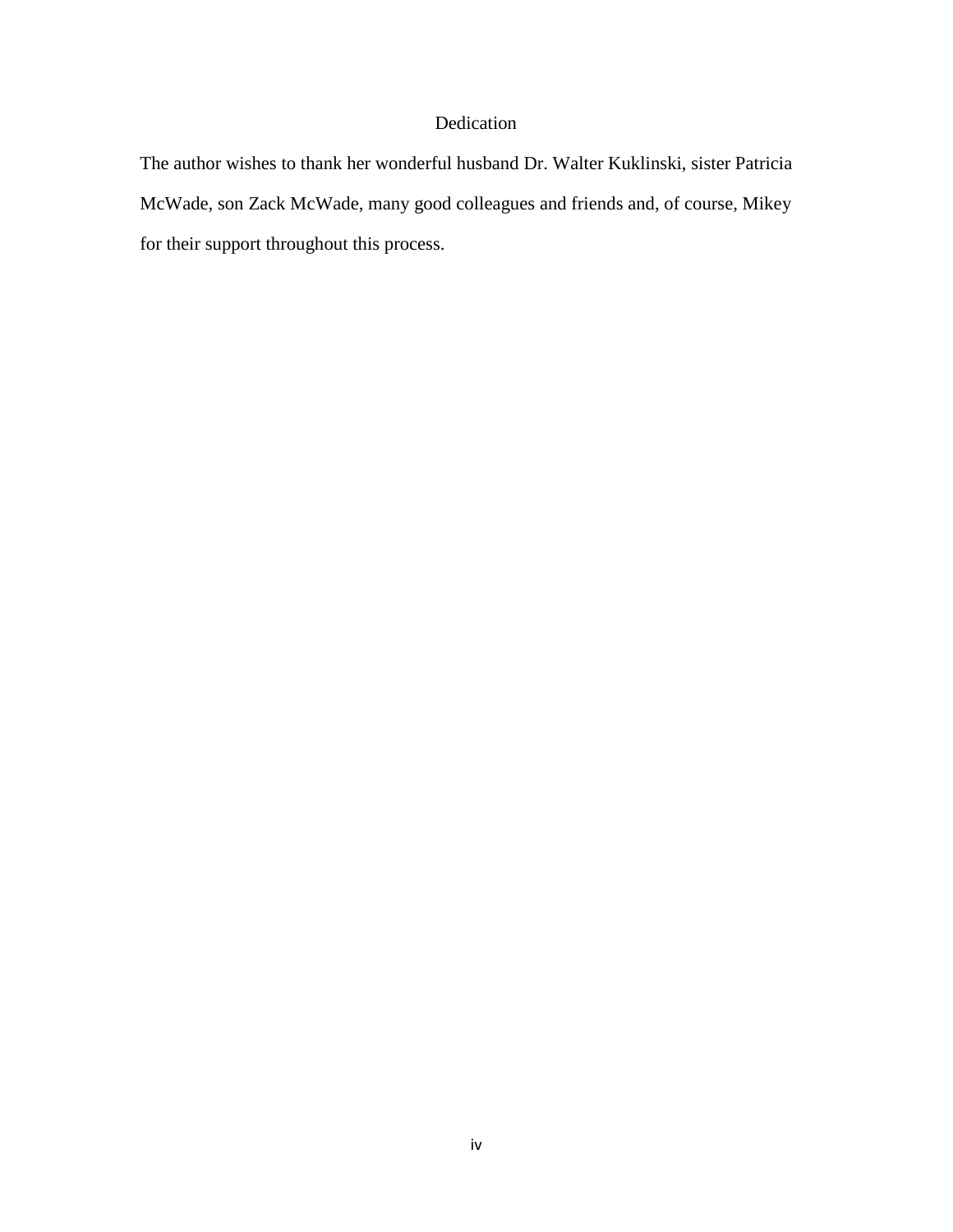# Dedication

The author wishes to thank her wonderful husband Dr. Walter Kuklinski, sister Patricia McWade, son Zack McWade, many good colleagues and friends and, of course, Mikey for their support throughout this process.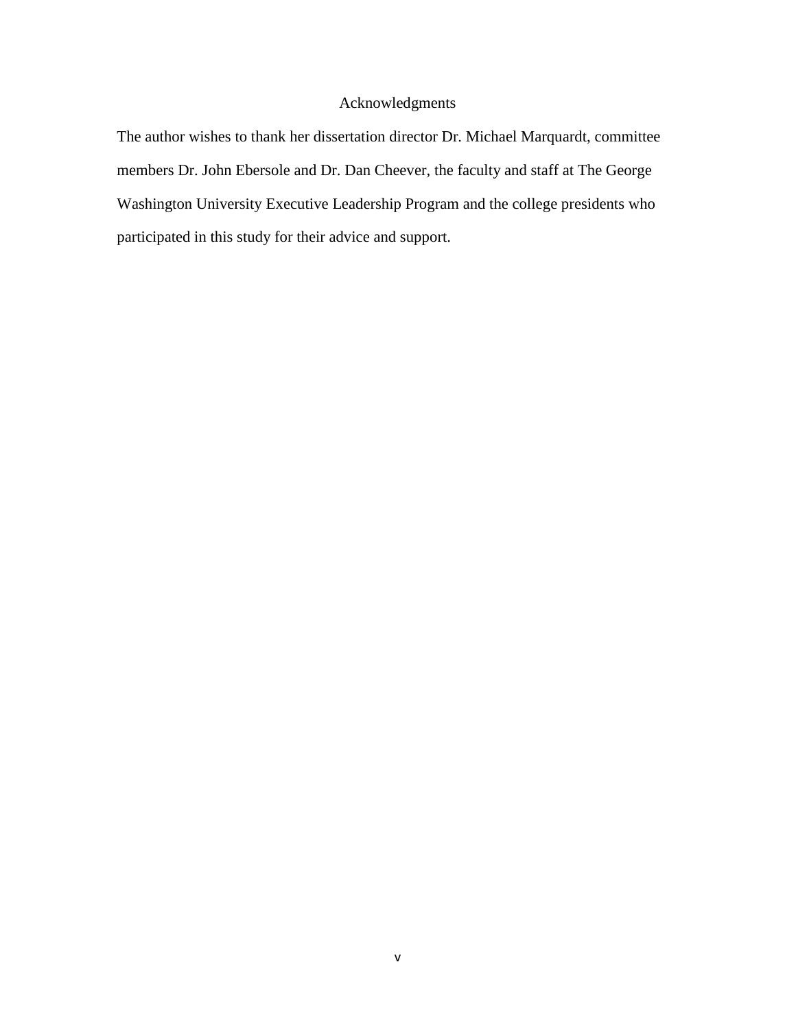# Acknowledgments

The author wishes to thank her dissertation director Dr. Michael Marquardt, committee members Dr. John Ebersole and Dr. Dan Cheever, the faculty and staff at The George Washington University Executive Leadership Program and the college presidents who participated in this study for their advice and support.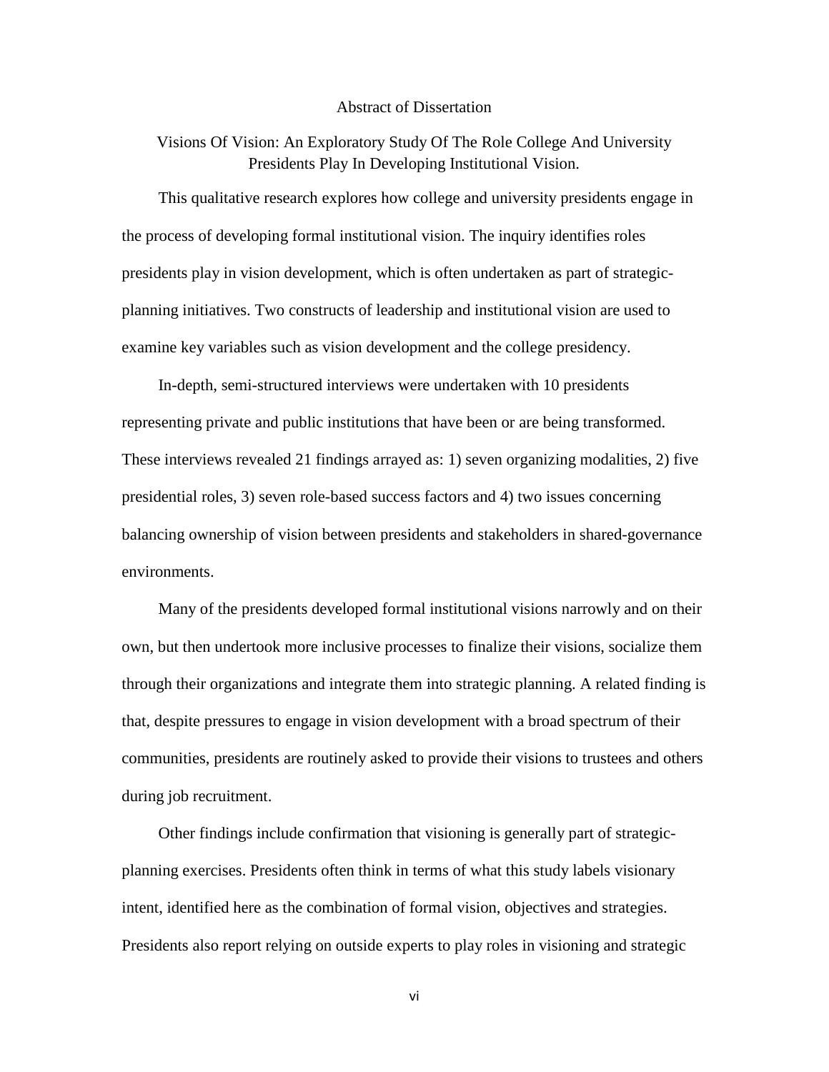# Abstract of Dissertation

## Visions Of Vision: An Exploratory Study Of The Role College And University Presidents Play In Developing Institutional Vision.

This qualitative research explores how college and university presidents engage in the process of developing formal institutional vision. The inquiry identifies roles presidents play in vision development, which is often undertaken as part of strategic-planning initiatives. Two constructs of leadership and institutional vision are used to examine key variables such as vision development and the college presidency.

In-depth, semi-structured interviews were undertaken with 10 presidents representing private and public institutions that have been or are being transformed. These interviews revealed 21 findings arrayed as: 1) seven organizing modalities, 2) five presidential roles, 3) seven role-based success factors and 4) two issues concerning balancing ownership of vision between presidents and stakeholders in shared-governance environments.

Many of the presidents developed formal institutional visions narrowly and on their own, but then undertook more inclusive processes to finalize their visions, socialize them through their organizations and integrate them into strategic planning. A related finding is that, despite pressures to engage in vision development with a broad spectrum of their communities, presidents are routinely asked to provide their visions to trustees and others during job recruitment.

Other findings include confirmation that visioning is generally part of strategic-planning exercises. Presidents often think in terms of what this study labels visionary intent, identified here as the combination of formal vision, objectives and strategies. Presidents also report relying on outside experts to play roles in visioning and strategic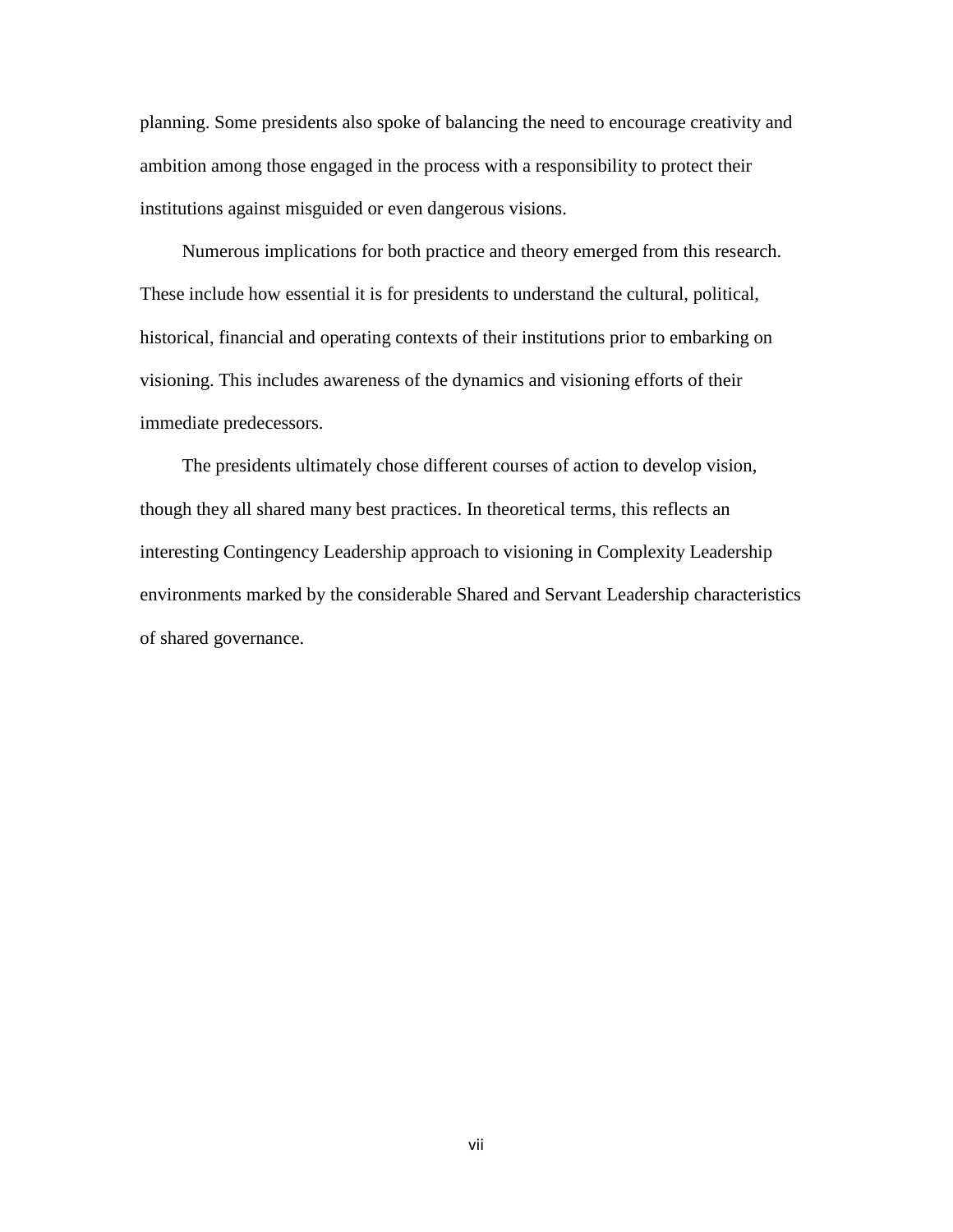planning. Some presidents also spoke of balancing the need to encourage creativity and ambition among those engaged in the process with a responsibility to protect their institutions against misguided or even dangerous visions.

Numerous implications for both practice and theory emerged from this research. These include how essential it is for presidents to understand the cultural, political, historical, financial and operating contexts of their institutions prior to embarking on visioning. This includes awareness of the dynamics and visioning efforts of their immediate predecessors.

The presidents ultimately chose different courses of action to develop vision, though they all shared many best practices. In theoretical terms, this reflects an interesting Contingency Leadership approach to visioning in Complexity Leadership environments marked by the considerable Shared and Servant Leadership characteristics of shared governance.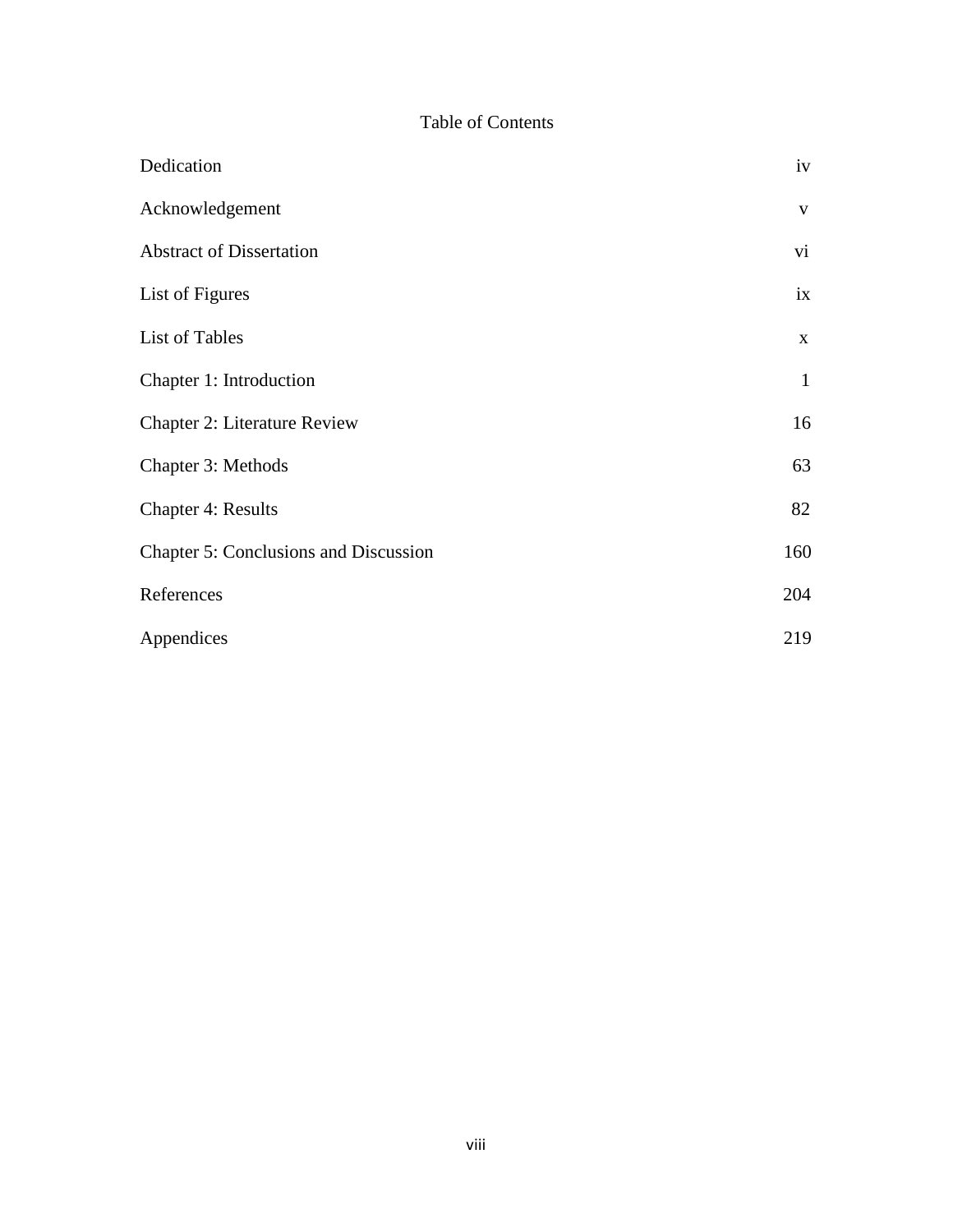# Table of Contents

| | |
|---|---|
| Dedication | iv |
| Acknowledgement | v |
| Abstract of Dissertation | vi |
| List of Figures | ix |
| List of Tables | x |
| Chapter 1: Introduction | 1 |
| Chapter 2: Literature Review | 16 |
| Chapter 3: Methods | 63 |
| Chapter 4: Results | 82 |
| Chapter 5: Conclusions and Discussion | 160 |
| References | 204 |
| Appendices | 219 |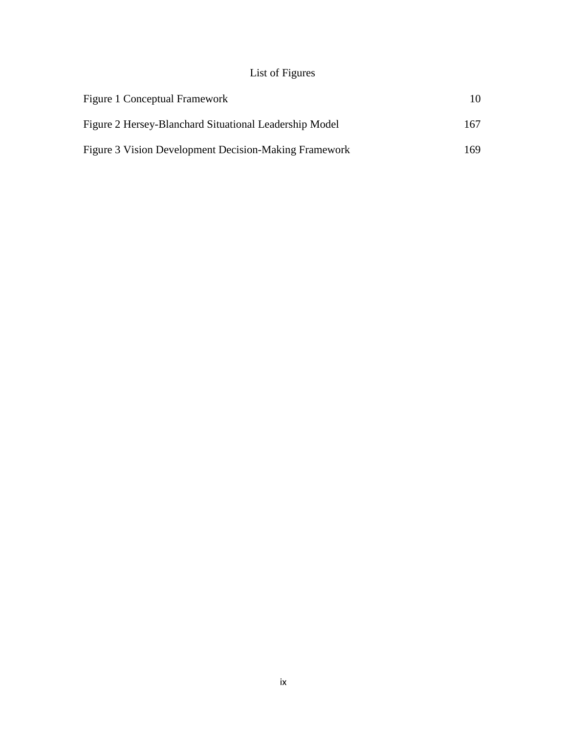# List of Figures

| | |
|---|---|
| Figure 1 Conceptual Framework | 10 |
| Figure 2 Hersey-Blanchard Situational Leadership Model | 167 |
| Figure 3 Vision Development Decision-Making Framework | 169 |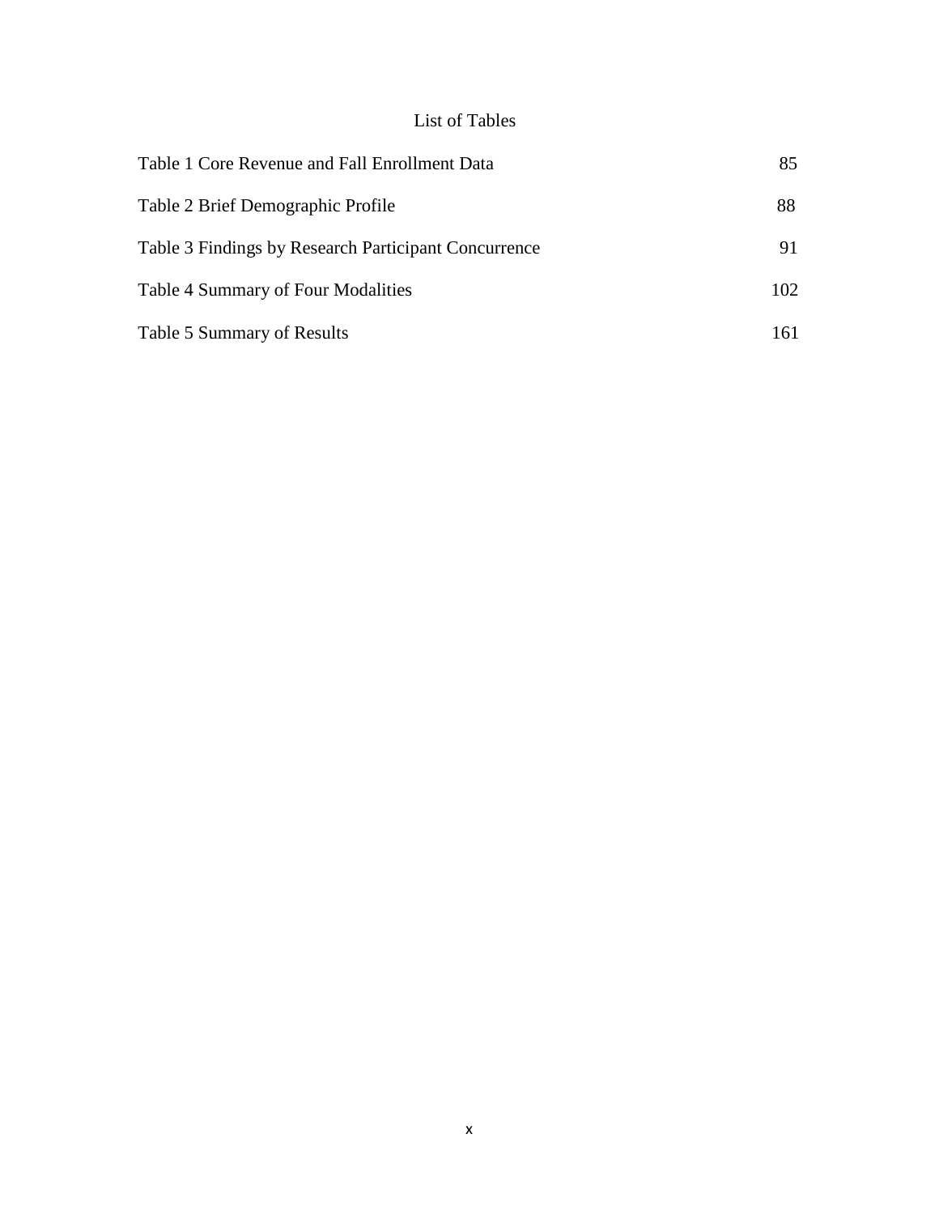# List of Tables

| | |
|---|---|
| Table 1 Core Revenue and Fall Enrollment Data | 85 |
| Table 2 Brief Demographic Profile | 88 |
| Table 3 Findings by Research Participant Concurrence | 91 |
| Table 4 Summary of Four Modalities | 102 |
| Table 5 Summary of Results | 161 |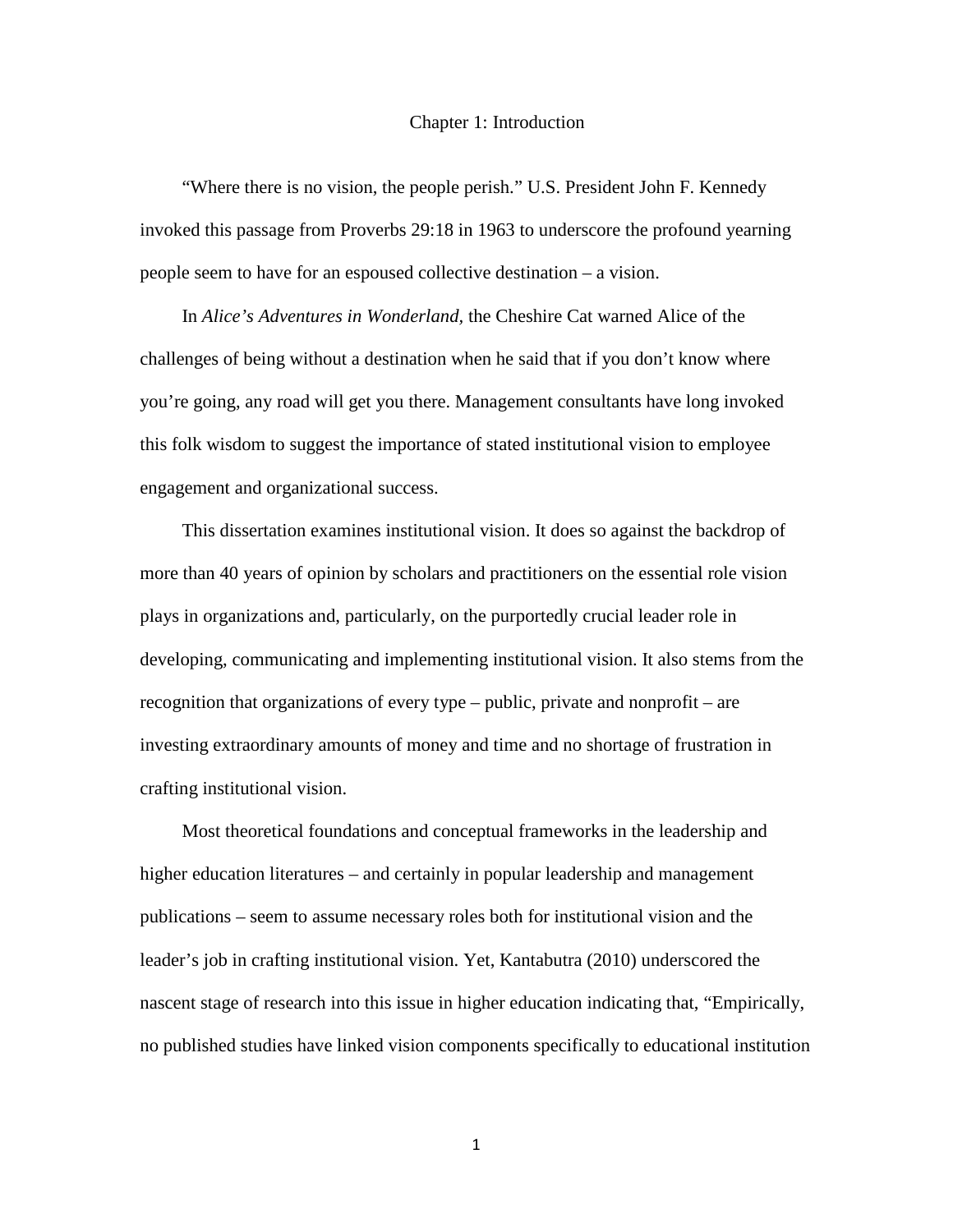# Chapter 1: Introduction

"Where there is no vision, the people perish." U.S. President John F. Kennedy invoked this passage from Proverbs 29:18 in 1963 to underscore the profound yearning people seem to have for an espoused collective destination – a vision.

In *Alice's Adventures in Wonderland,* the Cheshire Cat warned Alice of the challenges of being without a destination when he said that if you don't know where you're going, any road will get you there. Management consultants have long invoked this folk wisdom to suggest the importance of stated institutional vision to employee engagement and organizational success.

This dissertation examines institutional vision. It does so against the backdrop of more than 40 years of opinion by scholars and practitioners on the essential role vision plays in organizations and, particularly, on the purportedly crucial leader role in developing, communicating and implementing institutional vision. It also stems from the recognition that organizations of every type – public, private and nonprofit – are investing extraordinary amounts of money and time and no shortage of frustration in crafting institutional vision.

Most theoretical foundations and conceptual frameworks in the leadership and higher education literatures – and certainly in popular leadership and management publications – seem to assume necessary roles both for institutional vision and the leader's job in crafting institutional vision. Yet, Kantabutra (2010) underscored the nascent stage of research into this issue in higher education indicating that, "Empirically, no published studies have linked vision components specifically to educational institution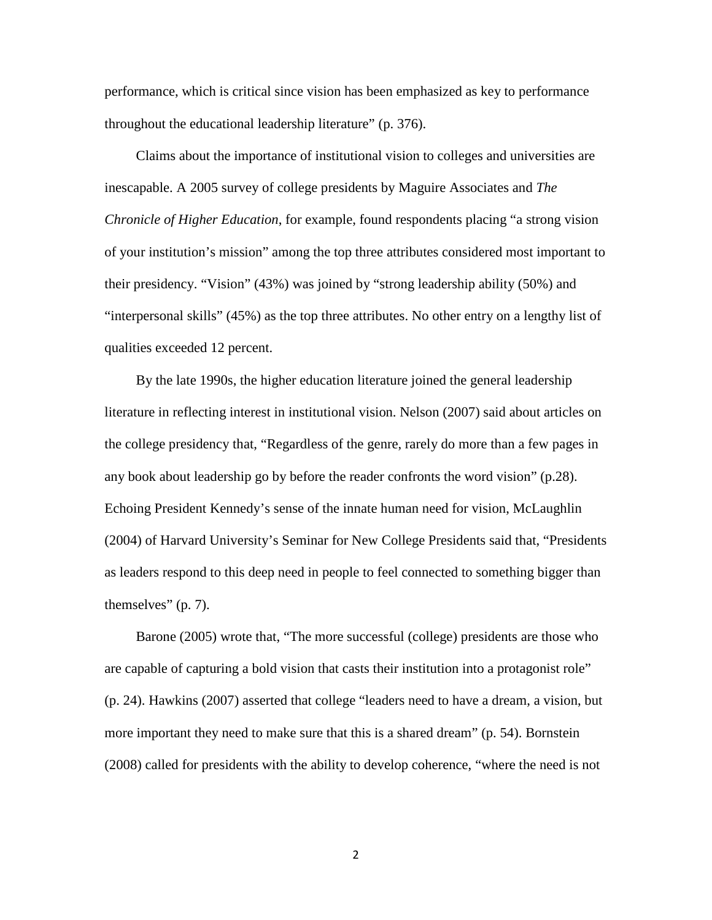performance, which is critical since vision has been emphasized as key to performance throughout the educational leadership literature" (p. 376).

Claims about the importance of institutional vision to colleges and universities are inescapable. A 2005 survey of college presidents by Maguire Associates and *The Chronicle of Higher Education*, for example, found respondents placing "a strong vision of your institution's mission" among the top three attributes considered most important to their presidency. "Vision" (43%) was joined by "strong leadership ability (50%) and "interpersonal skills" (45%) as the top three attributes. No other entry on a lengthy list of qualities exceeded 12 percent.

By the late 1990s, the higher education literature joined the general leadership literature in reflecting interest in institutional vision. Nelson (2007) said about articles on the college presidency that, "Regardless of the genre, rarely do more than a few pages in any book about leadership go by before the reader confronts the word vision" (p.28). Echoing President Kennedy's sense of the innate human need for vision, McLaughlin (2004) of Harvard University's Seminar for New College Presidents said that, "Presidents as leaders respond to this deep need in people to feel connected to something bigger than themselves" (p. 7).

Barone (2005) wrote that, "The more successful (college) presidents are those who are capable of capturing a bold vision that casts their institution into a protagonist role" (p. 24). Hawkins (2007) asserted that college "leaders need to have a dream, a vision, but more important they need to make sure that this is a shared dream" (p. 54). Bornstein (2008) called for presidents with the ability to develop coherence, "where the need is not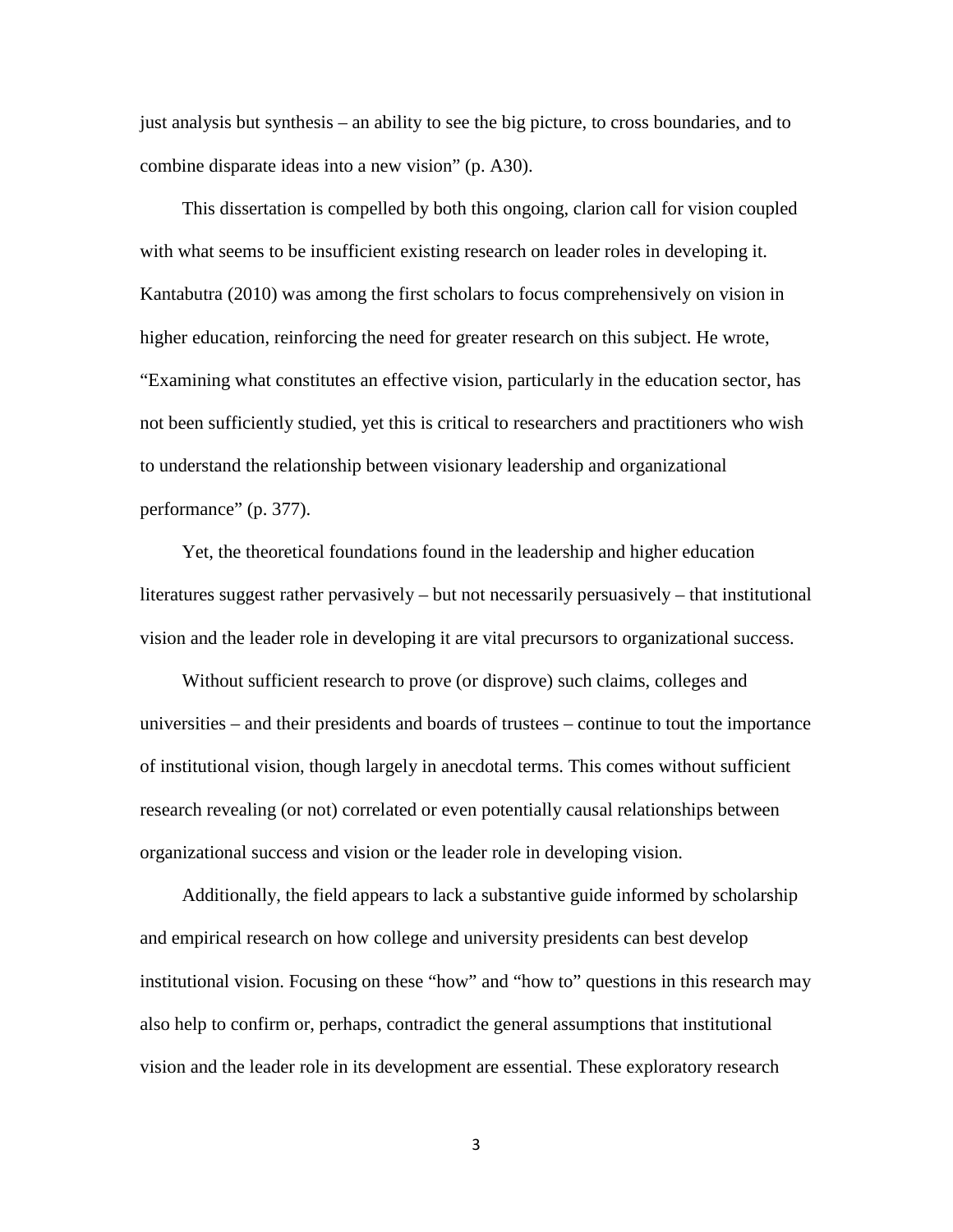just analysis but synthesis – an ability to see the big picture, to cross boundaries, and to combine disparate ideas into a new vision" (p. A30).

This dissertation is compelled by both this ongoing, clarion call for vision coupled with what seems to be insufficient existing research on leader roles in developing it. Kantabutra (2010) was among the first scholars to focus comprehensively on vision in higher education, reinforcing the need for greater research on this subject. He wrote, "Examining what constitutes an effective vision, particularly in the education sector, has not been sufficiently studied, yet this is critical to researchers and practitioners who wish to understand the relationship between visionary leadership and organizational performance" (p. 377).

Yet, the theoretical foundations found in the leadership and higher education literatures suggest rather pervasively – but not necessarily persuasively – that institutional vision and the leader role in developing it are vital precursors to organizational success.

Without sufficient research to prove (or disprove) such claims, colleges and universities – and their presidents and boards of trustees – continue to tout the importance of institutional vision, though largely in anecdotal terms. This comes without sufficient research revealing (or not) correlated or even potentially causal relationships between organizational success and vision or the leader role in developing vision.

Additionally, the field appears to lack a substantive guide informed by scholarship and empirical research on how college and university presidents can best develop institutional vision. Focusing on these "how" and "how to" questions in this research may also help to confirm or, perhaps, contradict the general assumptions that institutional vision and the leader role in its development are essential. These exploratory research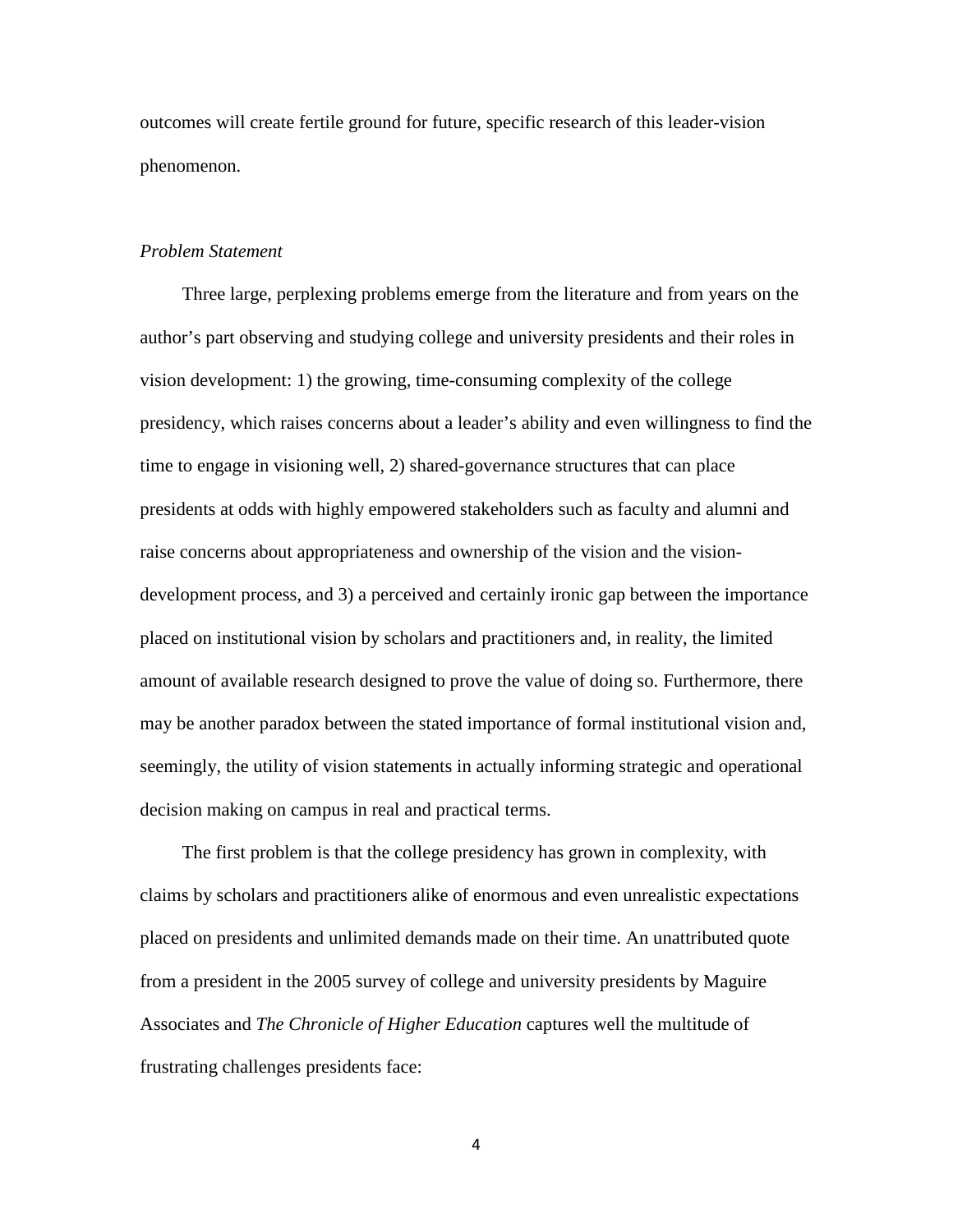outcomes will create fertile ground for future, specific research of this leader-vision phenomenon.

*Problem Statement*

Three large, perplexing problems emerge from the literature and from years on the author's part observing and studying college and university presidents and their roles in vision development: 1) the growing, time-consuming complexity of the college presidency, which raises concerns about a leader's ability and even willingness to find the time to engage in visioning well, 2) shared-governance structures that can place presidents at odds with highly empowered stakeholders such as faculty and alumni and raise concerns about appropriateness and ownership of the vision and the vision-development process, and 3) a perceived and certainly ironic gap between the importance placed on institutional vision by scholars and practitioners and, in reality, the limited amount of available research designed to prove the value of doing so. Furthermore, there may be another paradox between the stated importance of formal institutional vision and, seemingly, the utility of vision statements in actually informing strategic and operational decision making on campus in real and practical terms.

The first problem is that the college presidency has grown in complexity, with claims by scholars and practitioners alike of enormous and even unrealistic expectations placed on presidents and unlimited demands made on their time. An unattributed quote from a president in the 2005 survey of college and university presidents by Maguire Associates and *The Chronicle of Higher Education* captures well the multitude of frustrating challenges presidents face: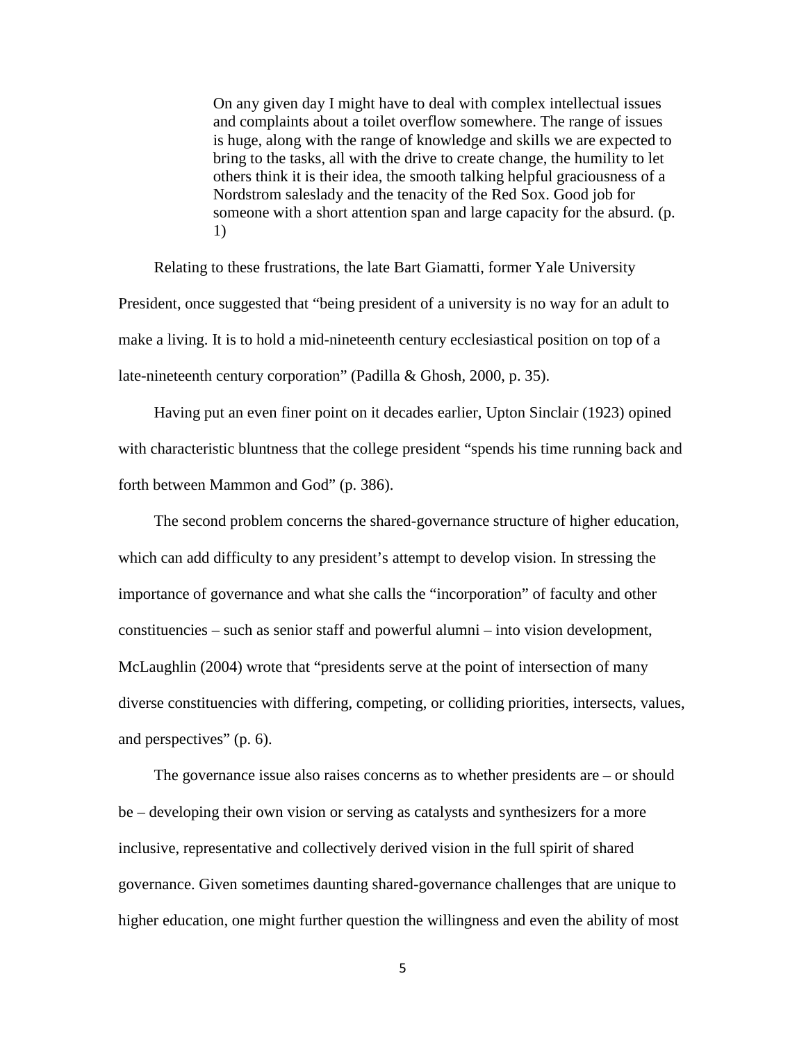> On any given day I might have to deal with complex intellectual issues and complaints about a toilet overflow somewhere. The range of issues is huge, along with the range of knowledge and skills we are expected to bring to the tasks, all with the drive to create change, the humility to let others think it is their idea, the smooth talking helpful graciousness of a Nordstrom saleslady and the tenacity of the Red Sox. Good job for someone with a short attention span and large capacity for the absurd. (p. 1)

Relating to these frustrations, the late Bart Giamatti, former Yale University President, once suggested that "being president of a university is no way for an adult to make a living. It is to hold a mid-nineteenth century ecclesiastical position on top of a late-nineteenth century corporation" (Padilla & Ghosh, 2000, p. 35).

Having put an even finer point on it decades earlier, Upton Sinclair (1923) opined with characteristic bluntness that the college president "spends his time running back and forth between Mammon and God" (p. 386).

The second problem concerns the shared-governance structure of higher education, which can add difficulty to any president's attempt to develop vision. In stressing the importance of governance and what she calls the "incorporation" of faculty and other constituencies – such as senior staff and powerful alumni – into vision development, McLaughlin (2004) wrote that "presidents serve at the point of intersection of many diverse constituencies with differing, competing, or colliding priorities, intersects, values, and perspectives" (p. 6).

The governance issue also raises concerns as to whether presidents are – or should be – developing their own vision or serving as catalysts and synthesizers for a more inclusive, representative and collectively derived vision in the full spirit of shared governance. Given sometimes daunting shared-governance challenges that are unique to higher education, one might further question the willingness and even the ability of most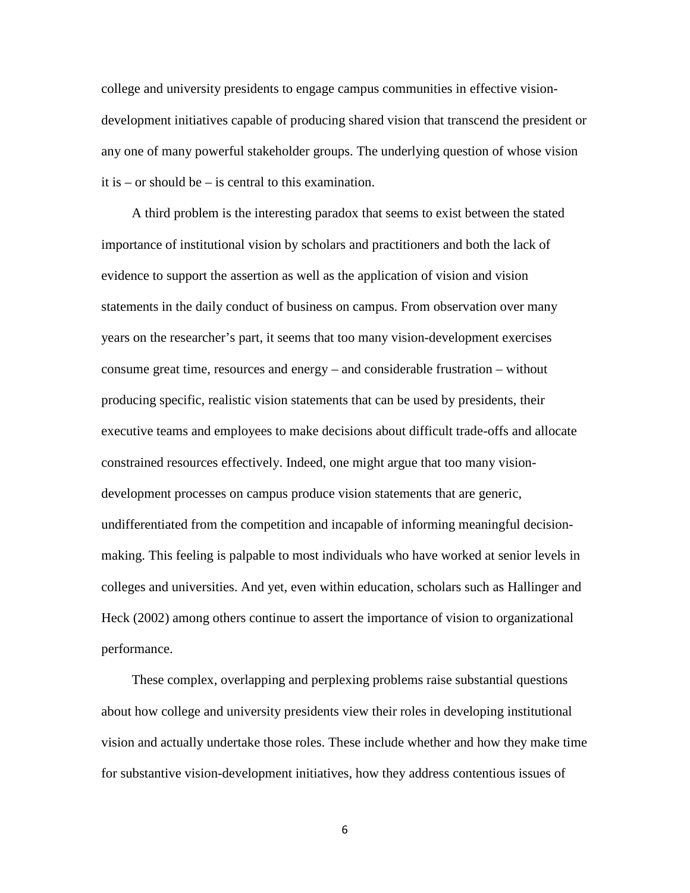college and university presidents to engage campus communities in effective vision-development initiatives capable of producing shared vision that transcend the president or any one of many powerful stakeholder groups. The underlying question of whose vision it is – or should be – is central to this examination.

A third problem is the interesting paradox that seems to exist between the stated importance of institutional vision by scholars and practitioners and both the lack of evidence to support the assertion as well as the application of vision and vision statements in the daily conduct of business on campus. From observation over many years on the researcher's part, it seems that too many vision-development exercises consume great time, resources and energy – and considerable frustration – without producing specific, realistic vision statements that can be used by presidents, their executive teams and employees to make decisions about difficult trade-offs and allocate constrained resources effectively. Indeed, one might argue that too many vision-development processes on campus produce vision statements that are generic, undifferentiated from the competition and incapable of informing meaningful decision-making. This feeling is palpable to most individuals who have worked at senior levels in colleges and universities. And yet, even within education, scholars such as Hallinger and Heck (2002) among others continue to assert the importance of vision to organizational performance.

These complex, overlapping and perplexing problems raise substantial questions about how college and university presidents view their roles in developing institutional vision and actually undertake those roles. These include whether and how they make time for substantive vision-development initiatives, how they address contentious issues of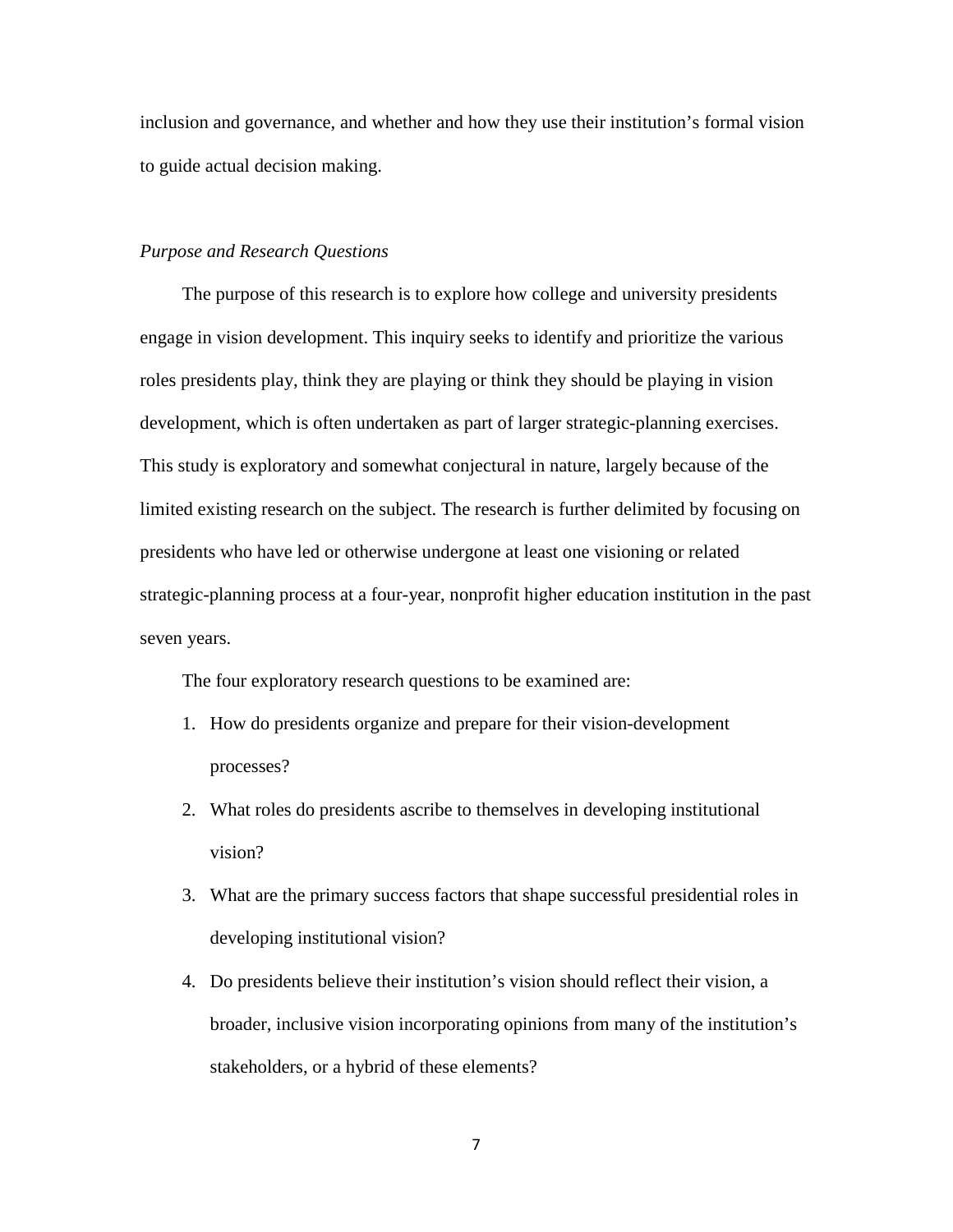inclusion and governance, and whether and how they use their institution's formal vision to guide actual decision making.

*Purpose and Research Questions*

The purpose of this research is to explore how college and university presidents engage in vision development. This inquiry seeks to identify and prioritize the various roles presidents play, think they are playing or think they should be playing in vision development, which is often undertaken as part of larger strategic-planning exercises. This study is exploratory and somewhat conjectural in nature, largely because of the limited existing research on the subject. The research is further delimited by focusing on presidents who have led or otherwise undergone at least one visioning or related strategic-planning process at a four-year, nonprofit higher education institution in the past seven years.

The four exploratory research questions to be examined are:

1. How do presidents organize and prepare for their vision-development processes?
2. What roles do presidents ascribe to themselves in developing institutional vision?
3. What are the primary success factors that shape successful presidential roles in developing institutional vision?
4. Do presidents believe their institution's vision should reflect their vision, a broader, inclusive vision incorporating opinions from many of the institution's stakeholders, or a hybrid of these elements?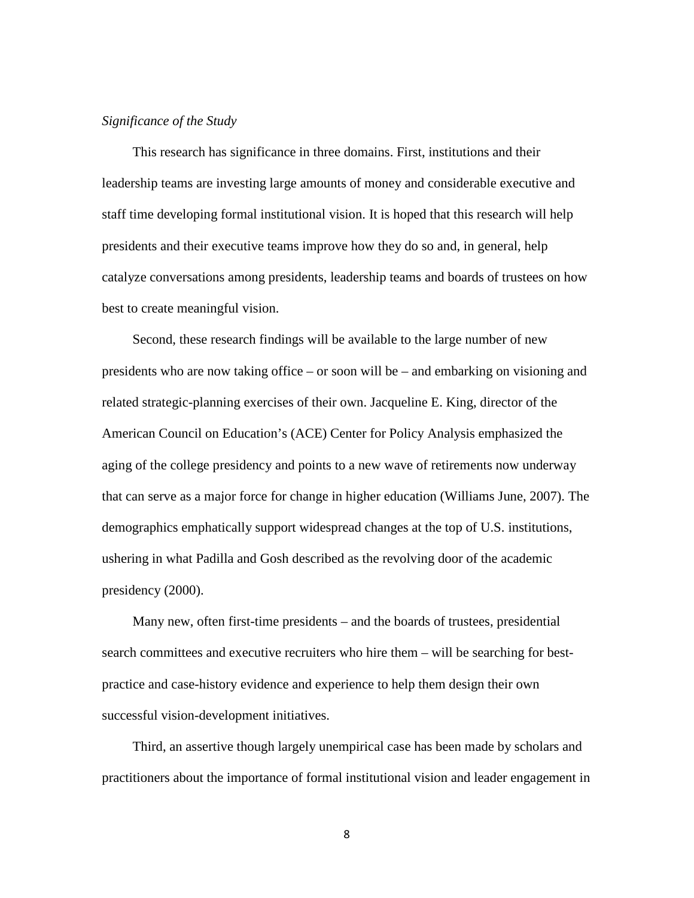*Significance of the Study*

This research has significance in three domains. First, institutions and their leadership teams are investing large amounts of money and considerable executive and staff time developing formal institutional vision. It is hoped that this research will help presidents and their executive teams improve how they do so and, in general, help catalyze conversations among presidents, leadership teams and boards of trustees on how best to create meaningful vision.

Second, these research findings will be available to the large number of new presidents who are now taking office – or soon will be – and embarking on visioning and related strategic-planning exercises of their own. Jacqueline E. King, director of the American Council on Education's (ACE) Center for Policy Analysis emphasized the aging of the college presidency and points to a new wave of retirements now underway that can serve as a major force for change in higher education (Williams June, 2007). The demographics emphatically support widespread changes at the top of U.S. institutions, ushering in what Padilla and Gosh described as the revolving door of the academic presidency (2000).

Many new, often first-time presidents – and the boards of trustees, presidential search committees and executive recruiters who hire them – will be searching for best-practice and case-history evidence and experience to help them design their own successful vision-development initiatives.

Third, an assertive though largely unempirical case has been made by scholars and practitioners about the importance of formal institutional vision and leader engagement in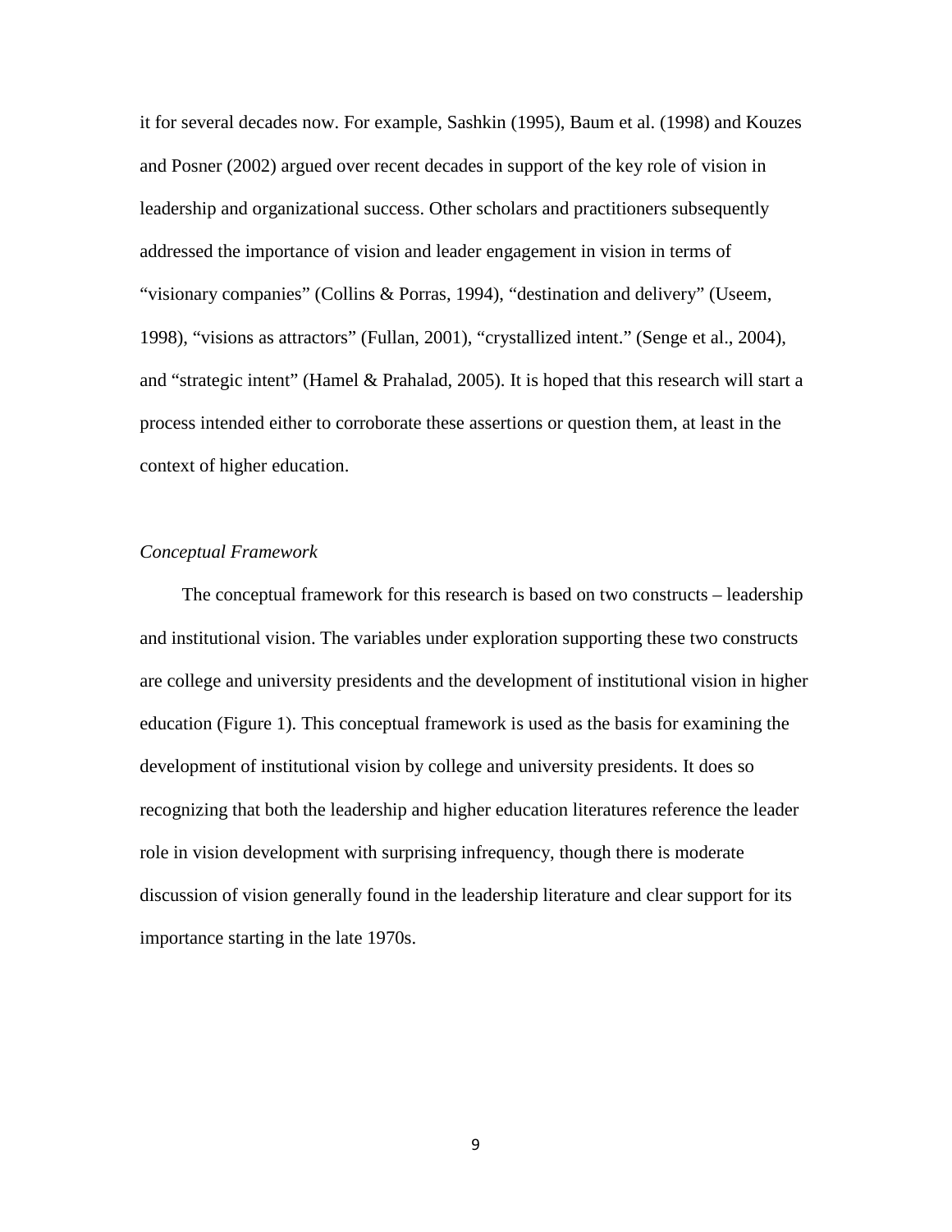it for several decades now. For example, Sashkin (1995), Baum et al. (1998) and Kouzes and Posner (2002) argued over recent decades in support of the key role of vision in leadership and organizational success. Other scholars and practitioners subsequently addressed the importance of vision and leader engagement in vision in terms of "visionary companies" (Collins & Porras, 1994), "destination and delivery" (Useem, 1998), "visions as attractors" (Fullan, 2001), "crystallized intent." (Senge et al., 2004), and "strategic intent" (Hamel & Prahalad, 2005). It is hoped that this research will start a process intended either to corroborate these assertions or question them, at least in the context of higher education.

*Conceptual Framework*

The conceptual framework for this research is based on two constructs – leadership and institutional vision. The variables under exploration supporting these two constructs are college and university presidents and the development of institutional vision in higher education (Figure 1). This conceptual framework is used as the basis for examining the development of institutional vision by college and university presidents. It does so recognizing that both the leadership and higher education literatures reference the leader role in vision development with surprising infrequency, though there is moderate discussion of vision generally found in the leadership literature and clear support for its importance starting in the late 1970s.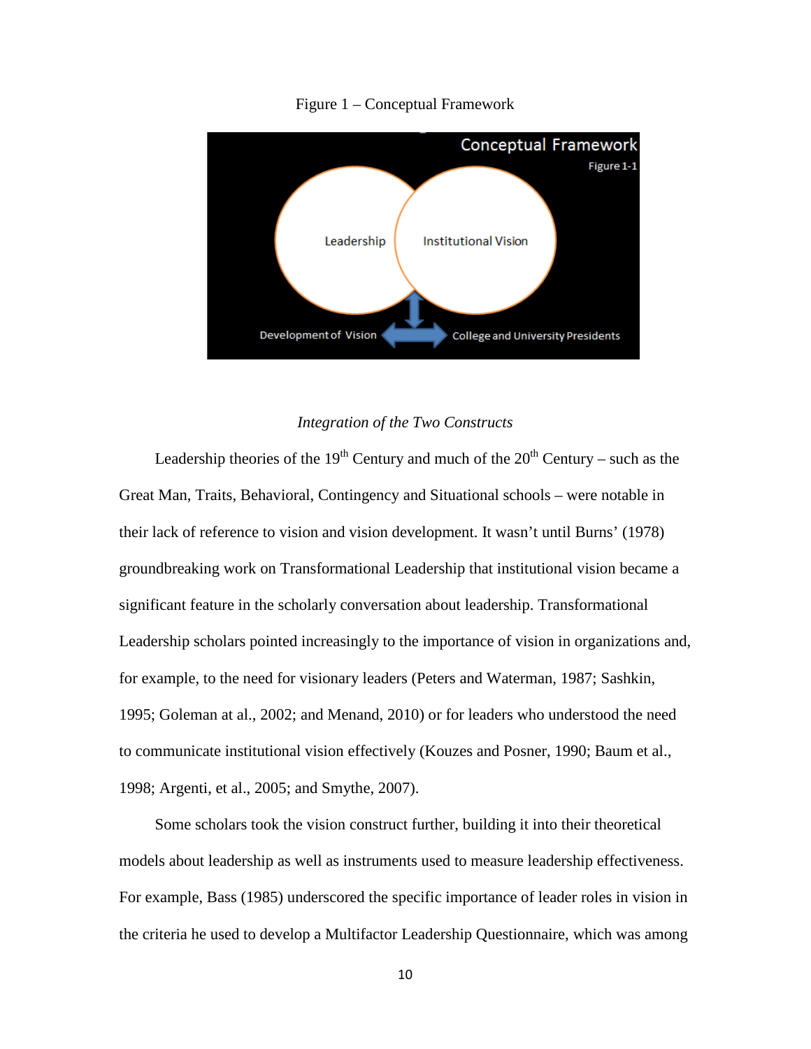Figure 1 – Conceptual Framework

*Integration of the Two Constructs*

Leadership theories of the 19th Century and much of the 20th Century – such as the Great Man, Traits, Behavioral, Contingency and Situational schools – were notable in their lack of reference to vision and vision development. It wasn't until Burns' (1978) groundbreaking work on Transformational Leadership that institutional vision became a significant feature in the scholarly conversation about leadership. Transformational Leadership scholars pointed increasingly to the importance of vision in organizations and, for example, to the need for visionary leaders (Peters and Waterman, 1987; Sashkin, 1995; Goleman at al., 2002; and Menand, 2010) or for leaders who understood the need to communicate institutional vision effectively (Kouzes and Posner, 1990; Baum et al., 1998; Argenti, et al., 2005; and Smythe, 2007).

Some scholars took the vision construct further, building it into their theoretical models about leadership as well as instruments used to measure leadership effectiveness. For example, Bass (1985) underscored the specific importance of leader roles in vision in the criteria he used to develop a Multifactor Leadership Questionnaire, which was among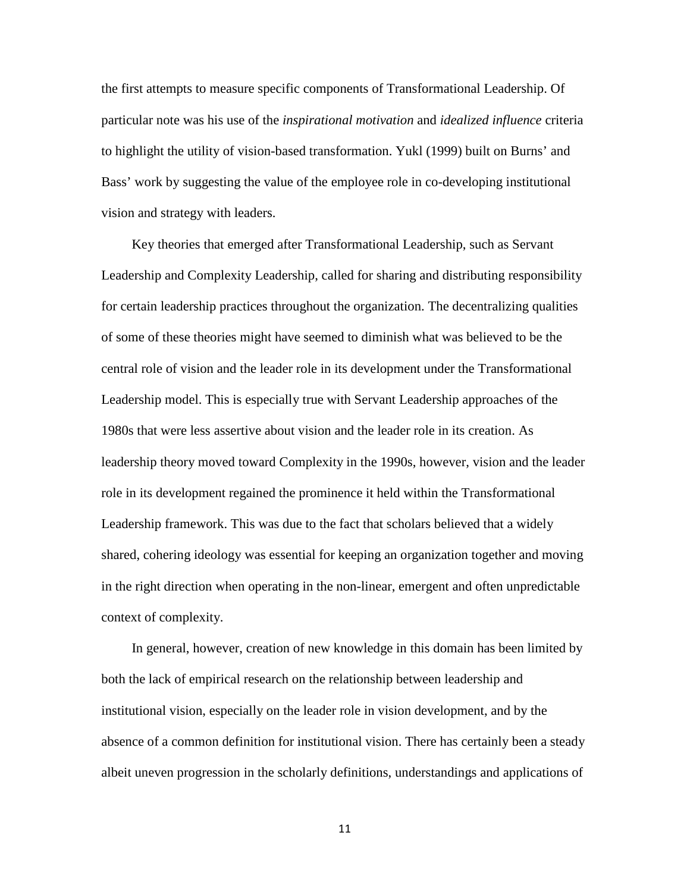the first attempts to measure specific components of Transformational Leadership. Of particular note was his use of the *inspirational motivation* and *idealized influence* criteria to highlight the utility of vision-based transformation. Yukl (1999) built on Burns' and Bass' work by suggesting the value of the employee role in co-developing institutional vision and strategy with leaders.

Key theories that emerged after Transformational Leadership, such as Servant Leadership and Complexity Leadership, called for sharing and distributing responsibility for certain leadership practices throughout the organization. The decentralizing qualities of some of these theories might have seemed to diminish what was believed to be the central role of vision and the leader role in its development under the Transformational Leadership model. This is especially true with Servant Leadership approaches of the 1980s that were less assertive about vision and the leader role in its creation. As leadership theory moved toward Complexity in the 1990s, however, vision and the leader role in its development regained the prominence it held within the Transformational Leadership framework. This was due to the fact that scholars believed that a widely shared, cohering ideology was essential for keeping an organization together and moving in the right direction when operating in the non-linear, emergent and often unpredictable context of complexity.

In general, however, creation of new knowledge in this domain has been limited by both the lack of empirical research on the relationship between leadership and institutional vision, especially on the leader role in vision development, and by the absence of a common definition for institutional vision. There has certainly been a steady albeit uneven progression in the scholarly definitions, understandings and applications of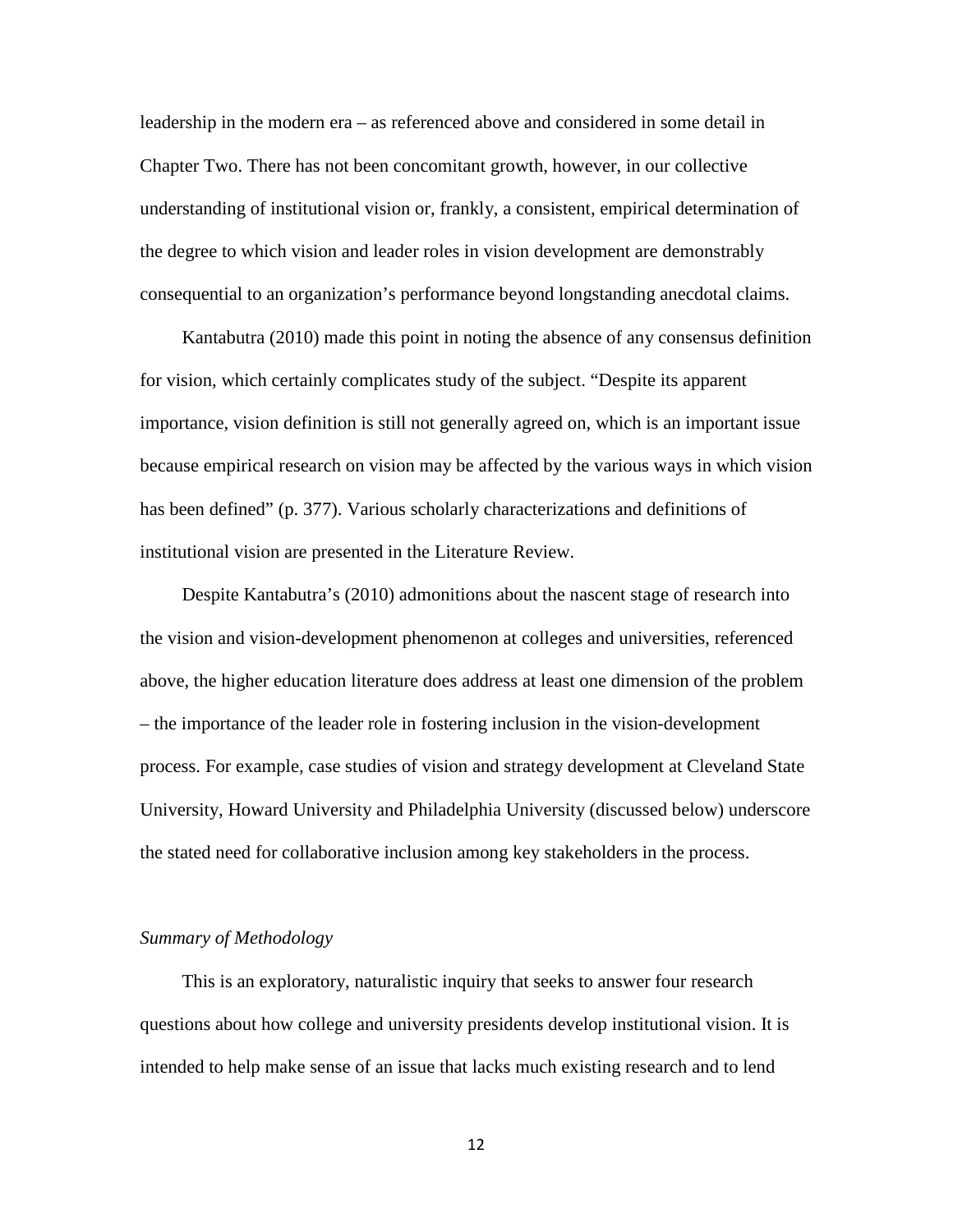leadership in the modern era – as referenced above and considered in some detail in Chapter Two. There has not been concomitant growth, however, in our collective understanding of institutional vision or, frankly, a consistent, empirical determination of the degree to which vision and leader roles in vision development are demonstrably consequential to an organization's performance beyond longstanding anecdotal claims.

Kantabutra (2010) made this point in noting the absence of any consensus definition for vision, which certainly complicates study of the subject. "Despite its apparent importance, vision definition is still not generally agreed on, which is an important issue because empirical research on vision may be affected by the various ways in which vision has been defined" (p. 377). Various scholarly characterizations and definitions of institutional vision are presented in the Literature Review.

Despite Kantabutra's (2010) admonitions about the nascent stage of research into the vision and vision-development phenomenon at colleges and universities, referenced above, the higher education literature does address at least one dimension of the problem – the importance of the leader role in fostering inclusion in the vision-development process. For example, case studies of vision and strategy development at Cleveland State University, Howard University and Philadelphia University (discussed below) underscore the stated need for collaborative inclusion among key stakeholders in the process.

*Summary of Methodology*

This is an exploratory, naturalistic inquiry that seeks to answer four research questions about how college and university presidents develop institutional vision. It is intended to help make sense of an issue that lacks much existing research and to lend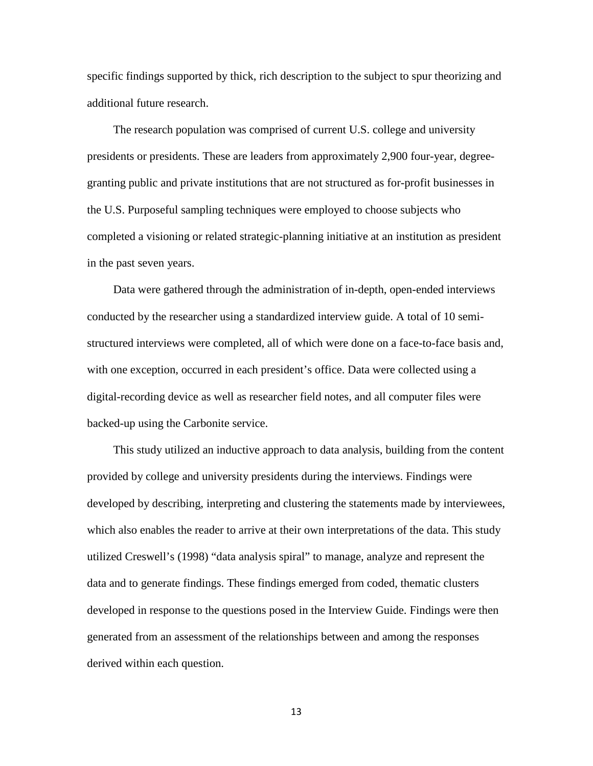specific findings supported by thick, rich description to the subject to spur theorizing and additional future research.

The research population was comprised of current U.S. college and university presidents or presidents. These are leaders from approximately 2,900 four-year, degree-granting public and private institutions that are not structured as for-profit businesses in the U.S. Purposeful sampling techniques were employed to choose subjects who completed a visioning or related strategic-planning initiative at an institution as president in the past seven years.

Data were gathered through the administration of in-depth, open-ended interviews conducted by the researcher using a standardized interview guide. A total of 10 semi-structured interviews were completed, all of which were done on a face-to-face basis and, with one exception, occurred in each president's office. Data were collected using a digital-recording device as well as researcher field notes, and all computer files were backed-up using the Carbonite service.

This study utilized an inductive approach to data analysis, building from the content provided by college and university presidents during the interviews. Findings were developed by describing, interpreting and clustering the statements made by interviewees, which also enables the reader to arrive at their own interpretations of the data. This study utilized Creswell's (1998) "data analysis spiral" to manage, analyze and represent the data and to generate findings. These findings emerged from coded, thematic clusters developed in response to the questions posed in the Interview Guide. Findings were then generated from an assessment of the relationships between and among the responses derived within each question.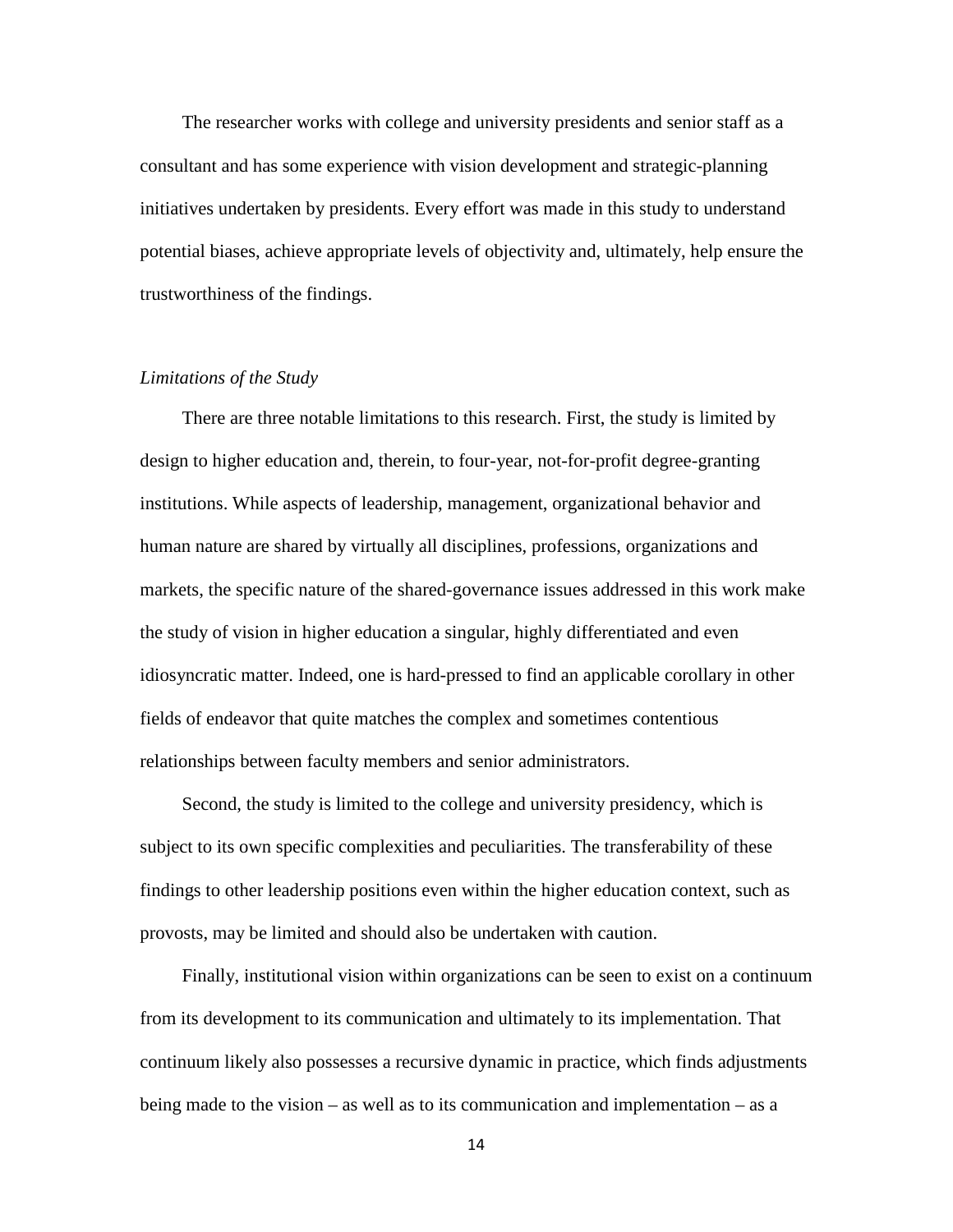The researcher works with college and university presidents and senior staff as a consultant and has some experience with vision development and strategic-planning initiatives undertaken by presidents. Every effort was made in this study to understand potential biases, achieve appropriate levels of objectivity and, ultimately, help ensure the trustworthiness of the findings.

### *Limitations of the Study*

There are three notable limitations to this research. First, the study is limited by design to higher education and, therein, to four-year, not-for-profit degree-granting institutions. While aspects of leadership, management, organizational behavior and human nature are shared by virtually all disciplines, professions, organizations and markets, the specific nature of the shared-governance issues addressed in this work make the study of vision in higher education a singular, highly differentiated and even idiosyncratic matter. Indeed, one is hard-pressed to find an applicable corollary in other fields of endeavor that quite matches the complex and sometimes contentious relationships between faculty members and senior administrators.

Second, the study is limited to the college and university presidency, which is subject to its own specific complexities and peculiarities. The transferability of these findings to other leadership positions even within the higher education context, such as provosts, may be limited and should also be undertaken with caution.

Finally, institutional vision within organizations can be seen to exist on a continuum from its development to its communication and ultimately to its implementation. That continuum likely also possesses a recursive dynamic in practice, which finds adjustments being made to the vision – as well as to its communication and implementation – as a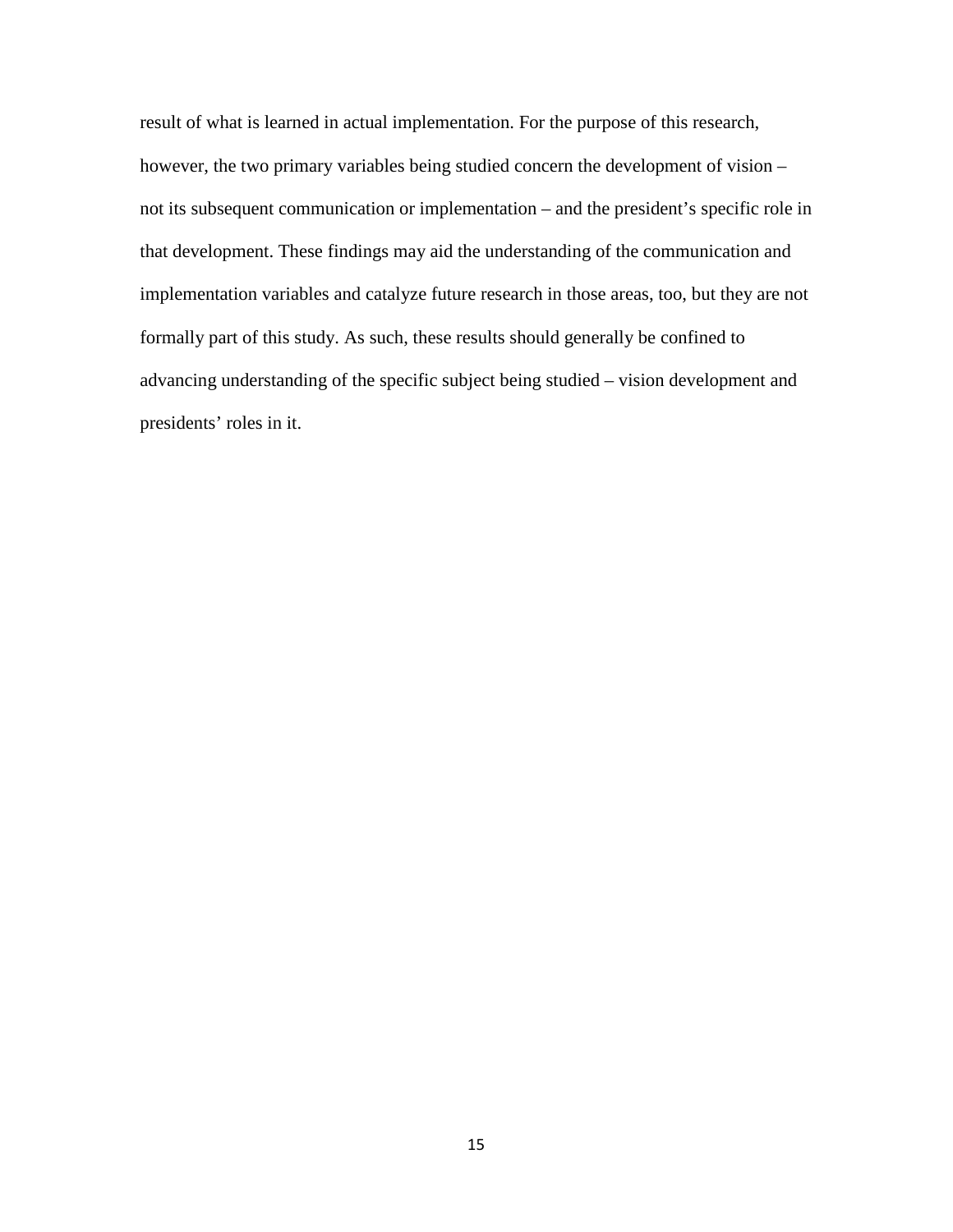result of what is learned in actual implementation. For the purpose of this research, however, the two primary variables being studied concern the development of vision – not its subsequent communication or implementation – and the president's specific role in that development. These findings may aid the understanding of the communication and implementation variables and catalyze future research in those areas, too, but they are not formally part of this study. As such, these results should generally be confined to advancing understanding of the specific subject being studied – vision development and presidents' roles in it.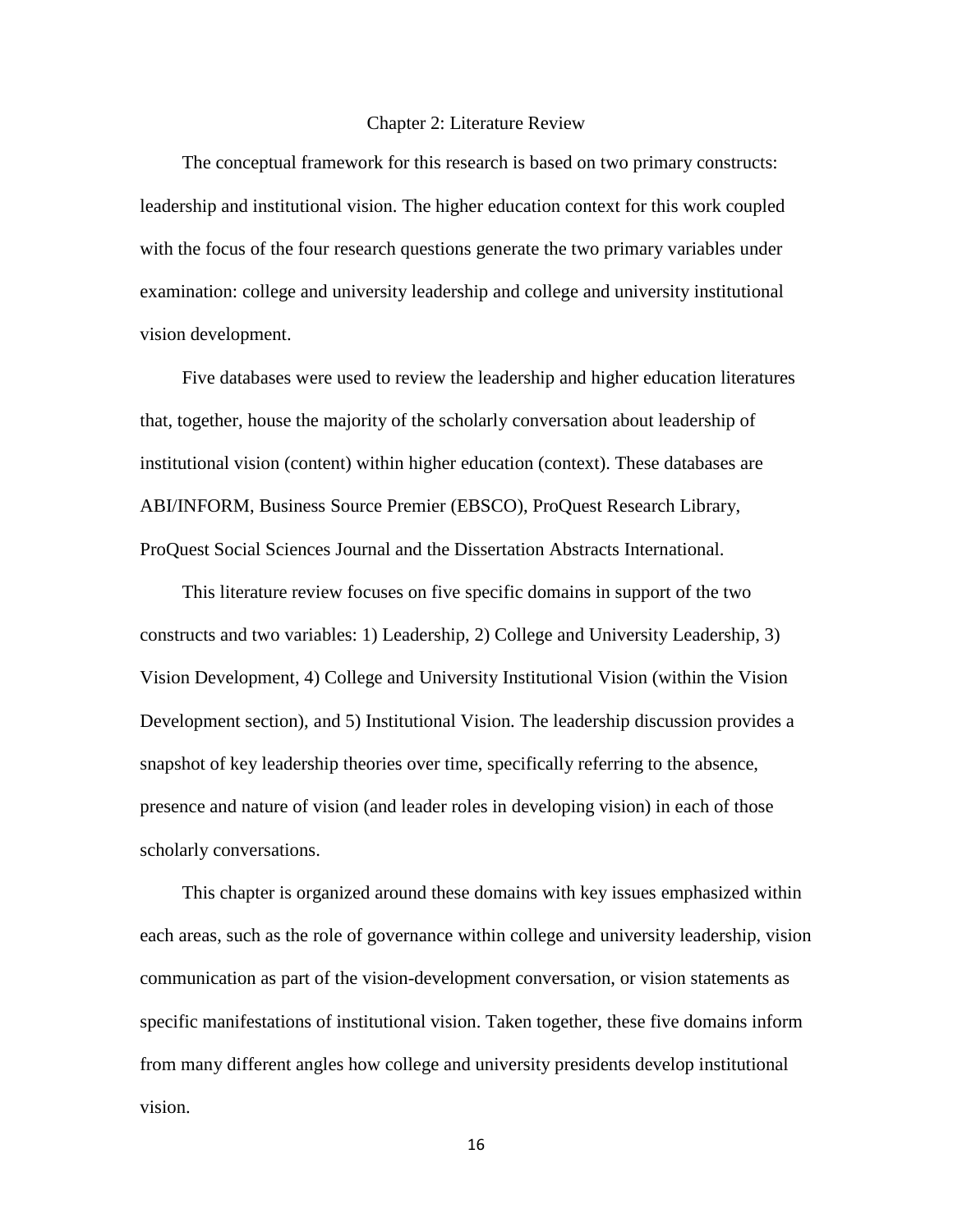# Chapter 2: Literature Review

The conceptual framework for this research is based on two primary constructs: leadership and institutional vision. The higher education context for this work coupled with the focus of the four research questions generate the two primary variables under examination: college and university leadership and college and university institutional vision development.

Five databases were used to review the leadership and higher education literatures that, together, house the majority of the scholarly conversation about leadership of institutional vision (content) within higher education (context). These databases are ABI/INFORM, Business Source Premier (EBSCO), ProQuest Research Library, ProQuest Social Sciences Journal and the Dissertation Abstracts International.

This literature review focuses on five specific domains in support of the two constructs and two variables: 1) Leadership, 2) College and University Leadership, 3) Vision Development, 4) College and University Institutional Vision (within the Vision Development section), and 5) Institutional Vision. The leadership discussion provides a snapshot of key leadership theories over time, specifically referring to the absence, presence and nature of vision (and leader roles in developing vision) in each of those scholarly conversations.

This chapter is organized around these domains with key issues emphasized within each areas, such as the role of governance within college and university leadership, vision communication as part of the vision-development conversation, or vision statements as specific manifestations of institutional vision. Taken together, these five domains inform from many different angles how college and university presidents develop institutional vision.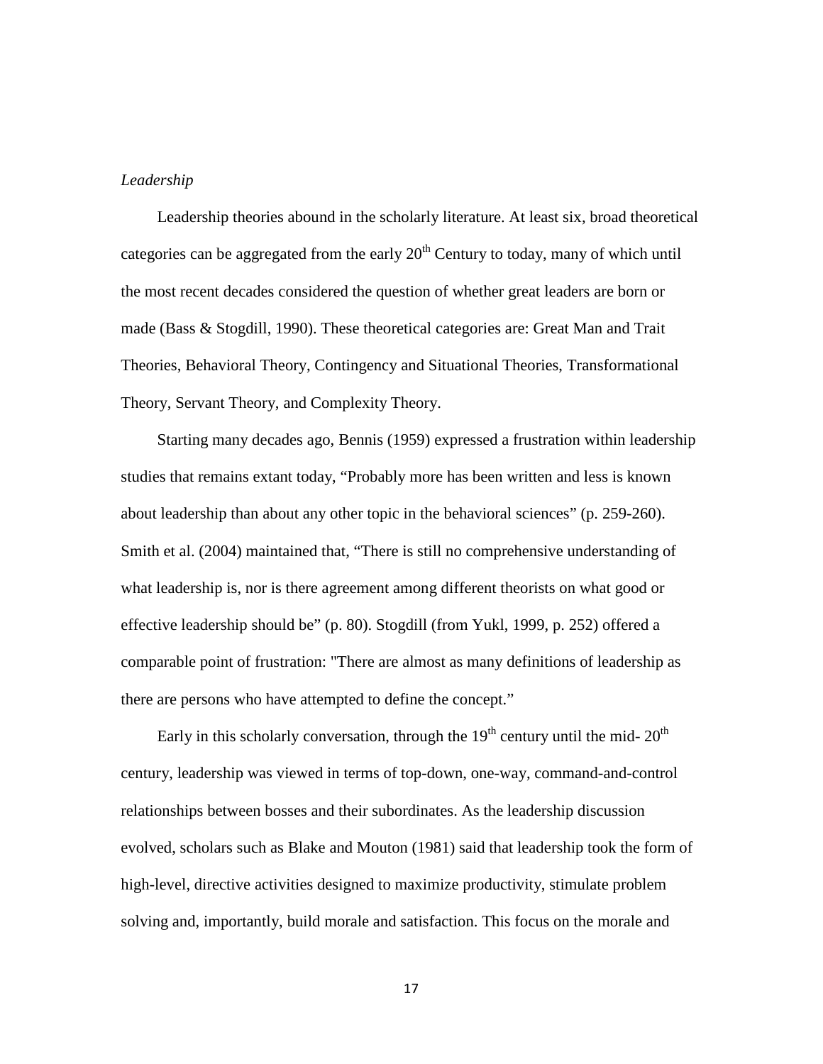*Leadership*

Leadership theories abound in the scholarly literature. At least six, broad theoretical categories can be aggregated from the early 20th Century to today, many of which until the most recent decades considered the question of whether great leaders are born or made (Bass & Stogdill, 1990). These theoretical categories are: Great Man and Trait Theories, Behavioral Theory, Contingency and Situational Theories, Transformational Theory, Servant Theory, and Complexity Theory.

Starting many decades ago, Bennis (1959) expressed a frustration within leadership studies that remains extant today, "Probably more has been written and less is known about leadership than about any other topic in the behavioral sciences" (p. 259-260). Smith et al. (2004) maintained that, "There is still no comprehensive understanding of what leadership is, nor is there agreement among different theorists on what good or effective leadership should be" (p. 80). Stogdill (from Yukl, 1999, p. 252) offered a comparable point of frustration: "There are almost as many definitions of leadership as there are persons who have attempted to define the concept."

Early in this scholarly conversation, through the 19th century until the mid- 20th century, leadership was viewed in terms of top-down, one-way, command-and-control relationships between bosses and their subordinates. As the leadership discussion evolved, scholars such as Blake and Mouton (1981) said that leadership took the form of high-level, directive activities designed to maximize productivity, stimulate problem solving and, importantly, build morale and satisfaction. This focus on the morale and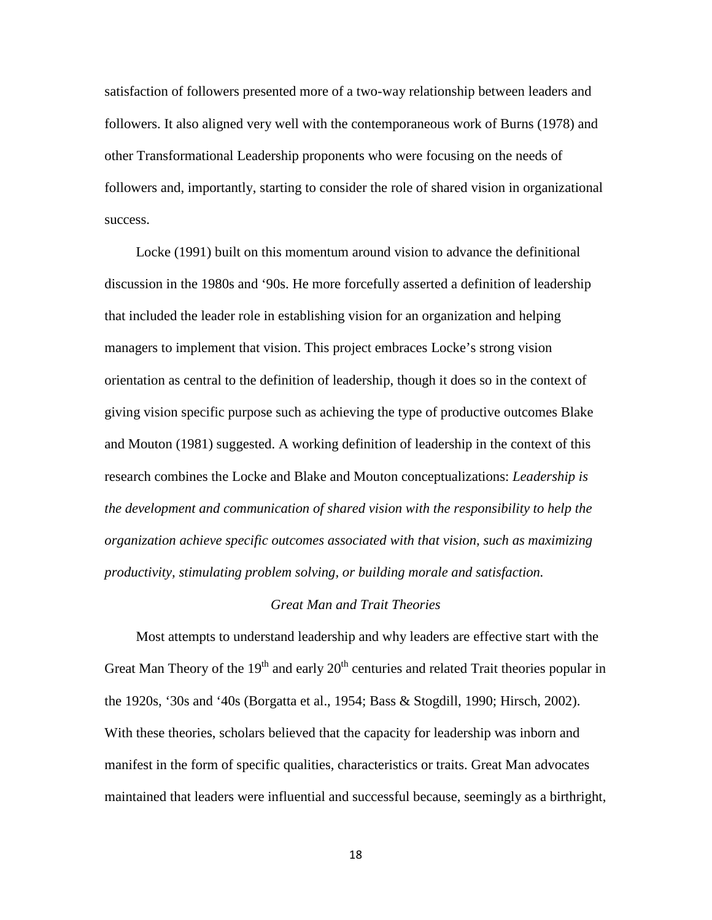satisfaction of followers presented more of a two-way relationship between leaders and followers. It also aligned very well with the contemporaneous work of Burns (1978) and other Transformational Leadership proponents who were focusing on the needs of followers and, importantly, starting to consider the role of shared vision in organizational success.

Locke (1991) built on this momentum around vision to advance the definitional discussion in the 1980s and '90s. He more forcefully asserted a definition of leadership that included the leader role in establishing vision for an organization and helping managers to implement that vision. This project embraces Locke's strong vision orientation as central to the definition of leadership, though it does so in the context of giving vision specific purpose such as achieving the type of productive outcomes Blake and Mouton (1981) suggested. A working definition of leadership in the context of this research combines the Locke and Blake and Mouton conceptualizations: *Leadership is the development and communication of shared vision with the responsibility to help the organization achieve specific outcomes associated with that vision, such as maximizing productivity, stimulating problem solving, or building morale and satisfaction.*

### *Great Man and Trait Theories*

Most attempts to understand leadership and why leaders are effective start with the Great Man Theory of the 19th and early 20th centuries and related Trait theories popular in the 1920s, '30s and '40s (Borgatta et al., 1954; Bass & Stogdill, 1990; Hirsch, 2002). With these theories, scholars believed that the capacity for leadership was inborn and manifest in the form of specific qualities, characteristics or traits. Great Man advocates maintained that leaders were influential and successful because, seemingly as a birthright,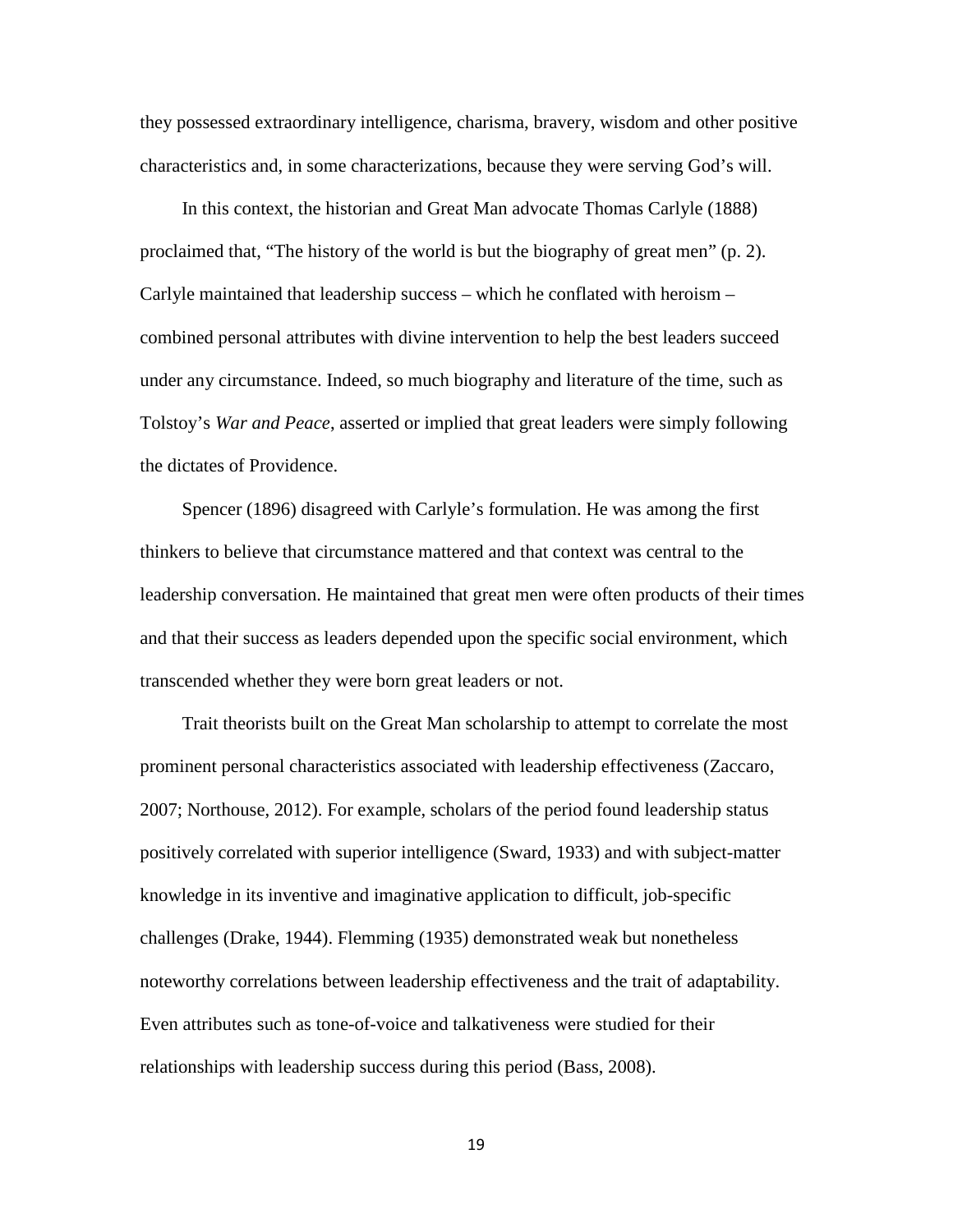they possessed extraordinary intelligence, charisma, bravery, wisdom and other positive characteristics and, in some characterizations, because they were serving God's will.

In this context, the historian and Great Man advocate Thomas Carlyle (1888) proclaimed that, "The history of the world is but the biography of great men" (p. 2). Carlyle maintained that leadership success – which he conflated with heroism – combined personal attributes with divine intervention to help the best leaders succeed under any circumstance. Indeed, so much biography and literature of the time, such as Tolstoy's *War and Peace*, asserted or implied that great leaders were simply following the dictates of Providence.

Spencer (1896) disagreed with Carlyle's formulation. He was among the first thinkers to believe that circumstance mattered and that context was central to the leadership conversation. He maintained that great men were often products of their times and that their success as leaders depended upon the specific social environment, which transcended whether they were born great leaders or not.

Trait theorists built on the Great Man scholarship to attempt to correlate the most prominent personal characteristics associated with leadership effectiveness (Zaccaro, 2007; Northouse, 2012). For example, scholars of the period found leadership status positively correlated with superior intelligence (Sward, 1933) and with subject-matter knowledge in its inventive and imaginative application to difficult, job-specific challenges (Drake, 1944). Flemming (1935) demonstrated weak but nonetheless noteworthy correlations between leadership effectiveness and the trait of adaptability. Even attributes such as tone-of-voice and talkativeness were studied for their relationships with leadership success during this period (Bass, 2008).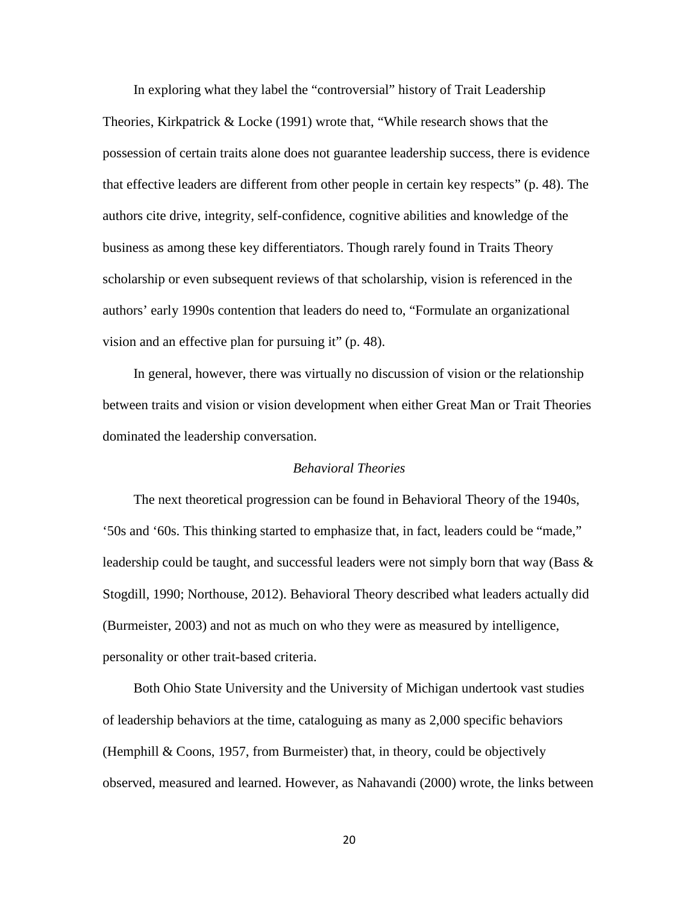In exploring what they label the "controversial" history of Trait Leadership Theories, Kirkpatrick & Locke (1991) wrote that, "While research shows that the possession of certain traits alone does not guarantee leadership success, there is evidence that effective leaders are different from other people in certain key respects" (p. 48). The authors cite drive, integrity, self-confidence, cognitive abilities and knowledge of the business as among these key differentiators. Though rarely found in Traits Theory scholarship or even subsequent reviews of that scholarship, vision is referenced in the authors' early 1990s contention that leaders do need to, "Formulate an organizational vision and an effective plan for pursuing it" (p. 48).

In general, however, there was virtually no discussion of vision or the relationship between traits and vision or vision development when either Great Man or Trait Theories dominated the leadership conversation.

### *Behavioral Theories*

The next theoretical progression can be found in Behavioral Theory of the 1940s, '50s and '60s. This thinking started to emphasize that, in fact, leaders could be "made," leadership could be taught, and successful leaders were not simply born that way (Bass & Stogdill, 1990; Northouse, 2012). Behavioral Theory described what leaders actually did (Burmeister, 2003) and not as much on who they were as measured by intelligence, personality or other trait-based criteria.

Both Ohio State University and the University of Michigan undertook vast studies of leadership behaviors at the time, cataloguing as many as 2,000 specific behaviors (Hemphill & Coons, 1957, from Burmeister) that, in theory, could be objectively observed, measured and learned. However, as Nahavandi (2000) wrote, the links between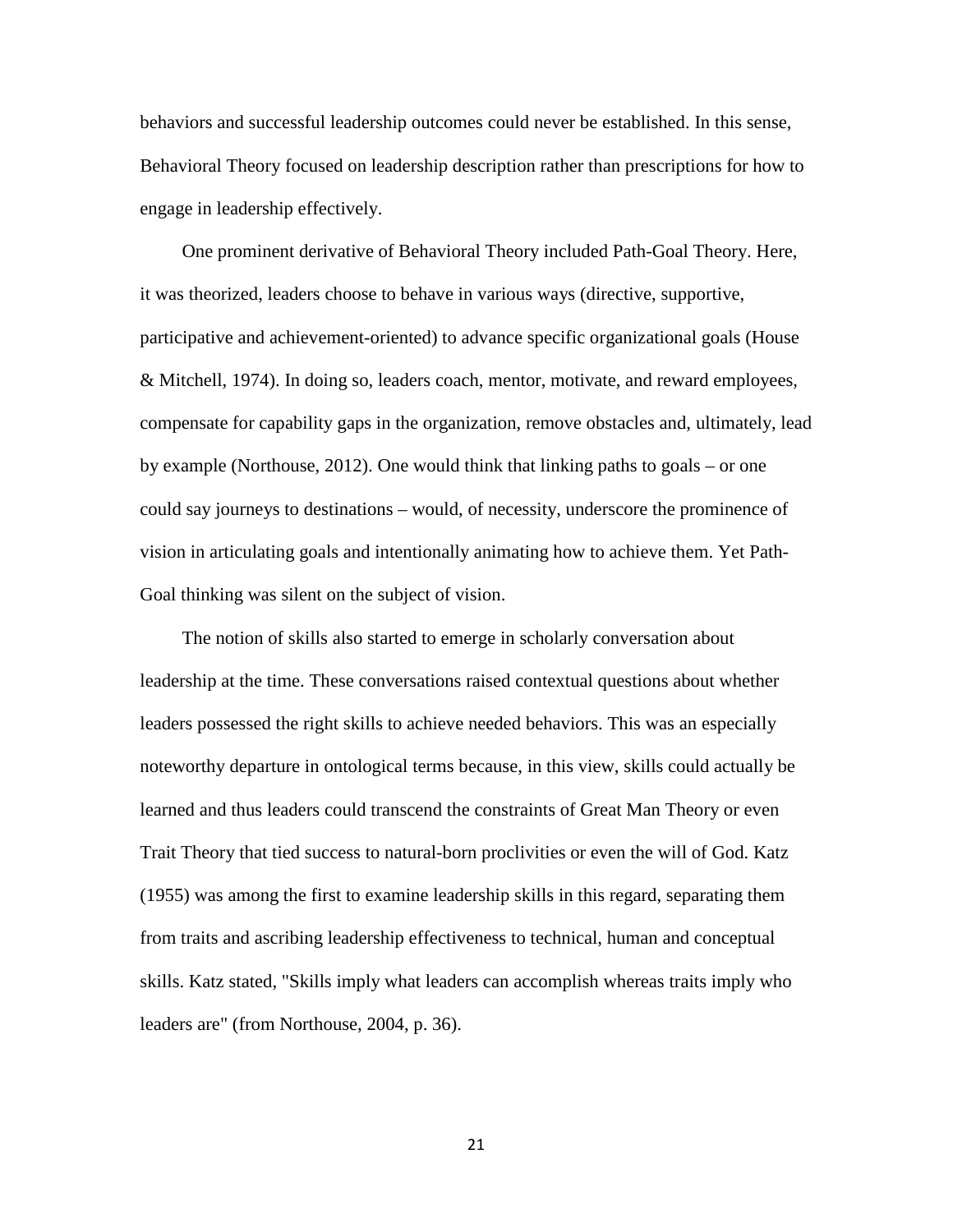behaviors and successful leadership outcomes could never be established. In this sense, Behavioral Theory focused on leadership description rather than prescriptions for how to engage in leadership effectively.

One prominent derivative of Behavioral Theory included Path-Goal Theory. Here, it was theorized, leaders choose to behave in various ways (directive, supportive, participative and achievement-oriented) to advance specific organizational goals (House & Mitchell, 1974). In doing so, leaders coach, mentor, motivate, and reward employees, compensate for capability gaps in the organization, remove obstacles and, ultimately, lead by example (Northouse, 2012). One would think that linking paths to goals – or one could say journeys to destinations – would, of necessity, underscore the prominence of vision in articulating goals and intentionally animating how to achieve them. Yet Path-Goal thinking was silent on the subject of vision.

The notion of skills also started to emerge in scholarly conversation about leadership at the time. These conversations raised contextual questions about whether leaders possessed the right skills to achieve needed behaviors. This was an especially noteworthy departure in ontological terms because, in this view, skills could actually be learned and thus leaders could transcend the constraints of Great Man Theory or even Trait Theory that tied success to natural-born proclivities or even the will of God. Katz (1955) was among the first to examine leadership skills in this regard, separating them from traits and ascribing leadership effectiveness to technical, human and conceptual skills. Katz stated, "Skills imply what leaders can accomplish whereas traits imply who leaders are" (from Northouse, 2004, p. 36).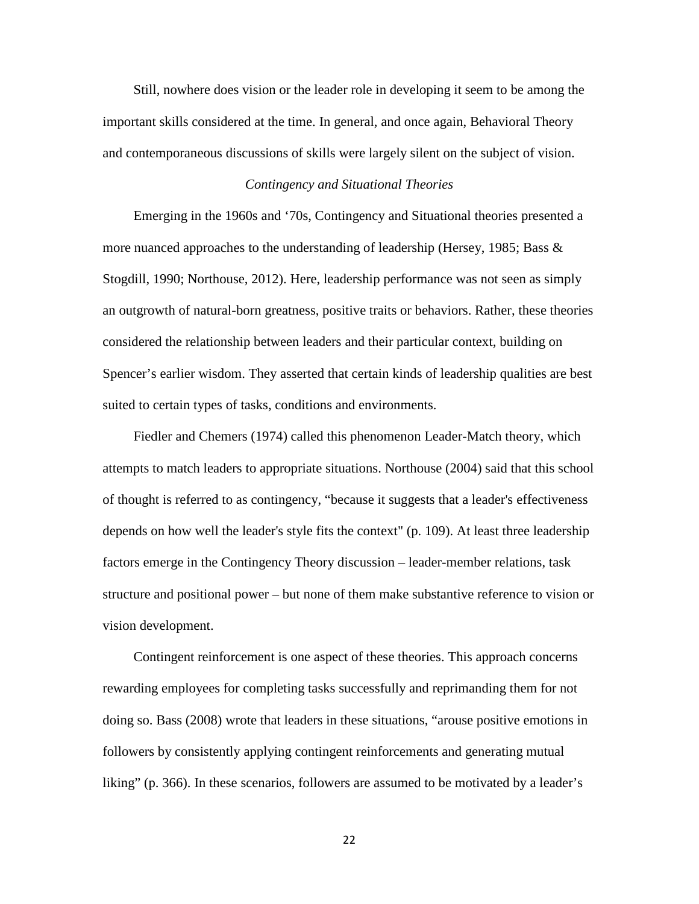Still, nowhere does vision or the leader role in developing it seem to be among the important skills considered at the time. In general, and once again, Behavioral Theory and contemporaneous discussions of skills were largely silent on the subject of vision.

### *Contingency and Situational Theories*

Emerging in the 1960s and '70s, Contingency and Situational theories presented a more nuanced approaches to the understanding of leadership (Hersey, 1985; Bass & Stogdill, 1990; Northouse, 2012). Here, leadership performance was not seen as simply an outgrowth of natural-born greatness, positive traits or behaviors. Rather, these theories considered the relationship between leaders and their particular context, building on Spencer's earlier wisdom. They asserted that certain kinds of leadership qualities are best suited to certain types of tasks, conditions and environments.

Fiedler and Chemers (1974) called this phenomenon Leader-Match theory, which attempts to match leaders to appropriate situations. Northouse (2004) said that this school of thought is referred to as contingency, "because it suggests that a leader's effectiveness depends on how well the leader's style fits the context" (p. 109). At least three leadership factors emerge in the Contingency Theory discussion – leader-member relations, task structure and positional power – but none of them make substantive reference to vision or vision development.

Contingent reinforcement is one aspect of these theories. This approach concerns rewarding employees for completing tasks successfully and reprimanding them for not doing so. Bass (2008) wrote that leaders in these situations, "arouse positive emotions in followers by consistently applying contingent reinforcements and generating mutual liking" (p. 366). In these scenarios, followers are assumed to be motivated by a leader's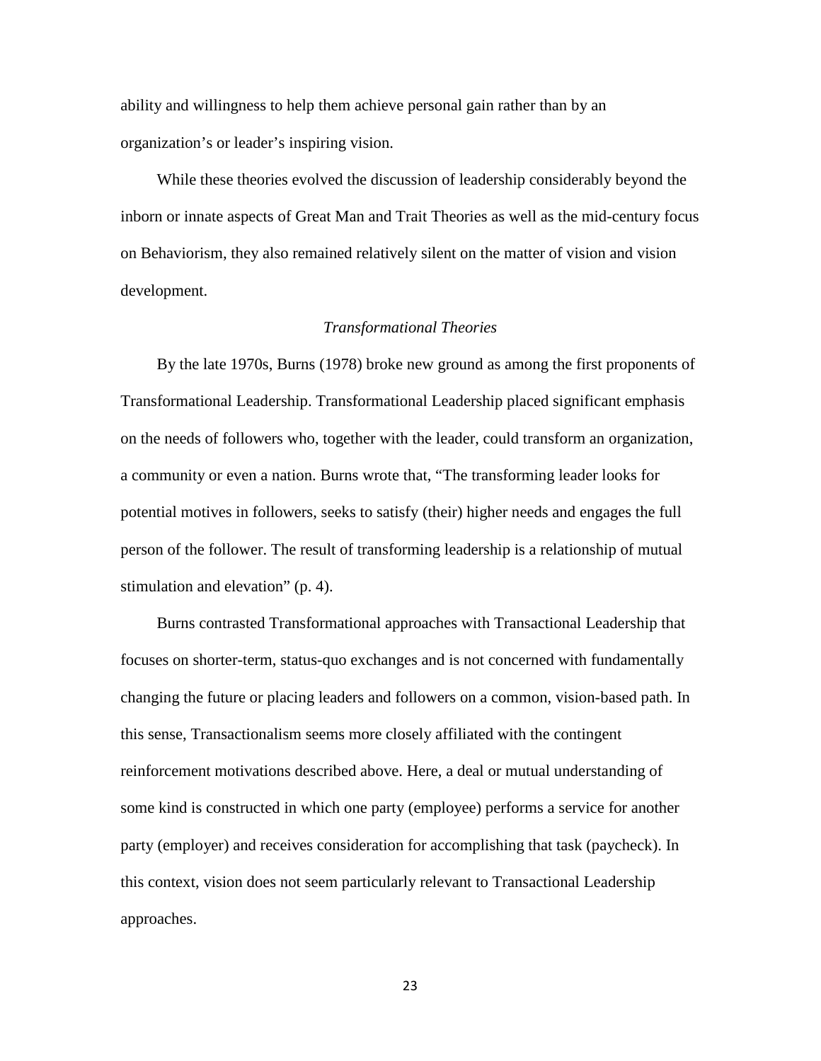ability and willingness to help them achieve personal gain rather than by an organization's or leader's inspiring vision.

While these theories evolved the discussion of leadership considerably beyond the inborn or innate aspects of Great Man and Trait Theories as well as the mid-century focus on Behaviorism, they also remained relatively silent on the matter of vision and vision development.

### *Transformational Theories*

By the late 1970s, Burns (1978) broke new ground as among the first proponents of Transformational Leadership. Transformational Leadership placed significant emphasis on the needs of followers who, together with the leader, could transform an organization, a community or even a nation. Burns wrote that, "The transforming leader looks for potential motives in followers, seeks to satisfy (their) higher needs and engages the full person of the follower. The result of transforming leadership is a relationship of mutual stimulation and elevation" (p. 4).

Burns contrasted Transformational approaches with Transactional Leadership that focuses on shorter-term, status-quo exchanges and is not concerned with fundamentally changing the future or placing leaders and followers on a common, vision-based path. In this sense, Transactionalism seems more closely affiliated with the contingent reinforcement motivations described above. Here, a deal or mutual understanding of some kind is constructed in which one party (employee) performs a service for another party (employer) and receives consideration for accomplishing that task (paycheck). In this context, vision does not seem particularly relevant to Transactional Leadership approaches.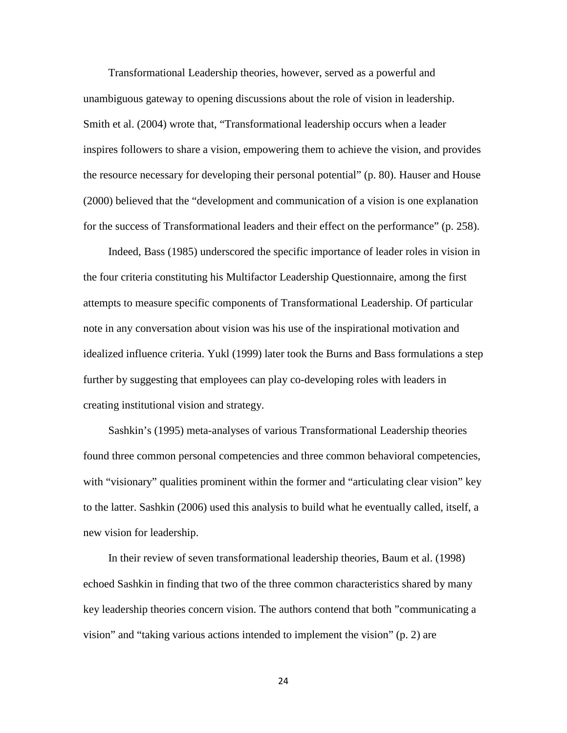Transformational Leadership theories, however, served as a powerful and unambiguous gateway to opening discussions about the role of vision in leadership. Smith et al. (2004) wrote that, "Transformational leadership occurs when a leader inspires followers to share a vision, empowering them to achieve the vision, and provides the resource necessary for developing their personal potential" (p. 80). Hauser and House (2000) believed that the "development and communication of a vision is one explanation for the success of Transformational leaders and their effect on the performance" (p. 258).

Indeed, Bass (1985) underscored the specific importance of leader roles in vision in the four criteria constituting his Multifactor Leadership Questionnaire, among the first attempts to measure specific components of Transformational Leadership. Of particular note in any conversation about vision was his use of the inspirational motivation and idealized influence criteria. Yukl (1999) later took the Burns and Bass formulations a step further by suggesting that employees can play co-developing roles with leaders in creating institutional vision and strategy.

Sashkin's (1995) meta-analyses of various Transformational Leadership theories found three common personal competencies and three common behavioral competencies, with "visionary" qualities prominent within the former and "articulating clear vision" key to the latter. Sashkin (2006) used this analysis to build what he eventually called, itself, a new vision for leadership.

In their review of seven transformational leadership theories, Baum et al. (1998) echoed Sashkin in finding that two of the three common characteristics shared by many key leadership theories concern vision. The authors contend that both "communicating a vision" and "taking various actions intended to implement the vision" (p. 2) are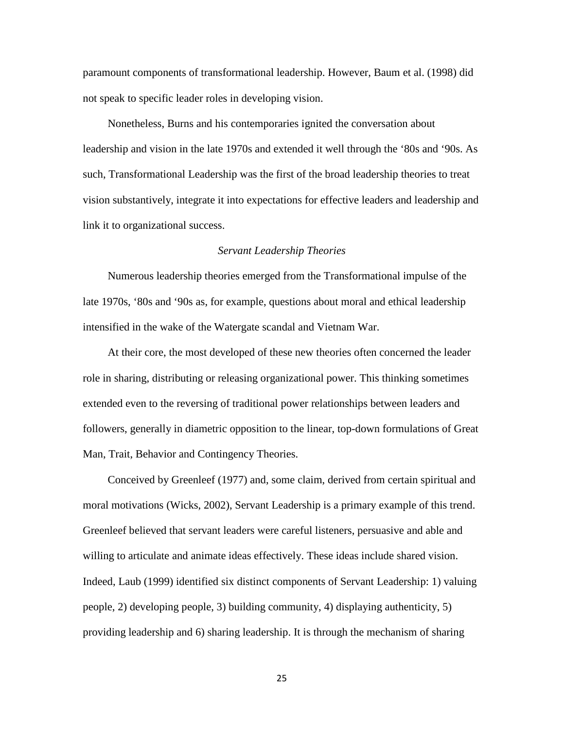paramount components of transformational leadership. However, Baum et al. (1998) did not speak to specific leader roles in developing vision.

Nonetheless, Burns and his contemporaries ignited the conversation about leadership and vision in the late 1970s and extended it well through the '80s and '90s. As such, Transformational Leadership was the first of the broad leadership theories to treat vision substantively, integrate it into expectations for effective leaders and leadership and link it to organizational success.

### *Servant Leadership Theories*

Numerous leadership theories emerged from the Transformational impulse of the late 1970s, '80s and '90s as, for example, questions about moral and ethical leadership intensified in the wake of the Watergate scandal and Vietnam War.

At their core, the most developed of these new theories often concerned the leader role in sharing, distributing or releasing organizational power. This thinking sometimes extended even to the reversing of traditional power relationships between leaders and followers, generally in diametric opposition to the linear, top-down formulations of Great Man, Trait, Behavior and Contingency Theories.

Conceived by Greenleef (1977) and, some claim, derived from certain spiritual and moral motivations (Wicks, 2002), Servant Leadership is a primary example of this trend. Greenleef believed that servant leaders were careful listeners, persuasive and able and willing to articulate and animate ideas effectively. These ideas include shared vision. Indeed, Laub (1999) identified six distinct components of Servant Leadership: 1) valuing people, 2) developing people, 3) building community, 4) displaying authenticity, 5) providing leadership and 6) sharing leadership. It is through the mechanism of sharing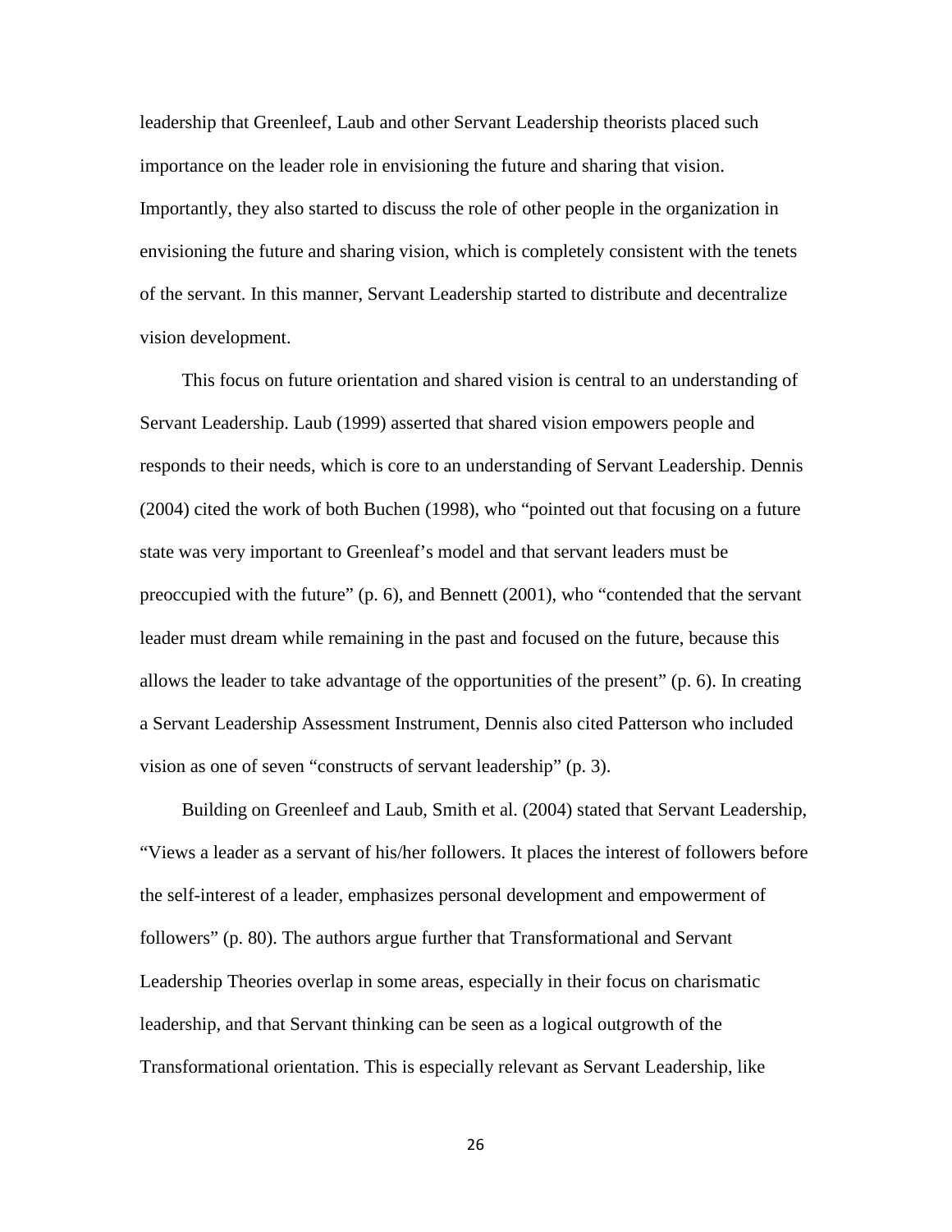leadership that Greenleef, Laub and other Servant Leadership theorists placed such importance on the leader role in envisioning the future and sharing that vision. Importantly, they also started to discuss the role of other people in the organization in envisioning the future and sharing vision, which is completely consistent with the tenets of the servant. In this manner, Servant Leadership started to distribute and decentralize vision development.

This focus on future orientation and shared vision is central to an understanding of Servant Leadership. Laub (1999) asserted that shared vision empowers people and responds to their needs, which is core to an understanding of Servant Leadership. Dennis (2004) cited the work of both Buchen (1998), who "pointed out that focusing on a future state was very important to Greenleaf's model and that servant leaders must be preoccupied with the future" (p. 6), and Bennett (2001), who "contended that the servant leader must dream while remaining in the past and focused on the future, because this allows the leader to take advantage of the opportunities of the present" (p. 6). In creating a Servant Leadership Assessment Instrument, Dennis also cited Patterson who included vision as one of seven "constructs of servant leadership" (p. 3).

Building on Greenleef and Laub, Smith et al. (2004) stated that Servant Leadership, "Views a leader as a servant of his/her followers. It places the interest of followers before the self-interest of a leader, emphasizes personal development and empowerment of followers" (p. 80). The authors argue further that Transformational and Servant Leadership Theories overlap in some areas, especially in their focus on charismatic leadership, and that Servant thinking can be seen as a logical outgrowth of the Transformational orientation. This is especially relevant as Servant Leadership, like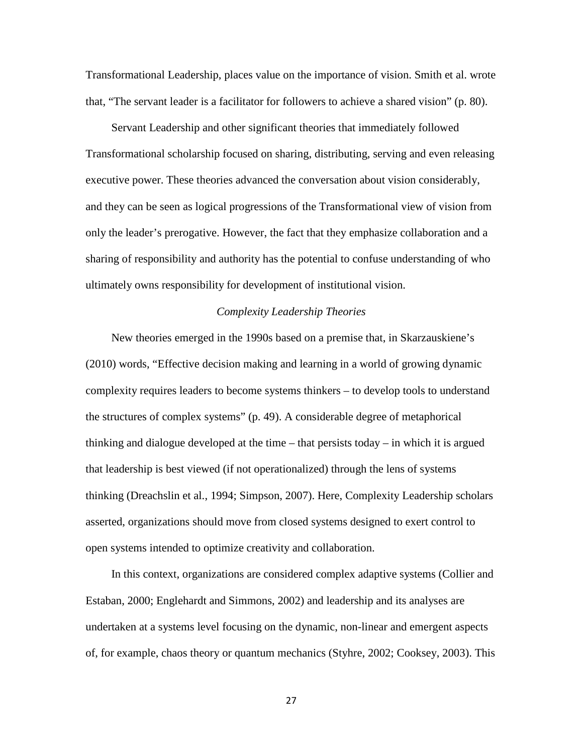Transformational Leadership, places value on the importance of vision. Smith et al. wrote that, "The servant leader is a facilitator for followers to achieve a shared vision" (p. 80).

Servant Leadership and other significant theories that immediately followed Transformational scholarship focused on sharing, distributing, serving and even releasing executive power. These theories advanced the conversation about vision considerably, and they can be seen as logical progressions of the Transformational view of vision from only the leader's prerogative. However, the fact that they emphasize collaboration and a sharing of responsibility and authority has the potential to confuse understanding of who ultimately owns responsibility for development of institutional vision.

*Complexity Leadership Theories*

New theories emerged in the 1990s based on a premise that, in Skarzauskiene's (2010) words, "Effective decision making and learning in a world of growing dynamic complexity requires leaders to become systems thinkers – to develop tools to understand the structures of complex systems" (p. 49). A considerable degree of metaphorical thinking and dialogue developed at the time – that persists today – in which it is argued that leadership is best viewed (if not operationalized) through the lens of systems thinking (Dreachslin et al., 1994; Simpson, 2007). Here, Complexity Leadership scholars asserted, organizations should move from closed systems designed to exert control to open systems intended to optimize creativity and collaboration.

In this context, organizations are considered complex adaptive systems (Collier and Estaban, 2000; Englehardt and Simmons, 2002) and leadership and its analyses are undertaken at a systems level focusing on the dynamic, non-linear and emergent aspects of, for example, chaos theory or quantum mechanics (Styhre, 2002; Cooksey, 2003). This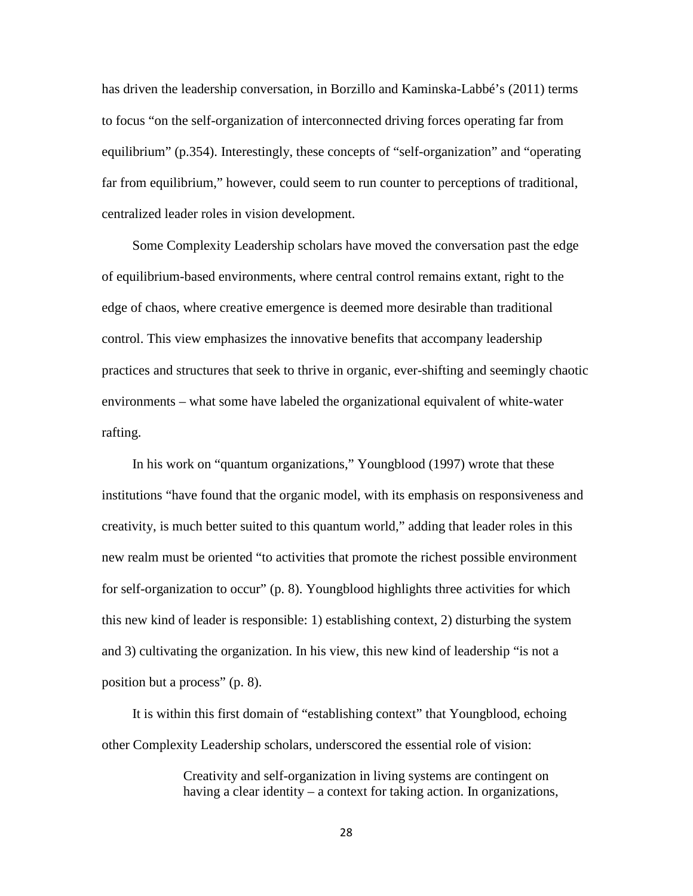has driven the leadership conversation, in Borzillo and Kaminska-Labbé's (2011) terms to focus "on the self-organization of interconnected driving forces operating far from equilibrium" (p.354). Interestingly, these concepts of "self-organization" and "operating far from equilibrium," however, could seem to run counter to perceptions of traditional, centralized leader roles in vision development.

Some Complexity Leadership scholars have moved the conversation past the edge of equilibrium-based environments, where central control remains extant, right to the edge of chaos, where creative emergence is deemed more desirable than traditional control. This view emphasizes the innovative benefits that accompany leadership practices and structures that seek to thrive in organic, ever-shifting and seemingly chaotic environments – what some have labeled the organizational equivalent of white-water rafting.

In his work on "quantum organizations," Youngblood (1997) wrote that these institutions "have found that the organic model, with its emphasis on responsiveness and creativity, is much better suited to this quantum world," adding that leader roles in this new realm must be oriented "to activities that promote the richest possible environment for self-organization to occur" (p. 8). Youngblood highlights three activities for which this new kind of leader is responsible: 1) establishing context, 2) disturbing the system and 3) cultivating the organization. In his view, this new kind of leadership "is not a position but a process" (p. 8).

It is within this first domain of "establishing context" that Youngblood, echoing other Complexity Leadership scholars, underscored the essential role of vision:

> Creativity and self-organization in living systems are contingent on having a clear identity – a context for taking action. In organizations,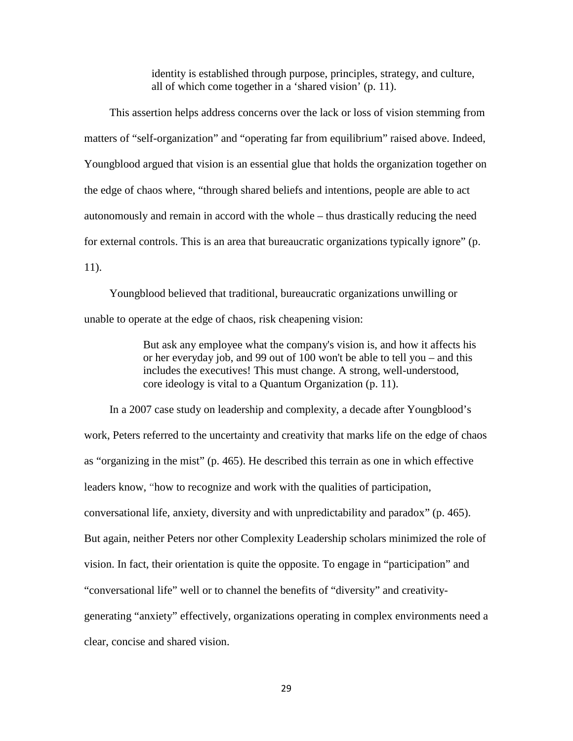> identity is established through purpose, principles, strategy, and culture, all of which come together in a 'shared vision' (p. 11).

This assertion helps address concerns over the lack or loss of vision stemming from matters of "self-organization" and "operating far from equilibrium" raised above. Indeed, Youngblood argued that vision is an essential glue that holds the organization together on the edge of chaos where, "through shared beliefs and intentions, people are able to act autonomously and remain in accord with the whole – thus drastically reducing the need for external controls. This is an area that bureaucratic organizations typically ignore" (p. 11).

Youngblood believed that traditional, bureaucratic organizations unwilling or unable to operate at the edge of chaos, risk cheapening vision:

> But ask any employee what the company's vision is, and how it affects his or her everyday job, and 99 out of 100 won't be able to tell you – and this includes the executives! This must change. A strong, well-understood, core ideology is vital to a Quantum Organization (p. 11).

In a 2007 case study on leadership and complexity, a decade after Youngblood's work, Peters referred to the uncertainty and creativity that marks life on the edge of chaos as "organizing in the mist" (p. 465). He described this terrain as one in which effective leaders know, "how to recognize and work with the qualities of participation, conversational life, anxiety, diversity and with unpredictability and paradox" (p. 465). But again, neither Peters nor other Complexity Leadership scholars minimized the role of vision. In fact, their orientation is quite the opposite. To engage in "participation" and "conversational life" well or to channel the benefits of "diversity" and creativity-generating "anxiety" effectively, organizations operating in complex environments need a clear, concise and shared vision.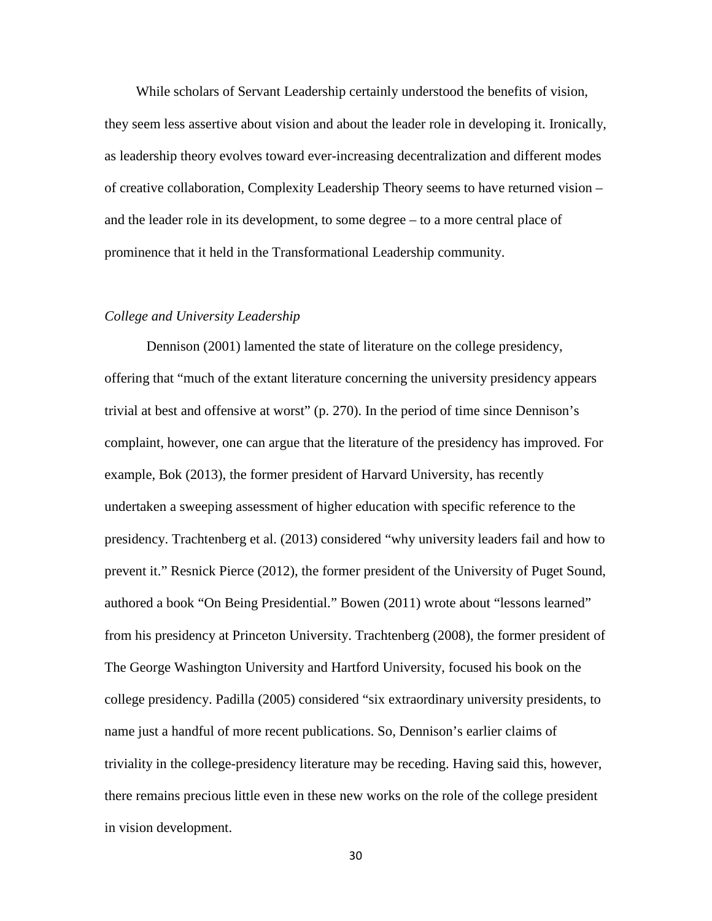While scholars of Servant Leadership certainly understood the benefits of vision, they seem less assertive about vision and about the leader role in developing it. Ironically, as leadership theory evolves toward ever-increasing decentralization and different modes of creative collaboration, Complexity Leadership Theory seems to have returned vision – and the leader role in its development, to some degree – to a more central place of prominence that it held in the Transformational Leadership community.

*College and University Leadership*

Dennison (2001) lamented the state of literature on the college presidency, offering that "much of the extant literature concerning the university presidency appears trivial at best and offensive at worst" (p. 270). In the period of time since Dennison's complaint, however, one can argue that the literature of the presidency has improved. For example, Bok (2013), the former president of Harvard University, has recently undertaken a sweeping assessment of higher education with specific reference to the presidency. Trachtenberg et al. (2013) considered "why university leaders fail and how to prevent it." Resnick Pierce (2012), the former president of the University of Puget Sound, authored a book "On Being Presidential." Bowen (2011) wrote about "lessons learned" from his presidency at Princeton University. Trachtenberg (2008), the former president of The George Washington University and Hartford University, focused his book on the college presidency. Padilla (2005) considered "six extraordinary university presidents, to name just a handful of more recent publications. So, Dennison's earlier claims of triviality in the college-presidency literature may be receding. Having said this, however, there remains precious little even in these new works on the role of the college president in vision development.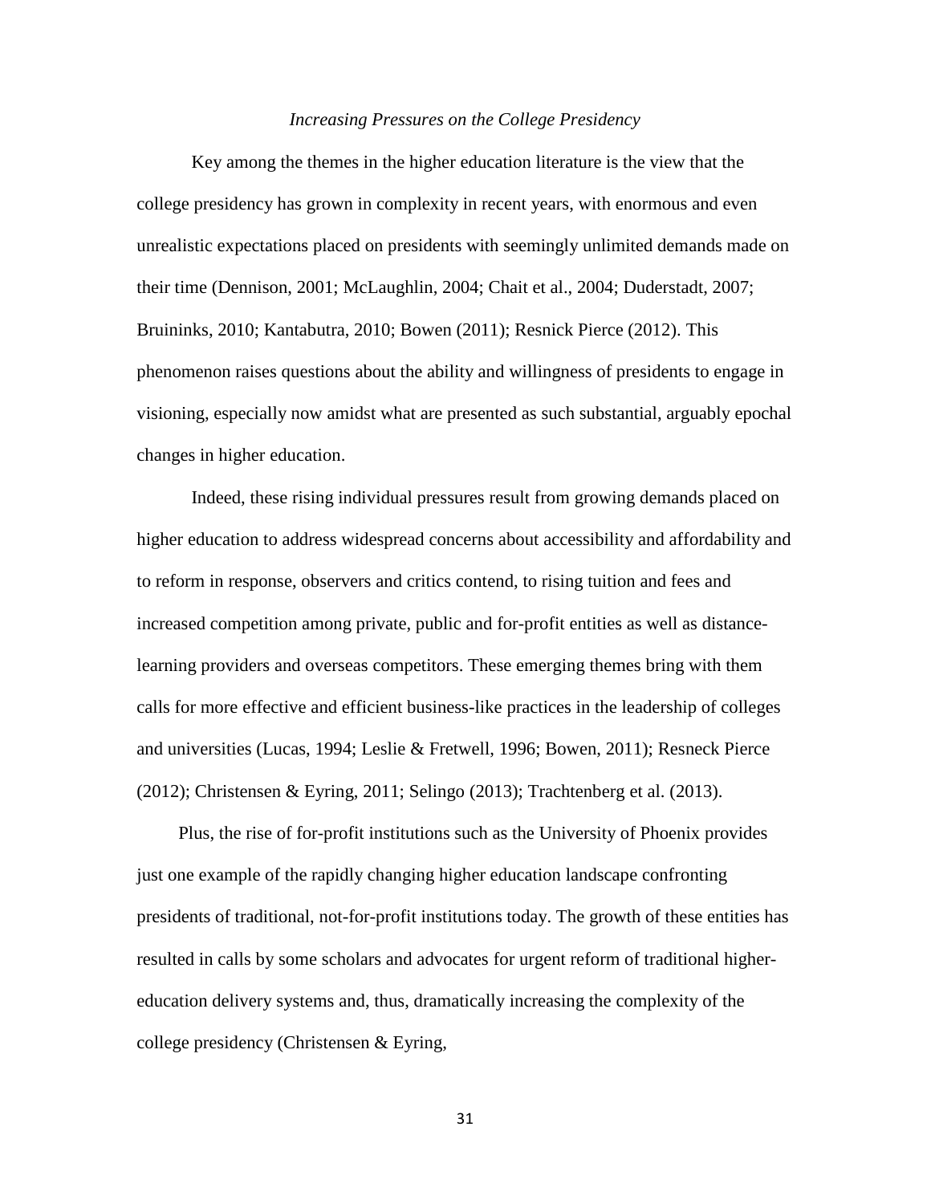*Increasing Pressures on the College Presidency*

Key among the themes in the higher education literature is the view that the college presidency has grown in complexity in recent years, with enormous and even unrealistic expectations placed on presidents with seemingly unlimited demands made on their time (Dennison, 2001; McLaughlin, 2004; Chait et al., 2004; Duderstadt, 2007; Bruininks, 2010; Kantabutra, 2010; Bowen (2011); Resnick Pierce (2012). This phenomenon raises questions about the ability and willingness of presidents to engage in visioning, especially now amidst what are presented as such substantial, arguably epochal changes in higher education.

Indeed, these rising individual pressures result from growing demands placed on higher education to address widespread concerns about accessibility and affordability and to reform in response, observers and critics contend, to rising tuition and fees and increased competition among private, public and for-profit entities as well as distance-learning providers and overseas competitors. These emerging themes bring with them calls for more effective and efficient business-like practices in the leadership of colleges and universities (Lucas, 1994; Leslie & Fretwell, 1996; Bowen, 2011); Resneck Pierce (2012); Christensen & Eyring, 2011; Selingo (2013); Trachtenberg et al. (2013).

Plus, the rise of for-profit institutions such as the University of Phoenix provides just one example of the rapidly changing higher education landscape confronting presidents of traditional, not-for-profit institutions today. The growth of these entities has resulted in calls by some scholars and advocates for urgent reform of traditional higher-education delivery systems and, thus, dramatically increasing the complexity of the college presidency (Christensen & Eyring,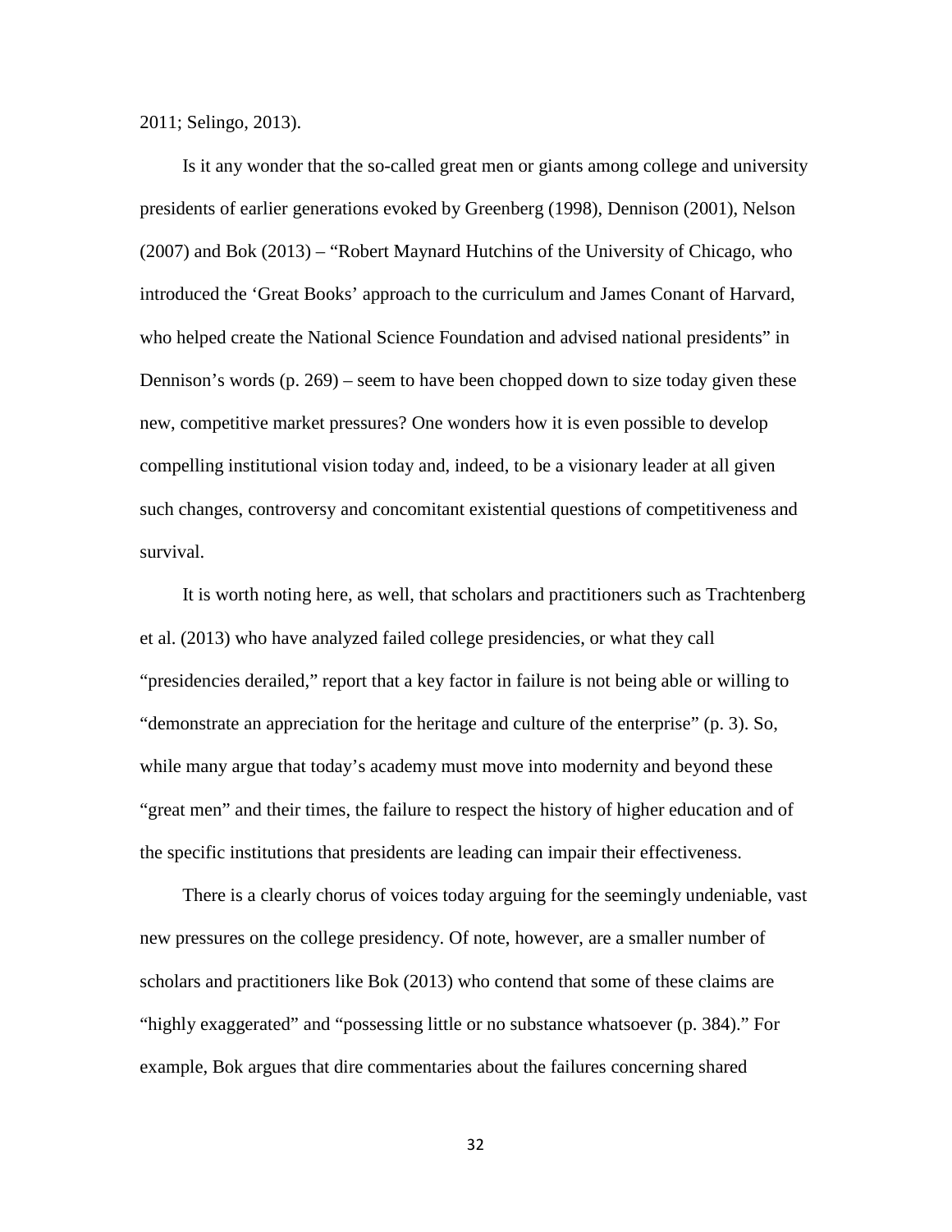2011; Selingo, 2013).

Is it any wonder that the so-called great men or giants among college and university presidents of earlier generations evoked by Greenberg (1998), Dennison (2001), Nelson (2007) and Bok (2013) – "Robert Maynard Hutchins of the University of Chicago, who introduced the 'Great Books' approach to the curriculum and James Conant of Harvard, who helped create the National Science Foundation and advised national presidents" in Dennison's words (p. 269) – seem to have been chopped down to size today given these new, competitive market pressures? One wonders how it is even possible to develop compelling institutional vision today and, indeed, to be a visionary leader at all given such changes, controversy and concomitant existential questions of competitiveness and survival.

It is worth noting here, as well, that scholars and practitioners such as Trachtenberg et al. (2013) who have analyzed failed college presidencies, or what they call "presidencies derailed," report that a key factor in failure is not being able or willing to "demonstrate an appreciation for the heritage and culture of the enterprise" (p. 3). So, while many argue that today's academy must move into modernity and beyond these "great men" and their times, the failure to respect the history of higher education and of the specific institutions that presidents are leading can impair their effectiveness.

There is a clearly chorus of voices today arguing for the seemingly undeniable, vast new pressures on the college presidency. Of note, however, are a smaller number of scholars and practitioners like Bok (2013) who contend that some of these claims are "highly exaggerated" and "possessing little or no substance whatsoever (p. 384)." For example, Bok argues that dire commentaries about the failures concerning shared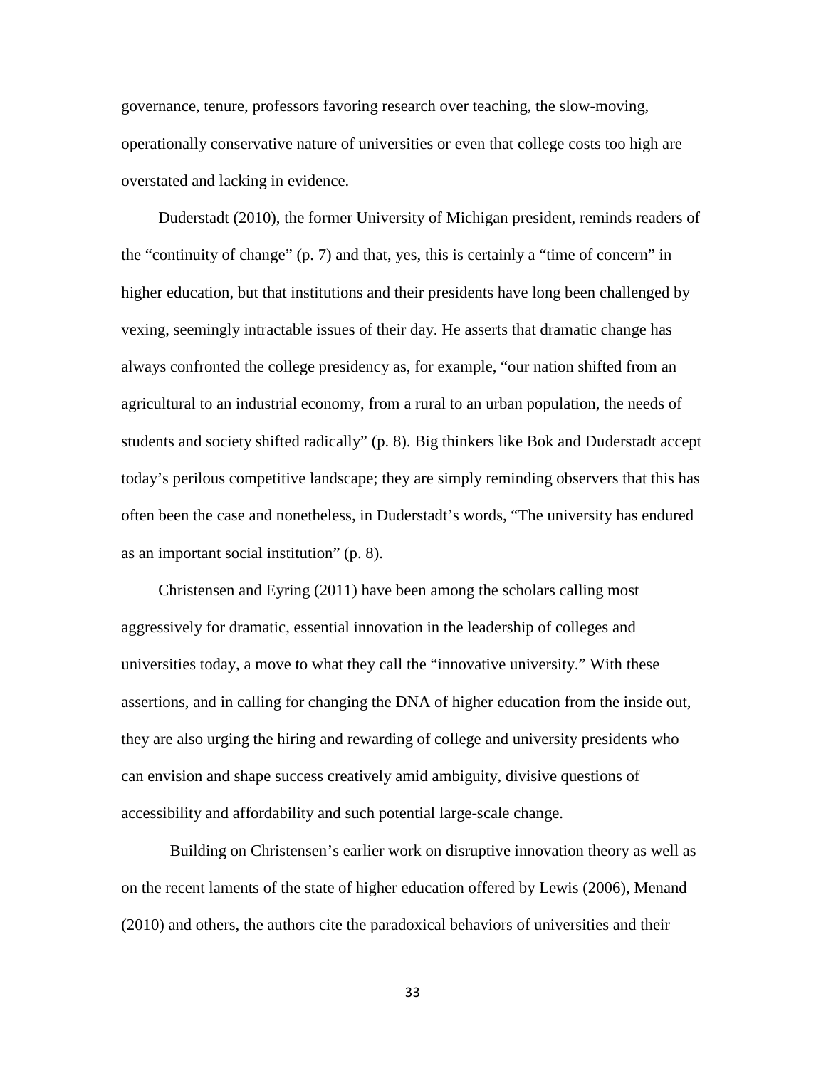governance, tenure, professors favoring research over teaching, the slow-moving, operationally conservative nature of universities or even that college costs too high are overstated and lacking in evidence.

Duderstadt (2010), the former University of Michigan president, reminds readers of the "continuity of change" (p. 7) and that, yes, this is certainly a "time of concern" in higher education, but that institutions and their presidents have long been challenged by vexing, seemingly intractable issues of their day. He asserts that dramatic change has always confronted the college presidency as, for example, "our nation shifted from an agricultural to an industrial economy, from a rural to an urban population, the needs of students and society shifted radically" (p. 8). Big thinkers like Bok and Duderstadt accept today's perilous competitive landscape; they are simply reminding observers that this has often been the case and nonetheless, in Duderstadt's words, "The university has endured as an important social institution" (p. 8).

Christensen and Eyring (2011) have been among the scholars calling most aggressively for dramatic, essential innovation in the leadership of colleges and universities today, a move to what they call the "innovative university." With these assertions, and in calling for changing the DNA of higher education from the inside out, they are also urging the hiring and rewarding of college and university presidents who can envision and shape success creatively amid ambiguity, divisive questions of accessibility and affordability and such potential large-scale change.

Building on Christensen's earlier work on disruptive innovation theory as well as on the recent laments of the state of higher education offered by Lewis (2006), Menand (2010) and others, the authors cite the paradoxical behaviors of universities and their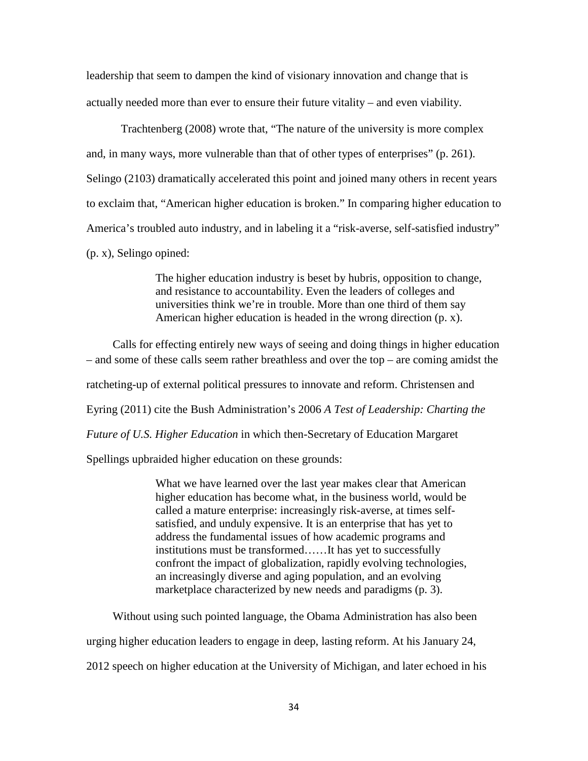leadership that seem to dampen the kind of visionary innovation and change that is actually needed more than ever to ensure their future vitality – and even viability.

Trachtenberg (2008) wrote that, "The nature of the university is more complex and, in many ways, more vulnerable than that of other types of enterprises" (p. 261). Selingo (2103) dramatically accelerated this point and joined many others in recent years to exclaim that, "American higher education is broken." In comparing higher education to America's troubled auto industry, and in labeling it a "risk-averse, self-satisfied industry" (p. x), Selingo opined:

> The higher education industry is beset by hubris, opposition to change, and resistance to accountability. Even the leaders of colleges and universities think we're in trouble. More than one third of them say American higher education is headed in the wrong direction (p. x).

Calls for effecting entirely new ways of seeing and doing things in higher education – and some of these calls seem rather breathless and over the top – are coming amidst the ratcheting-up of external political pressures to innovate and reform. Christensen and Eyring (2011) cite the Bush Administration's 2006 *A Test of Leadership: Charting the Future of U.S. Higher Education* in which then-Secretary of Education Margaret Spellings upbraided higher education on these grounds:

> What we have learned over the last year makes clear that American higher education has become what, in the business world, would be called a mature enterprise: increasingly risk-averse, at times self-satisfied, and unduly expensive. It is an enterprise that has yet to address the fundamental issues of how academic programs and institutions must be transformed……It has yet to successfully confront the impact of globalization, rapidly evolving technologies, an increasingly diverse and aging population, and an evolving marketplace characterized by new needs and paradigms (p. 3).

Without using such pointed language, the Obama Administration has also been urging higher education leaders to engage in deep, lasting reform. At his January 24, 2012 speech on higher education at the University of Michigan, and later echoed in his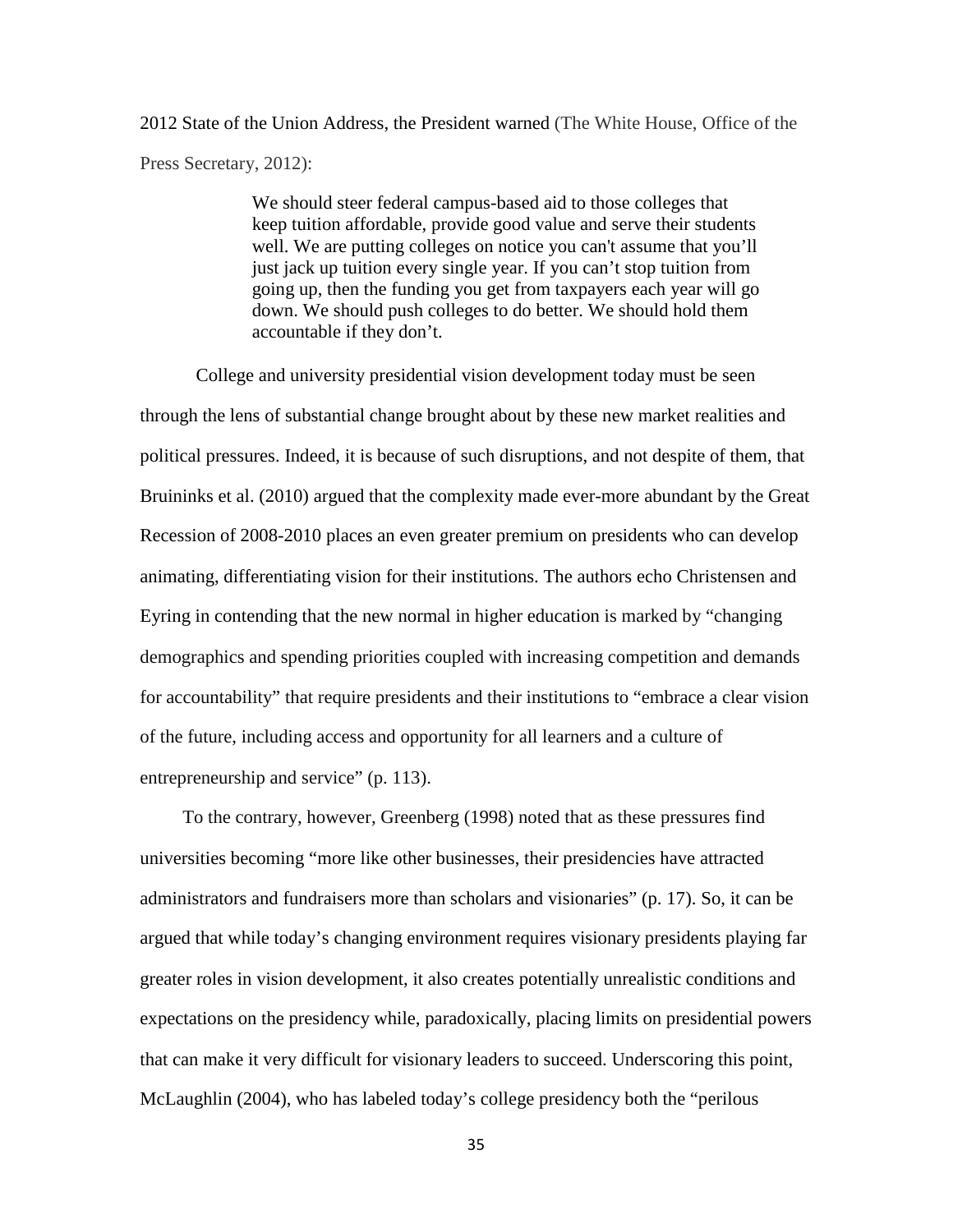2012 State of the Union Address, the President warned (The White House, Office of the Press Secretary, 2012):

> We should steer federal campus-based aid to those colleges that keep tuition affordable, provide good value and serve their students well. We are putting colleges on notice you can't assume that you'll just jack up tuition every single year. If you can't stop tuition from going up, then the funding you get from taxpayers each year will go down. We should push colleges to do better. We should hold them accountable if they don't.

College and university presidential vision development today must be seen through the lens of substantial change brought about by these new market realities and political pressures. Indeed, it is because of such disruptions, and not despite of them, that Bruininks et al. (2010) argued that the complexity made ever-more abundant by the Great Recession of 2008-2010 places an even greater premium on presidents who can develop animating, differentiating vision for their institutions. The authors echo Christensen and Eyring in contending that the new normal in higher education is marked by "changing demographics and spending priorities coupled with increasing competition and demands for accountability" that require presidents and their institutions to "embrace a clear vision of the future, including access and opportunity for all learners and a culture of entrepreneurship and service" (p. 113).

To the contrary, however, Greenberg (1998) noted that as these pressures find universities becoming "more like other businesses, their presidencies have attracted administrators and fundraisers more than scholars and visionaries" (p. 17). So, it can be argued that while today's changing environment requires visionary presidents playing far greater roles in vision development, it also creates potentially unrealistic conditions and expectations on the presidency while, paradoxically, placing limits on presidential powers that can make it very difficult for visionary leaders to succeed. Underscoring this point, McLaughlin (2004), who has labeled today's college presidency both the "perilous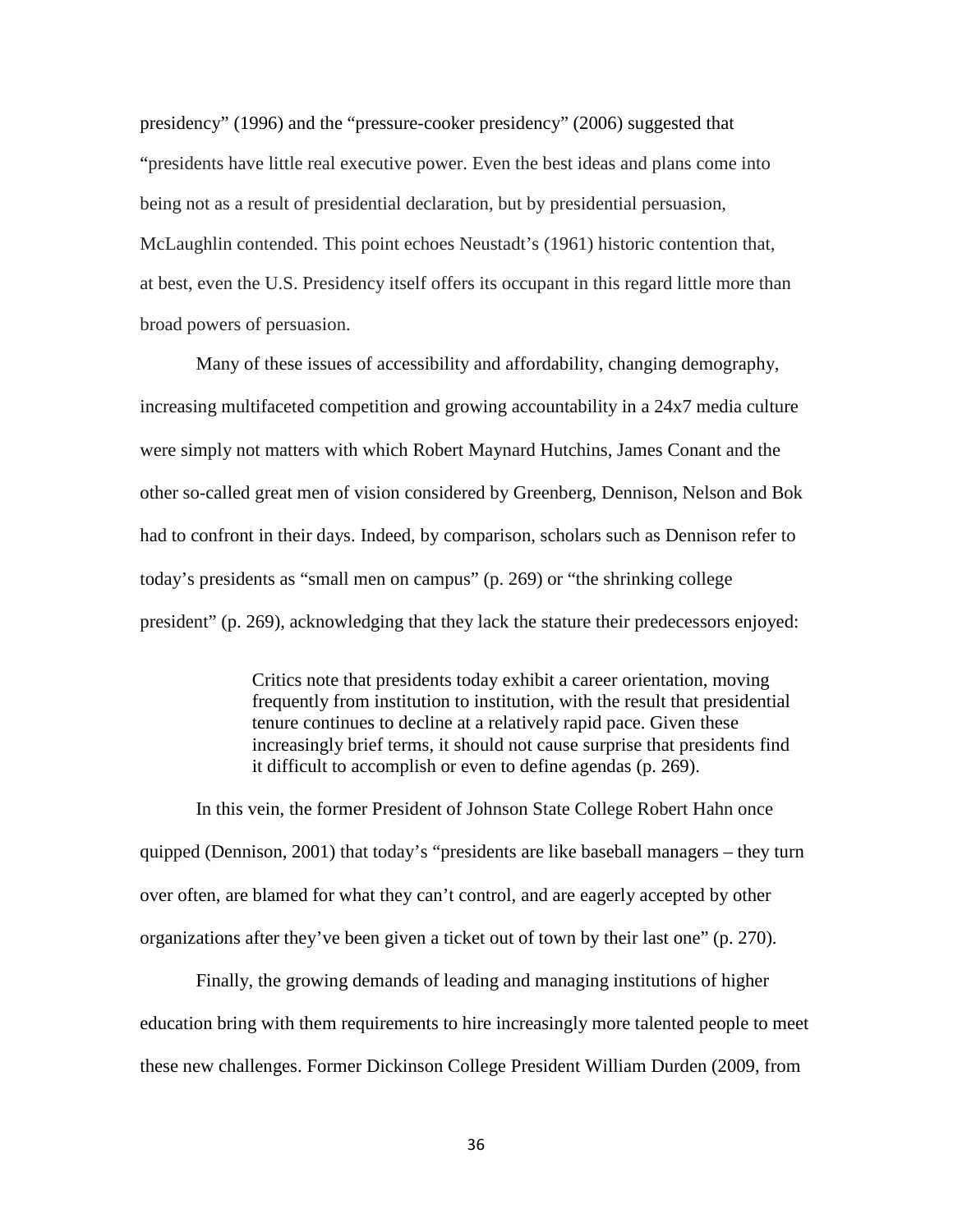presidency" (1996) and the "pressure-cooker presidency" (2006) suggested that "presidents have little real executive power. Even the best ideas and plans come into being not as a result of presidential declaration, but by presidential persuasion, McLaughlin contended. This point echoes Neustadt's (1961) historic contention that, at best, even the U.S. Presidency itself offers its occupant in this regard little more than broad powers of persuasion.

Many of these issues of accessibility and affordability, changing demography, increasing multifaceted competition and growing accountability in a 24x7 media culture were simply not matters with which Robert Maynard Hutchins, James Conant and the other so-called great men of vision considered by Greenberg, Dennison, Nelson and Bok had to confront in their days. Indeed, by comparison, scholars such as Dennison refer to today's presidents as "small men on campus" (p. 269) or "the shrinking college president" (p. 269), acknowledging that they lack the stature their predecessors enjoyed:

> Critics note that presidents today exhibit a career orientation, moving frequently from institution to institution, with the result that presidential tenure continues to decline at a relatively rapid pace. Given these increasingly brief terms, it should not cause surprise that presidents find it difficult to accomplish or even to define agendas (p. 269).

In this vein, the former President of Johnson State College Robert Hahn once quipped (Dennison, 2001) that today's "presidents are like baseball managers – they turn over often, are blamed for what they can't control, and are eagerly accepted by other organizations after they've been given a ticket out of town by their last one" (p. 270).

Finally, the growing demands of leading and managing institutions of higher education bring with them requirements to hire increasingly more talented people to meet these new challenges. Former Dickinson College President William Durden (2009, from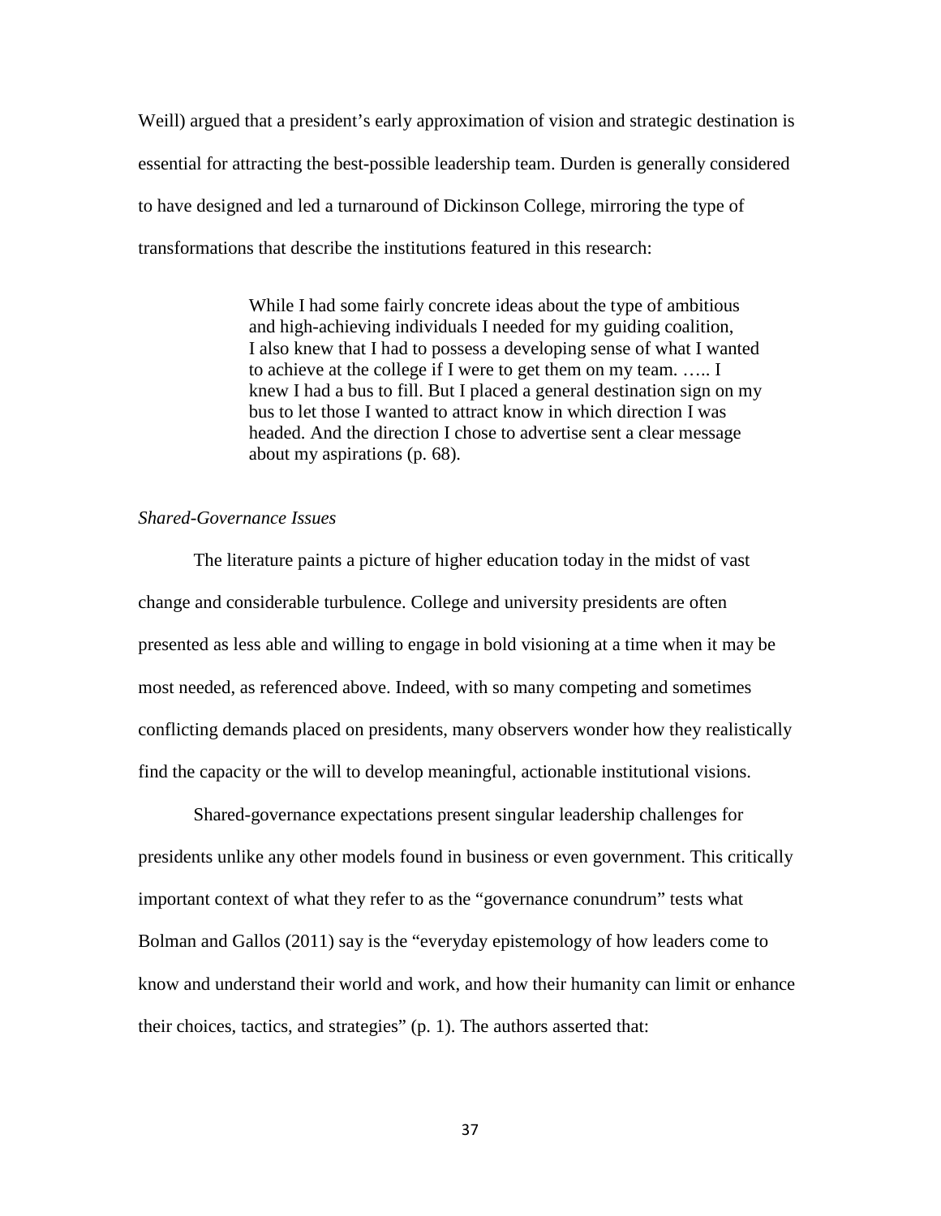Weill) argued that a president's early approximation of vision and strategic destination is essential for attracting the best-possible leadership team. Durden is generally considered to have designed and led a turnaround of Dickinson College, mirroring the type of transformations that describe the institutions featured in this research:

> While I had some fairly concrete ideas about the type of ambitious and high-achieving individuals I needed for my guiding coalition, I also knew that I had to possess a developing sense of what I wanted to achieve at the college if I were to get them on my team. ….. I knew I had a bus to fill. But I placed a general destination sign on my bus to let those I wanted to attract know in which direction I was headed. And the direction I chose to advertise sent a clear message about my aspirations (p. 68).

*Shared-Governance Issues*

The literature paints a picture of higher education today in the midst of vast change and considerable turbulence. College and university presidents are often presented as less able and willing to engage in bold visioning at a time when it may be most needed, as referenced above. Indeed, with so many competing and sometimes conflicting demands placed on presidents, many observers wonder how they realistically find the capacity or the will to develop meaningful, actionable institutional visions.

Shared-governance expectations present singular leadership challenges for presidents unlike any other models found in business or even government. This critically important context of what they refer to as the "governance conundrum" tests what Bolman and Gallos (2011) say is the "everyday epistemology of how leaders come to know and understand their world and work, and how their humanity can limit or enhance their choices, tactics, and strategies" (p. 1). The authors asserted that: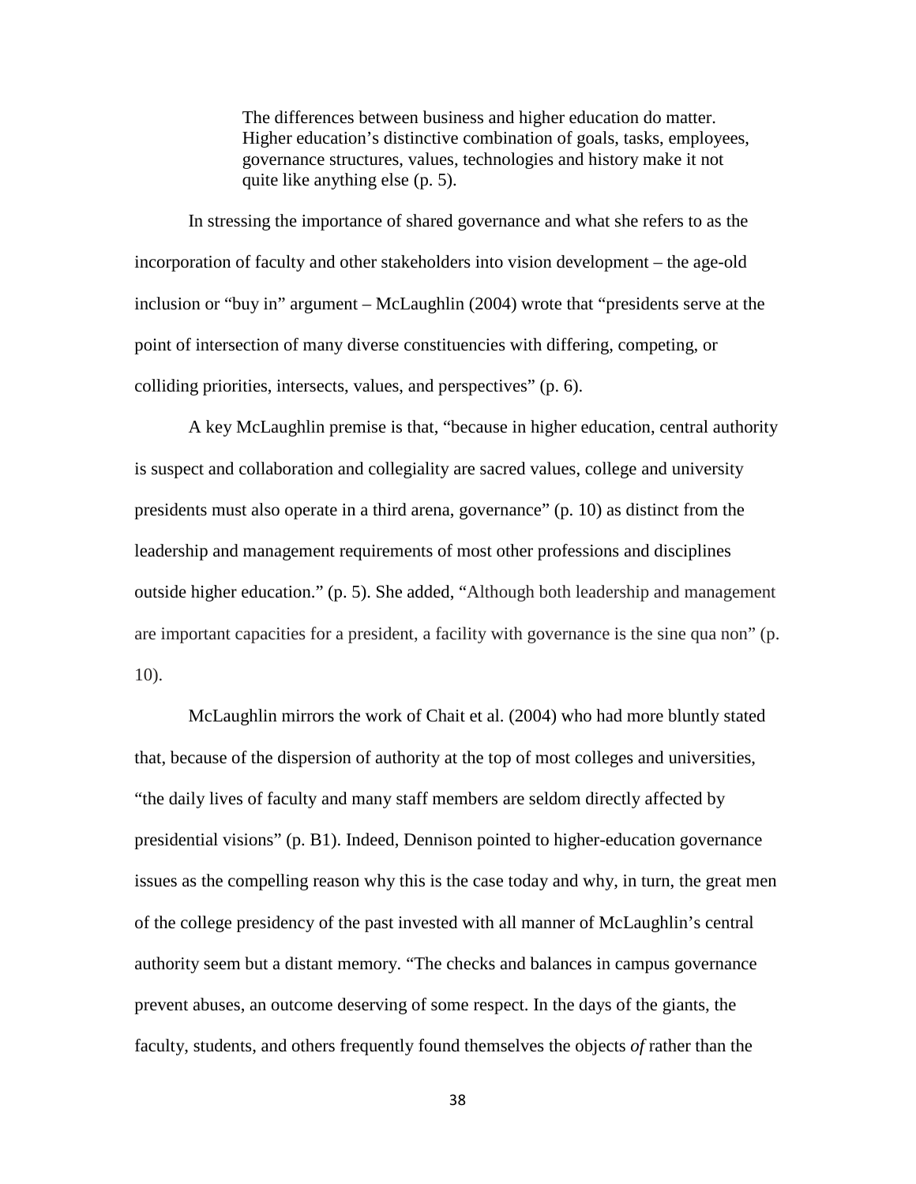> The differences between business and higher education do matter. Higher education's distinctive combination of goals, tasks, employees, governance structures, values, technologies and history make it not quite like anything else (p. 5).

In stressing the importance of shared governance and what she refers to as the incorporation of faculty and other stakeholders into vision development – the age-old inclusion or "buy in" argument – McLaughlin (2004) wrote that "presidents serve at the point of intersection of many diverse constituencies with differing, competing, or colliding priorities, intersects, values, and perspectives" (p. 6).

A key McLaughlin premise is that, "because in higher education, central authority is suspect and collaboration and collegiality are sacred values, college and university presidents must also operate in a third arena, governance" (p. 10) as distinct from the leadership and management requirements of most other professions and disciplines outside higher education." (p. 5). She added, "Although both leadership and management are important capacities for a president, a facility with governance is the sine qua non" (p. 10).

McLaughlin mirrors the work of Chait et al. (2004) who had more bluntly stated that, because of the dispersion of authority at the top of most colleges and universities, "the daily lives of faculty and many staff members are seldom directly affected by presidential visions" (p. B1). Indeed, Dennison pointed to higher-education governance issues as the compelling reason why this is the case today and why, in turn, the great men of the college presidency of the past invested with all manner of McLaughlin's central authority seem but a distant memory. "The checks and balances in campus governance prevent abuses, an outcome deserving of some respect. In the days of the giants, the faculty, students, and others frequently found themselves the objects *of* rather than the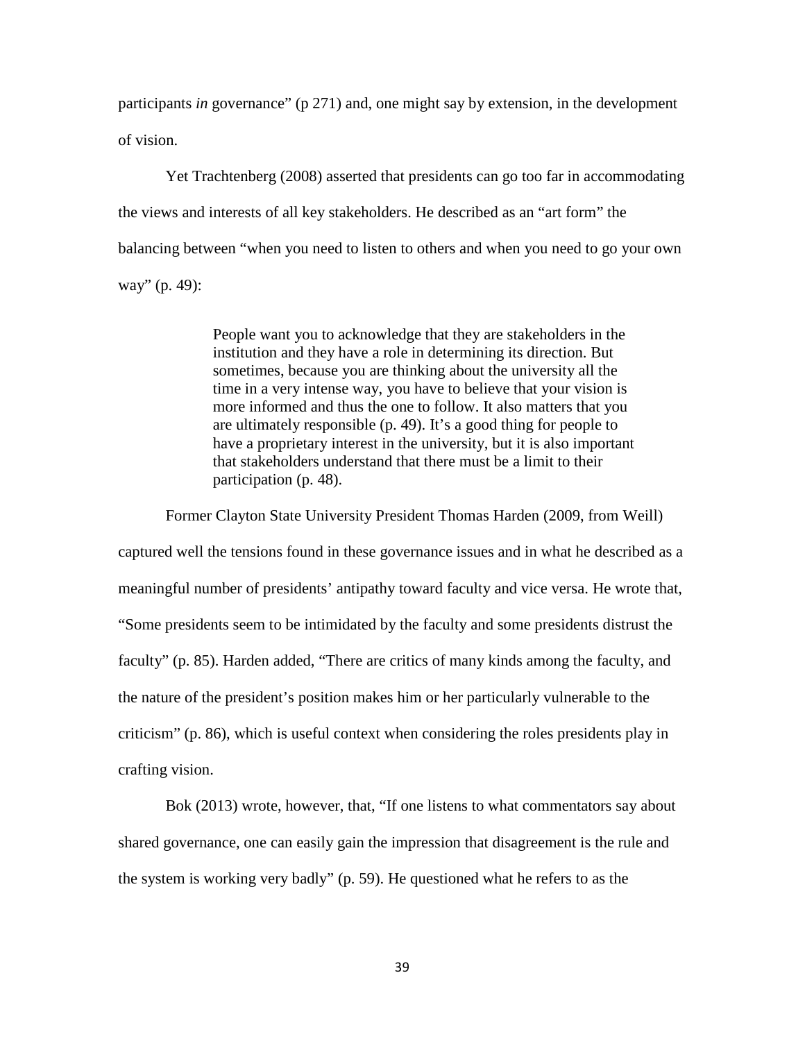participants *in* governance" (p 271) and, one might say by extension, in the development of vision.

Yet Trachtenberg (2008) asserted that presidents can go too far in accommodating the views and interests of all key stakeholders. He described as an "art form" the balancing between "when you need to listen to others and when you need to go your own way" (p. 49):

> People want you to acknowledge that they are stakeholders in the institution and they have a role in determining its direction. But sometimes, because you are thinking about the university all the time in a very intense way, you have to believe that your vision is more informed and thus the one to follow. It also matters that you are ultimately responsible (p. 49). It's a good thing for people to have a proprietary interest in the university, but it is also important that stakeholders understand that there must be a limit to their participation (p. 48).

Former Clayton State University President Thomas Harden (2009, from Weill) captured well the tensions found in these governance issues and in what he described as a meaningful number of presidents' antipathy toward faculty and vice versa. He wrote that, "Some presidents seem to be intimidated by the faculty and some presidents distrust the faculty" (p. 85). Harden added, "There are critics of many kinds among the faculty, and the nature of the president's position makes him or her particularly vulnerable to the criticism" (p. 86), which is useful context when considering the roles presidents play in crafting vision.

Bok (2013) wrote, however, that, "If one listens to what commentators say about shared governance, one can easily gain the impression that disagreement is the rule and the system is working very badly" (p. 59). He questioned what he refers to as the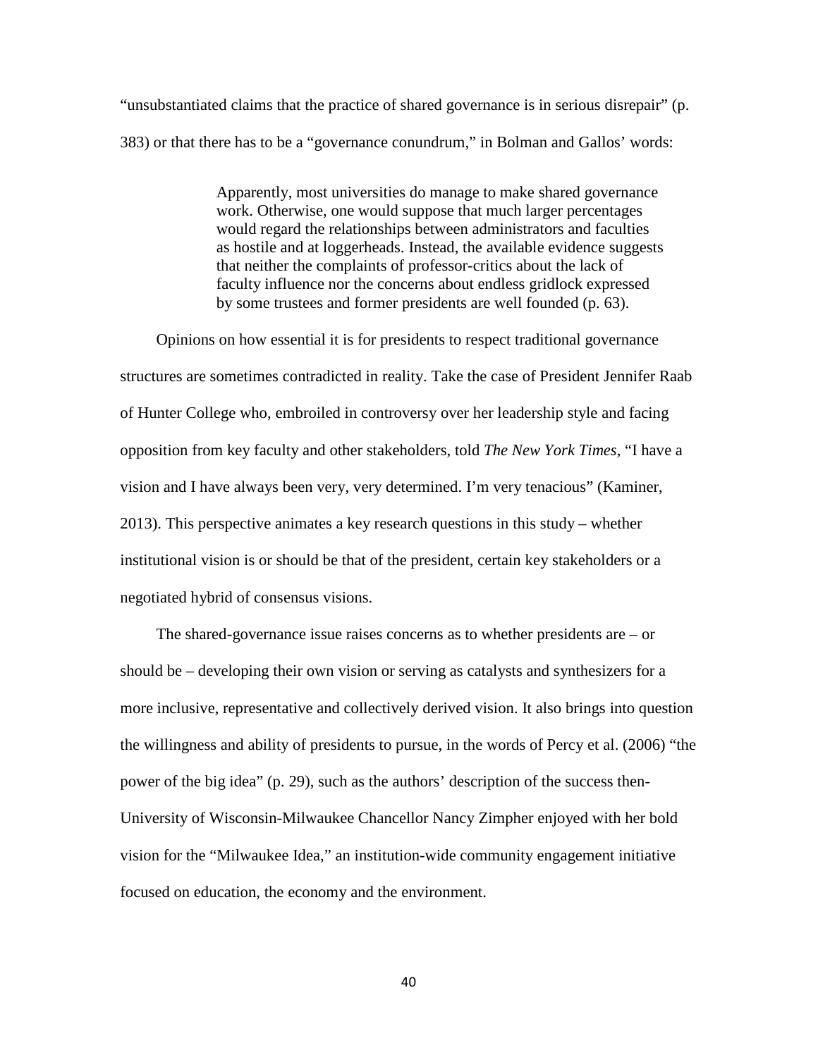"unsubstantiated claims that the practice of shared governance is in serious disrepair" (p. 383) or that there has to be a "governance conundrum," in Bolman and Gallos' words:

> Apparently, most universities do manage to make shared governance work. Otherwise, one would suppose that much larger percentages would regard the relationships between administrators and faculties as hostile and at loggerheads. Instead, the available evidence suggests that neither the complaints of professor-critics about the lack of faculty influence nor the concerns about endless gridlock expressed by some trustees and former presidents are well founded (p. 63).

Opinions on how essential it is for presidents to respect traditional governance structures are sometimes contradicted in reality. Take the case of President Jennifer Raab of Hunter College who, embroiled in controversy over her leadership style and facing opposition from key faculty and other stakeholders, told *The New York Times*, "I have a vision and I have always been very, very determined. I'm very tenacious" (Kaminer, 2013). This perspective animates a key research questions in this study – whether institutional vision is or should be that of the president, certain key stakeholders or a negotiated hybrid of consensus visions.

The shared-governance issue raises concerns as to whether presidents are – or should be – developing their own vision or serving as catalysts and synthesizers for a more inclusive, representative and collectively derived vision. It also brings into question the willingness and ability of presidents to pursue, in the words of Percy et al. (2006) "the power of the big idea" (p. 29), such as the authors' description of the success then-University of Wisconsin-Milwaukee Chancellor Nancy Zimpher enjoyed with her bold vision for the "Milwaukee Idea," an institution-wide community engagement initiative focused on education, the economy and the environment.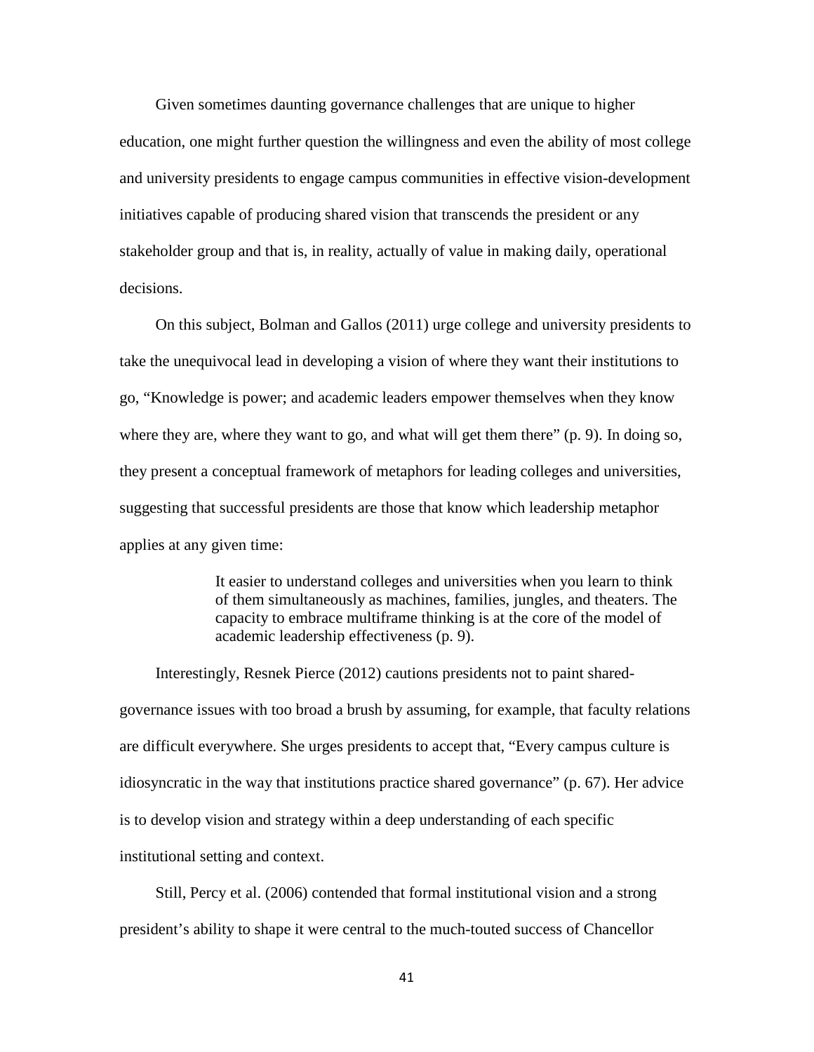Given sometimes daunting governance challenges that are unique to higher education, one might further question the willingness and even the ability of most college and university presidents to engage campus communities in effective vision-development initiatives capable of producing shared vision that transcends the president or any stakeholder group and that is, in reality, actually of value in making daily, operational decisions.

On this subject, Bolman and Gallos (2011) urge college and university presidents to take the unequivocal lead in developing a vision of where they want their institutions to go, "Knowledge is power; and academic leaders empower themselves when they know where they are, where they want to go, and what will get them there" (p. 9). In doing so, they present a conceptual framework of metaphors for leading colleges and universities, suggesting that successful presidents are those that know which leadership metaphor applies at any given time:

> It easier to understand colleges and universities when you learn to think of them simultaneously as machines, families, jungles, and theaters. The capacity to embrace multiframe thinking is at the core of the model of academic leadership effectiveness (p. 9).

Interestingly, Resnek Pierce (2012) cautions presidents not to paint shared-governance issues with too broad a brush by assuming, for example, that faculty relations are difficult everywhere. She urges presidents to accept that, "Every campus culture is idiosyncratic in the way that institutions practice shared governance" (p. 67). Her advice is to develop vision and strategy within a deep understanding of each specific institutional setting and context.

Still, Percy et al. (2006) contended that formal institutional vision and a strong president's ability to shape it were central to the much-touted success of Chancellor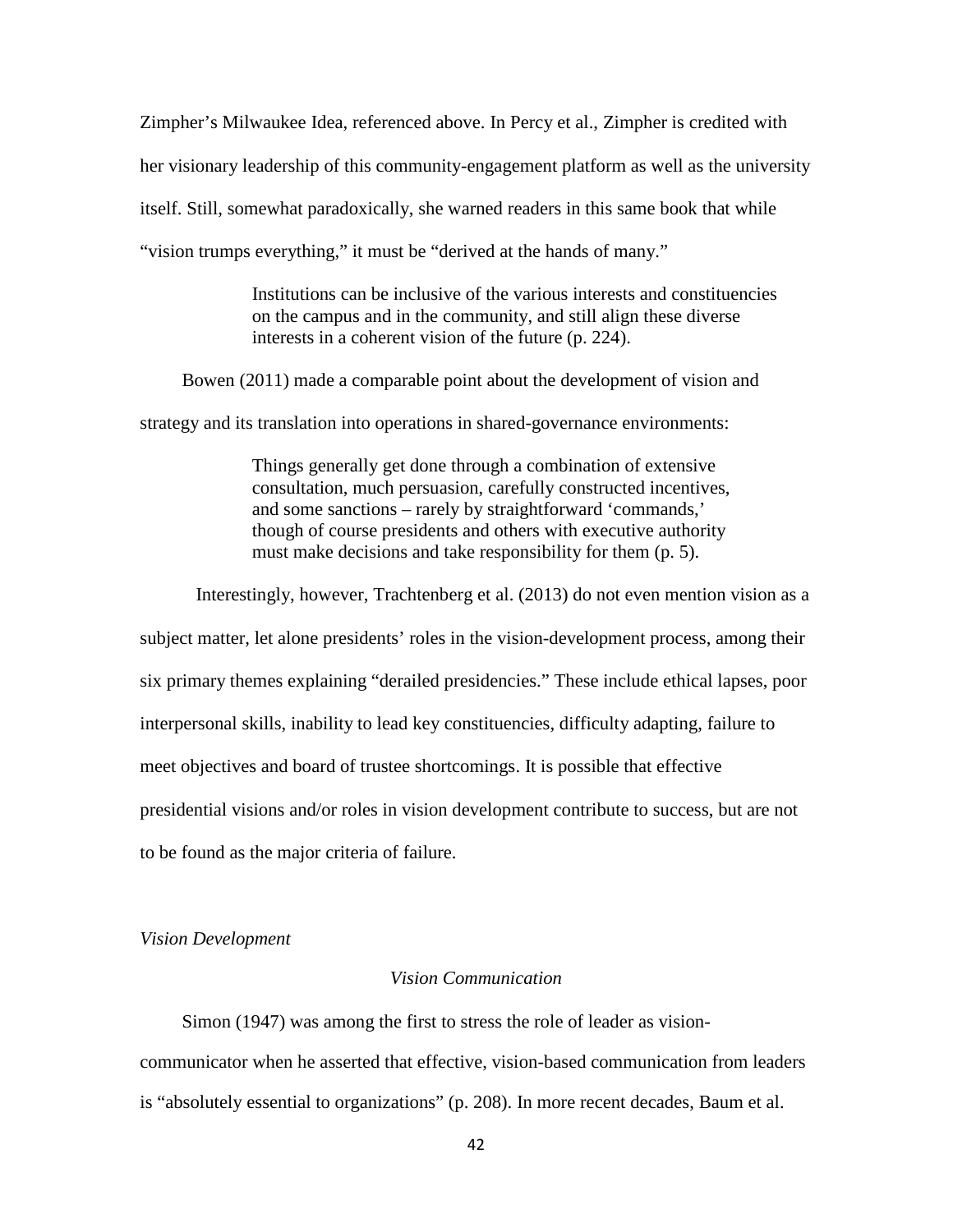Zimpher's Milwaukee Idea, referenced above. In Percy et al., Zimpher is credited with her visionary leadership of this community-engagement platform as well as the university itself. Still, somewhat paradoxically, she warned readers in this same book that while "vision trumps everything," it must be "derived at the hands of many."

> Institutions can be inclusive of the various interests and constituencies on the campus and in the community, and still align these diverse interests in a coherent vision of the future (p. 224).

Bowen (2011) made a comparable point about the development of vision and strategy and its translation into operations in shared-governance environments:

> Things generally get done through a combination of extensive consultation, much persuasion, carefully constructed incentives, and some sanctions – rarely by straightforward 'commands,' though of course presidents and others with executive authority must make decisions and take responsibility for them (p. 5).

Interestingly, however, Trachtenberg et al. (2013) do not even mention vision as a subject matter, let alone presidents' roles in the vision-development process, among their six primary themes explaining "derailed presidencies." These include ethical lapses, poor interpersonal skills, inability to lead key constituencies, difficulty adapting, failure to meet objectives and board of trustee shortcomings. It is possible that effective presidential visions and/or roles in vision development contribute to success, but are not to be found as the major criteria of failure.

*Vision Development*

*Vision Communication*

Simon (1947) was among the first to stress the role of leader as vision-communicator when he asserted that effective, vision-based communication from leaders is "absolutely essential to organizations" (p. 208). In more recent decades, Baum et al.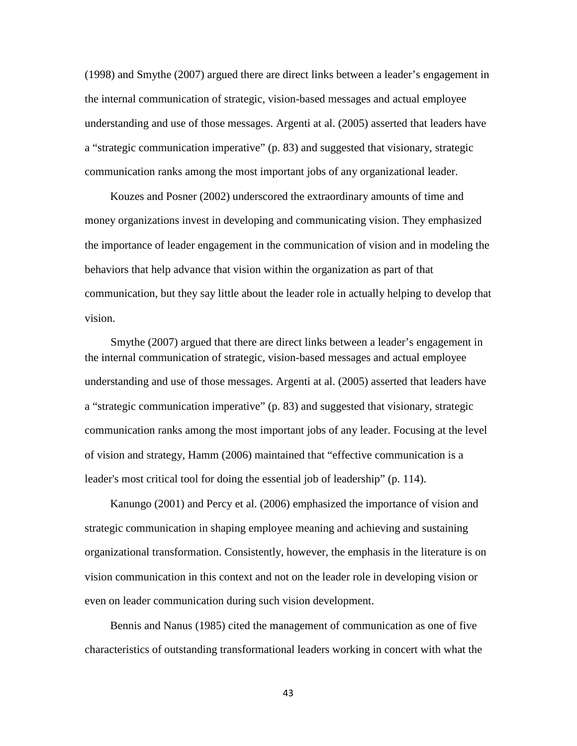(1998) and Smythe (2007) argued there are direct links between a leader's engagement in the internal communication of strategic, vision-based messages and actual employee understanding and use of those messages. Argenti at al. (2005) asserted that leaders have a "strategic communication imperative" (p. 83) and suggested that visionary, strategic communication ranks among the most important jobs of any organizational leader.

Kouzes and Posner (2002) underscored the extraordinary amounts of time and money organizations invest in developing and communicating vision. They emphasized the importance of leader engagement in the communication of vision and in modeling the behaviors that help advance that vision within the organization as part of that communication, but they say little about the leader role in actually helping to develop that vision.

Smythe (2007) argued that there are direct links between a leader's engagement in the internal communication of strategic, vision-based messages and actual employee understanding and use of those messages. Argenti at al. (2005) asserted that leaders have a "strategic communication imperative" (p. 83) and suggested that visionary, strategic communication ranks among the most important jobs of any leader. Focusing at the level of vision and strategy, Hamm (2006) maintained that "effective communication is a leader's most critical tool for doing the essential job of leadership" (p. 114).

Kanungo (2001) and Percy et al. (2006) emphasized the importance of vision and strategic communication in shaping employee meaning and achieving and sustaining organizational transformation. Consistently, however, the emphasis in the literature is on vision communication in this context and not on the leader role in developing vision or even on leader communication during such vision development.

Bennis and Nanus (1985) cited the management of communication as one of five characteristics of outstanding transformational leaders working in concert with what the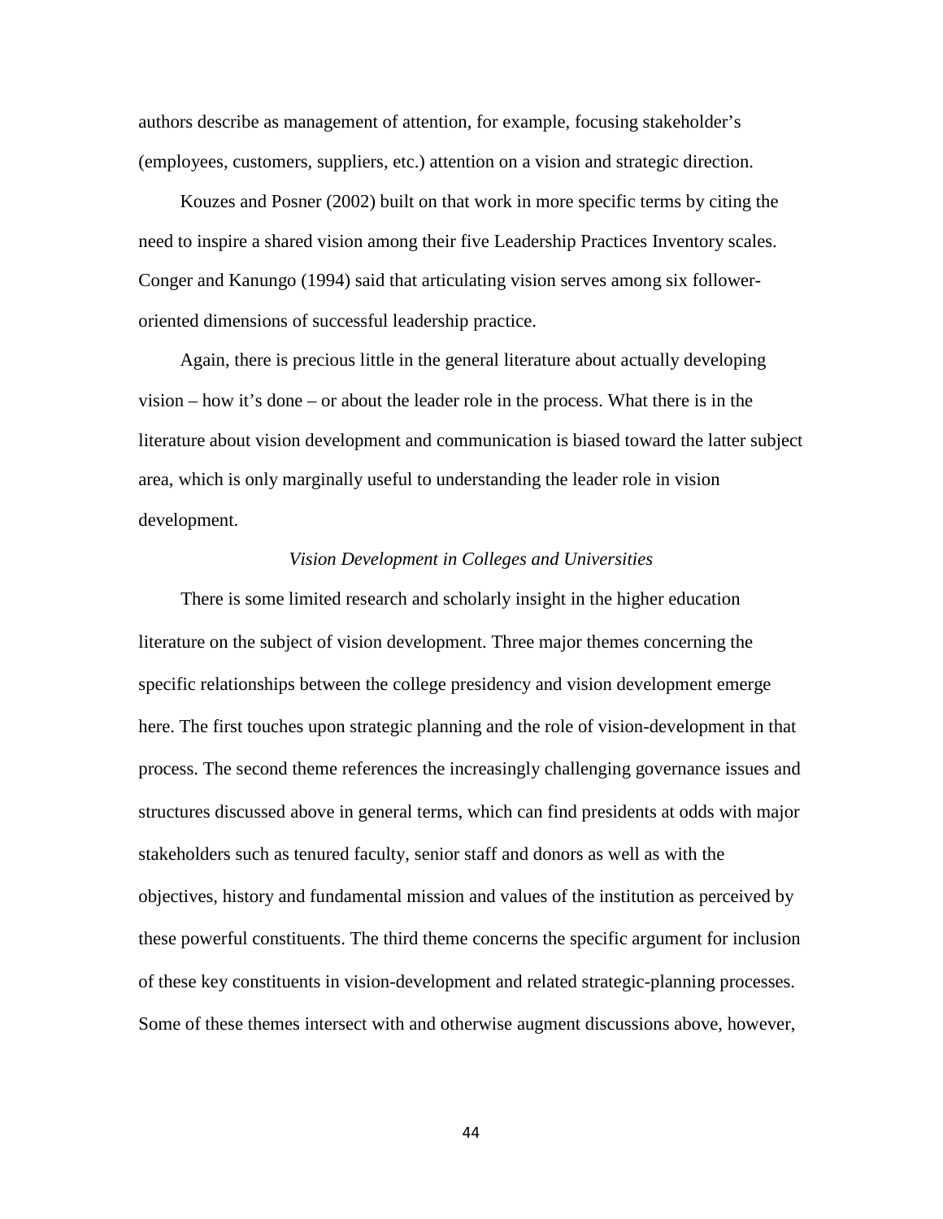authors describe as management of attention, for example, focusing stakeholder's (employees, customers, suppliers, etc.) attention on a vision and strategic direction.

Kouzes and Posner (2002) built on that work in more specific terms by citing the need to inspire a shared vision among their five Leadership Practices Inventory scales. Conger and Kanungo (1994) said that articulating vision serves among six follower-oriented dimensions of successful leadership practice.

Again, there is precious little in the general literature about actually developing vision – how it's done – or about the leader role in the process. What there is in the literature about vision development and communication is biased toward the latter subject area, which is only marginally useful to understanding the leader role in vision development.

### *Vision Development in Colleges and Universities*

There is some limited research and scholarly insight in the higher education literature on the subject of vision development. Three major themes concerning the specific relationships between the college presidency and vision development emerge here. The first touches upon strategic planning and the role of vision-development in that process. The second theme references the increasingly challenging governance issues and structures discussed above in general terms, which can find presidents at odds with major stakeholders such as tenured faculty, senior staff and donors as well as with the objectives, history and fundamental mission and values of the institution as perceived by these powerful constituents. The third theme concerns the specific argument for inclusion of these key constituents in vision-development and related strategic-planning processes. Some of these themes intersect with and otherwise augment discussions above, however,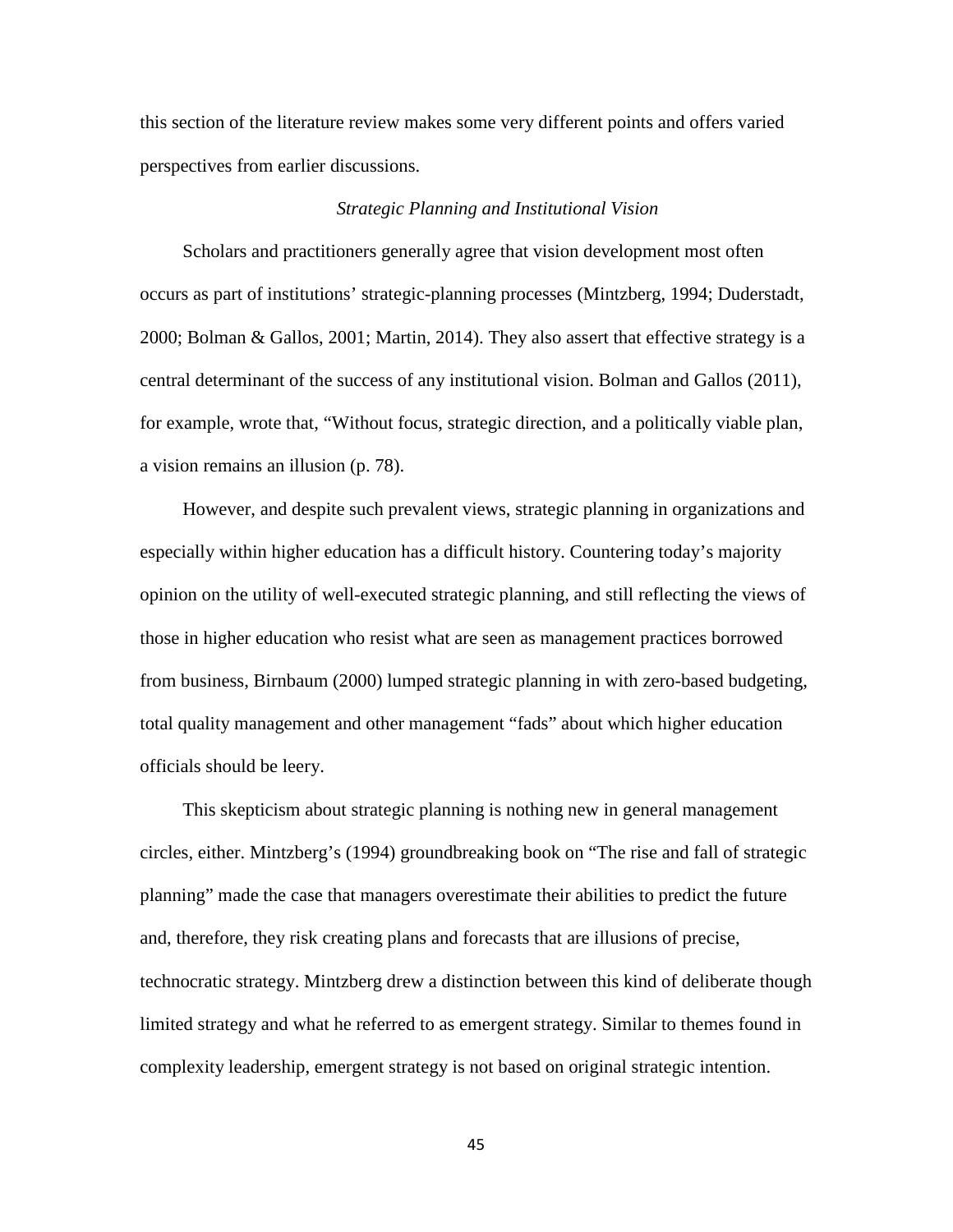this section of the literature review makes some very different points and offers varied perspectives from earlier discussions.

### *Strategic Planning and Institutional Vision*

Scholars and practitioners generally agree that vision development most often occurs as part of institutions' strategic-planning processes (Mintzberg, 1994; Duderstadt, 2000; Bolman & Gallos, 2001; Martin, 2014). They also assert that effective strategy is a central determinant of the success of any institutional vision. Bolman and Gallos (2011), for example, wrote that, "Without focus, strategic direction, and a politically viable plan, a vision remains an illusion (p. 78).

However, and despite such prevalent views, strategic planning in organizations and especially within higher education has a difficult history. Countering today's majority opinion on the utility of well-executed strategic planning, and still reflecting the views of those in higher education who resist what are seen as management practices borrowed from business, Birnbaum (2000) lumped strategic planning in with zero-based budgeting, total quality management and other management "fads" about which higher education officials should be leery.

This skepticism about strategic planning is nothing new in general management circles, either. Mintzberg's (1994) groundbreaking book on "The rise and fall of strategic planning" made the case that managers overestimate their abilities to predict the future and, therefore, they risk creating plans and forecasts that are illusions of precise, technocratic strategy. Mintzberg drew a distinction between this kind of deliberate though limited strategy and what he referred to as emergent strategy. Similar to themes found in complexity leadership, emergent strategy is not based on original strategic intention.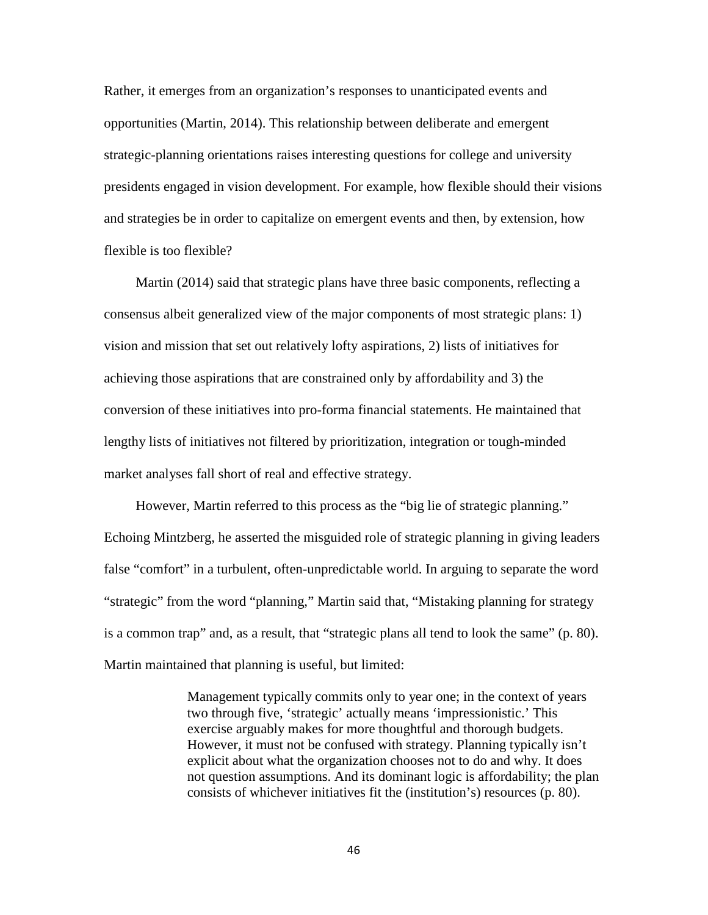Rather, it emerges from an organization's responses to unanticipated events and opportunities (Martin, 2014). This relationship between deliberate and emergent strategic-planning orientations raises interesting questions for college and university presidents engaged in vision development. For example, how flexible should their visions and strategies be in order to capitalize on emergent events and then, by extension, how flexible is too flexible?

Martin (2014) said that strategic plans have three basic components, reflecting a consensus albeit generalized view of the major components of most strategic plans: 1) vision and mission that set out relatively lofty aspirations, 2) lists of initiatives for achieving those aspirations that are constrained only by affordability and 3) the conversion of these initiatives into pro-forma financial statements. He maintained that lengthy lists of initiatives not filtered by prioritization, integration or tough-minded market analyses fall short of real and effective strategy.

However, Martin referred to this process as the "big lie of strategic planning." Echoing Mintzberg, he asserted the misguided role of strategic planning in giving leaders false "comfort" in a turbulent, often-unpredictable world. In arguing to separate the word "strategic" from the word "planning," Martin said that, "Mistaking planning for strategy is a common trap" and, as a result, that "strategic plans all tend to look the same" (p. 80). Martin maintained that planning is useful, but limited:

> Management typically commits only to year one; in the context of years two through five, 'strategic' actually means 'impressionistic.' This exercise arguably makes for more thoughtful and thorough budgets. However, it must not be confused with strategy. Planning typically isn't explicit about what the organization chooses not to do and why. It does not question assumptions. And its dominant logic is affordability; the plan consists of whichever initiatives fit the (institution's) resources (p. 80).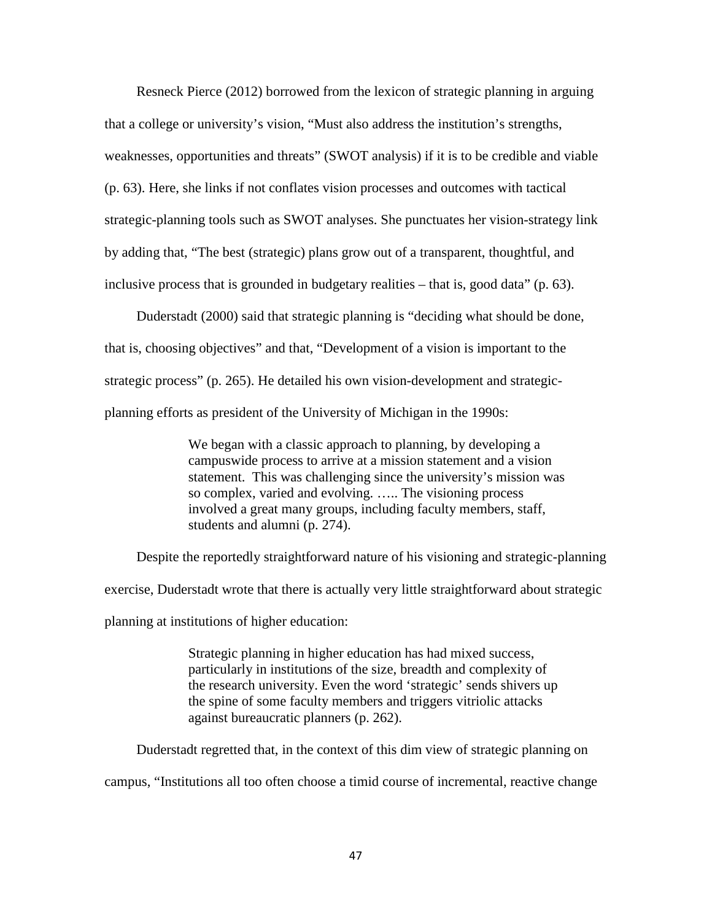Resneck Pierce (2012) borrowed from the lexicon of strategic planning in arguing that a college or university's vision, "Must also address the institution's strengths, weaknesses, opportunities and threats" (SWOT analysis) if it is to be credible and viable (p. 63). Here, she links if not conflates vision processes and outcomes with tactical strategic-planning tools such as SWOT analyses. She punctuates her vision-strategy link by adding that, "The best (strategic) plans grow out of a transparent, thoughtful, and inclusive process that is grounded in budgetary realities – that is, good data" (p. 63).

Duderstadt (2000) said that strategic planning is "deciding what should be done, that is, choosing objectives" and that, "Development of a vision is important to the strategic process" (p. 265). He detailed his own vision-development and strategic-planning efforts as president of the University of Michigan in the 1990s:

> We began with a classic approach to planning, by developing a campuswide process to arrive at a mission statement and a vision statement. This was challenging since the university's mission was so complex, varied and evolving. ….. The visioning process involved a great many groups, including faculty members, staff, students and alumni (p. 274).

Despite the reportedly straightforward nature of his visioning and strategic-planning exercise, Duderstadt wrote that there is actually very little straightforward about strategic planning at institutions of higher education:

> Strategic planning in higher education has had mixed success, particularly in institutions of the size, breadth and complexity of the research university. Even the word 'strategic' sends shivers up the spine of some faculty members and triggers vitriolic attacks against bureaucratic planners (p. 262).

Duderstadt regretted that, in the context of this dim view of strategic planning on campus, "Institutions all too often choose a timid course of incremental, reactive change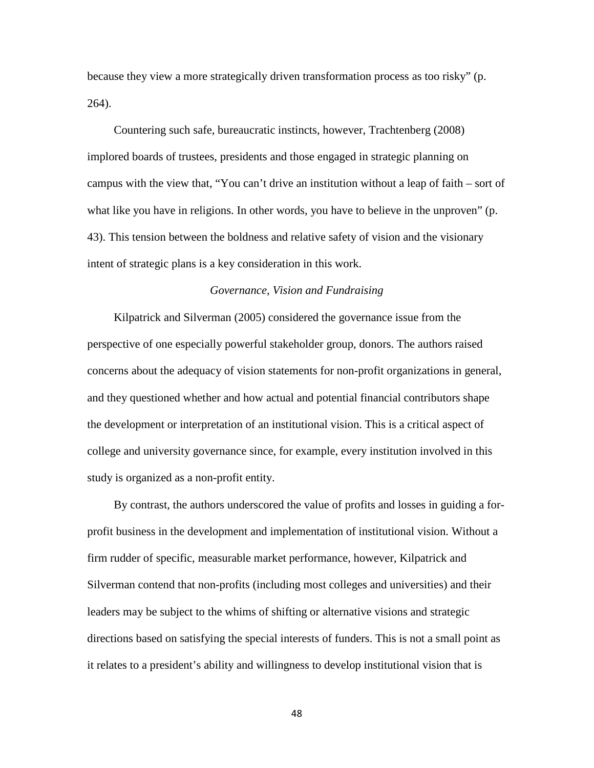because they view a more strategically driven transformation process as too risky" (p. 264).

Countering such safe, bureaucratic instincts, however, Trachtenberg (2008) implored boards of trustees, presidents and those engaged in strategic planning on campus with the view that, "You can't drive an institution without a leap of faith – sort of what like you have in religions. In other words, you have to believe in the unproven" (p. 43). This tension between the boldness and relative safety of vision and the visionary intent of strategic plans is a key consideration in this work.

### *Governance, Vision and Fundraising*

Kilpatrick and Silverman (2005) considered the governance issue from the perspective of one especially powerful stakeholder group, donors. The authors raised concerns about the adequacy of vision statements for non-profit organizations in general, and they questioned whether and how actual and potential financial contributors shape the development or interpretation of an institutional vision. This is a critical aspect of college and university governance since, for example, every institution involved in this study is organized as a non-profit entity.

By contrast, the authors underscored the value of profits and losses in guiding a for-profit business in the development and implementation of institutional vision. Without a firm rudder of specific, measurable market performance, however, Kilpatrick and Silverman contend that non-profits (including most colleges and universities) and their leaders may be subject to the whims of shifting or alternative visions and strategic directions based on satisfying the special interests of funders. This is not a small point as it relates to a president's ability and willingness to develop institutional vision that is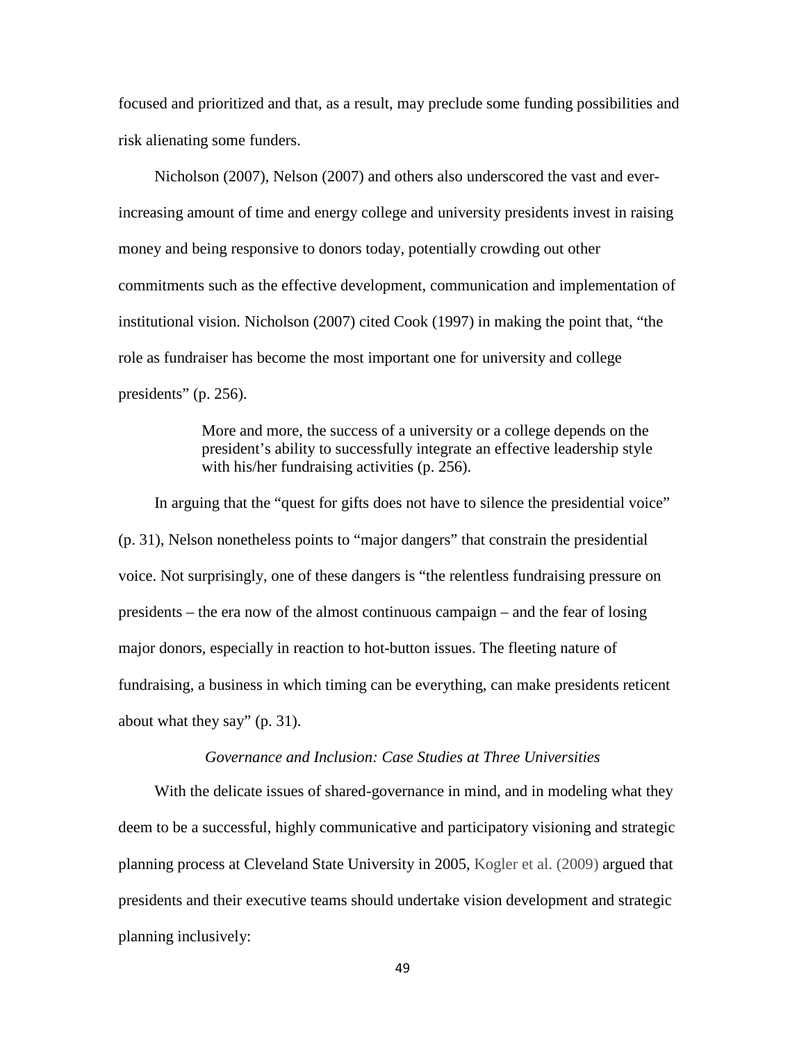focused and prioritized and that, as a result, may preclude some funding possibilities and risk alienating some funders.

Nicholson (2007), Nelson (2007) and others also underscored the vast and ever-increasing amount of time and energy college and university presidents invest in raising money and being responsive to donors today, potentially crowding out other commitments such as the effective development, communication and implementation of institutional vision. Nicholson (2007) cited Cook (1997) in making the point that, "the role as fundraiser has become the most important one for university and college presidents" (p. 256).

> More and more, the success of a university or a college depends on the president's ability to successfully integrate an effective leadership style with his/her fundraising activities (p. 256).

In arguing that the "quest for gifts does not have to silence the presidential voice" (p. 31), Nelson nonetheless points to "major dangers" that constrain the presidential voice. Not surprisingly, one of these dangers is "the relentless fundraising pressure on presidents – the era now of the almost continuous campaign – and the fear of losing major donors, especially in reaction to hot-button issues. The fleeting nature of fundraising, a business in which timing can be everything, can make presidents reticent about what they say" (p. 31).

*Governance and Inclusion: Case Studies at Three Universities*

With the delicate issues of shared-governance in mind, and in modeling what they deem to be a successful, highly communicative and participatory visioning and strategic planning process at Cleveland State University in 2005, Kogler et al. (2009) argued that presidents and their executive teams should undertake vision development and strategic planning inclusively: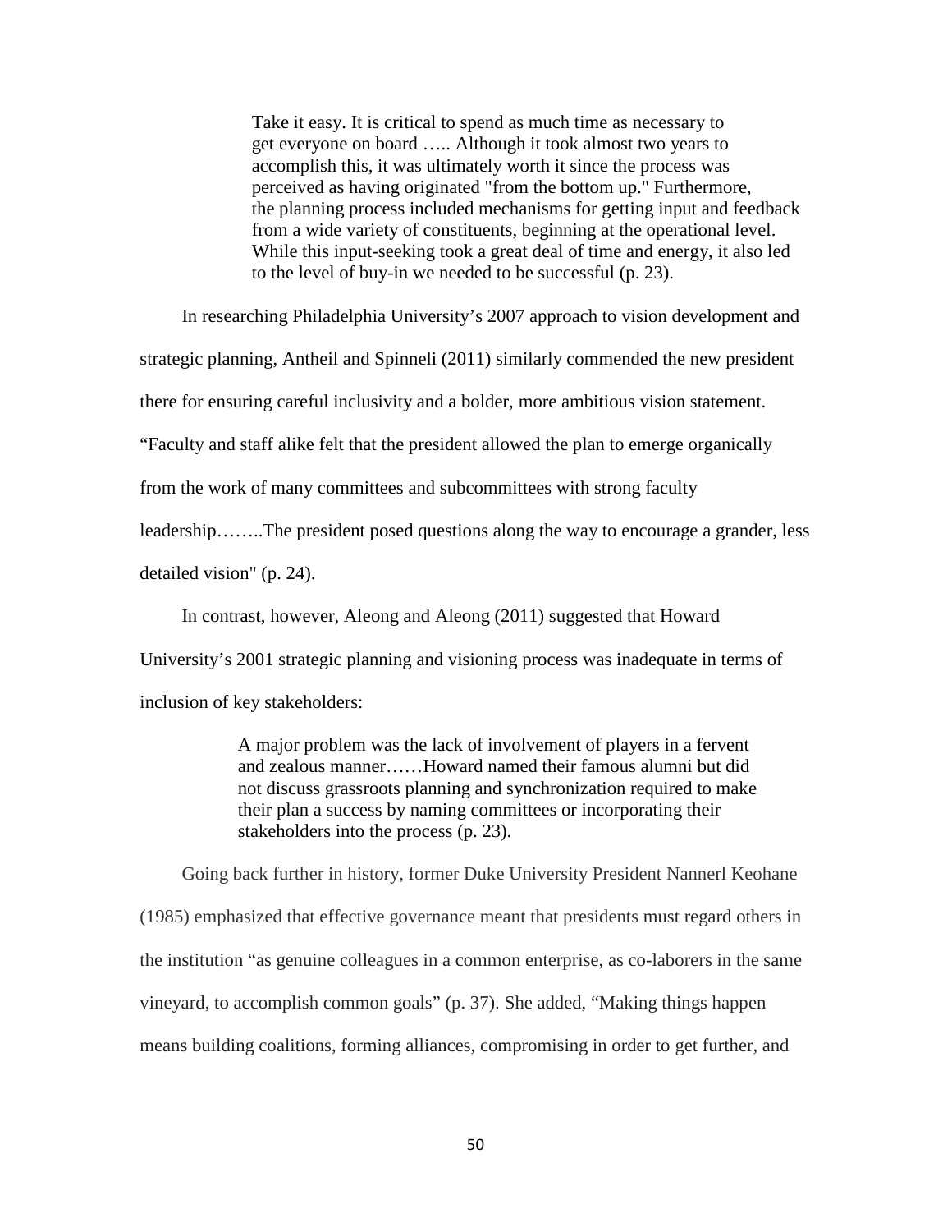> Take it easy. It is critical to spend as much time as necessary to get everyone on board ….. Although it took almost two years to accomplish this, it was ultimately worth it since the process was perceived as having originated "from the bottom up." Furthermore, the planning process included mechanisms for getting input and feedback from a wide variety of constituents, beginning at the operational level. While this input-seeking took a great deal of time and energy, it also led to the level of buy-in we needed to be successful (p. 23).

In researching Philadelphia University's 2007 approach to vision development and strategic planning, Antheil and Spinneli (2011) similarly commended the new president there for ensuring careful inclusivity and a bolder, more ambitious vision statement. "Faculty and staff alike felt that the president allowed the plan to emerge organically from the work of many committees and subcommittees with strong faculty leadership……..The president posed questions along the way to encourage a grander, less detailed vision" (p. 24).

In contrast, however, Aleong and Aleong (2011) suggested that Howard University's 2001 strategic planning and visioning process was inadequate in terms of inclusion of key stakeholders:

> A major problem was the lack of involvement of players in a fervent and zealous manner……Howard named their famous alumni but did not discuss grassroots planning and synchronization required to make their plan a success by naming committees or incorporating their stakeholders into the process (p. 23).

Going back further in history, former Duke University President Nannerl Keohane (1985) emphasized that effective governance meant that presidents must regard others in the institution "as genuine colleagues in a common enterprise, as co-laborers in the same vineyard, to accomplish common goals" (p. 37). She added, "Making things happen means building coalitions, forming alliances, compromising in order to get further, and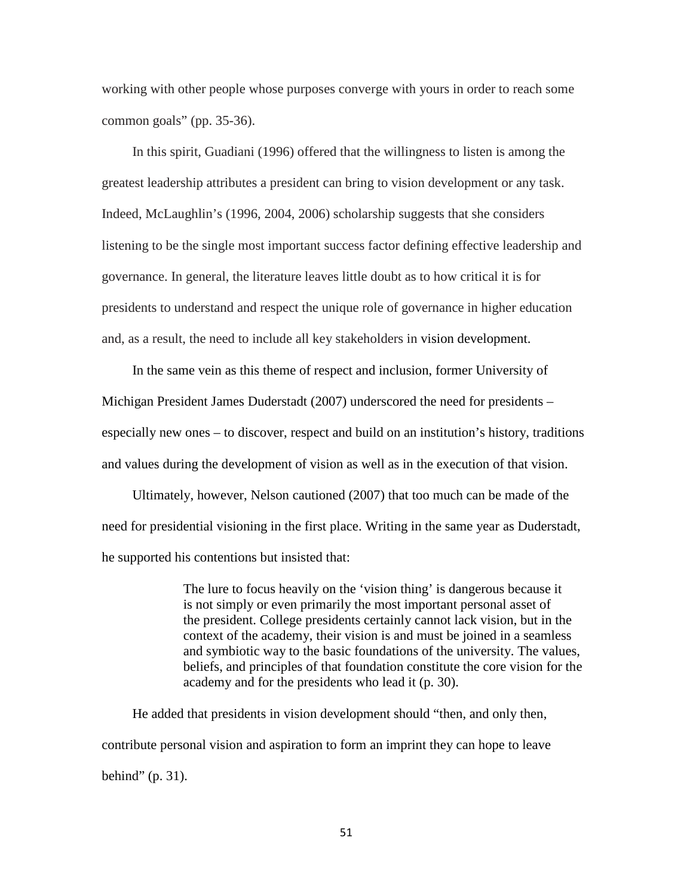working with other people whose purposes converge with yours in order to reach some common goals" (pp. 35-36).

In this spirit, Guadiani (1996) offered that the willingness to listen is among the greatest leadership attributes a president can bring to vision development or any task. Indeed, McLaughlin's (1996, 2004, 2006) scholarship suggests that she considers listening to be the single most important success factor defining effective leadership and governance. In general, the literature leaves little doubt as to how critical it is for presidents to understand and respect the unique role of governance in higher education and, as a result, the need to include all key stakeholders in vision development.

In the same vein as this theme of respect and inclusion, former University of Michigan President James Duderstadt (2007) underscored the need for presidents – especially new ones – to discover, respect and build on an institution's history, traditions and values during the development of vision as well as in the execution of that vision.

Ultimately, however, Nelson cautioned (2007) that too much can be made of the need for presidential visioning in the first place. Writing in the same year as Duderstadt, he supported his contentions but insisted that:

> The lure to focus heavily on the 'vision thing' is dangerous because it is not simply or even primarily the most important personal asset of the president. College presidents certainly cannot lack vision, but in the context of the academy, their vision is and must be joined in a seamless and symbiotic way to the basic foundations of the university. The values, beliefs, and principles of that foundation constitute the core vision for the academy and for the presidents who lead it (p. 30).

He added that presidents in vision development should "then, and only then, contribute personal vision and aspiration to form an imprint they can hope to leave behind" (p. 31).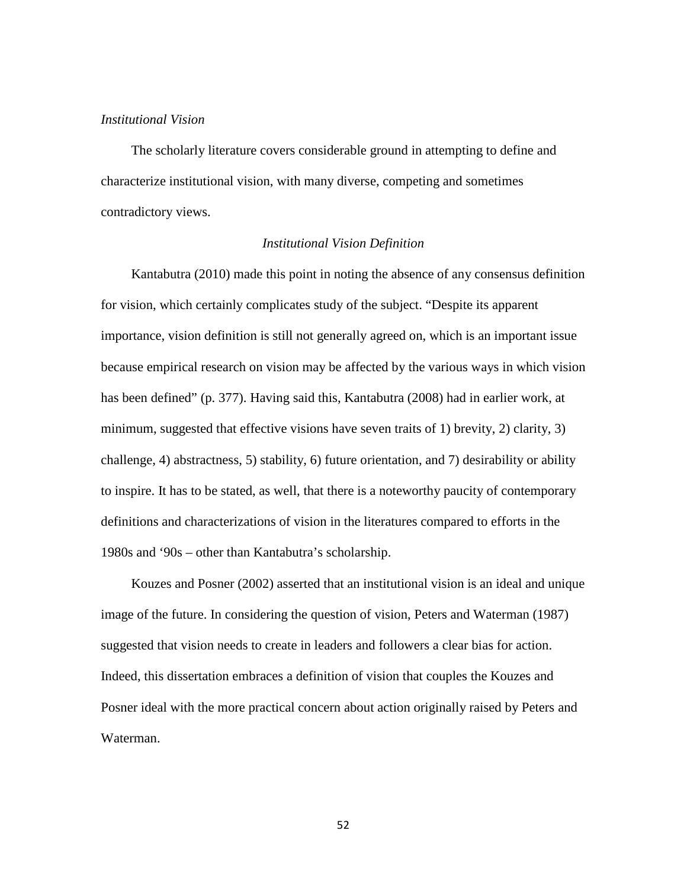*Institutional Vision*

The scholarly literature covers considerable ground in attempting to define and characterize institutional vision, with many diverse, competing and sometimes contradictory views.

*Institutional Vision Definition*

Kantabutra (2010) made this point in noting the absence of any consensus definition for vision, which certainly complicates study of the subject. "Despite its apparent importance, vision definition is still not generally agreed on, which is an important issue because empirical research on vision may be affected by the various ways in which vision has been defined" (p. 377). Having said this, Kantabutra (2008) had in earlier work, at minimum, suggested that effective visions have seven traits of 1) brevity, 2) clarity, 3) challenge, 4) abstractness, 5) stability, 6) future orientation, and 7) desirability or ability to inspire. It has to be stated, as well, that there is a noteworthy paucity of contemporary definitions and characterizations of vision in the literatures compared to efforts in the 1980s and '90s – other than Kantabutra's scholarship.

Kouzes and Posner (2002) asserted that an institutional vision is an ideal and unique image of the future. In considering the question of vision, Peters and Waterman (1987) suggested that vision needs to create in leaders and followers a clear bias for action. Indeed, this dissertation embraces a definition of vision that couples the Kouzes and Posner ideal with the more practical concern about action originally raised by Peters and Waterman.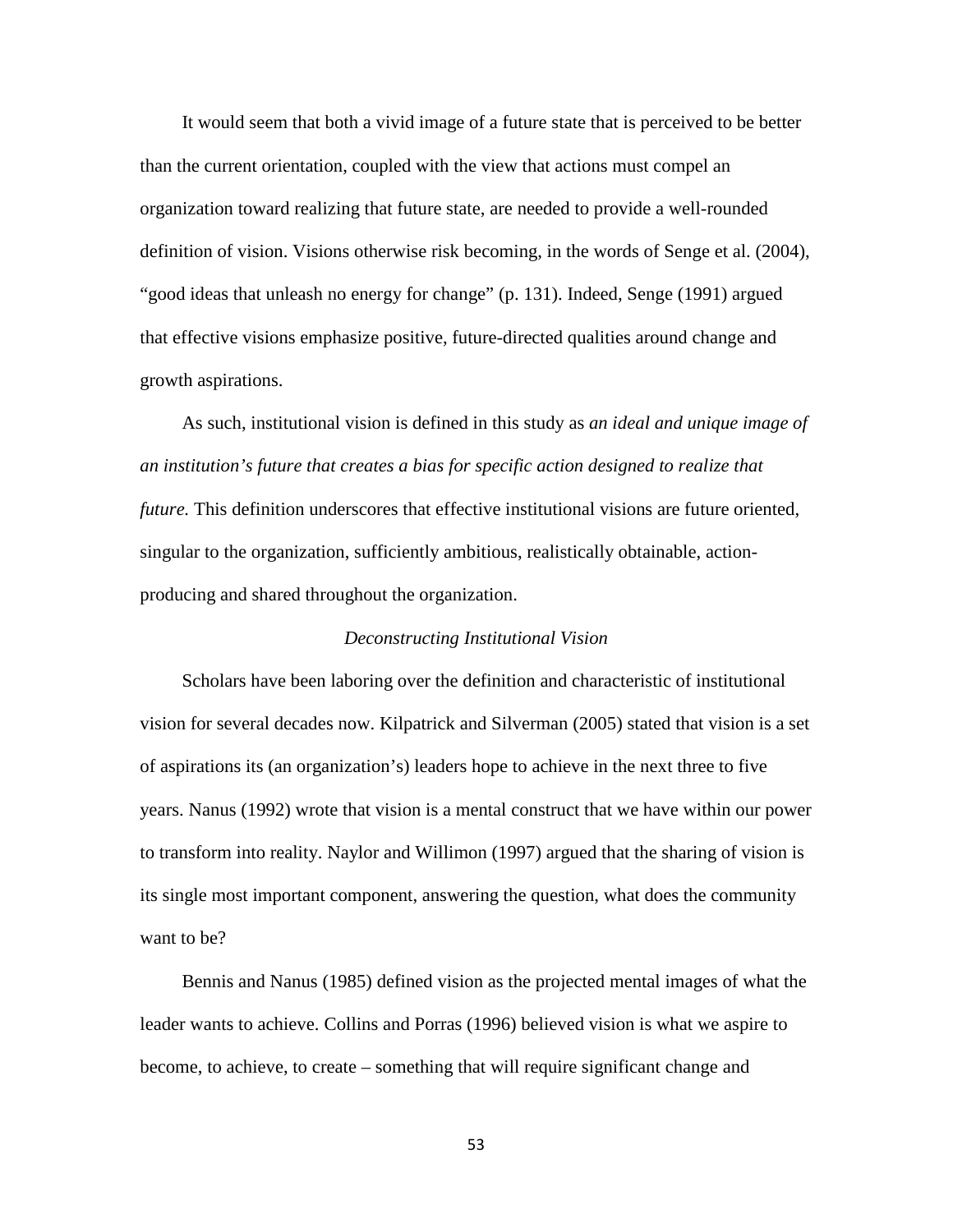It would seem that both a vivid image of a future state that is perceived to be better than the current orientation, coupled with the view that actions must compel an organization toward realizing that future state, are needed to provide a well-rounded definition of vision. Visions otherwise risk becoming, in the words of Senge et al. (2004), "good ideas that unleash no energy for change" (p. 131). Indeed, Senge (1991) argued that effective visions emphasize positive, future-directed qualities around change and growth aspirations.

As such, institutional vision is defined in this study as *an ideal and unique image of an institution's future that creates a bias for specific action designed to realize that future.* This definition underscores that effective institutional visions are future oriented, singular to the organization, sufficiently ambitious, realistically obtainable, action-producing and shared throughout the organization.

### *Deconstructing Institutional Vision*

Scholars have been laboring over the definition and characteristic of institutional vision for several decades now. Kilpatrick and Silverman (2005) stated that vision is a set of aspirations its (an organization's) leaders hope to achieve in the next three to five years. Nanus (1992) wrote that vision is a mental construct that we have within our power to transform into reality. Naylor and Willimon (1997) argued that the sharing of vision is its single most important component, answering the question, what does the community want to be?

Bennis and Nanus (1985) defined vision as the projected mental images of what the leader wants to achieve. Collins and Porras (1996) believed vision is what we aspire to become, to achieve, to create – something that will require significant change and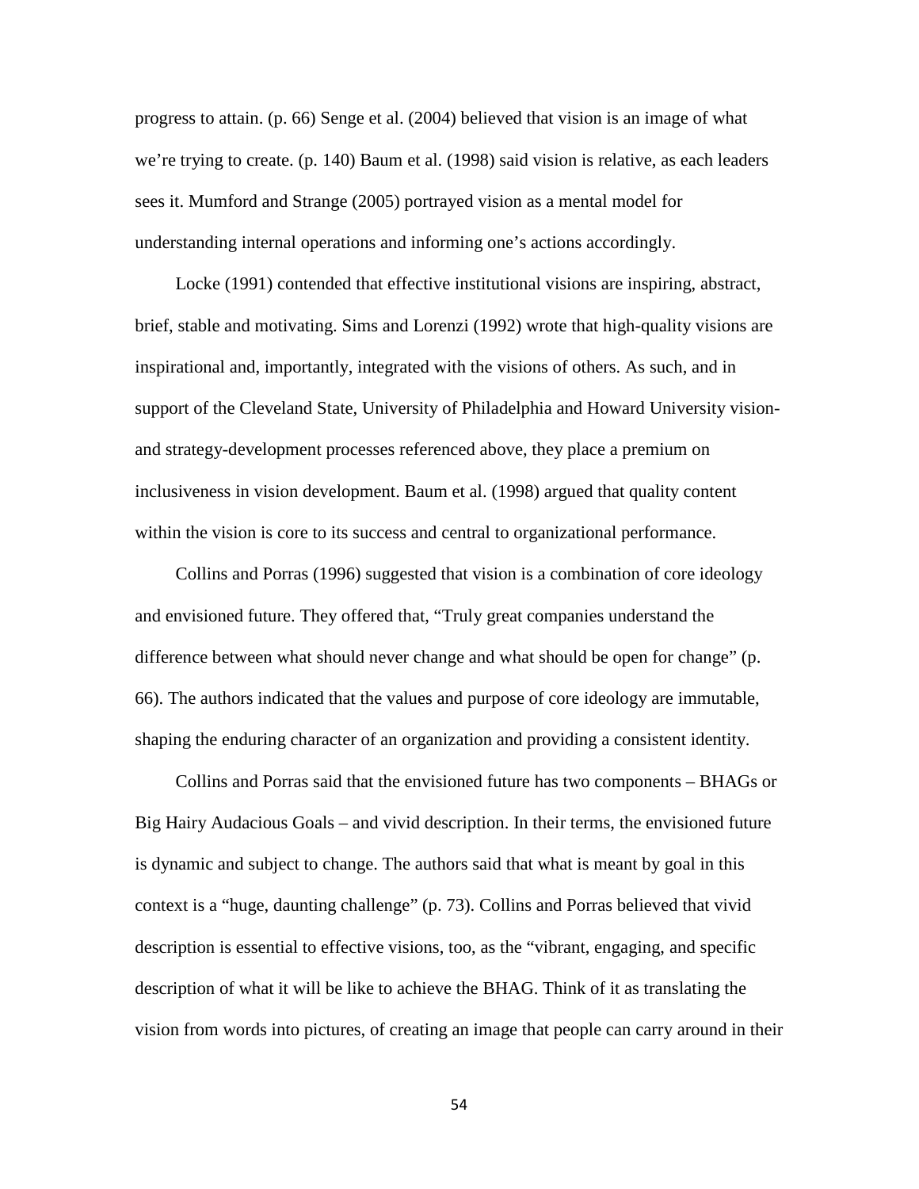progress to attain. (p. 66) Senge et al. (2004) believed that vision is an image of what we're trying to create. (p. 140) Baum et al. (1998) said vision is relative, as each leaders sees it. Mumford and Strange (2005) portrayed vision as a mental model for understanding internal operations and informing one's actions accordingly.

Locke (1991) contended that effective institutional visions are inspiring, abstract, brief, stable and motivating. Sims and Lorenzi (1992) wrote that high-quality visions are inspirational and, importantly, integrated with the visions of others. As such, and in support of the Cleveland State, University of Philadelphia and Howard University vision- and strategy-development processes referenced above, they place a premium on inclusiveness in vision development. Baum et al. (1998) argued that quality content within the vision is core to its success and central to organizational performance.

Collins and Porras (1996) suggested that vision is a combination of core ideology and envisioned future. They offered that, "Truly great companies understand the difference between what should never change and what should be open for change" (p. 66). The authors indicated that the values and purpose of core ideology are immutable, shaping the enduring character of an organization and providing a consistent identity.

Collins and Porras said that the envisioned future has two components – BHAGs or Big Hairy Audacious Goals – and vivid description. In their terms, the envisioned future is dynamic and subject to change. The authors said that what is meant by goal in this context is a "huge, daunting challenge" (p. 73). Collins and Porras believed that vivid description is essential to effective visions, too, as the "vibrant, engaging, and specific description of what it will be like to achieve the BHAG. Think of it as translating the vision from words into pictures, of creating an image that people can carry around in their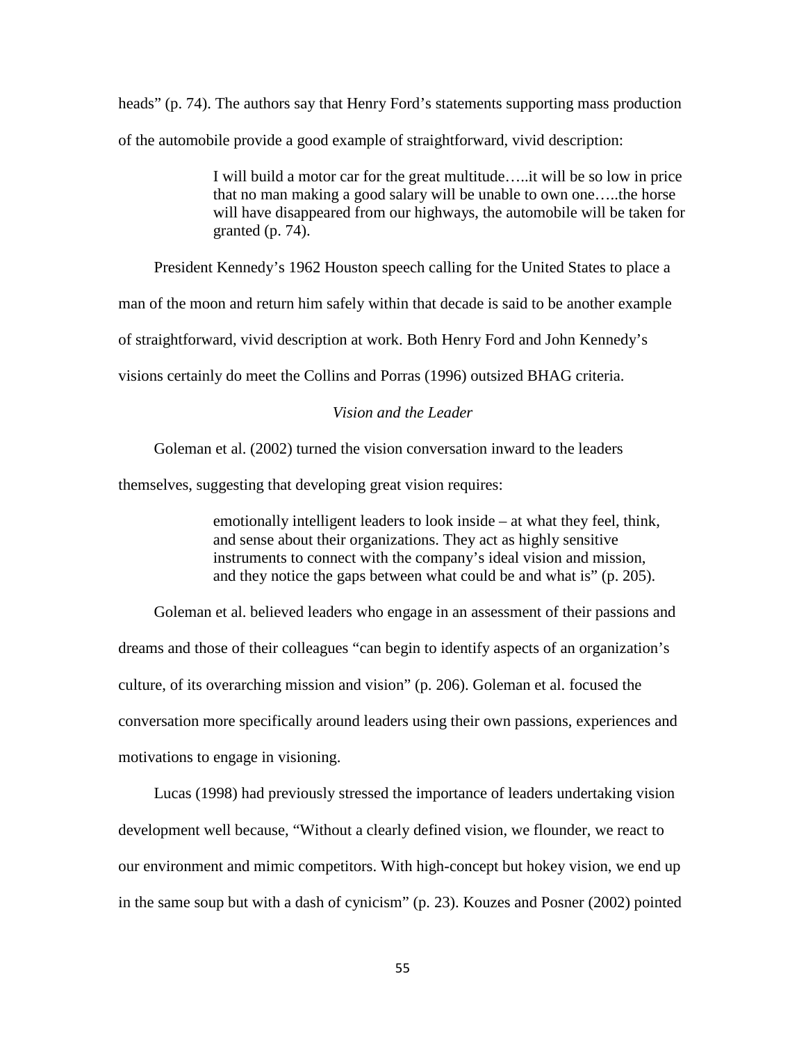heads" (p. 74). The authors say that Henry Ford's statements supporting mass production of the automobile provide a good example of straightforward, vivid description:

> I will build a motor car for the great multitude…..it will be so low in price that no man making a good salary will be unable to own one…..the horse will have disappeared from our highways, the automobile will be taken for granted (p. 74).

President Kennedy's 1962 Houston speech calling for the United States to place a man of the moon and return him safely within that decade is said to be another example of straightforward, vivid description at work. Both Henry Ford and John Kennedy's visions certainly do meet the Collins and Porras (1996) outsized BHAG criteria.

*Vision and the Leader*

Goleman et al. (2002) turned the vision conversation inward to the leaders themselves, suggesting that developing great vision requires:

> emotionally intelligent leaders to look inside – at what they feel, think, and sense about their organizations. They act as highly sensitive instruments to connect with the company's ideal vision and mission, and they notice the gaps between what could be and what is" (p. 205).

Goleman et al. believed leaders who engage in an assessment of their passions and dreams and those of their colleagues "can begin to identify aspects of an organization's culture, of its overarching mission and vision" (p. 206). Goleman et al. focused the conversation more specifically around leaders using their own passions, experiences and motivations to engage in visioning.

Lucas (1998) had previously stressed the importance of leaders undertaking vision development well because, "Without a clearly defined vision, we flounder, we react to our environment and mimic competitors. With high-concept but hokey vision, we end up in the same soup but with a dash of cynicism" (p. 23). Kouzes and Posner (2002) pointed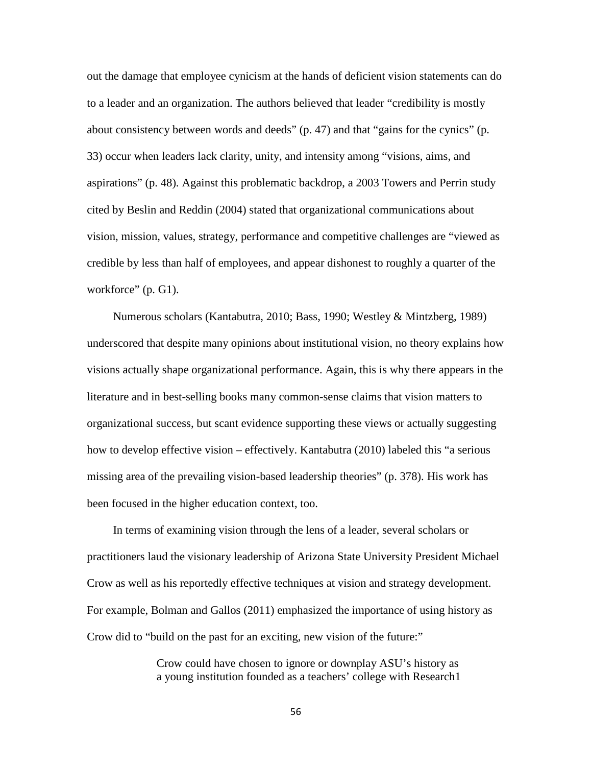out the damage that employee cynicism at the hands of deficient vision statements can do to a leader and an organization. The authors believed that leader "credibility is mostly about consistency between words and deeds" (p. 47) and that "gains for the cynics" (p. 33) occur when leaders lack clarity, unity, and intensity among "visions, aims, and aspirations" (p. 48). Against this problematic backdrop, a 2003 Towers and Perrin study cited by Beslin and Reddin (2004) stated that organizational communications about vision, mission, values, strategy, performance and competitive challenges are "viewed as credible by less than half of employees, and appear dishonest to roughly a quarter of the workforce" (p. G1).

Numerous scholars (Kantabutra, 2010; Bass, 1990; Westley & Mintzberg, 1989) underscored that despite many opinions about institutional vision, no theory explains how visions actually shape organizational performance. Again, this is why there appears in the literature and in best-selling books many common-sense claims that vision matters to organizational success, but scant evidence supporting these views or actually suggesting how to develop effective vision – effectively. Kantabutra (2010) labeled this "a serious missing area of the prevailing vision-based leadership theories" (p. 378). His work has been focused in the higher education context, too.

In terms of examining vision through the lens of a leader, several scholars or practitioners laud the visionary leadership of Arizona State University President Michael Crow as well as his reportedly effective techniques at vision and strategy development. For example, Bolman and Gallos (2011) emphasized the importance of using history as Crow did to "build on the past for an exciting, new vision of the future:"

> Crow could have chosen to ignore or downplay ASU's history as a young institution founded as a teachers' college with Research1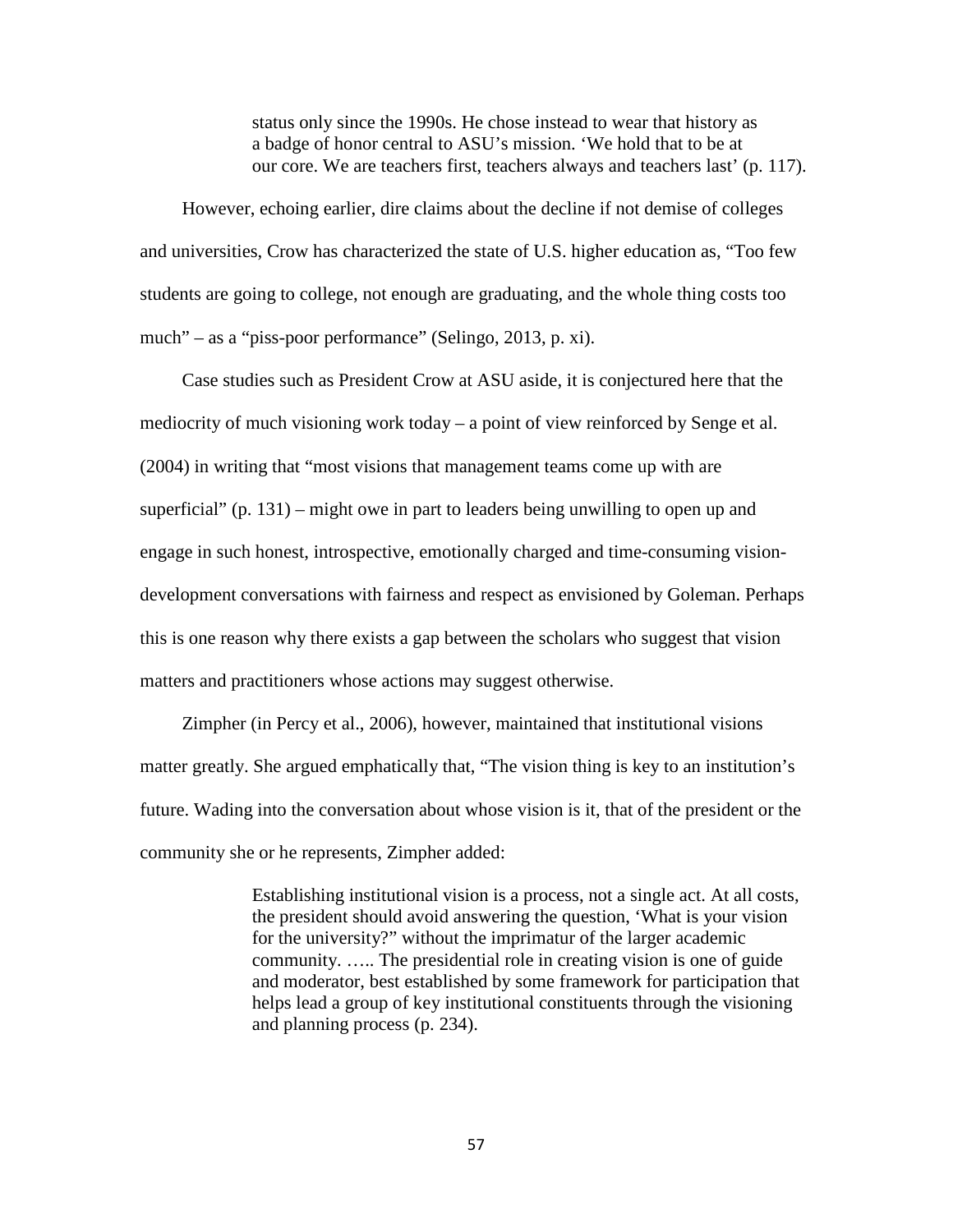> status only since the 1990s. He chose instead to wear that history as a badge of honor central to ASU's mission. 'We hold that to be at our core. We are teachers first, teachers always and teachers last' (p. 117).

However, echoing earlier, dire claims about the decline if not demise of colleges and universities, Crow has characterized the state of U.S. higher education as, "Too few students are going to college, not enough are graduating, and the whole thing costs too much" – as a "piss-poor performance" (Selingo, 2013, p. xi).

Case studies such as President Crow at ASU aside, it is conjectured here that the mediocrity of much visioning work today – a point of view reinforced by Senge et al. (2004) in writing that "most visions that management teams come up with are superficial" (p. 131) – might owe in part to leaders being unwilling to open up and engage in such honest, introspective, emotionally charged and time-consuming vision-development conversations with fairness and respect as envisioned by Goleman. Perhaps this is one reason why there exists a gap between the scholars who suggest that vision matters and practitioners whose actions may suggest otherwise.

Zimpher (in Percy et al., 2006), however, maintained that institutional visions matter greatly. She argued emphatically that, "The vision thing is key to an institution's future. Wading into the conversation about whose vision is it, that of the president or the community she or he represents, Zimpher added:

> Establishing institutional vision is a process, not a single act. At all costs, the president should avoid answering the question, 'What is your vision for the university?" without the imprimatur of the larger academic community. ….. The presidential role in creating vision is one of guide and moderator, best established by some framework for participation that helps lead a group of key institutional constituents through the visioning and planning process (p. 234).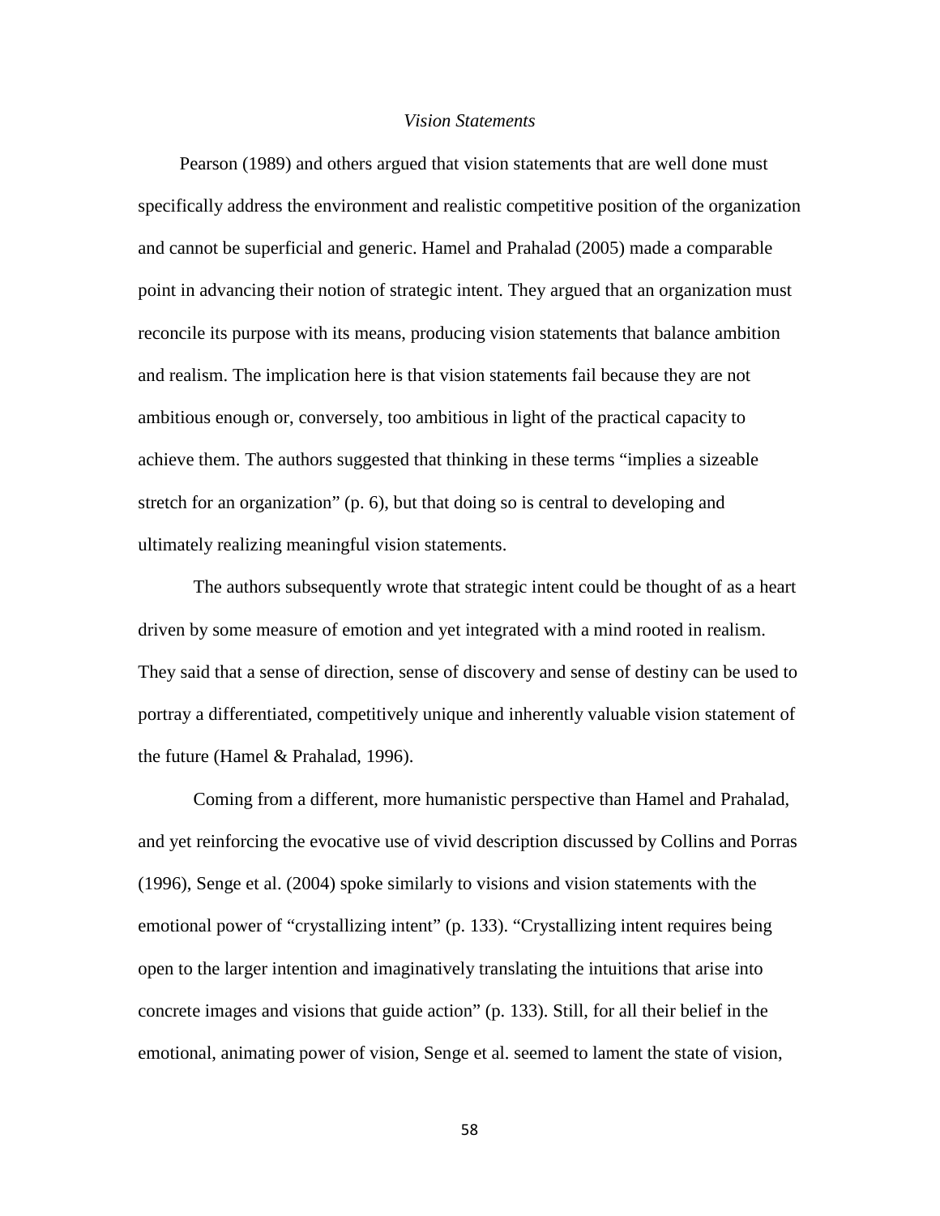### *Vision Statements*

Pearson (1989) and others argued that vision statements that are well done must specifically address the environment and realistic competitive position of the organization and cannot be superficial and generic. Hamel and Prahalad (2005) made a comparable point in advancing their notion of strategic intent. They argued that an organization must reconcile its purpose with its means, producing vision statements that balance ambition and realism. The implication here is that vision statements fail because they are not ambitious enough or, conversely, too ambitious in light of the practical capacity to achieve them. The authors suggested that thinking in these terms "implies a sizeable stretch for an organization" (p. 6), but that doing so is central to developing and ultimately realizing meaningful vision statements.

The authors subsequently wrote that strategic intent could be thought of as a heart driven by some measure of emotion and yet integrated with a mind rooted in realism. They said that a sense of direction, sense of discovery and sense of destiny can be used to portray a differentiated, competitively unique and inherently valuable vision statement of the future (Hamel & Prahalad, 1996).

Coming from a different, more humanistic perspective than Hamel and Prahalad, and yet reinforcing the evocative use of vivid description discussed by Collins and Porras (1996), Senge et al. (2004) spoke similarly to visions and vision statements with the emotional power of "crystallizing intent" (p. 133). "Crystallizing intent requires being open to the larger intention and imaginatively translating the intuitions that arise into concrete images and visions that guide action" (p. 133). Still, for all their belief in the emotional, animating power of vision, Senge et al. seemed to lament the state of vision,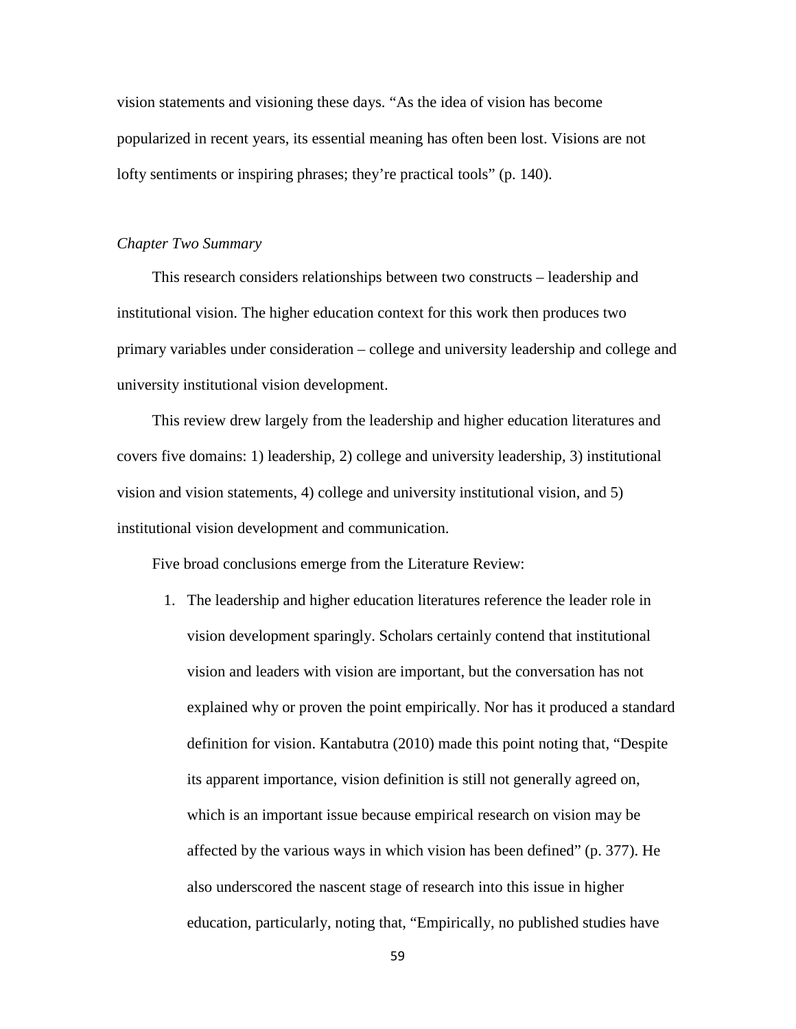vision statements and visioning these days. “As the idea of vision has become popularized in recent years, its essential meaning has often been lost. Visions are not lofty sentiments or inspiring phrases; they’re practical tools” (p. 140).

*Chapter Two Summary*

This research considers relationships between two constructs – leadership and institutional vision. The higher education context for this work then produces two primary variables under consideration – college and university leadership and college and university institutional vision development.

This review drew largely from the leadership and higher education literatures and covers five domains: 1) leadership, 2) college and university leadership, 3) institutional vision and vision statements, 4) college and university institutional vision, and 5) institutional vision development and communication.

Five broad conclusions emerge from the Literature Review:

1. The leadership and higher education literatures reference the leader role in vision development sparingly. Scholars certainly contend that institutional vision and leaders with vision are important, but the conversation has not explained why or proven the point empirically. Nor has it produced a standard definition for vision. Kantabutra (2010) made this point noting that, “Despite its apparent importance, vision definition is still not generally agreed on, which is an important issue because empirical research on vision may be affected by the various ways in which vision has been defined” (p. 377). He also underscored the nascent stage of research into this issue in higher education, particularly, noting that, “Empirically, no published studies have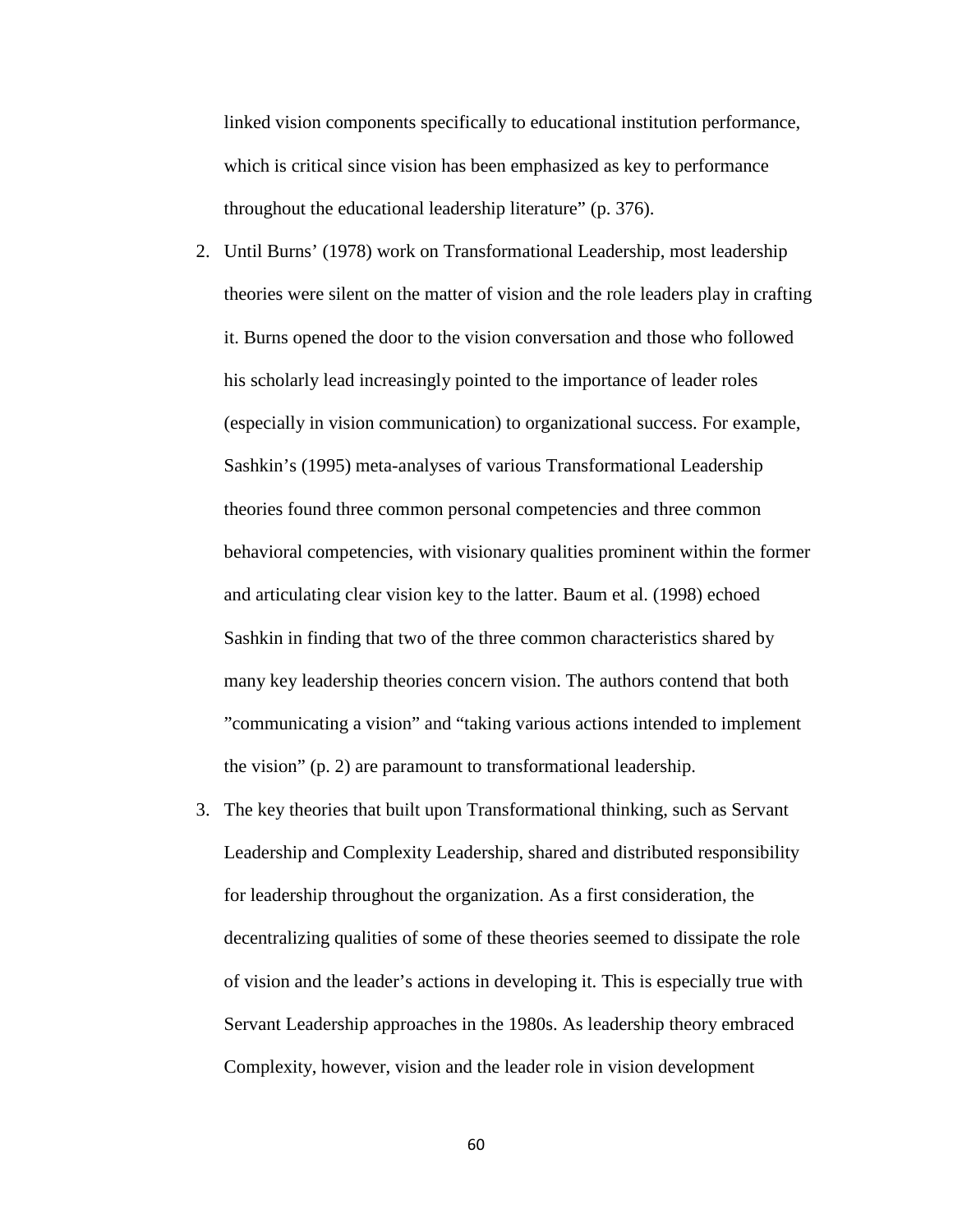linked vision components specifically to educational institution performance, which is critical since vision has been emphasized as key to performance throughout the educational leadership literature" (p. 376).

2. Until Burns' (1978) work on Transformational Leadership, most leadership theories were silent on the matter of vision and the role leaders play in crafting it. Burns opened the door to the vision conversation and those who followed his scholarly lead increasingly pointed to the importance of leader roles (especially in vision communication) to organizational success. For example, Sashkin's (1995) meta-analyses of various Transformational Leadership theories found three common personal competencies and three common behavioral competencies, with visionary qualities prominent within the former and articulating clear vision key to the latter. Baum et al. (1998) echoed Sashkin in finding that two of the three common characteristics shared by many key leadership theories concern vision. The authors contend that both "communicating a vision" and "taking various actions intended to implement the vision" (p. 2) are paramount to transformational leadership.

3. The key theories that built upon Transformational thinking, such as Servant Leadership and Complexity Leadership, shared and distributed responsibility for leadership throughout the organization. As a first consideration, the decentralizing qualities of some of these theories seemed to dissipate the role of vision and the leader's actions in developing it. This is especially true with Servant Leadership approaches in the 1980s. As leadership theory embraced Complexity, however, vision and the leader role in vision development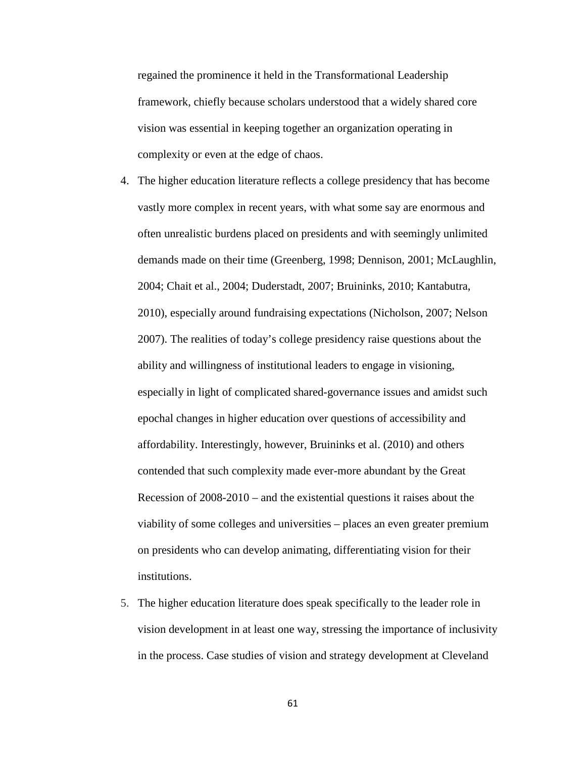regained the prominence it held in the Transformational Leadership framework, chiefly because scholars understood that a widely shared core vision was essential in keeping together an organization operating in complexity or even at the edge of chaos.

4. The higher education literature reflects a college presidency that has become vastly more complex in recent years, with what some say are enormous and often unrealistic burdens placed on presidents and with seemingly unlimited demands made on their time (Greenberg, 1998; Dennison, 2001; McLaughlin, 2004; Chait et al., 2004; Duderstadt, 2007; Bruininks, 2010; Kantabutra, 2010), especially around fundraising expectations (Nicholson, 2007; Nelson 2007). The realities of today's college presidency raise questions about the ability and willingness of institutional leaders to engage in visioning, especially in light of complicated shared-governance issues and amidst such epochal changes in higher education over questions of accessibility and affordability. Interestingly, however, Bruininks et al. (2010) and others contended that such complexity made ever-more abundant by the Great Recession of 2008-2010 – and the existential questions it raises about the viability of some colleges and universities – places an even greater premium on presidents who can develop animating, differentiating vision for their institutions.

5. The higher education literature does speak specifically to the leader role in vision development in at least one way, stressing the importance of inclusivity in the process. Case studies of vision and strategy development at Cleveland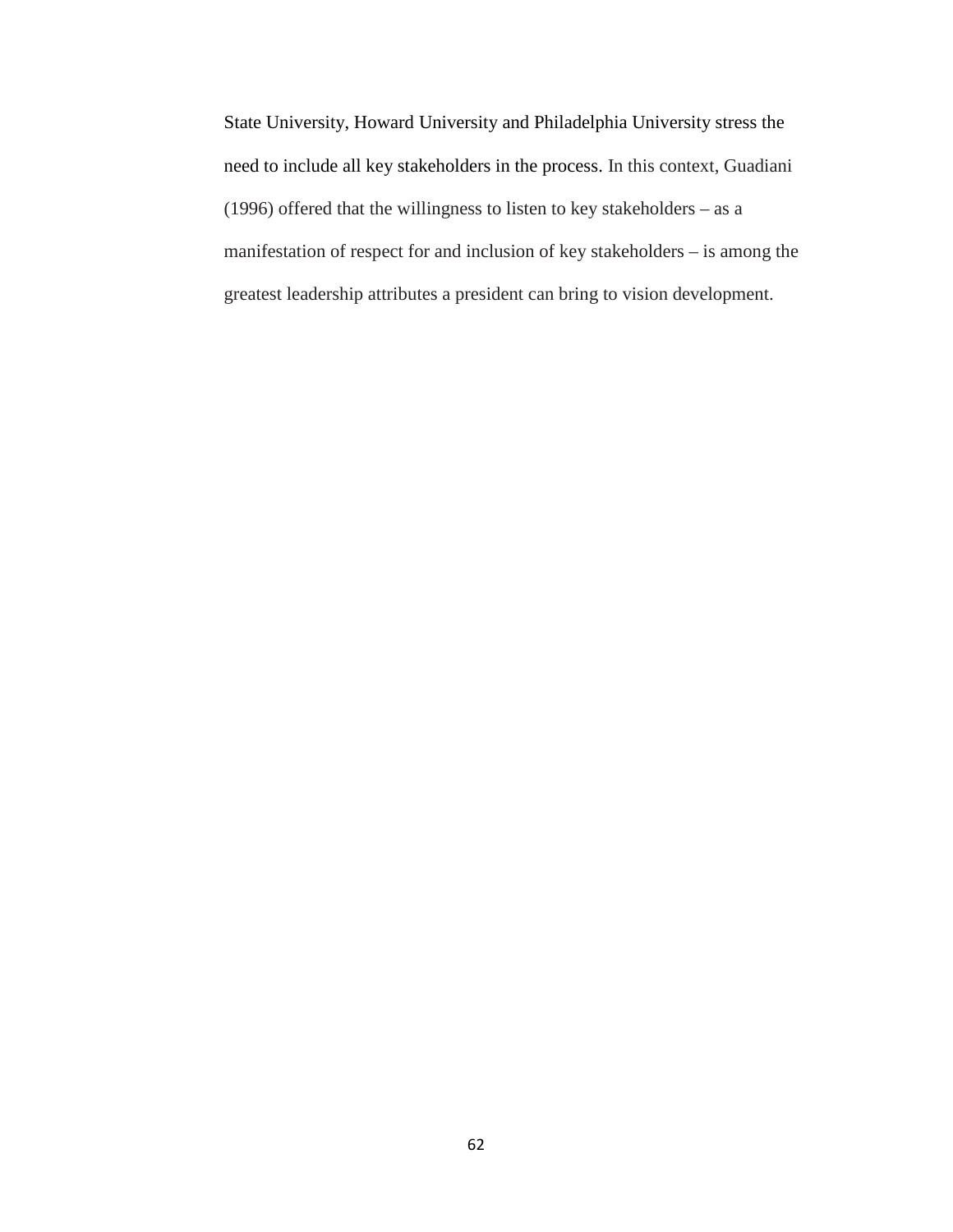State University, Howard University and Philadelphia University stress the need to include all key stakeholders in the process. In this context, Guadiani (1996) offered that the willingness to listen to key stakeholders – as a manifestation of respect for and inclusion of key stakeholders – is among the greatest leadership attributes a president can bring to vision development.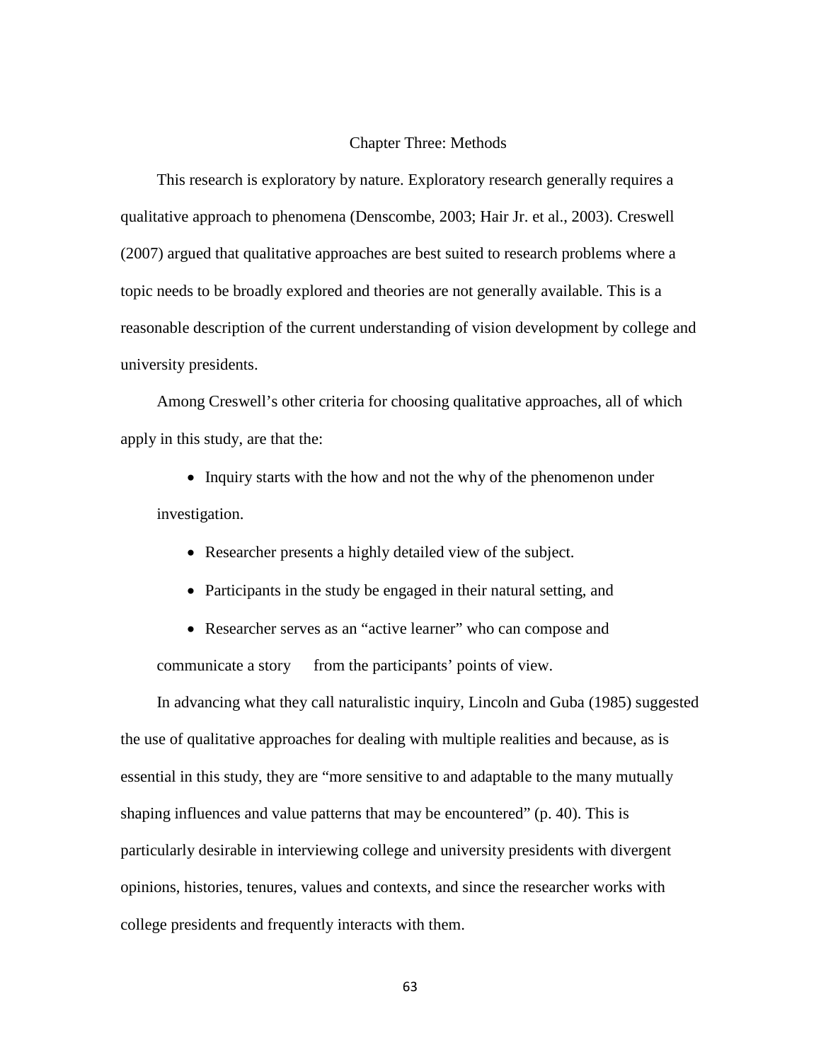# Chapter Three: Methods

This research is exploratory by nature. Exploratory research generally requires a qualitative approach to phenomena (Denscombe, 2003; Hair Jr. et al., 2003). Creswell (2007) argued that qualitative approaches are best suited to research problems where a topic needs to be broadly explored and theories are not generally available. This is a reasonable description of the current understanding of vision development by college and university presidents.

Among Creswell's other criteria for choosing qualitative approaches, all of which apply in this study, are that the:

- Inquiry starts with the how and not the why of the phenomenon under investigation.
- Researcher presents a highly detailed view of the subject.
- Participants in the study be engaged in their natural setting, and
- Researcher serves as an "active learner" who can compose and communicate a story from the participants' points of view.

In advancing what they call naturalistic inquiry, Lincoln and Guba (1985) suggested the use of qualitative approaches for dealing with multiple realities and because, as is essential in this study, they are "more sensitive to and adaptable to the many mutually shaping influences and value patterns that may be encountered" (p. 40). This is particularly desirable in interviewing college and university presidents with divergent opinions, histories, tenures, values and contexts, and since the researcher works with college presidents and frequently interacts with them.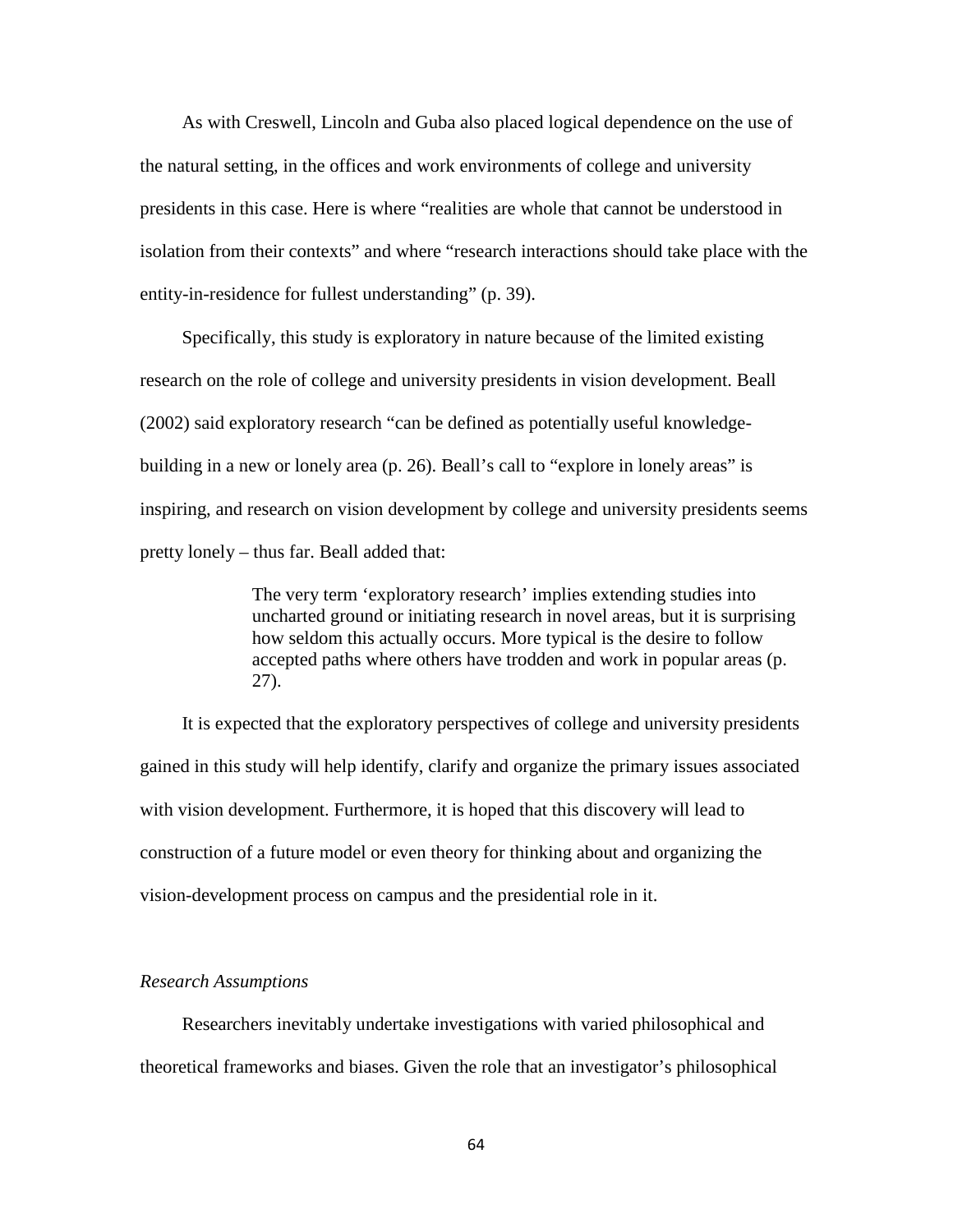As with Creswell, Lincoln and Guba also placed logical dependence on the use of the natural setting, in the offices and work environments of college and university presidents in this case. Here is where "realities are whole that cannot be understood in isolation from their contexts" and where "research interactions should take place with the entity-in-residence for fullest understanding" (p. 39).

Specifically, this study is exploratory in nature because of the limited existing research on the role of college and university presidents in vision development. Beall (2002) said exploratory research "can be defined as potentially useful knowledge-building in a new or lonely area (p. 26). Beall's call to "explore in lonely areas" is inspiring, and research on vision development by college and university presidents seems pretty lonely – thus far. Beall added that:

> The very term 'exploratory research' implies extending studies into uncharted ground or initiating research in novel areas, but it is surprising how seldom this actually occurs. More typical is the desire to follow accepted paths where others have trodden and work in popular areas (p. 27).

It is expected that the exploratory perspectives of college and university presidents gained in this study will help identify, clarify and organize the primary issues associated with vision development. Furthermore, it is hoped that this discovery will lead to construction of a future model or even theory for thinking about and organizing the vision-development process on campus and the presidential role in it.

*Research Assumptions*

Researchers inevitably undertake investigations with varied philosophical and theoretical frameworks and biases. Given the role that an investigator's philosophical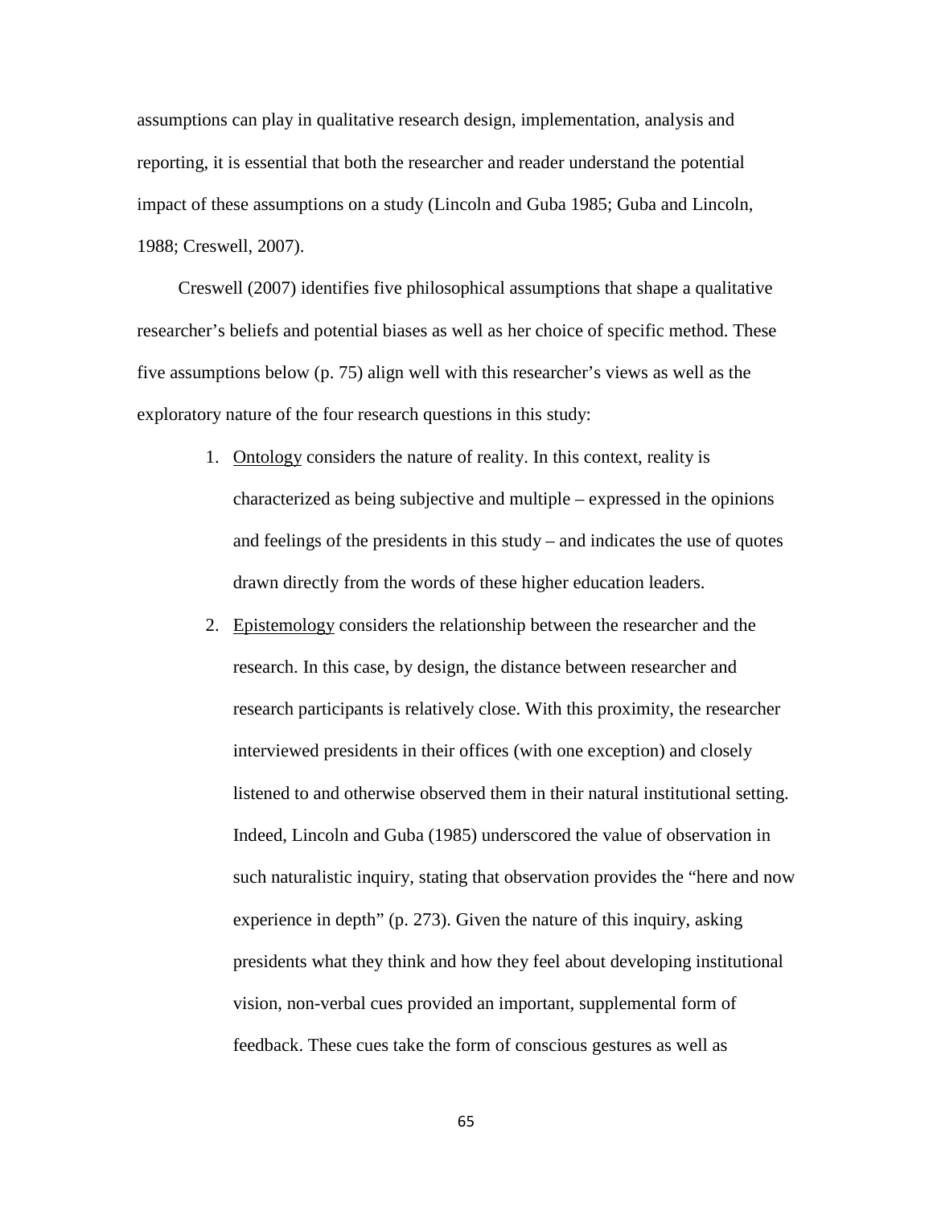assumptions can play in qualitative research design, implementation, analysis and reporting, it is essential that both the researcher and reader understand the potential impact of these assumptions on a study (Lincoln and Guba 1985; Guba and Lincoln, 1988; Creswell, 2007).

Creswell (2007) identifies five philosophical assumptions that shape a qualitative researcher's beliefs and potential biases as well as her choice of specific method. These five assumptions below (p. 75) align well with this researcher's views as well as the exploratory nature of the four research questions in this study:

1. <u>Ontology</u> considers the nature of reality. In this context, reality is characterized as being subjective and multiple – expressed in the opinions and feelings of the presidents in this study – and indicates the use of quotes drawn directly from the words of these higher education leaders.
2. <u>Epistemology</u> considers the relationship between the researcher and the research. In this case, by design, the distance between researcher and research participants is relatively close. With this proximity, the researcher interviewed presidents in their offices (with one exception) and closely listened to and otherwise observed them in their natural institutional setting. Indeed, Lincoln and Guba (1985) underscored the value of observation in such naturalistic inquiry, stating that observation provides the "here and now experience in depth" (p. 273). Given the nature of this inquiry, asking presidents what they think and how they feel about developing institutional vision, non-verbal cues provided an important, supplemental form of feedback. These cues take the form of conscious gestures as well as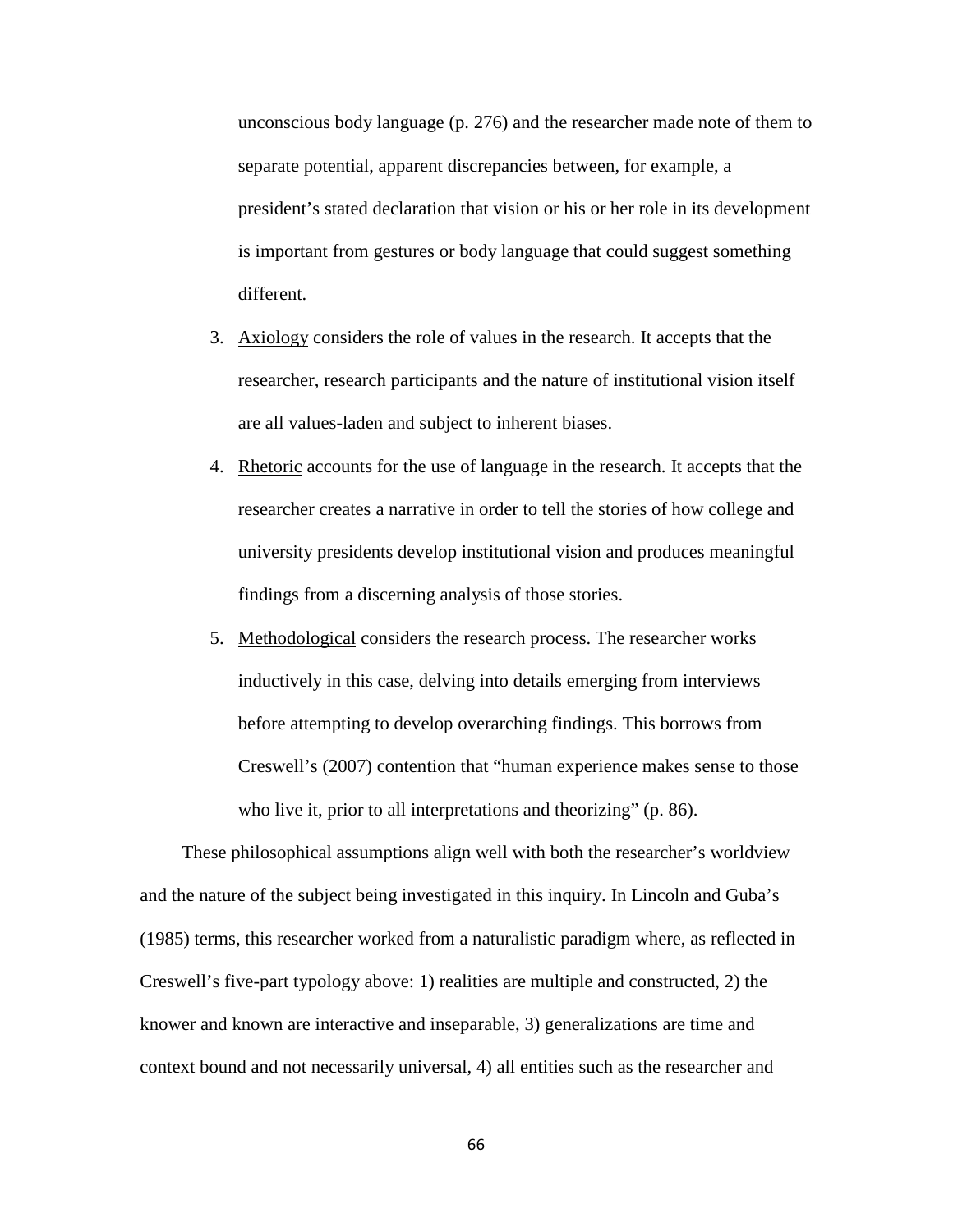unconscious body language (p. 276) and the researcher made note of them to separate potential, apparent discrepancies between, for example, a president's stated declaration that vision or his or her role in its development is important from gestures or body language that could suggest something different.

3. Axiology considers the role of values in the research. It accepts that the researcher, research participants and the nature of institutional vision itself are all values-laden and subject to inherent biases.
4. Rhetoric accounts for the use of language in the research. It accepts that the researcher creates a narrative in order to tell the stories of how college and university presidents develop institutional vision and produces meaningful findings from a discerning analysis of those stories.
5. Methodological considers the research process. The researcher works inductively in this case, delving into details emerging from interviews before attempting to develop overarching findings. This borrows from Creswell's (2007) contention that "human experience makes sense to those who live it, prior to all interpretations and theorizing" (p. 86).

These philosophical assumptions align well with both the researcher's worldview and the nature of the subject being investigated in this inquiry. In Lincoln and Guba's (1985) terms, this researcher worked from a naturalistic paradigm where, as reflected in Creswell's five-part typology above: 1) realities are multiple and constructed, 2) the knower and known are interactive and inseparable, 3) generalizations are time and context bound and not necessarily universal, 4) all entities such as the researcher and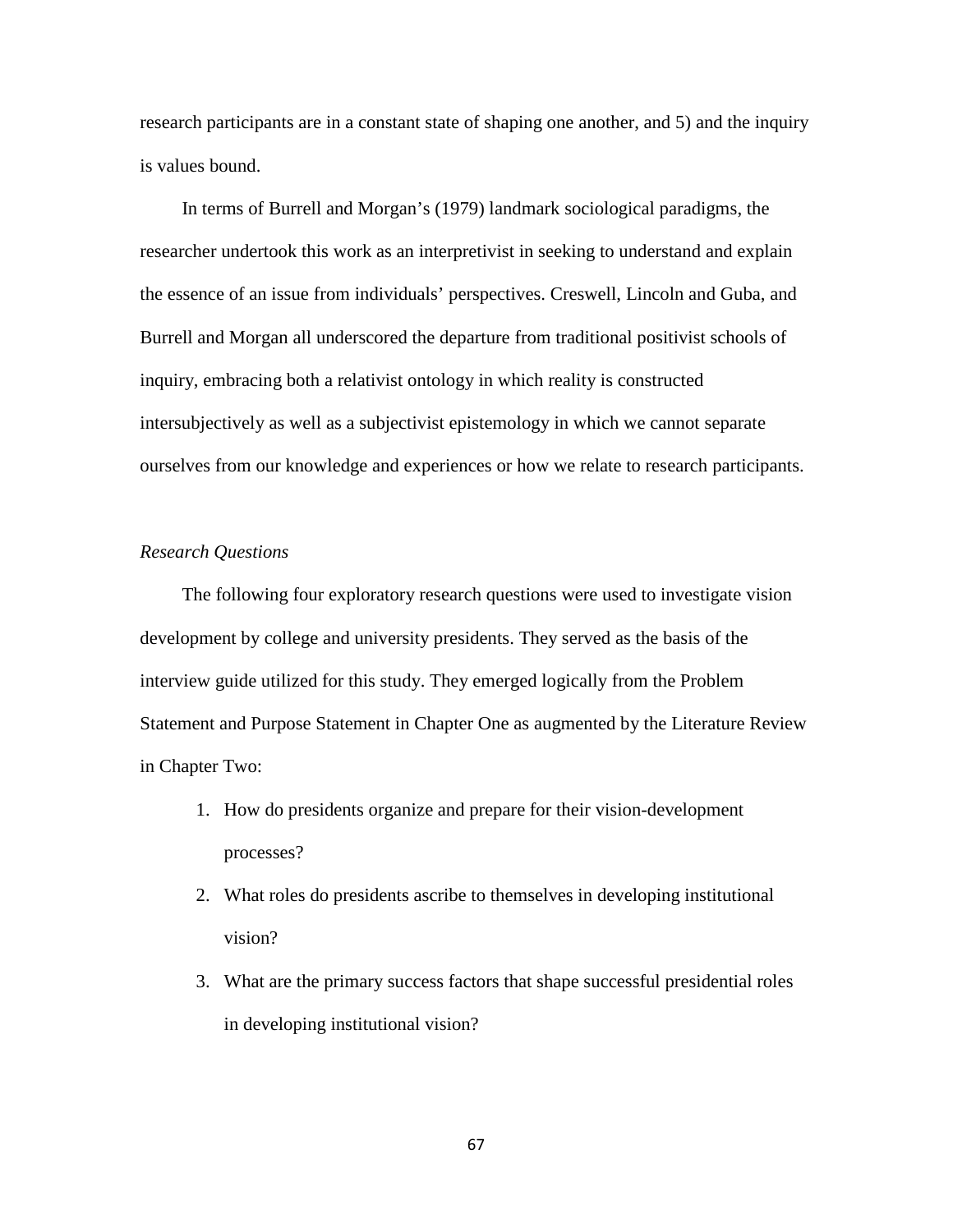research participants are in a constant state of shaping one another, and 5) and the inquiry is values bound.

In terms of Burrell and Morgan's (1979) landmark sociological paradigms, the researcher undertook this work as an interpretivist in seeking to understand and explain the essence of an issue from individuals' perspectives. Creswell, Lincoln and Guba, and Burrell and Morgan all underscored the departure from traditional positivist schools of inquiry, embracing both a relativist ontology in which reality is constructed intersubjectively as well as a subjectivist epistemology in which we cannot separate ourselves from our knowledge and experiences or how we relate to research participants.

*Research Questions*

The following four exploratory research questions were used to investigate vision development by college and university presidents. They served as the basis of the interview guide utilized for this study. They emerged logically from the Problem Statement and Purpose Statement in Chapter One as augmented by the Literature Review in Chapter Two:

1. How do presidents organize and prepare for their vision-development processes?
2. What roles do presidents ascribe to themselves in developing institutional vision?
3. What are the primary success factors that shape successful presidential roles in developing institutional vision?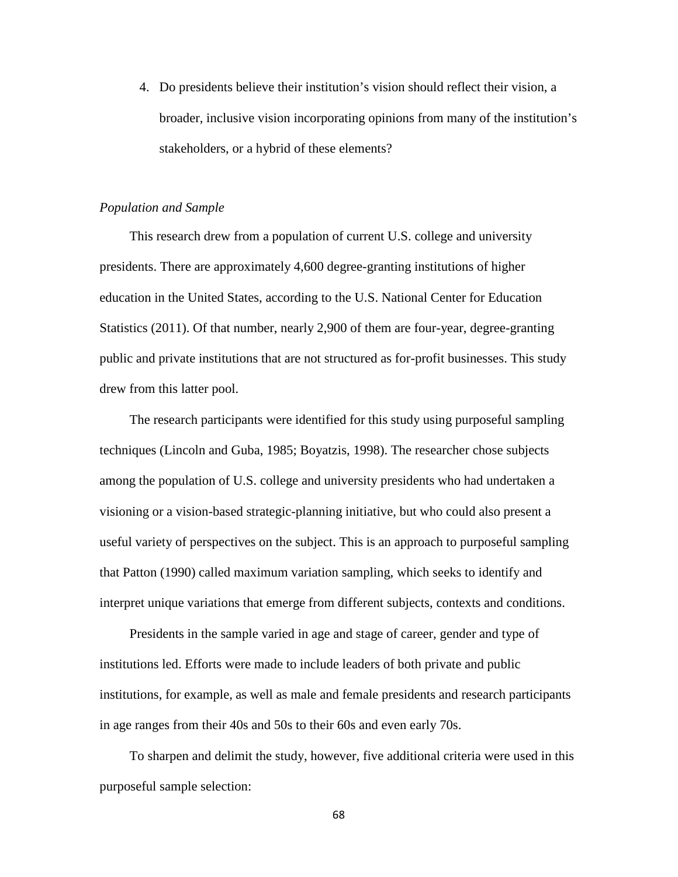4. Do presidents believe their institution's vision should reflect their vision, a broader, inclusive vision incorporating opinions from many of the institution's stakeholders, or a hybrid of these elements?

*Population and Sample*

This research drew from a population of current U.S. college and university presidents. There are approximately 4,600 degree-granting institutions of higher education in the United States, according to the U.S. National Center for Education Statistics (2011). Of that number, nearly 2,900 of them are four-year, degree-granting public and private institutions that are not structured as for-profit businesses. This study drew from this latter pool.

The research participants were identified for this study using purposeful sampling techniques (Lincoln and Guba, 1985; Boyatzis, 1998). The researcher chose subjects among the population of U.S. college and university presidents who had undertaken a visioning or a vision-based strategic-planning initiative, but who could also present a useful variety of perspectives on the subject. This is an approach to purposeful sampling that Patton (1990) called maximum variation sampling, which seeks to identify and interpret unique variations that emerge from different subjects, contexts and conditions.

Presidents in the sample varied in age and stage of career, gender and type of institutions led. Efforts were made to include leaders of both private and public institutions, for example, as well as male and female presidents and research participants in age ranges from their 40s and 50s to their 60s and even early 70s.

To sharpen and delimit the study, however, five additional criteria were used in this purposeful sample selection: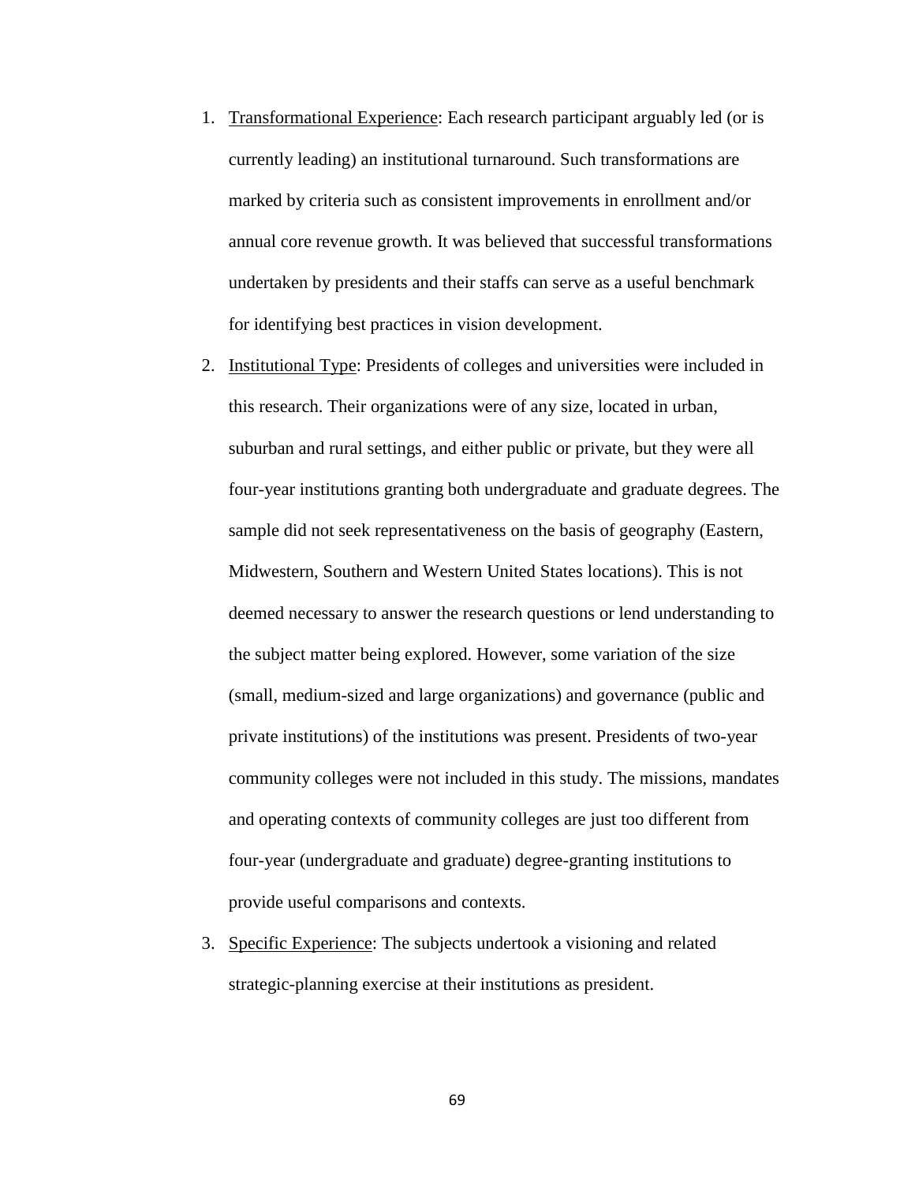1. Transformational Experience: Each research participant arguably led (or is currently leading) an institutional turnaround. Such transformations are marked by criteria such as consistent improvements in enrollment and/or annual core revenue growth. It was believed that successful transformations undertaken by presidents and their staffs can serve as a useful benchmark for identifying best practices in vision development.
2. Institutional Type: Presidents of colleges and universities were included in this research. Their organizations were of any size, located in urban, suburban and rural settings, and either public or private, but they were all four-year institutions granting both undergraduate and graduate degrees. The sample did not seek representativeness on the basis of geography (Eastern, Midwestern, Southern and Western United States locations). This is not deemed necessary to answer the research questions or lend understanding to the subject matter being explored. However, some variation of the size (small, medium-sized and large organizations) and governance (public and private institutions) of the institutions was present. Presidents of two-year community colleges were not included in this study. The missions, mandates and operating contexts of community colleges are just too different from four-year (undergraduate and graduate) degree-granting institutions to provide useful comparisons and contexts.
3. Specific Experience: The subjects undertook a visioning and related strategic-planning exercise at their institutions as president.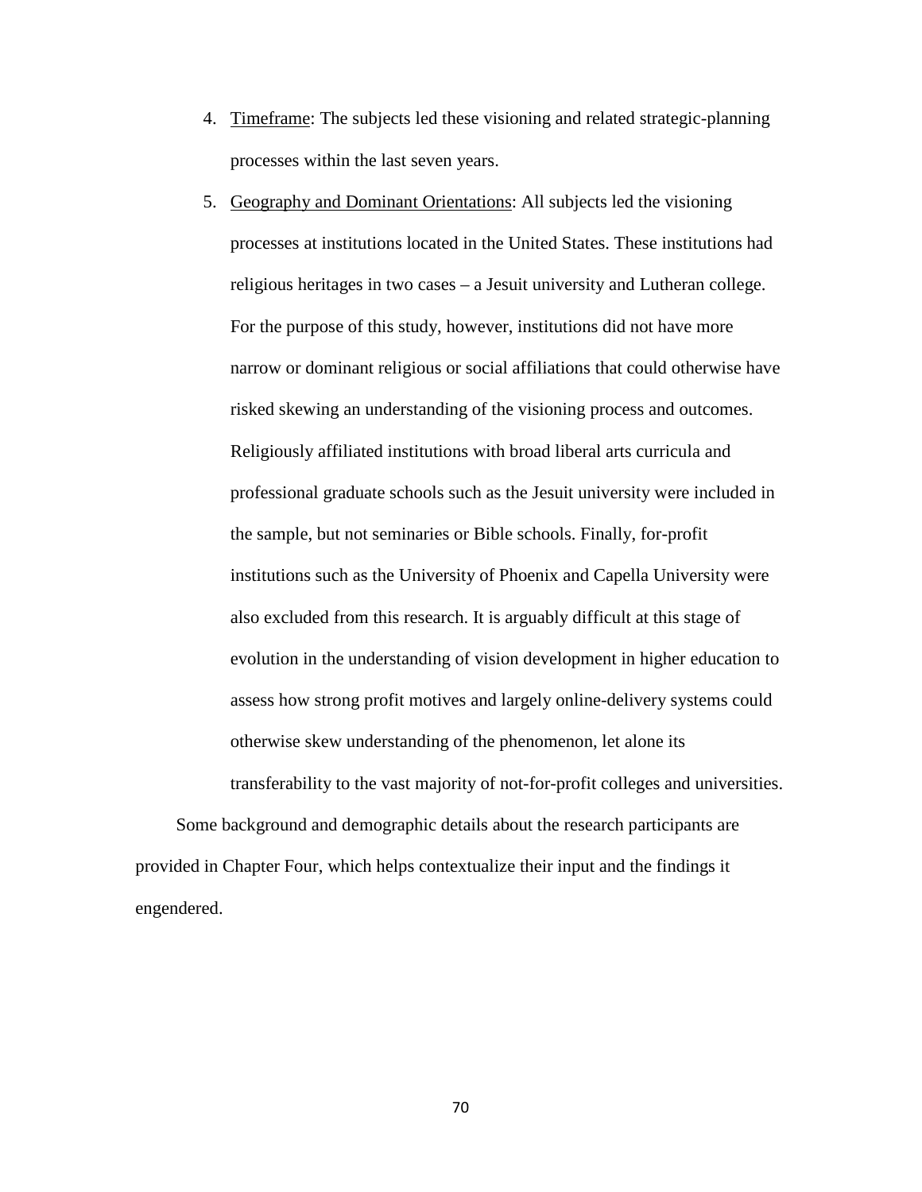4. Timeframe: The subjects led these visioning and related strategic-planning processes within the last seven years.
5. Geography and Dominant Orientations: All subjects led the visioning processes at institutions located in the United States. These institutions had religious heritages in two cases – a Jesuit university and Lutheran college. For the purpose of this study, however, institutions did not have more narrow or dominant religious or social affiliations that could otherwise have risked skewing an understanding of the visioning process and outcomes. Religiously affiliated institutions with broad liberal arts curricula and professional graduate schools such as the Jesuit university were included in the sample, but not seminaries or Bible schools. Finally, for-profit institutions such as the University of Phoenix and Capella University were also excluded from this research. It is arguably difficult at this stage of evolution in the understanding of vision development in higher education to assess how strong profit motives and largely online-delivery systems could otherwise skew understanding of the phenomenon, let alone its transferability to the vast majority of not-for-profit colleges and universities.

Some background and demographic details about the research participants are provided in Chapter Four, which helps contextualize their input and the findings it engendered.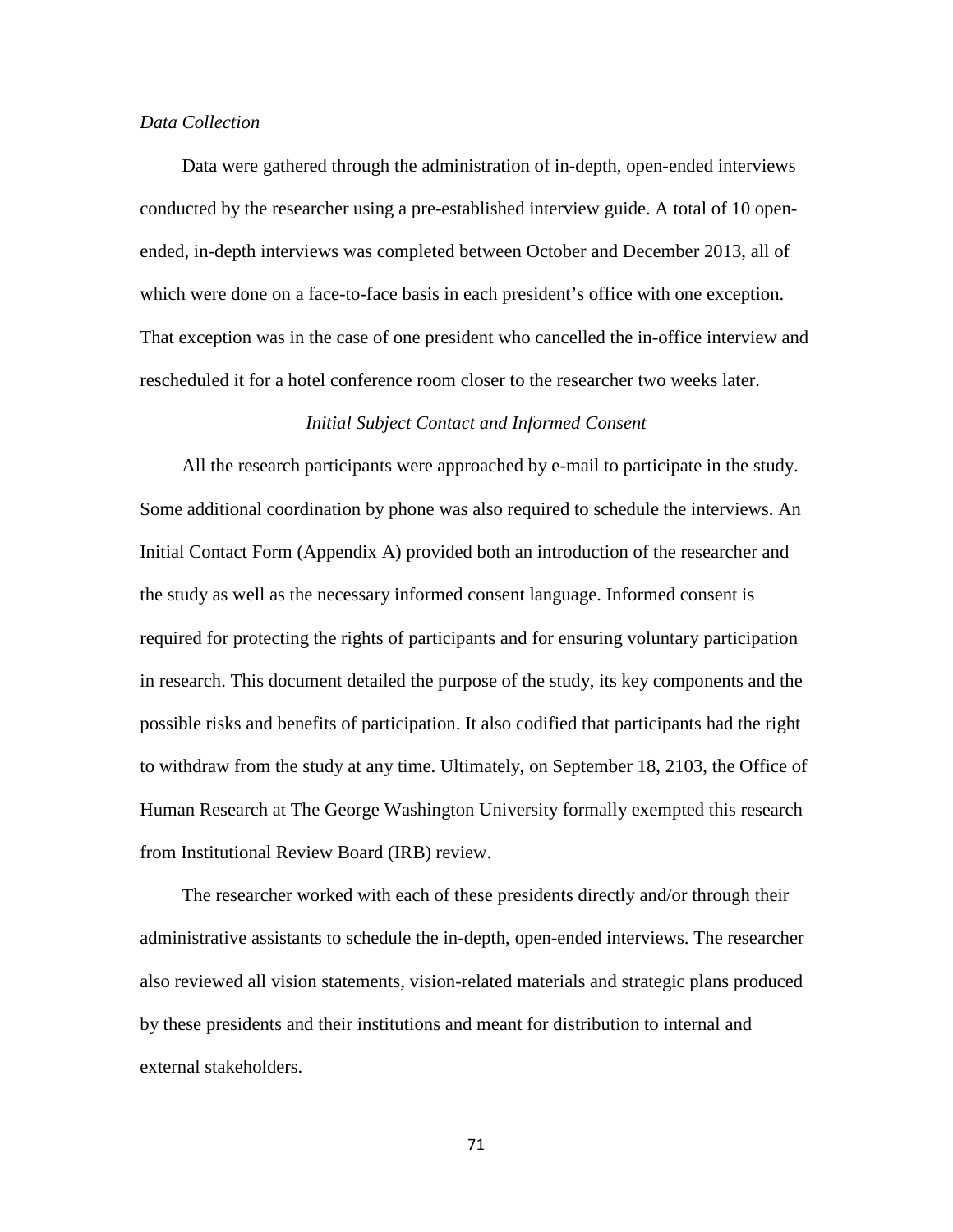*Data Collection*

Data were gathered through the administration of in-depth, open-ended interviews conducted by the researcher using a pre-established interview guide. A total of 10 open-ended, in-depth interviews was completed between October and December 2013, all of which were done on a face-to-face basis in each president's office with one exception. That exception was in the case of one president who cancelled the in-office interview and rescheduled it for a hotel conference room closer to the researcher two weeks later.

*Initial Subject Contact and Informed Consent*

All the research participants were approached by e-mail to participate in the study. Some additional coordination by phone was also required to schedule the interviews. An Initial Contact Form (Appendix A) provided both an introduction of the researcher and the study as well as the necessary informed consent language. Informed consent is required for protecting the rights of participants and for ensuring voluntary participation in research. This document detailed the purpose of the study, its key components and the possible risks and benefits of participation. It also codified that participants had the right to withdraw from the study at any time. Ultimately, on September 18, 2103, the Office of Human Research at The George Washington University formally exempted this research from Institutional Review Board (IRB) review.

The researcher worked with each of these presidents directly and/or through their administrative assistants to schedule the in-depth, open-ended interviews. The researcher also reviewed all vision statements, vision-related materials and strategic plans produced by these presidents and their institutions and meant for distribution to internal and external stakeholders.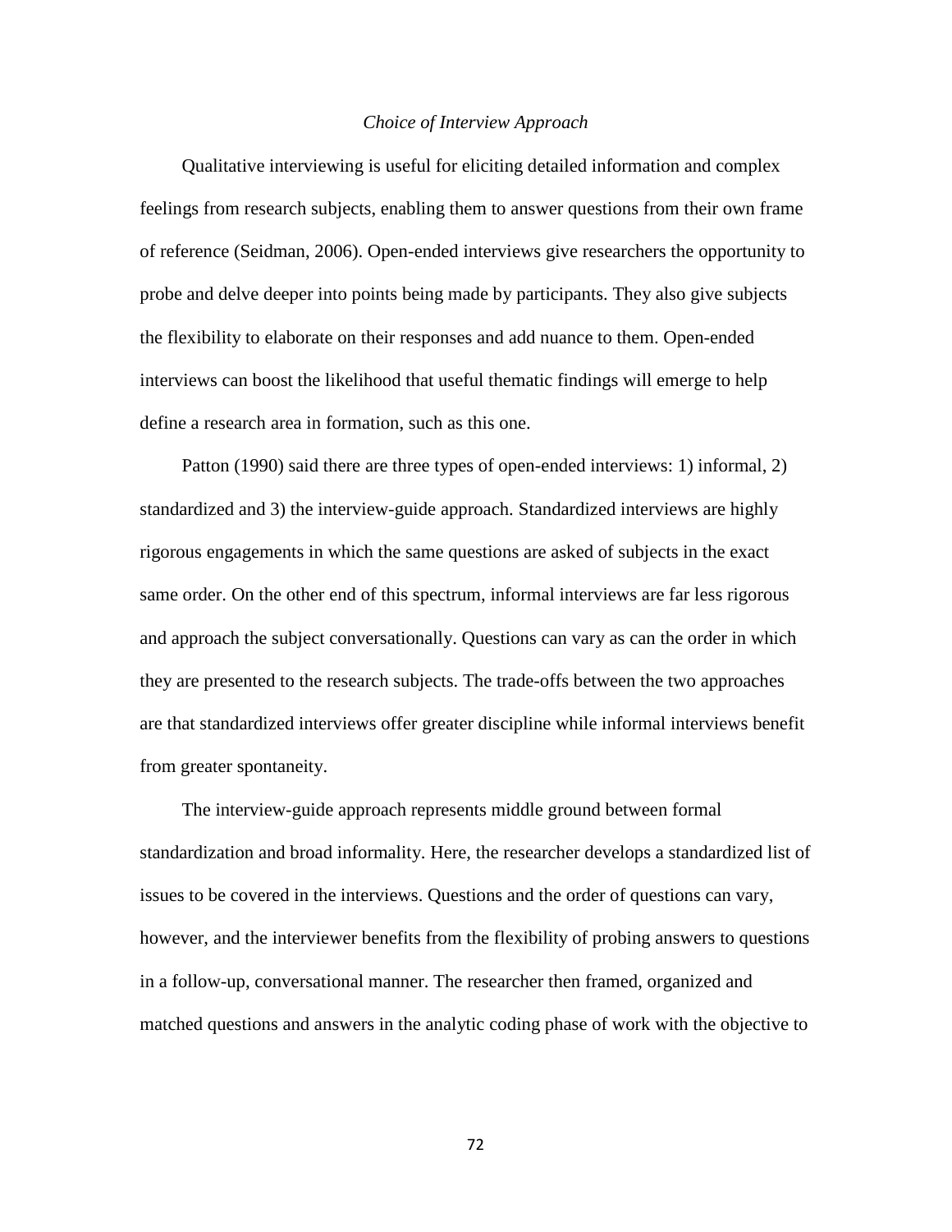### *Choice of Interview Approach*

Qualitative interviewing is useful for eliciting detailed information and complex feelings from research subjects, enabling them to answer questions from their own frame of reference (Seidman, 2006). Open-ended interviews give researchers the opportunity to probe and delve deeper into points being made by participants. They also give subjects the flexibility to elaborate on their responses and add nuance to them. Open-ended interviews can boost the likelihood that useful thematic findings will emerge to help define a research area in formation, such as this one.

Patton (1990) said there are three types of open-ended interviews: 1) informal, 2) standardized and 3) the interview-guide approach. Standardized interviews are highly rigorous engagements in which the same questions are asked of subjects in the exact same order. On the other end of this spectrum, informal interviews are far less rigorous and approach the subject conversationally. Questions can vary as can the order in which they are presented to the research subjects. The trade-offs between the two approaches are that standardized interviews offer greater discipline while informal interviews benefit from greater spontaneity.

The interview-guide approach represents middle ground between formal standardization and broad informality. Here, the researcher develops a standardized list of issues to be covered in the interviews. Questions and the order of questions can vary, however, and the interviewer benefits from the flexibility of probing answers to questions in a follow-up, conversational manner. The researcher then framed, organized and matched questions and answers in the analytic coding phase of work with the objective to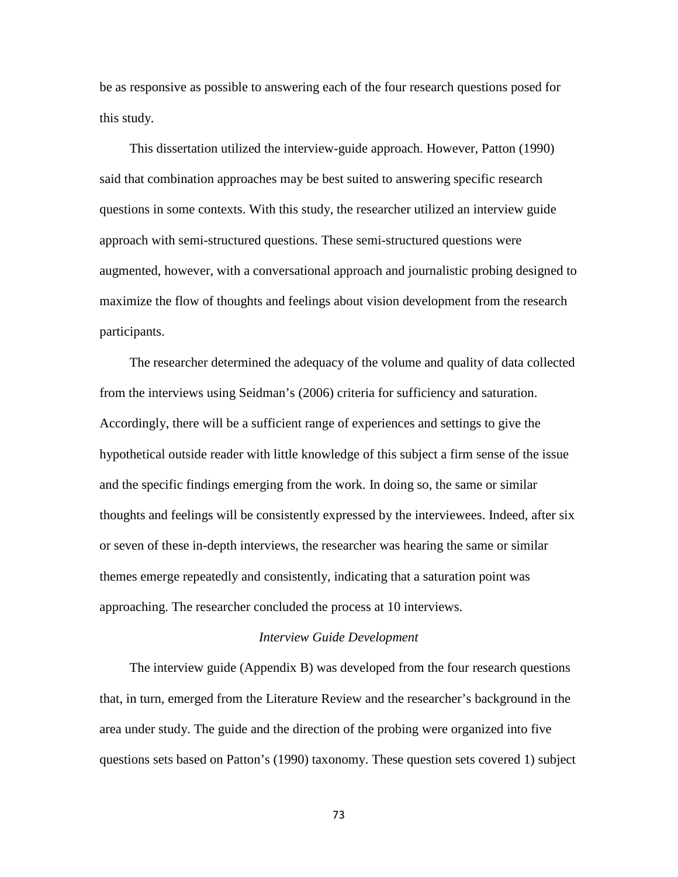be as responsive as possible to answering each of the four research questions posed for this study.

This dissertation utilized the interview-guide approach. However, Patton (1990) said that combination approaches may be best suited to answering specific research questions in some contexts. With this study, the researcher utilized an interview guide approach with semi-structured questions. These semi-structured questions were augmented, however, with a conversational approach and journalistic probing designed to maximize the flow of thoughts and feelings about vision development from the research participants.

The researcher determined the adequacy of the volume and quality of data collected from the interviews using Seidman's (2006) criteria for sufficiency and saturation. Accordingly, there will be a sufficient range of experiences and settings to give the hypothetical outside reader with little knowledge of this subject a firm sense of the issue and the specific findings emerging from the work. In doing so, the same or similar thoughts and feelings will be consistently expressed by the interviewees. Indeed, after six or seven of these in-depth interviews, the researcher was hearing the same or similar themes emerge repeatedly and consistently, indicating that a saturation point was approaching. The researcher concluded the process at 10 interviews.

### *Interview Guide Development*

The interview guide (Appendix B) was developed from the four research questions that, in turn, emerged from the Literature Review and the researcher's background in the area under study. The guide and the direction of the probing were organized into five questions sets based on Patton's (1990) taxonomy. These question sets covered 1) subject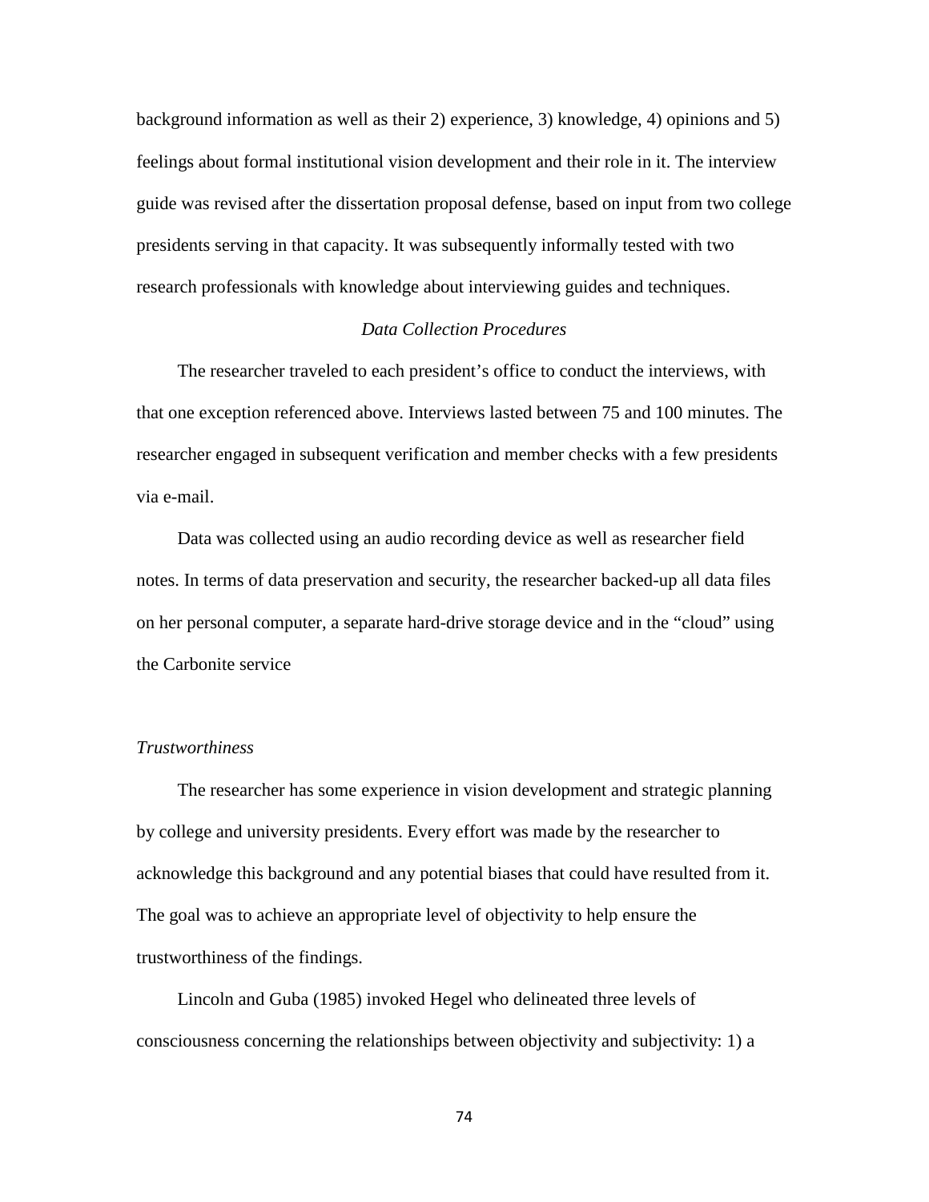background information as well as their 2) experience, 3) knowledge, 4) opinions and 5) feelings about formal institutional vision development and their role in it. The interview guide was revised after the dissertation proposal defense, based on input from two college presidents serving in that capacity. It was subsequently informally tested with two research professionals with knowledge about interviewing guides and techniques.

### *Data Collection Procedures*

The researcher traveled to each president's office to conduct the interviews, with that one exception referenced above. Interviews lasted between 75 and 100 minutes. The researcher engaged in subsequent verification and member checks with a few presidents via e-mail.

Data was collected using an audio recording device as well as researcher field notes. In terms of data preservation and security, the researcher backed-up all data files on her personal computer, a separate hard-drive storage device and in the "cloud" using the Carbonite service

### *Trustworthiness*

The researcher has some experience in vision development and strategic planning by college and university presidents. Every effort was made by the researcher to acknowledge this background and any potential biases that could have resulted from it. The goal was to achieve an appropriate level of objectivity to help ensure the trustworthiness of the findings.

Lincoln and Guba (1985) invoked Hegel who delineated three levels of consciousness concerning the relationships between objectivity and subjectivity: 1) a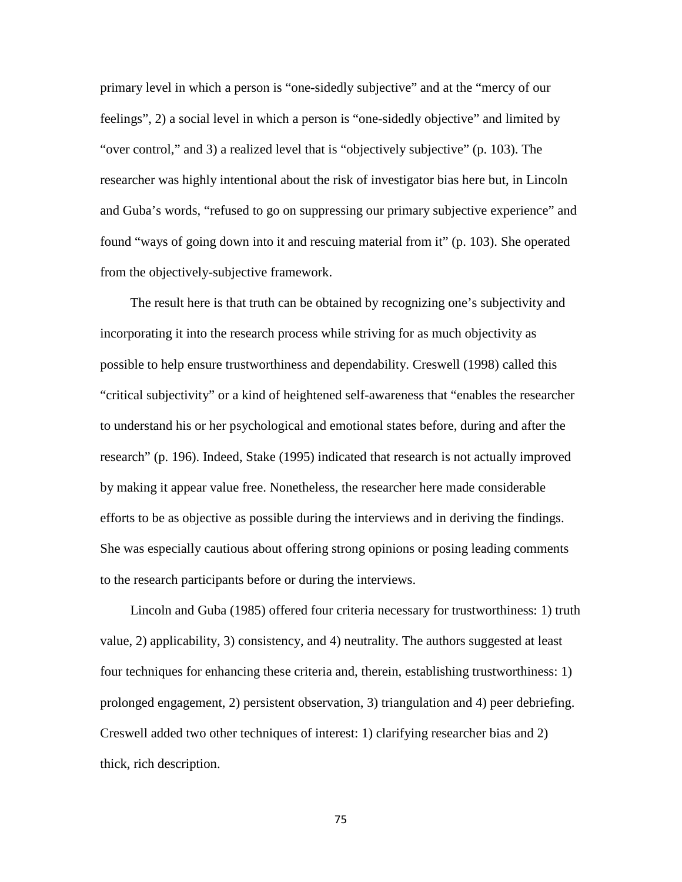primary level in which a person is "one-sidedly subjective" and at the "mercy of our feelings", 2) a social level in which a person is "one-sidedly objective" and limited by "over control," and 3) a realized level that is "objectively subjective" (p. 103). The researcher was highly intentional about the risk of investigator bias here but, in Lincoln and Guba's words, "refused to go on suppressing our primary subjective experience" and found "ways of going down into it and rescuing material from it" (p. 103). She operated from the objectively-subjective framework.

The result here is that truth can be obtained by recognizing one's subjectivity and incorporating it into the research process while striving for as much objectivity as possible to help ensure trustworthiness and dependability. Creswell (1998) called this "critical subjectivity" or a kind of heightened self-awareness that "enables the researcher to understand his or her psychological and emotional states before, during and after the research" (p. 196). Indeed, Stake (1995) indicated that research is not actually improved by making it appear value free. Nonetheless, the researcher here made considerable efforts to be as objective as possible during the interviews and in deriving the findings. She was especially cautious about offering strong opinions or posing leading comments to the research participants before or during the interviews.

Lincoln and Guba (1985) offered four criteria necessary for trustworthiness: 1) truth value, 2) applicability, 3) consistency, and 4) neutrality. The authors suggested at least four techniques for enhancing these criteria and, therein, establishing trustworthiness: 1) prolonged engagement, 2) persistent observation, 3) triangulation and 4) peer debriefing. Creswell added two other techniques of interest: 1) clarifying researcher bias and 2) thick, rich description.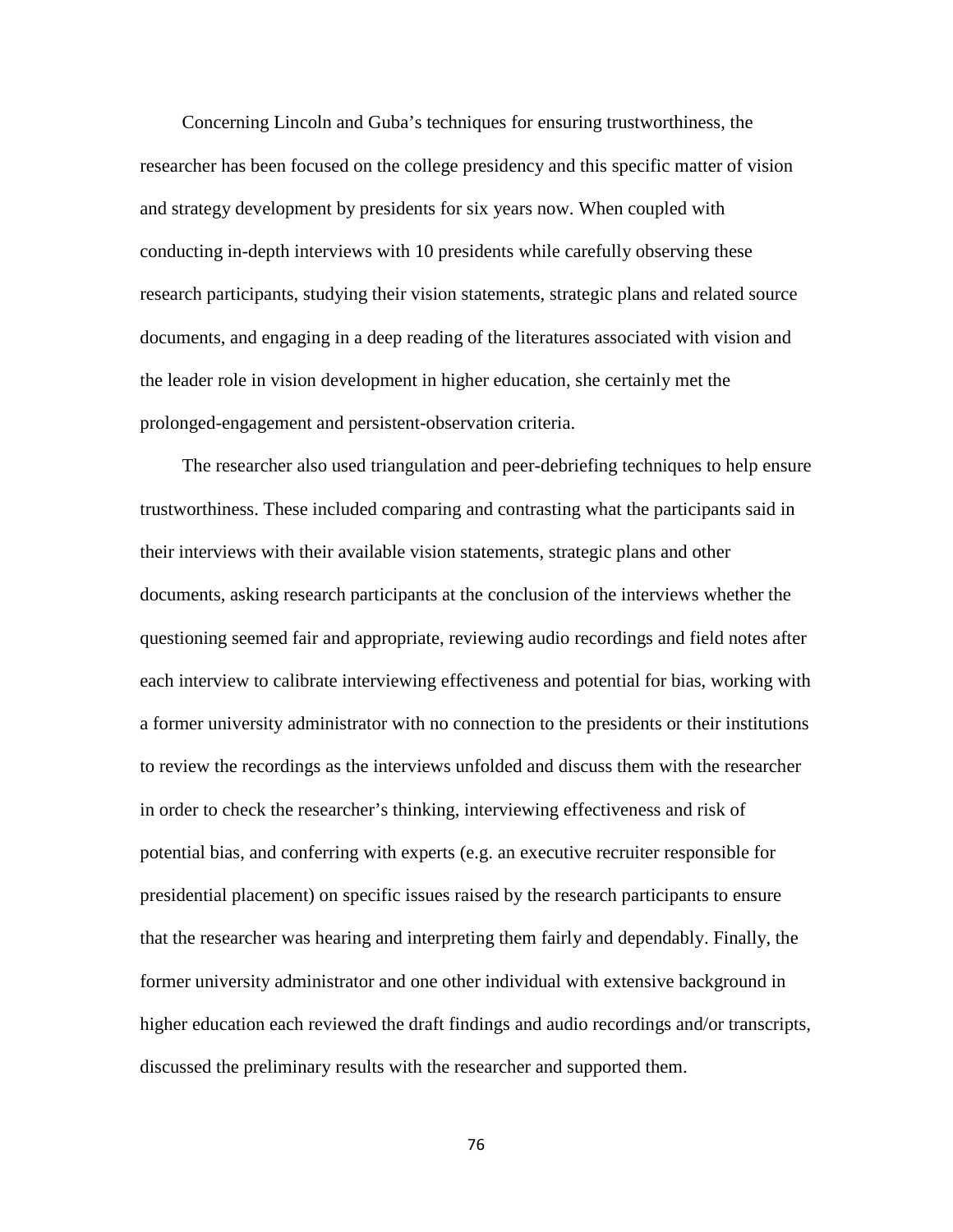Concerning Lincoln and Guba's techniques for ensuring trustworthiness, the researcher has been focused on the college presidency and this specific matter of vision and strategy development by presidents for six years now. When coupled with conducting in-depth interviews with 10 presidents while carefully observing these research participants, studying their vision statements, strategic plans and related source documents, and engaging in a deep reading of the literatures associated with vision and the leader role in vision development in higher education, she certainly met the prolonged-engagement and persistent-observation criteria.

The researcher also used triangulation and peer-debriefing techniques to help ensure trustworthiness. These included comparing and contrasting what the participants said in their interviews with their available vision statements, strategic plans and other documents, asking research participants at the conclusion of the interviews whether the questioning seemed fair and appropriate, reviewing audio recordings and field notes after each interview to calibrate interviewing effectiveness and potential for bias, working with a former university administrator with no connection to the presidents or their institutions to review the recordings as the interviews unfolded and discuss them with the researcher in order to check the researcher's thinking, interviewing effectiveness and risk of potential bias, and conferring with experts (e.g. an executive recruiter responsible for presidential placement) on specific issues raised by the research participants to ensure that the researcher was hearing and interpreting them fairly and dependably. Finally, the former university administrator and one other individual with extensive background in higher education each reviewed the draft findings and audio recordings and/or transcripts, discussed the preliminary results with the researcher and supported them.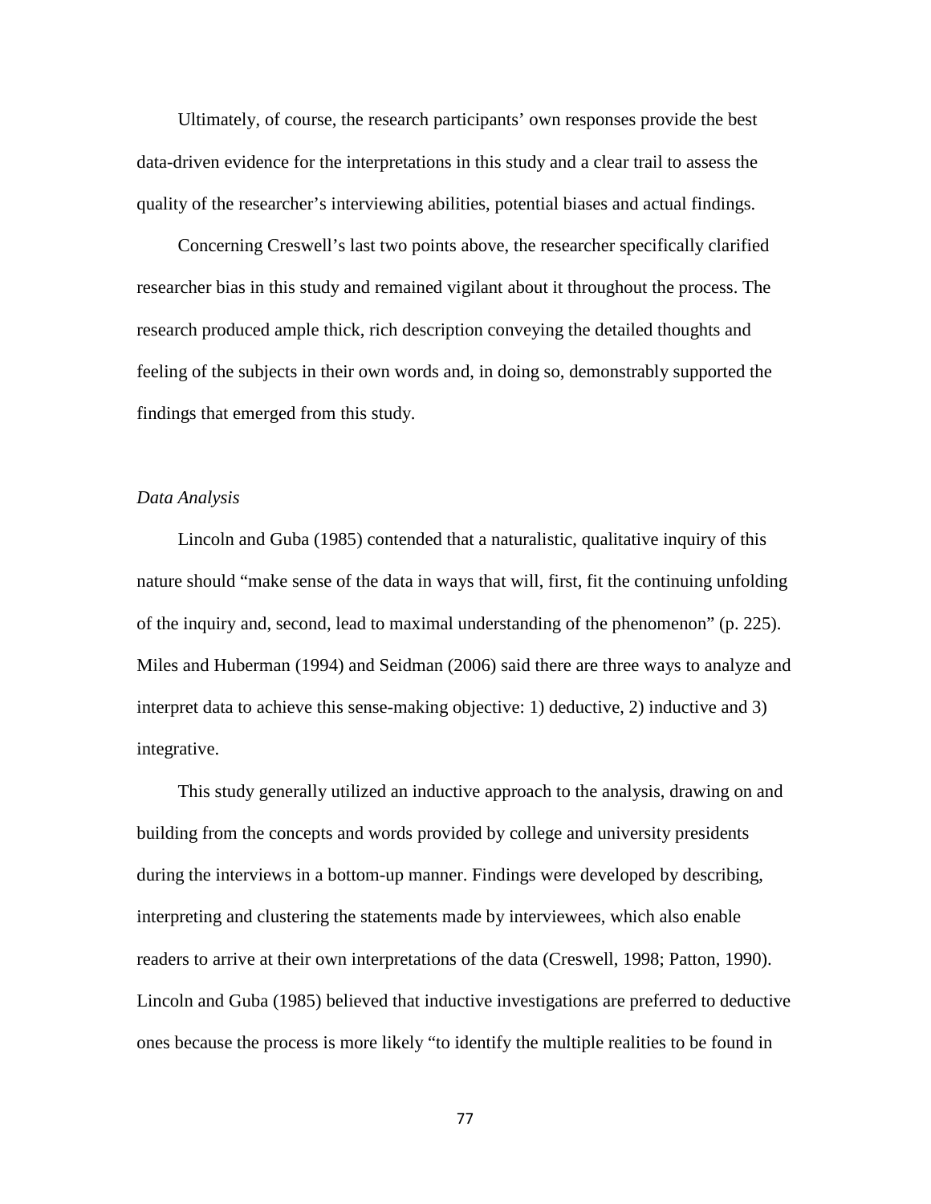Ultimately, of course, the research participants' own responses provide the best data-driven evidence for the interpretations in this study and a clear trail to assess the quality of the researcher's interviewing abilities, potential biases and actual findings.

Concerning Creswell's last two points above, the researcher specifically clarified researcher bias in this study and remained vigilant about it throughout the process. The research produced ample thick, rich description conveying the detailed thoughts and feeling of the subjects in their own words and, in doing so, demonstrably supported the findings that emerged from this study.

*Data Analysis*

Lincoln and Guba (1985) contended that a naturalistic, qualitative inquiry of this nature should "make sense of the data in ways that will, first, fit the continuing unfolding of the inquiry and, second, lead to maximal understanding of the phenomenon" (p. 225). Miles and Huberman (1994) and Seidman (2006) said there are three ways to analyze and interpret data to achieve this sense-making objective: 1) deductive, 2) inductive and 3) integrative.

This study generally utilized an inductive approach to the analysis, drawing on and building from the concepts and words provided by college and university presidents during the interviews in a bottom-up manner. Findings were developed by describing, interpreting and clustering the statements made by interviewees, which also enable readers to arrive at their own interpretations of the data (Creswell, 1998; Patton, 1990). Lincoln and Guba (1985) believed that inductive investigations are preferred to deductive ones because the process is more likely "to identify the multiple realities to be found in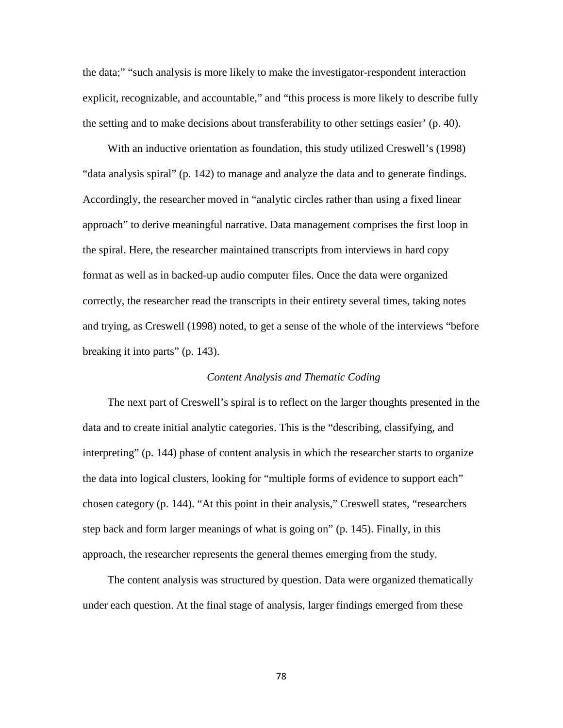the data;" "such analysis is more likely to make the investigator-respondent interaction explicit, recognizable, and accountable," and "this process is more likely to describe fully the setting and to make decisions about transferability to other settings easier' (p. 40).

With an inductive orientation as foundation, this study utilized Creswell's (1998) "data analysis spiral" (p. 142) to manage and analyze the data and to generate findings. Accordingly, the researcher moved in "analytic circles rather than using a fixed linear approach" to derive meaningful narrative. Data management comprises the first loop in the spiral. Here, the researcher maintained transcripts from interviews in hard copy format as well as in backed-up audio computer files. Once the data were organized correctly, the researcher read the transcripts in their entirety several times, taking notes and trying, as Creswell (1998) noted, to get a sense of the whole of the interviews "before breaking it into parts" (p. 143).

### *Content Analysis and Thematic Coding*

The next part of Creswell's spiral is to reflect on the larger thoughts presented in the data and to create initial analytic categories. This is the "describing, classifying, and interpreting" (p. 144) phase of content analysis in which the researcher starts to organize the data into logical clusters, looking for "multiple forms of evidence to support each" chosen category (p. 144). "At this point in their analysis," Creswell states, "researchers step back and form larger meanings of what is going on" (p. 145). Finally, in this approach, the researcher represents the general themes emerging from the study.

The content analysis was structured by question. Data were organized thematically under each question. At the final stage of analysis, larger findings emerged from these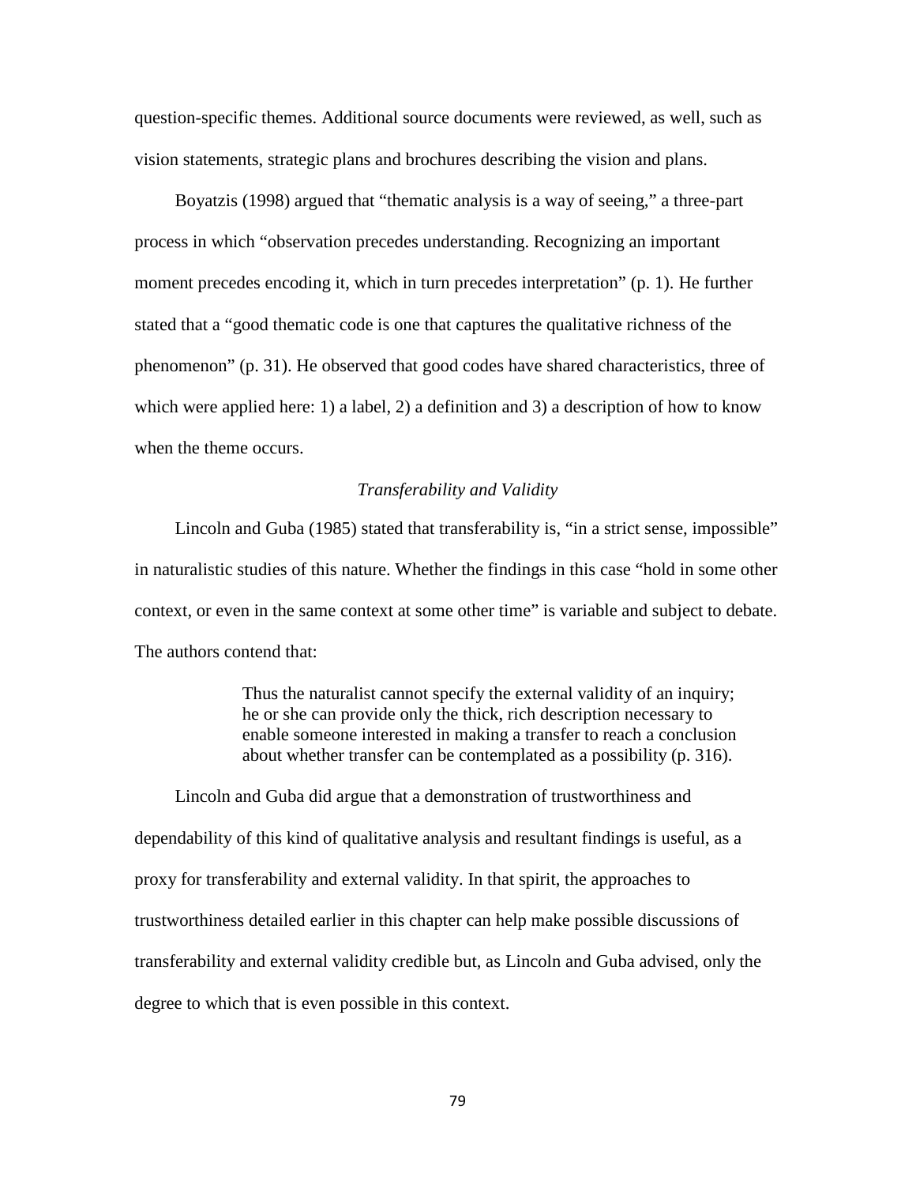question-specific themes. Additional source documents were reviewed, as well, such as vision statements, strategic plans and brochures describing the vision and plans.

Boyatzis (1998) argued that "thematic analysis is a way of seeing," a three-part process in which "observation precedes understanding. Recognizing an important moment precedes encoding it, which in turn precedes interpretation" (p. 1). He further stated that a "good thematic code is one that captures the qualitative richness of the phenomenon" (p. 31). He observed that good codes have shared characteristics, three of which were applied here: 1) a label, 2) a definition and 3) a description of how to know when the theme occurs.

### *Transferability and Validity*

Lincoln and Guba (1985) stated that transferability is, "in a strict sense, impossible" in naturalistic studies of this nature. Whether the findings in this case "hold in some other context, or even in the same context at some other time" is variable and subject to debate. The authors contend that:

> Thus the naturalist cannot specify the external validity of an inquiry; he or she can provide only the thick, rich description necessary to enable someone interested in making a transfer to reach a conclusion about whether transfer can be contemplated as a possibility (p. 316).

Lincoln and Guba did argue that a demonstration of trustworthiness and dependability of this kind of qualitative analysis and resultant findings is useful, as a proxy for transferability and external validity. In that spirit, the approaches to trustworthiness detailed earlier in this chapter can help make possible discussions of transferability and external validity credible but, as Lincoln and Guba advised, only the degree to which that is even possible in this context.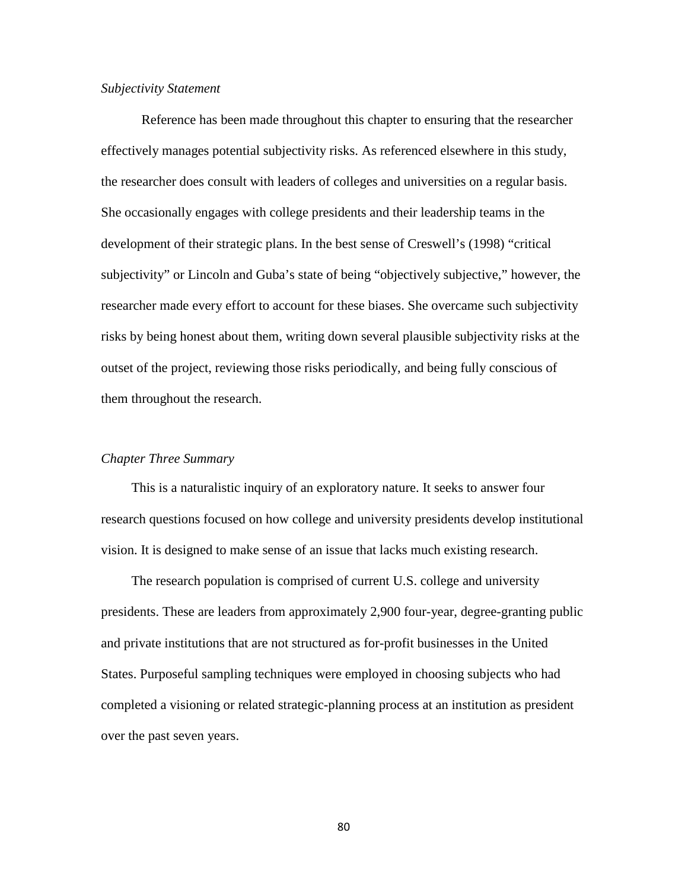*Subjectivity Statement*

Reference has been made throughout this chapter to ensuring that the researcher effectively manages potential subjectivity risks. As referenced elsewhere in this study, the researcher does consult with leaders of colleges and universities on a regular basis. She occasionally engages with college presidents and their leadership teams in the development of their strategic plans. In the best sense of Creswell's (1998) "critical subjectivity" or Lincoln and Guba's state of being "objectively subjective," however, the researcher made every effort to account for these biases. She overcame such subjectivity risks by being honest about them, writing down several plausible subjectivity risks at the outset of the project, reviewing those risks periodically, and being fully conscious of them throughout the research.

*Chapter Three Summary*

This is a naturalistic inquiry of an exploratory nature. It seeks to answer four research questions focused on how college and university presidents develop institutional vision. It is designed to make sense of an issue that lacks much existing research.

The research population is comprised of current U.S. college and university presidents. These are leaders from approximately 2,900 four-year, degree-granting public and private institutions that are not structured as for-profit businesses in the United States. Purposeful sampling techniques were employed in choosing subjects who had completed a visioning or related strategic-planning process at an institution as president over the past seven years.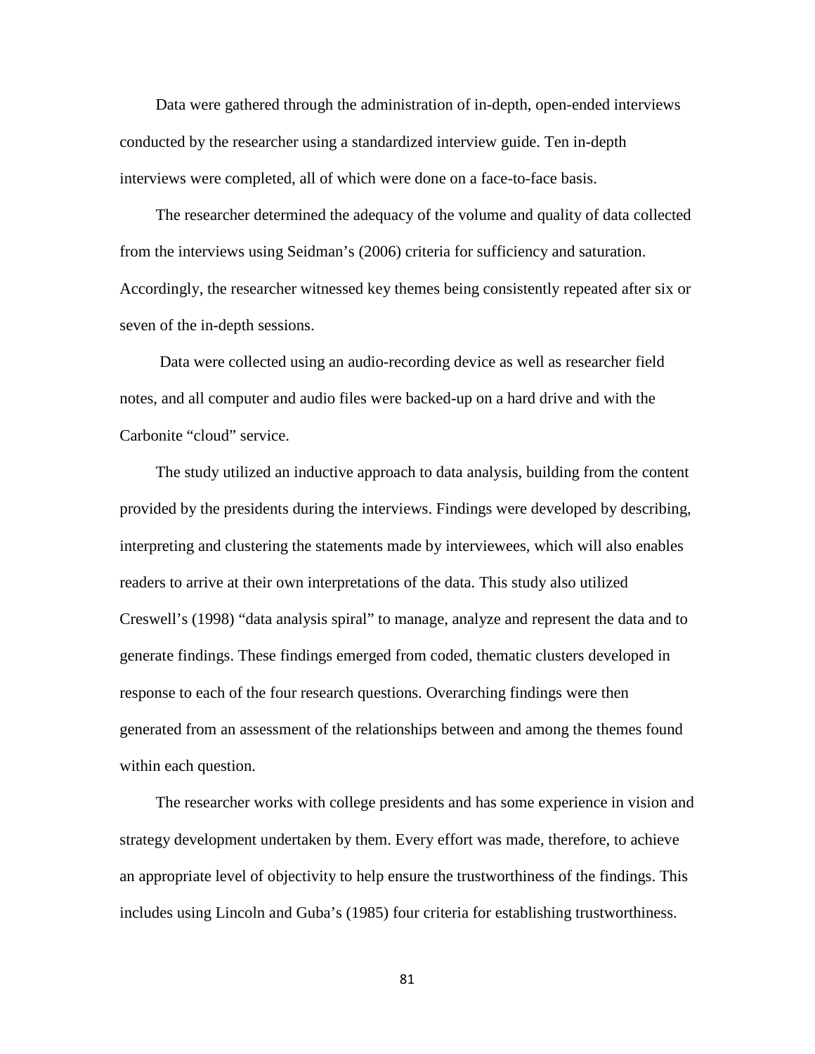Data were gathered through the administration of in-depth, open-ended interviews conducted by the researcher using a standardized interview guide. Ten in-depth interviews were completed, all of which were done on a face-to-face basis.

The researcher determined the adequacy of the volume and quality of data collected from the interviews using Seidman's (2006) criteria for sufficiency and saturation. Accordingly, the researcher witnessed key themes being consistently repeated after six or seven of the in-depth sessions.

Data were collected using an audio-recording device as well as researcher field notes, and all computer and audio files were backed-up on a hard drive and with the Carbonite "cloud" service.

The study utilized an inductive approach to data analysis, building from the content provided by the presidents during the interviews. Findings were developed by describing, interpreting and clustering the statements made by interviewees, which will also enables readers to arrive at their own interpretations of the data. This study also utilized Creswell's (1998) "data analysis spiral" to manage, analyze and represent the data and to generate findings. These findings emerged from coded, thematic clusters developed in response to each of the four research questions. Overarching findings were then generated from an assessment of the relationships between and among the themes found within each question.

The researcher works with college presidents and has some experience in vision and strategy development undertaken by them. Every effort was made, therefore, to achieve an appropriate level of objectivity to help ensure the trustworthiness of the findings. This includes using Lincoln and Guba's (1985) four criteria for establishing trustworthiness.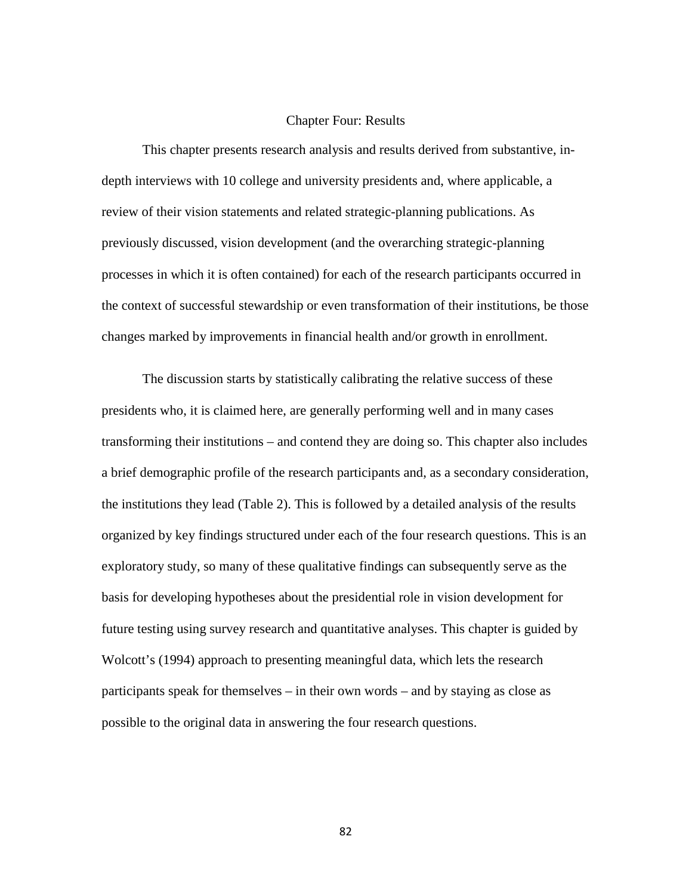# Chapter Four: Results

This chapter presents research analysis and results derived from substantive, in-depth interviews with 10 college and university presidents and, where applicable, a review of their vision statements and related strategic-planning publications. As previously discussed, vision development (and the overarching strategic-planning processes in which it is often contained) for each of the research participants occurred in the context of successful stewardship or even transformation of their institutions, be those changes marked by improvements in financial health and/or growth in enrollment.

The discussion starts by statistically calibrating the relative success of these presidents who, it is claimed here, are generally performing well and in many cases transforming their institutions – and contend they are doing so. This chapter also includes a brief demographic profile of the research participants and, as a secondary consideration, the institutions they lead (Table 2). This is followed by a detailed analysis of the results organized by key findings structured under each of the four research questions. This is an exploratory study, so many of these qualitative findings can subsequently serve as the basis for developing hypotheses about the presidential role in vision development for future testing using survey research and quantitative analyses. This chapter is guided by Wolcott's (1994) approach to presenting meaningful data, which lets the research participants speak for themselves – in their own words – and by staying as close as possible to the original data in answering the four research questions.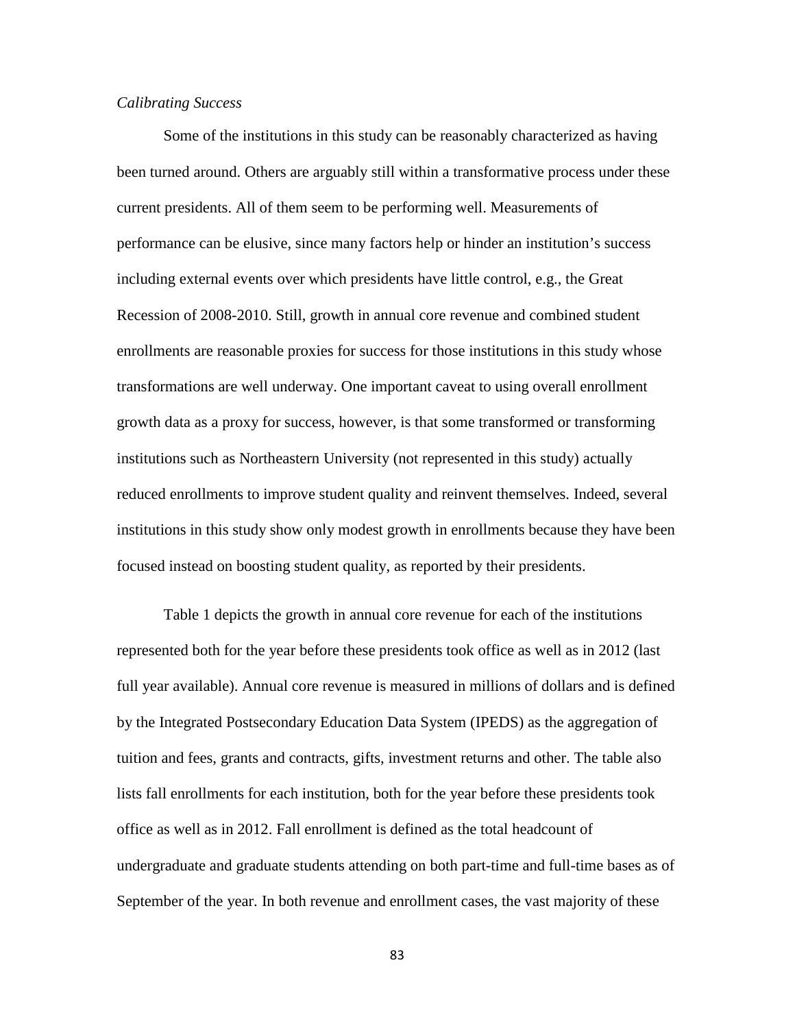*Calibrating Success*

Some of the institutions in this study can be reasonably characterized as having been turned around. Others are arguably still within a transformative process under these current presidents. All of them seem to be performing well. Measurements of performance can be elusive, since many factors help or hinder an institution's success including external events over which presidents have little control, e.g., the Great Recession of 2008-2010. Still, growth in annual core revenue and combined student enrollments are reasonable proxies for success for those institutions in this study whose transformations are well underway. One important caveat to using overall enrollment growth data as a proxy for success, however, is that some transformed or transforming institutions such as Northeastern University (not represented in this study) actually reduced enrollments to improve student quality and reinvent themselves. Indeed, several institutions in this study show only modest growth in enrollments because they have been focused instead on boosting student quality, as reported by their presidents.

Table 1 depicts the growth in annual core revenue for each of the institutions represented both for the year before these presidents took office as well as in 2012 (last full year available). Annual core revenue is measured in millions of dollars and is defined by the Integrated Postsecondary Education Data System (IPEDS) as the aggregation of tuition and fees, grants and contracts, gifts, investment returns and other. The table also lists fall enrollments for each institution, both for the year before these presidents took office as well as in 2012. Fall enrollment is defined as the total headcount of undergraduate and graduate students attending on both part-time and full-time bases as of September of the year. In both revenue and enrollment cases, the vast majority of these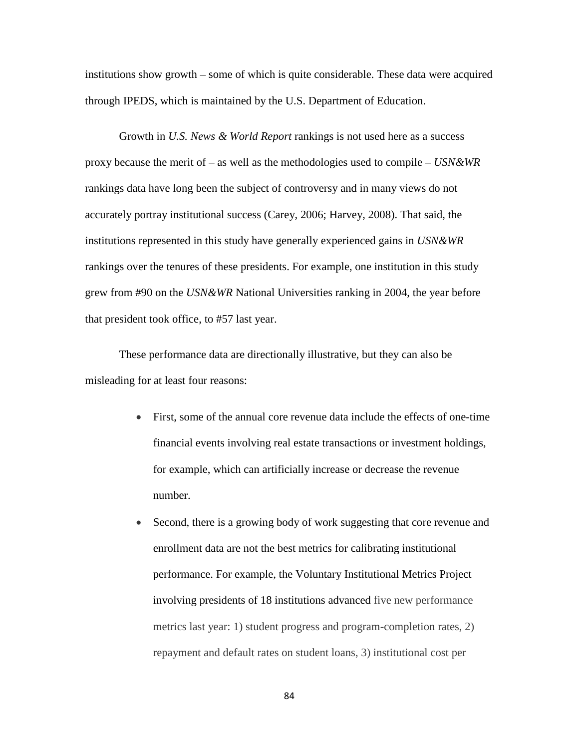institutions show growth – some of which is quite considerable. These data were acquired through IPEDS, which is maintained by the U.S. Department of Education.

Growth in *U.S. News & World Report* rankings is not used here as a success proxy because the merit of – as well as the methodologies used to compile – *USN&WR* rankings data have long been the subject of controversy and in many views do not accurately portray institutional success (Carey, 2006; Harvey, 2008). That said, the institutions represented in this study have generally experienced gains in *USN&WR* rankings over the tenures of these presidents. For example, one institution in this study grew from #90 on the *USN&WR* National Universities ranking in 2004, the year before that president took office, to #57 last year.

These performance data are directionally illustrative, but they can also be misleading for at least four reasons:

- First, some of the annual core revenue data include the effects of one-time financial events involving real estate transactions or investment holdings, for example, which can artificially increase or decrease the revenue number.
- Second, there is a growing body of work suggesting that core revenue and enrollment data are not the best metrics for calibrating institutional performance. For example, the Voluntary Institutional Metrics Project involving presidents of 18 institutions advanced five new performance metrics last year: 1) student progress and program-completion rates, 2) repayment and default rates on student loans, 3) institutional cost per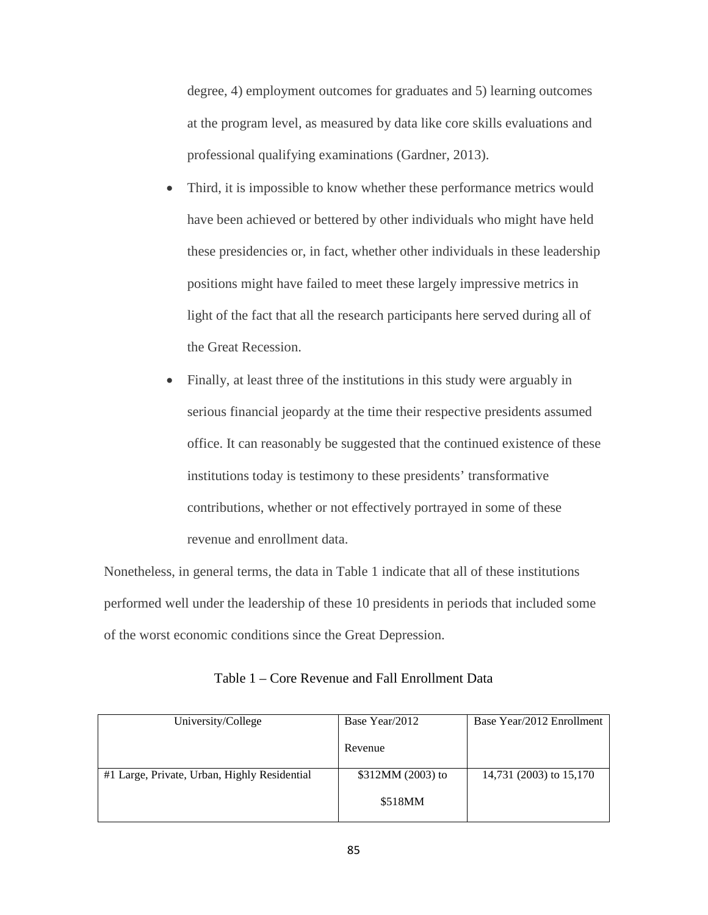degree, 4) employment outcomes for graduates and 5) learning outcomes at the program level, as measured by data like core skills evaluations and professional qualifying examinations (Gardner, 2013).

- Third, it is impossible to know whether these performance metrics would have been achieved or bettered by other individuals who might have held these presidencies or, in fact, whether other individuals in these leadership positions might have failed to meet these largely impressive metrics in light of the fact that all the research participants here served during all of the Great Recession.
- Finally, at least three of the institutions in this study were arguably in serious financial jeopardy at the time their respective presidents assumed office. It can reasonably be suggested that the continued existence of these institutions today is testimony to these presidents' transformative contributions, whether or not effectively portrayed in some of these revenue and enrollment data.

Nonetheless, in general terms, the data in Table 1 indicate that all of these institutions performed well under the leadership of these 10 presidents in periods that included some of the worst economic conditions since the Great Depression.

Table 1 – Core Revenue and Fall Enrollment Data

| University/College | Base Year/2012 Revenue | Base Year/2012 Enrollment |
|---|---|---|
| #1 Large, Private, Urban, Highly Residential | $312MM (2003) to $518MM | 14,731 (2003) to 15,170 |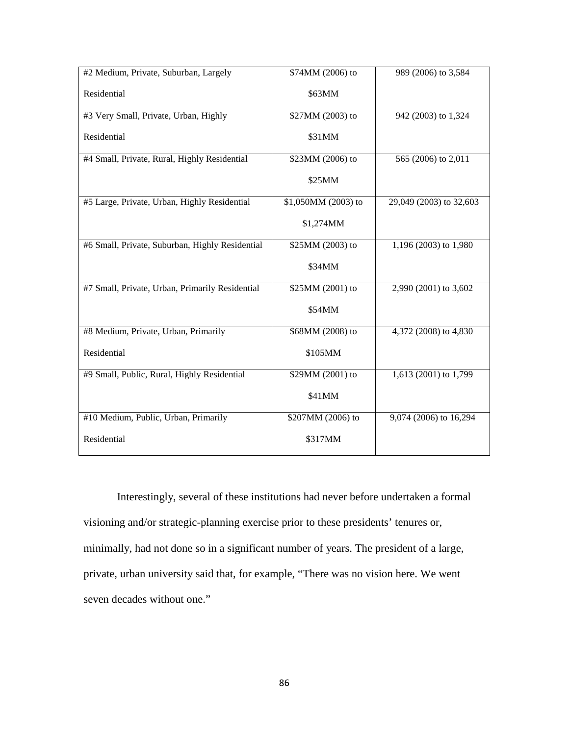| #2 Medium, Private, Suburban, Largely Residential | \$74MM (2006) to \$63MM | 989 (2006) to 3,584 |
|---|---|---|
| #3 Very Small, Private, Urban, Highly Residential | \$27MM (2003) to \$31MM | 942 (2003) to 1,324 |
| #4 Small, Private, Rural, Highly Residential | \$23MM (2006) to \$25MM | 565 (2006) to 2,011 |
| #5 Large, Private, Urban, Highly Residential | \$1,050MM (2003) to \$1,274MM | 29,049 (2003) to 32,603 |
| #6 Small, Private, Suburban, Highly Residential | \$25MM (2003) to \$34MM | 1,196 (2003) to 1,980 |
| #7 Small, Private, Urban, Primarily Residential | \$25MM (2001) to \$54MM | 2,990 (2001) to 3,602 |
| #8 Medium, Private, Urban, Primarily Residential | \$68MM (2008) to \$105MM | 4,372 (2008) to 4,830 |
| #9 Small, Public, Rural, Highly Residential | \$29MM (2001) to \$41MM | 1,613 (2001) to 1,799 |
| #10 Medium, Public, Urban, Primarily Residential | \$207MM (2006) to \$317MM | 9,074 (2006) to 16,294 |

Interestingly, several of these institutions had never before undertaken a formal visioning and/or strategic-planning exercise prior to these presidents' tenures or, minimally, had not done so in a significant number of years. The president of a large, private, urban university said that, for example, "There was no vision here. We went seven decades without one."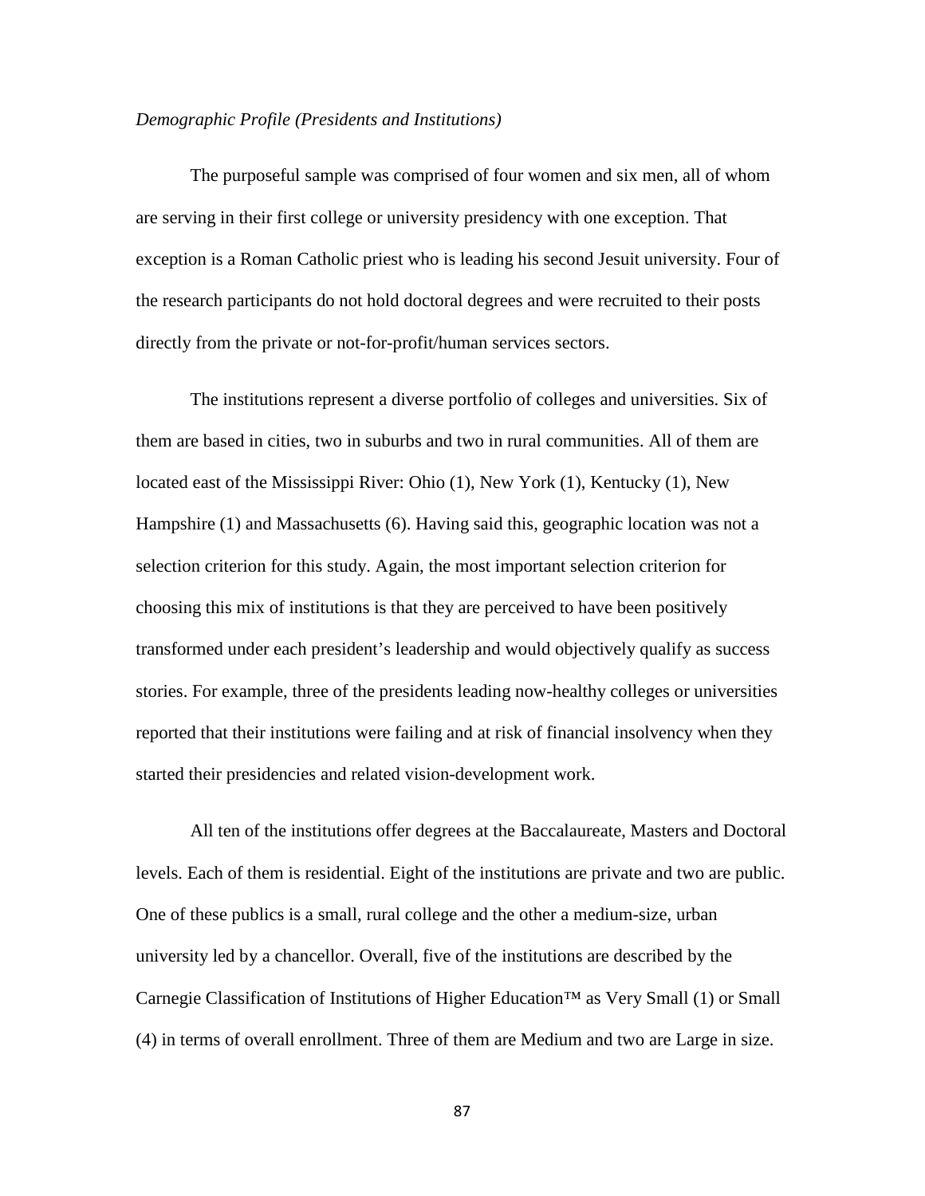*Demographic Profile (Presidents and Institutions)*

The purposeful sample was comprised of four women and six men, all of whom are serving in their first college or university presidency with one exception. That exception is a Roman Catholic priest who is leading his second Jesuit university. Four of the research participants do not hold doctoral degrees and were recruited to their posts directly from the private or not-for-profit/human services sectors.

The institutions represent a diverse portfolio of colleges and universities. Six of them are based in cities, two in suburbs and two in rural communities. All of them are located east of the Mississippi River: Ohio (1), New York (1), Kentucky (1), New Hampshire (1) and Massachusetts (6). Having said this, geographic location was not a selection criterion for this study. Again, the most important selection criterion for choosing this mix of institutions is that they are perceived to have been positively transformed under each president's leadership and would objectively qualify as success stories. For example, three of the presidents leading now-healthy colleges or universities reported that their institutions were failing and at risk of financial insolvency when they started their presidencies and related vision-development work.

All ten of the institutions offer degrees at the Baccalaureate, Masters and Doctoral levels. Each of them is residential. Eight of the institutions are private and two are public. One of these publics is a small, rural college and the other a medium-size, urban university led by a chancellor. Overall, five of the institutions are described by the Carnegie Classification of Institutions of Higher Education™ as Very Small (1) or Small (4) in terms of overall enrollment. Three of them are Medium and two are Large in size.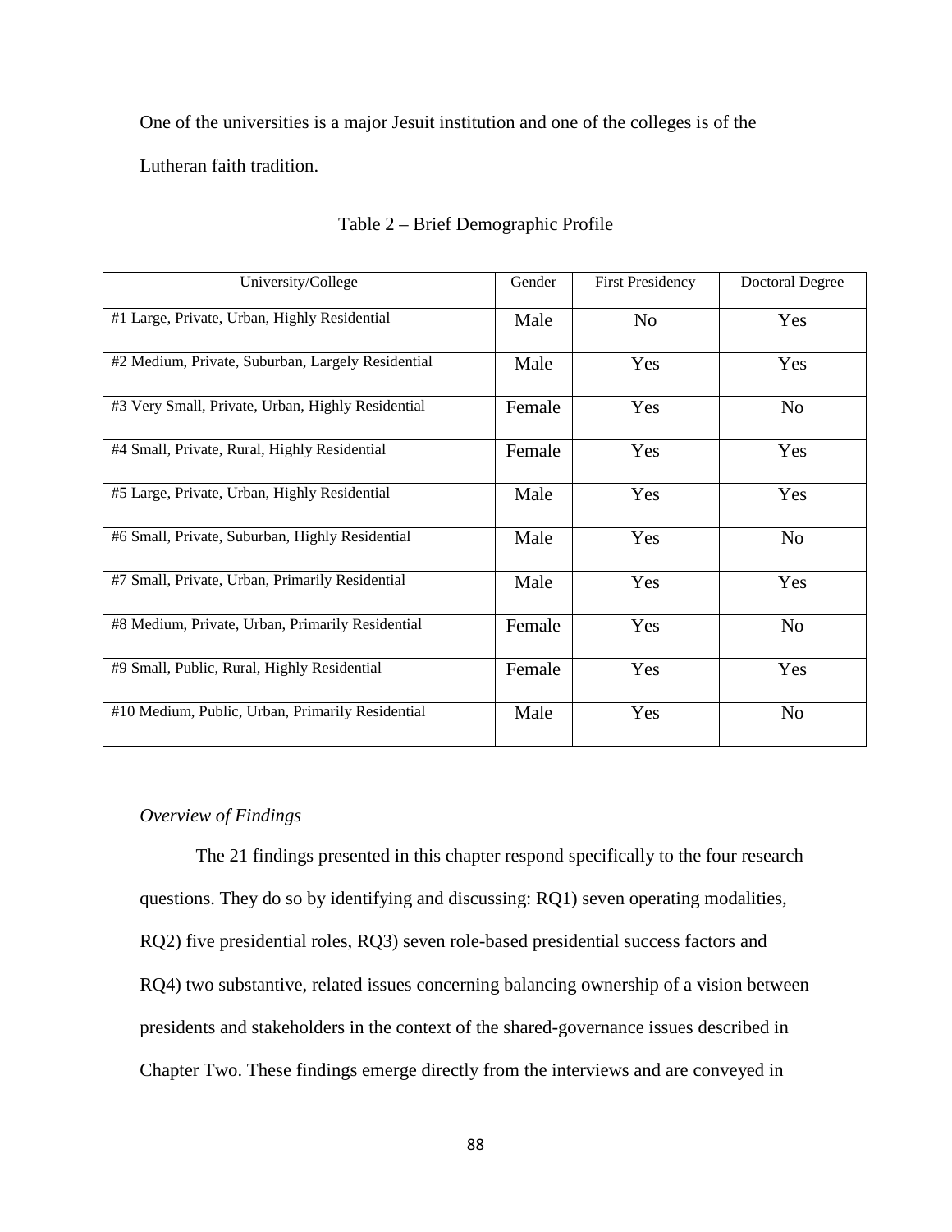One of the universities is a major Jesuit institution and one of the colleges is of the Lutheran faith tradition.

Table 2 – Brief Demographic Profile

| University/College | Gender | First Presidency | Doctoral Degree |
|---|---|---|---|
| #1 Large, Private, Urban, Highly Residential | Male | No | Yes |
| #2 Medium, Private, Suburban, Largely Residential | Male | Yes | Yes |
| #3 Very Small, Private, Urban, Highly Residential | Female | Yes | No |
| #4 Small, Private, Rural, Highly Residential | Female | Yes | Yes |
| #5 Large, Private, Urban, Highly Residential | Male | Yes | Yes |
| #6 Small, Private, Suburban, Highly Residential | Male | Yes | No |
| #7 Small, Private, Urban, Primarily Residential | Male | Yes | Yes |
| #8 Medium, Private, Urban, Primarily Residential | Female | Yes | No |
| #9 Small, Public, Rural, Highly Residential | Female | Yes | Yes |
| #10 Medium, Public, Urban, Primarily Residential | Male | Yes | No |

*Overview of Findings*

The 21 findings presented in this chapter respond specifically to the four research questions. They do so by identifying and discussing: RQ1) seven operating modalities, RQ2) five presidential roles, RQ3) seven role-based presidential success factors and RQ4) two substantive, related issues concerning balancing ownership of a vision between presidents and stakeholders in the context of the shared-governance issues described in Chapter Two. These findings emerge directly from the interviews and are conveyed in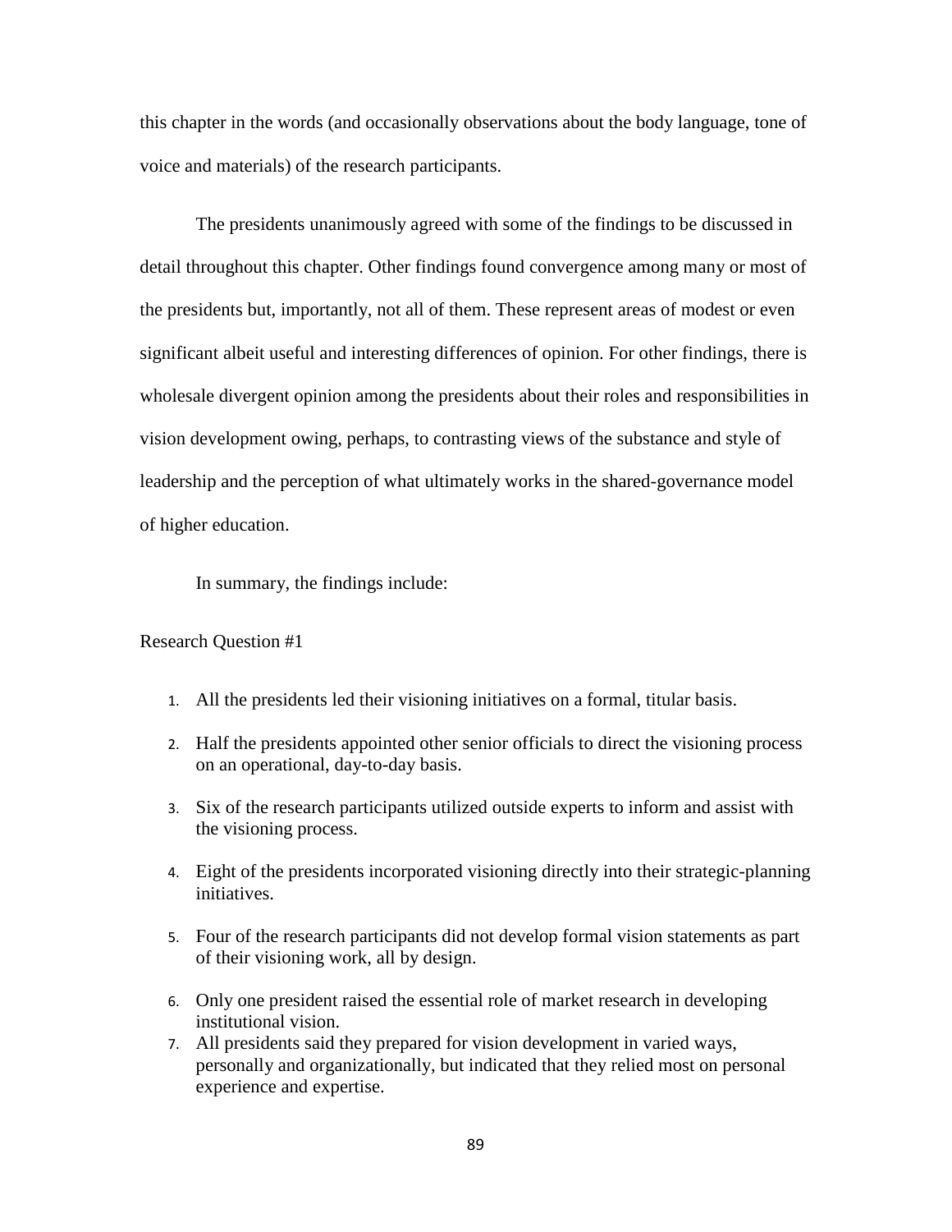this chapter in the words (and occasionally observations about the body language, tone of voice and materials) of the research participants.

The presidents unanimously agreed with some of the findings to be discussed in detail throughout this chapter. Other findings found convergence among many or most of the presidents but, importantly, not all of them. These represent areas of modest or even significant albeit useful and interesting differences of opinion. For other findings, there is wholesale divergent opinion among the presidents about their roles and responsibilities in vision development owing, perhaps, to contrasting views of the substance and style of leadership and the perception of what ultimately works in the shared-governance model of higher education.

In summary, the findings include:

Research Question #1

1. All the presidents led their visioning initiatives on a formal, titular basis.
2. Half the presidents appointed other senior officials to direct the visioning process on an operational, day-to-day basis.
3. Six of the research participants utilized outside experts to inform and assist with the visioning process.
4. Eight of the presidents incorporated visioning directly into their strategic-planning initiatives.
5. Four of the research participants did not develop formal vision statements as part of their visioning work, all by design.
6. Only one president raised the essential role of market research in developing institutional vision.
7. All presidents said they prepared for vision development in varied ways, personally and organizationally, but indicated that they relied most on personal experience and expertise.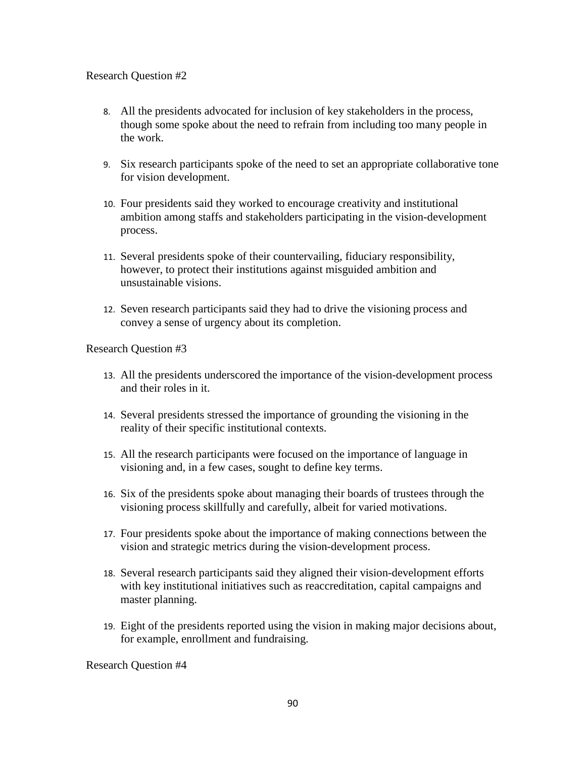Research Question #2

8. All the presidents advocated for inclusion of key stakeholders in the process, though some spoke about the need to refrain from including too many people in the work.

9. Six research participants spoke of the need to set an appropriate collaborative tone for vision development.

10. Four presidents said they worked to encourage creativity and institutional ambition among staffs and stakeholders participating in the vision-development process.

11. Several presidents spoke of their countervailing, fiduciary responsibility, however, to protect their institutions against misguided ambition and unsustainable visions.

12. Seven research participants said they had to drive the visioning process and convey a sense of urgency about its completion.

Research Question #3

13. All the presidents underscored the importance of the vision-development process and their roles in it.

14. Several presidents stressed the importance of grounding the visioning in the reality of their specific institutional contexts.

15. All the research participants were focused on the importance of language in visioning and, in a few cases, sought to define key terms.

16. Six of the presidents spoke about managing their boards of trustees through the visioning process skillfully and carefully, albeit for varied motivations.

17. Four presidents spoke about the importance of making connections between the vision and strategic metrics during the vision-development process.

18. Several research participants said they aligned their vision-development efforts with key institutional initiatives such as reaccreditation, capital campaigns and master planning.

19. Eight of the presidents reported using the vision in making major decisions about, for example, enrollment and fundraising.

Research Question #4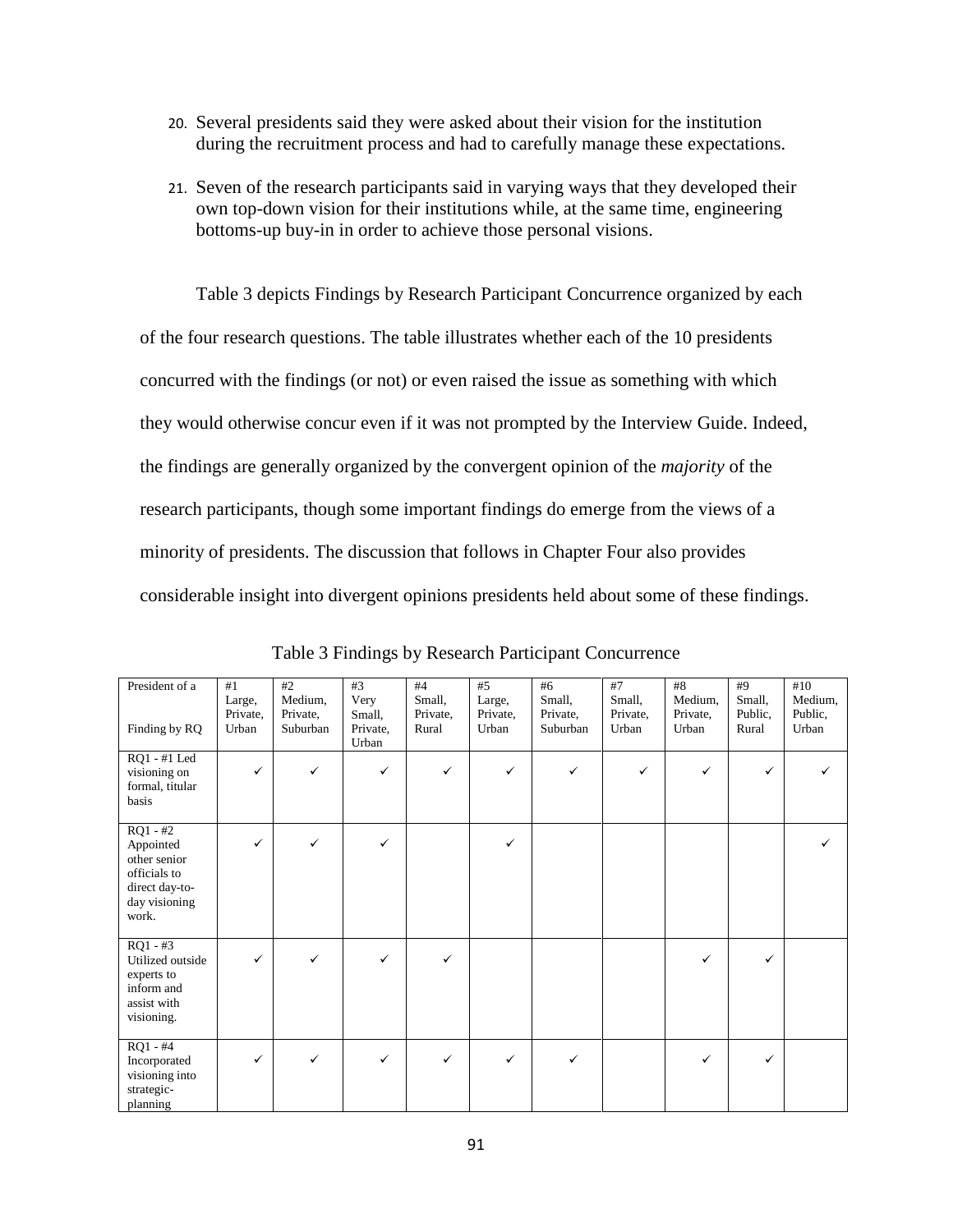20. Several presidents said they were asked about their vision for the institution during the recruitment process and had to carefully manage these expectations.

21. Seven of the research participants said in varying ways that they developed their own top-down vision for their institutions while, at the same time, engineering bottoms-up buy-in in order to achieve those personal visions.

Table 3 depicts Findings by Research Participant Concurrence organized by each of the four research questions. The table illustrates whether each of the 10 presidents concurred with the findings (or not) or even raised the issue as something with which they would otherwise concur even if it was not prompted by the Interview Guide. Indeed, the findings are generally organized by the convergent opinion of the *majority* of the research participants, though some important findings do emerge from the views of a minority of presidents. The discussion that follows in Chapter Four also provides considerable insight into divergent opinions presidents held about some of these findings.

Table 3 Findings by Research Participant Concurrence

| President of a<br><br>Finding by RQ | #1 Large, Private, Urban | #2 Medium, Private, Suburban | #3 Very Small, Private, Urban | #4 Small, Private, Rural | #5 Large, Private, Urban | #6 Small, Private, Suburban | #7 Small, Private, Urban | #8 Medium, Private, Urban | #9 Small, Public, Rural | #10 Medium, Public, Urban |
|---|---|---|---|---|---|---|---|---|---|---|
| RQ1 - #1 Led visioning on formal, titular basis | ✓ | ✓ | ✓ | ✓ | ✓ | ✓ | ✓ | ✓ | ✓ | ✓ |
| RQ1 - #2 Appointed other senior officials to direct day-to-day visioning work. | ✓ | ✓ | ✓ | | ✓ | | | | | ✓ |
| RQ1 - #3 Utilized outside experts to inform and assist with visioning. | ✓ | ✓ | ✓ | ✓ | | | | ✓ | ✓ | |
| RQ1 - #4 Incorporated visioning into strategic-planning | ✓ | ✓ | ✓ | ✓ | ✓ | ✓ | | ✓ | ✓ | |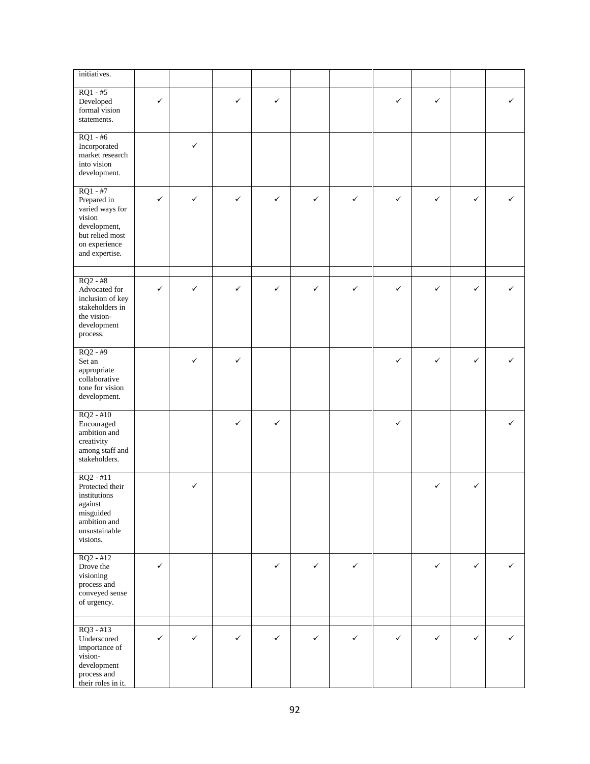| | | | | | | | | | | |
|---|---|---|---|---|---|---|---|---|---|---|
| initiatives. | | | | | | | | | | |
| RQ1 - #5 Developed formal vision statements. | ✓ | | ✓ | ✓ | | | ✓ | ✓ | | ✓ |
| RQ1 - #6 Incorporated market research into vision development. | | ✓ | | | | | | | | |
| RQ1 - #7 Prepared in varied ways for vision development, but relied most on experience and expertise. | ✓ | ✓ | ✓ | ✓ | ✓ | ✓ | ✓ | ✓ | ✓ | ✓ |
| | | | | | | | | | | |
| RQ2 - #8 Advocated for inclusion of key stakeholders in the vision-development process. | ✓ | ✓ | ✓ | ✓ | ✓ | ✓ | ✓ | ✓ | ✓ | ✓ |
| RQ2 - #9 Set an appropriate collaborative tone for vision development. | | ✓ | ✓ | | | | ✓ | ✓ | ✓ | ✓ |
| RQ2 - #10 Encouraged ambition and creativity among staff and stakeholders. | | | ✓ | ✓ | | | ✓ | | | ✓ |
| RQ2 - #11 Protected their institutions against misguided ambition and unsustainable visions. | | ✓ | | | | | | ✓ | ✓ | |
| RQ2 - #12 Drove the visioning process and conveyed sense of urgency. | ✓ | | | ✓ | ✓ | ✓ | | ✓ | ✓ | ✓ |
| | | | | | | | | | | |
| RQ3 - #13 Underscored importance of vision-development process and their roles in it. | ✓ | ✓ | ✓ | ✓ | ✓ | ✓ | ✓ | ✓ | ✓ | ✓ |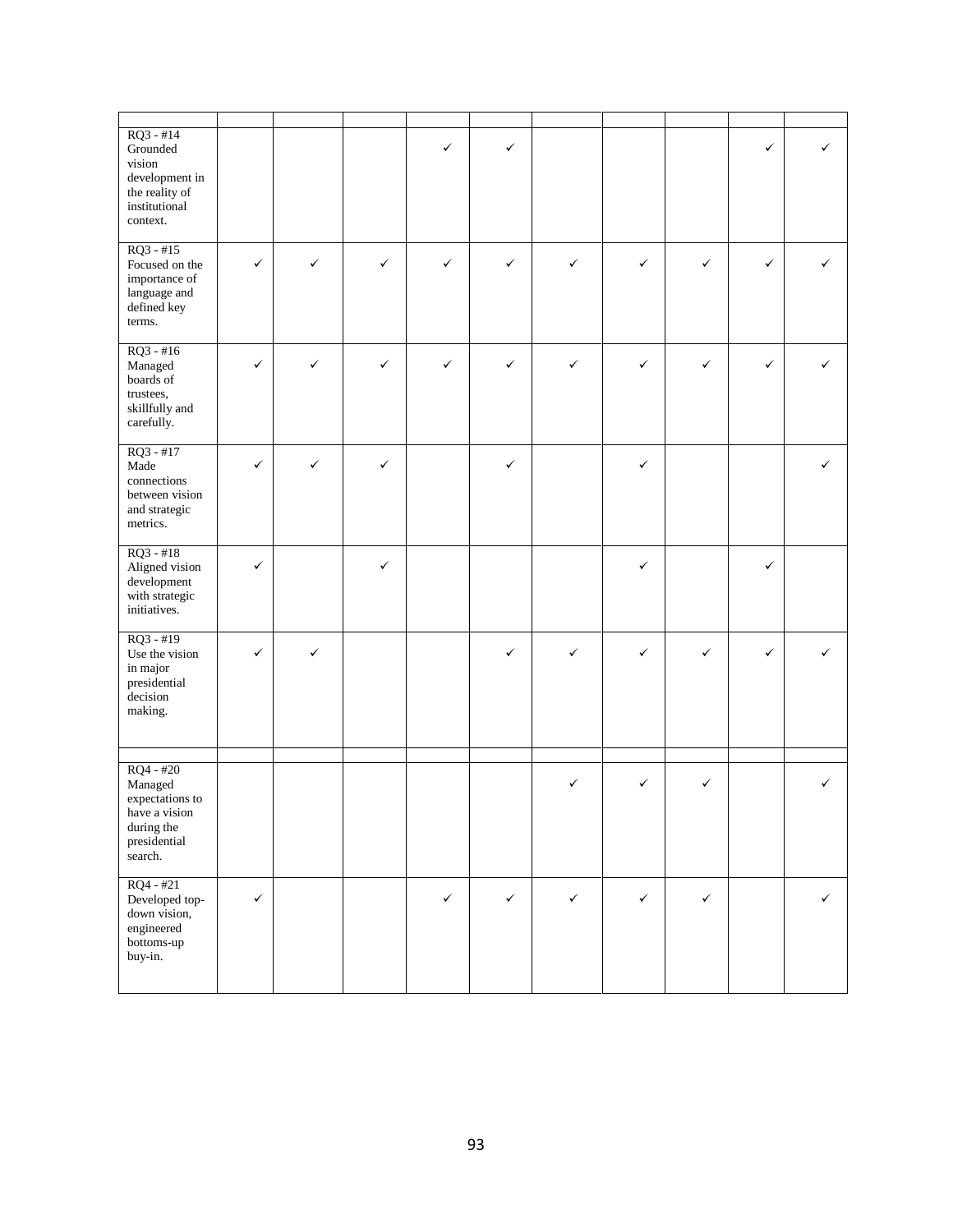| | | | | | | | | | | |
|---|---|---|---|---|---|---|---|---|---|---|
| RQ3 - #14 Grounded vision development in the reality of institutional context. | | | | ✓ | ✓ | | | | ✓ | ✓ |
| RQ3 - #15 Focused on the importance of language and defined key terms. | ✓ | ✓ | ✓ | ✓ | ✓ | ✓ | ✓ | ✓ | ✓ | ✓ |
| RQ3 - #16 Managed boards of trustees, skillfully and carefully. | ✓ | ✓ | ✓ | ✓ | ✓ | ✓ | ✓ | ✓ | ✓ | ✓ |
| RQ3 - #17 Made connections between vision and strategic metrics. | ✓ | ✓ | ✓ | | ✓ | | ✓ | | | ✓ |
| RQ3 - #18 Aligned vision development with strategic initiatives. | ✓ | | ✓ | | | | ✓ | | ✓ | |
| RQ3 - #19 Use the vision in major presidential decision making. | ✓ | ✓ | | | ✓ | ✓ | ✓ | ✓ | ✓ | ✓ |
| | | | | | | | | | | |
| RQ4 - #20 Managed expectations to have a vision during the presidential search. | | | | | | ✓ | ✓ | ✓ | | ✓ |
| RQ4 - #21 Developed top-down vision, engineered bottoms-up buy-in. | ✓ | | | ✓ | ✓ | ✓ | ✓ | ✓ | | ✓ |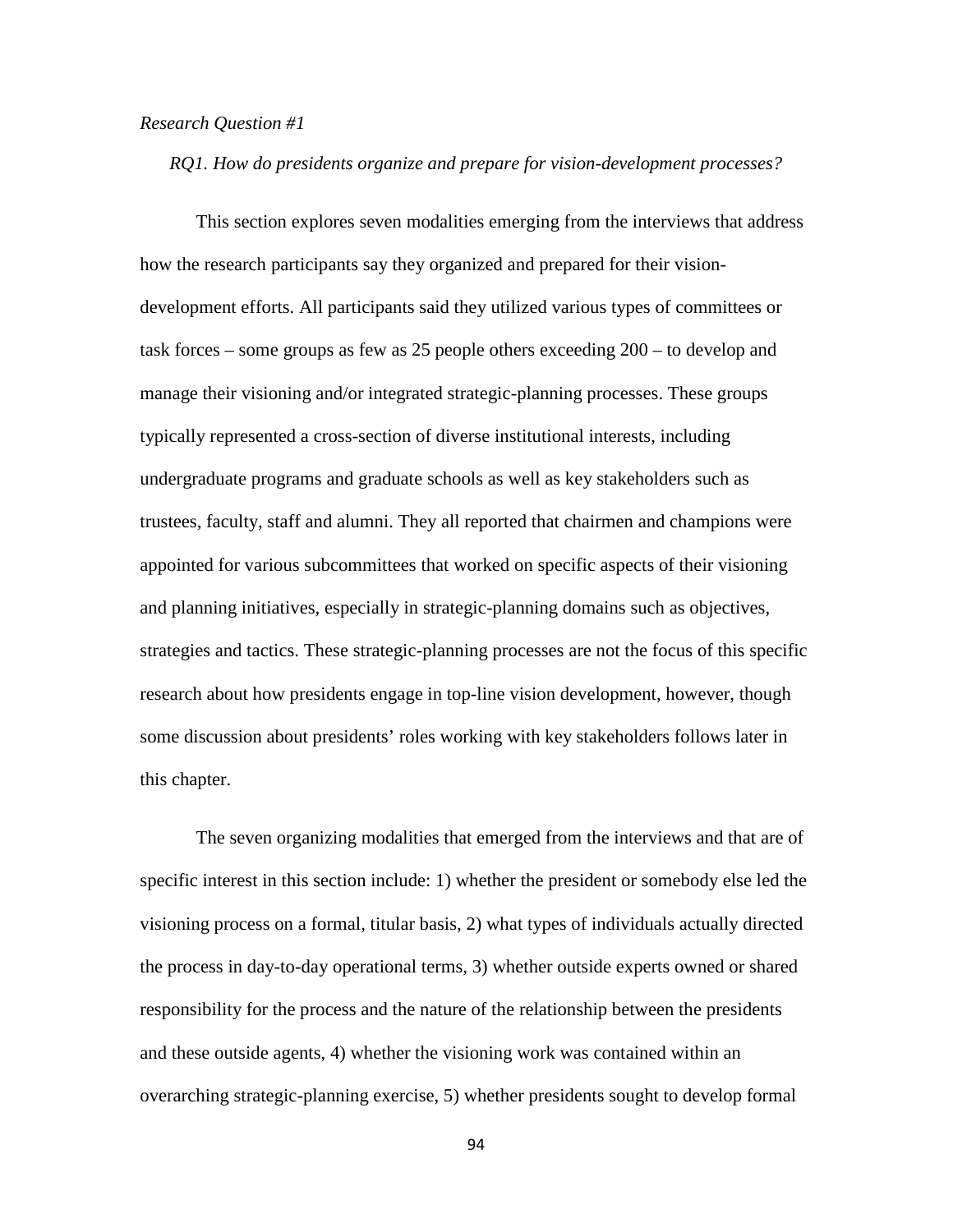*Research Question #1*

*RQ1. How do presidents organize and prepare for vision-development processes?*

This section explores seven modalities emerging from the interviews that address how the research participants say they organized and prepared for their vision-development efforts. All participants said they utilized various types of committees or task forces – some groups as few as 25 people others exceeding 200 – to develop and manage their visioning and/or integrated strategic-planning processes. These groups typically represented a cross-section of diverse institutional interests, including undergraduate programs and graduate schools as well as key stakeholders such as trustees, faculty, staff and alumni. They all reported that chairmen and champions were appointed for various subcommittees that worked on specific aspects of their visioning and planning initiatives, especially in strategic-planning domains such as objectives, strategies and tactics. These strategic-planning processes are not the focus of this specific research about how presidents engage in top-line vision development, however, though some discussion about presidents' roles working with key stakeholders follows later in this chapter.

The seven organizing modalities that emerged from the interviews and that are of specific interest in this section include: 1) whether the president or somebody else led the visioning process on a formal, titular basis, 2) what types of individuals actually directed the process in day-to-day operational terms, 3) whether outside experts owned or shared responsibility for the process and the nature of the relationship between the presidents and these outside agents, 4) whether the visioning work was contained within an overarching strategic-planning exercise, 5) whether presidents sought to develop formal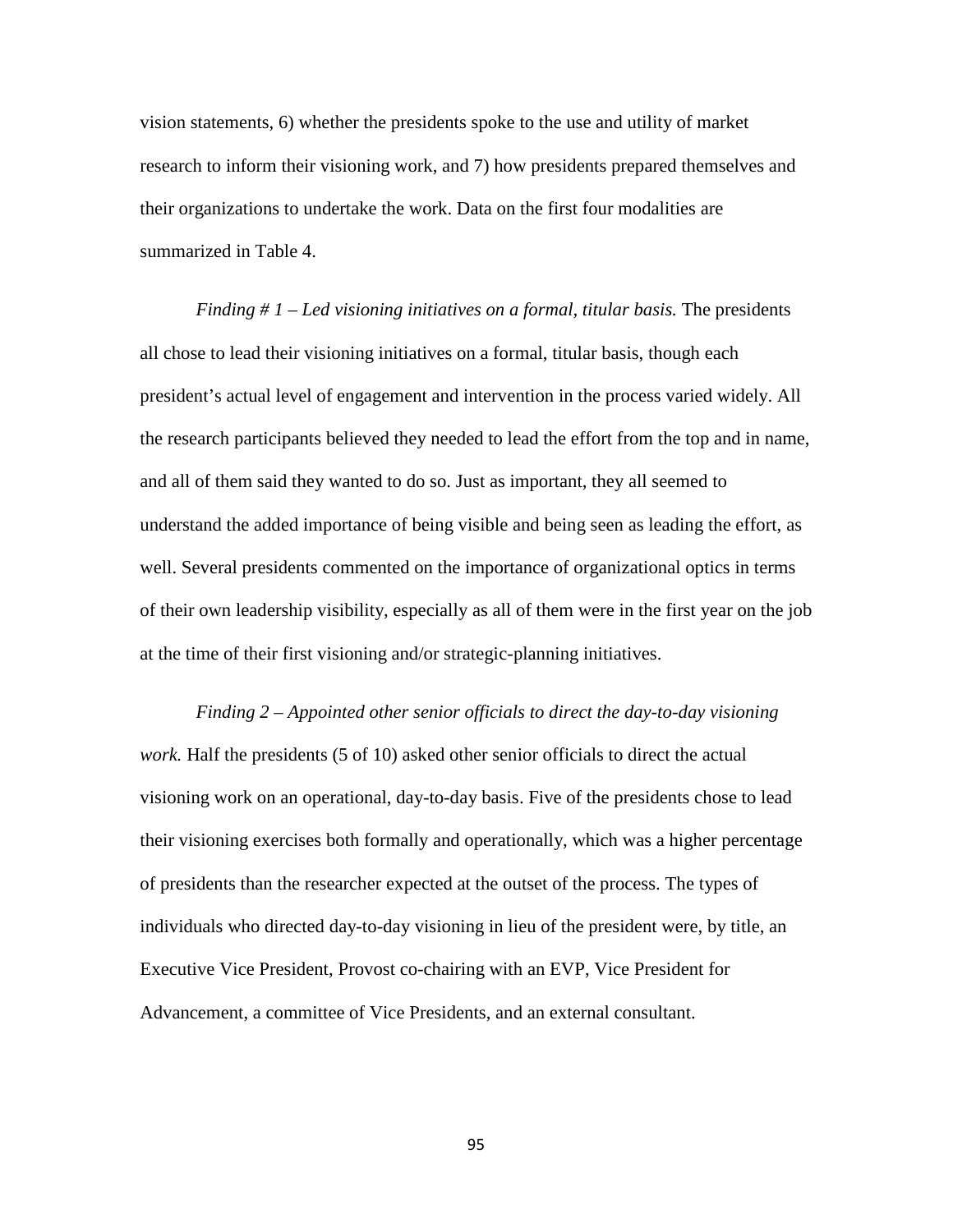vision statements, 6) whether the presidents spoke to the use and utility of market research to inform their visioning work, and 7) how presidents prepared themselves and their organizations to undertake the work. Data on the first four modalities are summarized in Table 4.

*Finding # 1 – Led visioning initiatives on a formal, titular basis.* The presidents all chose to lead their visioning initiatives on a formal, titular basis, though each president's actual level of engagement and intervention in the process varied widely. All the research participants believed they needed to lead the effort from the top and in name, and all of them said they wanted to do so. Just as important, they all seemed to understand the added importance of being visible and being seen as leading the effort, as well. Several presidents commented on the importance of organizational optics in terms of their own leadership visibility, especially as all of them were in the first year on the job at the time of their first visioning and/or strategic-planning initiatives.

*Finding 2 – Appointed other senior officials to direct the day-to-day visioning work.* Half the presidents (5 of 10) asked other senior officials to direct the actual visioning work on an operational, day-to-day basis. Five of the presidents chose to lead their visioning exercises both formally and operationally, which was a higher percentage of presidents than the researcher expected at the outset of the process. The types of individuals who directed day-to-day visioning in lieu of the president were, by title, an Executive Vice President, Provost co-chairing with an EVP, Vice President for Advancement, a committee of Vice Presidents, and an external consultant.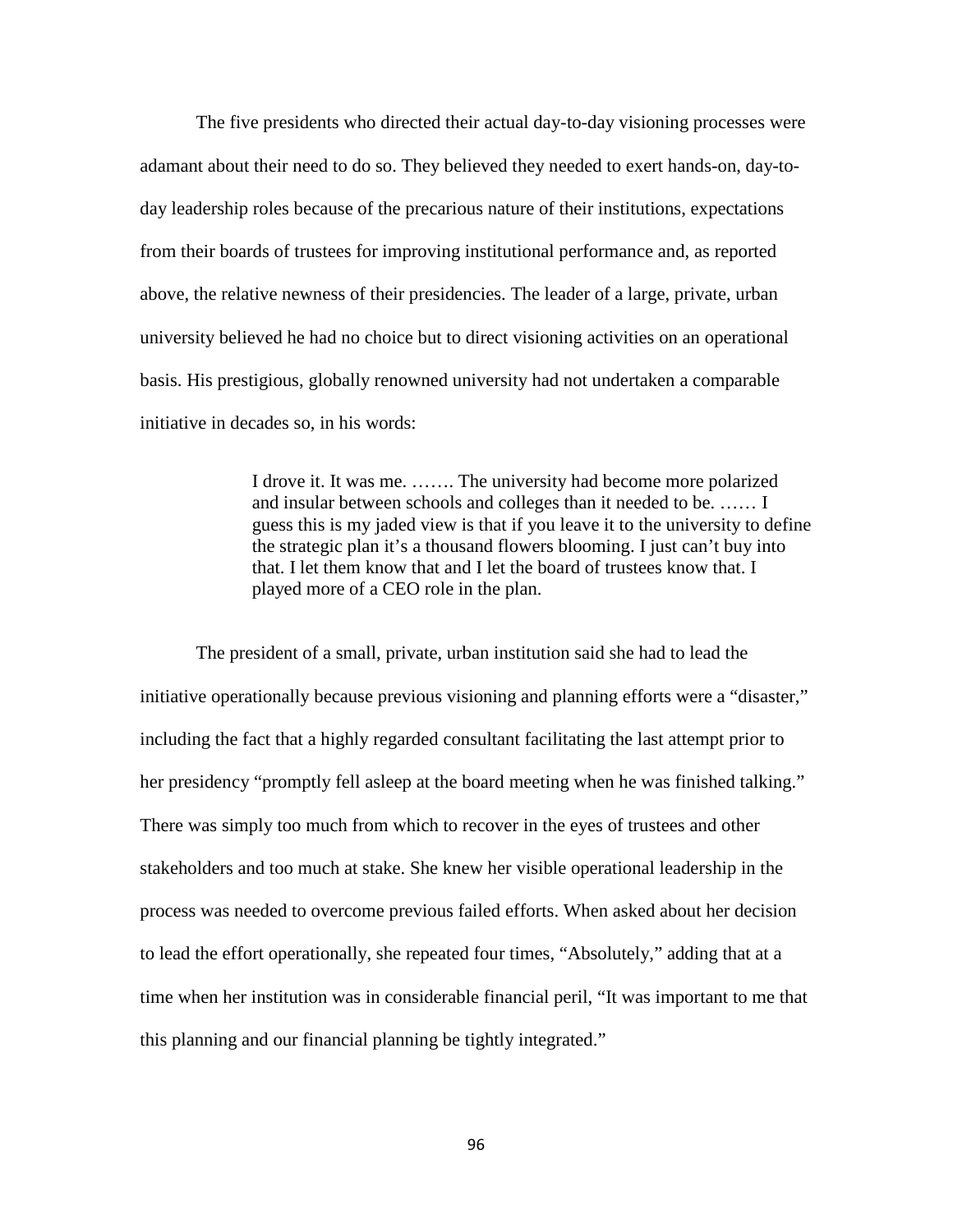The five presidents who directed their actual day-to-day visioning processes were adamant about their need to do so. They believed they needed to exert hands-on, day-to-day leadership roles because of the precarious nature of their institutions, expectations from their boards of trustees for improving institutional performance and, as reported above, the relative newness of their presidencies. The leader of a large, private, urban university believed he had no choice but to direct visioning activities on an operational basis. His prestigious, globally renowned university had not undertaken a comparable initiative in decades so, in his words:

> I drove it. It was me. ……. The university had become more polarized and insular between schools and colleges than it needed to be. …… I guess this is my jaded view is that if you leave it to the university to define the strategic plan it's a thousand flowers blooming. I just can't buy into that. I let them know that and I let the board of trustees know that. I played more of a CEO role in the plan.

The president of a small, private, urban institution said she had to lead the initiative operationally because previous visioning and planning efforts were a "disaster," including the fact that a highly regarded consultant facilitating the last attempt prior to her presidency "promptly fell asleep at the board meeting when he was finished talking." There was simply too much from which to recover in the eyes of trustees and other stakeholders and too much at stake. She knew her visible operational leadership in the process was needed to overcome previous failed efforts. When asked about her decision to lead the effort operationally, she repeated four times, "Absolutely," adding that at a time when her institution was in considerable financial peril, "It was important to me that this planning and our financial planning be tightly integrated."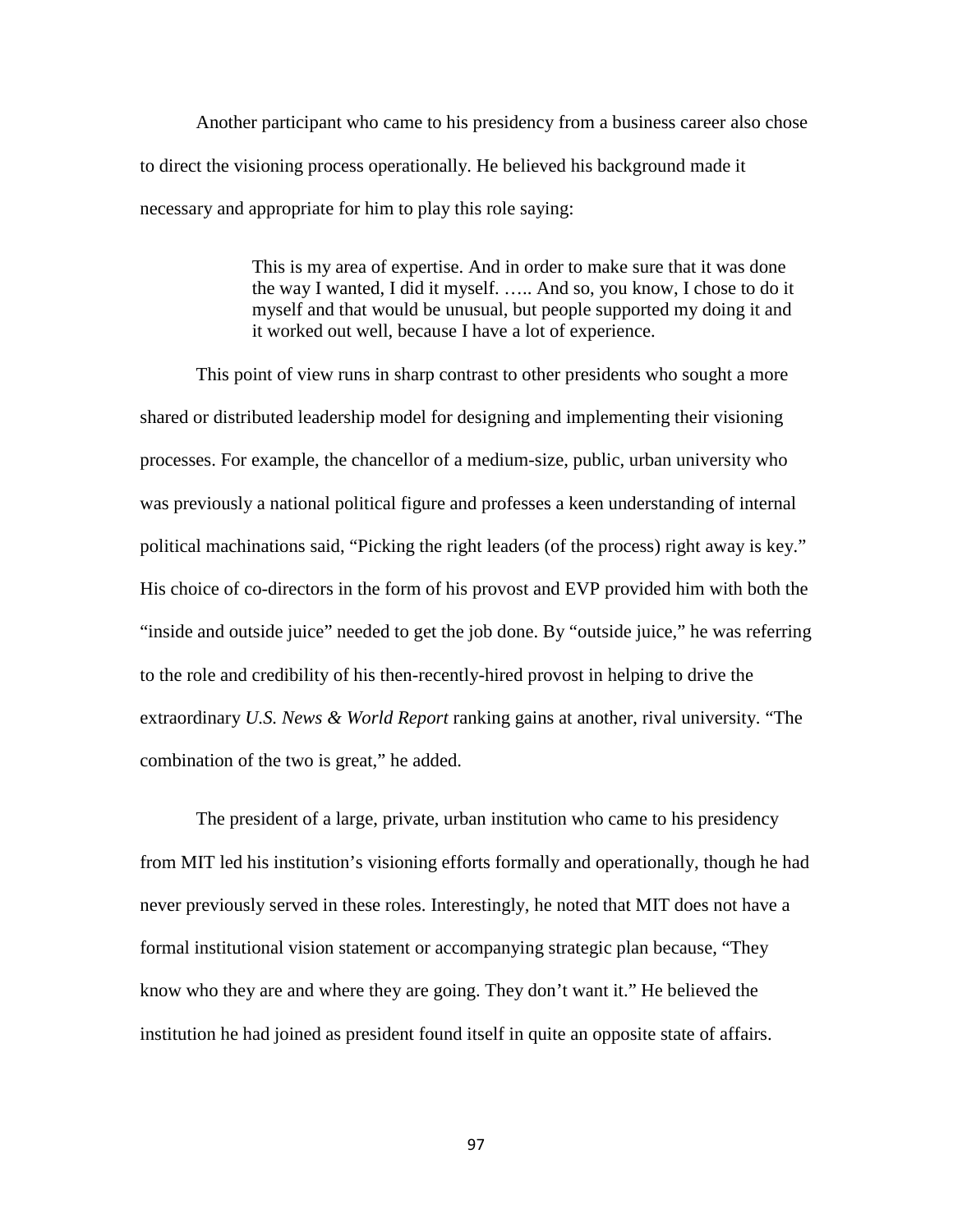Another participant who came to his presidency from a business career also chose to direct the visioning process operationally. He believed his background made it necessary and appropriate for him to play this role saying:

> This is my area of expertise. And in order to make sure that it was done the way I wanted, I did it myself. ….. And so, you know, I chose to do it myself and that would be unusual, but people supported my doing it and it worked out well, because I have a lot of experience.

This point of view runs in sharp contrast to other presidents who sought a more shared or distributed leadership model for designing and implementing their visioning processes. For example, the chancellor of a medium-size, public, urban university who was previously a national political figure and professes a keen understanding of internal political machinations said, "Picking the right leaders (of the process) right away is key." His choice of co-directors in the form of his provost and EVP provided him with both the "inside and outside juice" needed to get the job done. By "outside juice," he was referring to the role and credibility of his then-recently-hired provost in helping to drive the extraordinary *U.S. News & World Report* ranking gains at another, rival university. "The combination of the two is great," he added.

The president of a large, private, urban institution who came to his presidency from MIT led his institution's visioning efforts formally and operationally, though he had never previously served in these roles. Interestingly, he noted that MIT does not have a formal institutional vision statement or accompanying strategic plan because, "They know who they are and where they are going. They don't want it." He believed the institution he had joined as president found itself in quite an opposite state of affairs.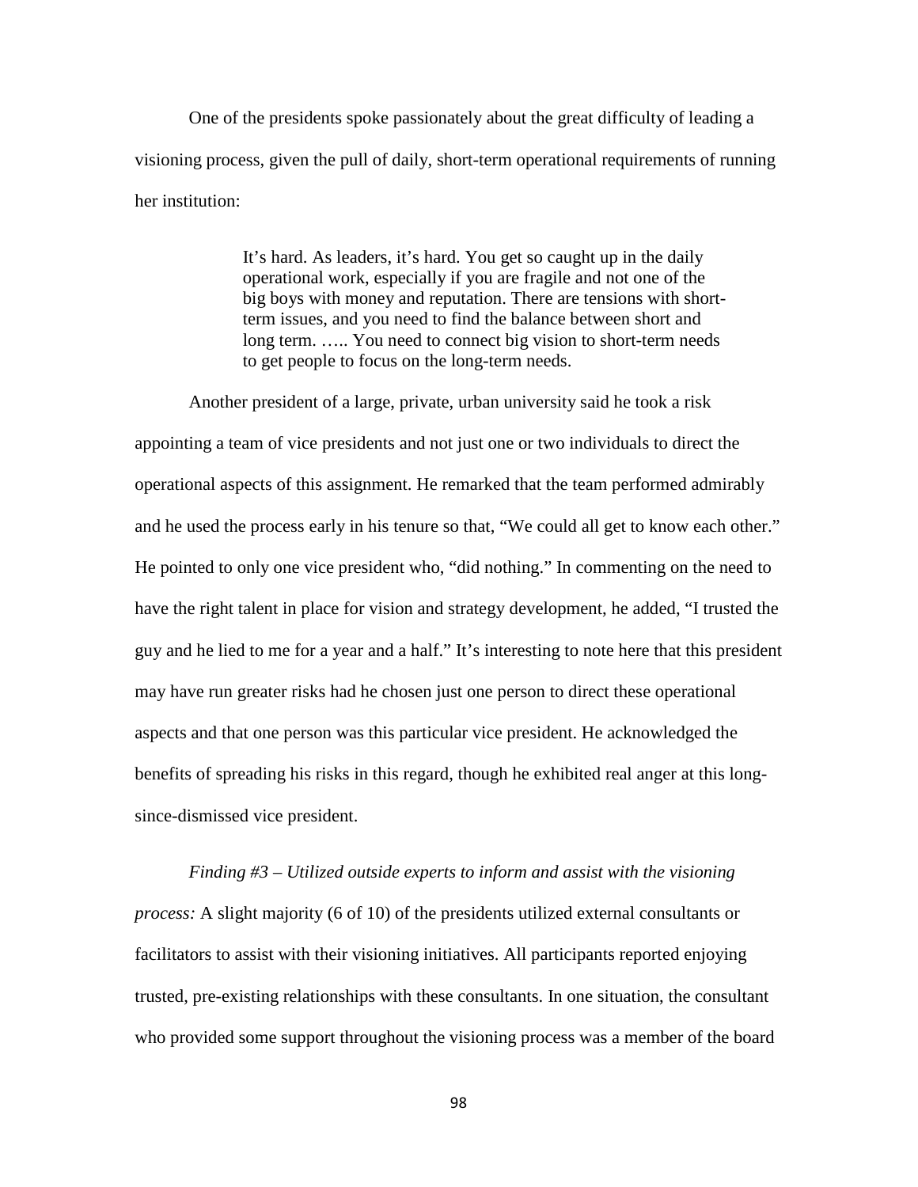One of the presidents spoke passionately about the great difficulty of leading a visioning process, given the pull of daily, short-term operational requirements of running her institution:

> It's hard. As leaders, it's hard. You get so caught up in the daily operational work, especially if you are fragile and not one of the big boys with money and reputation. There are tensions with short-term issues, and you need to find the balance between short and long term. ….. You need to connect big vision to short-term needs to get people to focus on the long-term needs.

Another president of a large, private, urban university said he took a risk appointing a team of vice presidents and not just one or two individuals to direct the operational aspects of this assignment. He remarked that the team performed admirably and he used the process early in his tenure so that, "We could all get to know each other." He pointed to only one vice president who, "did nothing." In commenting on the need to have the right talent in place for vision and strategy development, he added, "I trusted the guy and he lied to me for a year and a half." It's interesting to note here that this president may have run greater risks had he chosen just one person to direct these operational aspects and that one person was this particular vice president. He acknowledged the benefits of spreading his risks in this regard, though he exhibited real anger at this long-since-dismissed vice president.

*Finding #3 – Utilized outside experts to inform and assist with the visioning process:* A slight majority (6 of 10) of the presidents utilized external consultants or facilitators to assist with their visioning initiatives. All participants reported enjoying trusted, pre-existing relationships with these consultants. In one situation, the consultant who provided some support throughout the visioning process was a member of the board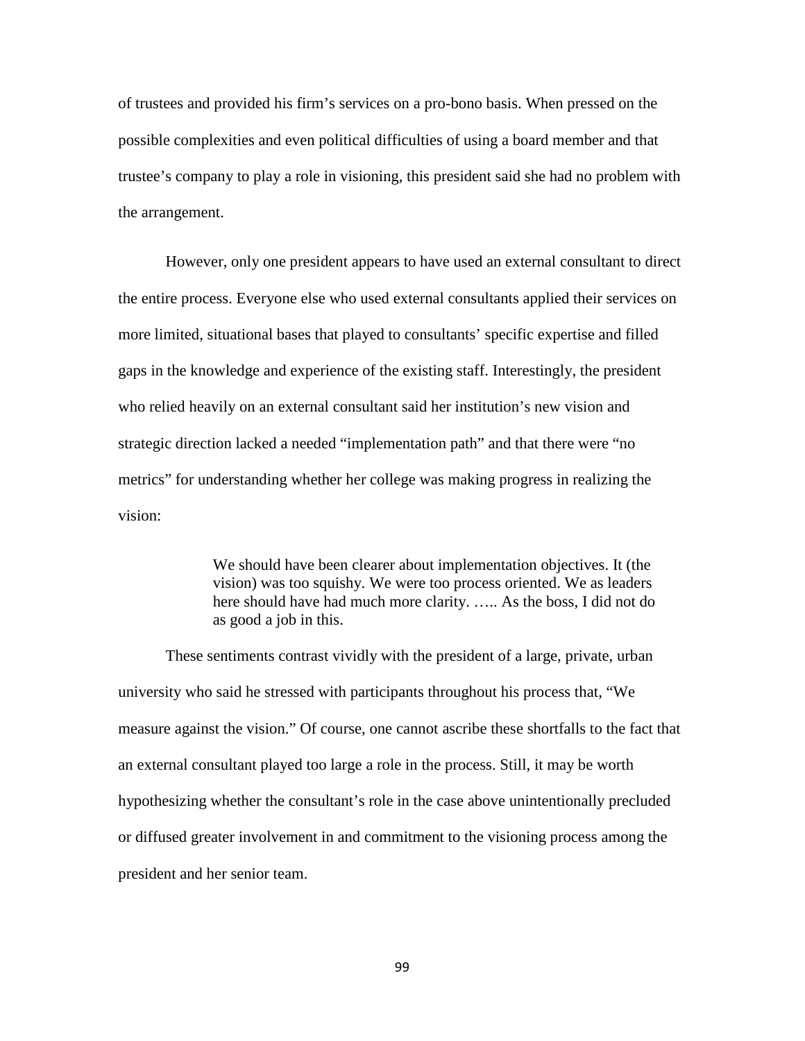of trustees and provided his firm's services on a pro-bono basis. When pressed on the possible complexities and even political difficulties of using a board member and that trustee's company to play a role in visioning, this president said she had no problem with the arrangement.

However, only one president appears to have used an external consultant to direct the entire process. Everyone else who used external consultants applied their services on more limited, situational bases that played to consultants' specific expertise and filled gaps in the knowledge and experience of the existing staff. Interestingly, the president who relied heavily on an external consultant said her institution's new vision and strategic direction lacked a needed "implementation path" and that there were "no metrics" for understanding whether her college was making progress in realizing the vision:

> We should have been clearer about implementation objectives. It (the vision) was too squishy. We were too process oriented. We as leaders here should have had much more clarity. ….. As the boss, I did not do as good a job in this.

These sentiments contrast vividly with the president of a large, private, urban university who said he stressed with participants throughout his process that, "We measure against the vision." Of course, one cannot ascribe these shortfalls to the fact that an external consultant played too large a role in the process. Still, it may be worth hypothesizing whether the consultant's role in the case above unintentionally precluded or diffused greater involvement in and commitment to the visioning process among the president and her senior team.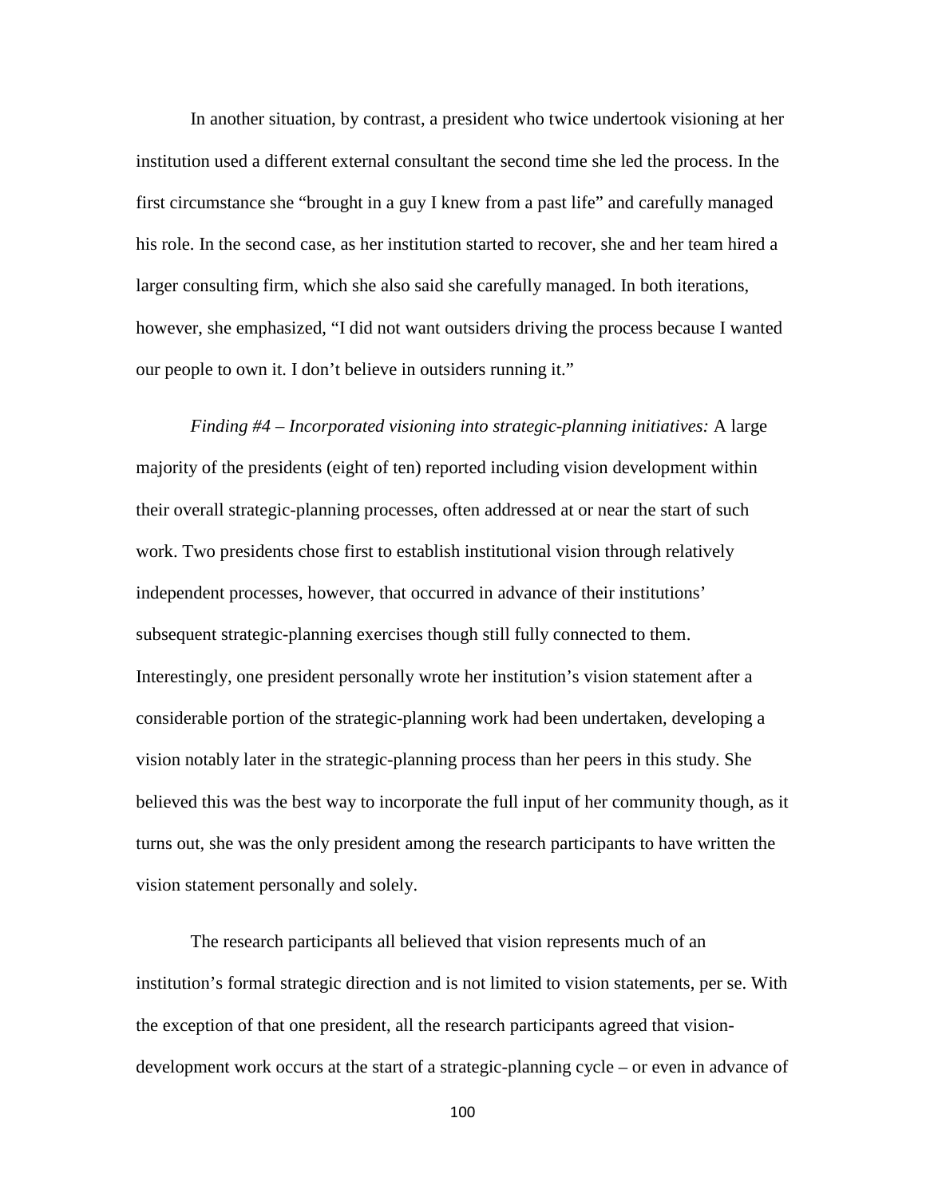In another situation, by contrast, a president who twice undertook visioning at her institution used a different external consultant the second time she led the process. In the first circumstance she "brought in a guy I knew from a past life" and carefully managed his role. In the second case, as her institution started to recover, she and her team hired a larger consulting firm, which she also said she carefully managed. In both iterations, however, she emphasized, "I did not want outsiders driving the process because I wanted our people to own it. I don't believe in outsiders running it."

*Finding #4 – Incorporated visioning into strategic-planning initiatives:* A large majority of the presidents (eight of ten) reported including vision development within their overall strategic-planning processes, often addressed at or near the start of such work. Two presidents chose first to establish institutional vision through relatively independent processes, however, that occurred in advance of their institutions' subsequent strategic-planning exercises though still fully connected to them. Interestingly, one president personally wrote her institution's vision statement after a considerable portion of the strategic-planning work had been undertaken, developing a vision notably later in the strategic-planning process than her peers in this study. She believed this was the best way to incorporate the full input of her community though, as it turns out, she was the only president among the research participants to have written the vision statement personally and solely.

The research participants all believed that vision represents much of an institution's formal strategic direction and is not limited to vision statements, per se. With the exception of that one president, all the research participants agreed that vision-development work occurs at the start of a strategic-planning cycle – or even in advance of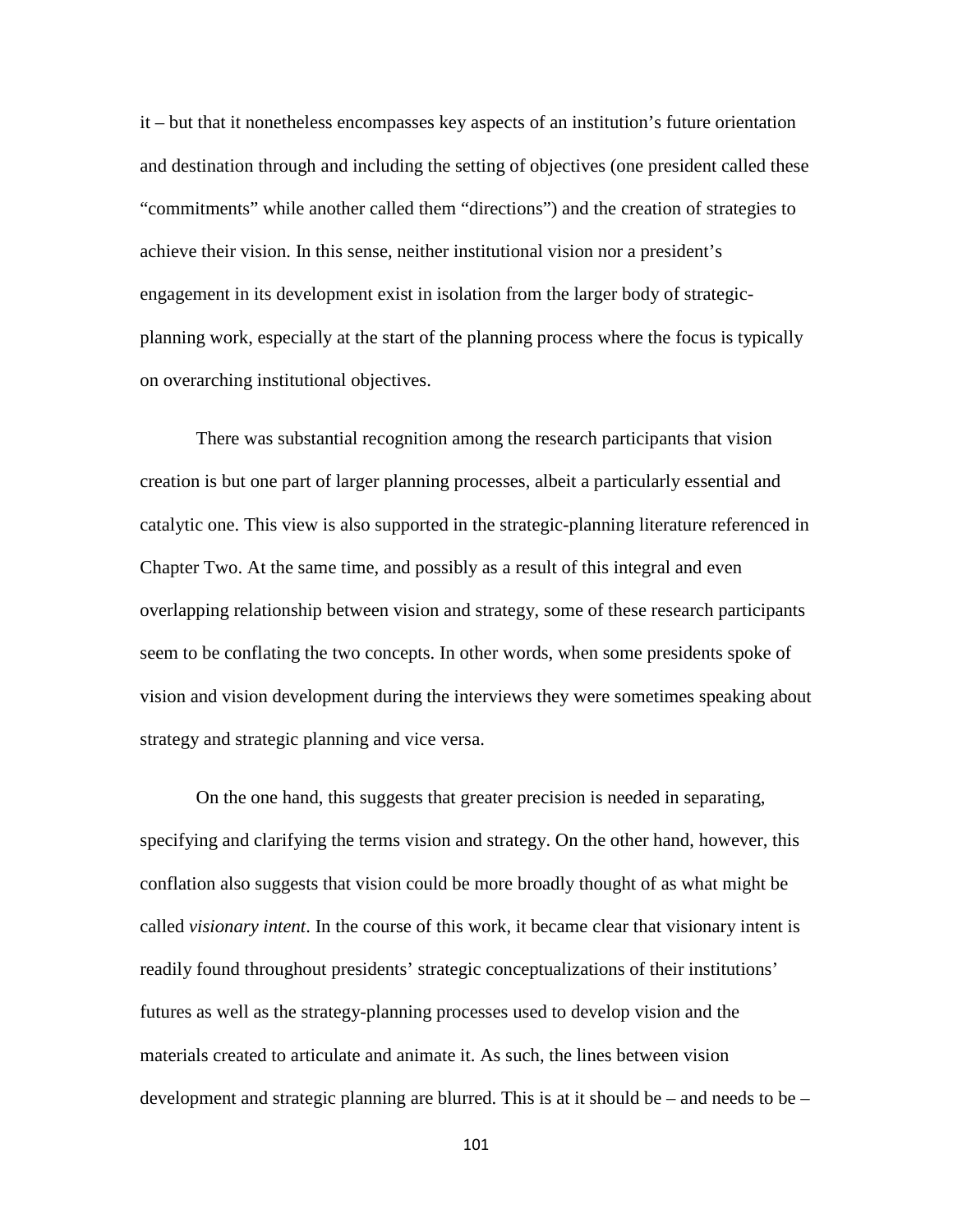it – but that it nonetheless encompasses key aspects of an institution's future orientation and destination through and including the setting of objectives (one president called these "commitments" while another called them "directions") and the creation of strategies to achieve their vision. In this sense, neither institutional vision nor a president's engagement in its development exist in isolation from the larger body of strategic-planning work, especially at the start of the planning process where the focus is typically on overarching institutional objectives.

There was substantial recognition among the research participants that vision creation is but one part of larger planning processes, albeit a particularly essential and catalytic one. This view is also supported in the strategic-planning literature referenced in Chapter Two. At the same time, and possibly as a result of this integral and even overlapping relationship between vision and strategy, some of these research participants seem to be conflating the two concepts. In other words, when some presidents spoke of vision and vision development during the interviews they were sometimes speaking about strategy and strategic planning and vice versa.

On the one hand, this suggests that greater precision is needed in separating, specifying and clarifying the terms vision and strategy. On the other hand, however, this conflation also suggests that vision could be more broadly thought of as what might be called *visionary intent*. In the course of this work, it became clear that visionary intent is readily found throughout presidents' strategic conceptualizations of their institutions' futures as well as the strategy-planning processes used to develop vision and the materials created to articulate and animate it. As such, the lines between vision development and strategic planning are blurred. This is at it should be – and needs to be –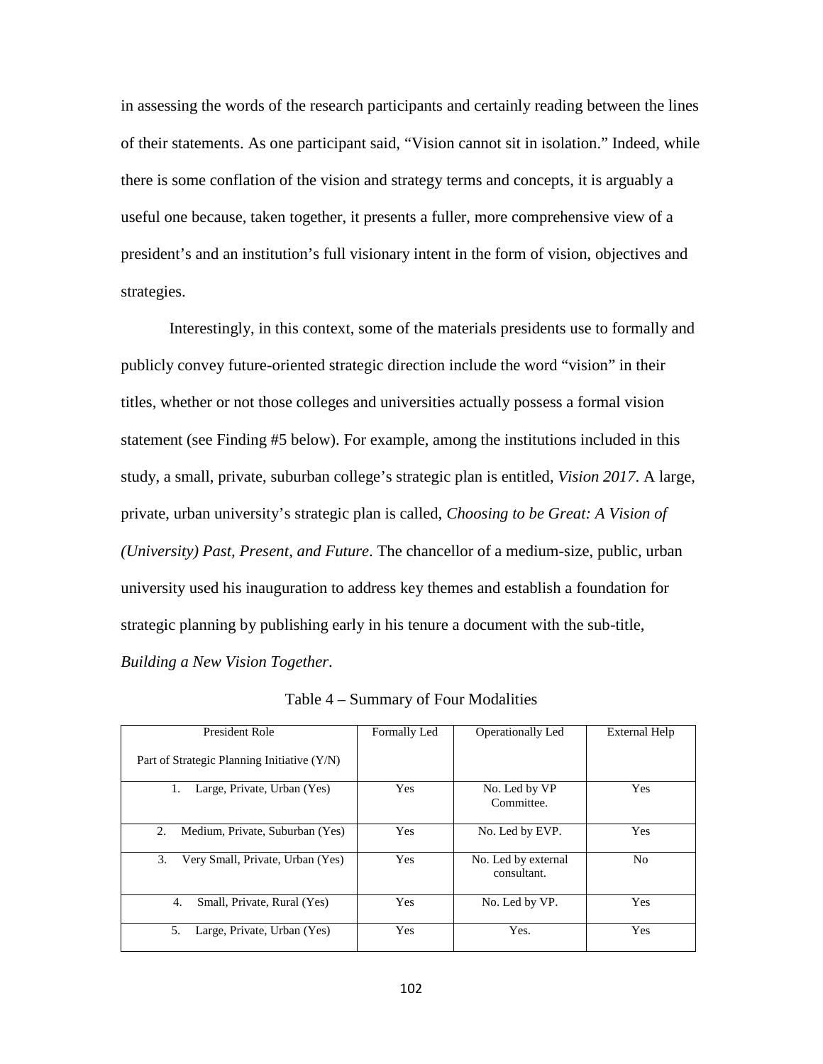in assessing the words of the research participants and certainly reading between the lines of their statements. As one participant said, "Vision cannot sit in isolation." Indeed, while there is some conflation of the vision and strategy terms and concepts, it is arguably a useful one because, taken together, it presents a fuller, more comprehensive view of a president's and an institution's full visionary intent in the form of vision, objectives and strategies.

Interestingly, in this context, some of the materials presidents use to formally and publicly convey future-oriented strategic direction include the word "vision" in their titles, whether or not those colleges and universities actually possess a formal vision statement (see Finding #5 below). For example, among the institutions included in this study, a small, private, suburban college's strategic plan is entitled, *Vision 2017*. A large, private, urban university's strategic plan is called, *Choosing to be Great: A Vision of (University) Past, Present, and Future*. The chancellor of a medium-size, public, urban university used his inauguration to address key themes and establish a foundation for strategic planning by publishing early in his tenure a document with the sub-title, *Building a New Vision Together*.

Table 4 – Summary of Four Modalities

| President Role<br><br>Part of Strategic Planning Initiative (Y/N) | Formally Led | Operationally Led | External Help |
|---|---|---|---|
| 1. Large, Private, Urban (Yes) | Yes | No. Led by VP Committee. | Yes |
| 2. Medium, Private, Suburban (Yes) | Yes | No. Led by EVP. | Yes |
| 3. Very Small, Private, Urban (Yes) | Yes | No. Led by external consultant. | No |
| 4. Small, Private, Rural (Yes) | Yes | No. Led by VP. | Yes |
| 5. Large, Private, Urban (Yes) | Yes | Yes. | Yes |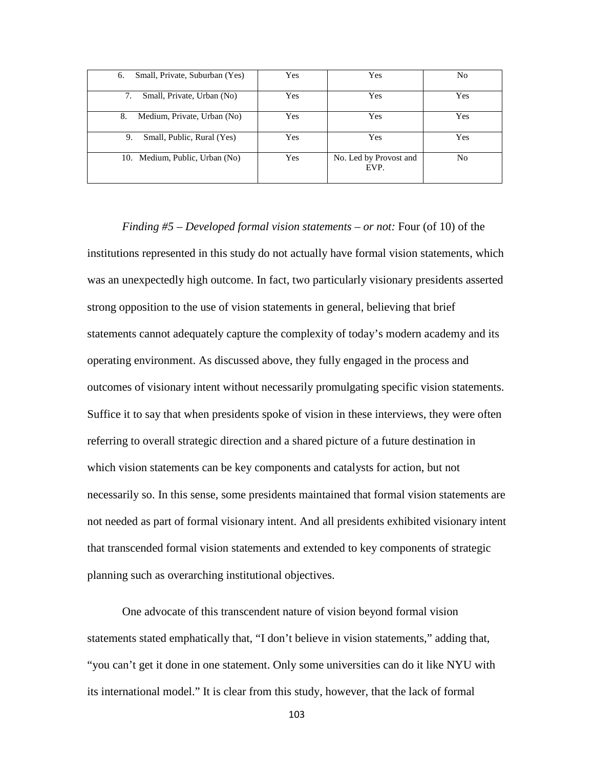| | | | |
|---|---|---|---|
| 6. Small, Private, Suburban (Yes) | Yes | Yes | No |
| 7. Small, Private, Urban (No) | Yes | Yes | Yes |
| 8. Medium, Private, Urban (No) | Yes | Yes | Yes |
| 9. Small, Public, Rural (Yes) | Yes | Yes | Yes |
| 10. Medium, Public, Urban (No) | Yes | No. Led by Provost and EVP. | No |

*Finding #5 – Developed formal vision statements – or not:* Four (of 10) of the institutions represented in this study do not actually have formal vision statements, which was an unexpectedly high outcome. In fact, two particularly visionary presidents asserted strong opposition to the use of vision statements in general, believing that brief statements cannot adequately capture the complexity of today's modern academy and its operating environment. As discussed above, they fully engaged in the process and outcomes of visionary intent without necessarily promulgating specific vision statements. Suffice it to say that when presidents spoke of vision in these interviews, they were often referring to overall strategic direction and a shared picture of a future destination in which vision statements can be key components and catalysts for action, but not necessarily so. In this sense, some presidents maintained that formal vision statements are not needed as part of formal visionary intent. And all presidents exhibited visionary intent that transcended formal vision statements and extended to key components of strategic planning such as overarching institutional objectives.

One advocate of this transcendent nature of vision beyond formal vision statements stated emphatically that, "I don't believe in vision statements," adding that, "you can't get it done in one statement. Only some universities can do it like NYU with its international model." It is clear from this study, however, that the lack of formal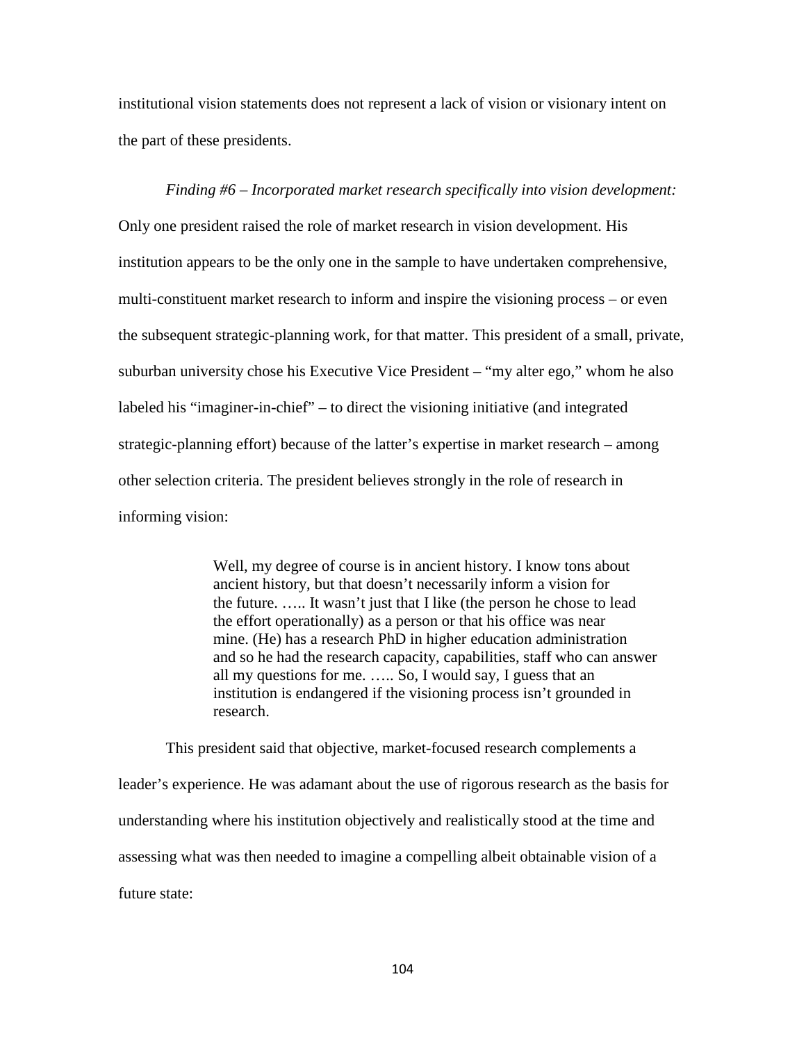institutional vision statements does not represent a lack of vision or visionary intent on the part of these presidents.

*Finding #6 – Incorporated market research specifically into vision development:* Only one president raised the role of market research in vision development. His institution appears to be the only one in the sample to have undertaken comprehensive, multi-constituent market research to inform and inspire the visioning process – or even the subsequent strategic-planning work, for that matter. This president of a small, private, suburban university chose his Executive Vice President – "my alter ego," whom he also labeled his "imaginer-in-chief" – to direct the visioning initiative (and integrated strategic-planning effort) because of the latter's expertise in market research – among other selection criteria. The president believes strongly in the role of research in informing vision:

> Well, my degree of course is in ancient history. I know tons about ancient history, but that doesn't necessarily inform a vision for the future. ….. It wasn't just that I like (the person he chose to lead the effort operationally) as a person or that his office was near mine. (He) has a research PhD in higher education administration and so he had the research capacity, capabilities, staff who can answer all my questions for me. ….. So, I would say, I guess that an institution is endangered if the visioning process isn't grounded in research.

This president said that objective, market-focused research complements a leader's experience. He was adamant about the use of rigorous research as the basis for understanding where his institution objectively and realistically stood at the time and assessing what was then needed to imagine a compelling albeit obtainable vision of a future state: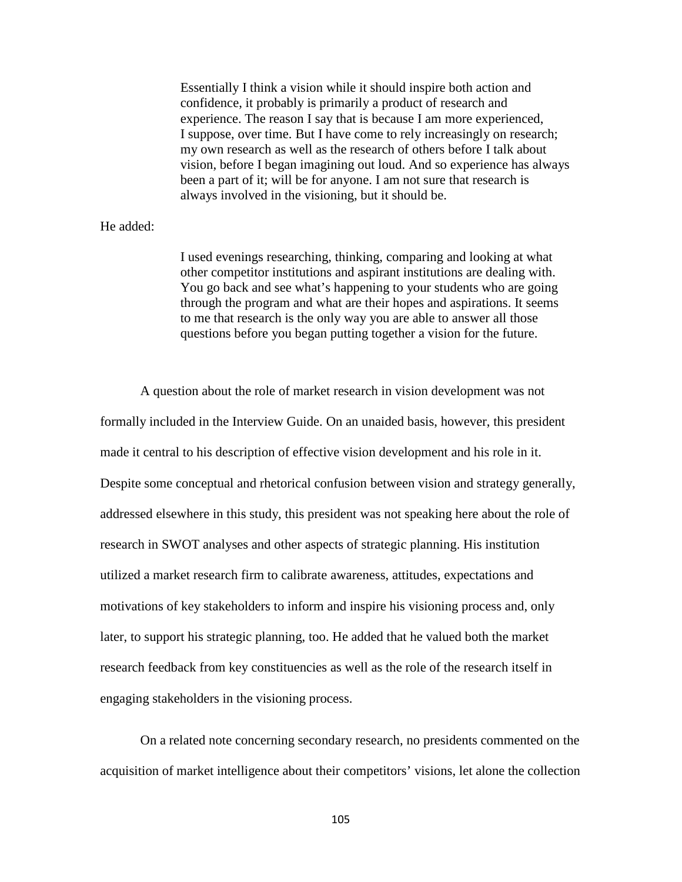> Essentially I think a vision while it should inspire both action and confidence, it probably is primarily a product of research and experience. The reason I say that is because I am more experienced, I suppose, over time. But I have come to rely increasingly on research; my own research as well as the research of others before I talk about vision, before I began imagining out loud. And so experience has always been a part of it; will be for anyone. I am not sure that research is always involved in the visioning, but it should be.

He added:

> I used evenings researching, thinking, comparing and looking at what other competitor institutions and aspirant institutions are dealing with. You go back and see what's happening to your students who are going through the program and what are their hopes and aspirations. It seems to me that research is the only way you are able to answer all those questions before you began putting together a vision for the future.

A question about the role of market research in vision development was not formally included in the Interview Guide. On an unaided basis, however, this president made it central to his description of effective vision development and his role in it. Despite some conceptual and rhetorical confusion between vision and strategy generally, addressed elsewhere in this study, this president was not speaking here about the role of research in SWOT analyses and other aspects of strategic planning. His institution utilized a market research firm to calibrate awareness, attitudes, expectations and motivations of key stakeholders to inform and inspire his visioning process and, only later, to support his strategic planning, too. He added that he valued both the market research feedback from key constituencies as well as the role of the research itself in engaging stakeholders in the visioning process.

On a related note concerning secondary research, no presidents commented on the acquisition of market intelligence about their competitors' visions, let alone the collection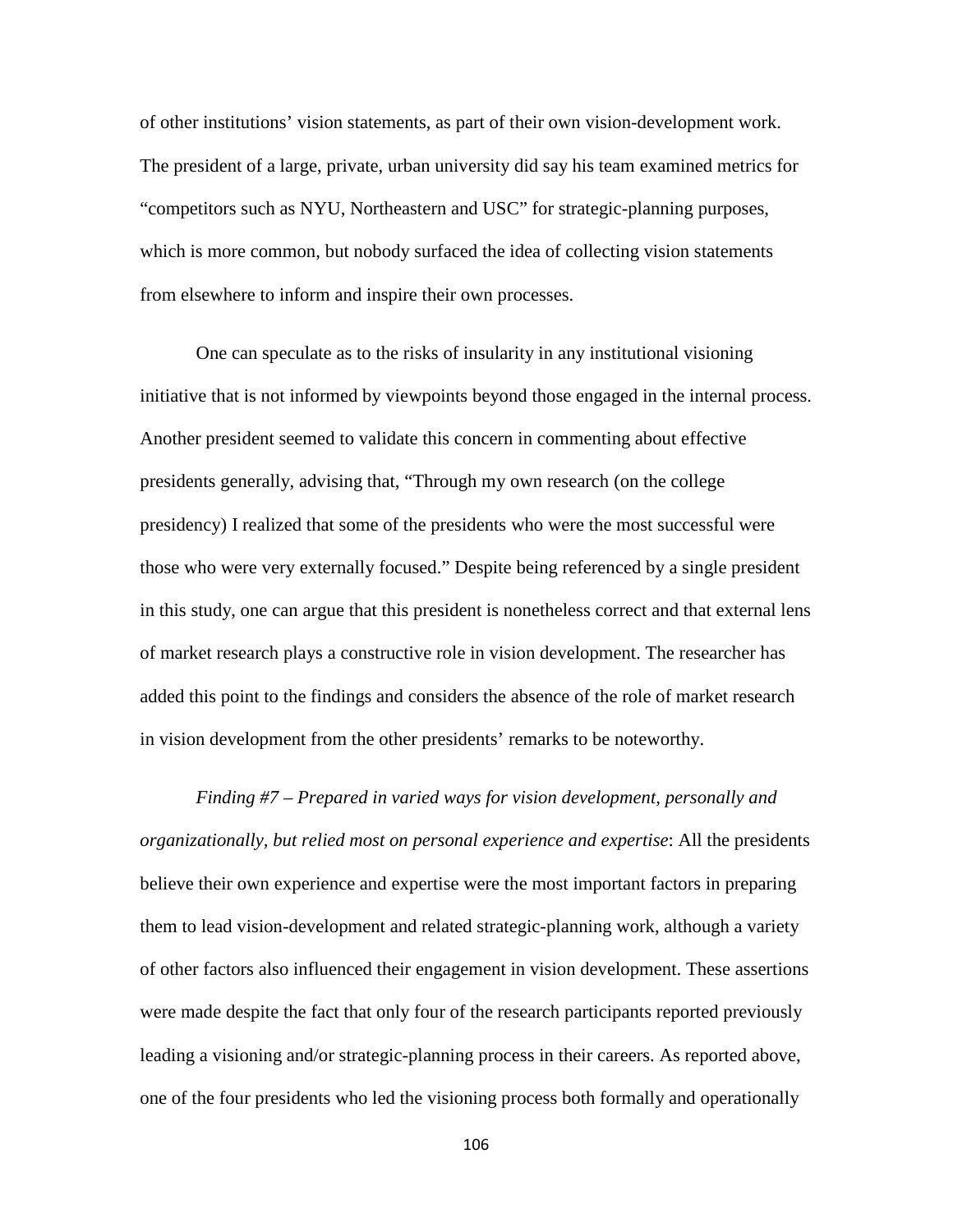of other institutions' vision statements, as part of their own vision-development work. The president of a large, private, urban university did say his team examined metrics for "competitors such as NYU, Northeastern and USC" for strategic-planning purposes, which is more common, but nobody surfaced the idea of collecting vision statements from elsewhere to inform and inspire their own processes.

One can speculate as to the risks of insularity in any institutional visioning initiative that is not informed by viewpoints beyond those engaged in the internal process. Another president seemed to validate this concern in commenting about effective presidents generally, advising that, "Through my own research (on the college presidency) I realized that some of the presidents who were the most successful were those who were very externally focused." Despite being referenced by a single president in this study, one can argue that this president is nonetheless correct and that external lens of market research plays a constructive role in vision development. The researcher has added this point to the findings and considers the absence of the role of market research in vision development from the other presidents' remarks to be noteworthy.

*Finding #7 – Prepared in varied ways for vision development, personally and organizationally, but relied most on personal experience and expertise*: All the presidents believe their own experience and expertise were the most important factors in preparing them to lead vision-development and related strategic-planning work, although a variety of other factors also influenced their engagement in vision development. These assertions were made despite the fact that only four of the research participants reported previously leading a visioning and/or strategic-planning process in their careers. As reported above, one of the four presidents who led the visioning process both formally and operationally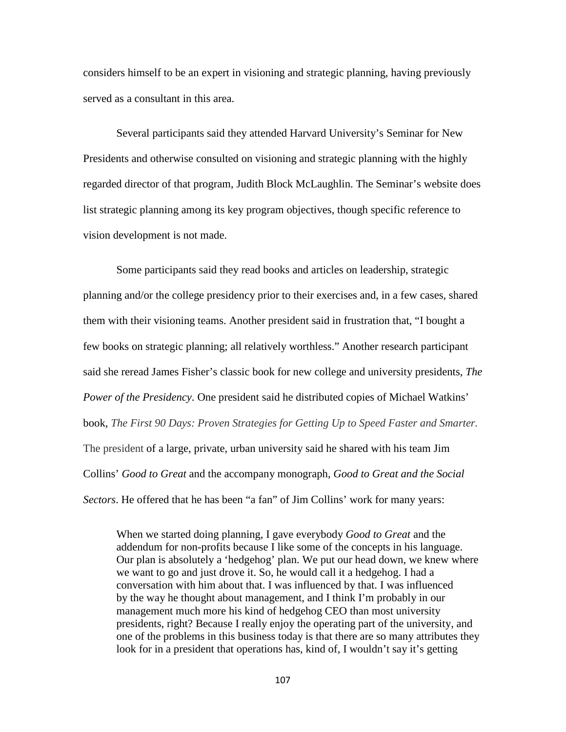considers himself to be an expert in visioning and strategic planning, having previously served as a consultant in this area.

Several participants said they attended Harvard University's Seminar for New Presidents and otherwise consulted on visioning and strategic planning with the highly regarded director of that program, Judith Block McLaughlin. The Seminar's website does list strategic planning among its key program objectives, though specific reference to vision development is not made.

Some participants said they read books and articles on leadership, strategic planning and/or the college presidency prior to their exercises and, in a few cases, shared them with their visioning teams. Another president said in frustration that, "I bought a few books on strategic planning; all relatively worthless." Another research participant said she reread James Fisher's classic book for new college and university presidents, *The Power of the Presidency*. One president said he distributed copies of Michael Watkins' book, *The First 90 Days: Proven Strategies for Getting Up to Speed Faster and Smarter.* The president of a large, private, urban university said he shared with his team Jim Collins' *Good to Great* and the accompany monograph, *Good to Great and the Social Sectors*. He offered that he has been "a fan" of Jim Collins' work for many years:

> When we started doing planning, I gave everybody *Good to Great* and the addendum for non-profits because I like some of the concepts in his language. Our plan is absolutely a 'hedgehog' plan. We put our head down, we knew where we want to go and just drove it. So, he would call it a hedgehog. I had a conversation with him about that. I was influenced by that. I was influenced by the way he thought about management, and I think I'm probably in our management much more his kind of hedgehog CEO than most university presidents, right? Because I really enjoy the operating part of the university, and one of the problems in this business today is that there are so many attributes they look for in a president that operations has, kind of, I wouldn't say it's getting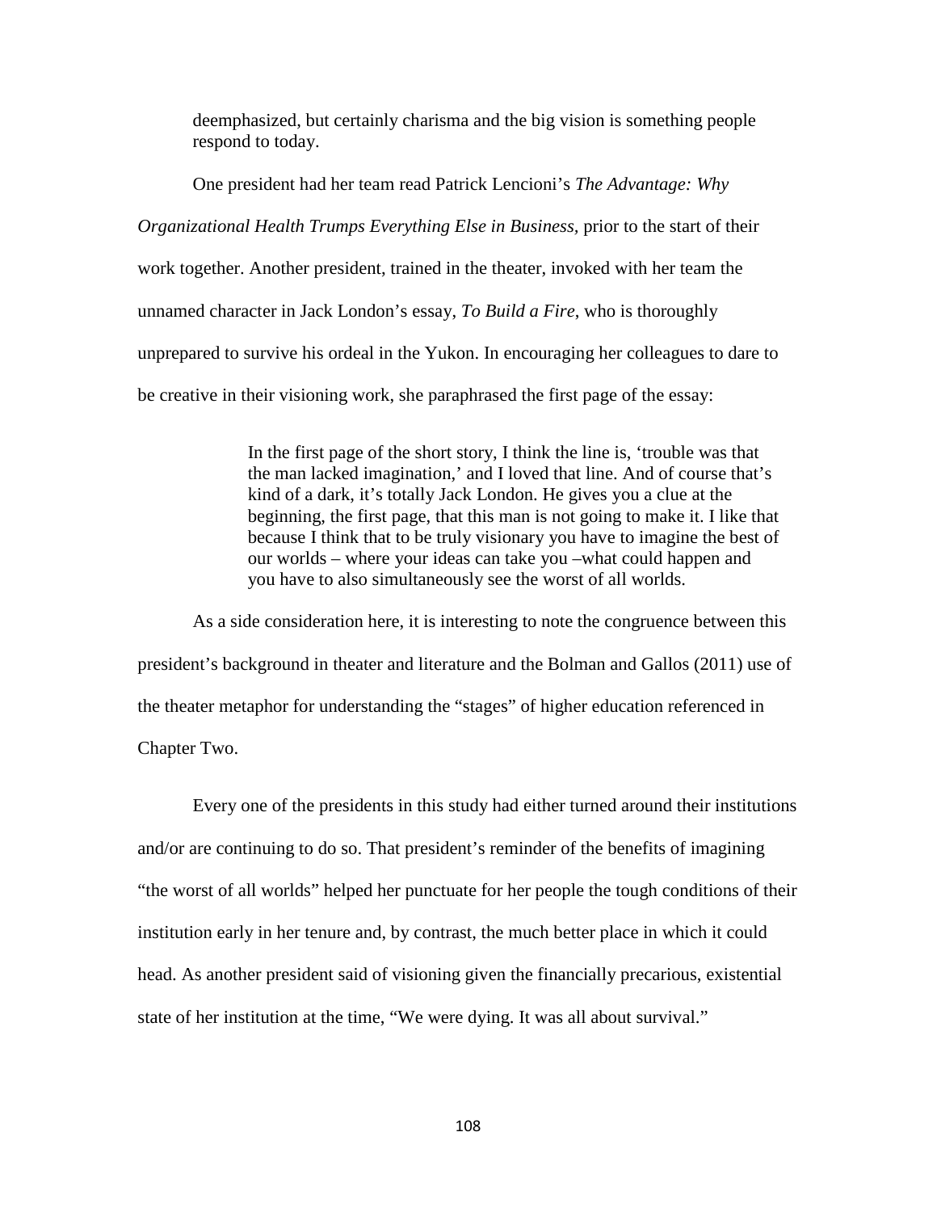> deemphasized, but certainly charisma and the big vision is something people respond to today.

One president had her team read Patrick Lencioni's *The Advantage: Why Organizational Health Trumps Everything Else in Business,* prior to the start of their work together. Another president, trained in the theater, invoked with her team the unnamed character in Jack London's essay, *To Build a Fire*, who is thoroughly unprepared to survive his ordeal in the Yukon. In encouraging her colleagues to dare to be creative in their visioning work, she paraphrased the first page of the essay:

> In the first page of the short story, I think the line is, 'trouble was that the man lacked imagination,' and I loved that line. And of course that's kind of a dark, it's totally Jack London. He gives you a clue at the beginning, the first page, that this man is not going to make it. I like that because I think that to be truly visionary you have to imagine the best of our worlds – where your ideas can take you –what could happen and you have to also simultaneously see the worst of all worlds.

As a side consideration here, it is interesting to note the congruence between this president's background in theater and literature and the Bolman and Gallos (2011) use of the theater metaphor for understanding the "stages" of higher education referenced in Chapter Two.

Every one of the presidents in this study had either turned around their institutions and/or are continuing to do so. That president's reminder of the benefits of imagining "the worst of all worlds" helped her punctuate for her people the tough conditions of their institution early in her tenure and, by contrast, the much better place in which it could head. As another president said of visioning given the financially precarious, existential state of her institution at the time, "We were dying. It was all about survival."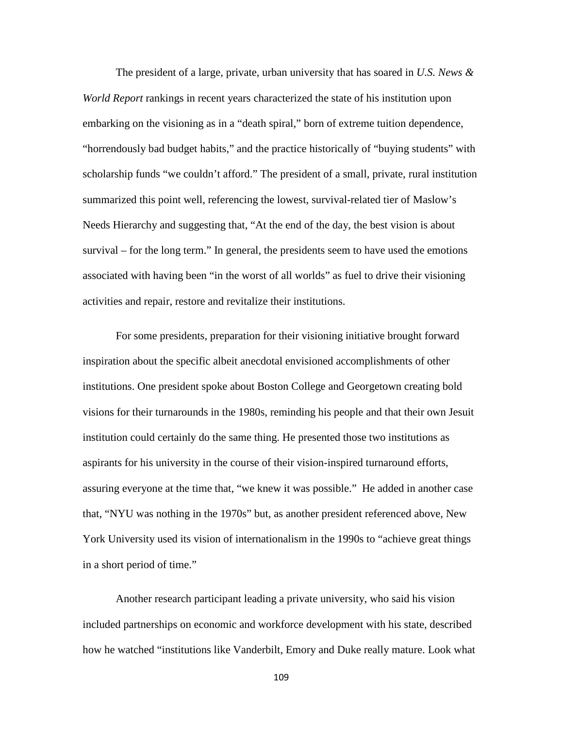The president of a large, private, urban university that has soared in *U.S. News & World Report* rankings in recent years characterized the state of his institution upon embarking on the visioning as in a "death spiral," born of extreme tuition dependence, "horrendously bad budget habits," and the practice historically of "buying students" with scholarship funds "we couldn't afford." The president of a small, private, rural institution summarized this point well, referencing the lowest, survival-related tier of Maslow's Needs Hierarchy and suggesting that, "At the end of the day, the best vision is about survival – for the long term." In general, the presidents seem to have used the emotions associated with having been "in the worst of all worlds" as fuel to drive their visioning activities and repair, restore and revitalize their institutions.

For some presidents, preparation for their visioning initiative brought forward inspiration about the specific albeit anecdotal envisioned accomplishments of other institutions. One president spoke about Boston College and Georgetown creating bold visions for their turnarounds in the 1980s, reminding his people and that their own Jesuit institution could certainly do the same thing. He presented those two institutions as aspirants for his university in the course of their vision-inspired turnaround efforts, assuring everyone at the time that, "we knew it was possible." He added in another case that, "NYU was nothing in the 1970s" but, as another president referenced above, New York University used its vision of internationalism in the 1990s to "achieve great things in a short period of time."

Another research participant leading a private university, who said his vision included partnerships on economic and workforce development with his state, described how he watched "institutions like Vanderbilt, Emory and Duke really mature. Look what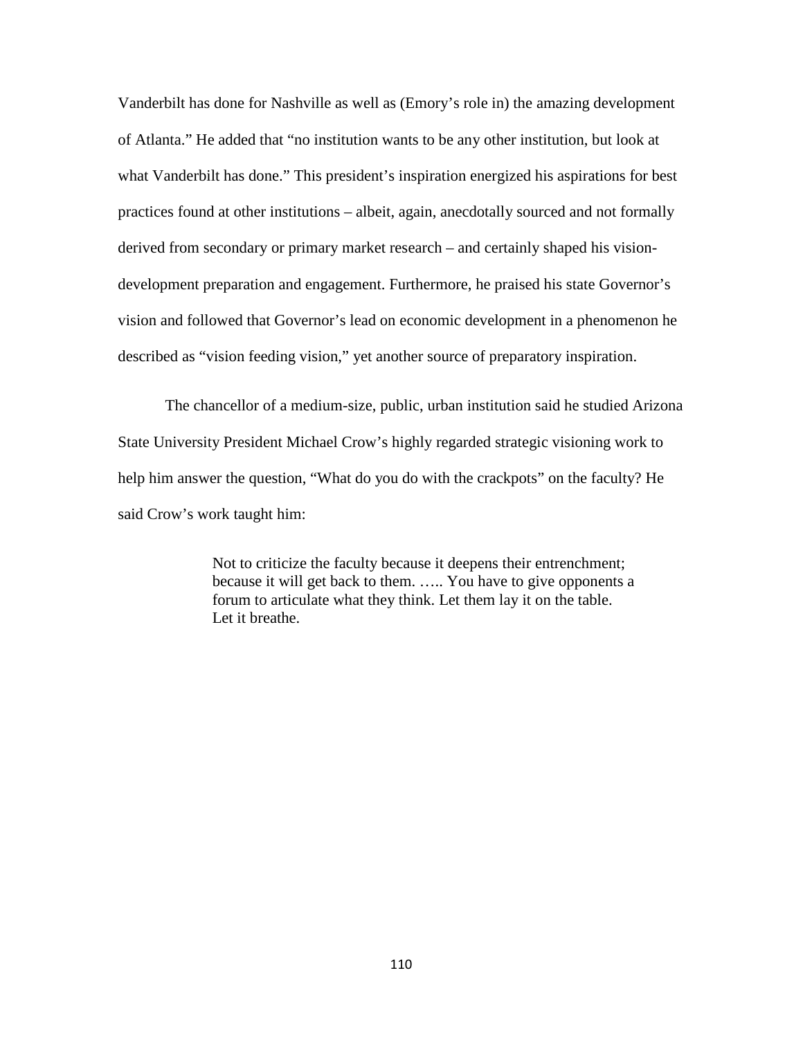Vanderbilt has done for Nashville as well as (Emory's role in) the amazing development of Atlanta." He added that "no institution wants to be any other institution, but look at what Vanderbilt has done." This president's inspiration energized his aspirations for best practices found at other institutions – albeit, again, anecdotally sourced and not formally derived from secondary or primary market research – and certainly shaped his vision-development preparation and engagement. Furthermore, he praised his state Governor's vision and followed that Governor's lead on economic development in a phenomenon he described as "vision feeding vision," yet another source of preparatory inspiration.

The chancellor of a medium-size, public, urban institution said he studied Arizona State University President Michael Crow's highly regarded strategic visioning work to help him answer the question, "What do you do with the crackpots" on the faculty? He said Crow's work taught him:

> Not to criticize the faculty because it deepens their entrenchment; because it will get back to them. ….. You have to give opponents a forum to articulate what they think. Let them lay it on the table. Let it breathe.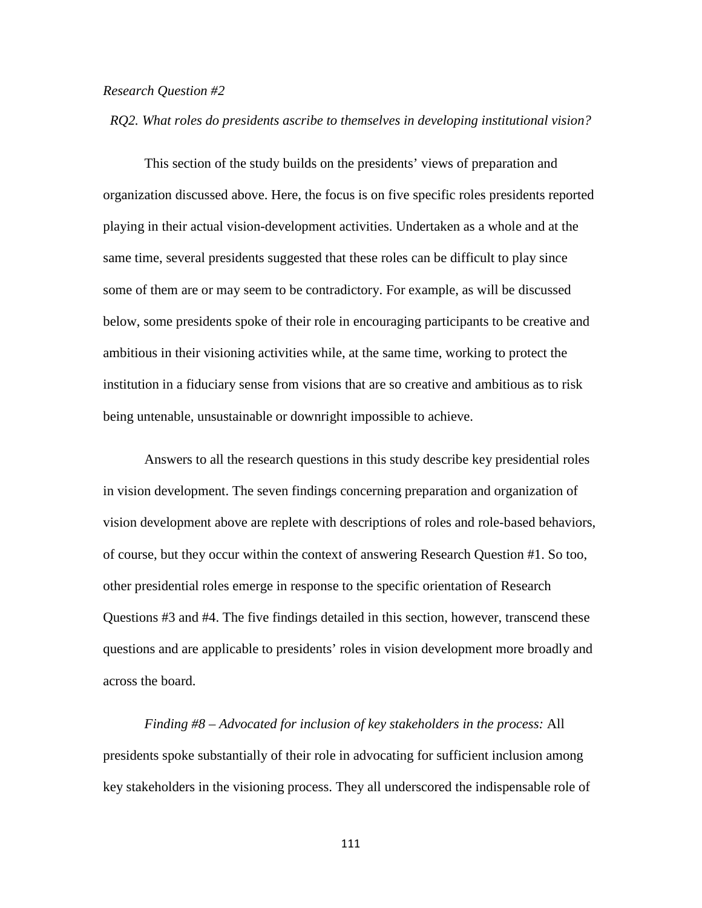*Research Question #2*

*RQ2. What roles do presidents ascribe to themselves in developing institutional vision?*

This section of the study builds on the presidents' views of preparation and organization discussed above. Here, the focus is on five specific roles presidents reported playing in their actual vision-development activities. Undertaken as a whole and at the same time, several presidents suggested that these roles can be difficult to play since some of them are or may seem to be contradictory. For example, as will be discussed below, some presidents spoke of their role in encouraging participants to be creative and ambitious in their visioning activities while, at the same time, working to protect the institution in a fiduciary sense from visions that are so creative and ambitious as to risk being untenable, unsustainable or downright impossible to achieve.

Answers to all the research questions in this study describe key presidential roles in vision development. The seven findings concerning preparation and organization of vision development above are replete with descriptions of roles and role-based behaviors, of course, but they occur within the context of answering Research Question #1. So too, other presidential roles emerge in response to the specific orientation of Research Questions #3 and #4. The five findings detailed in this section, however, transcend these questions and are applicable to presidents' roles in vision development more broadly and across the board.

*Finding #8 – Advocated for inclusion of key stakeholders in the process:* All presidents spoke substantially of their role in advocating for sufficient inclusion among key stakeholders in the visioning process. They all underscored the indispensable role of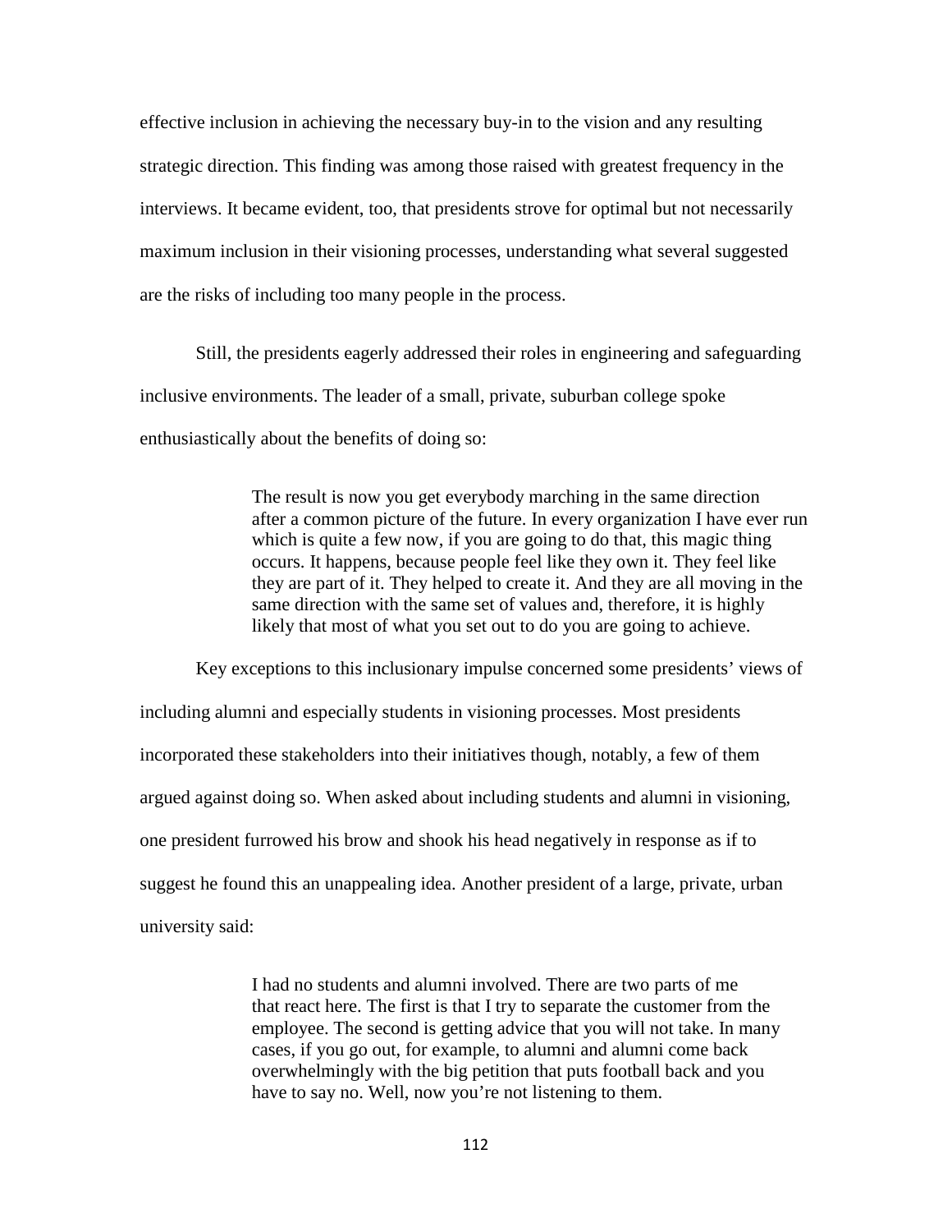effective inclusion in achieving the necessary buy-in to the vision and any resulting strategic direction. This finding was among those raised with greatest frequency in the interviews. It became evident, too, that presidents strove for optimal but not necessarily maximum inclusion in their visioning processes, understanding what several suggested are the risks of including too many people in the process.

Still, the presidents eagerly addressed their roles in engineering and safeguarding inclusive environments. The leader of a small, private, suburban college spoke enthusiastically about the benefits of doing so:

> The result is now you get everybody marching in the same direction after a common picture of the future. In every organization I have ever run which is quite a few now, if you are going to do that, this magic thing occurs. It happens, because people feel like they own it. They feel like they are part of it. They helped to create it. And they are all moving in the same direction with the same set of values and, therefore, it is highly likely that most of what you set out to do you are going to achieve.

Key exceptions to this inclusionary impulse concerned some presidents' views of including alumni and especially students in visioning processes. Most presidents incorporated these stakeholders into their initiatives though, notably, a few of them argued against doing so. When asked about including students and alumni in visioning, one president furrowed his brow and shook his head negatively in response as if to suggest he found this an unappealing idea. Another president of a large, private, urban university said:

> I had no students and alumni involved. There are two parts of me that react here. The first is that I try to separate the customer from the employee. The second is getting advice that you will not take. In many cases, if you go out, for example, to alumni and alumni come back overwhelmingly with the big petition that puts football back and you have to say no. Well, now you're not listening to them.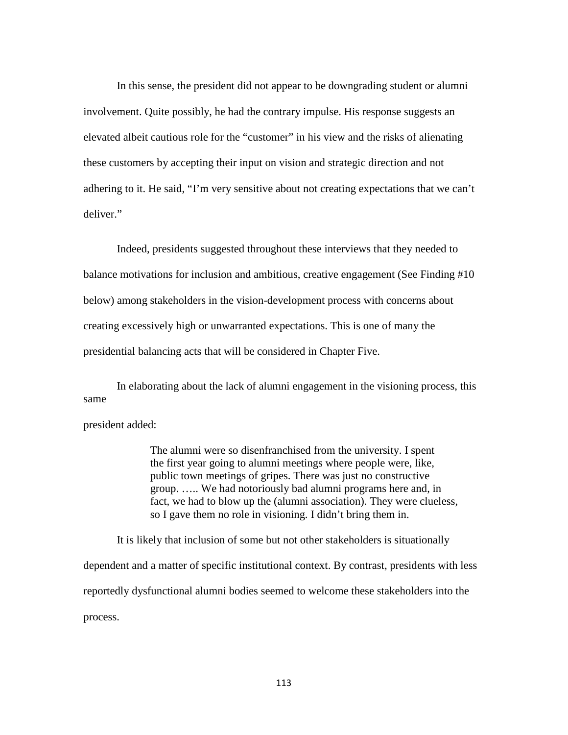In this sense, the president did not appear to be downgrading student or alumni involvement. Quite possibly, he had the contrary impulse. His response suggests an elevated albeit cautious role for the "customer" in his view and the risks of alienating these customers by accepting their input on vision and strategic direction and not adhering to it. He said, "I'm very sensitive about not creating expectations that we can't deliver."

Indeed, presidents suggested throughout these interviews that they needed to balance motivations for inclusion and ambitious, creative engagement (See Finding #10 below) among stakeholders in the vision-development process with concerns about creating excessively high or unwarranted expectations. This is one of many the presidential balancing acts that will be considered in Chapter Five.

In elaborating about the lack of alumni engagement in the visioning process, this same president added:

> The alumni were so disenfranchised from the university. I spent the first year going to alumni meetings where people were, like, public town meetings of gripes. There was just no constructive group. ….. We had notoriously bad alumni programs here and, in fact, we had to blow up the (alumni association). They were clueless, so I gave them no role in visioning. I didn't bring them in.

It is likely that inclusion of some but not other stakeholders is situationally dependent and a matter of specific institutional context. By contrast, presidents with less reportedly dysfunctional alumni bodies seemed to welcome these stakeholders into the process.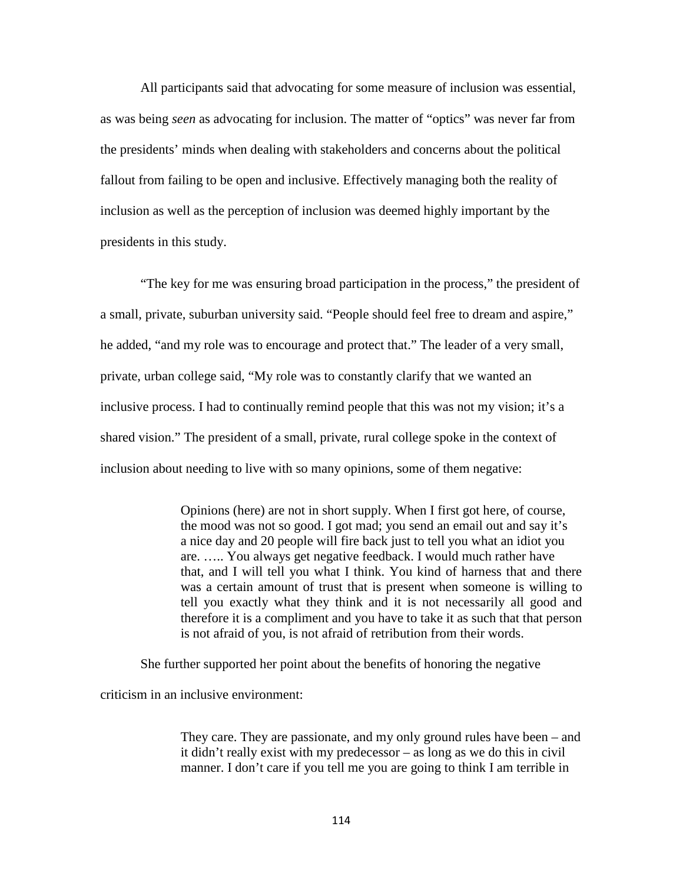All participants said that advocating for some measure of inclusion was essential, as was being *seen* as advocating for inclusion. The matter of "optics" was never far from the presidents' minds when dealing with stakeholders and concerns about the political fallout from failing to be open and inclusive. Effectively managing both the reality of inclusion as well as the perception of inclusion was deemed highly important by the presidents in this study.

"The key for me was ensuring broad participation in the process," the president of a small, private, suburban university said. "People should feel free to dream and aspire," he added, "and my role was to encourage and protect that." The leader of a very small, private, urban college said, "My role was to constantly clarify that we wanted an inclusive process. I had to continually remind people that this was not my vision; it's a shared vision." The president of a small, private, rural college spoke in the context of inclusion about needing to live with so many opinions, some of them negative:

> Opinions (here) are not in short supply. When I first got here, of course, the mood was not so good. I got mad; you send an email out and say it's a nice day and 20 people will fire back just to tell you what an idiot you are. ….. You always get negative feedback. I would much rather have that, and I will tell you what I think. You kind of harness that and there was a certain amount of trust that is present when someone is willing to tell you exactly what they think and it is not necessarily all good and therefore it is a compliment and you have to take it as such that that person is not afraid of you, is not afraid of retribution from their words.

She further supported her point about the benefits of honoring the negative criticism in an inclusive environment:

> They care. They are passionate, and my only ground rules have been – and it didn't really exist with my predecessor – as long as we do this in civil manner. I don't care if you tell me you are going to think I am terrible in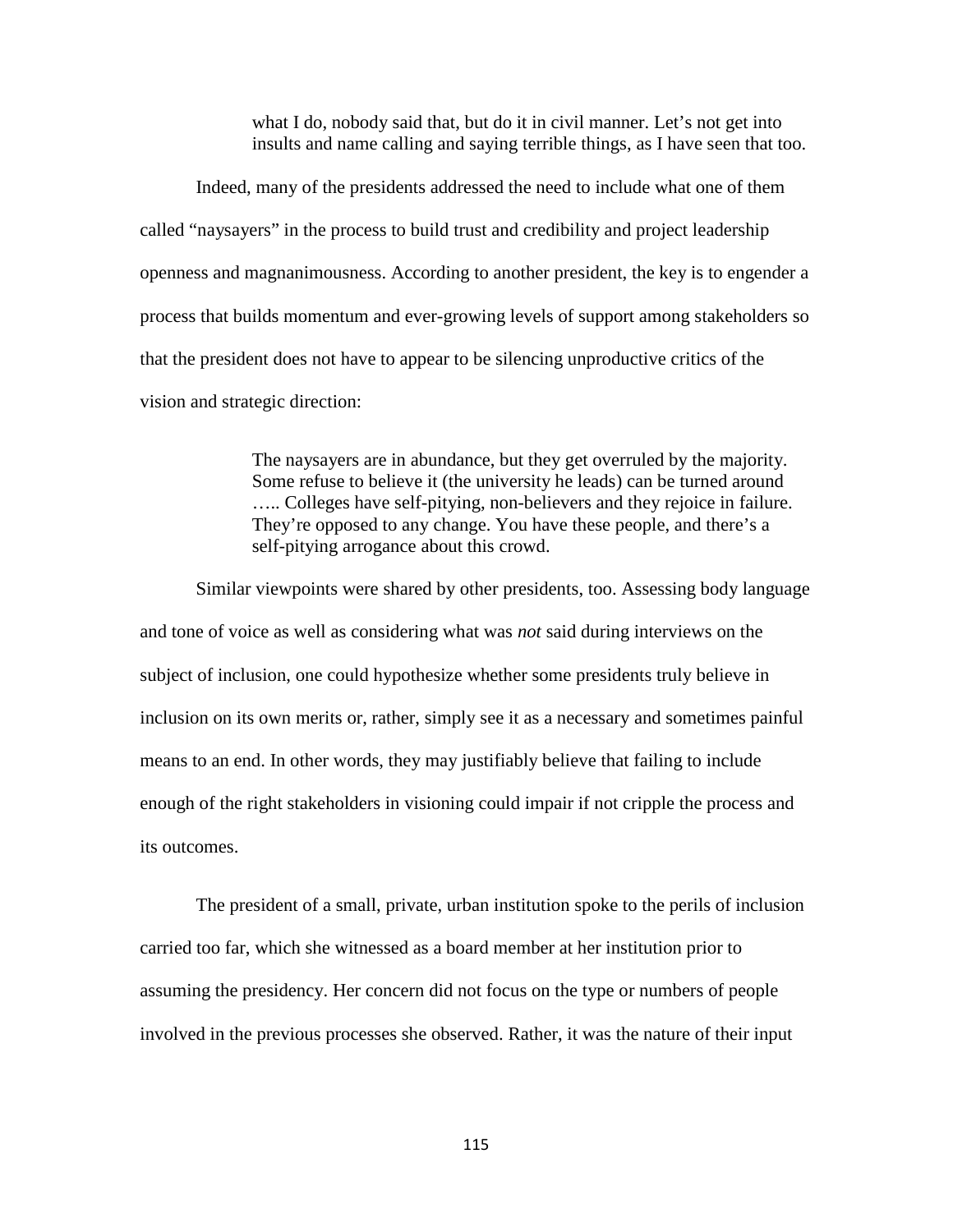> what I do, nobody said that, but do it in civil manner. Let's not get into insults and name calling and saying terrible things, as I have seen that too.

Indeed, many of the presidents addressed the need to include what one of them called "naysayers" in the process to build trust and credibility and project leadership openness and magnanimousness. According to another president, the key is to engender a process that builds momentum and ever-growing levels of support among stakeholders so that the president does not have to appear to be silencing unproductive critics of the vision and strategic direction:

> The naysayers are in abundance, but they get overruled by the majority. Some refuse to believe it (the university he leads) can be turned around ….. Colleges have self-pitying, non-believers and they rejoice in failure. They're opposed to any change. You have these people, and there's a self-pitying arrogance about this crowd.

Similar viewpoints were shared by other presidents, too. Assessing body language and tone of voice as well as considering what was *not* said during interviews on the subject of inclusion, one could hypothesize whether some presidents truly believe in inclusion on its own merits or, rather, simply see it as a necessary and sometimes painful means to an end. In other words, they may justifiably believe that failing to include enough of the right stakeholders in visioning could impair if not cripple the process and its outcomes.

The president of a small, private, urban institution spoke to the perils of inclusion carried too far, which she witnessed as a board member at her institution prior to assuming the presidency. Her concern did not focus on the type or numbers of people involved in the previous processes she observed. Rather, it was the nature of their input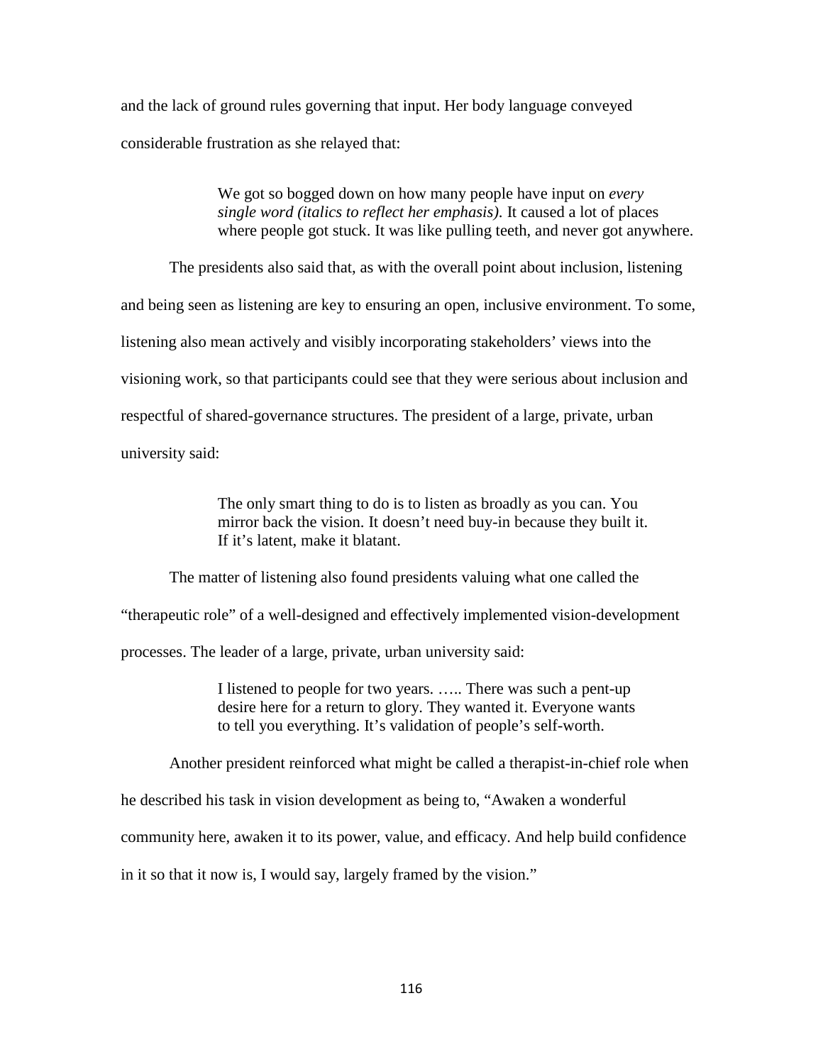and the lack of ground rules governing that input. Her body language conveyed considerable frustration as she relayed that:

> We got so bogged down on how many people have input on *every single word (italics to reflect her emphasis)*. It caused a lot of places where people got stuck. It was like pulling teeth, and never got anywhere.

The presidents also said that, as with the overall point about inclusion, listening and being seen as listening are key to ensuring an open, inclusive environment. To some, listening also mean actively and visibly incorporating stakeholders' views into the visioning work, so that participants could see that they were serious about inclusion and respectful of shared-governance structures. The president of a large, private, urban university said:

> The only smart thing to do is to listen as broadly as you can. You mirror back the vision. It doesn't need buy-in because they built it. If it's latent, make it blatant.

The matter of listening also found presidents valuing what one called the "therapeutic role" of a well-designed and effectively implemented vision-development processes. The leader of a large, private, urban university said:

> I listened to people for two years. ….. There was such a pent-up desire here for a return to glory. They wanted it. Everyone wants to tell you everything. It's validation of people's self-worth.

Another president reinforced what might be called a therapist-in-chief role when he described his task in vision development as being to, "Awaken a wonderful community here, awaken it to its power, value, and efficacy. And help build confidence in it so that it now is, I would say, largely framed by the vision."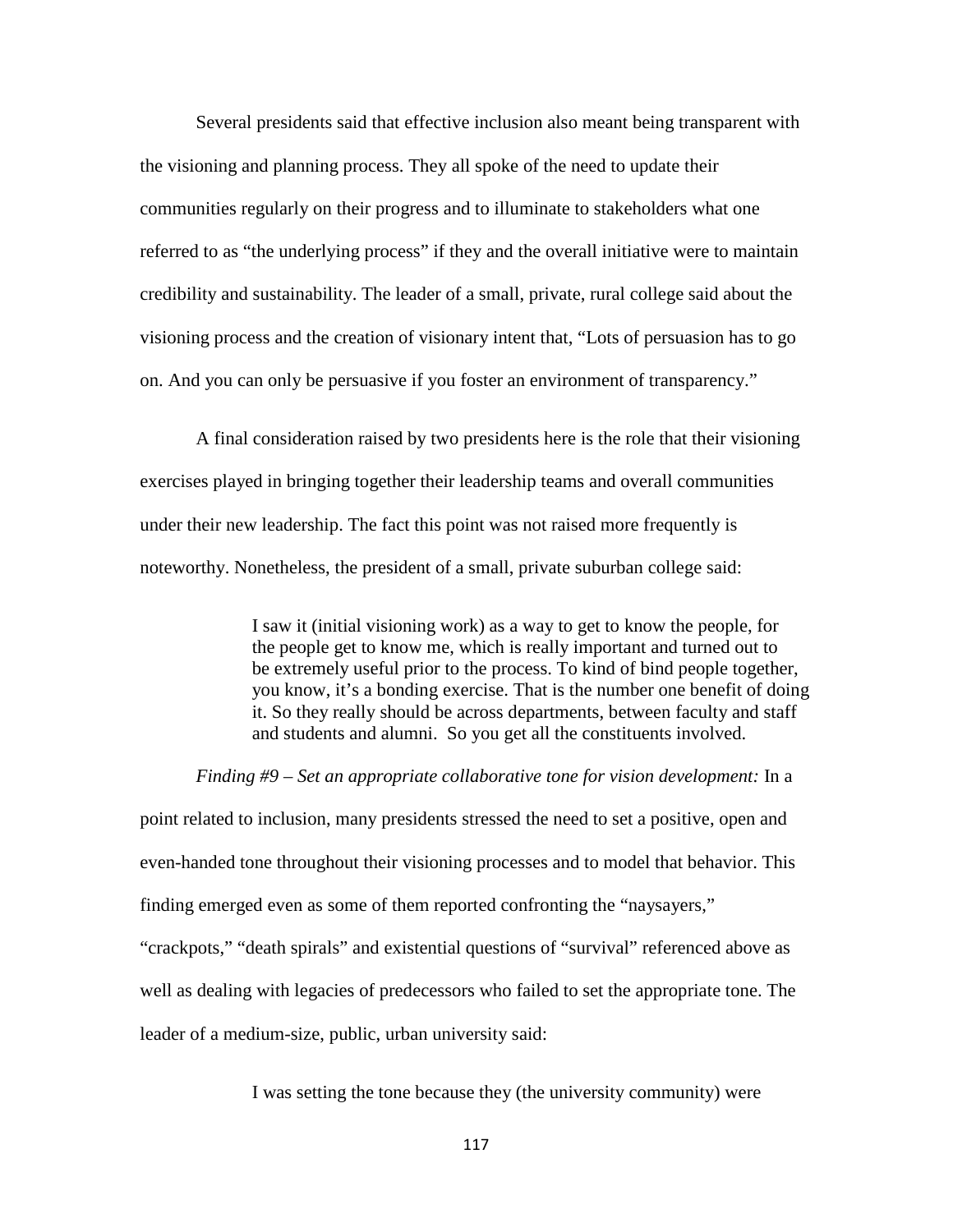Several presidents said that effective inclusion also meant being transparent with the visioning and planning process. They all spoke of the need to update their communities regularly on their progress and to illuminate to stakeholders what one referred to as "the underlying process" if they and the overall initiative were to maintain credibility and sustainability. The leader of a small, private, rural college said about the visioning process and the creation of visionary intent that, "Lots of persuasion has to go on. And you can only be persuasive if you foster an environment of transparency."

A final consideration raised by two presidents here is the role that their visioning exercises played in bringing together their leadership teams and overall communities under their new leadership. The fact this point was not raised more frequently is noteworthy. Nonetheless, the president of a small, private suburban college said:

> I saw it (initial visioning work) as a way to get to know the people, for the people get to know me, which is really important and turned out to be extremely useful prior to the process. To kind of bind people together, you know, it's a bonding exercise. That is the number one benefit of doing it. So they really should be across departments, between faculty and staff and students and alumni. So you get all the constituents involved.

*Finding #9 – Set an appropriate collaborative tone for vision development:* In a point related to inclusion, many presidents stressed the need to set a positive, open and even-handed tone throughout their visioning processes and to model that behavior. This finding emerged even as some of them reported confronting the "naysayers," "crackpots," "death spirals" and existential questions of "survival" referenced above as well as dealing with legacies of predecessors who failed to set the appropriate tone. The leader of a medium-size, public, urban university said:

> I was setting the tone because they (the university community) were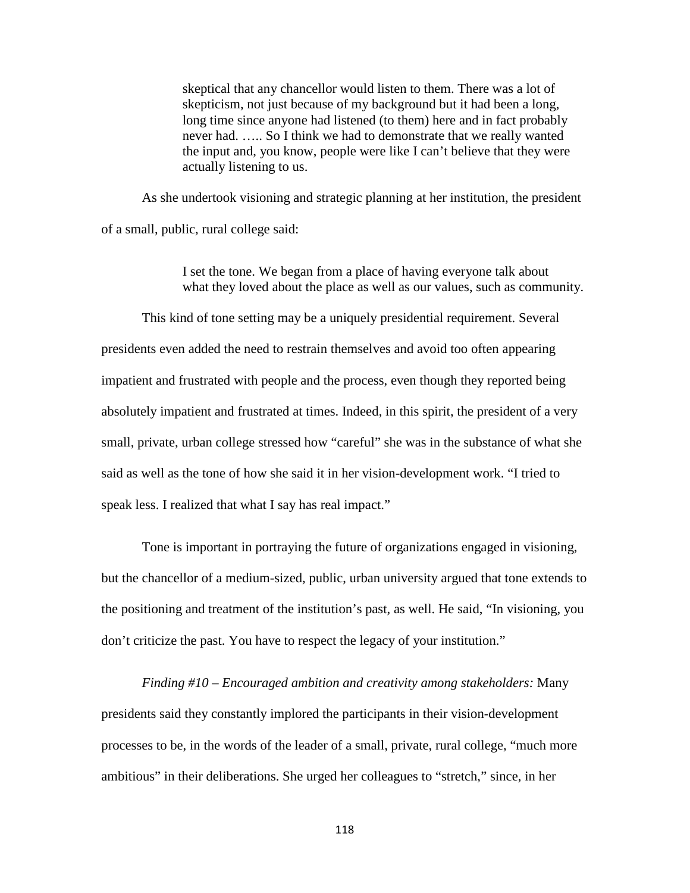> skeptical that any chancellor would listen to them. There was a lot of skepticism, not just because of my background but it had been a long, long time since anyone had listened (to them) here and in fact probably never had. ….. So I think we had to demonstrate that we really wanted the input and, you know, people were like I can't believe that they were actually listening to us.

As she undertook visioning and strategic planning at her institution, the president of a small, public, rural college said:

> I set the tone. We began from a place of having everyone talk about what they loved about the place as well as our values, such as community.

This kind of tone setting may be a uniquely presidential requirement. Several presidents even added the need to restrain themselves and avoid too often appearing impatient and frustrated with people and the process, even though they reported being absolutely impatient and frustrated at times. Indeed, in this spirit, the president of a very small, private, urban college stressed how "careful" she was in the substance of what she said as well as the tone of how she said it in her vision-development work. "I tried to speak less. I realized that what I say has real impact."

Tone is important in portraying the future of organizations engaged in visioning, but the chancellor of a medium-sized, public, urban university argued that tone extends to the positioning and treatment of the institution's past, as well. He said, "In visioning, you don't criticize the past. You have to respect the legacy of your institution."

*Finding #10 – Encouraged ambition and creativity among stakeholders:* Many presidents said they constantly implored the participants in their vision-development processes to be, in the words of the leader of a small, private, rural college, "much more ambitious" in their deliberations. She urged her colleagues to "stretch," since, in her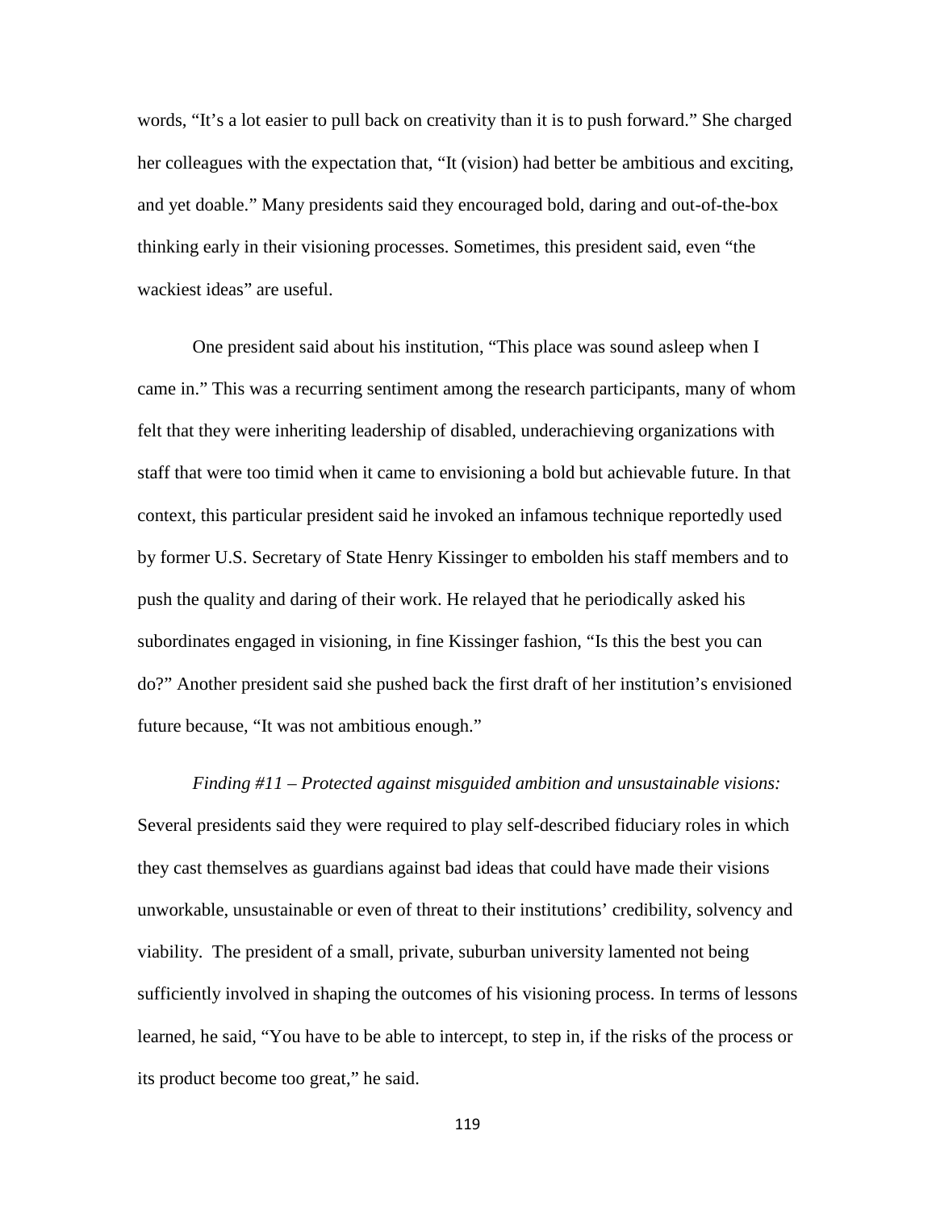words, "It's a lot easier to pull back on creativity than it is to push forward." She charged her colleagues with the expectation that, "It (vision) had better be ambitious and exciting, and yet doable." Many presidents said they encouraged bold, daring and out-of-the-box thinking early in their visioning processes. Sometimes, this president said, even "the wackiest ideas" are useful.

One president said about his institution, "This place was sound asleep when I came in." This was a recurring sentiment among the research participants, many of whom felt that they were inheriting leadership of disabled, underachieving organizations with staff that were too timid when it came to envisioning a bold but achievable future. In that context, this particular president said he invoked an infamous technique reportedly used by former U.S. Secretary of State Henry Kissinger to embolden his staff members and to push the quality and daring of their work. He relayed that he periodically asked his subordinates engaged in visioning, in fine Kissinger fashion, "Is this the best you can do?" Another president said she pushed back the first draft of her institution's envisioned future because, "It was not ambitious enough."

*Finding #11 – Protected against misguided ambition and unsustainable visions:* Several presidents said they were required to play self-described fiduciary roles in which they cast themselves as guardians against bad ideas that could have made their visions unworkable, unsustainable or even of threat to their institutions' credibility, solvency and viability. The president of a small, private, suburban university lamented not being sufficiently involved in shaping the outcomes of his visioning process. In terms of lessons learned, he said, "You have to be able to intercept, to step in, if the risks of the process or its product become too great," he said.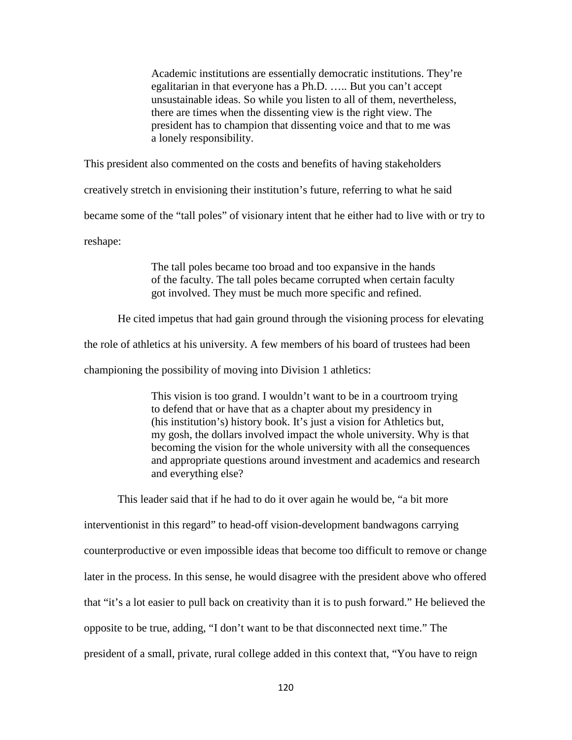> Academic institutions are essentially democratic institutions. They're egalitarian in that everyone has a Ph.D. ….. But you can't accept unsustainable ideas. So while you listen to all of them, nevertheless, there are times when the dissenting view is the right view. The president has to champion that dissenting voice and that to me was a lonely responsibility.

This president also commented on the costs and benefits of having stakeholders creatively stretch in envisioning their institution's future, referring to what he said became some of the "tall poles" of visionary intent that he either had to live with or try to reshape:

> The tall poles became too broad and too expansive in the hands of the faculty. The tall poles became corrupted when certain faculty got involved. They must be much more specific and refined.

He cited impetus that had gain ground through the visioning process for elevating the role of athletics at his university. A few members of his board of trustees had been championing the possibility of moving into Division 1 athletics:

> This vision is too grand. I wouldn't want to be in a courtroom trying to defend that or have that as a chapter about my presidency in (his institution's) history book. It's just a vision for Athletics but, my gosh, the dollars involved impact the whole university. Why is that becoming the vision for the whole university with all the consequences and appropriate questions around investment and academics and research and everything else?

This leader said that if he had to do it over again he would be, "a bit more interventionist in this regard" to head-off vision-development bandwagons carrying counterproductive or even impossible ideas that become too difficult to remove or change later in the process. In this sense, he would disagree with the president above who offered that "it's a lot easier to pull back on creativity than it is to push forward." He believed the opposite to be true, adding, "I don't want to be that disconnected next time." The president of a small, private, rural college added in this context that, "You have to reign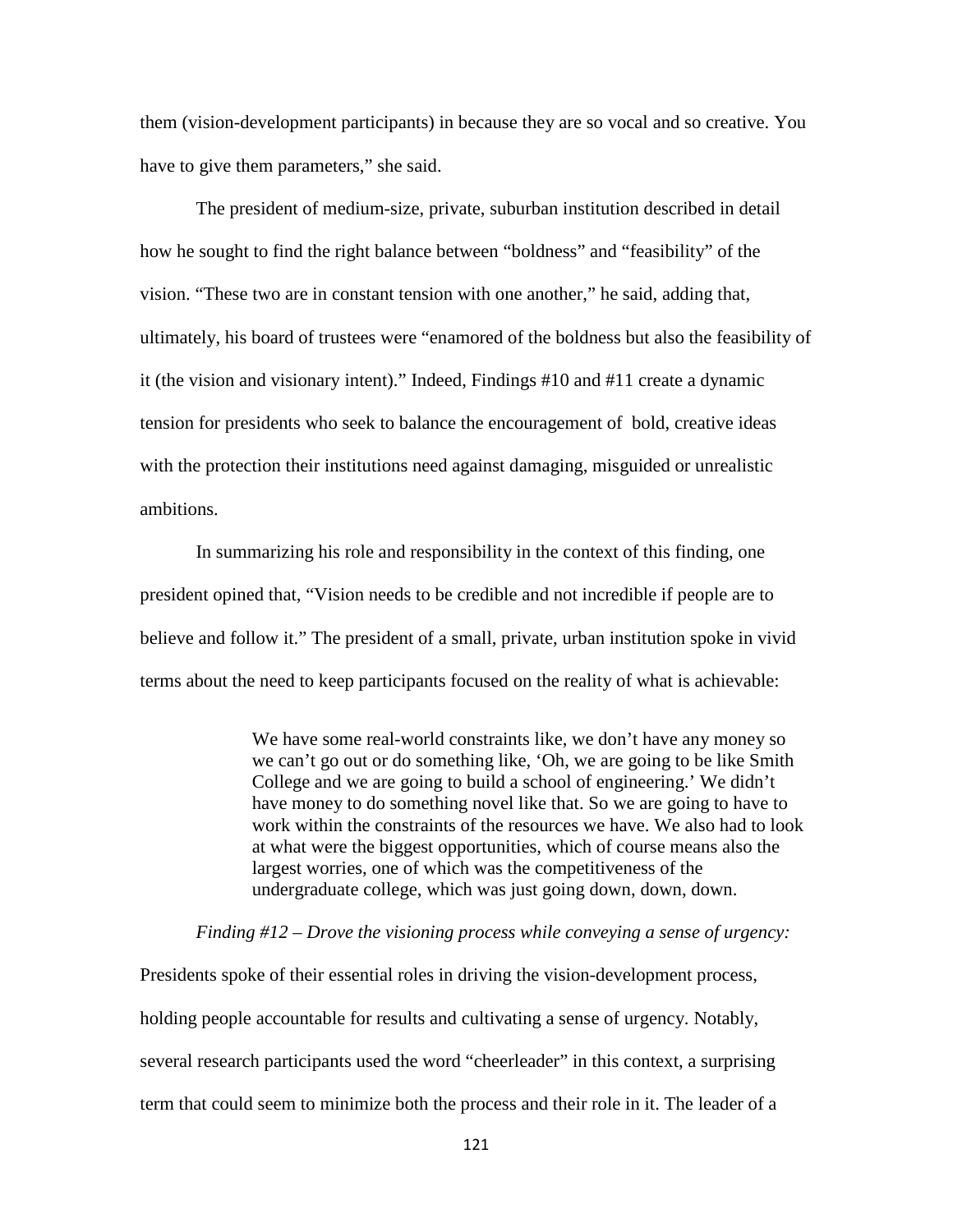them (vision-development participants) in because they are so vocal and so creative. You have to give them parameters," she said.

The president of medium-size, private, suburban institution described in detail how he sought to find the right balance between "boldness" and "feasibility" of the vision. "These two are in constant tension with one another," he said, adding that, ultimately, his board of trustees were "enamored of the boldness but also the feasibility of it (the vision and visionary intent)." Indeed, Findings #10 and #11 create a dynamic tension for presidents who seek to balance the encouragement of bold, creative ideas with the protection their institutions need against damaging, misguided or unrealistic ambitions.

In summarizing his role and responsibility in the context of this finding, one president opined that, "Vision needs to be credible and not incredible if people are to believe and follow it." The president of a small, private, urban institution spoke in vivid terms about the need to keep participants focused on the reality of what is achievable:

> We have some real-world constraints like, we don't have any money so we can't go out or do something like, 'Oh, we are going to be like Smith College and we are going to build a school of engineering.' We didn't have money to do something novel like that. So we are going to have to work within the constraints of the resources we have. We also had to look at what were the biggest opportunities, which of course means also the largest worries, one of which was the competitiveness of the undergraduate college, which was just going down, down, down.

*Finding #12 – Drove the visioning process while conveying a sense of urgency:* Presidents spoke of their essential roles in driving the vision-development process, holding people accountable for results and cultivating a sense of urgency. Notably, several research participants used the word "cheerleader" in this context, a surprising term that could seem to minimize both the process and their role in it. The leader of a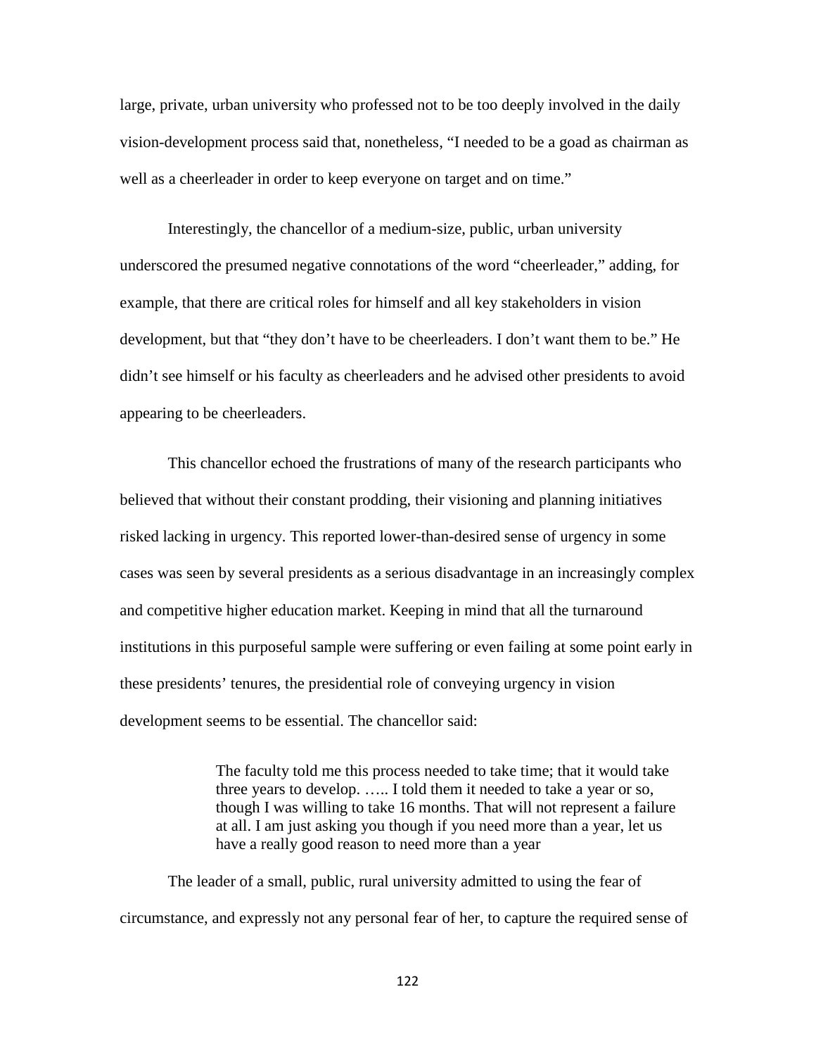large, private, urban university who professed not to be too deeply involved in the daily vision-development process said that, nonetheless, "I needed to be a goad as chairman as well as a cheerleader in order to keep everyone on target and on time."

Interestingly, the chancellor of a medium-size, public, urban university underscored the presumed negative connotations of the word "cheerleader," adding, for example, that there are critical roles for himself and all key stakeholders in vision development, but that "they don't have to be cheerleaders. I don't want them to be." He didn't see himself or his faculty as cheerleaders and he advised other presidents to avoid appearing to be cheerleaders.

This chancellor echoed the frustrations of many of the research participants who believed that without their constant prodding, their visioning and planning initiatives risked lacking in urgency. This reported lower-than-desired sense of urgency in some cases was seen by several presidents as a serious disadvantage in an increasingly complex and competitive higher education market. Keeping in mind that all the turnaround institutions in this purposeful sample were suffering or even failing at some point early in these presidents' tenures, the presidential role of conveying urgency in vision development seems to be essential. The chancellor said:

> The faculty told me this process needed to take time; that it would take three years to develop. ….. I told them it needed to take a year or so, though I was willing to take 16 months. That will not represent a failure at all. I am just asking you though if you need more than a year, let us have a really good reason to need more than a year

The leader of a small, public, rural university admitted to using the fear of circumstance, and expressly not any personal fear of her, to capture the required sense of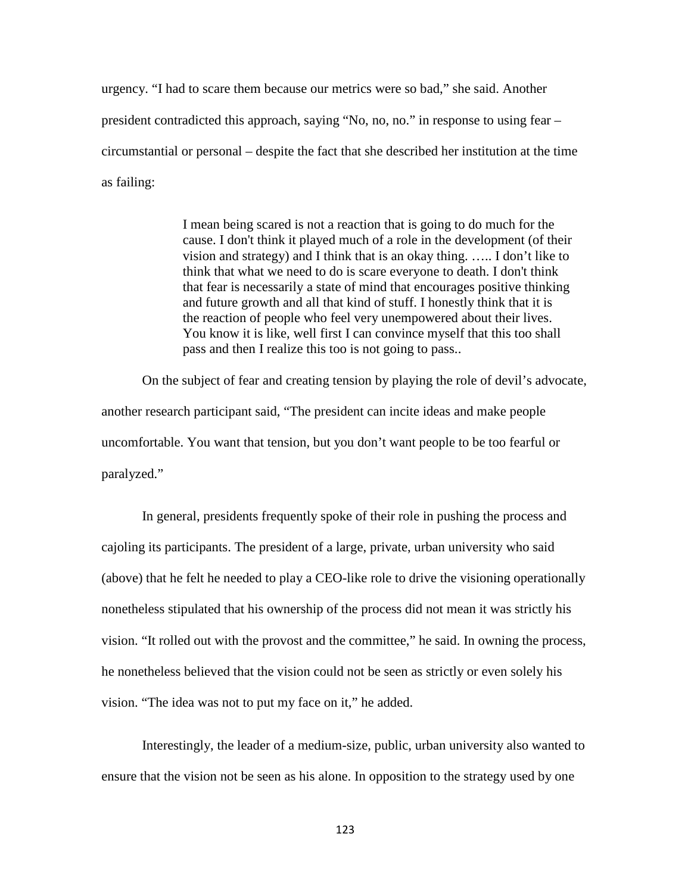urgency. "I had to scare them because our metrics were so bad," she said. Another president contradicted this approach, saying "No, no, no." in response to using fear – circumstantial or personal – despite the fact that she described her institution at the time as failing:

> I mean being scared is not a reaction that is going to do much for the cause. I don't think it played much of a role in the development (of their vision and strategy) and I think that is an okay thing. ….. I don't like to think that what we need to do is scare everyone to death. I don't think that fear is necessarily a state of mind that encourages positive thinking and future growth and all that kind of stuff. I honestly think that it is the reaction of people who feel very unempowered about their lives. You know it is like, well first I can convince myself that this too shall pass and then I realize this too is not going to pass..

On the subject of fear and creating tension by playing the role of devil's advocate, another research participant said, "The president can incite ideas and make people uncomfortable. You want that tension, but you don't want people to be too fearful or paralyzed."

In general, presidents frequently spoke of their role in pushing the process and cajoling its participants. The president of a large, private, urban university who said (above) that he felt he needed to play a CEO-like role to drive the visioning operationally nonetheless stipulated that his ownership of the process did not mean it was strictly his vision. "It rolled out with the provost and the committee," he said. In owning the process, he nonetheless believed that the vision could not be seen as strictly or even solely his vision. "The idea was not to put my face on it," he added.

Interestingly, the leader of a medium-size, public, urban university also wanted to ensure that the vision not be seen as his alone. In opposition to the strategy used by one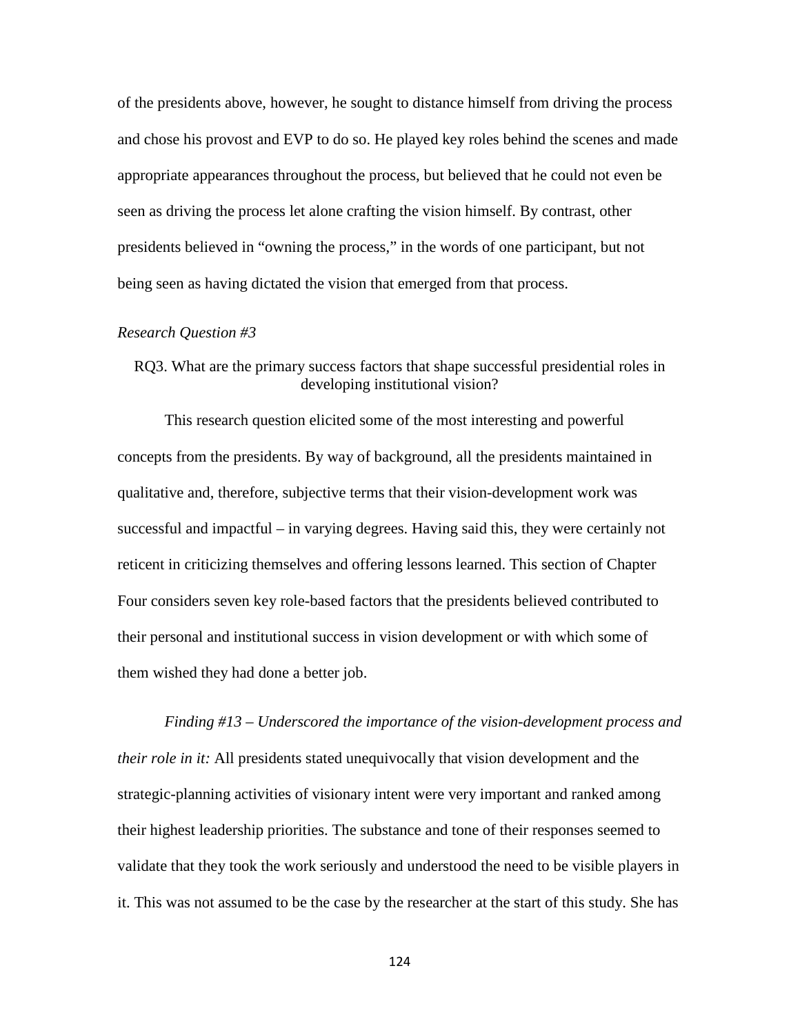of the presidents above, however, he sought to distance himself from driving the process and chose his provost and EVP to do so. He played key roles behind the scenes and made appropriate appearances throughout the process, but believed that he could not even be seen as driving the process let alone crafting the vision himself. By contrast, other presidents believed in "owning the process," in the words of one participant, but not being seen as having dictated the vision that emerged from that process.

*Research Question #3*

RQ3. What are the primary success factors that shape successful presidential roles in developing institutional vision?

This research question elicited some of the most interesting and powerful concepts from the presidents. By way of background, all the presidents maintained in qualitative and, therefore, subjective terms that their vision-development work was successful and impactful – in varying degrees. Having said this, they were certainly not reticent in criticizing themselves and offering lessons learned. This section of Chapter Four considers seven key role-based factors that the presidents believed contributed to their personal and institutional success in vision development or with which some of them wished they had done a better job.

*Finding #13 – Underscored the importance of the vision-development process and their role in it:* All presidents stated unequivocally that vision development and the strategic-planning activities of visionary intent were very important and ranked among their highest leadership priorities. The substance and tone of their responses seemed to validate that they took the work seriously and understood the need to be visible players in it. This was not assumed to be the case by the researcher at the start of this study. She has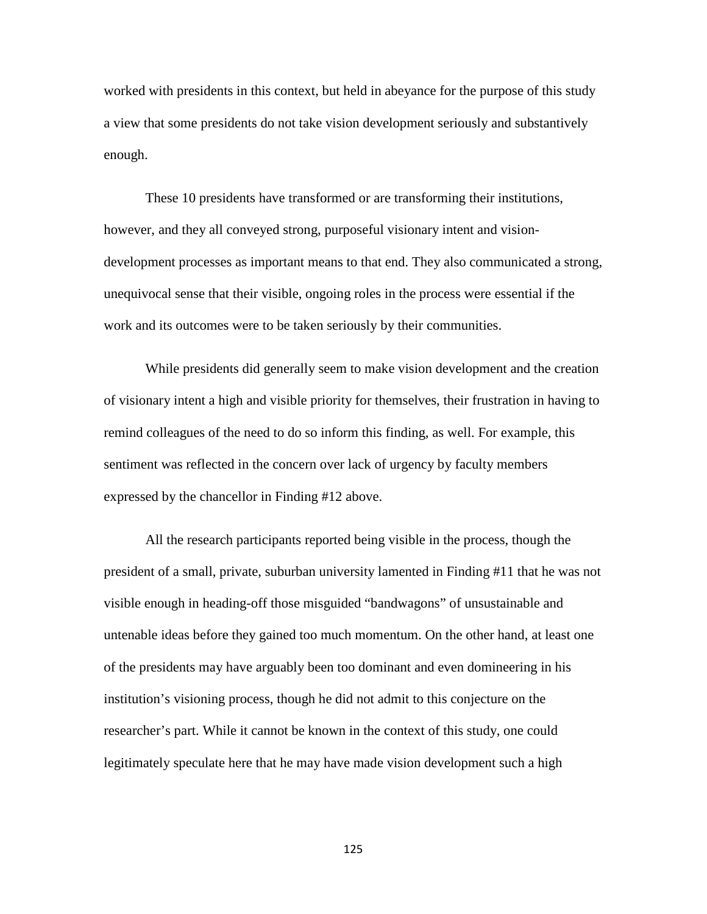worked with presidents in this context, but held in abeyance for the purpose of this study a view that some presidents do not take vision development seriously and substantively enough.

These 10 presidents have transformed or are transforming their institutions, however, and they all conveyed strong, purposeful visionary intent and vision-development processes as important means to that end. They also communicated a strong, unequivocal sense that their visible, ongoing roles in the process were essential if the work and its outcomes were to be taken seriously by their communities.

While presidents did generally seem to make vision development and the creation of visionary intent a high and visible priority for themselves, their frustration in having to remind colleagues of the need to do so inform this finding, as well. For example, this sentiment was reflected in the concern over lack of urgency by faculty members expressed by the chancellor in Finding #12 above.

All the research participants reported being visible in the process, though the president of a small, private, suburban university lamented in Finding #11 that he was not visible enough in heading-off those misguided "bandwagons" of unsustainable and untenable ideas before they gained too much momentum. On the other hand, at least one of the presidents may have arguably been too dominant and even domineering in his institution's visioning process, though he did not admit to this conjecture on the researcher's part. While it cannot be known in the context of this study, one could legitimately speculate here that he may have made vision development such a high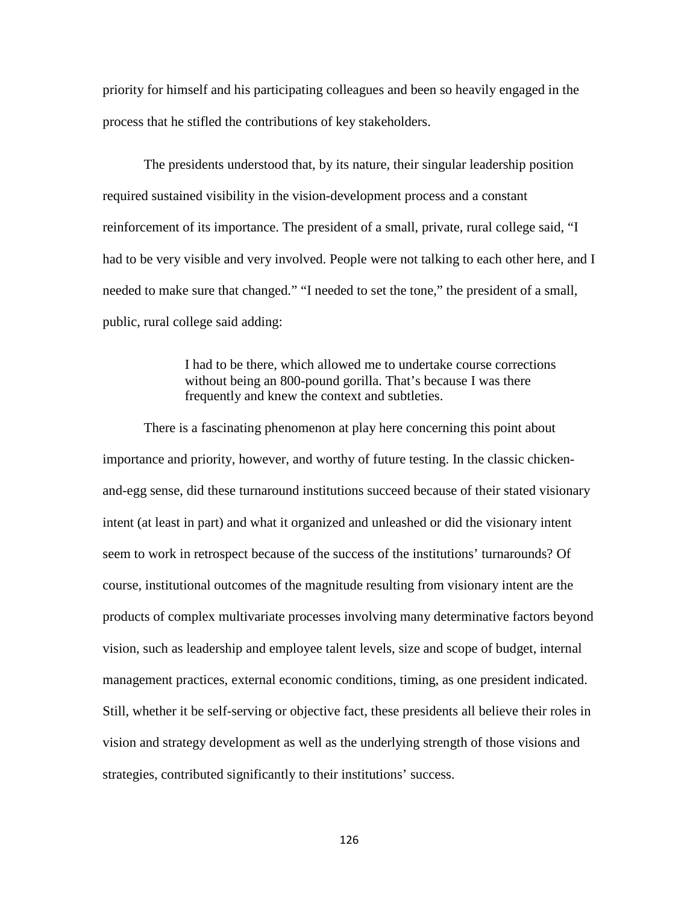priority for himself and his participating colleagues and been so heavily engaged in the process that he stifled the contributions of key stakeholders.

The presidents understood that, by its nature, their singular leadership position required sustained visibility in the vision-development process and a constant reinforcement of its importance. The president of a small, private, rural college said, "I had to be very visible and very involved. People were not talking to each other here, and I needed to make sure that changed." "I needed to set the tone," the president of a small, public, rural college said adding:

> I had to be there, which allowed me to undertake course corrections without being an 800-pound gorilla. That's because I was there frequently and knew the context and subtleties.

There is a fascinating phenomenon at play here concerning this point about importance and priority, however, and worthy of future testing. In the classic chicken-and-egg sense, did these turnaround institutions succeed because of their stated visionary intent (at least in part) and what it organized and unleashed or did the visionary intent seem to work in retrospect because of the success of the institutions' turnarounds? Of course, institutional outcomes of the magnitude resulting from visionary intent are the products of complex multivariate processes involving many determinative factors beyond vision, such as leadership and employee talent levels, size and scope of budget, internal management practices, external economic conditions, timing, as one president indicated. Still, whether it be self-serving or objective fact, these presidents all believe their roles in vision and strategy development as well as the underlying strength of those visions and strategies, contributed significantly to their institutions' success.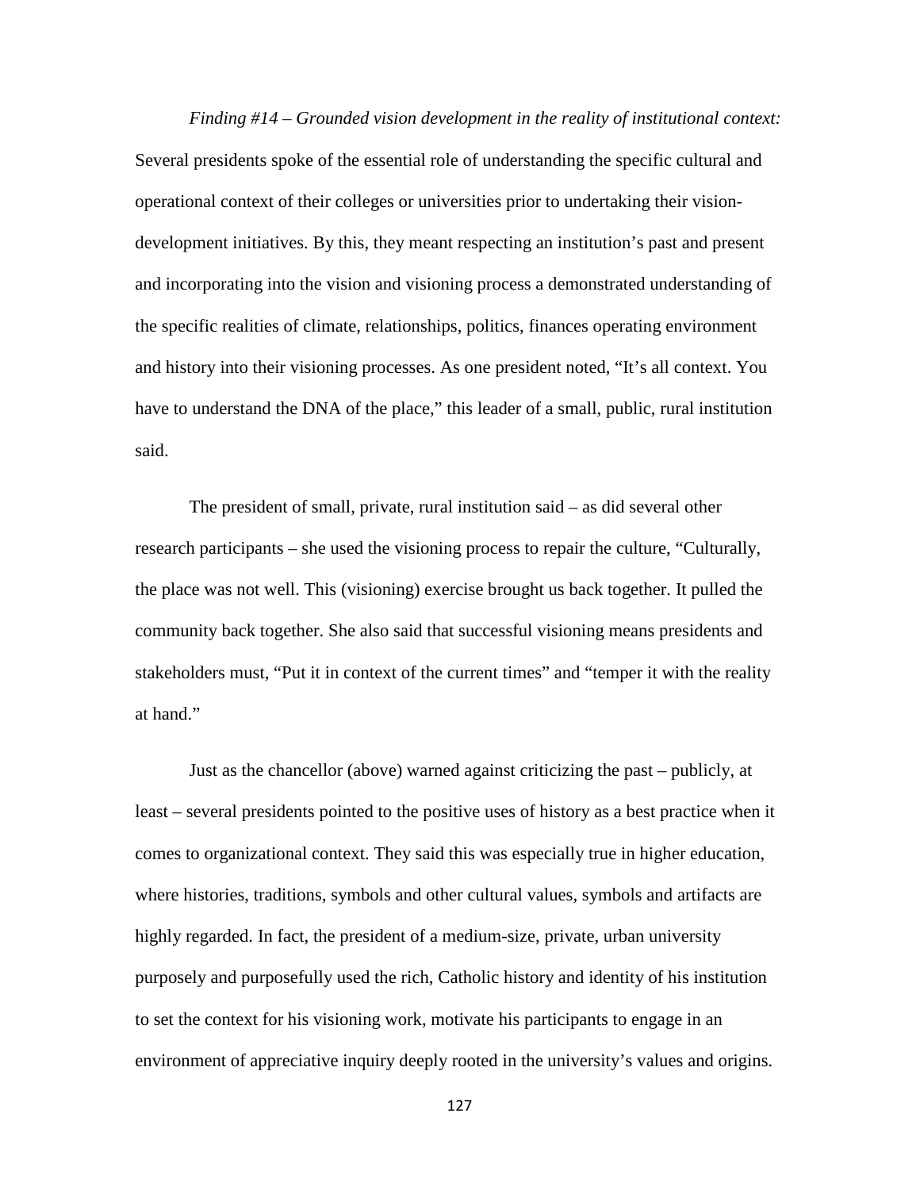*Finding #14 – Grounded vision development in the reality of institutional context:* Several presidents spoke of the essential role of understanding the specific cultural and operational context of their colleges or universities prior to undertaking their vision-development initiatives. By this, they meant respecting an institution's past and present and incorporating into the vision and visioning process a demonstrated understanding of the specific realities of climate, relationships, politics, finances operating environment and history into their visioning processes. As one president noted, "It's all context. You have to understand the DNA of the place," this leader of a small, public, rural institution said.

The president of small, private, rural institution said – as did several other research participants – she used the visioning process to repair the culture, "Culturally, the place was not well. This (visioning) exercise brought us back together. It pulled the community back together. She also said that successful visioning means presidents and stakeholders must, "Put it in context of the current times" and "temper it with the reality at hand."

Just as the chancellor (above) warned against criticizing the past – publicly, at least – several presidents pointed to the positive uses of history as a best practice when it comes to organizational context. They said this was especially true in higher education, where histories, traditions, symbols and other cultural values, symbols and artifacts are highly regarded. In fact, the president of a medium-size, private, urban university purposely and purposefully used the rich, Catholic history and identity of his institution to set the context for his visioning work, motivate his participants to engage in an environment of appreciative inquiry deeply rooted in the university's values and origins.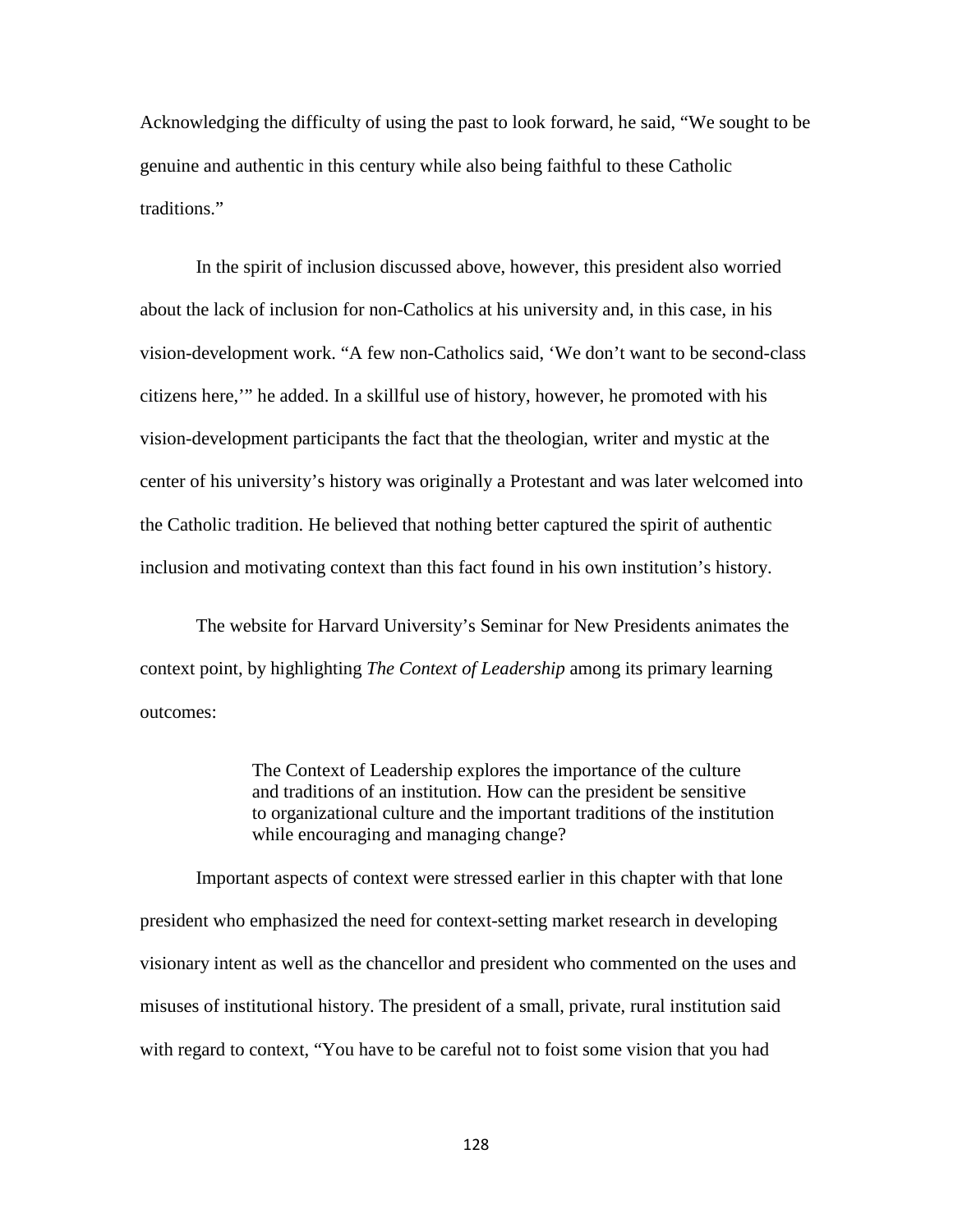Acknowledging the difficulty of using the past to look forward, he said, "We sought to be genuine and authentic in this century while also being faithful to these Catholic traditions."

In the spirit of inclusion discussed above, however, this president also worried about the lack of inclusion for non-Catholics at his university and, in this case, in his vision-development work. "A few non-Catholics said, 'We don't want to be second-class citizens here,'" he added. In a skillful use of history, however, he promoted with his vision-development participants the fact that the theologian, writer and mystic at the center of his university's history was originally a Protestant and was later welcomed into the Catholic tradition. He believed that nothing better captured the spirit of authentic inclusion and motivating context than this fact found in his own institution's history.

The website for Harvard University's Seminar for New Presidents animates the context point, by highlighting *The Context of Leadership* among its primary learning outcomes:

> The Context of Leadership explores the importance of the culture and traditions of an institution. How can the president be sensitive to organizational culture and the important traditions of the institution while encouraging and managing change?

Important aspects of context were stressed earlier in this chapter with that lone president who emphasized the need for context-setting market research in developing visionary intent as well as the chancellor and president who commented on the uses and misuses of institutional history. The president of a small, private, rural institution said with regard to context, "You have to be careful not to foist some vision that you had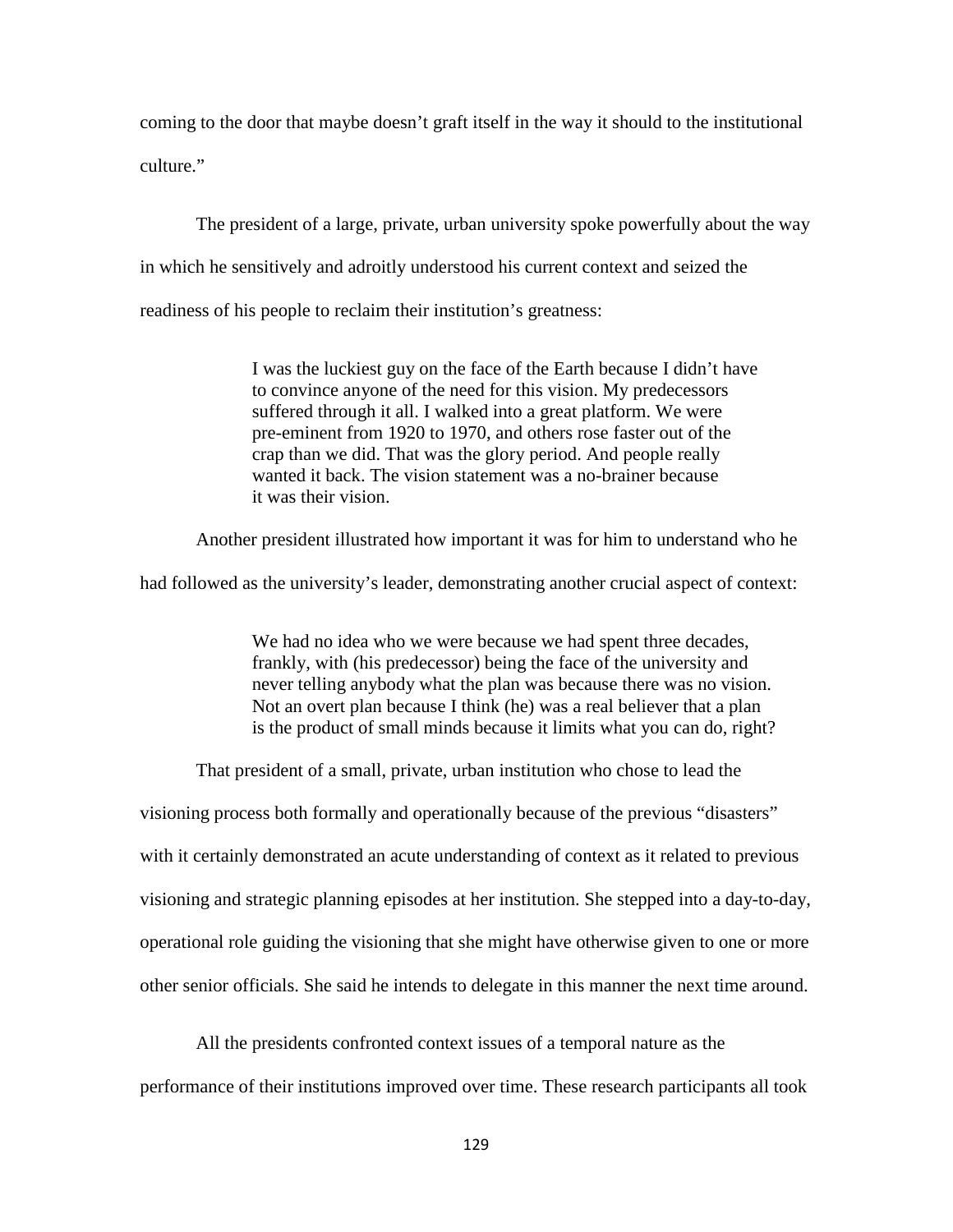coming to the door that maybe doesn't graft itself in the way it should to the institutional culture."

The president of a large, private, urban university spoke powerfully about the way in which he sensitively and adroitly understood his current context and seized the readiness of his people to reclaim their institution's greatness:

> I was the luckiest guy on the face of the Earth because I didn't have to convince anyone of the need for this vision. My predecessors suffered through it all. I walked into a great platform. We were pre-eminent from 1920 to 1970, and others rose faster out of the crap than we did. That was the glory period. And people really wanted it back. The vision statement was a no-brainer because it was their vision.

Another president illustrated how important it was for him to understand who he had followed as the university's leader, demonstrating another crucial aspect of context:

> We had no idea who we were because we had spent three decades, frankly, with (his predecessor) being the face of the university and never telling anybody what the plan was because there was no vision. Not an overt plan because I think (he) was a real believer that a plan is the product of small minds because it limits what you can do, right?

That president of a small, private, urban institution who chose to lead the visioning process both formally and operationally because of the previous "disasters" with it certainly demonstrated an acute understanding of context as it related to previous visioning and strategic planning episodes at her institution. She stepped into a day-to-day, operational role guiding the visioning that she might have otherwise given to one or more other senior officials. She said he intends to delegate in this manner the next time around.

All the presidents confronted context issues of a temporal nature as the performance of their institutions improved over time. These research participants all took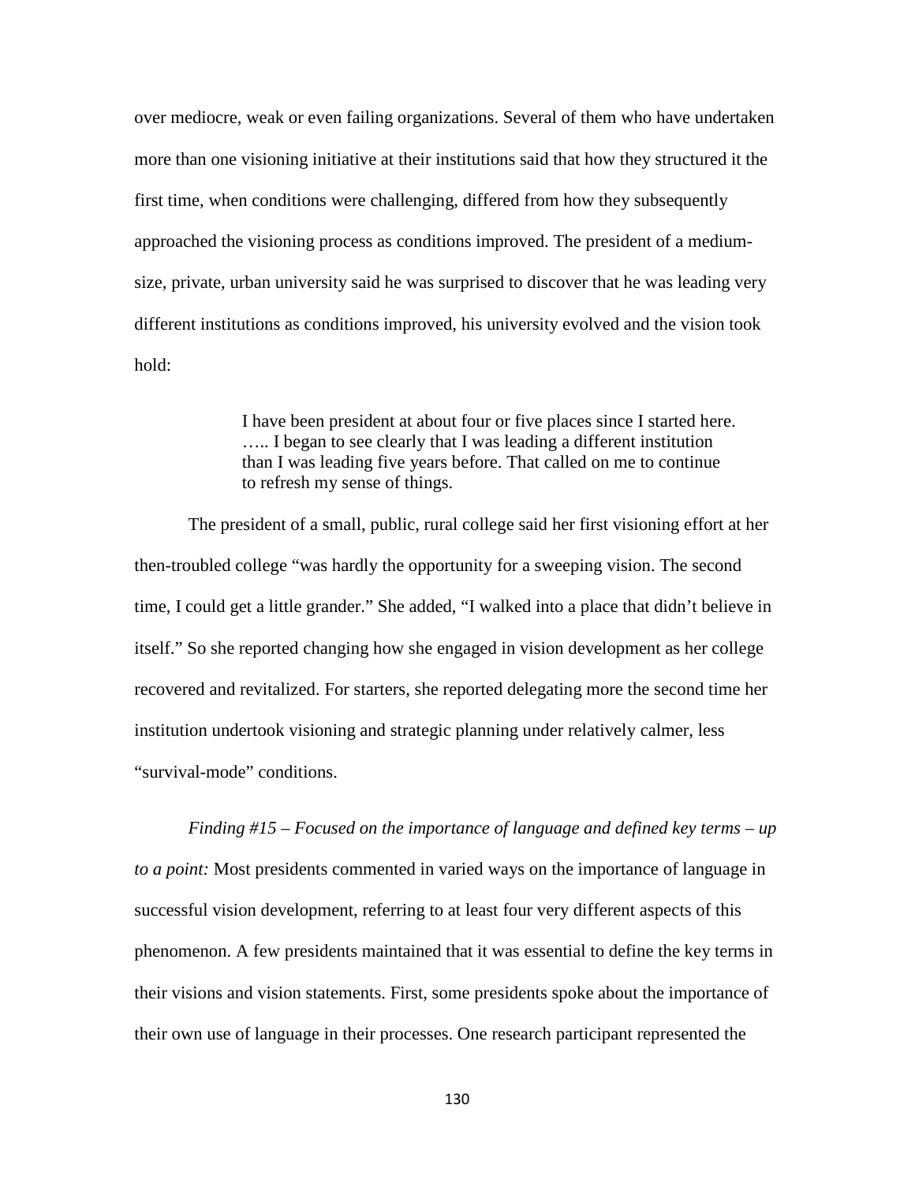over mediocre, weak or even failing organizations. Several of them who have undertaken more than one visioning initiative at their institutions said that how they structured it the first time, when conditions were challenging, differed from how they subsequently approached the visioning process as conditions improved. The president of a medium-size, private, urban university said he was surprised to discover that he was leading very different institutions as conditions improved, his university evolved and the vision took hold:

> I have been president at about four or five places since I started here. ….. I began to see clearly that I was leading a different institution than I was leading five years before. That called on me to continue to refresh my sense of things.

The president of a small, public, rural college said her first visioning effort at her then-troubled college "was hardly the opportunity for a sweeping vision. The second time, I could get a little grander." She added, "I walked into a place that didn't believe in itself." So she reported changing how she engaged in vision development as her college recovered and revitalized. For starters, she reported delegating more the second time her institution undertook visioning and strategic planning under relatively calmer, less "survival-mode" conditions.

*Finding #15 – Focused on the importance of language and defined key terms – up to a point:* Most presidents commented in varied ways on the importance of language in successful vision development, referring to at least four very different aspects of this phenomenon. A few presidents maintained that it was essential to define the key terms in their visions and vision statements. First, some presidents spoke about the importance of their own use of language in their processes. One research participant represented the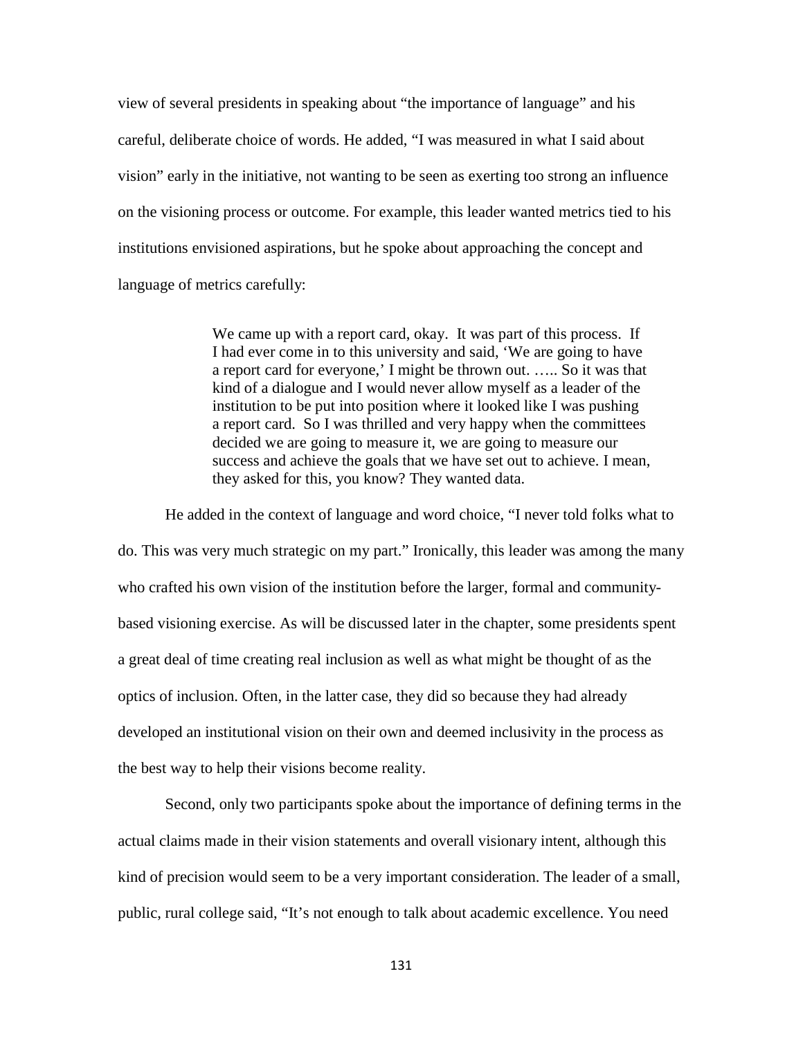view of several presidents in speaking about "the importance of language" and his careful, deliberate choice of words. He added, "I was measured in what I said about vision" early in the initiative, not wanting to be seen as exerting too strong an influence on the visioning process or outcome. For example, this leader wanted metrics tied to his institutions envisioned aspirations, but he spoke about approaching the concept and language of metrics carefully:

> We came up with a report card, okay. It was part of this process. If I had ever come in to this university and said, 'We are going to have a report card for everyone,' I might be thrown out. ….. So it was that kind of a dialogue and I would never allow myself as a leader of the institution to be put into position where it looked like I was pushing a report card. So I was thrilled and very happy when the committees decided we are going to measure it, we are going to measure our success and achieve the goals that we have set out to achieve. I mean, they asked for this, you know? They wanted data.

He added in the context of language and word choice, "I never told folks what to do. This was very much strategic on my part." Ironically, this leader was among the many who crafted his own vision of the institution before the larger, formal and community-based visioning exercise. As will be discussed later in the chapter, some presidents spent a great deal of time creating real inclusion as well as what might be thought of as the optics of inclusion. Often, in the latter case, they did so because they had already developed an institutional vision on their own and deemed inclusivity in the process as the best way to help their visions become reality.

Second, only two participants spoke about the importance of defining terms in the actual claims made in their vision statements and overall visionary intent, although this kind of precision would seem to be a very important consideration. The leader of a small, public, rural college said, "It's not enough to talk about academic excellence. You need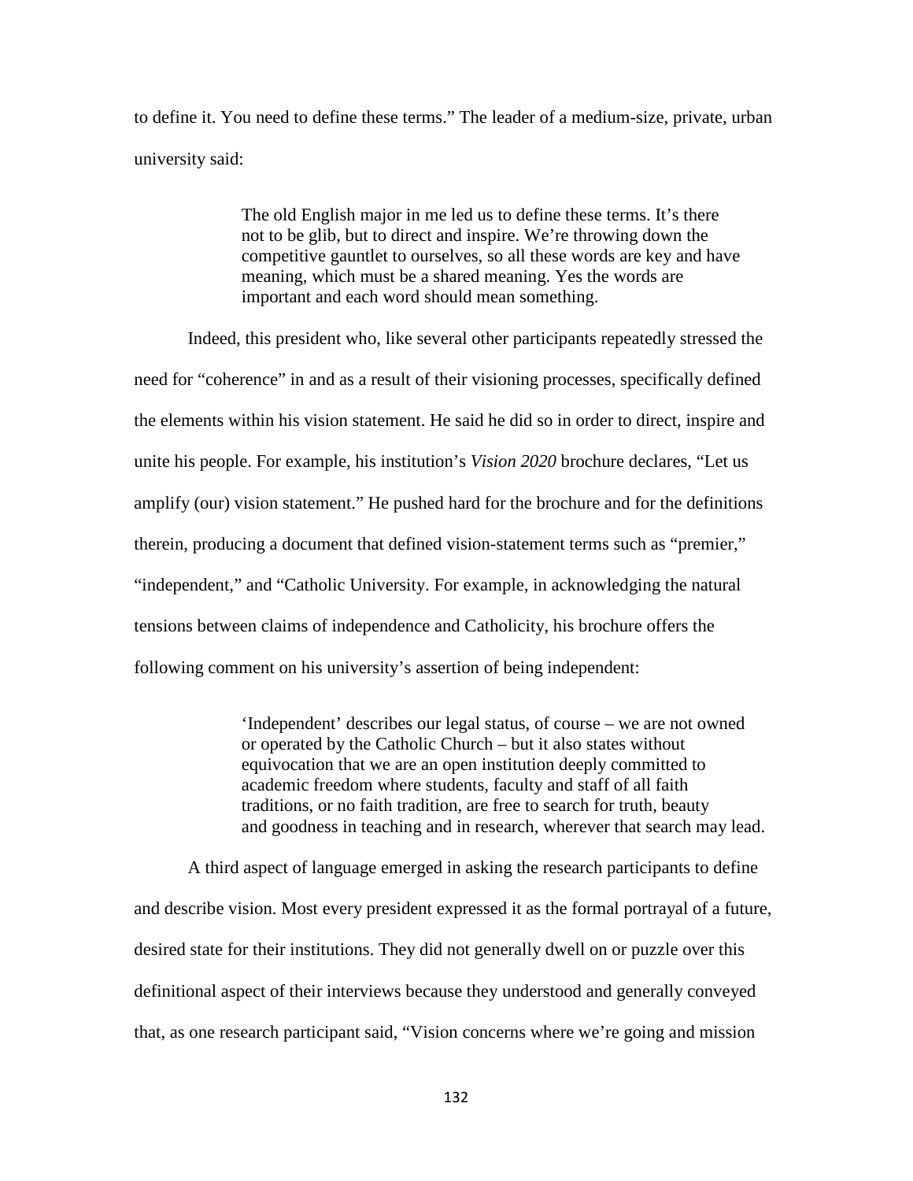to define it. You need to define these terms." The leader of a medium-size, private, urban university said:

> The old English major in me led us to define these terms. It's there not to be glib, but to direct and inspire. We're throwing down the competitive gauntlet to ourselves, so all these words are key and have meaning, which must be a shared meaning. Yes the words are important and each word should mean something.

Indeed, this president who, like several other participants repeatedly stressed the need for "coherence" in and as a result of their visioning processes, specifically defined the elements within his vision statement. He said he did so in order to direct, inspire and unite his people. For example, his institution's *Vision 2020* brochure declares, "Let us amplify (our) vision statement." He pushed hard for the brochure and for the definitions therein, producing a document that defined vision-statement terms such as "premier," "independent," and "Catholic University. For example, in acknowledging the natural tensions between claims of independence and Catholicity, his brochure offers the following comment on his university's assertion of being independent:

> 'Independent' describes our legal status, of course – we are not owned or operated by the Catholic Church – but it also states without equivocation that we are an open institution deeply committed to academic freedom where students, faculty and staff of all faith traditions, or no faith tradition, are free to search for truth, beauty and goodness in teaching and in research, wherever that search may lead.

A third aspect of language emerged in asking the research participants to define and describe vision. Most every president expressed it as the formal portrayal of a future, desired state for their institutions. They did not generally dwell on or puzzle over this definitional aspect of their interviews because they understood and generally conveyed that, as one research participant said, "Vision concerns where we're going and mission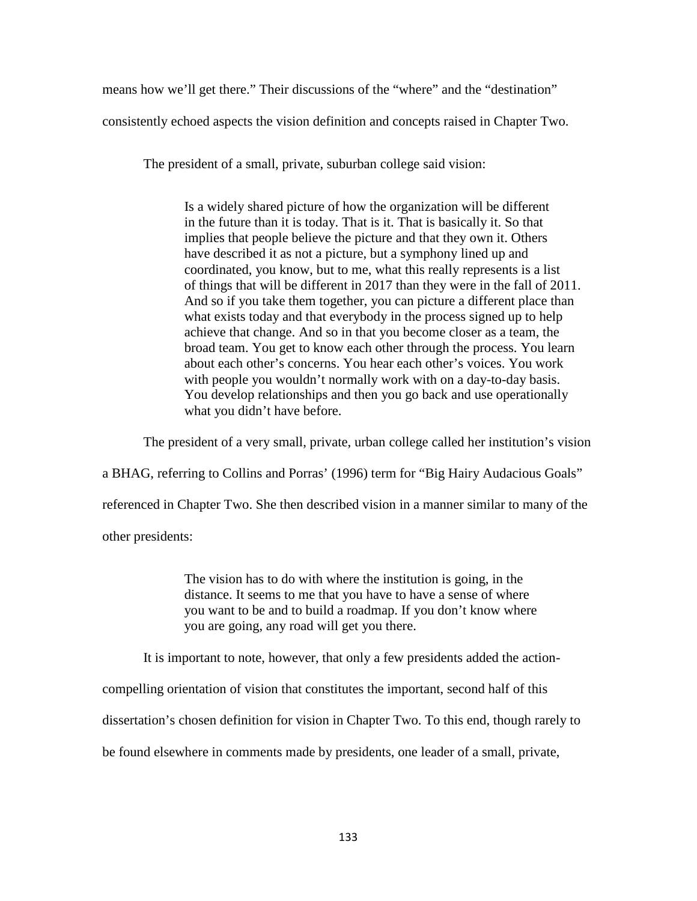means how we'll get there." Their discussions of the "where" and the "destination" consistently echoed aspects the vision definition and concepts raised in Chapter Two.

The president of a small, private, suburban college said vision:

> Is a widely shared picture of how the organization will be different in the future than it is today. That is it. That is basically it. So that implies that people believe the picture and that they own it. Others have described it as not a picture, but a symphony lined up and coordinated, you know, but to me, what this really represents is a list of things that will be different in 2017 than they were in the fall of 2011. And so if you take them together, you can picture a different place than what exists today and that everybody in the process signed up to help achieve that change. And so in that you become closer as a team, the broad team. You get to know each other through the process. You learn about each other's concerns. You hear each other's voices. You work with people you wouldn't normally work with on a day-to-day basis. You develop relationships and then you go back and use operationally what you didn't have before.

The president of a very small, private, urban college called her institution's vision a BHAG, referring to Collins and Porras' (1996) term for "Big Hairy Audacious Goals" referenced in Chapter Two. She then described vision in a manner similar to many of the other presidents:

> The vision has to do with where the institution is going, in the distance. It seems to me that you have to have a sense of where you want to be and to build a roadmap. If you don't know where you are going, any road will get you there.

It is important to note, however, that only a few presidents added the action-compelling orientation of vision that constitutes the important, second half of this dissertation's chosen definition for vision in Chapter Two. To this end, though rarely to be found elsewhere in comments made by presidents, one leader of a small, private,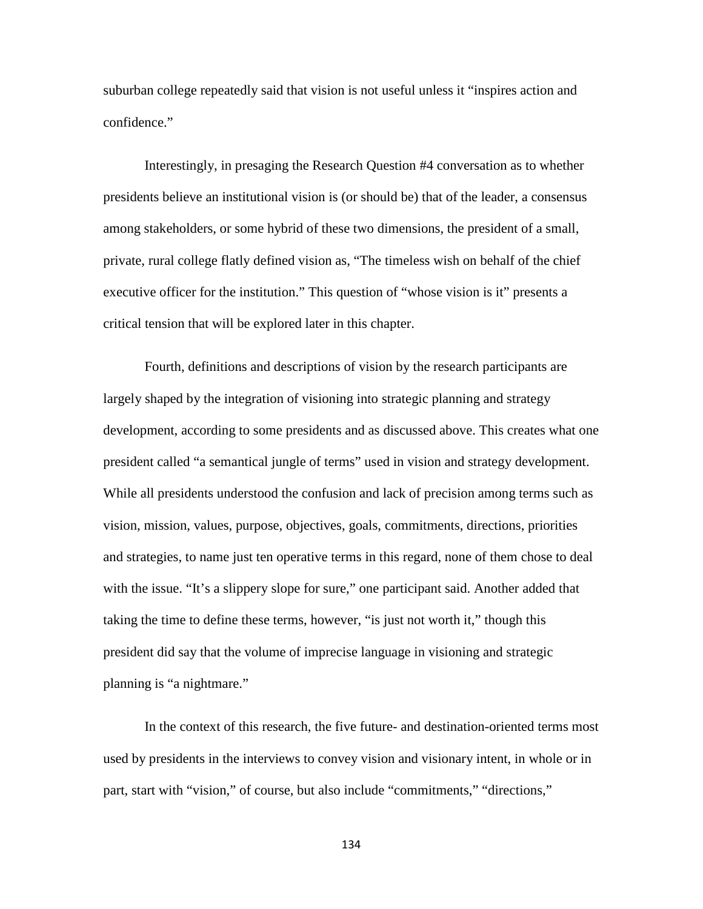suburban college repeatedly said that vision is not useful unless it "inspires action and confidence."

Interestingly, in presaging the Research Question #4 conversation as to whether presidents believe an institutional vision is (or should be) that of the leader, a consensus among stakeholders, or some hybrid of these two dimensions, the president of a small, private, rural college flatly defined vision as, "The timeless wish on behalf of the chief executive officer for the institution." This question of "whose vision is it" presents a critical tension that will be explored later in this chapter.

Fourth, definitions and descriptions of vision by the research participants are largely shaped by the integration of visioning into strategic planning and strategy development, according to some presidents and as discussed above. This creates what one president called "a semantical jungle of terms" used in vision and strategy development. While all presidents understood the confusion and lack of precision among terms such as vision, mission, values, purpose, objectives, goals, commitments, directions, priorities and strategies, to name just ten operative terms in this regard, none of them chose to deal with the issue. "It's a slippery slope for sure," one participant said. Another added that taking the time to define these terms, however, "is just not worth it," though this president did say that the volume of imprecise language in visioning and strategic planning is "a nightmare."

In the context of this research, the five future- and destination-oriented terms most used by presidents in the interviews to convey vision and visionary intent, in whole or in part, start with "vision," of course, but also include "commitments," "directions,"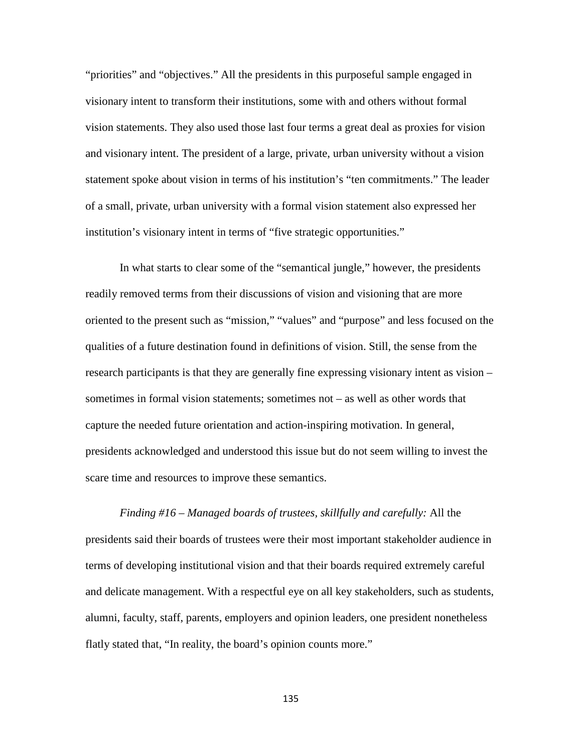"priorities" and "objectives." All the presidents in this purposeful sample engaged in visionary intent to transform their institutions, some with and others without formal vision statements. They also used those last four terms a great deal as proxies for vision and visionary intent. The president of a large, private, urban university without a vision statement spoke about vision in terms of his institution's "ten commitments." The leader of a small, private, urban university with a formal vision statement also expressed her institution's visionary intent in terms of "five strategic opportunities."

In what starts to clear some of the "semantical jungle," however, the presidents readily removed terms from their discussions of vision and visioning that are more oriented to the present such as "mission," "values" and "purpose" and less focused on the qualities of a future destination found in definitions of vision. Still, the sense from the research participants is that they are generally fine expressing visionary intent as vision – sometimes in formal vision statements; sometimes not – as well as other words that capture the needed future orientation and action-inspiring motivation. In general, presidents acknowledged and understood this issue but do not seem willing to invest the scare time and resources to improve these semantics.

*Finding #16 – Managed boards of trustees, skillfully and carefully:* All the presidents said their boards of trustees were their most important stakeholder audience in terms of developing institutional vision and that their boards required extremely careful and delicate management. With a respectful eye on all key stakeholders, such as students, alumni, faculty, staff, parents, employers and opinion leaders, one president nonetheless flatly stated that, "In reality, the board's opinion counts more."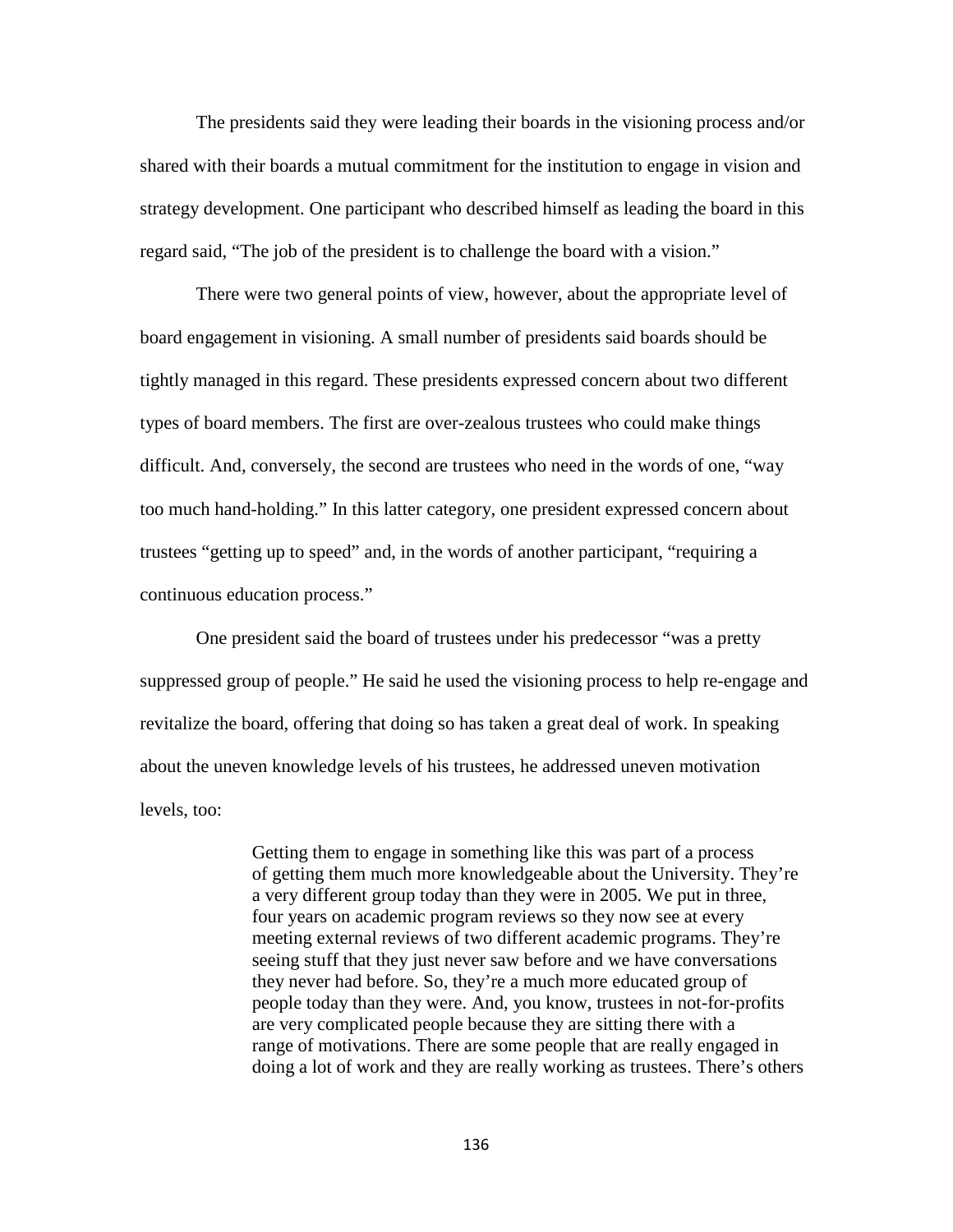The presidents said they were leading their boards in the visioning process and/or shared with their boards a mutual commitment for the institution to engage in vision and strategy development. One participant who described himself as leading the board in this regard said, “The job of the president is to challenge the board with a vision.”

There were two general points of view, however, about the appropriate level of board engagement in visioning. A small number of presidents said boards should be tightly managed in this regard. These presidents expressed concern about two different types of board members. The first are over-zealous trustees who could make things difficult. And, conversely, the second are trustees who need in the words of one, “way too much hand-holding.” In this latter category, one president expressed concern about trustees “getting up to speed” and, in the words of another participant, “requiring a continuous education process.”

One president said the board of trustees under his predecessor “was a pretty suppressed group of people.” He said he used the visioning process to help re-engage and revitalize the board, offering that doing so has taken a great deal of work. In speaking about the uneven knowledge levels of his trustees, he addressed uneven motivation levels, too:

> Getting them to engage in something like this was part of a process of getting them much more knowledgeable about the University. They’re a very different group today than they were in 2005. We put in three, four years on academic program reviews so they now see at every meeting external reviews of two different academic programs. They’re seeing stuff that they just never saw before and we have conversations they never had before. So, they’re a much more educated group of people today than they were. And, you know, trustees in not-for-profits are very complicated people because they are sitting there with a range of motivations. There are some people that are really engaged in doing a lot of work and they are really working as trustees. There’s others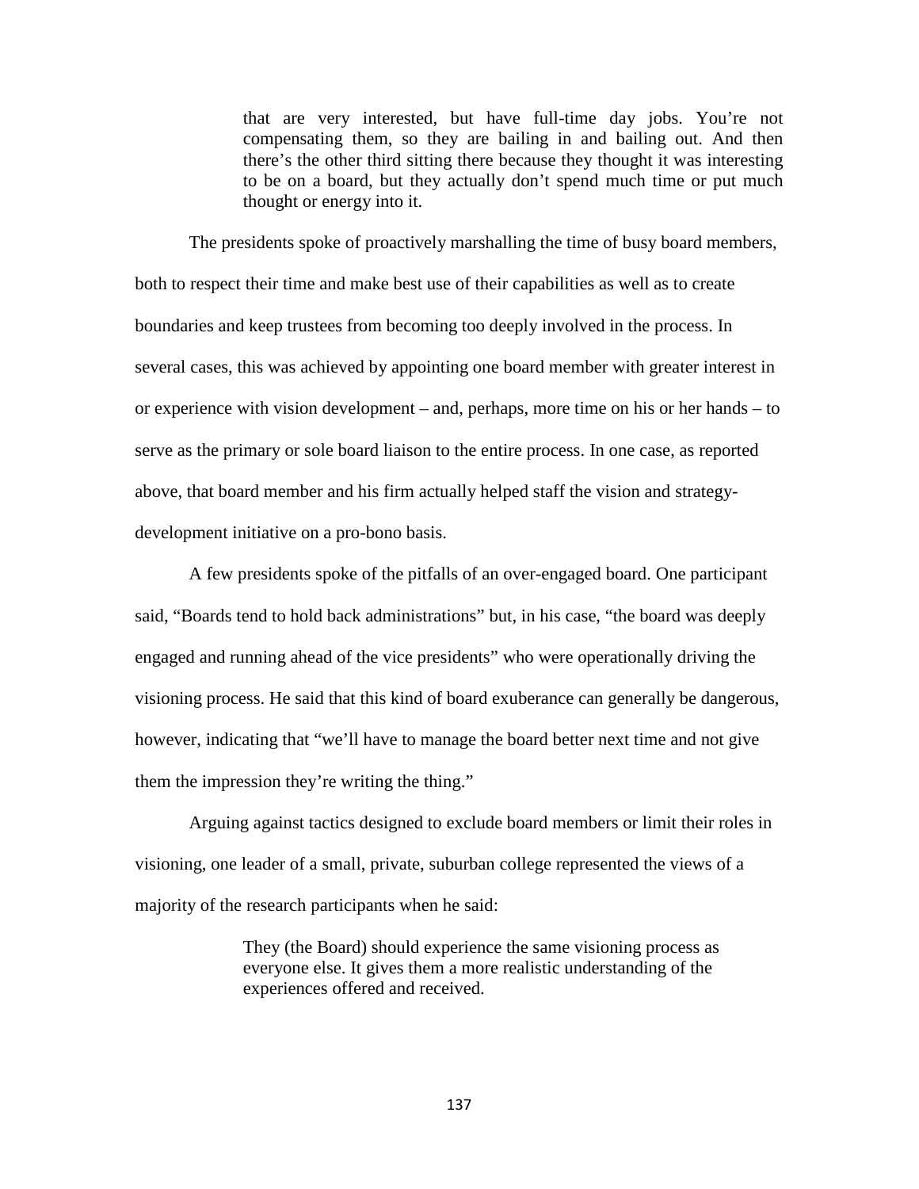> that are very interested, but have full-time day jobs. You're not compensating them, so they are bailing in and bailing out. And then there's the other third sitting there because they thought it was interesting to be on a board, but they actually don't spend much time or put much thought or energy into it.

The presidents spoke of proactively marshalling the time of busy board members, both to respect their time and make best use of their capabilities as well as to create boundaries and keep trustees from becoming too deeply involved in the process. In several cases, this was achieved by appointing one board member with greater interest in or experience with vision development – and, perhaps, more time on his or her hands – to serve as the primary or sole board liaison to the entire process. In one case, as reported above, that board member and his firm actually helped staff the vision and strategy-development initiative on a pro-bono basis.

A few presidents spoke of the pitfalls of an over-engaged board. One participant said, "Boards tend to hold back administrations" but, in his case, "the board was deeply engaged and running ahead of the vice presidents" who were operationally driving the visioning process. He said that this kind of board exuberance can generally be dangerous, however, indicating that "we'll have to manage the board better next time and not give them the impression they're writing the thing."

Arguing against tactics designed to exclude board members or limit their roles in visioning, one leader of a small, private, suburban college represented the views of a majority of the research participants when he said:

> They (the Board) should experience the same visioning process as everyone else. It gives them a more realistic understanding of the experiences offered and received.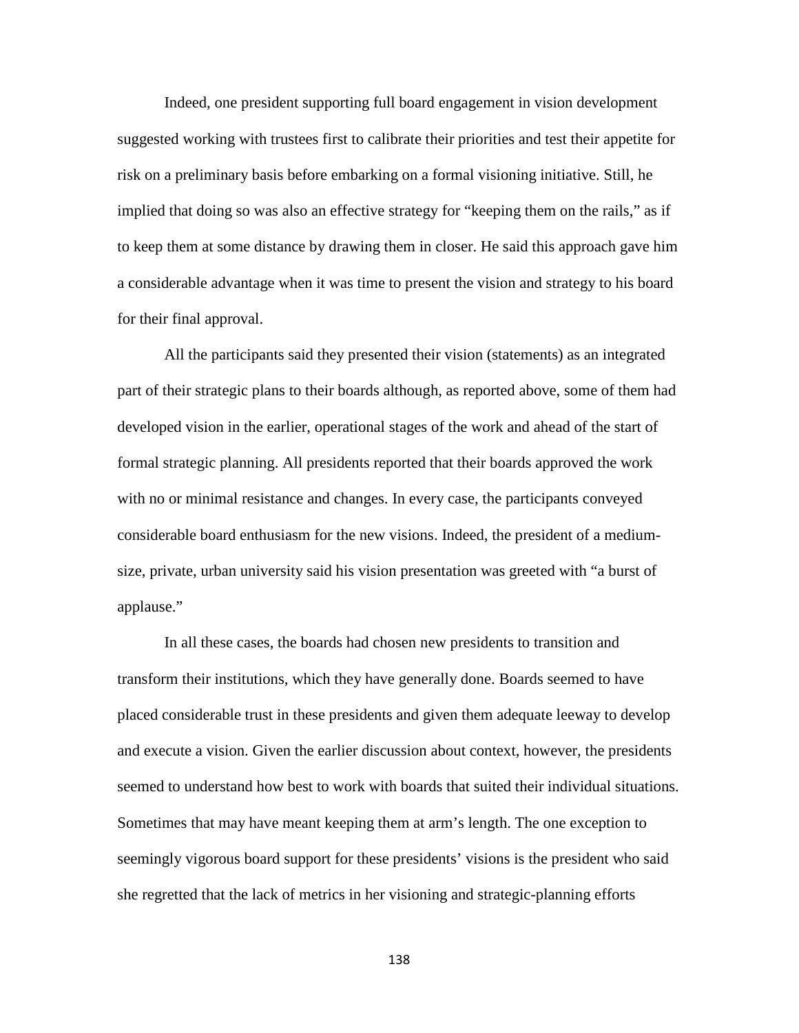Indeed, one president supporting full board engagement in vision development suggested working with trustees first to calibrate their priorities and test their appetite for risk on a preliminary basis before embarking on a formal visioning initiative. Still, he implied that doing so was also an effective strategy for "keeping them on the rails," as if to keep them at some distance by drawing them in closer. He said this approach gave him a considerable advantage when it was time to present the vision and strategy to his board for their final approval.

All the participants said they presented their vision (statements) as an integrated part of their strategic plans to their boards although, as reported above, some of them had developed vision in the earlier, operational stages of the work and ahead of the start of formal strategic planning. All presidents reported that their boards approved the work with no or minimal resistance and changes. In every case, the participants conveyed considerable board enthusiasm for the new visions. Indeed, the president of a medium-size, private, urban university said his vision presentation was greeted with "a burst of applause."

In all these cases, the boards had chosen new presidents to transition and transform their institutions, which they have generally done. Boards seemed to have placed considerable trust in these presidents and given them adequate leeway to develop and execute a vision. Given the earlier discussion about context, however, the presidents seemed to understand how best to work with boards that suited their individual situations. Sometimes that may have meant keeping them at arm's length. The one exception to seemingly vigorous board support for these presidents' visions is the president who said she regretted that the lack of metrics in her visioning and strategic-planning efforts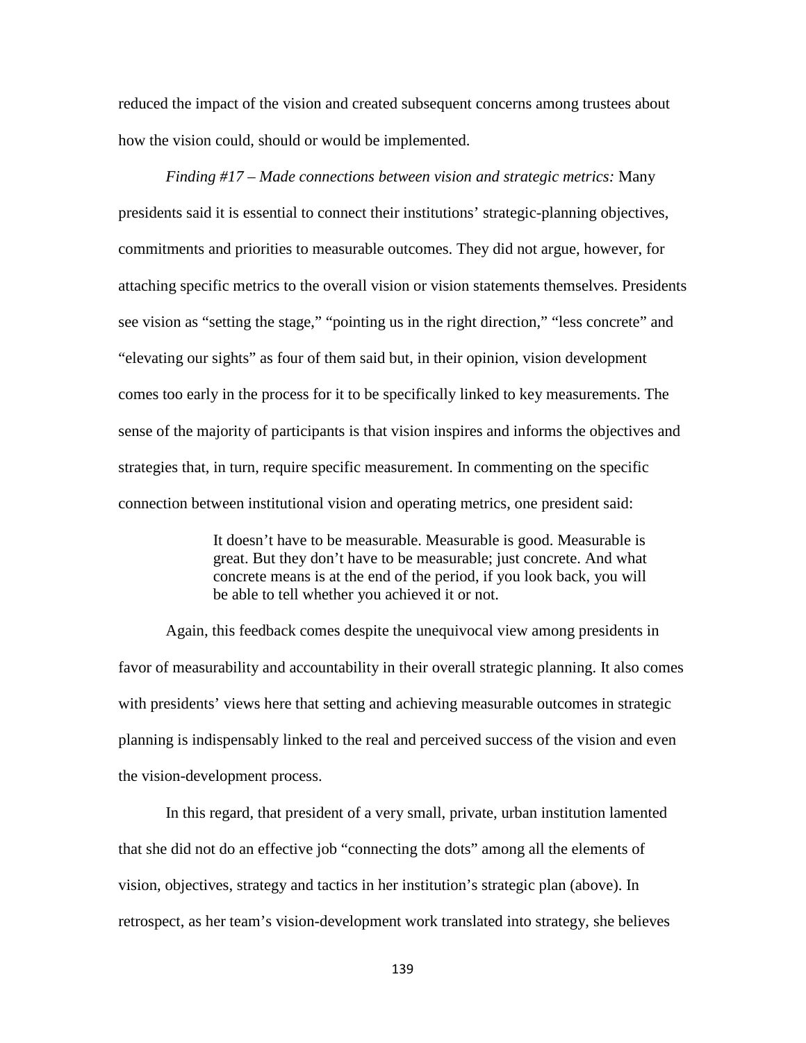reduced the impact of the vision and created subsequent concerns among trustees about how the vision could, should or would be implemented.

*Finding #17 – Made connections between vision and strategic metrics:* Many presidents said it is essential to connect their institutions' strategic-planning objectives, commitments and priorities to measurable outcomes. They did not argue, however, for attaching specific metrics to the overall vision or vision statements themselves. Presidents see vision as "setting the stage," "pointing us in the right direction," "less concrete" and "elevating our sights" as four of them said but, in their opinion, vision development comes too early in the process for it to be specifically linked to key measurements. The sense of the majority of participants is that vision inspires and informs the objectives and strategies that, in turn, require specific measurement. In commenting on the specific connection between institutional vision and operating metrics, one president said:

> It doesn't have to be measurable. Measurable is good. Measurable is great. But they don't have to be measurable; just concrete. And what concrete means is at the end of the period, if you look back, you will be able to tell whether you achieved it or not.

Again, this feedback comes despite the unequivocal view among presidents in favor of measurability and accountability in their overall strategic planning. It also comes with presidents' views here that setting and achieving measurable outcomes in strategic planning is indispensably linked to the real and perceived success of the vision and even the vision-development process.

In this regard, that president of a very small, private, urban institution lamented that she did not do an effective job "connecting the dots" among all the elements of vision, objectives, strategy and tactics in her institution's strategic plan (above). In retrospect, as her team's vision-development work translated into strategy, she believes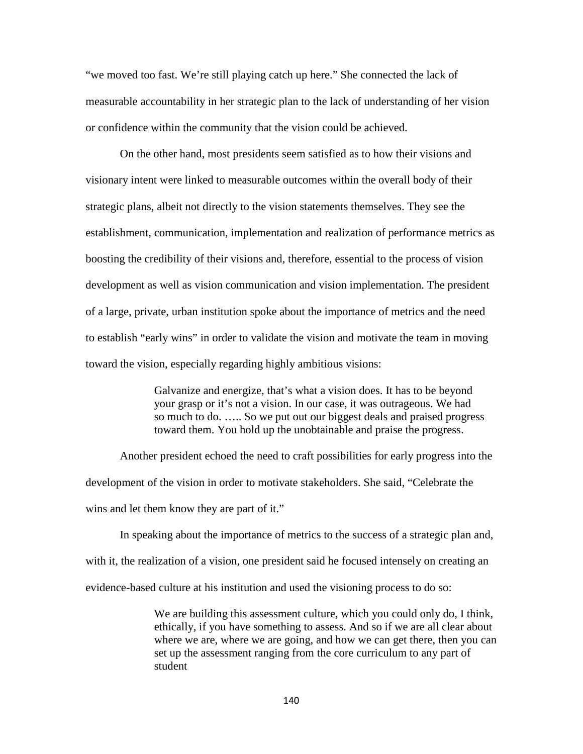"we moved too fast. We're still playing catch up here." She connected the lack of measurable accountability in her strategic plan to the lack of understanding of her vision or confidence within the community that the vision could be achieved.

On the other hand, most presidents seem satisfied as to how their visions and visionary intent were linked to measurable outcomes within the overall body of their strategic plans, albeit not directly to the vision statements themselves. They see the establishment, communication, implementation and realization of performance metrics as boosting the credibility of their visions and, therefore, essential to the process of vision development as well as vision communication and vision implementation. The president of a large, private, urban institution spoke about the importance of metrics and the need to establish "early wins" in order to validate the vision and motivate the team in moving toward the vision, especially regarding highly ambitious visions:

> Galvanize and energize, that's what a vision does. It has to be beyond your grasp or it's not a vision. In our case, it was outrageous. We had so much to do. ….. So we put out our biggest deals and praised progress toward them. You hold up the unobtainable and praise the progress.

Another president echoed the need to craft possibilities for early progress into the development of the vision in order to motivate stakeholders. She said, "Celebrate the wins and let them know they are part of it."

In speaking about the importance of metrics to the success of a strategic plan and, with it, the realization of a vision, one president said he focused intensely on creating an evidence-based culture at his institution and used the visioning process to do so:

> We are building this assessment culture, which you could only do, I think, ethically, if you have something to assess. And so if we are all clear about where we are, where we are going, and how we can get there, then you can set up the assessment ranging from the core curriculum to any part of student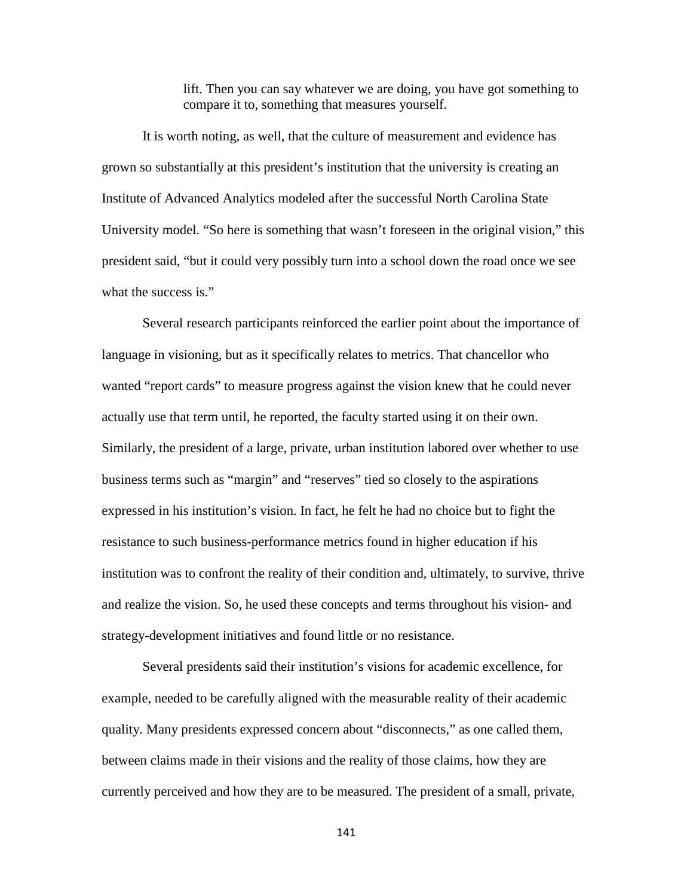> lift. Then you can say whatever we are doing, you have got something to compare it to, something that measures yourself.

It is worth noting, as well, that the culture of measurement and evidence has grown so substantially at this president's institution that the university is creating an Institute of Advanced Analytics modeled after the successful North Carolina State University model. "So here is something that wasn't foreseen in the original vision," this president said, "but it could very possibly turn into a school down the road once we see what the success is."

Several research participants reinforced the earlier point about the importance of language in visioning, but as it specifically relates to metrics. That chancellor who wanted "report cards" to measure progress against the vision knew that he could never actually use that term until, he reported, the faculty started using it on their own. Similarly, the president of a large, private, urban institution labored over whether to use business terms such as "margin" and "reserves" tied so closely to the aspirations expressed in his institution's vision. In fact, he felt he had no choice but to fight the resistance to such business-performance metrics found in higher education if his institution was to confront the reality of their condition and, ultimately, to survive, thrive and realize the vision. So, he used these concepts and terms throughout his vision- and strategy-development initiatives and found little or no resistance.

Several presidents said their institution's visions for academic excellence, for example, needed to be carefully aligned with the measurable reality of their academic quality. Many presidents expressed concern about "disconnects," as one called them, between claims made in their visions and the reality of those claims, how they are currently perceived and how they are to be measured. The president of a small, private,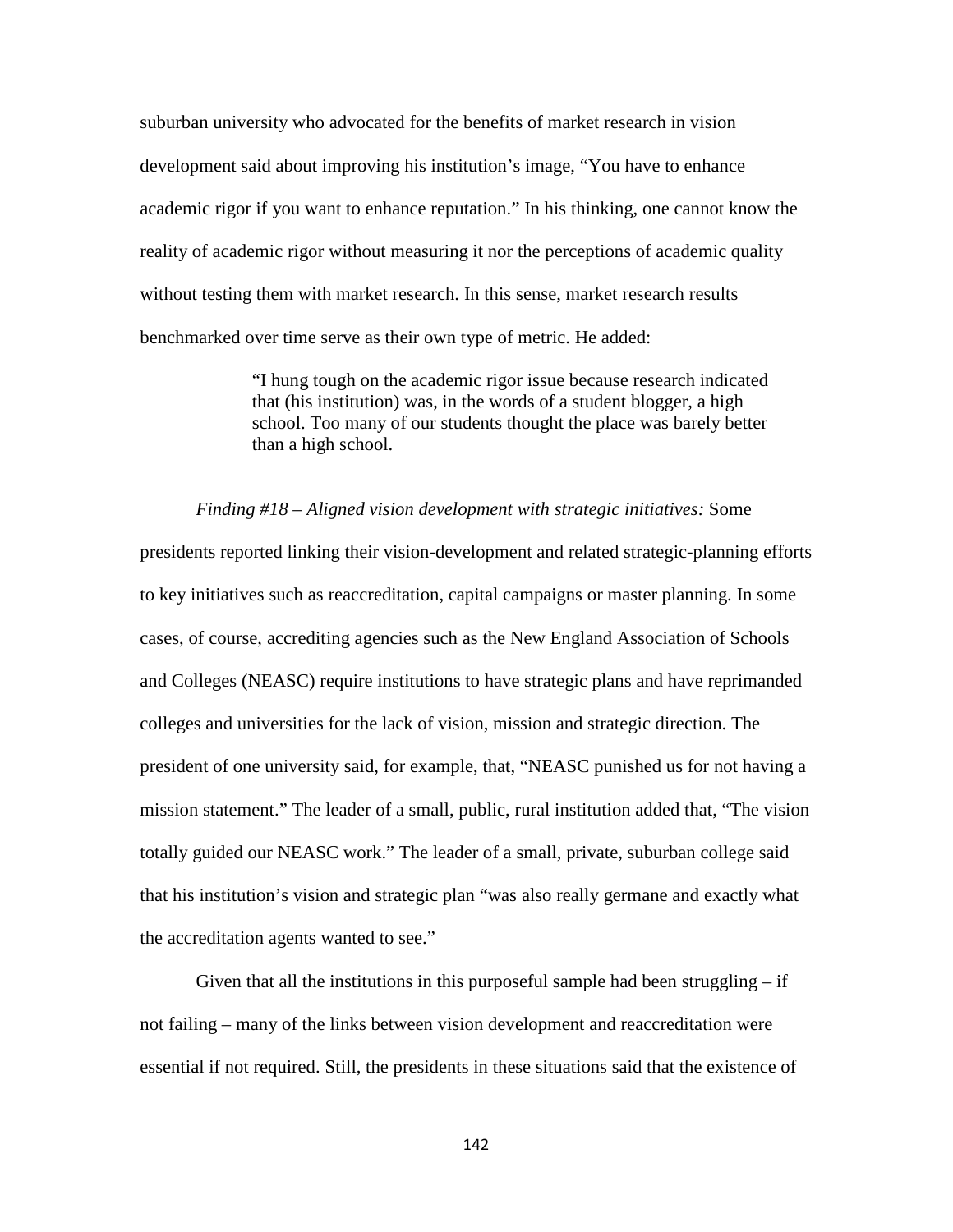suburban university who advocated for the benefits of market research in vision development said about improving his institution's image, "You have to enhance academic rigor if you want to enhance reputation." In his thinking, one cannot know the reality of academic rigor without measuring it nor the perceptions of academic quality without testing them with market research. In this sense, market research results benchmarked over time serve as their own type of metric. He added:

> "I hung tough on the academic rigor issue because research indicated that (his institution) was, in the words of a student blogger, a high school. Too many of our students thought the place was barely better than a high school.

*Finding #18 – Aligned vision development with strategic initiatives:* Some presidents reported linking their vision-development and related strategic-planning efforts to key initiatives such as reaccreditation, capital campaigns or master planning. In some cases, of course, accrediting agencies such as the New England Association of Schools and Colleges (NEASC) require institutions to have strategic plans and have reprimanded colleges and universities for the lack of vision, mission and strategic direction. The president of one university said, for example, that, "NEASC punished us for not having a mission statement." The leader of a small, public, rural institution added that, "The vision totally guided our NEASC work." The leader of a small, private, suburban college said that his institution's vision and strategic plan "was also really germane and exactly what the accreditation agents wanted to see."

Given that all the institutions in this purposeful sample had been struggling – if not failing – many of the links between vision development and reaccreditation were essential if not required. Still, the presidents in these situations said that the existence of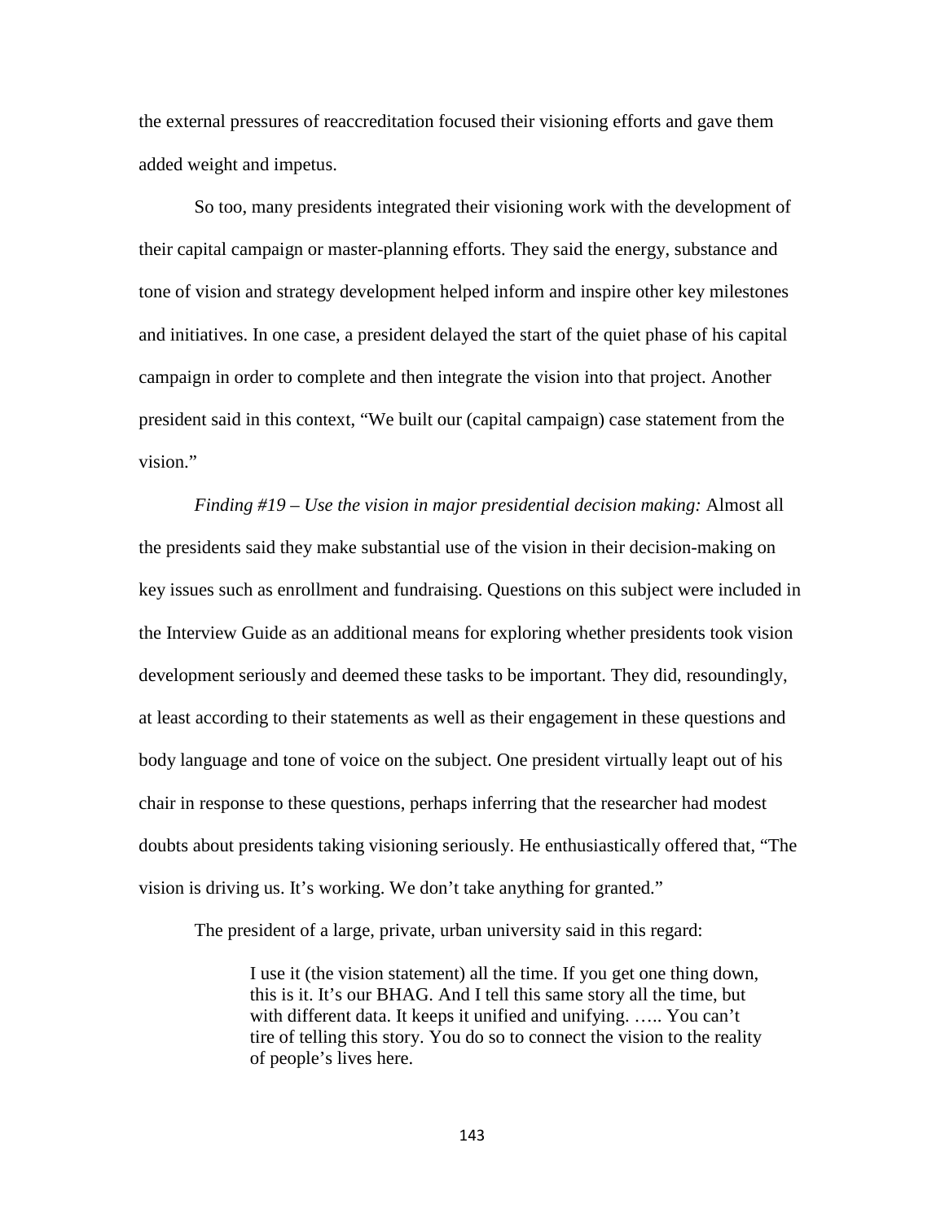the external pressures of reaccreditation focused their visioning efforts and gave them added weight and impetus.

So too, many presidents integrated their visioning work with the development of their capital campaign or master-planning efforts. They said the energy, substance and tone of vision and strategy development helped inform and inspire other key milestones and initiatives. In one case, a president delayed the start of the quiet phase of his capital campaign in order to complete and then integrate the vision into that project. Another president said in this context, "We built our (capital campaign) case statement from the vision."

*Finding #19 – Use the vision in major presidential decision making:* Almost all the presidents said they make substantial use of the vision in their decision-making on key issues such as enrollment and fundraising. Questions on this subject were included in the Interview Guide as an additional means for exploring whether presidents took vision development seriously and deemed these tasks to be important. They did, resoundingly, at least according to their statements as well as their engagement in these questions and body language and tone of voice on the subject. One president virtually leapt out of his chair in response to these questions, perhaps inferring that the researcher had modest doubts about presidents taking visioning seriously. He enthusiastically offered that, "The vision is driving us. It's working. We don't take anything for granted."

The president of a large, private, urban university said in this regard:

> I use it (the vision statement) all the time. If you get one thing down, this is it. It's our BHAG. And I tell this same story all the time, but with different data. It keeps it unified and unifying. ….. You can't tire of telling this story. You do so to connect the vision to the reality of people's lives here.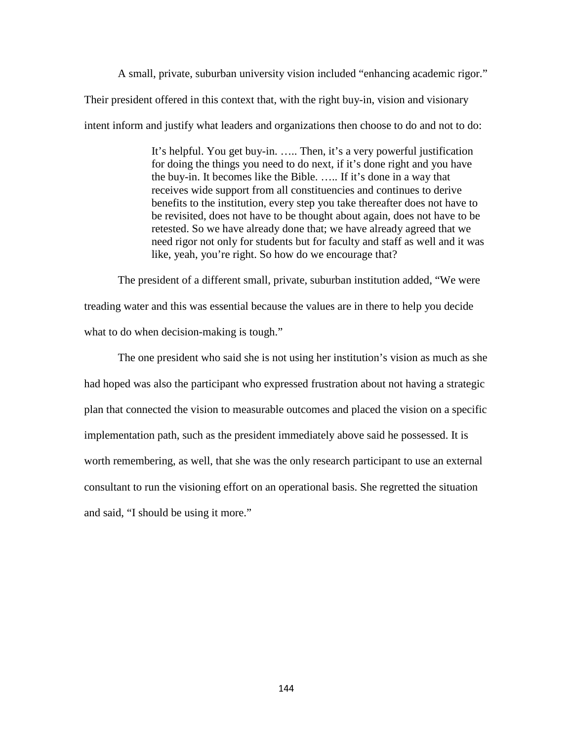A small, private, suburban university vision included "enhancing academic rigor." Their president offered in this context that, with the right buy-in, vision and visionary intent inform and justify what leaders and organizations then choose to do and not to do:

> It's helpful. You get buy-in. ….. Then, it's a very powerful justification for doing the things you need to do next, if it's done right and you have the buy-in. It becomes like the Bible. ….. If it's done in a way that receives wide support from all constituencies and continues to derive benefits to the institution, every step you take thereafter does not have to be revisited, does not have to be thought about again, does not have to be retested. So we have already done that; we have already agreed that we need rigor not only for students but for faculty and staff as well and it was like, yeah, you're right. So how do we encourage that?

The president of a different small, private, suburban institution added, "We were treading water and this was essential because the values are in there to help you decide what to do when decision-making is tough."

The one president who said she is not using her institution's vision as much as she had hoped was also the participant who expressed frustration about not having a strategic plan that connected the vision to measurable outcomes and placed the vision on a specific implementation path, such as the president immediately above said he possessed. It is worth remembering, as well, that she was the only research participant to use an external consultant to run the visioning effort on an operational basis. She regretted the situation and said, "I should be using it more."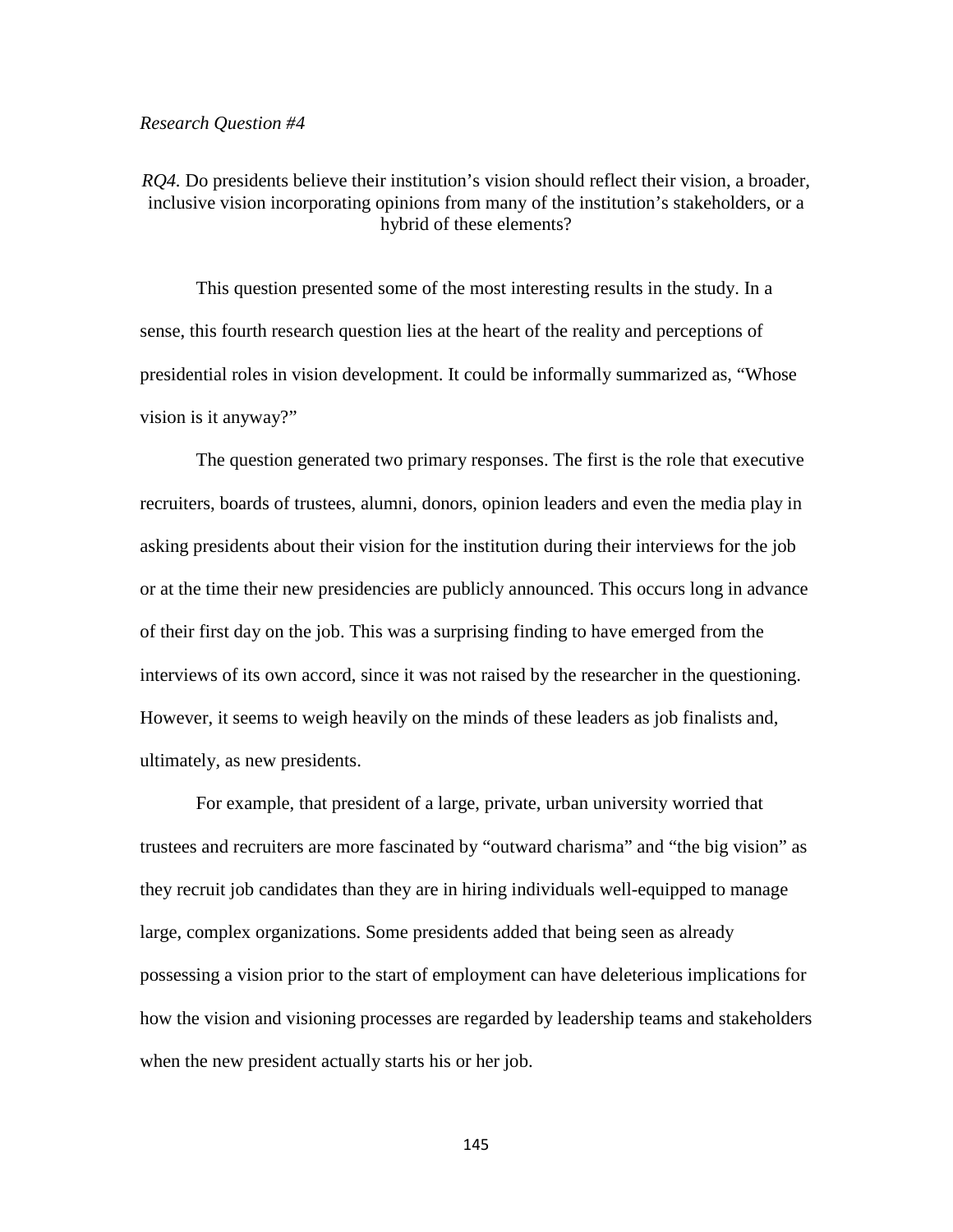*Research Question #4*

*RQ4.* Do presidents believe their institution's vision should reflect their vision, a broader, inclusive vision incorporating opinions from many of the institution's stakeholders, or a hybrid of these elements?

This question presented some of the most interesting results in the study. In a sense, this fourth research question lies at the heart of the reality and perceptions of presidential roles in vision development. It could be informally summarized as, "Whose vision is it anyway?"

The question generated two primary responses. The first is the role that executive recruiters, boards of trustees, alumni, donors, opinion leaders and even the media play in asking presidents about their vision for the institution during their interviews for the job or at the time their new presidencies are publicly announced. This occurs long in advance of their first day on the job. This was a surprising finding to have emerged from the interviews of its own accord, since it was not raised by the researcher in the questioning. However, it seems to weigh heavily on the minds of these leaders as job finalists and, ultimately, as new presidents.

For example, that president of a large, private, urban university worried that trustees and recruiters are more fascinated by "outward charisma" and "the big vision" as they recruit job candidates than they are in hiring individuals well-equipped to manage large, complex organizations. Some presidents added that being seen as already possessing a vision prior to the start of employment can have deleterious implications for how the vision and visioning processes are regarded by leadership teams and stakeholders when the new president actually starts his or her job.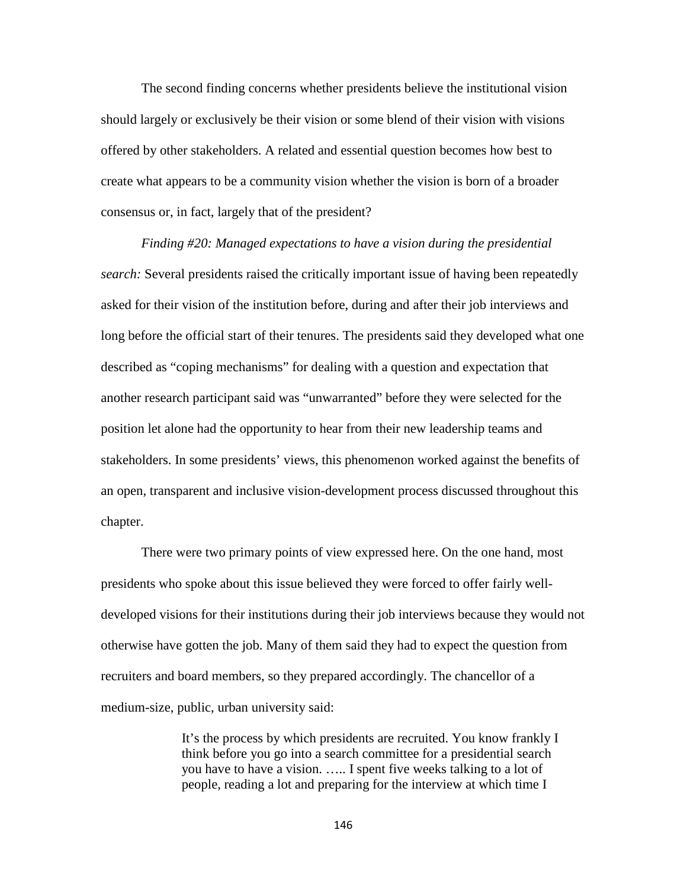The second finding concerns whether presidents believe the institutional vision should largely or exclusively be their vision or some blend of their vision with visions offered by other stakeholders. A related and essential question becomes how best to create what appears to be a community vision whether the vision is born of a broader consensus or, in fact, largely that of the president?

*Finding #20: Managed expectations to have a vision during the presidential search:* Several presidents raised the critically important issue of having been repeatedly asked for their vision of the institution before, during and after their job interviews and long before the official start of their tenures. The presidents said they developed what one described as "coping mechanisms" for dealing with a question and expectation that another research participant said was "unwarranted" before they were selected for the position let alone had the opportunity to hear from their new leadership teams and stakeholders. In some presidents' views, this phenomenon worked against the benefits of an open, transparent and inclusive vision-development process discussed throughout this chapter.

There were two primary points of view expressed here. On the one hand, most presidents who spoke about this issue believed they were forced to offer fairly well-developed visions for their institutions during their job interviews because they would not otherwise have gotten the job. Many of them said they had to expect the question from recruiters and board members, so they prepared accordingly. The chancellor of a medium-size, public, urban university said:

> It's the process by which presidents are recruited. You know frankly I think before you go into a search committee for a presidential search you have to have a vision. ….. I spent five weeks talking to a lot of people, reading a lot and preparing for the interview at which time I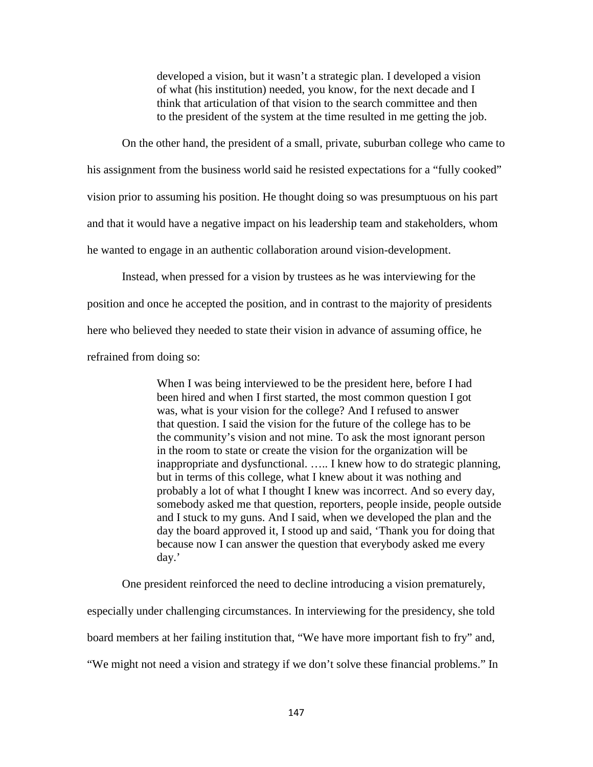> developed a vision, but it wasn't a strategic plan. I developed a vision of what (his institution) needed, you know, for the next decade and I think that articulation of that vision to the search committee and then to the president of the system at the time resulted in me getting the job.

On the other hand, the president of a small, private, suburban college who came to his assignment from the business world said he resisted expectations for a "fully cooked" vision prior to assuming his position. He thought doing so was presumptuous on his part and that it would have a negative impact on his leadership team and stakeholders, whom he wanted to engage in an authentic collaboration around vision-development.

Instead, when pressed for a vision by trustees as he was interviewing for the position and once he accepted the position, and in contrast to the majority of presidents here who believed they needed to state their vision in advance of assuming office, he refrained from doing so:

> When I was being interviewed to be the president here, before I had been hired and when I first started, the most common question I got was, what is your vision for the college? And I refused to answer that question. I said the vision for the future of the college has to be the community's vision and not mine. To ask the most ignorant person in the room to state or create the vision for the organization will be inappropriate and dysfunctional. ….. I knew how to do strategic planning, but in terms of this college, what I knew about it was nothing and probably a lot of what I thought I knew was incorrect. And so every day, somebody asked me that question, reporters, people inside, people outside and I stuck to my guns. And I said, when we developed the plan and the day the board approved it, I stood up and said, 'Thank you for doing that because now I can answer the question that everybody asked me every day.'

One president reinforced the need to decline introducing a vision prematurely, especially under challenging circumstances. In interviewing for the presidency, she told board members at her failing institution that, "We have more important fish to fry" and, "We might not need a vision and strategy if we don't solve these financial problems." In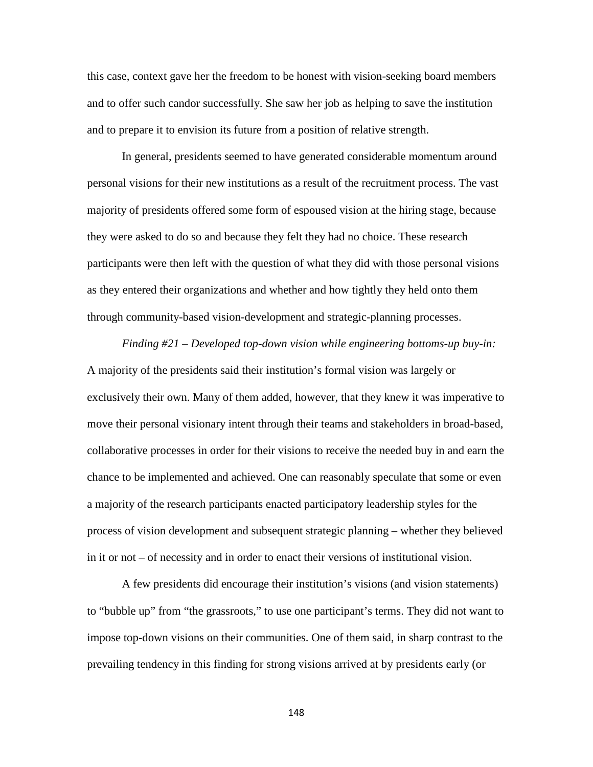this case, context gave her the freedom to be honest with vision-seeking board members and to offer such candor successfully. She saw her job as helping to save the institution and to prepare it to envision its future from a position of relative strength.

In general, presidents seemed to have generated considerable momentum around personal visions for their new institutions as a result of the recruitment process. The vast majority of presidents offered some form of espoused vision at the hiring stage, because they were asked to do so and because they felt they had no choice. These research participants were then left with the question of what they did with those personal visions as they entered their organizations and whether and how tightly they held onto them through community-based vision-development and strategic-planning processes.

*Finding #21 – Developed top-down vision while engineering bottoms-up buy-in:* A majority of the presidents said their institution's formal vision was largely or exclusively their own. Many of them added, however, that they knew it was imperative to move their personal visionary intent through their teams and stakeholders in broad-based, collaborative processes in order for their visions to receive the needed buy in and earn the chance to be implemented and achieved. One can reasonably speculate that some or even a majority of the research participants enacted participatory leadership styles for the process of vision development and subsequent strategic planning – whether they believed in it or not – of necessity and in order to enact their versions of institutional vision.

A few presidents did encourage their institution's visions (and vision statements) to "bubble up" from "the grassroots," to use one participant's terms. They did not want to impose top-down visions on their communities. One of them said, in sharp contrast to the prevailing tendency in this finding for strong visions arrived at by presidents early (or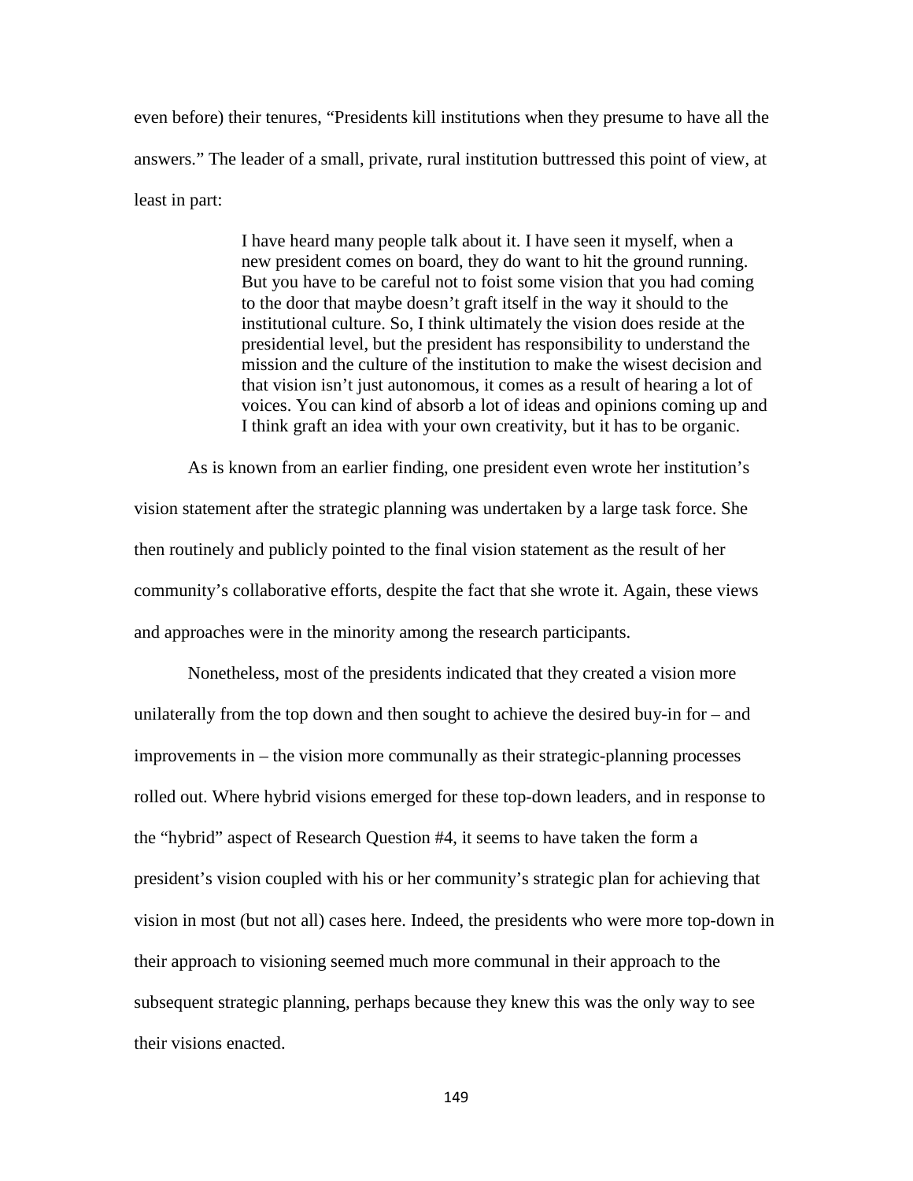even before) their tenures, "Presidents kill institutions when they presume to have all the answers." The leader of a small, private, rural institution buttressed this point of view, at least in part:

> I have heard many people talk about it. I have seen it myself, when a new president comes on board, they do want to hit the ground running. But you have to be careful not to foist some vision that you had coming to the door that maybe doesn't graft itself in the way it should to the institutional culture. So, I think ultimately the vision does reside at the presidential level, but the president has responsibility to understand the mission and the culture of the institution to make the wisest decision and that vision isn't just autonomous, it comes as a result of hearing a lot of voices. You can kind of absorb a lot of ideas and opinions coming up and I think graft an idea with your own creativity, but it has to be organic.

As is known from an earlier finding, one president even wrote her institution's vision statement after the strategic planning was undertaken by a large task force. She then routinely and publicly pointed to the final vision statement as the result of her community's collaborative efforts, despite the fact that she wrote it. Again, these views and approaches were in the minority among the research participants.

Nonetheless, most of the presidents indicated that they created a vision more unilaterally from the top down and then sought to achieve the desired buy-in for – and improvements in – the vision more communally as their strategic-planning processes rolled out. Where hybrid visions emerged for these top-down leaders, and in response to the "hybrid" aspect of Research Question #4, it seems to have taken the form a president's vision coupled with his or her community's strategic plan for achieving that vision in most (but not all) cases here. Indeed, the presidents who were more top-down in their approach to visioning seemed much more communal in their approach to the subsequent strategic planning, perhaps because they knew this was the only way to see their visions enacted.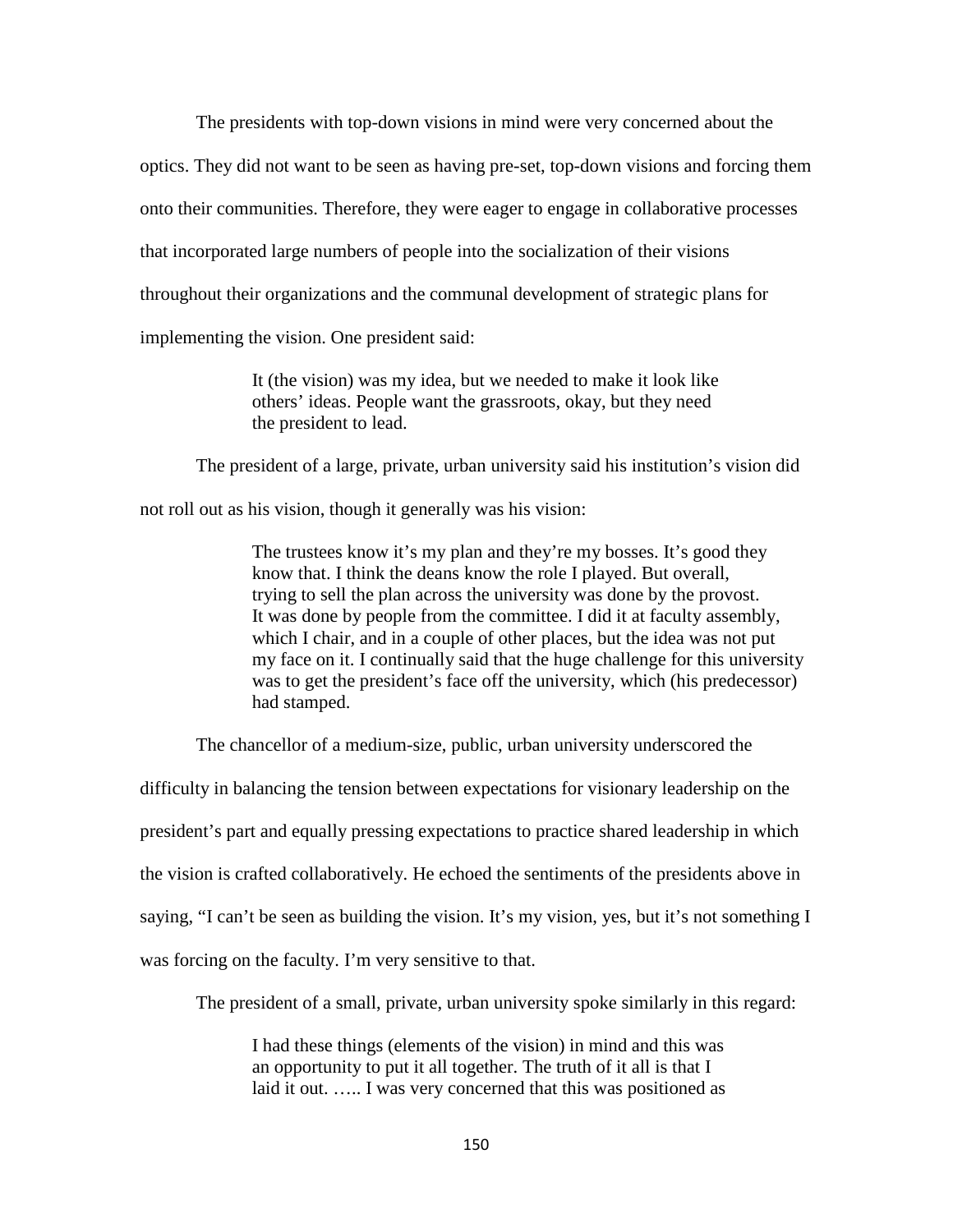The presidents with top-down visions in mind were very concerned about the optics. They did not want to be seen as having pre-set, top-down visions and forcing them onto their communities. Therefore, they were eager to engage in collaborative processes that incorporated large numbers of people into the socialization of their visions throughout their organizations and the communal development of strategic plans for implementing the vision. One president said:

> It (the vision) was my idea, but we needed to make it look like others' ideas. People want the grassroots, okay, but they need the president to lead.

The president of a large, private, urban university said his institution's vision did not roll out as his vision, though it generally was his vision:

> The trustees know it's my plan and they're my bosses. It's good they know that. I think the deans know the role I played. But overall, trying to sell the plan across the university was done by the provost. It was done by people from the committee. I did it at faculty assembly, which I chair, and in a couple of other places, but the idea was not put my face on it. I continually said that the huge challenge for this university was to get the president's face off the university, which (his predecessor) had stamped.

The chancellor of a medium-size, public, urban university underscored the difficulty in balancing the tension between expectations for visionary leadership on the president's part and equally pressing expectations to practice shared leadership in which the vision is crafted collaboratively. He echoed the sentiments of the presidents above in saying, "I can't be seen as building the vision. It's my vision, yes, but it's not something I was forcing on the faculty. I'm very sensitive to that.

The president of a small, private, urban university spoke similarly in this regard:

> I had these things (elements of the vision) in mind and this was an opportunity to put it all together. The truth of it all is that I laid it out. ….. I was very concerned that this was positioned as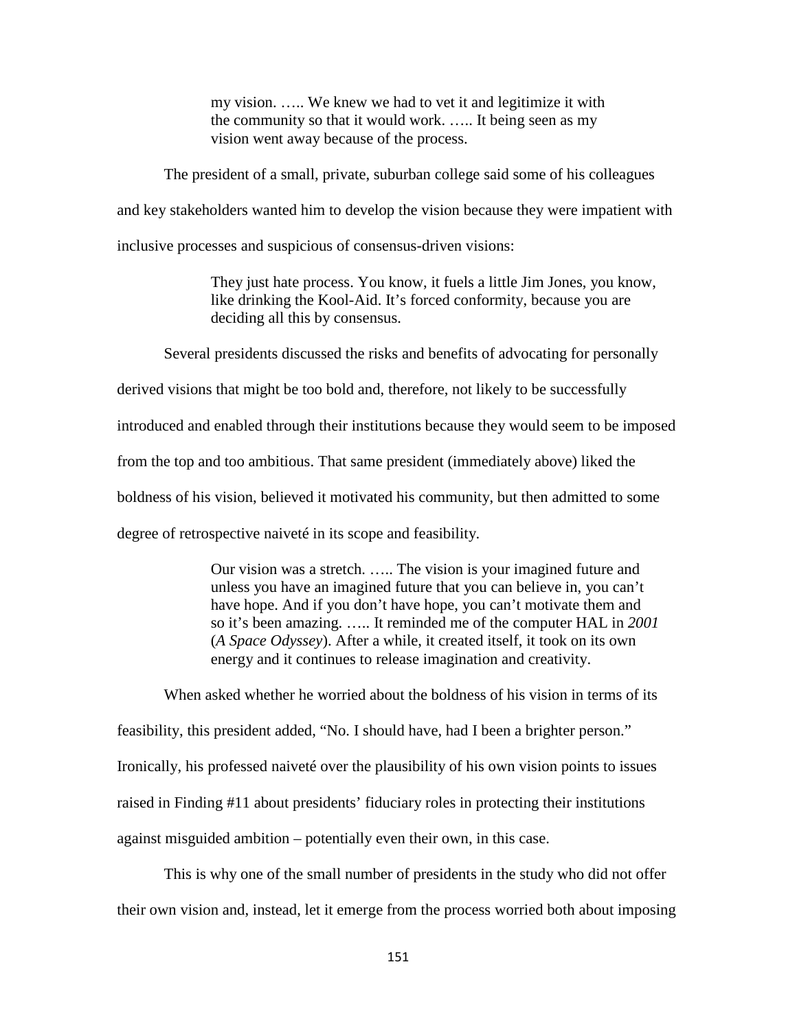> my vision. ….. We knew we had to vet it and legitimize it with the community so that it would work. ….. It being seen as my vision went away because of the process.

The president of a small, private, suburban college said some of his colleagues and key stakeholders wanted him to develop the vision because they were impatient with inclusive processes and suspicious of consensus-driven visions:

> They just hate process. You know, it fuels a little Jim Jones, you know, like drinking the Kool-Aid. It's forced conformity, because you are deciding all this by consensus.

Several presidents discussed the risks and benefits of advocating for personally derived visions that might be too bold and, therefore, not likely to be successfully introduced and enabled through their institutions because they would seem to be imposed from the top and too ambitious. That same president (immediately above) liked the boldness of his vision, believed it motivated his community, but then admitted to some degree of retrospective naiveté in its scope and feasibility.

> Our vision was a stretch. ….. The vision is your imagined future and unless you have an imagined future that you can believe in, you can't have hope. And if you don't have hope, you can't motivate them and so it's been amazing. ….. It reminded me of the computer HAL in *2001* (*A Space Odyssey*). After a while, it created itself, it took on its own energy and it continues to release imagination and creativity.

When asked whether he worried about the boldness of his vision in terms of its feasibility, this president added, "No. I should have, had I been a brighter person." Ironically, his professed naiveté over the plausibility of his own vision points to issues raised in Finding #11 about presidents' fiduciary roles in protecting their institutions against misguided ambition – potentially even their own, in this case.

This is why one of the small number of presidents in the study who did not offer their own vision and, instead, let it emerge from the process worried both about imposing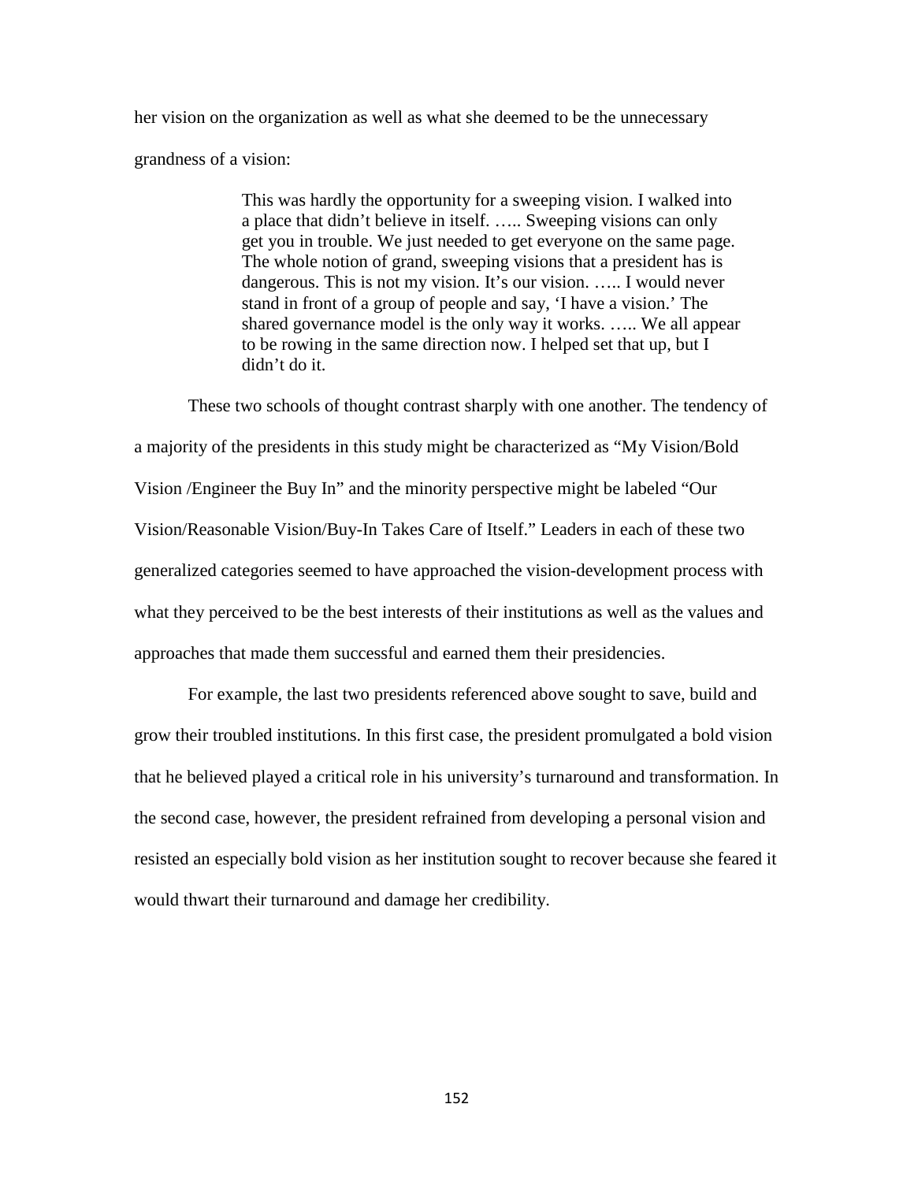her vision on the organization as well as what she deemed to be the unnecessary grandness of a vision:

> This was hardly the opportunity for a sweeping vision. I walked into a place that didn't believe in itself. ….. Sweeping visions can only get you in trouble. We just needed to get everyone on the same page. The whole notion of grand, sweeping visions that a president has is dangerous. This is not my vision. It's our vision. ….. I would never stand in front of a group of people and say, 'I have a vision.' The shared governance model is the only way it works. ….. We all appear to be rowing in the same direction now. I helped set that up, but I didn't do it.

These two schools of thought contrast sharply with one another. The tendency of a majority of the presidents in this study might be characterized as "My Vision/Bold Vision /Engineer the Buy In" and the minority perspective might be labeled "Our Vision/Reasonable Vision/Buy-In Takes Care of Itself." Leaders in each of these two generalized categories seemed to have approached the vision-development process with what they perceived to be the best interests of their institutions as well as the values and approaches that made them successful and earned them their presidencies.

For example, the last two presidents referenced above sought to save, build and grow their troubled institutions. In this first case, the president promulgated a bold vision that he believed played a critical role in his university's turnaround and transformation. In the second case, however, the president refrained from developing a personal vision and resisted an especially bold vision as her institution sought to recover because she feared it would thwart their turnaround and damage her credibility.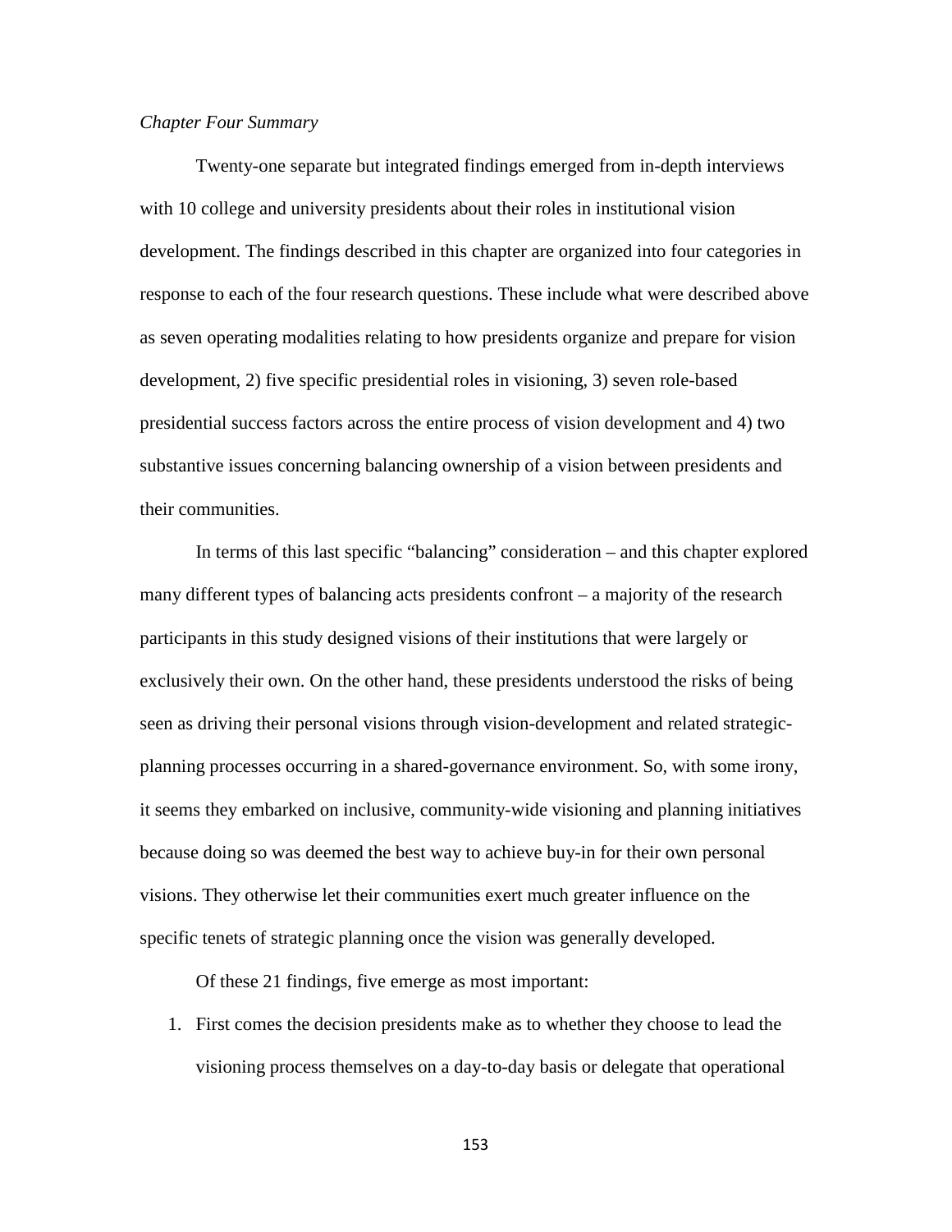*Chapter Four Summary*

Twenty-one separate but integrated findings emerged from in-depth interviews with 10 college and university presidents about their roles in institutional vision development. The findings described in this chapter are organized into four categories in response to each of the four research questions. These include what were described above as seven operating modalities relating to how presidents organize and prepare for vision development, 2) five specific presidential roles in visioning, 3) seven role-based presidential success factors across the entire process of vision development and 4) two substantive issues concerning balancing ownership of a vision between presidents and their communities.

In terms of this last specific "balancing" consideration – and this chapter explored many different types of balancing acts presidents confront – a majority of the research participants in this study designed visions of their institutions that were largely or exclusively their own. On the other hand, these presidents understood the risks of being seen as driving their personal visions through vision-development and related strategic-planning processes occurring in a shared-governance environment. So, with some irony, it seems they embarked on inclusive, community-wide visioning and planning initiatives because doing so was deemed the best way to achieve buy-in for their own personal visions. They otherwise let their communities exert much greater influence on the specific tenets of strategic planning once the vision was generally developed.

Of these 21 findings, five emerge as most important:

1. First comes the decision presidents make as to whether they choose to lead the visioning process themselves on a day-to-day basis or delegate that operational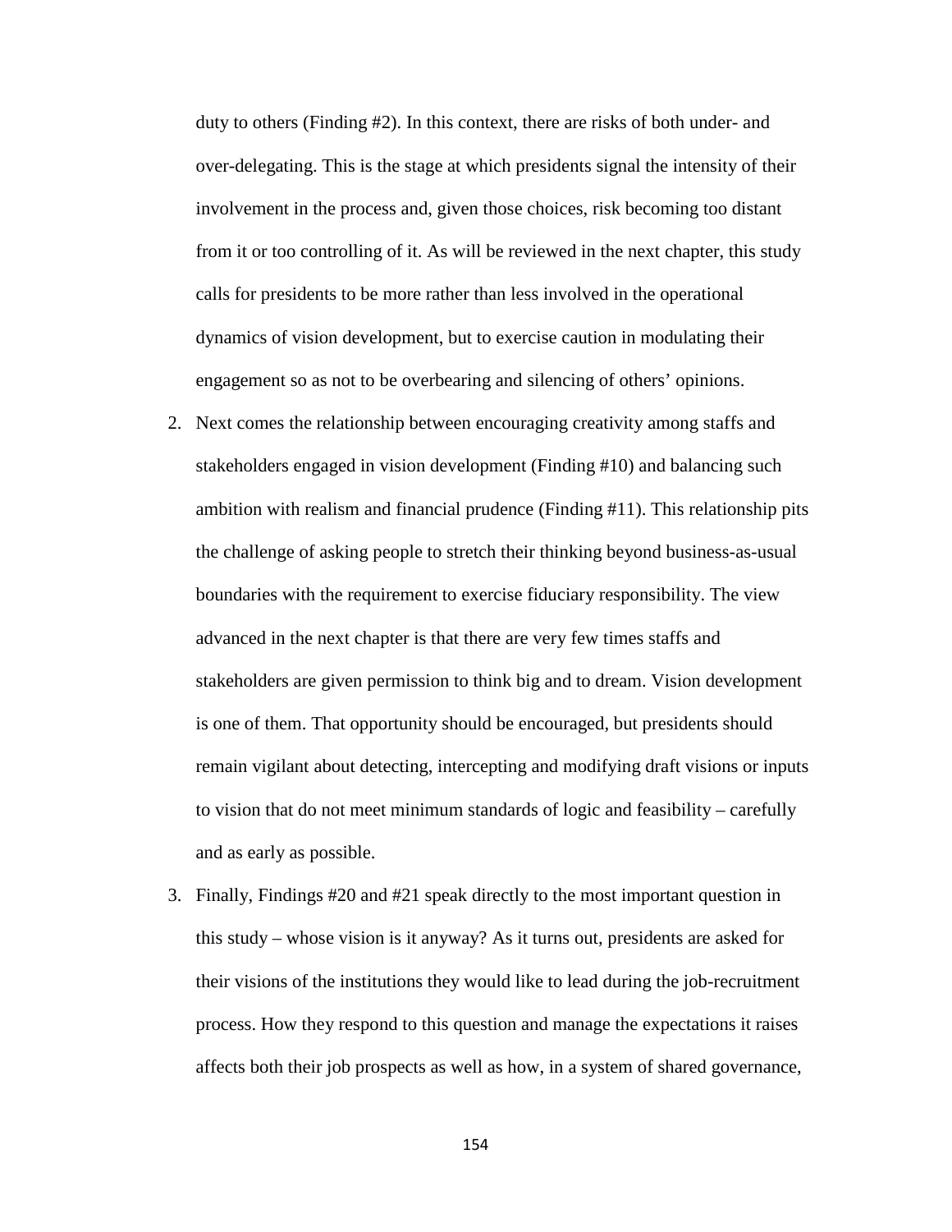duty to others (Finding #2). In this context, there are risks of both under- and over-delegating. This is the stage at which presidents signal the intensity of their involvement in the process and, given those choices, risk becoming too distant from it or too controlling of it. As will be reviewed in the next chapter, this study calls for presidents to be more rather than less involved in the operational dynamics of vision development, but to exercise caution in modulating their engagement so as not to be overbearing and silencing of others' opinions.

2. Next comes the relationship between encouraging creativity among staffs and stakeholders engaged in vision development (Finding #10) and balancing such ambition with realism and financial prudence (Finding #11). This relationship pits the challenge of asking people to stretch their thinking beyond business-as-usual boundaries with the requirement to exercise fiduciary responsibility. The view advanced in the next chapter is that there are very few times staffs and stakeholders are given permission to think big and to dream. Vision development is one of them. That opportunity should be encouraged, but presidents should remain vigilant about detecting, intercepting and modifying draft visions or inputs to vision that do not meet minimum standards of logic and feasibility – carefully and as early as possible.

3. Finally, Findings #20 and #21 speak directly to the most important question in this study – whose vision is it anyway? As it turns out, presidents are asked for their visions of the institutions they would like to lead during the job-recruitment process. How they respond to this question and manage the expectations it raises affects both their job prospects as well as how, in a system of shared governance,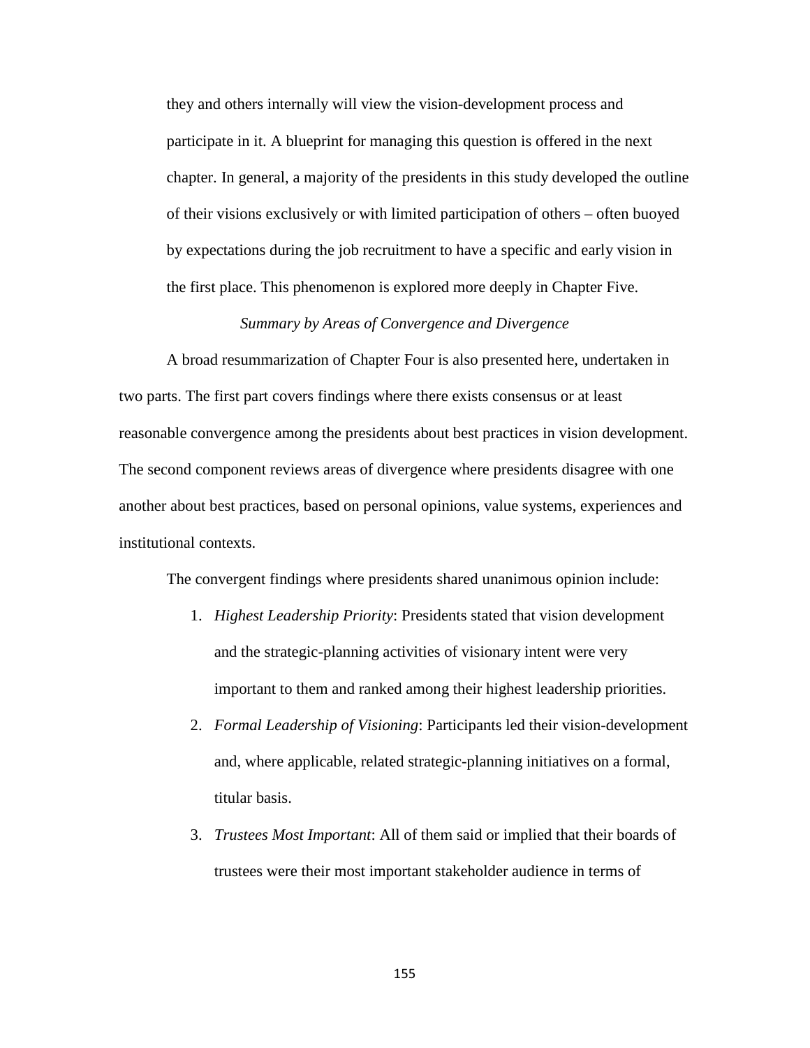they and others internally will view the vision-development process and participate in it. A blueprint for managing this question is offered in the next chapter. In general, a majority of the presidents in this study developed the outline of their visions exclusively or with limited participation of others – often buoyed by expectations during the job recruitment to have a specific and early vision in the first place. This phenomenon is explored more deeply in Chapter Five.

### *Summary by Areas of Convergence and Divergence*

A broad resummarization of Chapter Four is also presented here, undertaken in two parts. The first part covers findings where there exists consensus or at least reasonable convergence among the presidents about best practices in vision development. The second component reviews areas of divergence where presidents disagree with one another about best practices, based on personal opinions, value systems, experiences and institutional contexts.

The convergent findings where presidents shared unanimous opinion include:

1. *Highest Leadership Priority*: Presidents stated that vision development and the strategic-planning activities of visionary intent were very important to them and ranked among their highest leadership priorities.
2. *Formal Leadership of Visioning*: Participants led their vision-development and, where applicable, related strategic-planning initiatives on a formal, titular basis.
3. *Trustees Most Important*: All of them said or implied that their boards of trustees were their most important stakeholder audience in terms of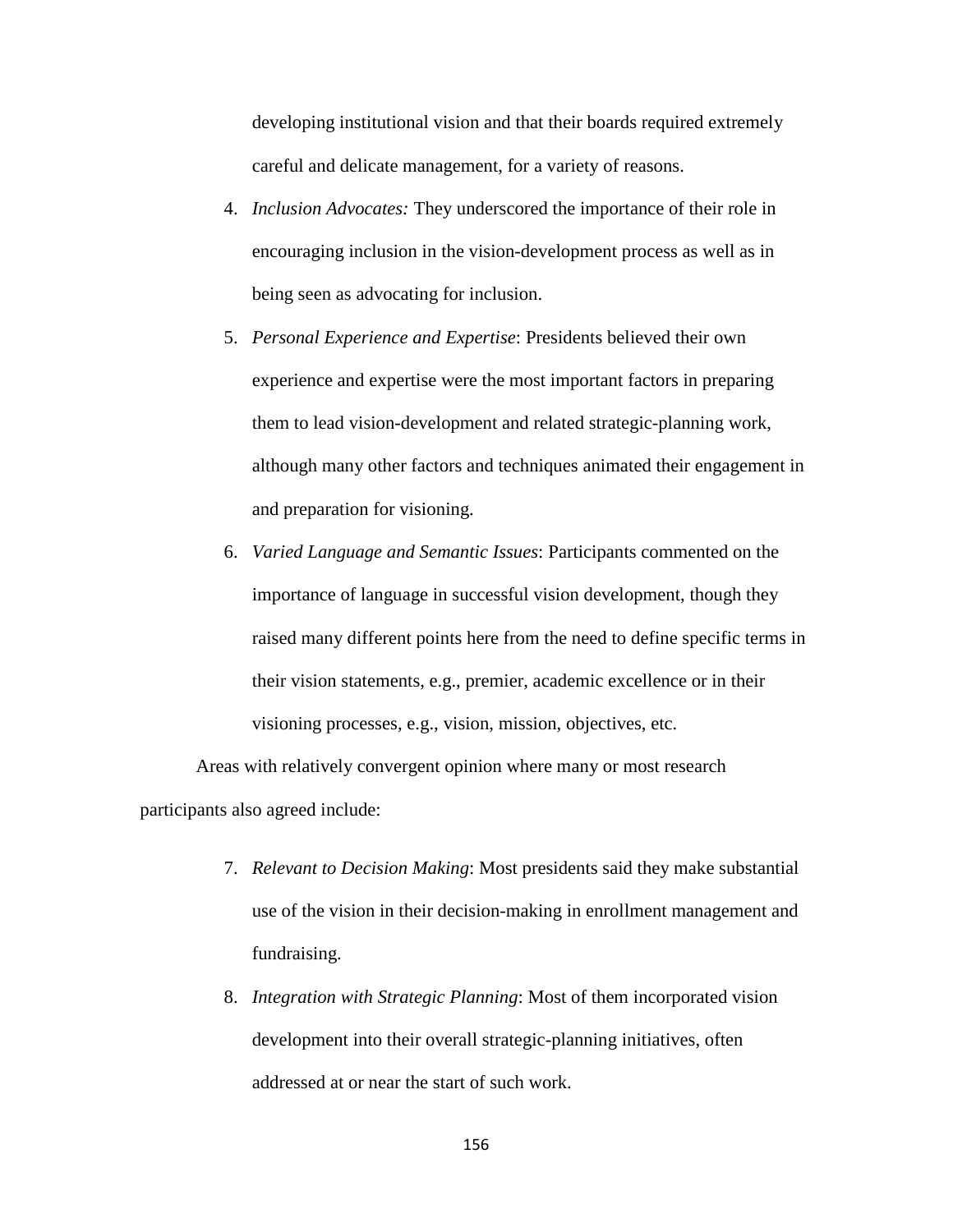developing institutional vision and that their boards required extremely careful and delicate management, for a variety of reasons.

4. *Inclusion Advocates:* They underscored the importance of their role in encouraging inclusion in the vision-development process as well as in being seen as advocating for inclusion.
5. *Personal Experience and Expertise*: Presidents believed their own experience and expertise were the most important factors in preparing them to lead vision-development and related strategic-planning work, although many other factors and techniques animated their engagement in and preparation for visioning.
6. *Varied Language and Semantic Issues*: Participants commented on the importance of language in successful vision development, though they raised many different points here from the need to define specific terms in their vision statements, e.g., premier, academic excellence or in their visioning processes, e.g., vision, mission, objectives, etc.

Areas with relatively convergent opinion where many or most research participants also agreed include:

7. *Relevant to Decision Making*: Most presidents said they make substantial use of the vision in their decision-making in enrollment management and fundraising.
8. *Integration with Strategic Planning*: Most of them incorporated vision development into their overall strategic-planning initiatives, often addressed at or near the start of such work.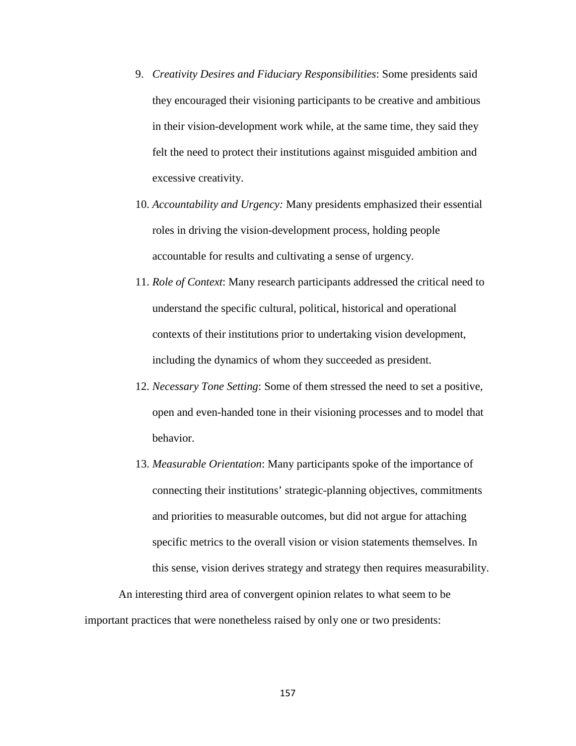9. *Creativity Desires and Fiduciary Responsibilities*: Some presidents said they encouraged their visioning participants to be creative and ambitious in their vision-development work while, at the same time, they said they felt the need to protect their institutions against misguided ambition and excessive creativity.
10. *Accountability and Urgency:* Many presidents emphasized their essential roles in driving the vision-development process, holding people accountable for results and cultivating a sense of urgency.
11. *Role of Context*: Many research participants addressed the critical need to understand the specific cultural, political, historical and operational contexts of their institutions prior to undertaking vision development, including the dynamics of whom they succeeded as president.
12. *Necessary Tone Setting*: Some of them stressed the need to set a positive, open and even-handed tone in their visioning processes and to model that behavior.
13. *Measurable Orientation*: Many participants spoke of the importance of connecting their institutions' strategic-planning objectives, commitments and priorities to measurable outcomes, but did not argue for attaching specific metrics to the overall vision or vision statements themselves. In this sense, vision derives strategy and strategy then requires measurability.

An interesting third area of convergent opinion relates to what seem to be important practices that were nonetheless raised by only one or two presidents: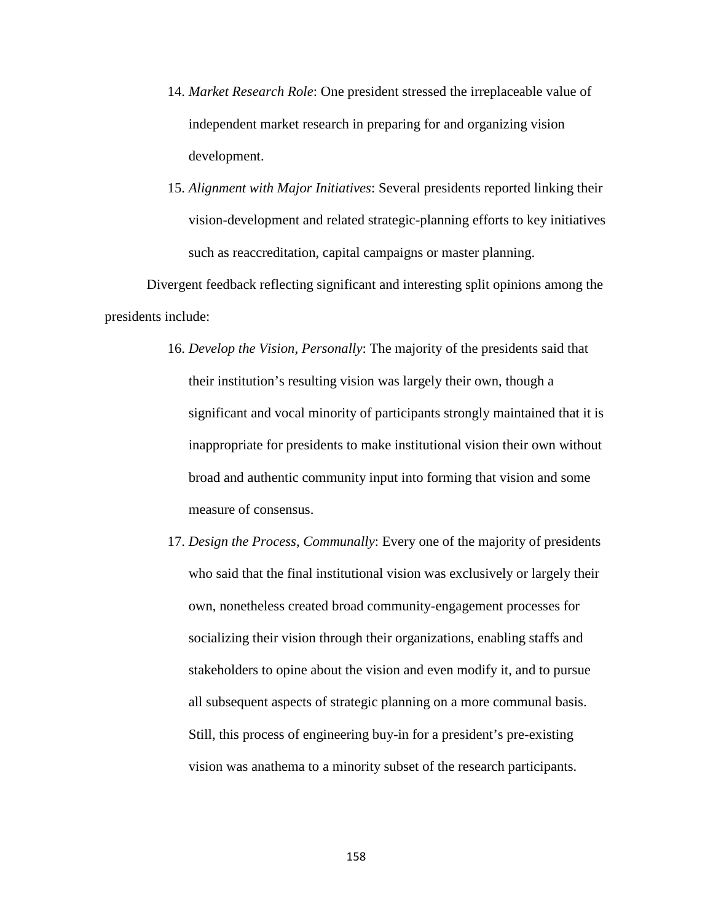14. *Market Research Role*: One president stressed the irreplaceable value of independent market research in preparing for and organizing vision development.
15. *Alignment with Major Initiatives*: Several presidents reported linking their vision-development and related strategic-planning efforts to key initiatives such as reaccreditation, capital campaigns or master planning.

Divergent feedback reflecting significant and interesting split opinions among the presidents include:

16. *Develop the Vision, Personally*: The majority of the presidents said that their institution's resulting vision was largely their own, though a significant and vocal minority of participants strongly maintained that it is inappropriate for presidents to make institutional vision their own without broad and authentic community input into forming that vision and some measure of consensus.
17. *Design the Process, Communally*: Every one of the majority of presidents who said that the final institutional vision was exclusively or largely their own, nonetheless created broad community-engagement processes for socializing their vision through their organizations, enabling staffs and stakeholders to opine about the vision and even modify it, and to pursue all subsequent aspects of strategic planning on a more communal basis. Still, this process of engineering buy-in for a president's pre-existing vision was anathema to a minority subset of the research participants.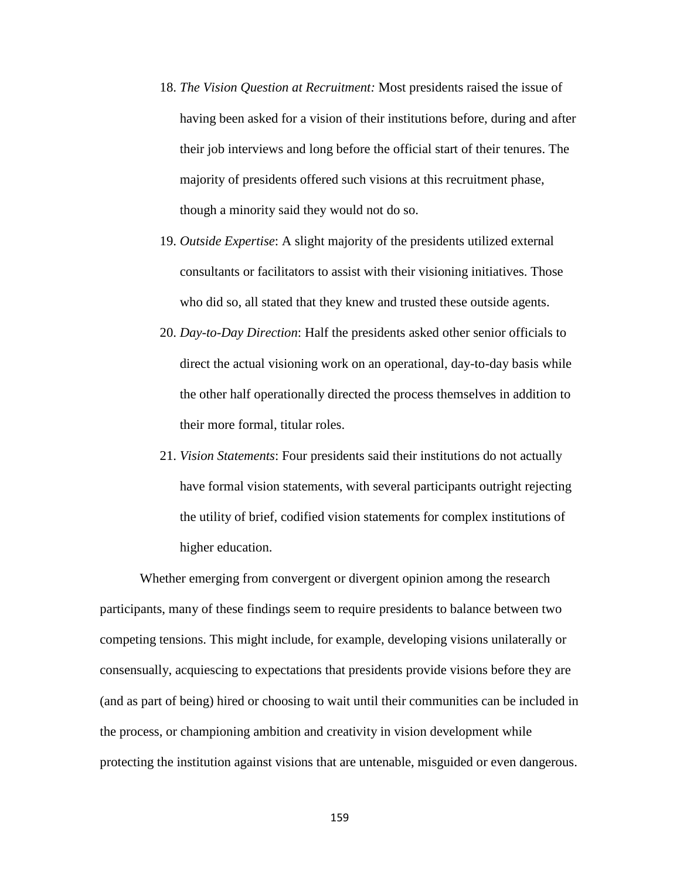18. *The Vision Question at Recruitment:* Most presidents raised the issue of having been asked for a vision of their institutions before, during and after their job interviews and long before the official start of their tenures. The majority of presidents offered such visions at this recruitment phase, though a minority said they would not do so.
19. *Outside Expertise*: A slight majority of the presidents utilized external consultants or facilitators to assist with their visioning initiatives. Those who did so, all stated that they knew and trusted these outside agents.
20. *Day-to-Day Direction*: Half the presidents asked other senior officials to direct the actual visioning work on an operational, day-to-day basis while the other half operationally directed the process themselves in addition to their more formal, titular roles.
21. *Vision Statements*: Four presidents said their institutions do not actually have formal vision statements, with several participants outright rejecting the utility of brief, codified vision statements for complex institutions of higher education.

Whether emerging from convergent or divergent opinion among the research participants, many of these findings seem to require presidents to balance between two competing tensions. This might include, for example, developing visions unilaterally or consensually, acquiescing to expectations that presidents provide visions before they are (and as part of being) hired or choosing to wait until their communities can be included in the process, or championing ambition and creativity in vision development while protecting the institution against visions that are untenable, misguided or even dangerous.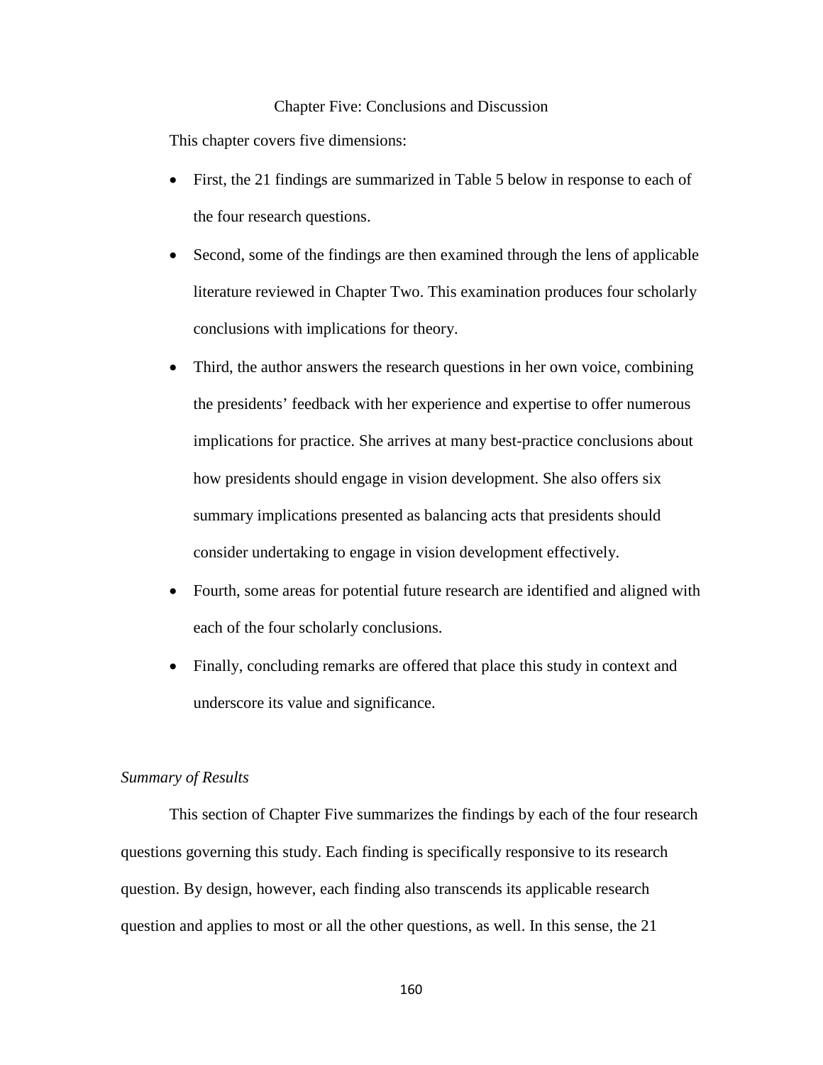# Chapter Five: Conclusions and Discussion

This chapter covers five dimensions:

- First, the 21 findings are summarized in Table 5 below in response to each of the four research questions.
- Second, some of the findings are then examined through the lens of applicable literature reviewed in Chapter Two. This examination produces four scholarly conclusions with implications for theory.
- Third, the author answers the research questions in her own voice, combining the presidents' feedback with her experience and expertise to offer numerous implications for practice. She arrives at many best-practice conclusions about how presidents should engage in vision development. She also offers six summary implications presented as balancing acts that presidents should consider undertaking to engage in vision development effectively.
- Fourth, some areas for potential future research are identified and aligned with each of the four scholarly conclusions.
- Finally, concluding remarks are offered that place this study in context and underscore its value and significance.

*Summary of Results*

This section of Chapter Five summarizes the findings by each of the four research questions governing this study. Each finding is specifically responsive to its research question. By design, however, each finding also transcends its applicable research question and applies to most or all the other questions, as well. In this sense, the 21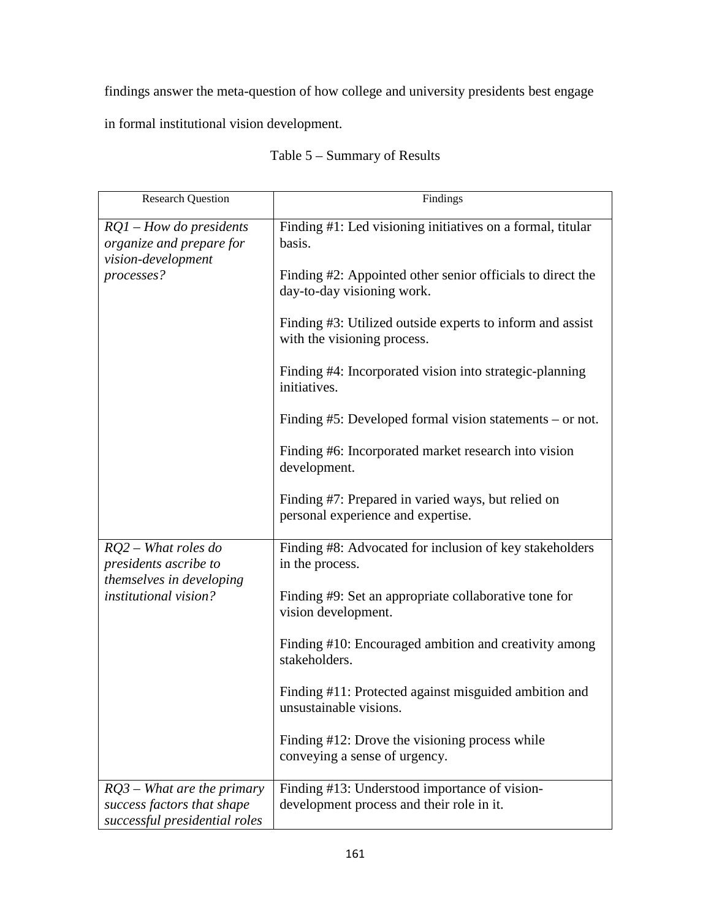findings answer the meta-question of how college and university presidents best engage in formal institutional vision development.

Table 5 – Summary of Results

| Research Question | Findings |
|---|---|
| *RQ1 – How do presidents organize and prepare for vision-development processes?* | Finding #1: Led visioning initiatives on a formal, titular basis.<br><br>Finding #2: Appointed other senior officials to direct the day-to-day visioning work.<br><br>Finding #3: Utilized outside experts to inform and assist with the visioning process.<br><br>Finding #4: Incorporated vision into strategic-planning initiatives.<br><br>Finding #5: Developed formal vision statements – or not.<br><br>Finding #6: Incorporated market research into vision development.<br><br>Finding #7: Prepared in varied ways, but relied on personal experience and expertise. |
| *RQ2 – What roles do presidents ascribe to themselves in developing institutional vision?* | Finding #8: Advocated for inclusion of key stakeholders in the process.<br><br>Finding #9: Set an appropriate collaborative tone for vision development.<br><br>Finding #10: Encouraged ambition and creativity among stakeholders.<br><br>Finding #11: Protected against misguided ambition and unsustainable visions.<br><br>Finding #12: Drove the visioning process while conveying a sense of urgency. |
| *RQ3 – What are the primary success factors that shape successful presidential roles* | Finding #13: Understood importance of vision-development process and their role in it. |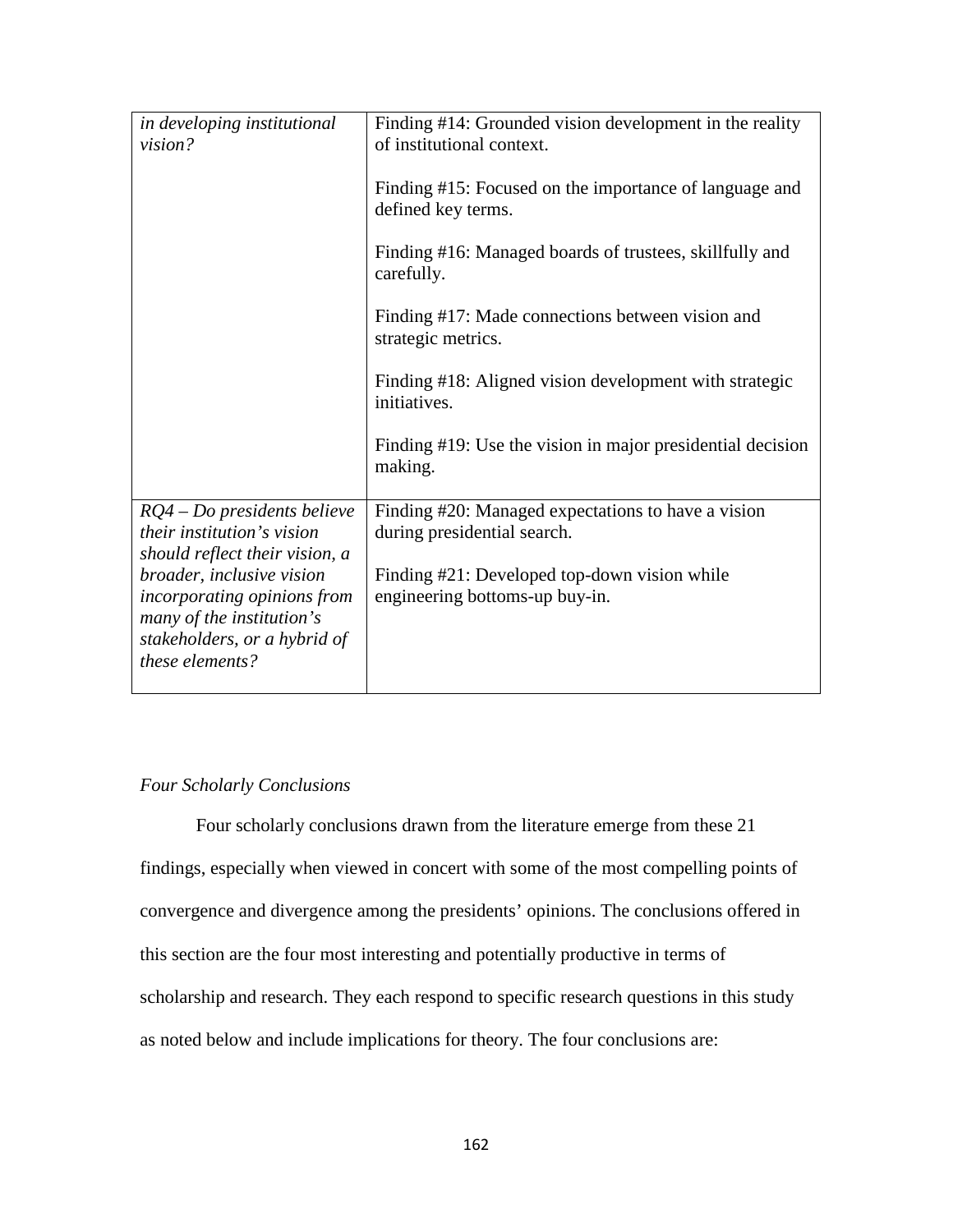| | |
|---|---|
| *in developing institutional vision?* | Finding #14: Grounded vision development in the reality of institutional context.<br><br>Finding #15: Focused on the importance of language and defined key terms.<br><br>Finding #16: Managed boards of trustees, skillfully and carefully.<br><br>Finding #17: Made connections between vision and strategic metrics.<br><br>Finding #18: Aligned vision development with strategic initiatives.<br><br>Finding #19: Use the vision in major presidential decision making. |
| *RQ4 – Do presidents believe their institution's vision should reflect their vision, a broader, inclusive vision incorporating opinions from many of the institution's stakeholders, or a hybrid of these elements?* | Finding #20: Managed expectations to have a vision during presidential search.<br><br>Finding #21: Developed top-down vision while engineering bottoms-up buy-in. |

*Four Scholarly Conclusions*

Four scholarly conclusions drawn from the literature emerge from these 21 findings, especially when viewed in concert with some of the most compelling points of convergence and divergence among the presidents' opinions. The conclusions offered in this section are the four most interesting and potentially productive in terms of scholarship and research. They each respond to specific research questions in this study as noted below and include implications for theory. The four conclusions are: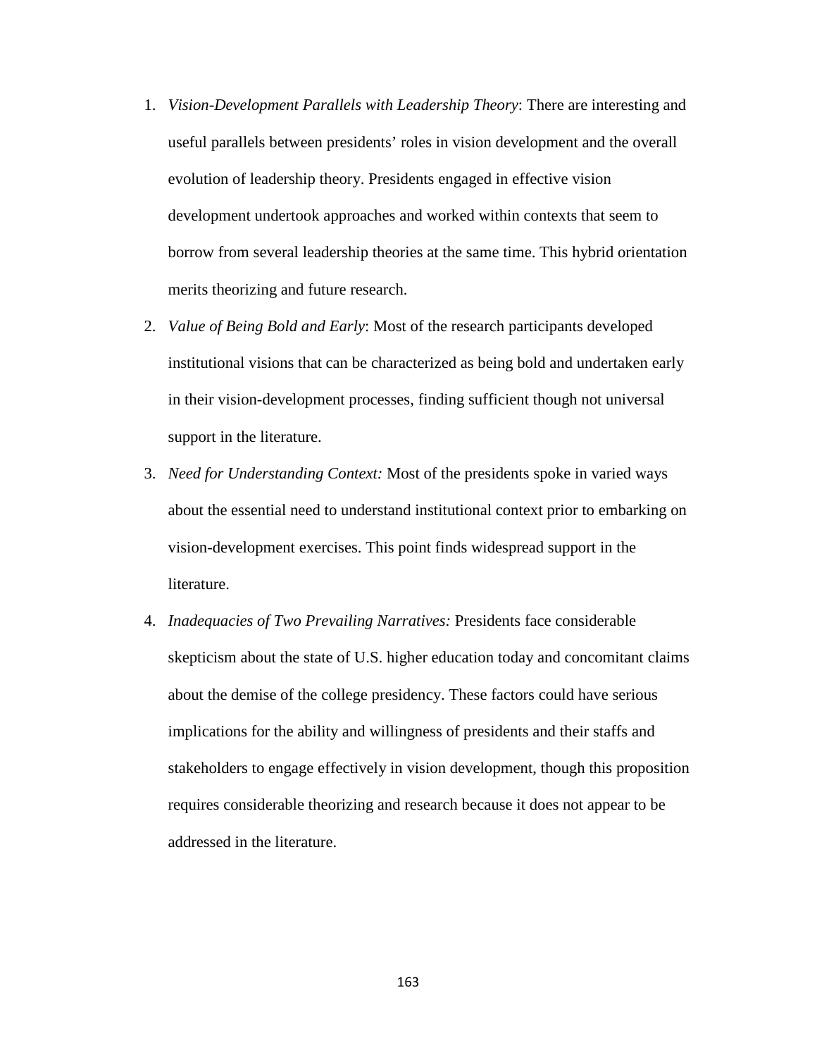1. *Vision-Development Parallels with Leadership Theory*: There are interesting and useful parallels between presidents' roles in vision development and the overall evolution of leadership theory. Presidents engaged in effective vision development undertook approaches and worked within contexts that seem to borrow from several leadership theories at the same time. This hybrid orientation merits theorizing and future research.
2. *Value of Being Bold and Early*: Most of the research participants developed institutional visions that can be characterized as being bold and undertaken early in their vision-development processes, finding sufficient though not universal support in the literature.
3. *Need for Understanding Context:* Most of the presidents spoke in varied ways about the essential need to understand institutional context prior to embarking on vision-development exercises. This point finds widespread support in the literature.
4. *Inadequacies of Two Prevailing Narratives:* Presidents face considerable skepticism about the state of U.S. higher education today and concomitant claims about the demise of the college presidency. These factors could have serious implications for the ability and willingness of presidents and their staffs and stakeholders to engage effectively in vision development, though this proposition requires considerable theorizing and research because it does not appear to be addressed in the literature.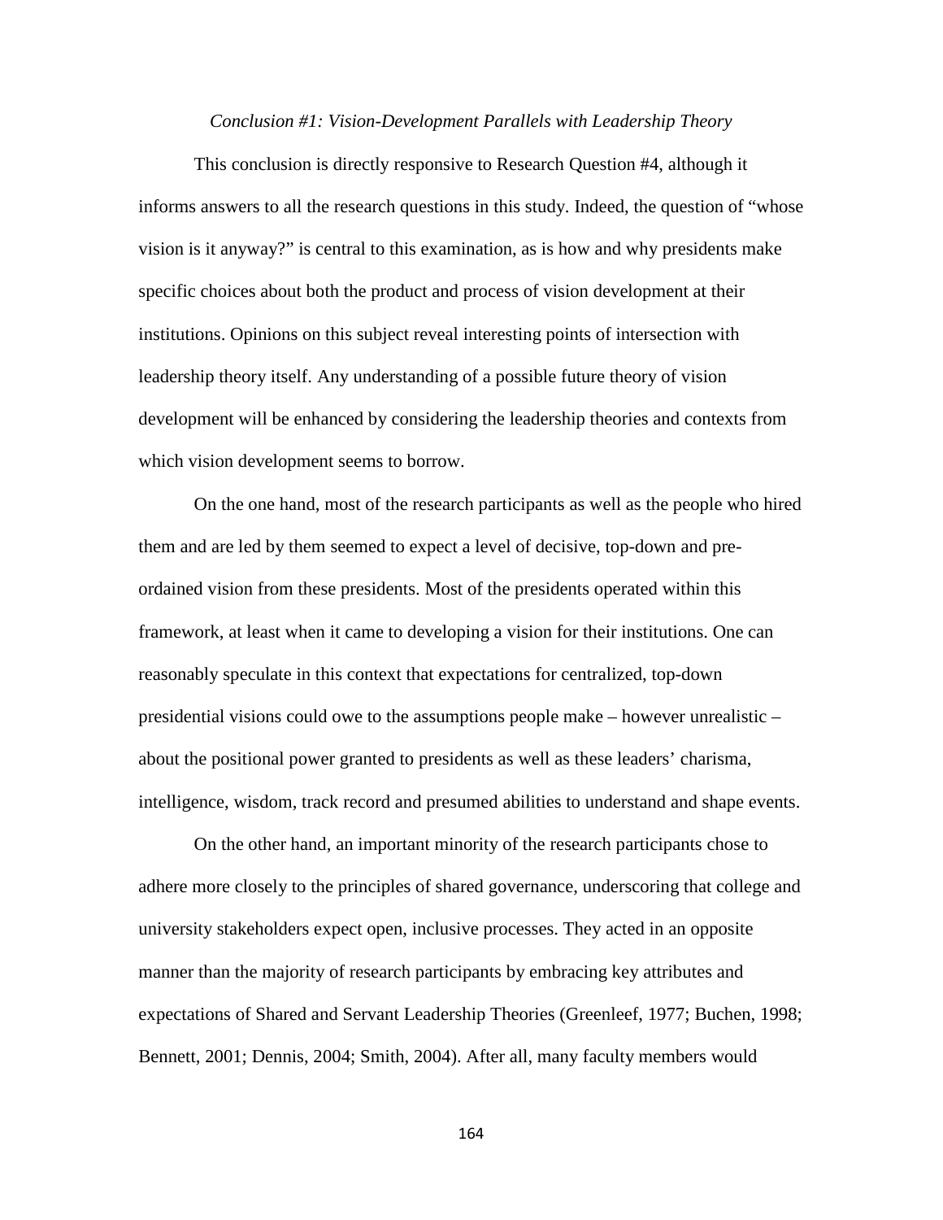*Conclusion #1: Vision-Development Parallels with Leadership Theory*

This conclusion is directly responsive to Research Question #4, although it informs answers to all the research questions in this study. Indeed, the question of "whose vision is it anyway?" is central to this examination, as is how and why presidents make specific choices about both the product and process of vision development at their institutions. Opinions on this subject reveal interesting points of intersection with leadership theory itself. Any understanding of a possible future theory of vision development will be enhanced by considering the leadership theories and contexts from which vision development seems to borrow.

On the one hand, most of the research participants as well as the people who hired them and are led by them seemed to expect a level of decisive, top-down and pre-ordained vision from these presidents. Most of the presidents operated within this framework, at least when it came to developing a vision for their institutions. One can reasonably speculate in this context that expectations for centralized, top-down presidential visions could owe to the assumptions people make – however unrealistic – about the positional power granted to presidents as well as these leaders' charisma, intelligence, wisdom, track record and presumed abilities to understand and shape events.

On the other hand, an important minority of the research participants chose to adhere more closely to the principles of shared governance, underscoring that college and university stakeholders expect open, inclusive processes. They acted in an opposite manner than the majority of research participants by embracing key attributes and expectations of Shared and Servant Leadership Theories (Greenleef, 1977; Buchen, 1998; Bennett, 2001; Dennis, 2004; Smith, 2004). After all, many faculty members would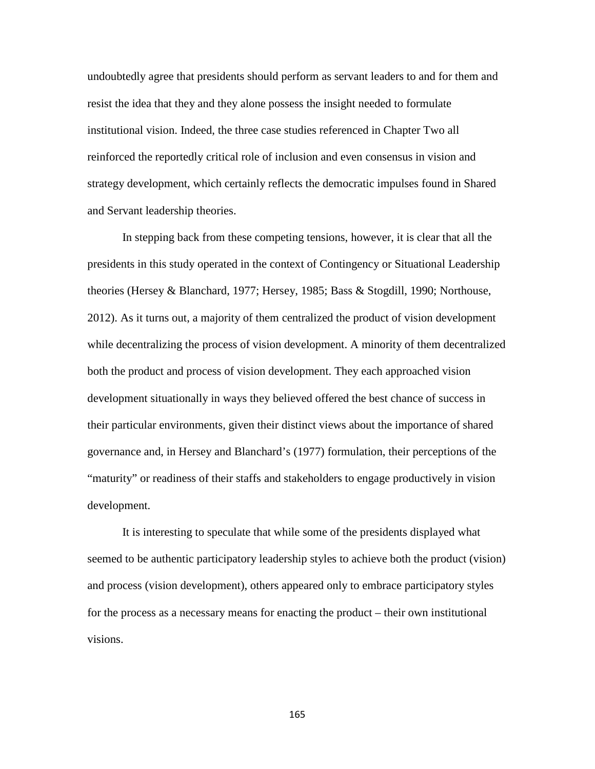undoubtedly agree that presidents should perform as servant leaders to and for them and resist the idea that they and they alone possess the insight needed to formulate institutional vision. Indeed, the three case studies referenced in Chapter Two all reinforced the reportedly critical role of inclusion and even consensus in vision and strategy development, which certainly reflects the democratic impulses found in Shared and Servant leadership theories.

In stepping back from these competing tensions, however, it is clear that all the presidents in this study operated in the context of Contingency or Situational Leadership theories (Hersey & Blanchard, 1977; Hersey, 1985; Bass & Stogdill, 1990; Northouse, 2012). As it turns out, a majority of them centralized the product of vision development while decentralizing the process of vision development. A minority of them decentralized both the product and process of vision development. They each approached vision development situationally in ways they believed offered the best chance of success in their particular environments, given their distinct views about the importance of shared governance and, in Hersey and Blanchard's (1977) formulation, their perceptions of the "maturity" or readiness of their staffs and stakeholders to engage productively in vision development.

It is interesting to speculate that while some of the presidents displayed what seemed to be authentic participatory leadership styles to achieve both the product (vision) and process (vision development), others appeared only to embrace participatory styles for the process as a necessary means for enacting the product – their own institutional visions.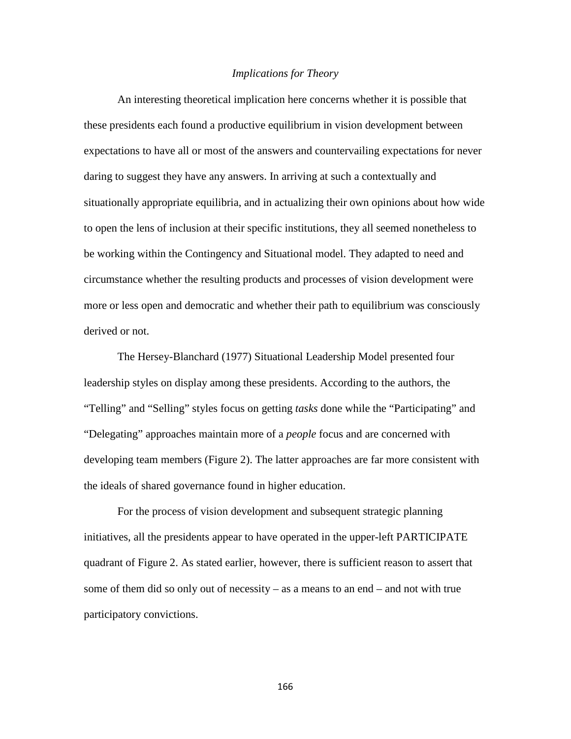*Implications for Theory*

An interesting theoretical implication here concerns whether it is possible that these presidents each found a productive equilibrium in vision development between expectations to have all or most of the answers and countervailing expectations for never daring to suggest they have any answers. In arriving at such a contextually and situationally appropriate equilibria, and in actualizing their own opinions about how wide to open the lens of inclusion at their specific institutions, they all seemed nonetheless to be working within the Contingency and Situational model. They adapted to need and circumstance whether the resulting products and processes of vision development were more or less open and democratic and whether their path to equilibrium was consciously derived or not.

The Hersey-Blanchard (1977) Situational Leadership Model presented four leadership styles on display among these presidents. According to the authors, the "Telling" and "Selling" styles focus on getting *tasks* done while the "Participating" and "Delegating" approaches maintain more of a *people* focus and are concerned with developing team members (Figure 2). The latter approaches are far more consistent with the ideals of shared governance found in higher education.

For the process of vision development and subsequent strategic planning initiatives, all the presidents appear to have operated in the upper-left PARTICIPATE quadrant of Figure 2. As stated earlier, however, there is sufficient reason to assert that some of them did so only out of necessity – as a means to an end – and not with true participatory convictions.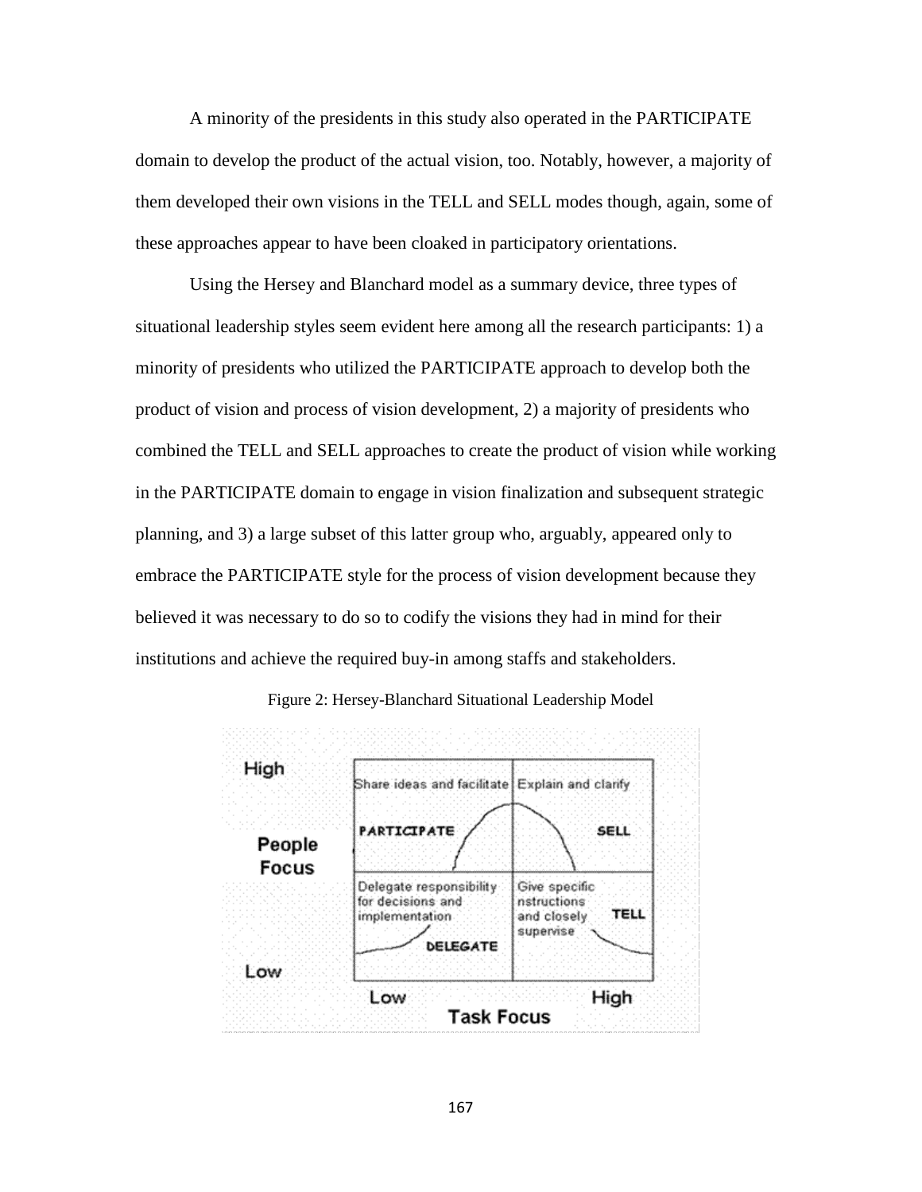A minority of the presidents in this study also operated in the PARTICIPATE domain to develop the product of the actual vision, too. Notably, however, a majority of them developed their own visions in the TELL and SELL modes though, again, some of these approaches appear to have been cloaked in participatory orientations.

Using the Hersey and Blanchard model as a summary device, three types of situational leadership styles seem evident here among all the research participants: 1) a minority of presidents who utilized the PARTICIPATE approach to develop both the product of vision and process of vision development, 2) a majority of presidents who combined the TELL and SELL approaches to create the product of vision while working in the PARTICIPATE domain to engage in vision finalization and subsequent strategic planning, and 3) a large subset of this latter group who, arguably, appeared only to embrace the PARTICIPATE style for the process of vision development because they believed it was necessary to do so to codify the visions they had in mind for their institutions and achieve the required buy-in among staffs and stakeholders.

Figure 2: Hersey-Blanchard Situational Leadership Model

| People Focus | Low Task Focus | High Task Focus |
|---|---|---|
| High | Share ideas and facilitate<br>PARTICIPATE | Explain and clarify<br>SELL |
| Low | Delegate responsibility for decisions and implementation<br>DELEGATE | Give specific nstructions and closely supervise<br>TELL |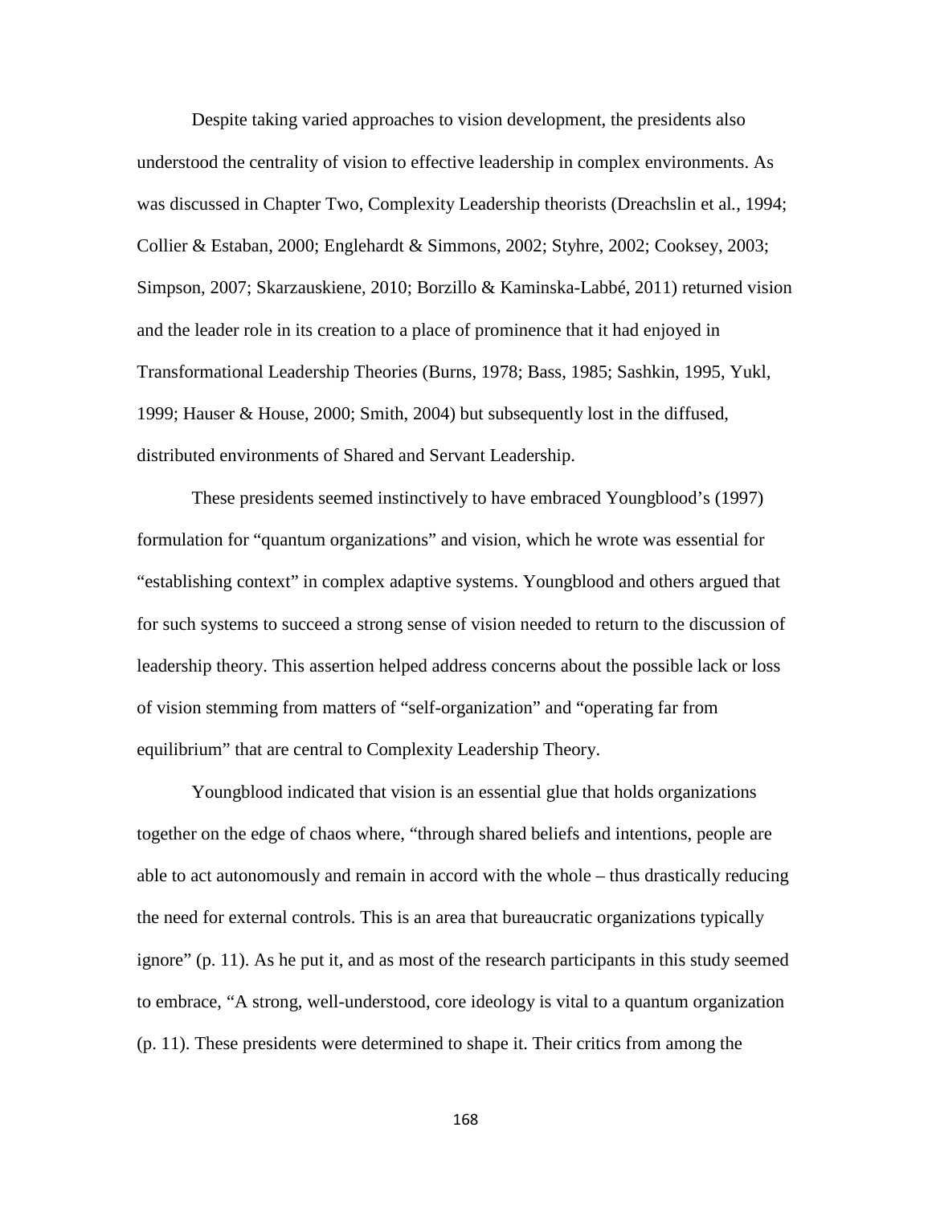Despite taking varied approaches to vision development, the presidents also understood the centrality of vision to effective leadership in complex environments. As was discussed in Chapter Two, Complexity Leadership theorists (Dreachslin et al., 1994; Collier & Estaban, 2000; Englehardt & Simmons, 2002; Styhre, 2002; Cooksey, 2003; Simpson, 2007; Skarzauskiene, 2010; Borzillo & Kaminska-Labbé, 2011) returned vision and the leader role in its creation to a place of prominence that it had enjoyed in Transformational Leadership Theories (Burns, 1978; Bass, 1985; Sashkin, 1995, Yukl, 1999; Hauser & House, 2000; Smith, 2004) but subsequently lost in the diffused, distributed environments of Shared and Servant Leadership.

These presidents seemed instinctively to have embraced Youngblood's (1997) formulation for "quantum organizations" and vision, which he wrote was essential for "establishing context" in complex adaptive systems. Youngblood and others argued that for such systems to succeed a strong sense of vision needed to return to the discussion of leadership theory. This assertion helped address concerns about the possible lack or loss of vision stemming from matters of "self-organization" and "operating far from equilibrium" that are central to Complexity Leadership Theory.

Youngblood indicated that vision is an essential glue that holds organizations together on the edge of chaos where, "through shared beliefs and intentions, people are able to act autonomously and remain in accord with the whole – thus drastically reducing the need for external controls. This is an area that bureaucratic organizations typically ignore" (p. 11). As he put it, and as most of the research participants in this study seemed to embrace, "A strong, well-understood, core ideology is vital to a quantum organization (p. 11). These presidents were determined to shape it. Their critics from among the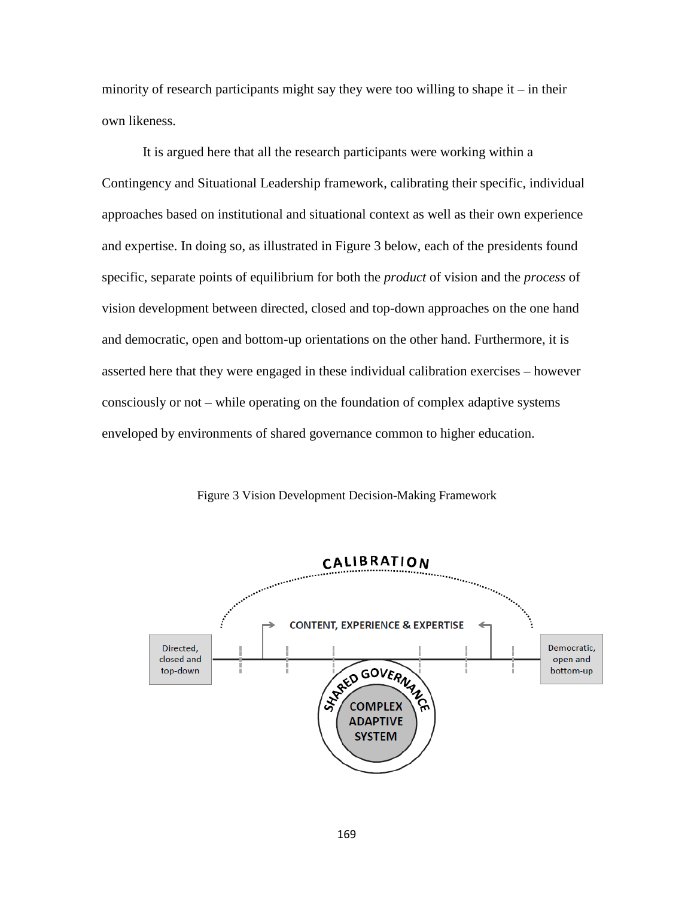minority of research participants might say they were too willing to shape it – in their own likeness.

It is argued here that all the research participants were working within a Contingency and Situational Leadership framework, calibrating their specific, individual approaches based on institutional and situational context as well as their own experience and expertise. In doing so, as illustrated in Figure 3 below, each of the presidents found specific, separate points of equilibrium for both the *product* of vision and the *process* of vision development between directed, closed and top-down approaches on the one hand and democratic, open and bottom-up orientations on the other hand. Furthermore, it is asserted here that they were engaged in these individual calibration exercises – however consciously or not – while operating on the foundation of complex adaptive systems enveloped by environments of shared governance common to higher education.

Figure 3 Vision Development Decision-Making Framework

CALIBRATION

CONTENT, EXPERIENCE & EXPERTISE

Directed, closed and top-down

Democratic, open and bottom-up

SHARED GOVERNANCE

COMPLEX ADAPTIVE SYSTEM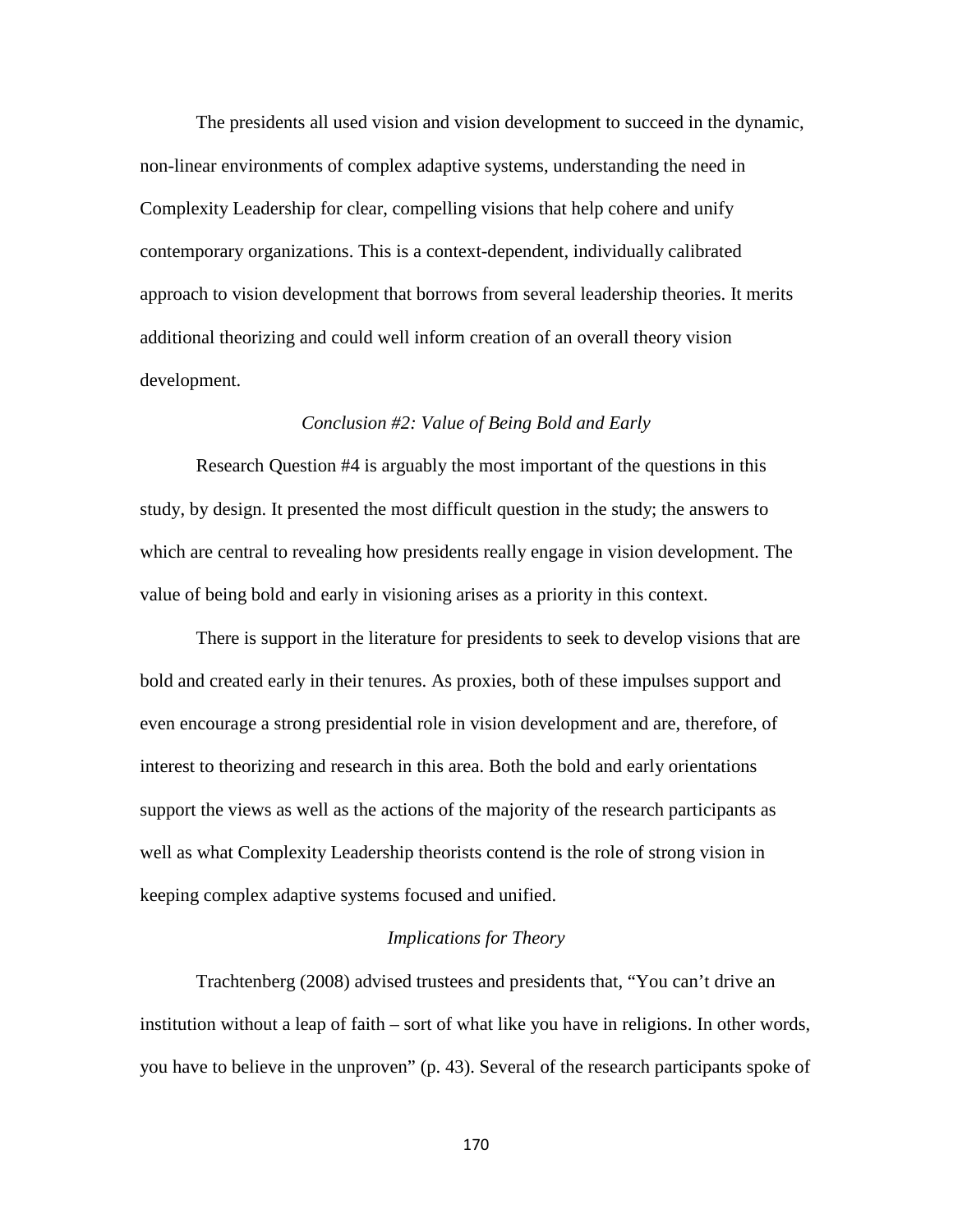The presidents all used vision and vision development to succeed in the dynamic, non-linear environments of complex adaptive systems, understanding the need in Complexity Leadership for clear, compelling visions that help cohere and unify contemporary organizations. This is a context-dependent, individually calibrated approach to vision development that borrows from several leadership theories. It merits additional theorizing and could well inform creation of an overall theory vision development.

### *Conclusion #2: Value of Being Bold and Early*

Research Question #4 is arguably the most important of the questions in this study, by design. It presented the most difficult question in the study; the answers to which are central to revealing how presidents really engage in vision development. The value of being bold and early in visioning arises as a priority in this context.

There is support in the literature for presidents to seek to develop visions that are bold and created early in their tenures. As proxies, both of these impulses support and even encourage a strong presidential role in vision development and are, therefore, of interest to theorizing and research in this area. Both the bold and early orientations support the views as well as the actions of the majority of the research participants as well as what Complexity Leadership theorists contend is the role of strong vision in keeping complex adaptive systems focused and unified.

### *Implications for Theory*

Trachtenberg (2008) advised trustees and presidents that, "You can't drive an institution without a leap of faith – sort of what like you have in religions. In other words, you have to believe in the unproven" (p. 43). Several of the research participants spoke of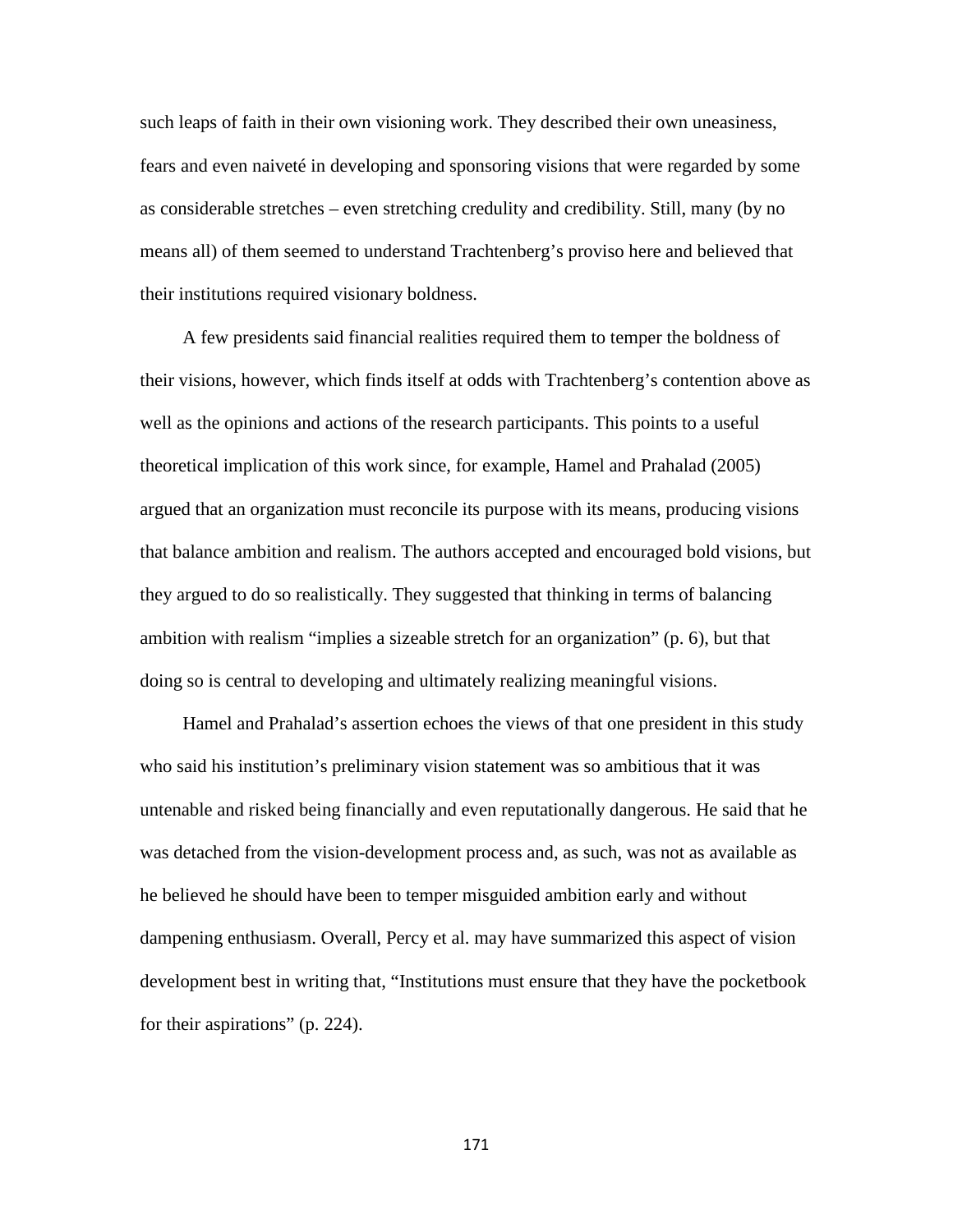such leaps of faith in their own visioning work. They described their own uneasiness, fears and even naiveté in developing and sponsoring visions that were regarded by some as considerable stretches – even stretching credulity and credibility. Still, many (by no means all) of them seemed to understand Trachtenberg's proviso here and believed that their institutions required visionary boldness.

A few presidents said financial realities required them to temper the boldness of their visions, however, which finds itself at odds with Trachtenberg's contention above as well as the opinions and actions of the research participants. This points to a useful theoretical implication of this work since, for example, Hamel and Prahalad (2005) argued that an organization must reconcile its purpose with its means, producing visions that balance ambition and realism. The authors accepted and encouraged bold visions, but they argued to do so realistically. They suggested that thinking in terms of balancing ambition with realism "implies a sizeable stretch for an organization" (p. 6), but that doing so is central to developing and ultimately realizing meaningful visions.

Hamel and Prahalad's assertion echoes the views of that one president in this study who said his institution's preliminary vision statement was so ambitious that it was untenable and risked being financially and even reputationally dangerous. He said that he was detached from the vision-development process and, as such, was not as available as he believed he should have been to temper misguided ambition early and without dampening enthusiasm. Overall, Percy et al. may have summarized this aspect of vision development best in writing that, "Institutions must ensure that they have the pocketbook for their aspirations" (p. 224).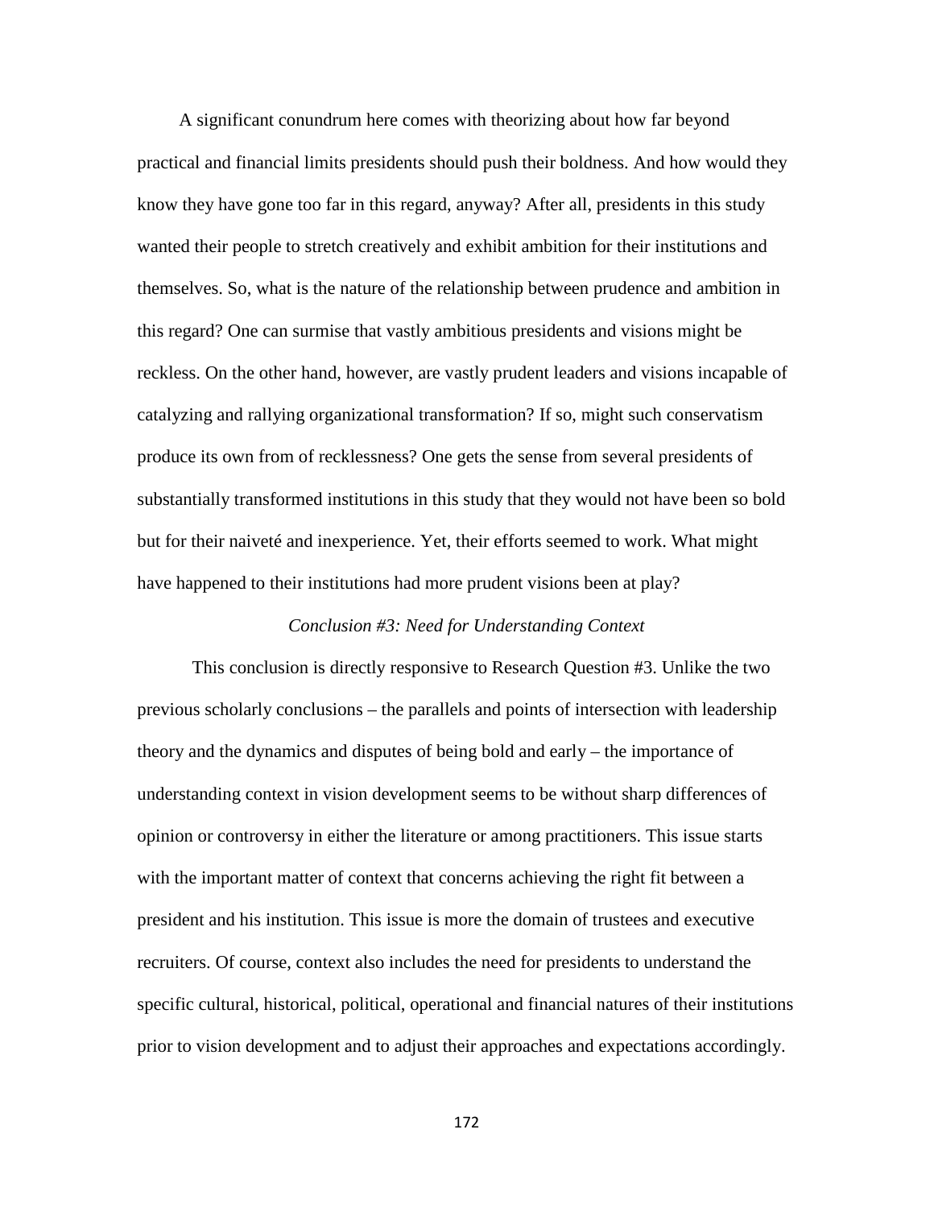A significant conundrum here comes with theorizing about how far beyond practical and financial limits presidents should push their boldness. And how would they know they have gone too far in this regard, anyway? After all, presidents in this study wanted their people to stretch creatively and exhibit ambition for their institutions and themselves. So, what is the nature of the relationship between prudence and ambition in this regard? One can surmise that vastly ambitious presidents and visions might be reckless. On the other hand, however, are vastly prudent leaders and visions incapable of catalyzing and rallying organizational transformation? If so, might such conservatism produce its own from of recklessness? One gets the sense from several presidents of substantially transformed institutions in this study that they would not have been so bold but for their naiveté and inexperience. Yet, their efforts seemed to work. What might have happened to their institutions had more prudent visions been at play?

### *Conclusion #3: Need for Understanding Context*

This conclusion is directly responsive to Research Question #3. Unlike the two previous scholarly conclusions – the parallels and points of intersection with leadership theory and the dynamics and disputes of being bold and early – the importance of understanding context in vision development seems to be without sharp differences of opinion or controversy in either the literature or among practitioners. This issue starts with the important matter of context that concerns achieving the right fit between a president and his institution. This issue is more the domain of trustees and executive recruiters. Of course, context also includes the need for presidents to understand the specific cultural, historical, political, operational and financial natures of their institutions prior to vision development and to adjust their approaches and expectations accordingly.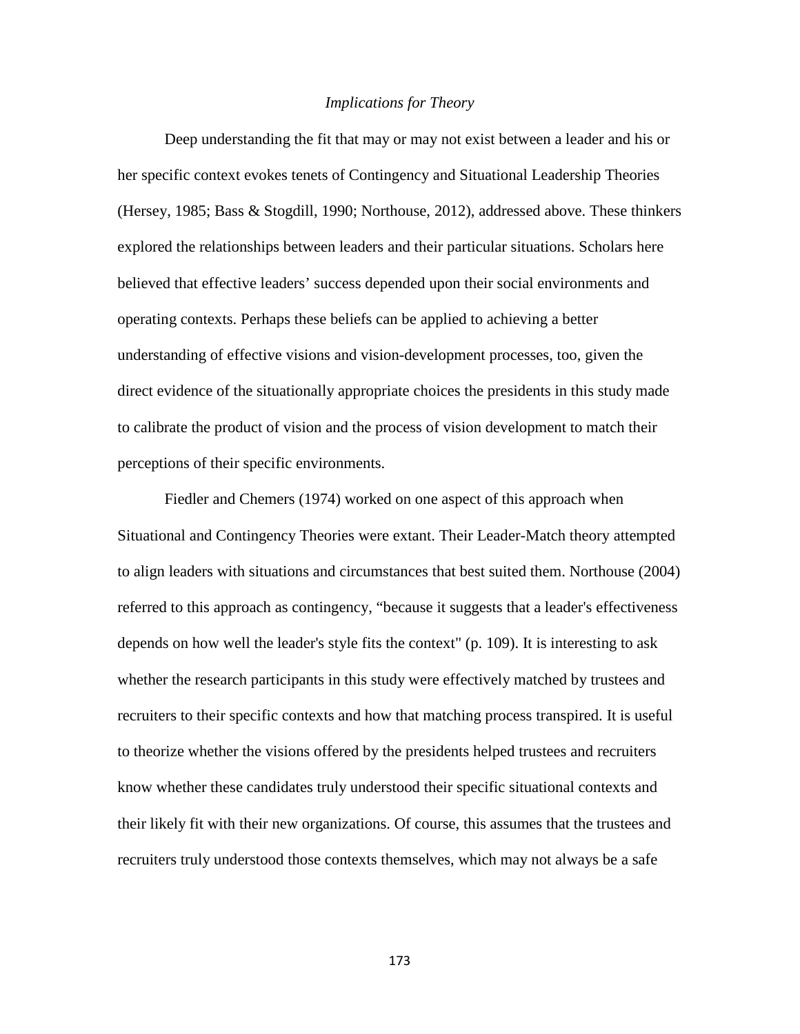*Implications for Theory*

Deep understanding the fit that may or may not exist between a leader and his or her specific context evokes tenets of Contingency and Situational Leadership Theories (Hersey, 1985; Bass & Stogdill, 1990; Northouse, 2012), addressed above. These thinkers explored the relationships between leaders and their particular situations. Scholars here believed that effective leaders' success depended upon their social environments and operating contexts. Perhaps these beliefs can be applied to achieving a better understanding of effective visions and vision-development processes, too, given the direct evidence of the situationally appropriate choices the presidents in this study made to calibrate the product of vision and the process of vision development to match their perceptions of their specific environments.

Fiedler and Chemers (1974) worked on one aspect of this approach when Situational and Contingency Theories were extant. Their Leader-Match theory attempted to align leaders with situations and circumstances that best suited them. Northouse (2004) referred to this approach as contingency, "because it suggests that a leader's effectiveness depends on how well the leader's style fits the context" (p. 109). It is interesting to ask whether the research participants in this study were effectively matched by trustees and recruiters to their specific contexts and how that matching process transpired. It is useful to theorize whether the visions offered by the presidents helped trustees and recruiters know whether these candidates truly understood their specific situational contexts and their likely fit with their new organizations. Of course, this assumes that the trustees and recruiters truly understood those contexts themselves, which may not always be a safe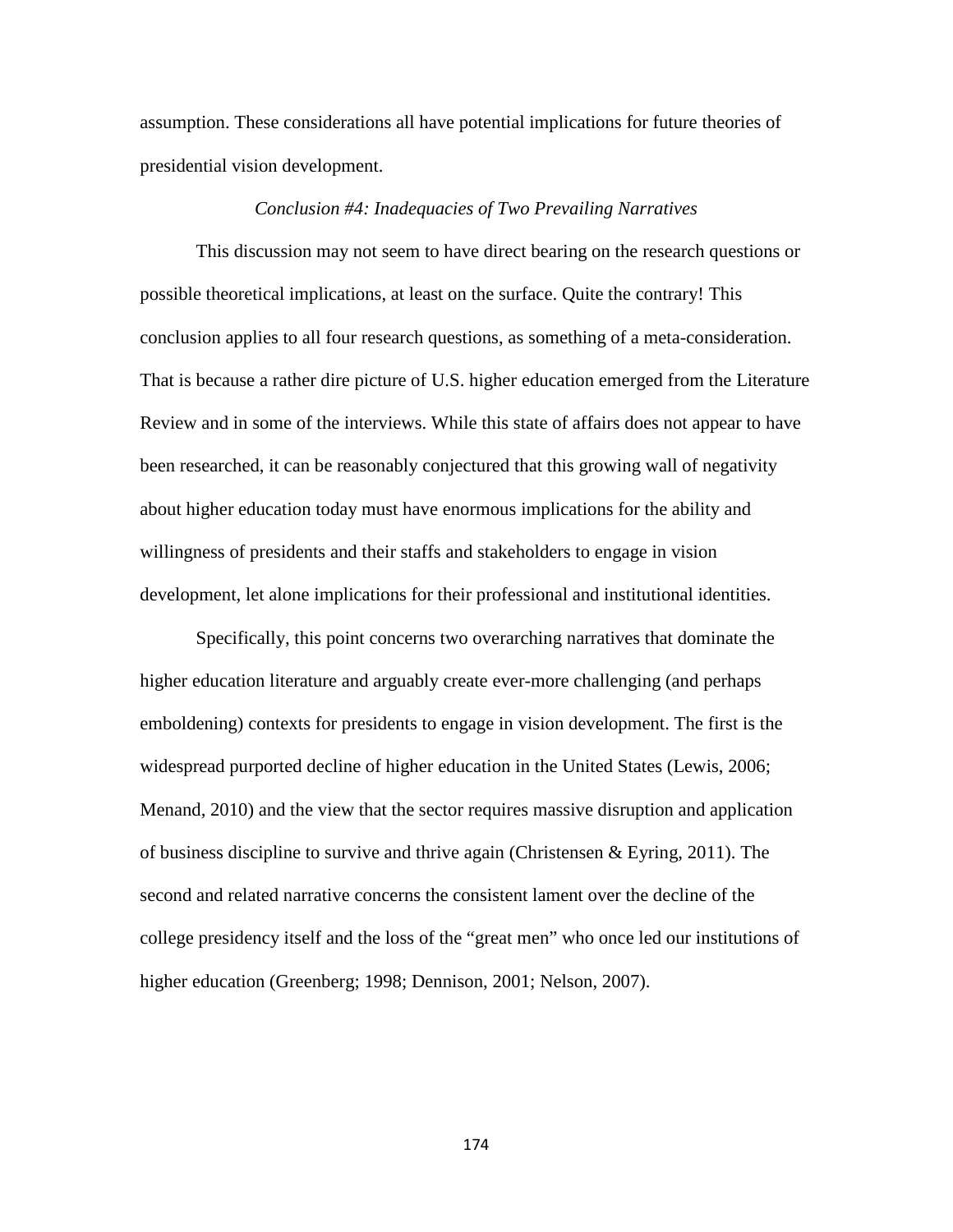assumption. These considerations all have potential implications for future theories of presidential vision development.

*Conclusion #4: Inadequacies of Two Prevailing Narratives*

This discussion may not seem to have direct bearing on the research questions or possible theoretical implications, at least on the surface. Quite the contrary! This conclusion applies to all four research questions, as something of a meta-consideration. That is because a rather dire picture of U.S. higher education emerged from the Literature Review and in some of the interviews. While this state of affairs does not appear to have been researched, it can be reasonably conjectured that this growing wall of negativity about higher education today must have enormous implications for the ability and willingness of presidents and their staffs and stakeholders to engage in vision development, let alone implications for their professional and institutional identities.

Specifically, this point concerns two overarching narratives that dominate the higher education literature and arguably create ever-more challenging (and perhaps emboldening) contexts for presidents to engage in vision development. The first is the widespread purported decline of higher education in the United States (Lewis, 2006; Menand, 2010) and the view that the sector requires massive disruption and application of business discipline to survive and thrive again (Christensen & Eyring, 2011). The second and related narrative concerns the consistent lament over the decline of the college presidency itself and the loss of the "great men" who once led our institutions of higher education (Greenberg; 1998; Dennison, 2001; Nelson, 2007).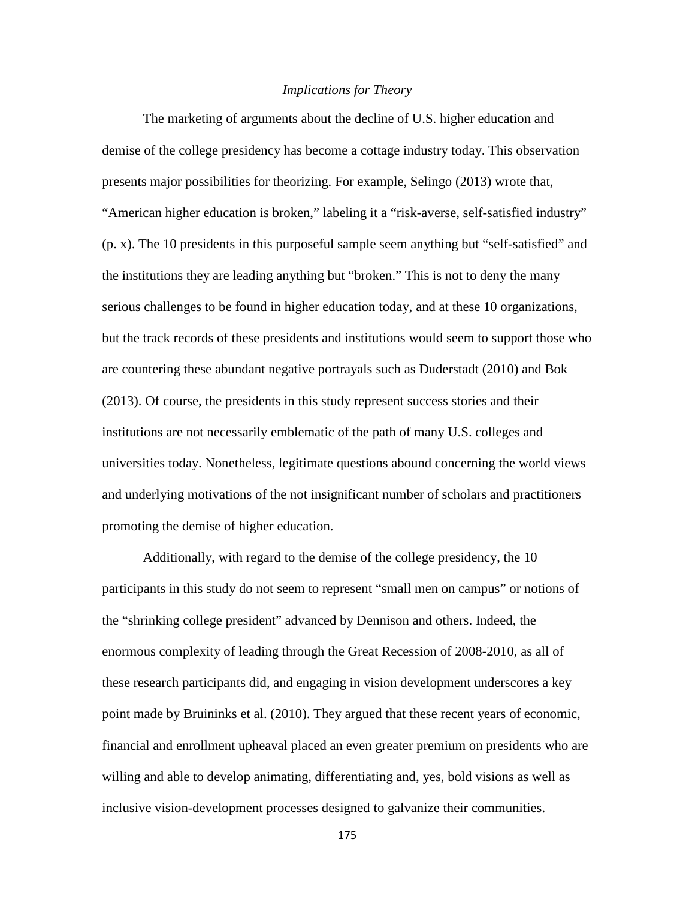*Implications for Theory*

The marketing of arguments about the decline of U.S. higher education and demise of the college presidency has become a cottage industry today. This observation presents major possibilities for theorizing. For example, Selingo (2013) wrote that, "American higher education is broken," labeling it a "risk-averse, self-satisfied industry" (p. x). The 10 presidents in this purposeful sample seem anything but "self-satisfied" and the institutions they are leading anything but "broken." This is not to deny the many serious challenges to be found in higher education today, and at these 10 organizations, but the track records of these presidents and institutions would seem to support those who are countering these abundant negative portrayals such as Duderstadt (2010) and Bok (2013). Of course, the presidents in this study represent success stories and their institutions are not necessarily emblematic of the path of many U.S. colleges and universities today. Nonetheless, legitimate questions abound concerning the world views and underlying motivations of the not insignificant number of scholars and practitioners promoting the demise of higher education.

Additionally, with regard to the demise of the college presidency, the 10 participants in this study do not seem to represent "small men on campus" or notions of the "shrinking college president" advanced by Dennison and others. Indeed, the enormous complexity of leading through the Great Recession of 2008-2010, as all of these research participants did, and engaging in vision development underscores a key point made by Bruininks et al. (2010). They argued that these recent years of economic, financial and enrollment upheaval placed an even greater premium on presidents who are willing and able to develop animating, differentiating and, yes, bold visions as well as inclusive vision-development processes designed to galvanize their communities.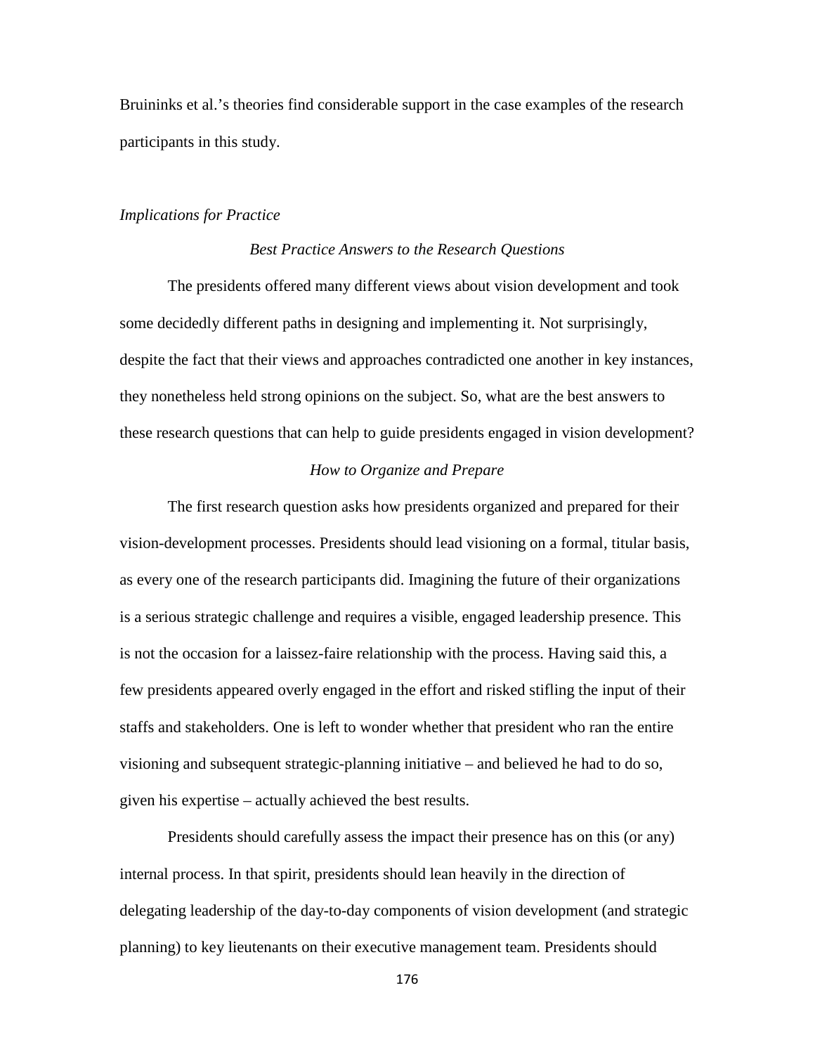Bruininks et al.’s theories find considerable support in the case examples of the research participants in this study.

*Implications for Practice*

### *Best Practice Answers to the Research Questions*

The presidents offered many different views about vision development and took some decidedly different paths in designing and implementing it. Not surprisingly, despite the fact that their views and approaches contradicted one another in key instances, they nonetheless held strong opinions on the subject. So, what are the best answers to these research questions that can help to guide presidents engaged in vision development?

### *How to Organize and Prepare*

The first research question asks how presidents organized and prepared for their vision-development processes. Presidents should lead visioning on a formal, titular basis, as every one of the research participants did. Imagining the future of their organizations is a serious strategic challenge and requires a visible, engaged leadership presence. This is not the occasion for a laissez-faire relationship with the process. Having said this, a few presidents appeared overly engaged in the effort and risked stifling the input of their staffs and stakeholders. One is left to wonder whether that president who ran the entire visioning and subsequent strategic-planning initiative – and believed he had to do so, given his expertise – actually achieved the best results.

Presidents should carefully assess the impact their presence has on this (or any) internal process. In that spirit, presidents should lean heavily in the direction of delegating leadership of the day-to-day components of vision development (and strategic planning) to key lieutenants on their executive management team. Presidents should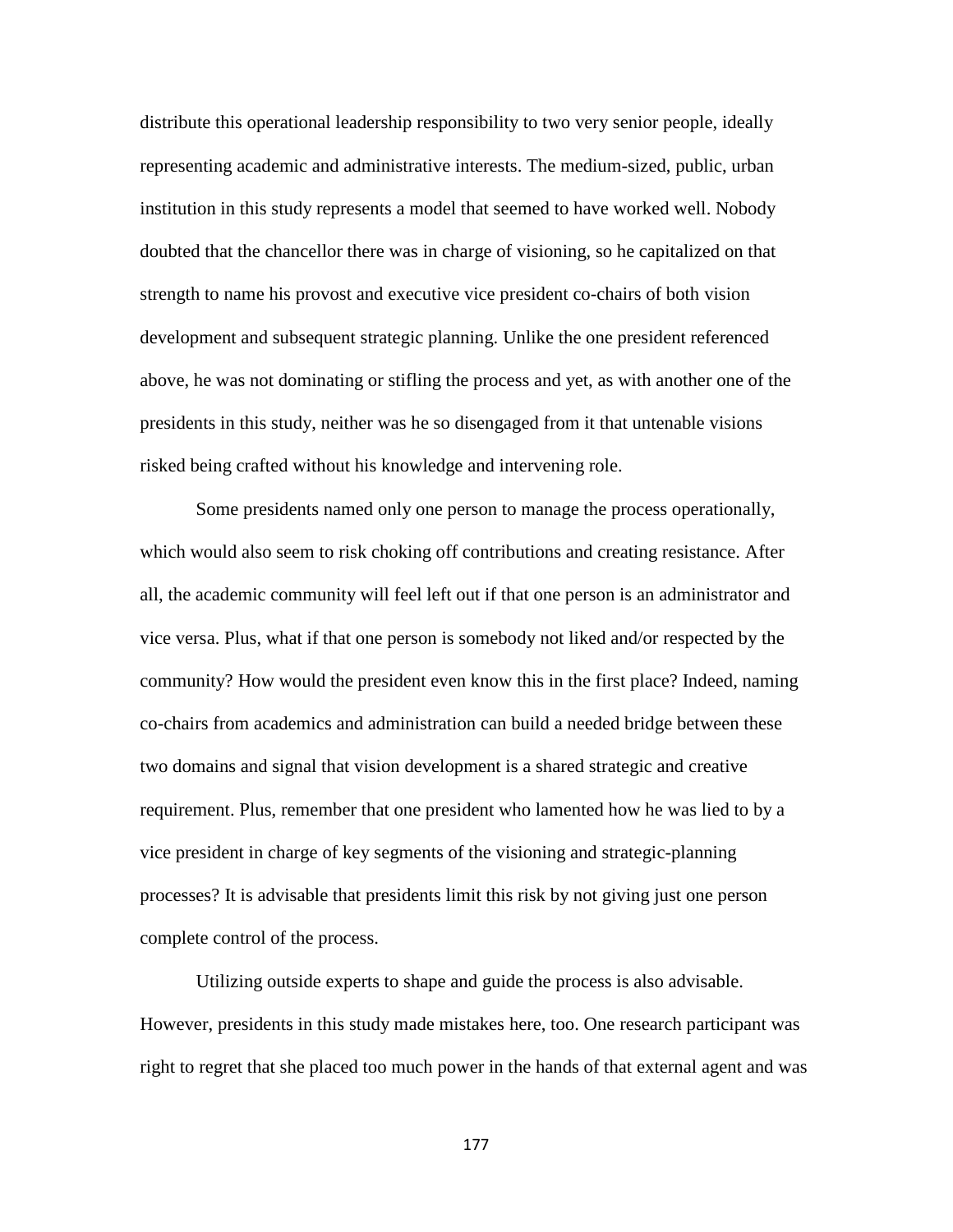distribute this operational leadership responsibility to two very senior people, ideally representing academic and administrative interests. The medium-sized, public, urban institution in this study represents a model that seemed to have worked well. Nobody doubted that the chancellor there was in charge of visioning, so he capitalized on that strength to name his provost and executive vice president co-chairs of both vision development and subsequent strategic planning. Unlike the one president referenced above, he was not dominating or stifling the process and yet, as with another one of the presidents in this study, neither was he so disengaged from it that untenable visions risked being crafted without his knowledge and intervening role.

Some presidents named only one person to manage the process operationally, which would also seem to risk choking off contributions and creating resistance. After all, the academic community will feel left out if that one person is an administrator and vice versa. Plus, what if that one person is somebody not liked and/or respected by the community? How would the president even know this in the first place? Indeed, naming co-chairs from academics and administration can build a needed bridge between these two domains and signal that vision development is a shared strategic and creative requirement. Plus, remember that one president who lamented how he was lied to by a vice president in charge of key segments of the visioning and strategic-planning processes? It is advisable that presidents limit this risk by not giving just one person complete control of the process.

Utilizing outside experts to shape and guide the process is also advisable. However, presidents in this study made mistakes here, too. One research participant was right to regret that she placed too much power in the hands of that external agent and was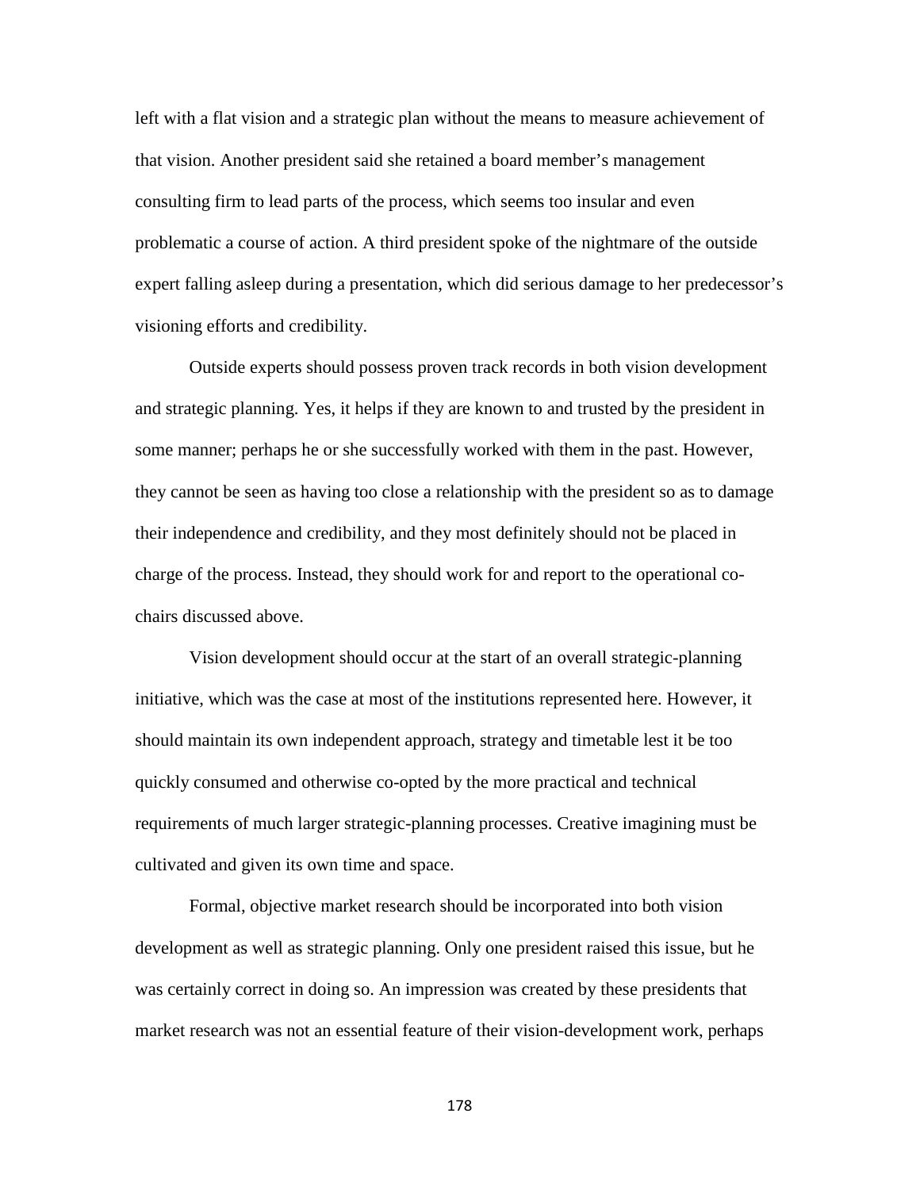left with a flat vision and a strategic plan without the means to measure achievement of that vision. Another president said she retained a board member's management consulting firm to lead parts of the process, which seems too insular and even problematic a course of action. A third president spoke of the nightmare of the outside expert falling asleep during a presentation, which did serious damage to her predecessor's visioning efforts and credibility.

Outside experts should possess proven track records in both vision development and strategic planning. Yes, it helps if they are known to and trusted by the president in some manner; perhaps he or she successfully worked with them in the past. However, they cannot be seen as having too close a relationship with the president so as to damage their independence and credibility, and they most definitely should not be placed in charge of the process. Instead, they should work for and report to the operational co-chairs discussed above.

Vision development should occur at the start of an overall strategic-planning initiative, which was the case at most of the institutions represented here. However, it should maintain its own independent approach, strategy and timetable lest it be too quickly consumed and otherwise co-opted by the more practical and technical requirements of much larger strategic-planning processes. Creative imagining must be cultivated and given its own time and space.

Formal, objective market research should be incorporated into both vision development as well as strategic planning. Only one president raised this issue, but he was certainly correct in doing so. An impression was created by these presidents that market research was not an essential feature of their vision-development work, perhaps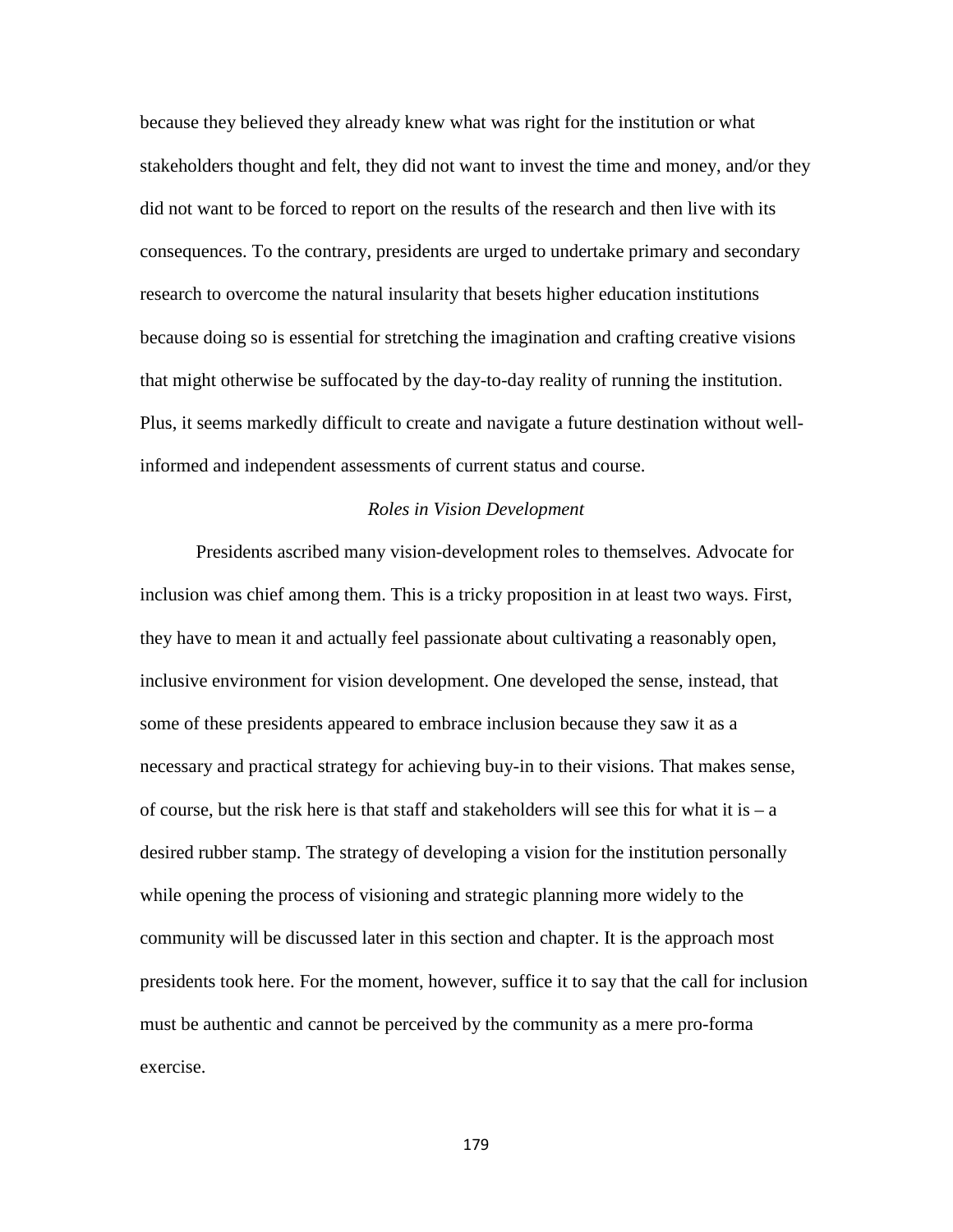because they believed they already knew what was right for the institution or what stakeholders thought and felt, they did not want to invest the time and money, and/or they did not want to be forced to report on the results of the research and then live with its consequences. To the contrary, presidents are urged to undertake primary and secondary research to overcome the natural insularity that besets higher education institutions because doing so is essential for stretching the imagination and crafting creative visions that might otherwise be suffocated by the day-to-day reality of running the institution. Plus, it seems markedly difficult to create and navigate a future destination without well-informed and independent assessments of current status and course.

### *Roles in Vision Development*

Presidents ascribed many vision-development roles to themselves. Advocate for inclusion was chief among them. This is a tricky proposition in at least two ways. First, they have to mean it and actually feel passionate about cultivating a reasonably open, inclusive environment for vision development. One developed the sense, instead, that some of these presidents appeared to embrace inclusion because they saw it as a necessary and practical strategy for achieving buy-in to their visions. That makes sense, of course, but the risk here is that staff and stakeholders will see this for what it is – a desired rubber stamp. The strategy of developing a vision for the institution personally while opening the process of visioning and strategic planning more widely to the community will be discussed later in this section and chapter. It is the approach most presidents took here. For the moment, however, suffice it to say that the call for inclusion must be authentic and cannot be perceived by the community as a mere pro-forma exercise.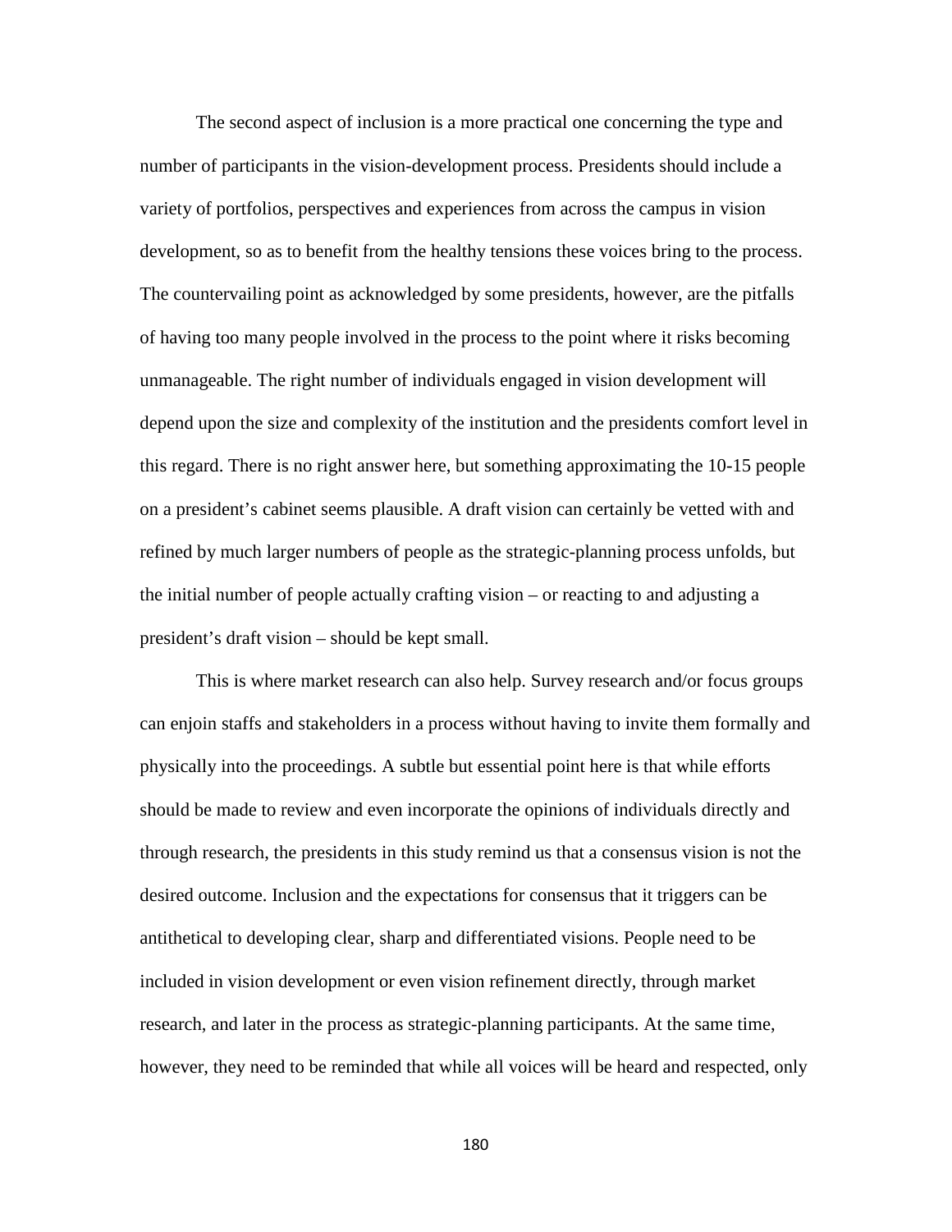The second aspect of inclusion is a more practical one concerning the type and number of participants in the vision-development process. Presidents should include a variety of portfolios, perspectives and experiences from across the campus in vision development, so as to benefit from the healthy tensions these voices bring to the process. The countervailing point as acknowledged by some presidents, however, are the pitfalls of having too many people involved in the process to the point where it risks becoming unmanageable. The right number of individuals engaged in vision development will depend upon the size and complexity of the institution and the presidents comfort level in this regard. There is no right answer here, but something approximating the 10-15 people on a president's cabinet seems plausible. A draft vision can certainly be vetted with and refined by much larger numbers of people as the strategic-planning process unfolds, but the initial number of people actually crafting vision – or reacting to and adjusting a president's draft vision – should be kept small.

This is where market research can also help. Survey research and/or focus groups can enjoin staffs and stakeholders in a process without having to invite them formally and physically into the proceedings. A subtle but essential point here is that while efforts should be made to review and even incorporate the opinions of individuals directly and through research, the presidents in this study remind us that a consensus vision is not the desired outcome. Inclusion and the expectations for consensus that it triggers can be antithetical to developing clear, sharp and differentiated visions. People need to be included in vision development or even vision refinement directly, through market research, and later in the process as strategic-planning participants. At the same time, however, they need to be reminded that while all voices will be heard and respected, only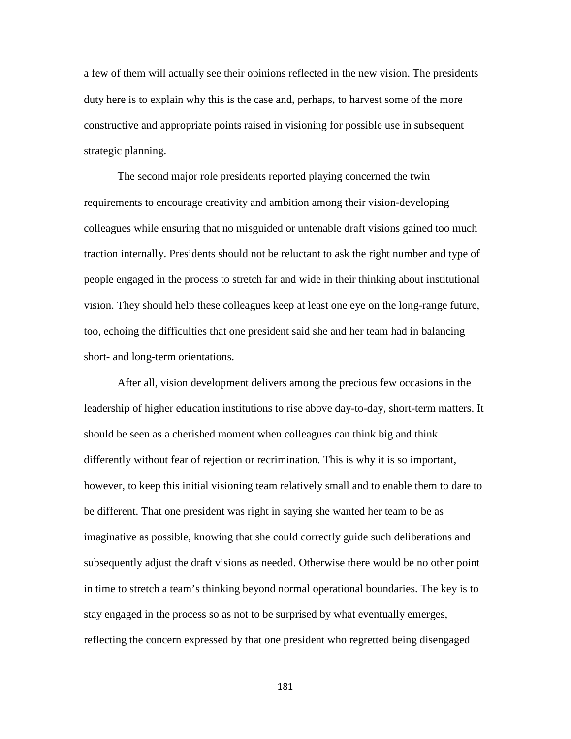a few of them will actually see their opinions reflected in the new vision. The presidents duty here is to explain why this is the case and, perhaps, to harvest some of the more constructive and appropriate points raised in visioning for possible use in subsequent strategic planning.

The second major role presidents reported playing concerned the twin requirements to encourage creativity and ambition among their vision-developing colleagues while ensuring that no misguided or untenable draft visions gained too much traction internally. Presidents should not be reluctant to ask the right number and type of people engaged in the process to stretch far and wide in their thinking about institutional vision. They should help these colleagues keep at least one eye on the long-range future, too, echoing the difficulties that one president said she and her team had in balancing short- and long-term orientations.

After all, vision development delivers among the precious few occasions in the leadership of higher education institutions to rise above day-to-day, short-term matters. It should be seen as a cherished moment when colleagues can think big and think differently without fear of rejection or recrimination. This is why it is so important, however, to keep this initial visioning team relatively small and to enable them to dare to be different. That one president was right in saying she wanted her team to be as imaginative as possible, knowing that she could correctly guide such deliberations and subsequently adjust the draft visions as needed. Otherwise there would be no other point in time to stretch a team's thinking beyond normal operational boundaries. The key is to stay engaged in the process so as not to be surprised by what eventually emerges, reflecting the concern expressed by that one president who regretted being disengaged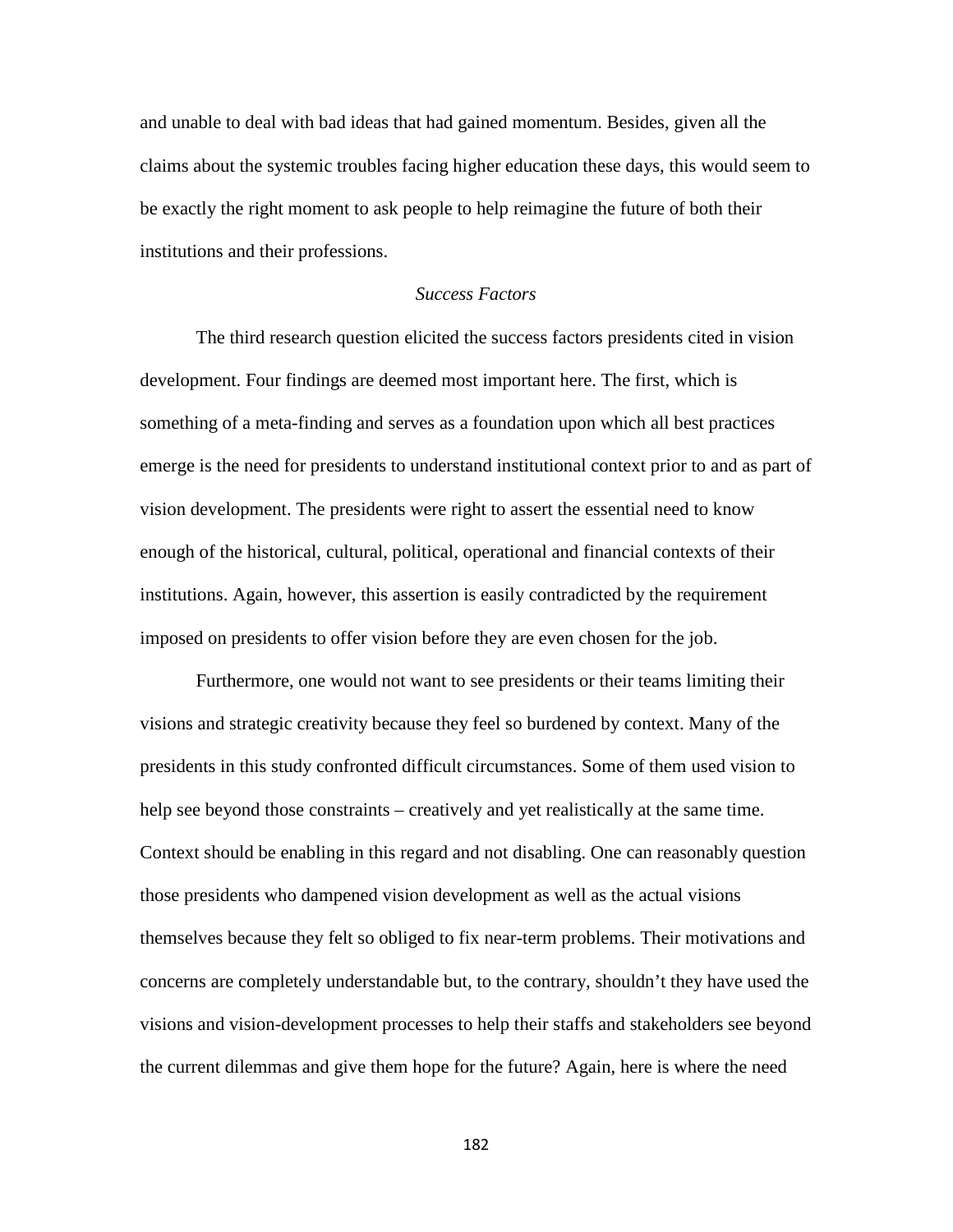and unable to deal with bad ideas that had gained momentum. Besides, given all the claims about the systemic troubles facing higher education these days, this would seem to be exactly the right moment to ask people to help reimagine the future of both their institutions and their professions.

### *Success Factors*

The third research question elicited the success factors presidents cited in vision development. Four findings are deemed most important here. The first, which is something of a meta-finding and serves as a foundation upon which all best practices emerge is the need for presidents to understand institutional context prior to and as part of vision development. The presidents were right to assert the essential need to know enough of the historical, cultural, political, operational and financial contexts of their institutions. Again, however, this assertion is easily contradicted by the requirement imposed on presidents to offer vision before they are even chosen for the job.

Furthermore, one would not want to see presidents or their teams limiting their visions and strategic creativity because they feel so burdened by context. Many of the presidents in this study confronted difficult circumstances. Some of them used vision to help see beyond those constraints – creatively and yet realistically at the same time. Context should be enabling in this regard and not disabling. One can reasonably question those presidents who dampened vision development as well as the actual visions themselves because they felt so obliged to fix near-term problems. Their motivations and concerns are completely understandable but, to the contrary, shouldn't they have used the visions and vision-development processes to help their staffs and stakeholders see beyond the current dilemmas and give them hope for the future? Again, here is where the need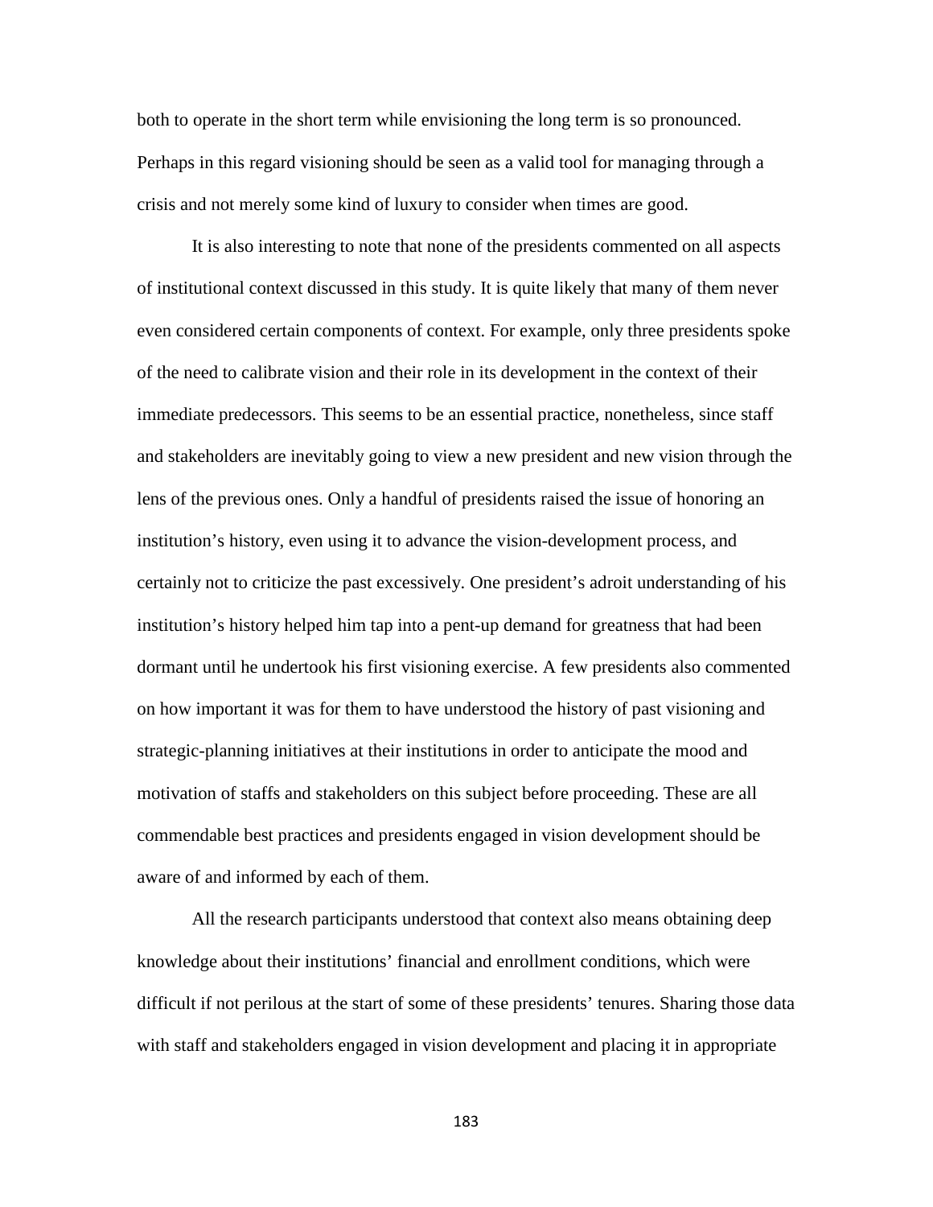both to operate in the short term while envisioning the long term is so pronounced. Perhaps in this regard visioning should be seen as a valid tool for managing through a crisis and not merely some kind of luxury to consider when times are good.

It is also interesting to note that none of the presidents commented on all aspects of institutional context discussed in this study. It is quite likely that many of them never even considered certain components of context. For example, only three presidents spoke of the need to calibrate vision and their role in its development in the context of their immediate predecessors. This seems to be an essential practice, nonetheless, since staff and stakeholders are inevitably going to view a new president and new vision through the lens of the previous ones. Only a handful of presidents raised the issue of honoring an institution's history, even using it to advance the vision-development process, and certainly not to criticize the past excessively. One president's adroit understanding of his institution's history helped him tap into a pent-up demand for greatness that had been dormant until he undertook his first visioning exercise. A few presidents also commented on how important it was for them to have understood the history of past visioning and strategic-planning initiatives at their institutions in order to anticipate the mood and motivation of staffs and stakeholders on this subject before proceeding. These are all commendable best practices and presidents engaged in vision development should be aware of and informed by each of them.

All the research participants understood that context also means obtaining deep knowledge about their institutions' financial and enrollment conditions, which were difficult if not perilous at the start of some of these presidents' tenures. Sharing those data with staff and stakeholders engaged in vision development and placing it in appropriate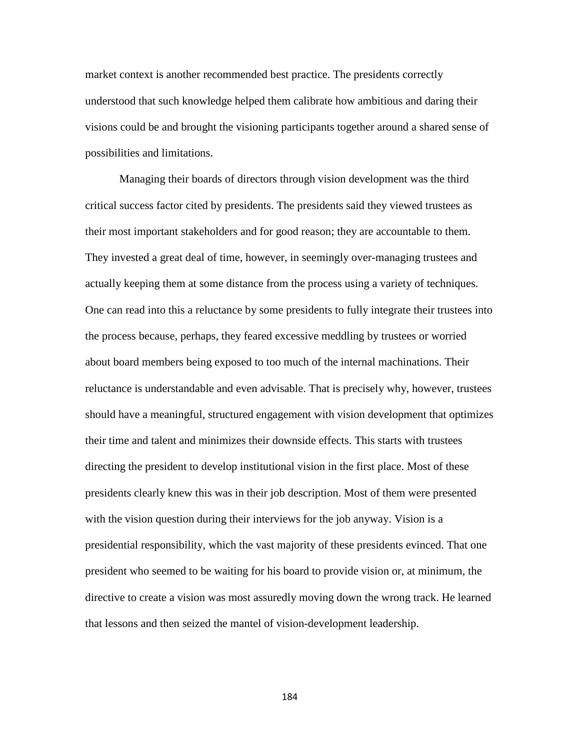market context is another recommended best practice. The presidents correctly understood that such knowledge helped them calibrate how ambitious and daring their visions could be and brought the visioning participants together around a shared sense of possibilities and limitations.

Managing their boards of directors through vision development was the third critical success factor cited by presidents. The presidents said they viewed trustees as their most important stakeholders and for good reason; they are accountable to them. They invested a great deal of time, however, in seemingly over-managing trustees and actually keeping them at some distance from the process using a variety of techniques. One can read into this a reluctance by some presidents to fully integrate their trustees into the process because, perhaps, they feared excessive meddling by trustees or worried about board members being exposed to too much of the internal machinations. Their reluctance is understandable and even advisable. That is precisely why, however, trustees should have a meaningful, structured engagement with vision development that optimizes their time and talent and minimizes their downside effects. This starts with trustees directing the president to develop institutional vision in the first place. Most of these presidents clearly knew this was in their job description. Most of them were presented with the vision question during their interviews for the job anyway. Vision is a presidential responsibility, which the vast majority of these presidents evinced. That one president who seemed to be waiting for his board to provide vision or, at minimum, the directive to create a vision was most assuredly moving down the wrong track. He learned that lessons and then seized the mantel of vision-development leadership.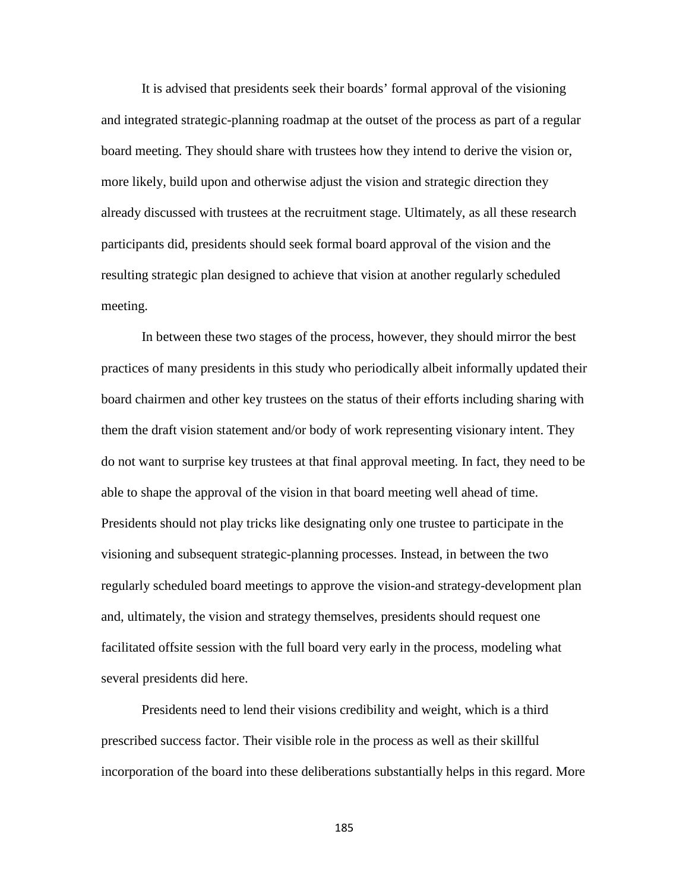It is advised that presidents seek their boards' formal approval of the visioning and integrated strategic-planning roadmap at the outset of the process as part of a regular board meeting. They should share with trustees how they intend to derive the vision or, more likely, build upon and otherwise adjust the vision and strategic direction they already discussed with trustees at the recruitment stage. Ultimately, as all these research participants did, presidents should seek formal board approval of the vision and the resulting strategic plan designed to achieve that vision at another regularly scheduled meeting.

In between these two stages of the process, however, they should mirror the best practices of many presidents in this study who periodically albeit informally updated their board chairmen and other key trustees on the status of their efforts including sharing with them the draft vision statement and/or body of work representing visionary intent. They do not want to surprise key trustees at that final approval meeting. In fact, they need to be able to shape the approval of the vision in that board meeting well ahead of time. Presidents should not play tricks like designating only one trustee to participate in the visioning and subsequent strategic-planning processes. Instead, in between the two regularly scheduled board meetings to approve the vision-and strategy-development plan and, ultimately, the vision and strategy themselves, presidents should request one facilitated offsite session with the full board very early in the process, modeling what several presidents did here.

Presidents need to lend their visions credibility and weight, which is a third prescribed success factor. Their visible role in the process as well as their skillful incorporation of the board into these deliberations substantially helps in this regard. More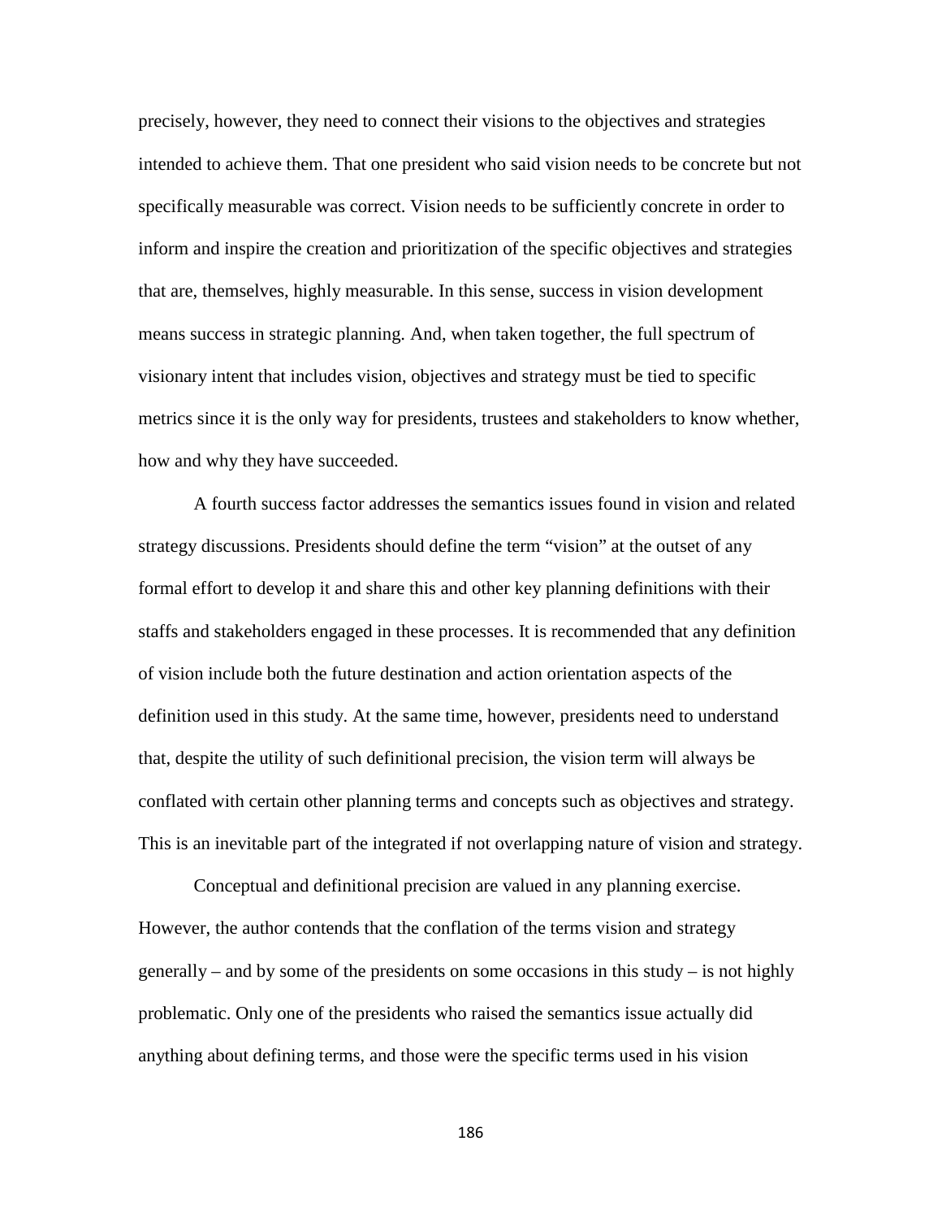precisely, however, they need to connect their visions to the objectives and strategies intended to achieve them. That one president who said vision needs to be concrete but not specifically measurable was correct. Vision needs to be sufficiently concrete in order to inform and inspire the creation and prioritization of the specific objectives and strategies that are, themselves, highly measurable. In this sense, success in vision development means success in strategic planning. And, when taken together, the full spectrum of visionary intent that includes vision, objectives and strategy must be tied to specific metrics since it is the only way for presidents, trustees and stakeholders to know whether, how and why they have succeeded.

A fourth success factor addresses the semantics issues found in vision and related strategy discussions. Presidents should define the term "vision" at the outset of any formal effort to develop it and share this and other key planning definitions with their staffs and stakeholders engaged in these processes. It is recommended that any definition of vision include both the future destination and action orientation aspects of the definition used in this study. At the same time, however, presidents need to understand that, despite the utility of such definitional precision, the vision term will always be conflated with certain other planning terms and concepts such as objectives and strategy. This is an inevitable part of the integrated if not overlapping nature of vision and strategy.

Conceptual and definitional precision are valued in any planning exercise. However, the author contends that the conflation of the terms vision and strategy generally – and by some of the presidents on some occasions in this study – is not highly problematic. Only one of the presidents who raised the semantics issue actually did anything about defining terms, and those were the specific terms used in his vision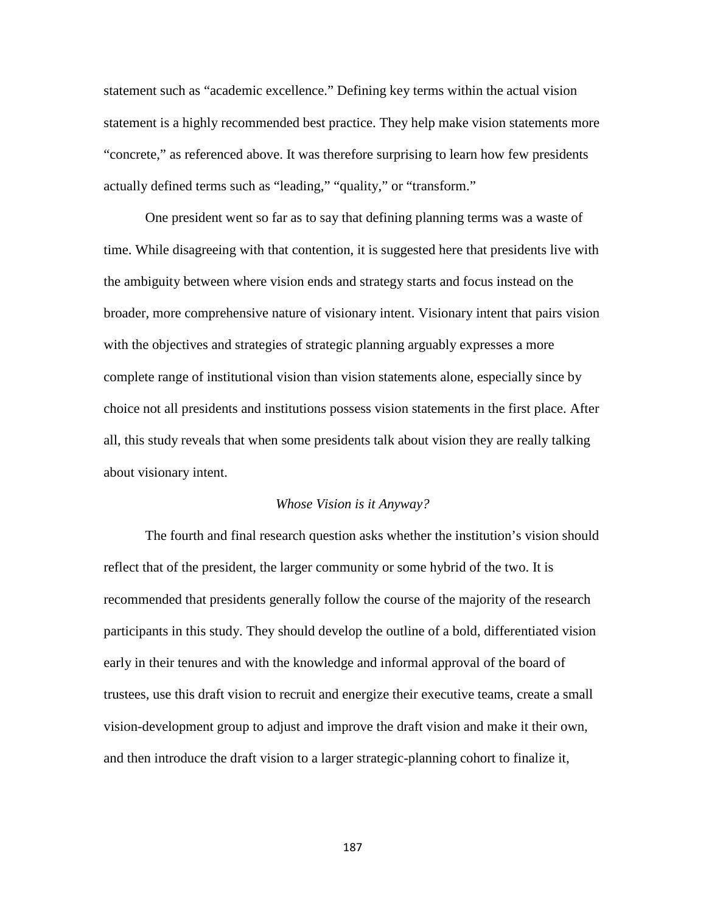statement such as "academic excellence." Defining key terms within the actual vision statement is a highly recommended best practice. They help make vision statements more "concrete," as referenced above. It was therefore surprising to learn how few presidents actually defined terms such as "leading," "quality," or "transform."

One president went so far as to say that defining planning terms was a waste of time. While disagreeing with that contention, it is suggested here that presidents live with the ambiguity between where vision ends and strategy starts and focus instead on the broader, more comprehensive nature of visionary intent. Visionary intent that pairs vision with the objectives and strategies of strategic planning arguably expresses a more complete range of institutional vision than vision statements alone, especially since by choice not all presidents and institutions possess vision statements in the first place. After all, this study reveals that when some presidents talk about vision they are really talking about visionary intent.

*Whose Vision is it Anyway?*

The fourth and final research question asks whether the institution's vision should reflect that of the president, the larger community or some hybrid of the two. It is recommended that presidents generally follow the course of the majority of the research participants in this study. They should develop the outline of a bold, differentiated vision early in their tenures and with the knowledge and informal approval of the board of trustees, use this draft vision to recruit and energize their executive teams, create a small vision-development group to adjust and improve the draft vision and make it their own, and then introduce the draft vision to a larger strategic-planning cohort to finalize it,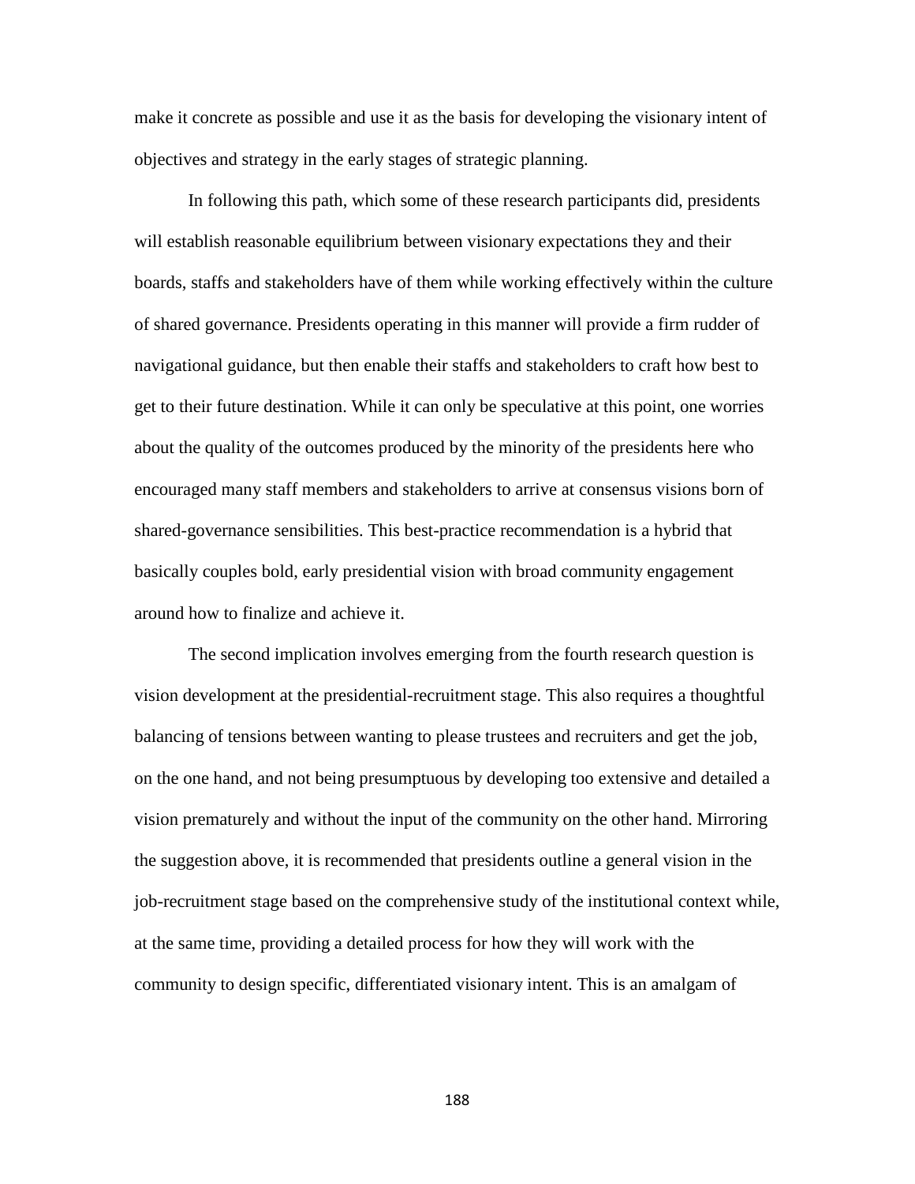make it concrete as possible and use it as the basis for developing the visionary intent of objectives and strategy in the early stages of strategic planning.

In following this path, which some of these research participants did, presidents will establish reasonable equilibrium between visionary expectations they and their boards, staffs and stakeholders have of them while working effectively within the culture of shared governance. Presidents operating in this manner will provide a firm rudder of navigational guidance, but then enable their staffs and stakeholders to craft how best to get to their future destination. While it can only be speculative at this point, one worries about the quality of the outcomes produced by the minority of the presidents here who encouraged many staff members and stakeholders to arrive at consensus visions born of shared-governance sensibilities. This best-practice recommendation is a hybrid that basically couples bold, early presidential vision with broad community engagement around how to finalize and achieve it.

The second implication involves emerging from the fourth research question is vision development at the presidential-recruitment stage. This also requires a thoughtful balancing of tensions between wanting to please trustees and recruiters and get the job, on the one hand, and not being presumptuous by developing too extensive and detailed a vision prematurely and without the input of the community on the other hand. Mirroring the suggestion above, it is recommended that presidents outline a general vision in the job-recruitment stage based on the comprehensive study of the institutional context while, at the same time, providing a detailed process for how they will work with the community to design specific, differentiated visionary intent. This is an amalgam of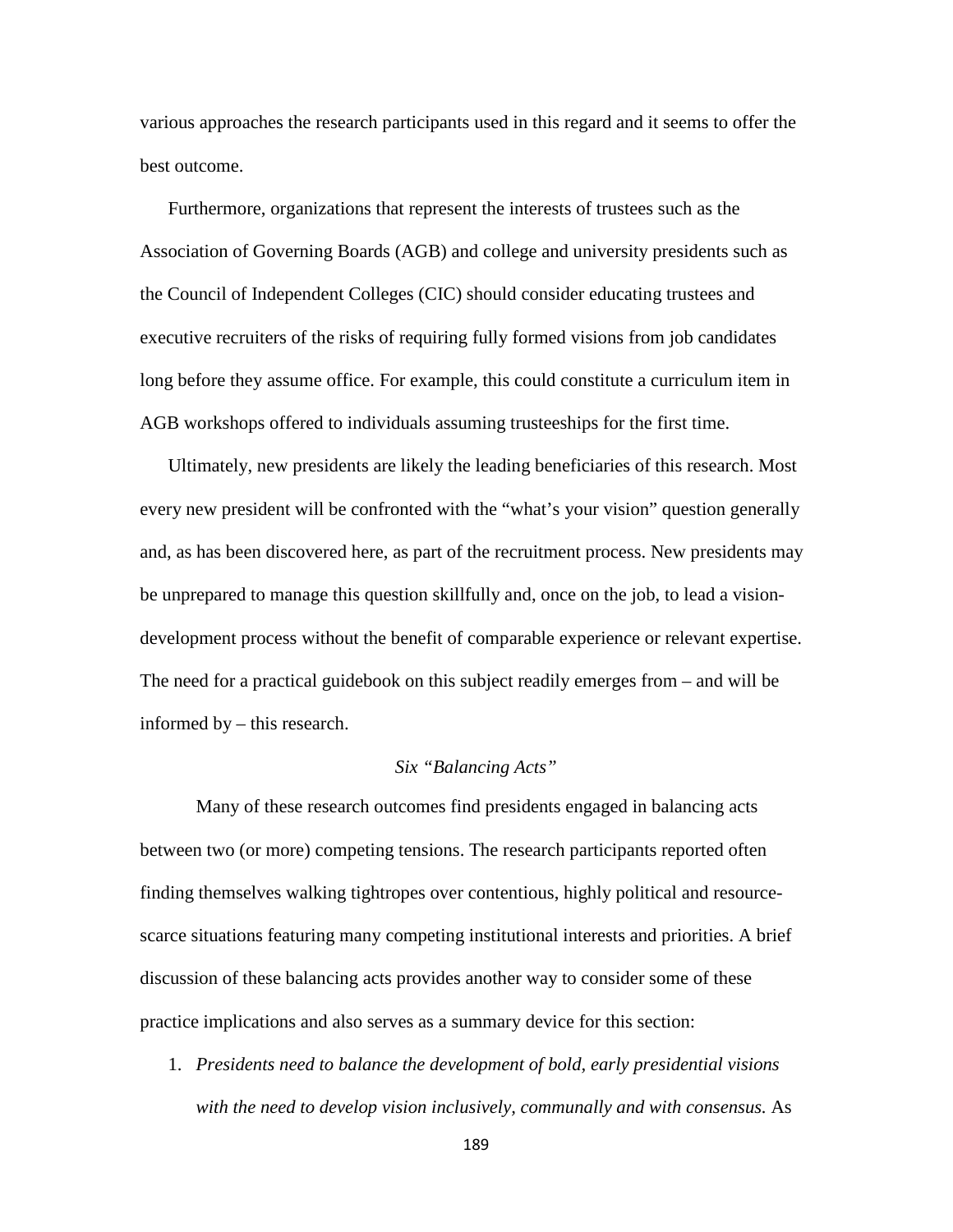various approaches the research participants used in this regard and it seems to offer the best outcome.

Furthermore, organizations that represent the interests of trustees such as the Association of Governing Boards (AGB) and college and university presidents such as the Council of Independent Colleges (CIC) should consider educating trustees and executive recruiters of the risks of requiring fully formed visions from job candidates long before they assume office. For example, this could constitute a curriculum item in AGB workshops offered to individuals assuming trusteeships for the first time.

Ultimately, new presidents are likely the leading beneficiaries of this research. Most every new president will be confronted with the "what's your vision" question generally and, as has been discovered here, as part of the recruitment process. New presidents may be unprepared to manage this question skillfully and, once on the job, to lead a vision-development process without the benefit of comparable experience or relevant expertise. The need for a practical guidebook on this subject readily emerges from – and will be informed by – this research.

### *Six "Balancing Acts"*

Many of these research outcomes find presidents engaged in balancing acts between two (or more) competing tensions. The research participants reported often finding themselves walking tightropes over contentious, highly political and resource-scarce situations featuring many competing institutional interests and priorities. A brief discussion of these balancing acts provides another way to consider some of these practice implications and also serves as a summary device for this section:

1. *Presidents need to balance the development of bold, early presidential visions with the need to develop vision inclusively, communally and with consensus.* As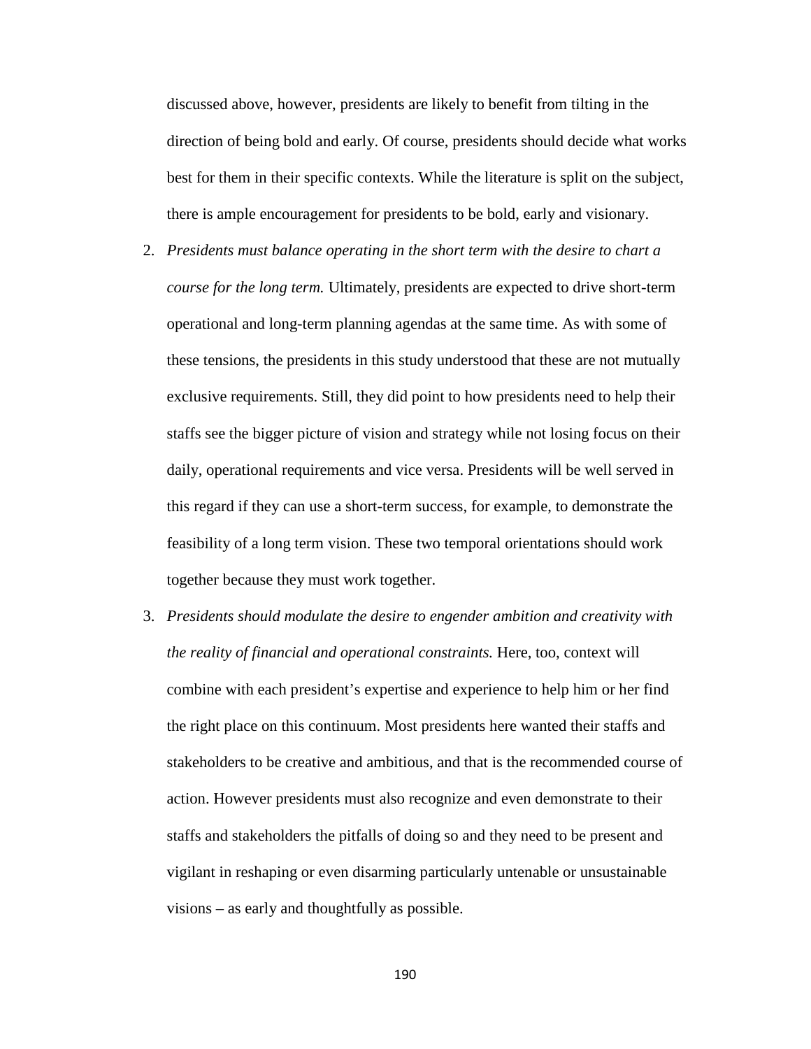discussed above, however, presidents are likely to benefit from tilting in the direction of being bold and early. Of course, presidents should decide what works best for them in their specific contexts. While the literature is split on the subject, there is ample encouragement for presidents to be bold, early and visionary.

2. *Presidents must balance operating in the short term with the desire to chart a course for the long term.* Ultimately, presidents are expected to drive short-term operational and long-term planning agendas at the same time. As with some of these tensions, the presidents in this study understood that these are not mutually exclusive requirements. Still, they did point to how presidents need to help their staffs see the bigger picture of vision and strategy while not losing focus on their daily, operational requirements and vice versa. Presidents will be well served in this regard if they can use a short-term success, for example, to demonstrate the feasibility of a long term vision. These two temporal orientations should work together because they must work together.

3. *Presidents should modulate the desire to engender ambition and creativity with the reality of financial and operational constraints.* Here, too, context will combine with each president's expertise and experience to help him or her find the right place on this continuum. Most presidents here wanted their staffs and stakeholders to be creative and ambitious, and that is the recommended course of action. However presidents must also recognize and even demonstrate to their staffs and stakeholders the pitfalls of doing so and they need to be present and vigilant in reshaping or even disarming particularly untenable or unsustainable visions – as early and thoughtfully as possible.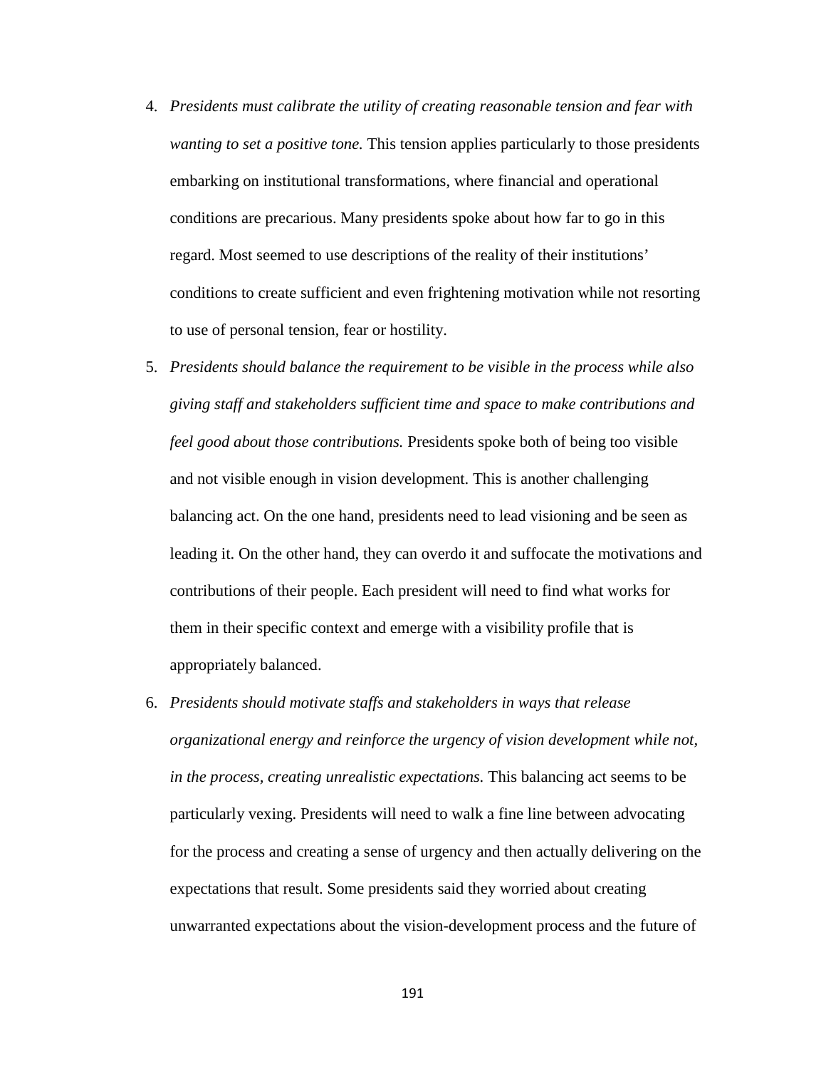4. *Presidents must calibrate the utility of creating reasonable tension and fear with wanting to set a positive tone.* This tension applies particularly to those presidents embarking on institutional transformations, where financial and operational conditions are precarious. Many presidents spoke about how far to go in this regard. Most seemed to use descriptions of the reality of their institutions' conditions to create sufficient and even frightening motivation while not resorting to use of personal tension, fear or hostility.
5. *Presidents should balance the requirement to be visible in the process while also giving staff and stakeholders sufficient time and space to make contributions and feel good about those contributions.* Presidents spoke both of being too visible and not visible enough in vision development. This is another challenging balancing act. On the one hand, presidents need to lead visioning and be seen as leading it. On the other hand, they can overdo it and suffocate the motivations and contributions of their people. Each president will need to find what works for them in their specific context and emerge with a visibility profile that is appropriately balanced.
6. *Presidents should motivate staffs and stakeholders in ways that release organizational energy and reinforce the urgency of vision development while not, in the process, creating unrealistic expectations.* This balancing act seems to be particularly vexing. Presidents will need to walk a fine line between advocating for the process and creating a sense of urgency and then actually delivering on the expectations that result. Some presidents said they worried about creating unwarranted expectations about the vision-development process and the future of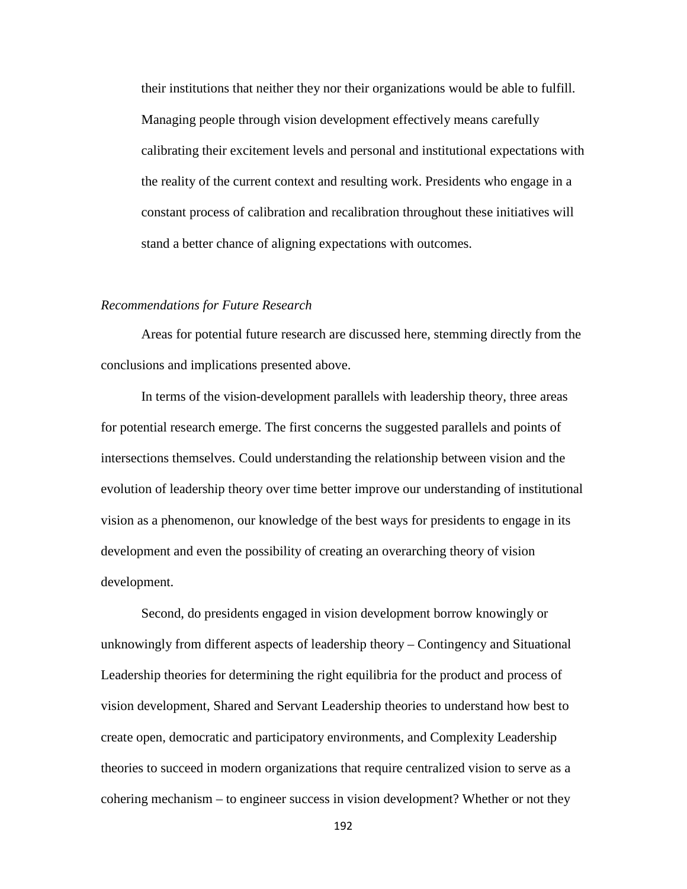their institutions that neither they nor their organizations would be able to fulfill. Managing people through vision development effectively means carefully calibrating their excitement levels and personal and institutional expectations with the reality of the current context and resulting work. Presidents who engage in a constant process of calibration and recalibration throughout these initiatives will stand a better chance of aligning expectations with outcomes.

*Recommendations for Future Research*

Areas for potential future research are discussed here, stemming directly from the conclusions and implications presented above.

In terms of the vision-development parallels with leadership theory, three areas for potential research emerge. The first concerns the suggested parallels and points of intersections themselves. Could understanding the relationship between vision and the evolution of leadership theory over time better improve our understanding of institutional vision as a phenomenon, our knowledge of the best ways for presidents to engage in its development and even the possibility of creating an overarching theory of vision development.

Second, do presidents engaged in vision development borrow knowingly or unknowingly from different aspects of leadership theory – Contingency and Situational Leadership theories for determining the right equilibria for the product and process of vision development, Shared and Servant Leadership theories to understand how best to create open, democratic and participatory environments, and Complexity Leadership theories to succeed in modern organizations that require centralized vision to serve as a cohering mechanism – to engineer success in vision development? Whether or not they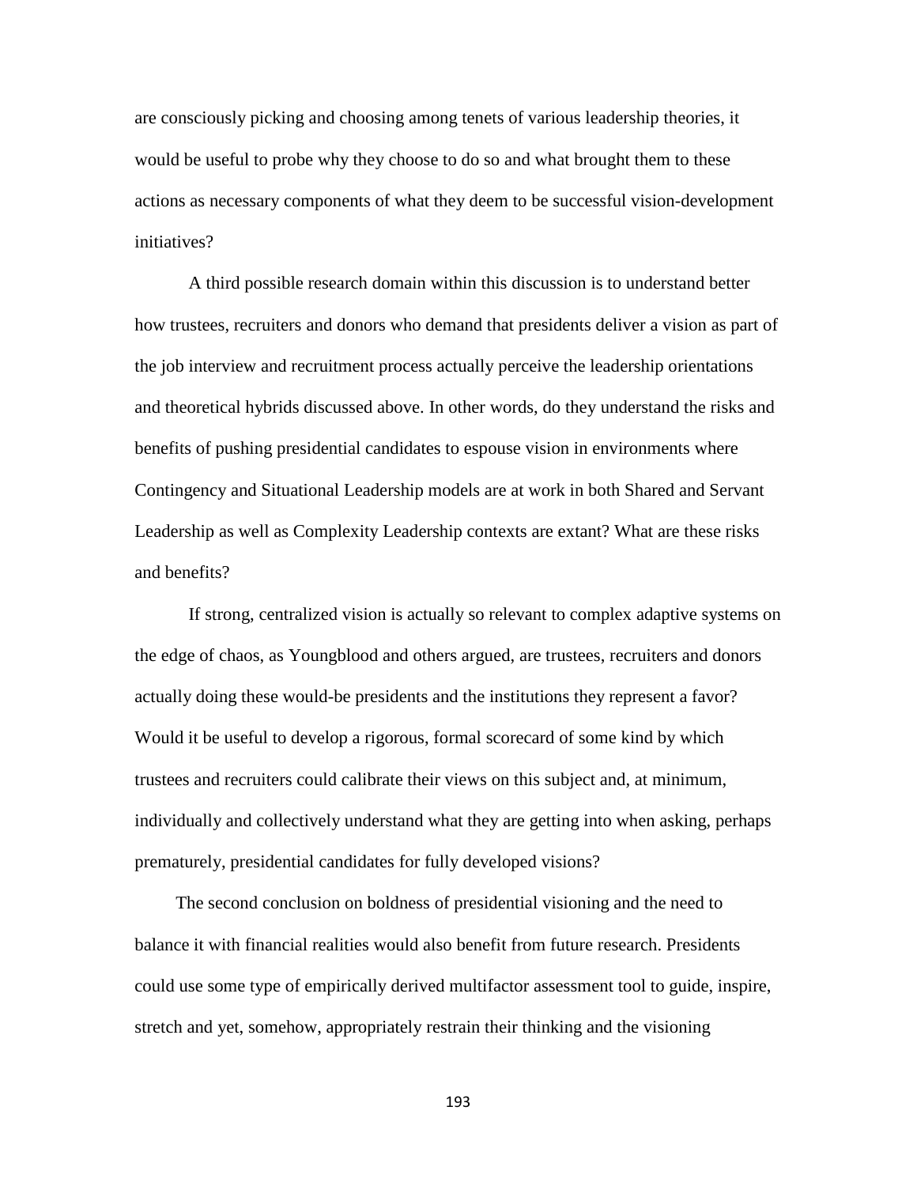are consciously picking and choosing among tenets of various leadership theories, it would be useful to probe why they choose to do so and what brought them to these actions as necessary components of what they deem to be successful vision-development initiatives?

A third possible research domain within this discussion is to understand better how trustees, recruiters and donors who demand that presidents deliver a vision as part of the job interview and recruitment process actually perceive the leadership orientations and theoretical hybrids discussed above. In other words, do they understand the risks and benefits of pushing presidential candidates to espouse vision in environments where Contingency and Situational Leadership models are at work in both Shared and Servant Leadership as well as Complexity Leadership contexts are extant? What are these risks and benefits?

If strong, centralized vision is actually so relevant to complex adaptive systems on the edge of chaos, as Youngblood and others argued, are trustees, recruiters and donors actually doing these would-be presidents and the institutions they represent a favor? Would it be useful to develop a rigorous, formal scorecard of some kind by which trustees and recruiters could calibrate their views on this subject and, at minimum, individually and collectively understand what they are getting into when asking, perhaps prematurely, presidential candidates for fully developed visions?

The second conclusion on boldness of presidential visioning and the need to balance it with financial realities would also benefit from future research. Presidents could use some type of empirically derived multifactor assessment tool to guide, inspire, stretch and yet, somehow, appropriately restrain their thinking and the visioning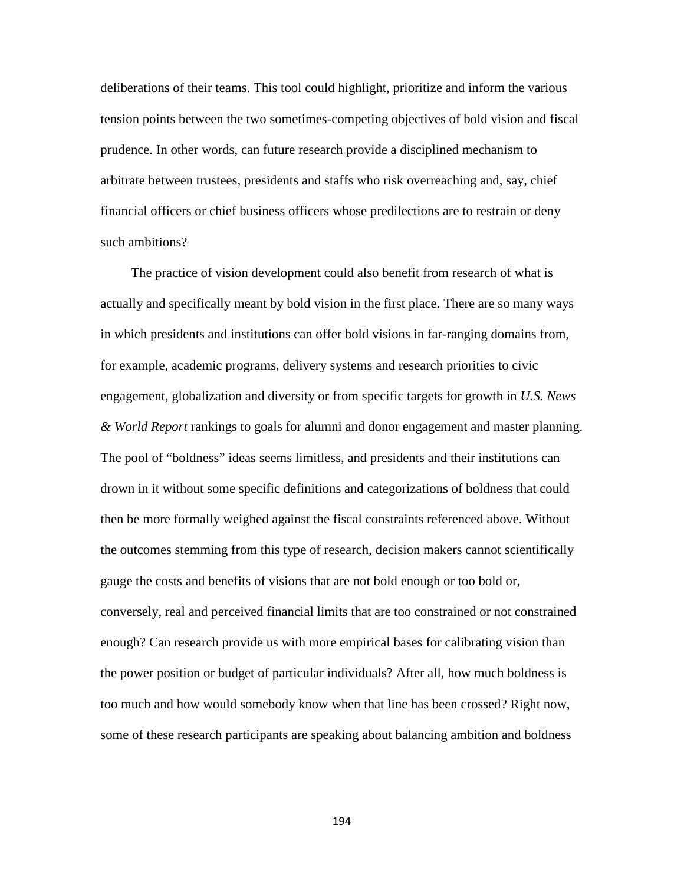deliberations of their teams. This tool could highlight, prioritize and inform the various tension points between the two sometimes-competing objectives of bold vision and fiscal prudence. In other words, can future research provide a disciplined mechanism to arbitrate between trustees, presidents and staffs who risk overreaching and, say, chief financial officers or chief business officers whose predilections are to restrain or deny such ambitions?

The practice of vision development could also benefit from research of what is actually and specifically meant by bold vision in the first place. There are so many ways in which presidents and institutions can offer bold visions in far-ranging domains from, for example, academic programs, delivery systems and research priorities to civic engagement, globalization and diversity or from specific targets for growth in *U.S. News & World Report* rankings to goals for alumni and donor engagement and master planning. The pool of "boldness" ideas seems limitless, and presidents and their institutions can drown in it without some specific definitions and categorizations of boldness that could then be more formally weighed against the fiscal constraints referenced above. Without the outcomes stemming from this type of research, decision makers cannot scientifically gauge the costs and benefits of visions that are not bold enough or too bold or, conversely, real and perceived financial limits that are too constrained or not constrained enough? Can research provide us with more empirical bases for calibrating vision than the power position or budget of particular individuals? After all, how much boldness is too much and how would somebody know when that line has been crossed? Right now, some of these research participants are speaking about balancing ambition and boldness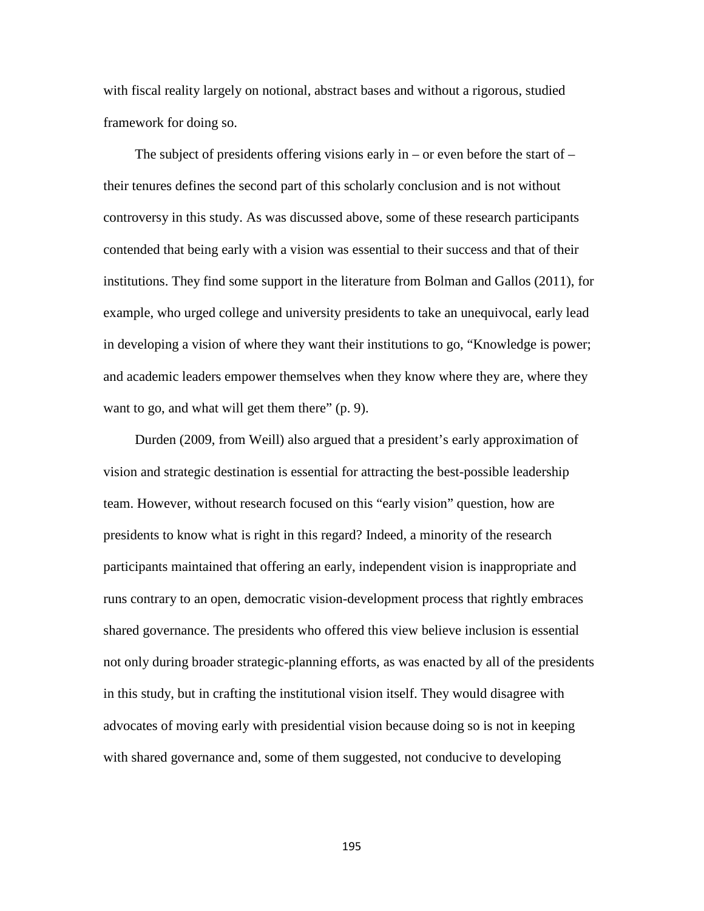with fiscal reality largely on notional, abstract bases and without a rigorous, studied framework for doing so.

The subject of presidents offering visions early in – or even before the start of – their tenures defines the second part of this scholarly conclusion and is not without controversy in this study. As was discussed above, some of these research participants contended that being early with a vision was essential to their success and that of their institutions. They find some support in the literature from Bolman and Gallos (2011), for example, who urged college and university presidents to take an unequivocal, early lead in developing a vision of where they want their institutions to go, "Knowledge is power; and academic leaders empower themselves when they know where they are, where they want to go, and what will get them there" (p. 9).

Durden (2009, from Weill) also argued that a president's early approximation of vision and strategic destination is essential for attracting the best-possible leadership team. However, without research focused on this "early vision" question, how are presidents to know what is right in this regard? Indeed, a minority of the research participants maintained that offering an early, independent vision is inappropriate and runs contrary to an open, democratic vision-development process that rightly embraces shared governance. The presidents who offered this view believe inclusion is essential not only during broader strategic-planning efforts, as was enacted by all of the presidents in this study, but in crafting the institutional vision itself. They would disagree with advocates of moving early with presidential vision because doing so is not in keeping with shared governance and, some of them suggested, not conducive to developing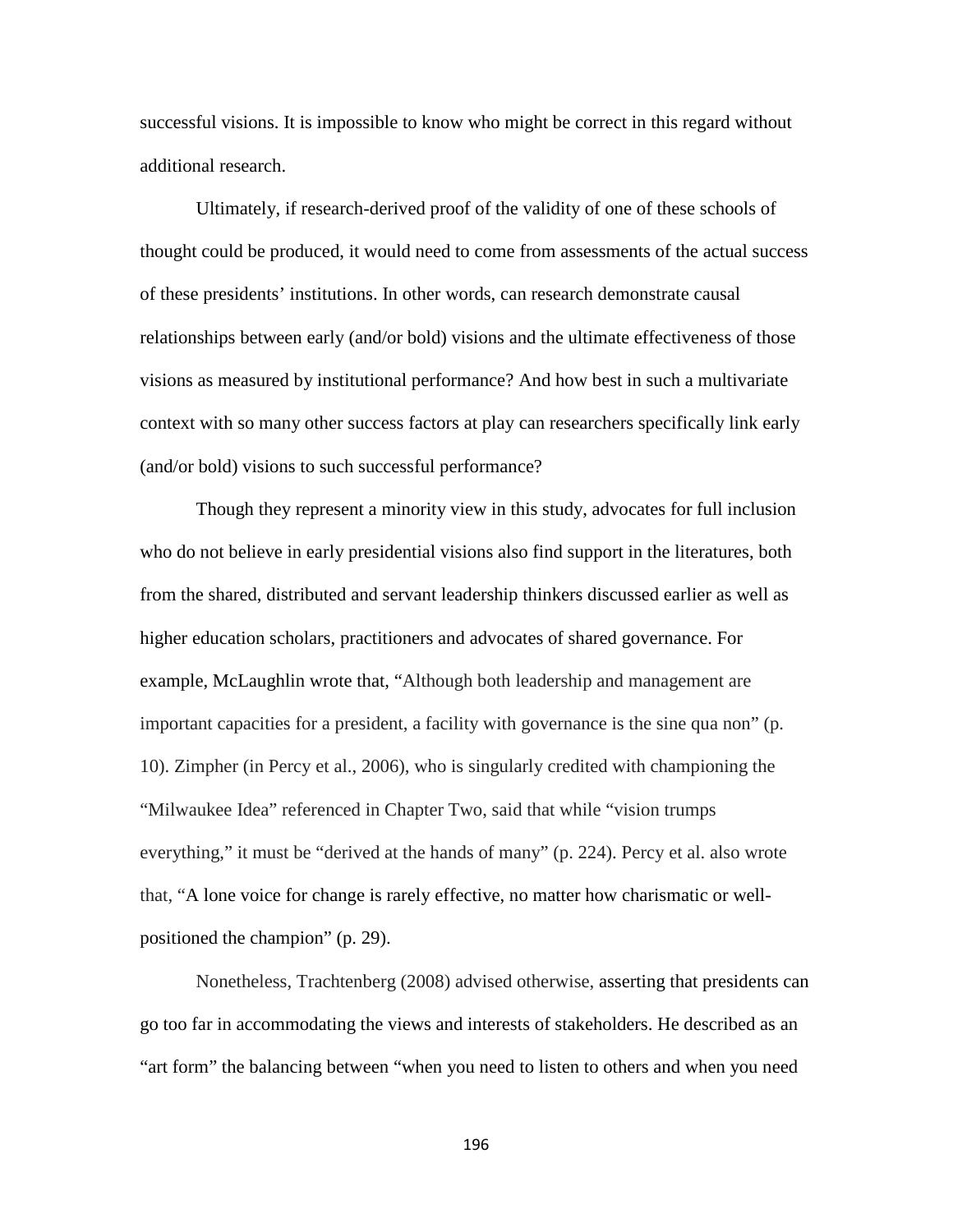successful visions. It is impossible to know who might be correct in this regard without additional research.

Ultimately, if research-derived proof of the validity of one of these schools of thought could be produced, it would need to come from assessments of the actual success of these presidents' institutions. In other words, can research demonstrate causal relationships between early (and/or bold) visions and the ultimate effectiveness of those visions as measured by institutional performance? And how best in such a multivariate context with so many other success factors at play can researchers specifically link early (and/or bold) visions to such successful performance?

Though they represent a minority view in this study, advocates for full inclusion who do not believe in early presidential visions also find support in the literatures, both from the shared, distributed and servant leadership thinkers discussed earlier as well as higher education scholars, practitioners and advocates of shared governance. For example, McLaughlin wrote that, "Although both leadership and management are important capacities for a president, a facility with governance is the sine qua non" (p. 10). Zimpher (in Percy et al., 2006), who is singularly credited with championing the "Milwaukee Idea" referenced in Chapter Two, said that while "vision trumps everything," it must be "derived at the hands of many" (p. 224). Percy et al. also wrote that, "A lone voice for change is rarely effective, no matter how charismatic or well-positioned the champion" (p. 29).

Nonetheless, Trachtenberg (2008) advised otherwise, asserting that presidents can go too far in accommodating the views and interests of stakeholders. He described as an "art form" the balancing between "when you need to listen to others and when you need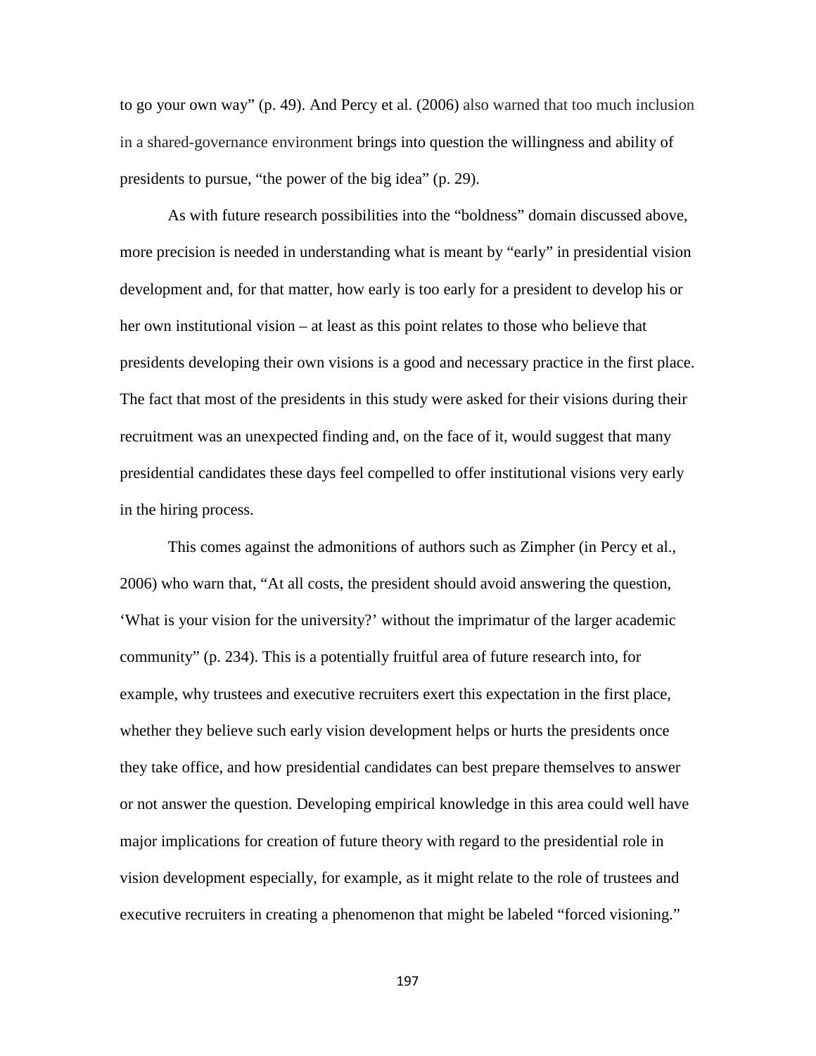to go your own way" (p. 49). And Percy et al. (2006) also warned that too much inclusion in a shared-governance environment brings into question the willingness and ability of presidents to pursue, "the power of the big idea" (p. 29).

As with future research possibilities into the "boldness" domain discussed above, more precision is needed in understanding what is meant by "early" in presidential vision development and, for that matter, how early is too early for a president to develop his or her own institutional vision – at least as this point relates to those who believe that presidents developing their own visions is a good and necessary practice in the first place. The fact that most of the presidents in this study were asked for their visions during their recruitment was an unexpected finding and, on the face of it, would suggest that many presidential candidates these days feel compelled to offer institutional visions very early in the hiring process.

This comes against the admonitions of authors such as Zimpher (in Percy et al., 2006) who warn that, "At all costs, the president should avoid answering the question, 'What is your vision for the university?' without the imprimatur of the larger academic community" (p. 234). This is a potentially fruitful area of future research into, for example, why trustees and executive recruiters exert this expectation in the first place, whether they believe such early vision development helps or hurts the presidents once they take office, and how presidential candidates can best prepare themselves to answer or not answer the question. Developing empirical knowledge in this area could well have major implications for creation of future theory with regard to the presidential role in vision development especially, for example, as it might relate to the role of trustees and executive recruiters in creating a phenomenon that might be labeled "forced visioning."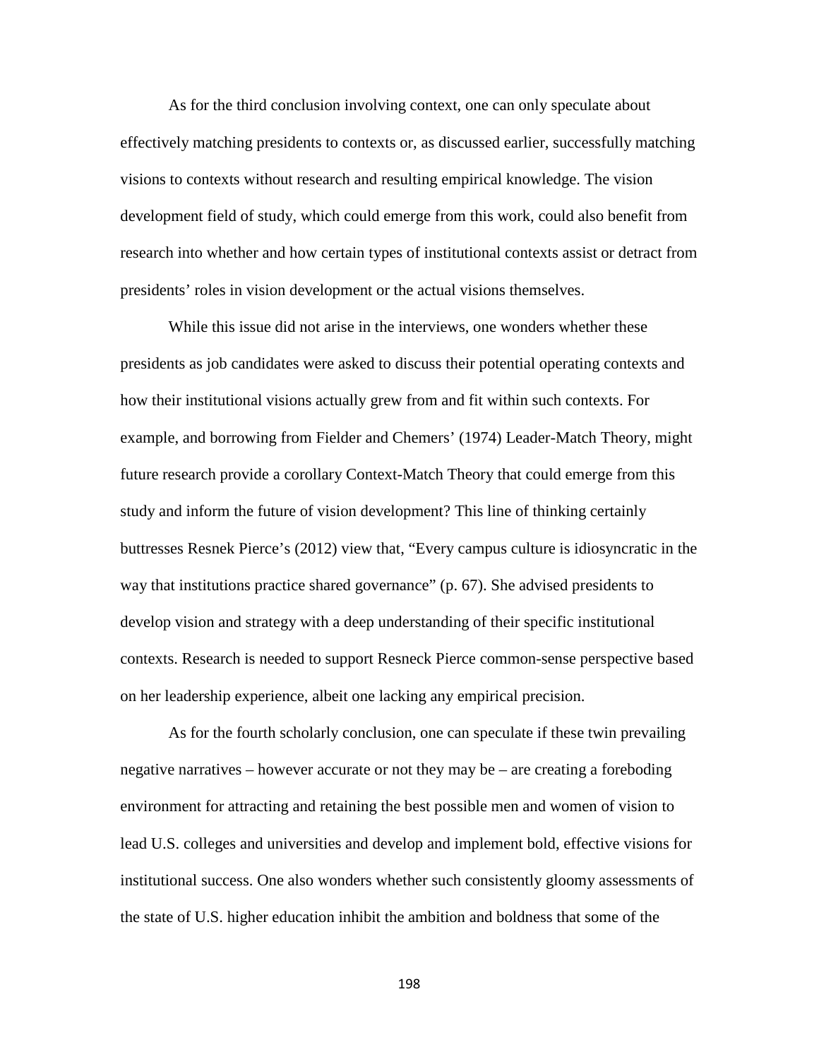As for the third conclusion involving context, one can only speculate about effectively matching presidents to contexts or, as discussed earlier, successfully matching visions to contexts without research and resulting empirical knowledge. The vision development field of study, which could emerge from this work, could also benefit from research into whether and how certain types of institutional contexts assist or detract from presidents' roles in vision development or the actual visions themselves.

While this issue did not arise in the interviews, one wonders whether these presidents as job candidates were asked to discuss their potential operating contexts and how their institutional visions actually grew from and fit within such contexts. For example, and borrowing from Fielder and Chemers' (1974) Leader-Match Theory, might future research provide a corollary Context-Match Theory that could emerge from this study and inform the future of vision development? This line of thinking certainly buttresses Resnek Pierce's (2012) view that, "Every campus culture is idiosyncratic in the way that institutions practice shared governance" (p. 67). She advised presidents to develop vision and strategy with a deep understanding of their specific institutional contexts. Research is needed to support Resneck Pierce common-sense perspective based on her leadership experience, albeit one lacking any empirical precision.

As for the fourth scholarly conclusion, one can speculate if these twin prevailing negative narratives – however accurate or not they may be – are creating a foreboding environment for attracting and retaining the best possible men and women of vision to lead U.S. colleges and universities and develop and implement bold, effective visions for institutional success. One also wonders whether such consistently gloomy assessments of the state of U.S. higher education inhibit the ambition and boldness that some of the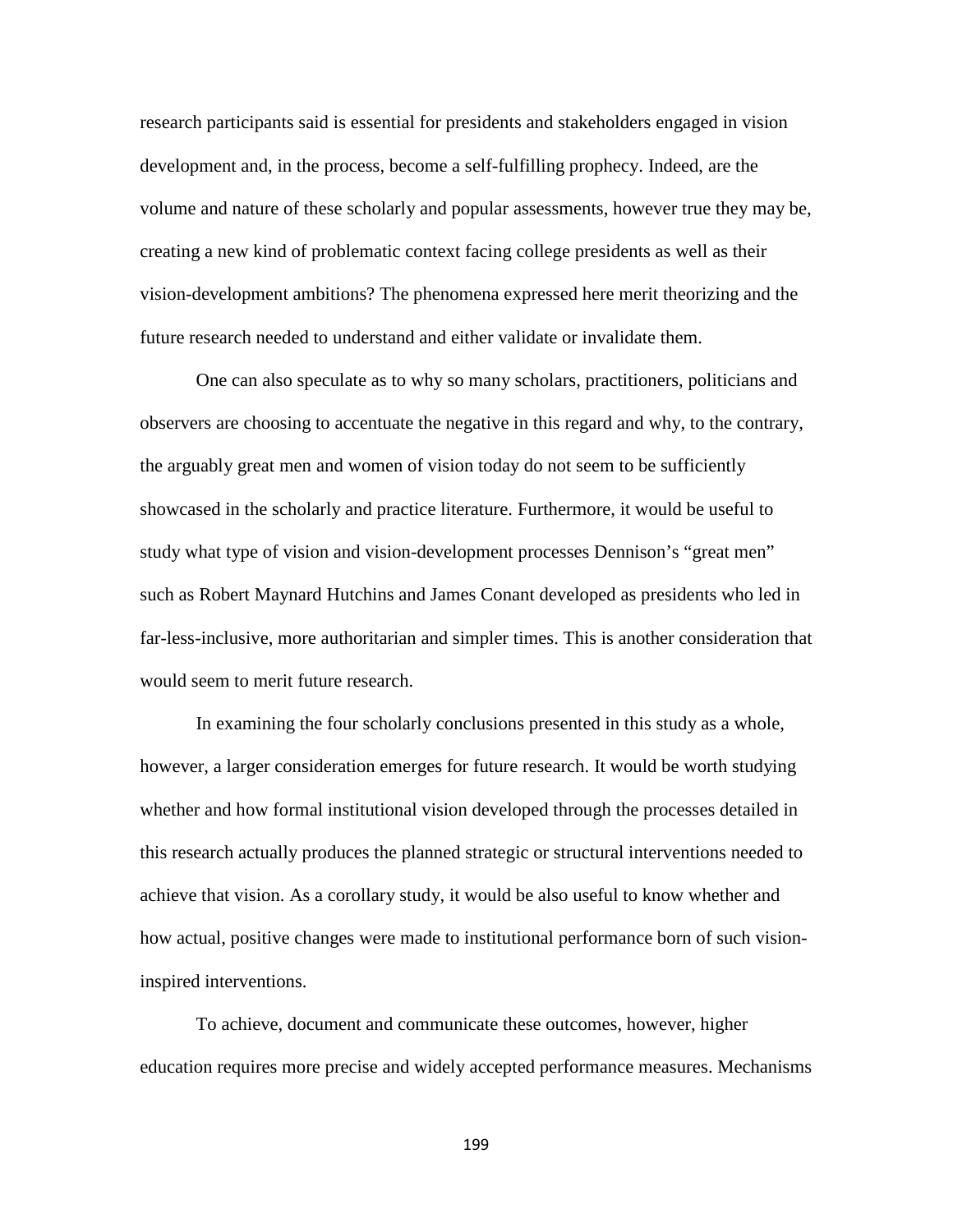research participants said is essential for presidents and stakeholders engaged in vision development and, in the process, become a self-fulfilling prophecy. Indeed, are the volume and nature of these scholarly and popular assessments, however true they may be, creating a new kind of problematic context facing college presidents as well as their vision-development ambitions? The phenomena expressed here merit theorizing and the future research needed to understand and either validate or invalidate them.

One can also speculate as to why so many scholars, practitioners, politicians and observers are choosing to accentuate the negative in this regard and why, to the contrary, the arguably great men and women of vision today do not seem to be sufficiently showcased in the scholarly and practice literature. Furthermore, it would be useful to study what type of vision and vision-development processes Dennison's "great men" such as Robert Maynard Hutchins and James Conant developed as presidents who led in far-less-inclusive, more authoritarian and simpler times. This is another consideration that would seem to merit future research.

In examining the four scholarly conclusions presented in this study as a whole, however, a larger consideration emerges for future research. It would be worth studying whether and how formal institutional vision developed through the processes detailed in this research actually produces the planned strategic or structural interventions needed to achieve that vision. As a corollary study, it would be also useful to know whether and how actual, positive changes were made to institutional performance born of such vision-inspired interventions.

To achieve, document and communicate these outcomes, however, higher education requires more precise and widely accepted performance measures. Mechanisms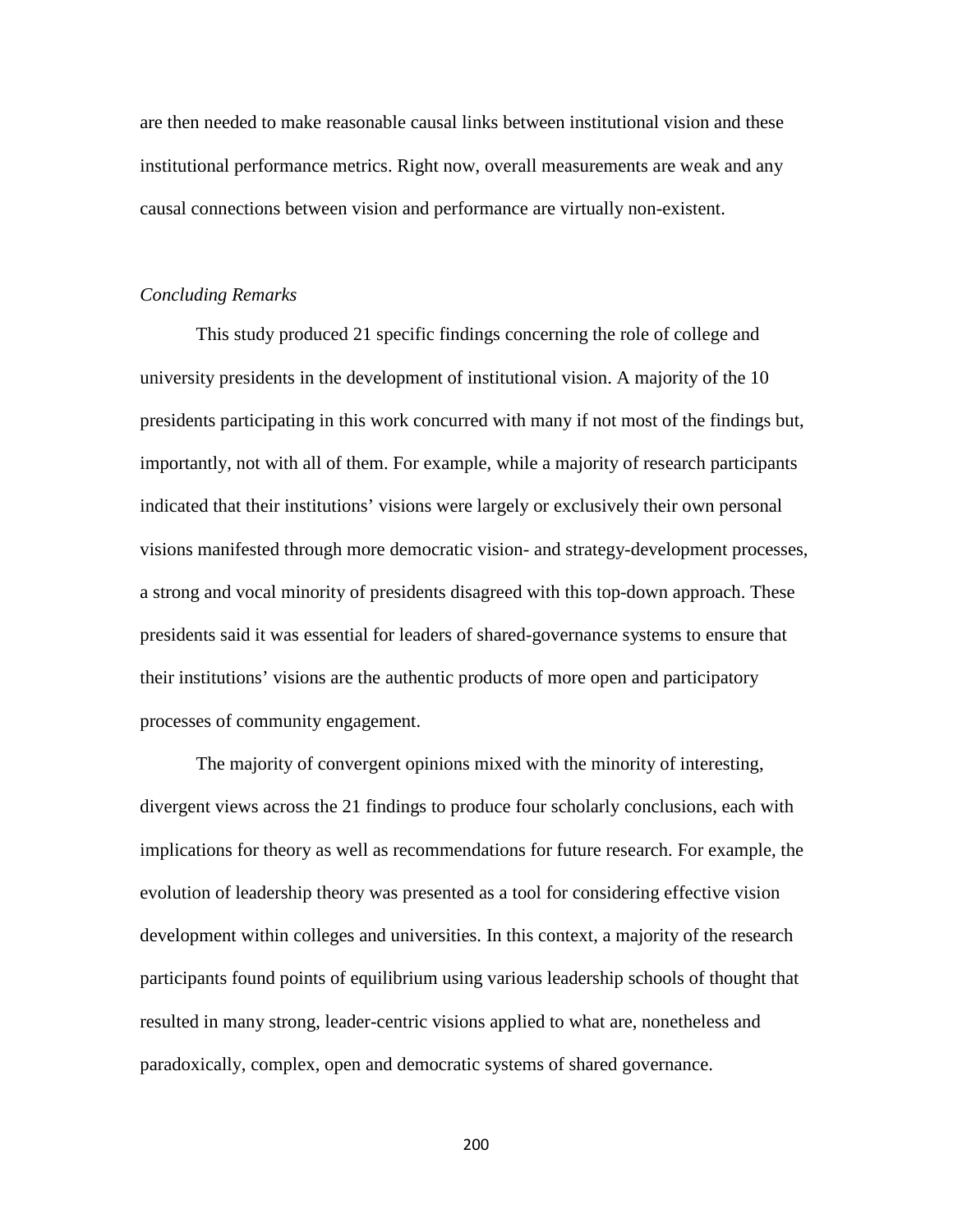are then needed to make reasonable causal links between institutional vision and these institutional performance metrics. Right now, overall measurements are weak and any causal connections between vision and performance are virtually non-existent.

*Concluding Remarks*

This study produced 21 specific findings concerning the role of college and university presidents in the development of institutional vision. A majority of the 10 presidents participating in this work concurred with many if not most of the findings but, importantly, not with all of them. For example, while a majority of research participants indicated that their institutions' visions were largely or exclusively their own personal visions manifested through more democratic vision- and strategy-development processes, a strong and vocal minority of presidents disagreed with this top-down approach. These presidents said it was essential for leaders of shared-governance systems to ensure that their institutions' visions are the authentic products of more open and participatory processes of community engagement.

The majority of convergent opinions mixed with the minority of interesting, divergent views across the 21 findings to produce four scholarly conclusions, each with implications for theory as well as recommendations for future research. For example, the evolution of leadership theory was presented as a tool for considering effective vision development within colleges and universities. In this context, a majority of the research participants found points of equilibrium using various leadership schools of thought that resulted in many strong, leader-centric visions applied to what are, nonetheless and paradoxically, complex, open and democratic systems of shared governance.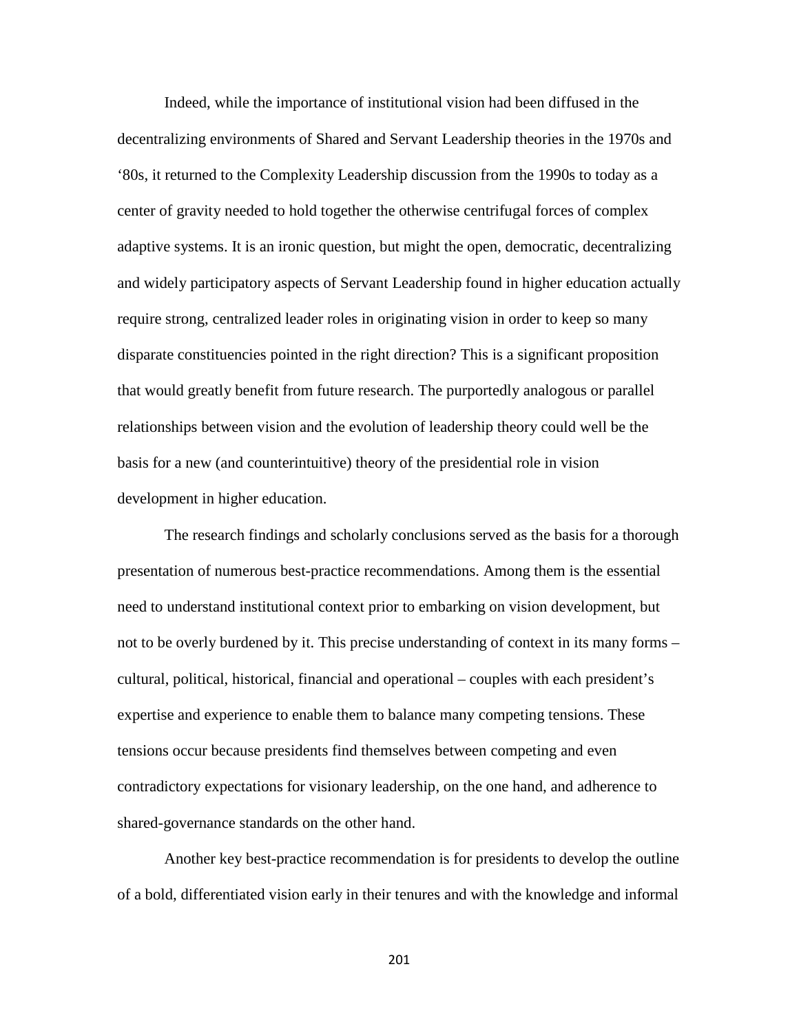Indeed, while the importance of institutional vision had been diffused in the decentralizing environments of Shared and Servant Leadership theories in the 1970s and '80s, it returned to the Complexity Leadership discussion from the 1990s to today as a center of gravity needed to hold together the otherwise centrifugal forces of complex adaptive systems. It is an ironic question, but might the open, democratic, decentralizing and widely participatory aspects of Servant Leadership found in higher education actually require strong, centralized leader roles in originating vision in order to keep so many disparate constituencies pointed in the right direction? This is a significant proposition that would greatly benefit from future research. The purportedly analogous or parallel relationships between vision and the evolution of leadership theory could well be the basis for a new (and counterintuitive) theory of the presidential role in vision development in higher education.

The research findings and scholarly conclusions served as the basis for a thorough presentation of numerous best-practice recommendations. Among them is the essential need to understand institutional context prior to embarking on vision development, but not to be overly burdened by it. This precise understanding of context in its many forms – cultural, political, historical, financial and operational – couples with each president's expertise and experience to enable them to balance many competing tensions. These tensions occur because presidents find themselves between competing and even contradictory expectations for visionary leadership, on the one hand, and adherence to shared-governance standards on the other hand.

Another key best-practice recommendation is for presidents to develop the outline of a bold, differentiated vision early in their tenures and with the knowledge and informal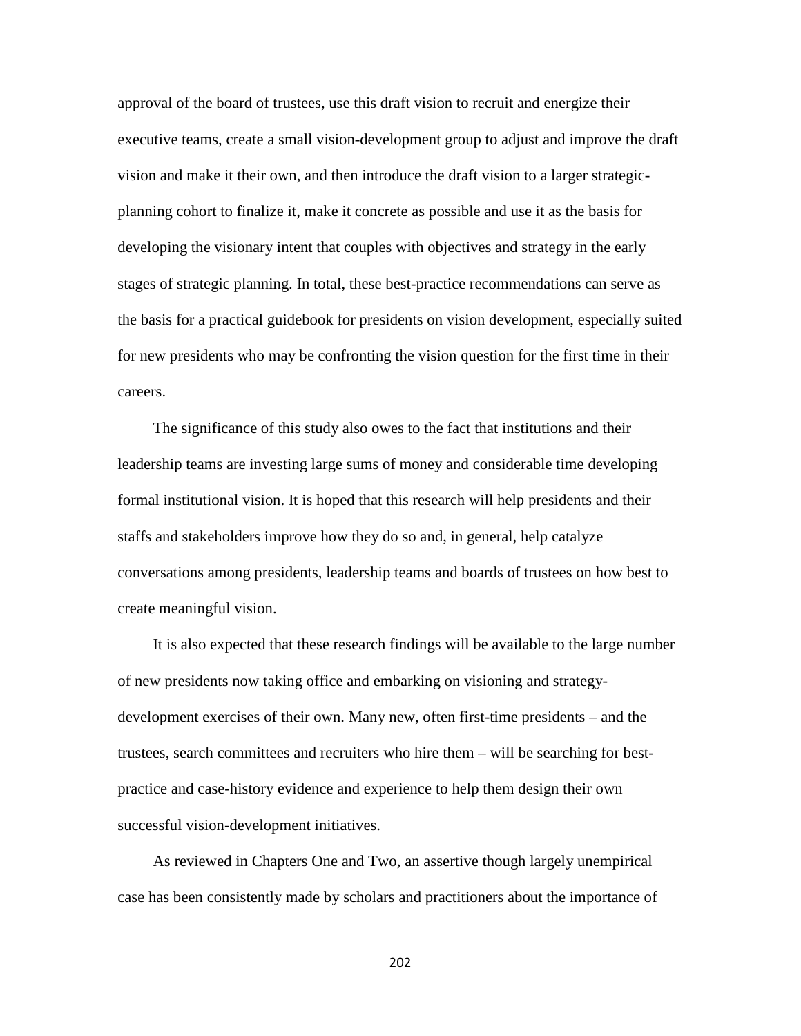approval of the board of trustees, use this draft vision to recruit and energize their executive teams, create a small vision-development group to adjust and improve the draft vision and make it their own, and then introduce the draft vision to a larger strategic-planning cohort to finalize it, make it concrete as possible and use it as the basis for developing the visionary intent that couples with objectives and strategy in the early stages of strategic planning. In total, these best-practice recommendations can serve as the basis for a practical guidebook for presidents on vision development, especially suited for new presidents who may be confronting the vision question for the first time in their careers.

The significance of this study also owes to the fact that institutions and their leadership teams are investing large sums of money and considerable time developing formal institutional vision. It is hoped that this research will help presidents and their staffs and stakeholders improve how they do so and, in general, help catalyze conversations among presidents, leadership teams and boards of trustees on how best to create meaningful vision.

It is also expected that these research findings will be available to the large number of new presidents now taking office and embarking on visioning and strategy-development exercises of their own. Many new, often first-time presidents – and the trustees, search committees and recruiters who hire them – will be searching for best-practice and case-history evidence and experience to help them design their own successful vision-development initiatives.

As reviewed in Chapters One and Two, an assertive though largely unempirical case has been consistently made by scholars and practitioners about the importance of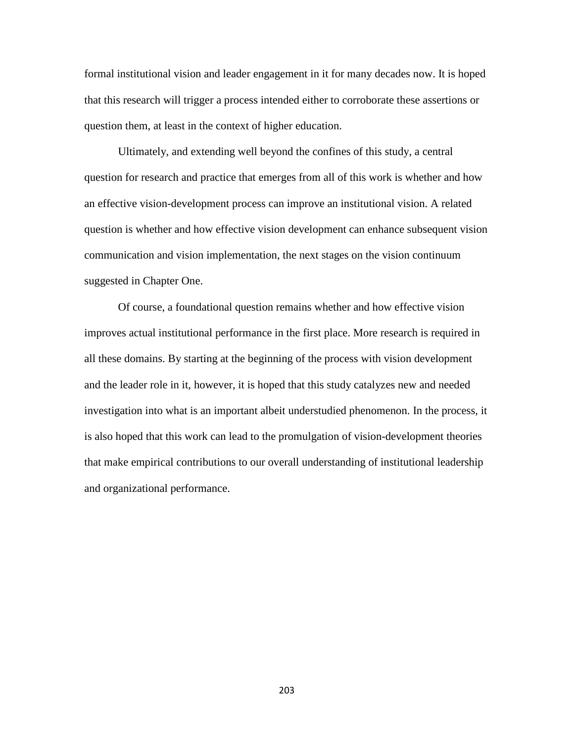formal institutional vision and leader engagement in it for many decades now. It is hoped that this research will trigger a process intended either to corroborate these assertions or question them, at least in the context of higher education.

Ultimately, and extending well beyond the confines of this study, a central question for research and practice that emerges from all of this work is whether and how an effective vision-development process can improve an institutional vision. A related question is whether and how effective vision development can enhance subsequent vision communication and vision implementation, the next stages on the vision continuum suggested in Chapter One.

Of course, a foundational question remains whether and how effective vision improves actual institutional performance in the first place. More research is required in all these domains. By starting at the beginning of the process with vision development and the leader role in it, however, it is hoped that this study catalyzes new and needed investigation into what is an important albeit understudied phenomenon. In the process, it is also hoped that this work can lead to the promulgation of vision-development theories that make empirical contributions to our overall understanding of institutional leadership and organizational performance.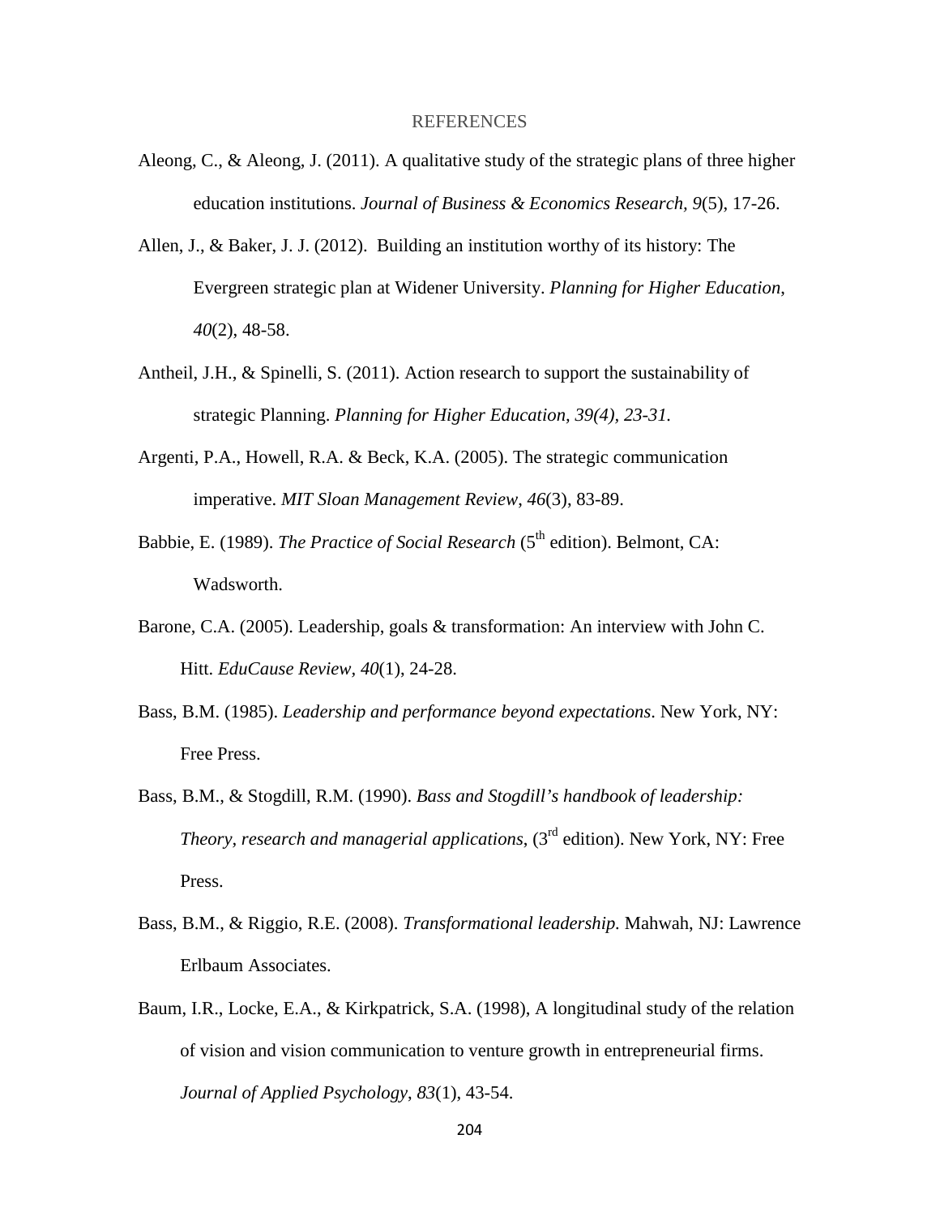# REFERENCES

Aleong, C., & Aleong, J. (2011). A qualitative study of the strategic plans of three higher education institutions. *Journal of Business & Economics Research, 9*(5), 17-26.

Allen, J., & Baker, J. J. (2012). Building an institution worthy of its history: The Evergreen strategic plan at Widener University. *Planning for Higher Education*, *40*(2), 48-58.

Antheil, J.H., & Spinelli, S. (2011). Action research to support the sustainability of strategic Planning. *Planning for Higher Education, 39(4), 23-31.*

Argenti, P.A., Howell, R.A. & Beck, K.A. (2005). The strategic communication imperative. *MIT Sloan Management Review*, *46*(3), 83-89.

Babbie, E. (1989). *The Practice of Social Research* (5th edition). Belmont, CA: Wadsworth.

Barone, C.A. (2005). Leadership, goals & transformation: An interview with John C. Hitt. *EduCause Review, 40*(1), 24-28.

Bass, B.M. (1985). *Leadership and performance beyond expectations*. New York, NY: Free Press.

Bass, B.M., & Stogdill, R.M. (1990). *Bass and Stogdill's handbook of leadership: Theory, research and managerial applications*, (3rd edition). New York, NY: Free Press.

Bass, B.M., & Riggio, R.E. (2008). *Transformational leadership.* Mahwah, NJ: Lawrence Erlbaum Associates.

Baum, I.R., Locke, E.A., & Kirkpatrick, S.A. (1998), A longitudinal study of the relation of vision and vision communication to venture growth in entrepreneurial firms. *Journal of Applied Psychology*, *83*(1), 43-54.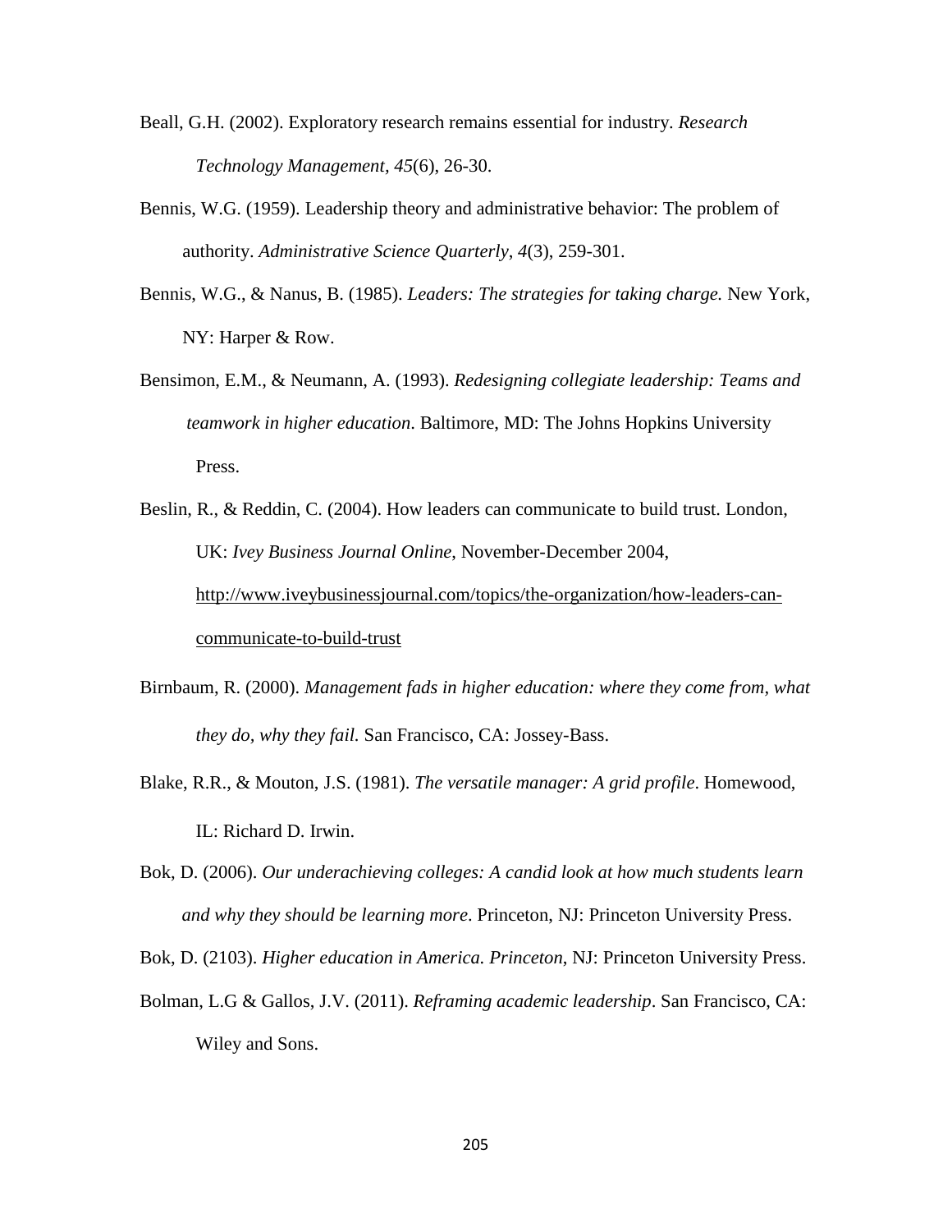Beall, G.H. (2002). Exploratory research remains essential for industry. *Research Technology Management, 45*(6), 26-30.

Bennis, W.G. (1959). Leadership theory and administrative behavior: The problem of authority. *Administrative Science Quarterly*, *4*(3), 259-301.

Bennis, W.G., & Nanus, B. (1985). *Leaders: The strategies for taking charge.* New York, NY: Harper & Row.

Bensimon, E.M., & Neumann, A. (1993). *Redesigning collegiate leadership: Teams and teamwork in higher education*. Baltimore, MD: The Johns Hopkins University Press.

Beslin, R., & Reddin, C. (2004). How leaders can communicate to build trust. London, UK: *Ivey Business Journal Online*, November-December 2004, http://www.iveybusinessjournal.com/topics/the-organization/how-leaders-can-communicate-to-build-trust

Birnbaum, R. (2000). *Management fads in higher education: where they come from, what they do, why they fail.* San Francisco, CA: Jossey-Bass.

Blake, R.R., & Mouton, J.S. (1981). *The versatile manager: A grid profile*. Homewood, IL: Richard D. Irwin.

Bok, D. (2006). *Our underachieving colleges: A candid look at how much students learn and why they should be learning more*. Princeton, NJ: Princeton University Press.

Bok, D. (2103). *Higher education in America. Princeton*, NJ: Princeton University Press.

Bolman, L.G & Gallos, J.V. (2011). *Reframing academic leadership*. San Francisco, CA: Wiley and Sons.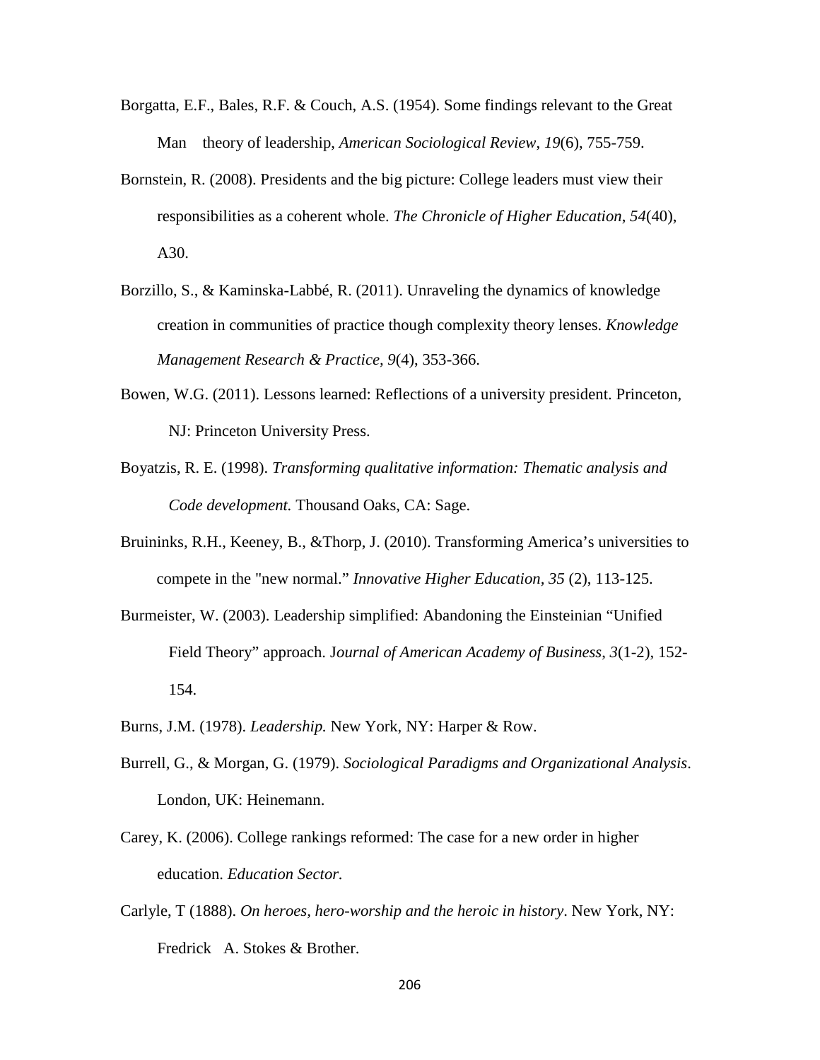Borgatta, E.F., Bales, R.F. & Couch, A.S. (1954). Some findings relevant to the Great Man theory of leadership, *American Sociological Review*, *19*(6), 755-759.

Bornstein, R. (2008). Presidents and the big picture: College leaders must view their responsibilities as a coherent whole. *The Chronicle of Higher Education*, *54*(40), A30.

Borzillo, S., & Kaminska-Labbé, R. (2011). Unraveling the dynamics of knowledge creation in communities of practice though complexity theory lenses. *Knowledge Management Research & Practice*, *9*(4), 353-366.

Bowen, W.G. (2011). Lessons learned: Reflections of a university president. Princeton, NJ: Princeton University Press.

Boyatzis, R. E. (1998). *Transforming qualitative information: Thematic analysis and Code development.* Thousand Oaks, CA: Sage.

Bruininks, R.H., Keeney, B., &Thorp, J. (2010). Transforming America's universities to compete in the "new normal." *Innovative Higher Education*, *35* (2), 113-125.

Burmeister, W. (2003). Leadership simplified: Abandoning the Einsteinian "Unified Field Theory" approach. J*ournal of American Academy of Business*, *3*(1-2), 152-154.

Burns, J.M. (1978). *Leadership.* New York, NY: Harper & Row.

Burrell, G., & Morgan, G. (1979). *Sociological Paradigms and Organizational Analysis*. London, UK: Heinemann.

Carey, K. (2006). College rankings reformed: The case for a new order in higher education. *Education Sector.*

Carlyle, T (1888). *On heroes, hero-worship and the heroic in history*. New York, NY: Fredrick A. Stokes & Brother.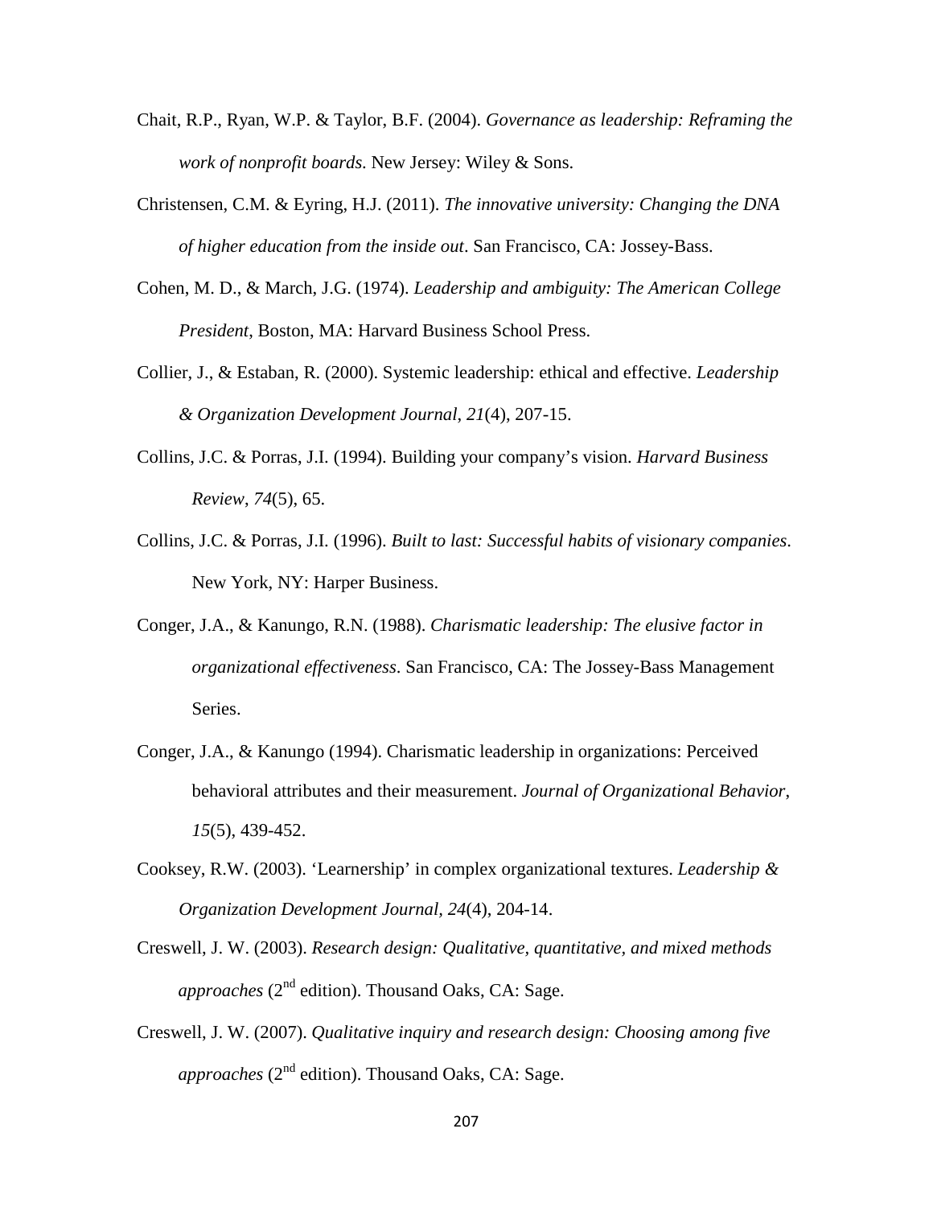Chait, R.P., Ryan, W.P. & Taylor, B.F. (2004). *Governance as leadership: Reframing the work of nonprofit boards*. New Jersey: Wiley & Sons.

Christensen, C.M. & Eyring, H.J. (2011). *The innovative university: Changing the DNA of higher education from the inside out*. San Francisco, CA: Jossey-Bass.

Cohen, M. D., & March, J.G. (1974). *Leadership and ambiguity: The American College President*, Boston, MA: Harvard Business School Press.

Collier, J., & Estaban, R. (2000). Systemic leadership: ethical and effective. *Leadership & Organization Development Journal*, *21*(4), 207-15.

Collins, J.C. & Porras, J.I. (1994). Building your company's vision. *Harvard Business Review*, *74*(5), 65.

Collins, J.C. & Porras, J.I. (1996). *Built to last: Successful habits of visionary companies*. New York, NY: Harper Business.

Conger, J.A., & Kanungo, R.N. (1988). *Charismatic leadership: The elusive factor in organizational effectiveness*. San Francisco, CA: The Jossey-Bass Management Series.

Conger, J.A., & Kanungo (1994). Charismatic leadership in organizations: Perceived behavioral attributes and their measurement. *Journal of Organizational Behavior*, *15*(5), 439-452.

Cooksey, R.W. (2003). 'Learnership' in complex organizational textures. *Leadership & Organization Development Journal*, *24*(4), 204-14.

Creswell, J. W. (2003). *Research design: Qualitative, quantitative, and mixed methods approaches* (2nd edition). Thousand Oaks, CA: Sage.

Creswell, J. W. (2007). *Qualitative inquiry and research design: Choosing among five approaches* (2nd edition). Thousand Oaks, CA: Sage.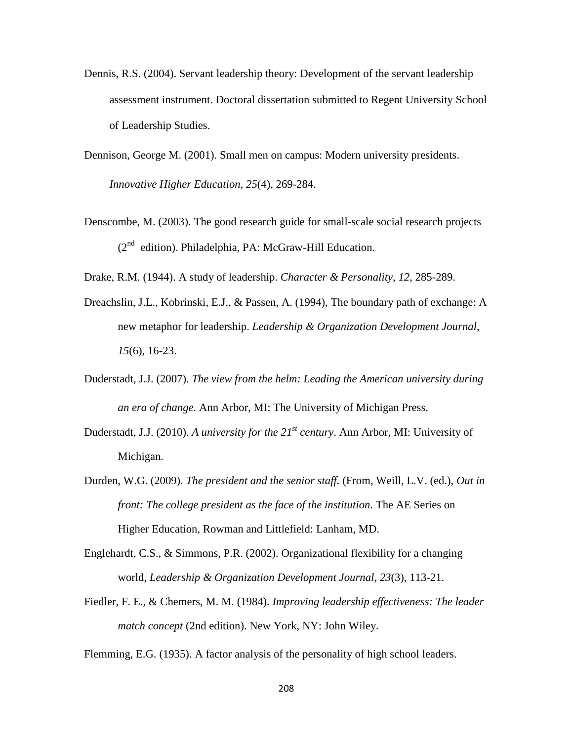Dennis, R.S. (2004). Servant leadership theory: Development of the servant leadership assessment instrument. Doctoral dissertation submitted to Regent University School of Leadership Studies.

Dennison, George M. (2001). Small men on campus: Modern university presidents. *Innovative Higher Education*, *25*(4), 269-284.

Denscombe, M. (2003). The good research guide for small-scale social research projects (2nd edition). Philadelphia, PA: McGraw-Hill Education.

Drake, R.M. (1944). A study of leadership. *Character & Personality*, *12*, 285-289.

Dreachslin, J.L., Kobrinski, E.J., & Passen, A. (1994), The boundary path of exchange: A new metaphor for leadership. *Leadership & Organization Development Journal*, *15*(6), 16-23.

Duderstadt, J.J. (2007). *The view from the helm: Leading the American university during an era of change.* Ann Arbor, MI: The University of Michigan Press.

Duderstadt, J.J. (2010). *A university for the 21st century*. Ann Arbor, MI: University of Michigan.

Durden, W.G. (2009). *The president and the senior staff.* (From, Weill, L.V. (ed.), *Out in front: The college president as the face of the institution.* The AE Series on Higher Education, Rowman and Littlefield: Lanham, MD.

Englehardt, C.S., & Simmons, P.R. (2002). Organizational flexibility for a changing world, *Leadership & Organization Development Journal*, *23*(3), 113-21.

Fiedler, F. E., & Chemers, M. M. (1984). *Improving leadership effectiveness: The leader match concept* (2nd edition). New York, NY: John Wiley.

Flemming, E.G. (1935). A factor analysis of the personality of high school leaders.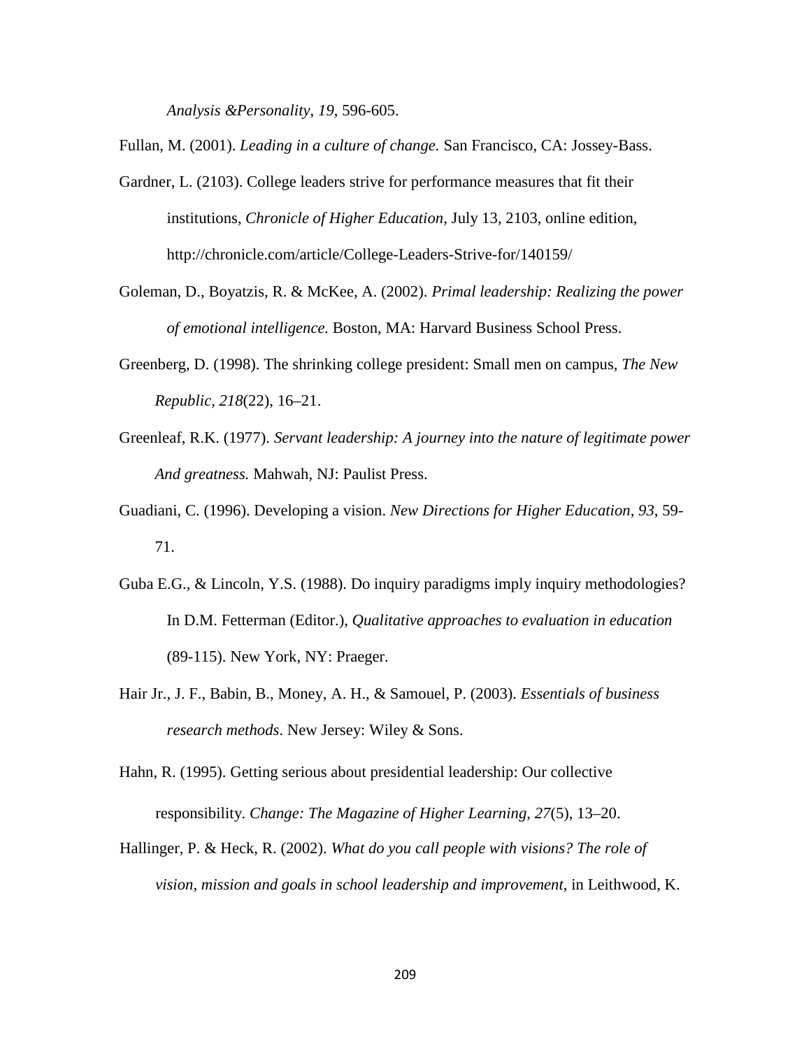*Analysis &Personality*, *19*, 596-605.

Fullan, M. (2001). *Leading in a culture of change.* San Francisco, CA: Jossey-Bass.

Gardner, L. (2103). College leaders strive for performance measures that fit their institutions, *Chronicle of Higher Education*, July 13, 2103, online edition, http://chronicle.com/article/College-Leaders-Strive-for/140159/

Goleman, D., Boyatzis, R. & McKee, A. (2002). *Primal leadership: Realizing the power of emotional intelligence.* Boston, MA: Harvard Business School Press.

Greenberg, D. (1998). The shrinking college president: Small men on campus, *The New Republic, 218*(22), 16–21.

Greenleaf, R.K. (1977). *Servant leadership: A journey into the nature of legitimate power And greatness.* Mahwah, NJ: Paulist Press.

Guadiani, C. (1996). Developing a vision. *New Directions for Higher Education, 93*, 59-71.

Guba E.G., & Lincoln, Y.S. (1988). Do inquiry paradigms imply inquiry methodologies? In D.M. Fetterman (Editor.), *Qualitative approaches to evaluation in education* (89-115). New York, NY: Praeger.

Hair Jr., J. F., Babin, B., Money, A. H., & Samouel, P. (2003). *Essentials of business research methods*. New Jersey: Wiley & Sons.

Hahn, R. (1995). Getting serious about presidential leadership: Our collective responsibility. *Change: The Magazine of Higher Learning*, *27*(5), 13–20.

Hallinger, P. & Heck, R. (2002). *What do you call people with visions? The role of vision, mission and goals in school leadership and improvement*, in Leithwood, K.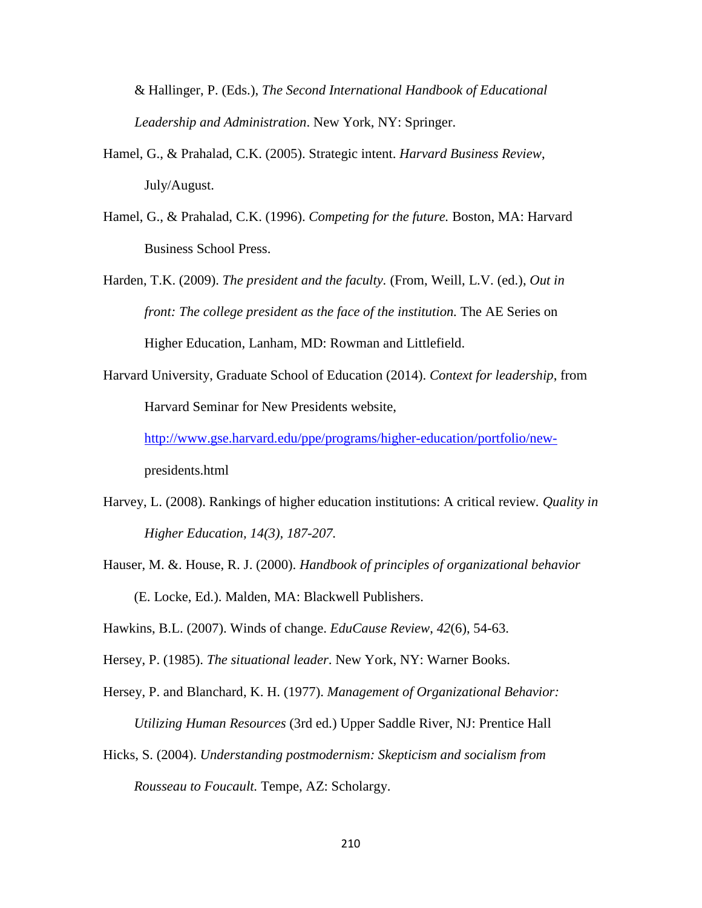& Hallinger, P. (Eds.), *The Second International Handbook of Educational Leadership and Administration*. New York, NY: Springer.

Hamel, G., & Prahalad, C.K. (2005). Strategic intent. *Harvard Business Review*, July/August.

Hamel, G., & Prahalad, C.K. (1996). *Competing for the future.* Boston, MA: Harvard Business School Press.

Harden, T.K. (2009). *The president and the faculty.* (From, Weill, L.V. (ed.), *Out in front: The college president as the face of the institution.* The AE Series on Higher Education, Lanham, MD: Rowman and Littlefield.

Harvard University, Graduate School of Education (2014). *Context for leadership*, from Harvard Seminar for New Presidents website, http://www.gse.harvard.edu/ppe/programs/higher-education/portfolio/new-presidents.html

Harvey, L. (2008). Rankings of higher education institutions: A critical review. *Quality in Higher Education, 14(3), 187-207.*

Hauser, M. &. House, R. J. (2000). *Handbook of principles of organizational behavior* (E. Locke, Ed.). Malden, MA: Blackwell Publishers.

Hawkins, B.L. (2007). Winds of change. *EduCause Review*, *42*(6), 54-63.

Hersey, P. (1985). *The situational leader*. New York, NY: Warner Books.

Hersey, P. and Blanchard, K. H. (1977). *Management of Organizational Behavior: Utilizing Human Resources* (3rd ed.) Upper Saddle River, NJ: Prentice Hall

Hicks, S. (2004). *Understanding postmodernism: Skepticism and socialism from Rousseau to Foucault.* Tempe, AZ: Scholargy.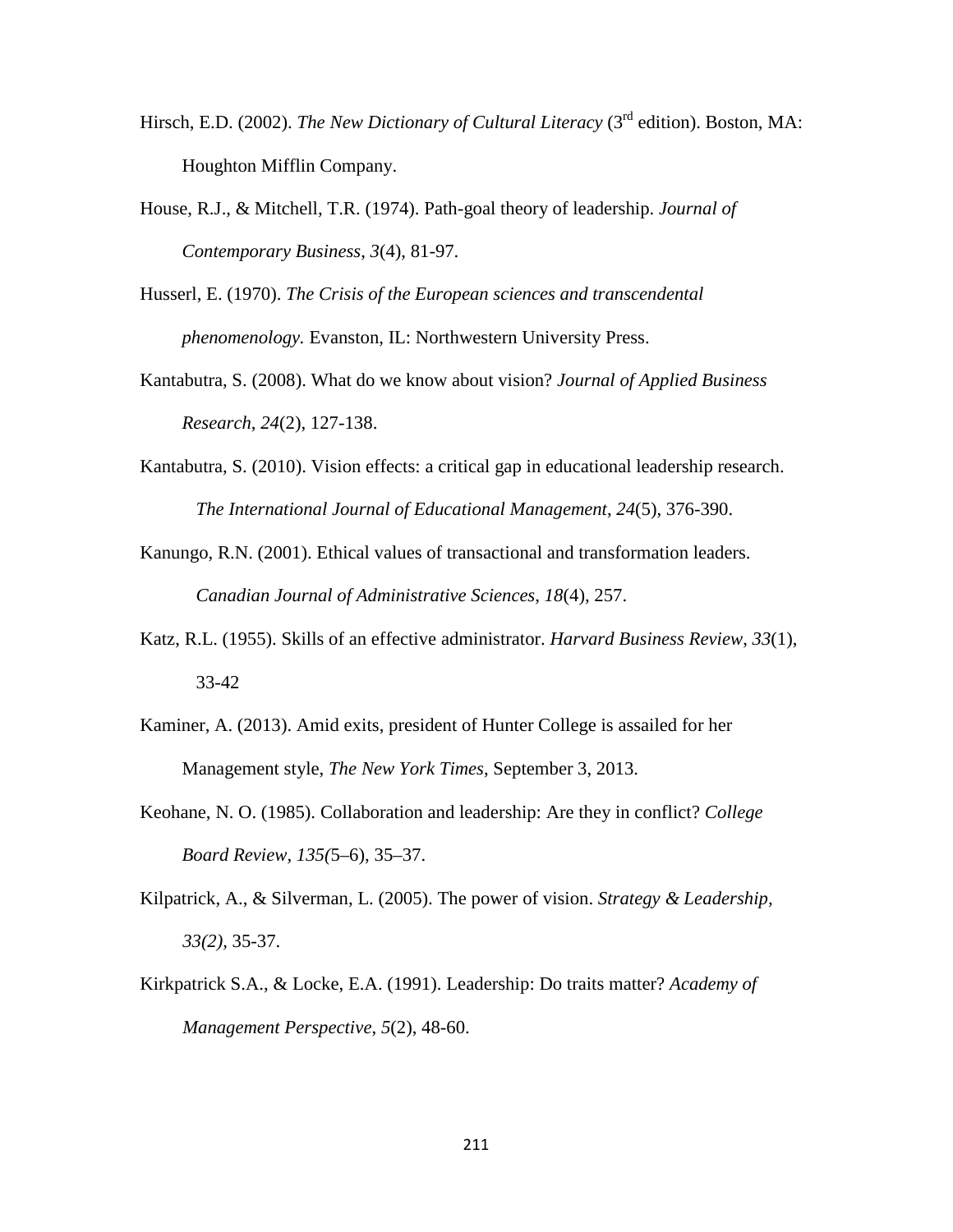Hirsch, E.D. (2002). *The New Dictionary of Cultural Literacy* (3rd edition). Boston, MA: Houghton Mifflin Company.

House, R.J., & Mitchell, T.R. (1974). Path-goal theory of leadership. *Journal of Contemporary Business*, *3*(4), 81-97.

Husserl, E. (1970). *The Crisis of the European sciences and transcendental phenomenology.* Evanston, IL: Northwestern University Press.

Kantabutra, S. (2008). What do we know about vision? *Journal of Applied Business Research*, *24*(2), 127-138.

Kantabutra, S. (2010). Vision effects: a critical gap in educational leadership research. *The International Journal of Educational Management*, *24*(5), 376-390.

Kanungo, R.N. (2001). Ethical values of transactional and transformation leaders. *Canadian Journal of Administrative Sciences*, *18*(4), 257.

Katz, R.L. (1955). Skills of an effective administrator. *Harvard Business Review*, *33*(1), 33-42

Kaminer, A. (2013). Amid exits, president of Hunter College is assailed for her Management style, *The New York Times*, September 3, 2013.

Keohane, N. O. (1985). Collaboration and leadership: Are they in conflict? *College Board Review*, *135(*5–6), 35–37.

Kilpatrick, A., & Silverman, L. (2005). The power of vision. *Strategy & Leadership, 33(2),* 35-37.

Kirkpatrick S.A., & Locke, E.A. (1991). Leadership: Do traits matter? *Academy of Management Perspective*, *5*(2), 48-60.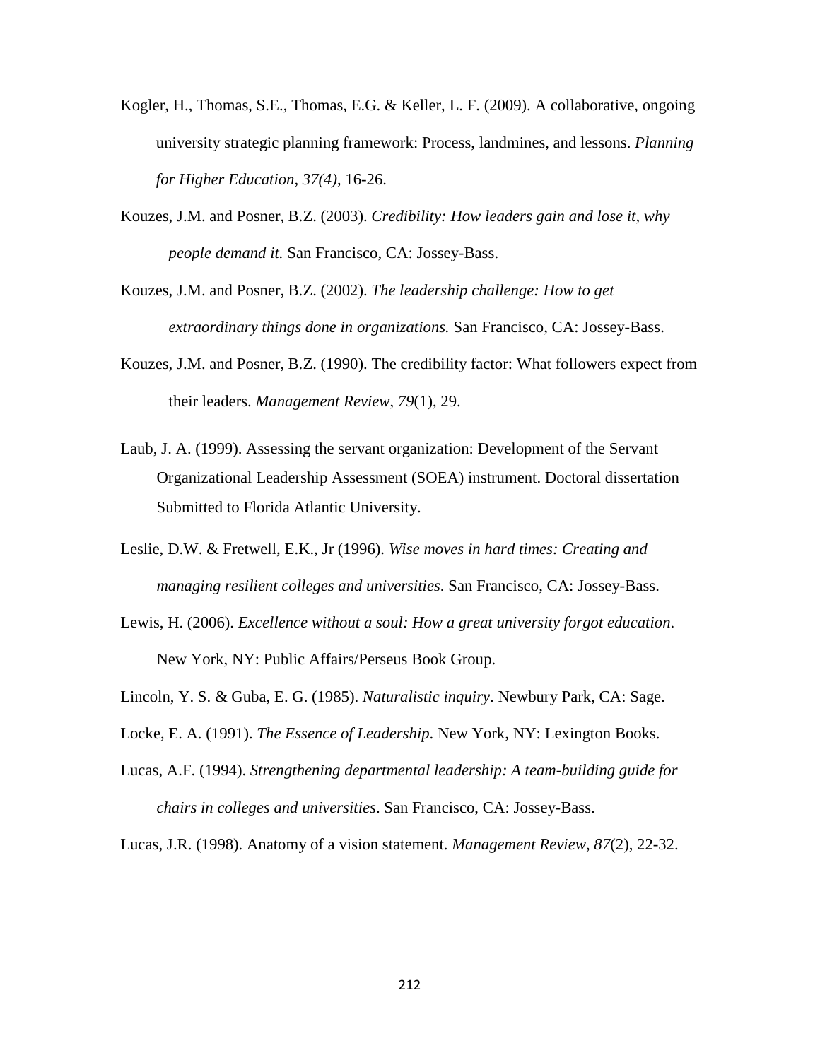Kogler, H., Thomas, S.E., Thomas, E.G. & Keller, L. F. (2009). A collaborative, ongoing university strategic planning framework: Process, landmines, and lessons. *Planning for Higher Education, 37(4)*, 16-26.

Kouzes, J.M. and Posner, B.Z. (2003). *Credibility: How leaders gain and lose it, why people demand it.* San Francisco, CA: Jossey-Bass.

Kouzes, J.M. and Posner, B.Z. (2002). *The leadership challenge: How to get extraordinary things done in organizations.* San Francisco, CA: Jossey-Bass.

Kouzes, J.M. and Posner, B.Z. (1990). The credibility factor: What followers expect from their leaders. *Management Review*, *79*(1), 29.

Laub, J. A. (1999). Assessing the servant organization: Development of the Servant Organizational Leadership Assessment (SOEA) instrument. Doctoral dissertation Submitted to Florida Atlantic University.

Leslie, D.W. & Fretwell, E.K., Jr (1996). *Wise moves in hard times: Creating and managing resilient colleges and universities*. San Francisco, CA: Jossey-Bass.

Lewis, H. (2006). *Excellence without a soul: How a great university forgot education*. New York, NY: Public Affairs/Perseus Book Group.

Lincoln, Y. S. & Guba, E. G. (1985). *Naturalistic inquiry*. Newbury Park, CA: Sage.

Locke, E. A. (1991). *The Essence of Leadership*. New York, NY: Lexington Books.

Lucas, A.F. (1994). *Strengthening departmental leadership: A team-building guide for chairs in colleges and universities*. San Francisco, CA: Jossey-Bass.

Lucas, J.R. (1998). Anatomy of a vision statement. *Management Review*, *87*(2), 22-32.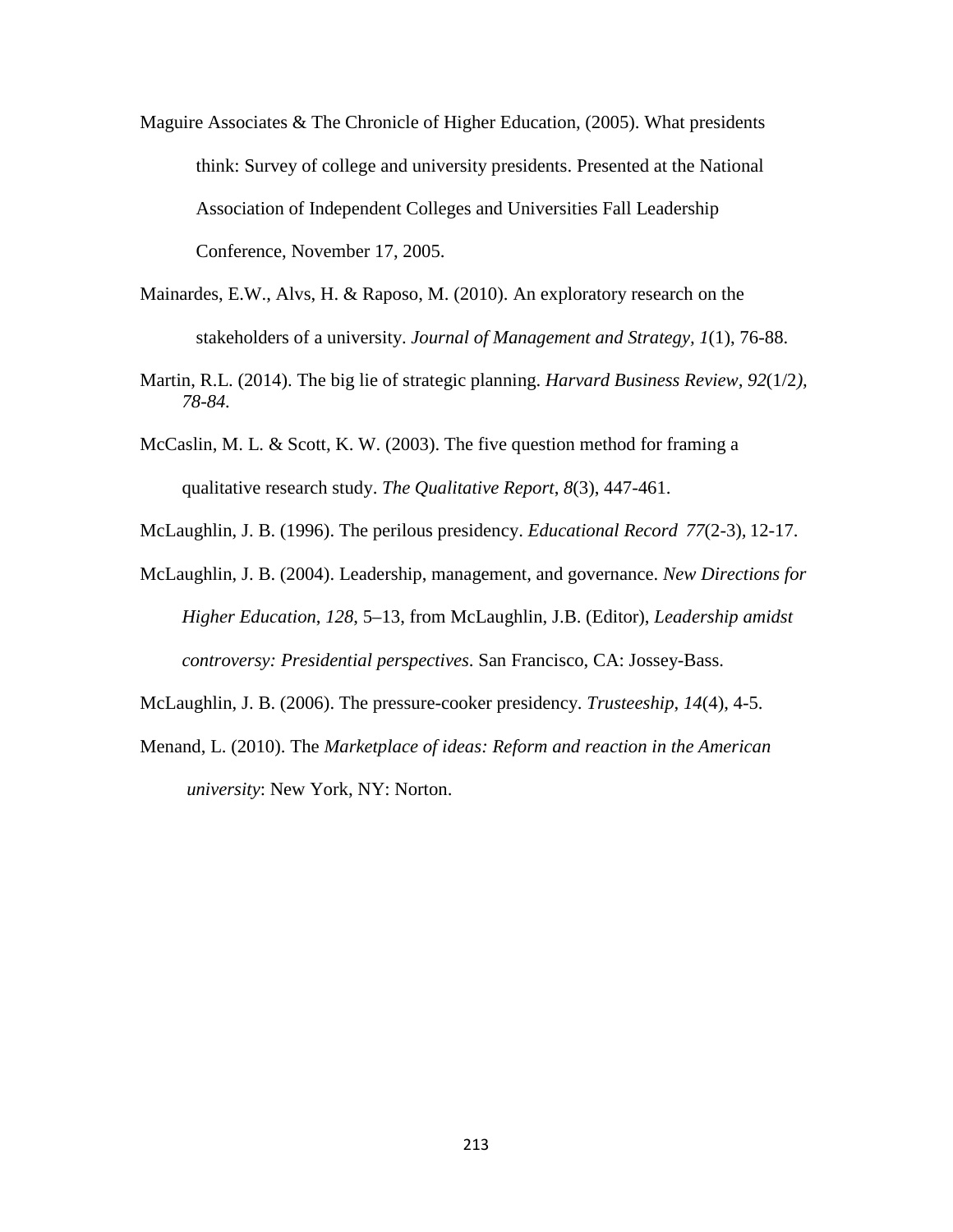Maguire Associates & The Chronicle of Higher Education, (2005). What presidents think: Survey of college and university presidents. Presented at the National Association of Independent Colleges and Universities Fall Leadership Conference, November 17, 2005.

Mainardes, E.W., Alvs, H. & Raposo, M. (2010). An exploratory research on the stakeholders of a university. *Journal of Management and Strategy*, *1*(1), 76-88.

Martin, R.L. (2014). The big lie of strategic planning. *Harvard Business Review*, *92*(1/2*), 78-84.*

McCaslin, M. L. & Scott, K. W. (2003). The five question method for framing a qualitative research study. *The Qualitative Report*, *8*(3), 447-461.

McLaughlin, J. B. (1996). The perilous presidency. *Educational Record 77*(2-3), 12-17.

McLaughlin, J. B. (2004). Leadership, management, and governance. *New Directions for Higher Education*, *128*, 5–13, from McLaughlin, J.B. (Editor), *Leadership amidst controversy: Presidential perspectives*. San Francisco, CA: Jossey-Bass.

McLaughlin, J. B. (2006). The pressure-cooker presidency. *Trusteeship*, *14*(4), 4-5.

Menand, L. (2010). The *Marketplace of ideas: Reform and reaction in the American university*: New York, NY: Norton.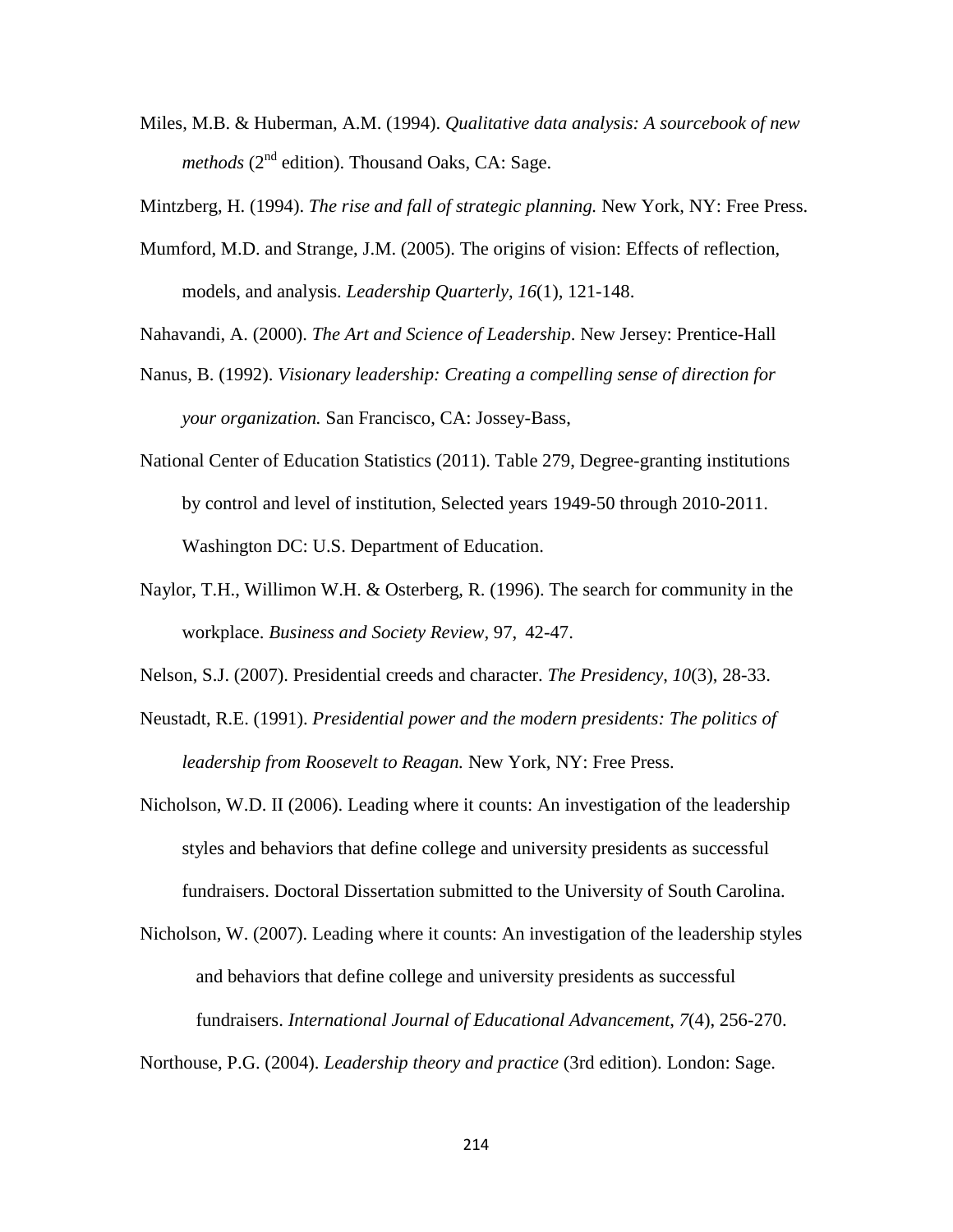Miles, M.B. & Huberman, A.M. (1994). *Qualitative data analysis: A sourcebook of new methods* (2nd edition). Thousand Oaks, CA: Sage.

Mintzberg, H. (1994). *The rise and fall of strategic planning.* New York, NY: Free Press.

Mumford, M.D. and Strange, J.M. (2005). The origins of vision: Effects of reflection, models, and analysis. *Leadership Quarterly*, *16*(1), 121-148.

Nahavandi, A. (2000). *The Art and Science of Leadership*. New Jersey: Prentice-Hall

Nanus, B. (1992). *Visionary leadership: Creating a compelling sense of direction for your organization.* San Francisco, CA: Jossey-Bass,

National Center of Education Statistics (2011). Table 279, Degree-granting institutions by control and level of institution, Selected years 1949-50 through 2010-2011. Washington DC: U.S. Department of Education.

Naylor, T.H., Willimon W.H. & Osterberg, R. (1996). The search for community in the workplace. *Business and Society Review,* 97, 42-47.

Nelson, S.J. (2007). Presidential creeds and character. *The Presidency*, *10*(3), 28-33.

Neustadt, R.E. (1991). *Presidential power and the modern presidents: The politics of leadership from Roosevelt to Reagan.* New York, NY: Free Press.

Nicholson, W.D. II (2006). Leading where it counts: An investigation of the leadership styles and behaviors that define college and university presidents as successful fundraisers. Doctoral Dissertation submitted to the University of South Carolina.

Nicholson, W. (2007). Leading where it counts: An investigation of the leadership styles and behaviors that define college and university presidents as successful fundraisers. *International Journal of Educational Advancement*, *7*(4), 256-270.

Northouse, P.G. (2004). *Leadership theory and practice* (3rd edition). London: Sage.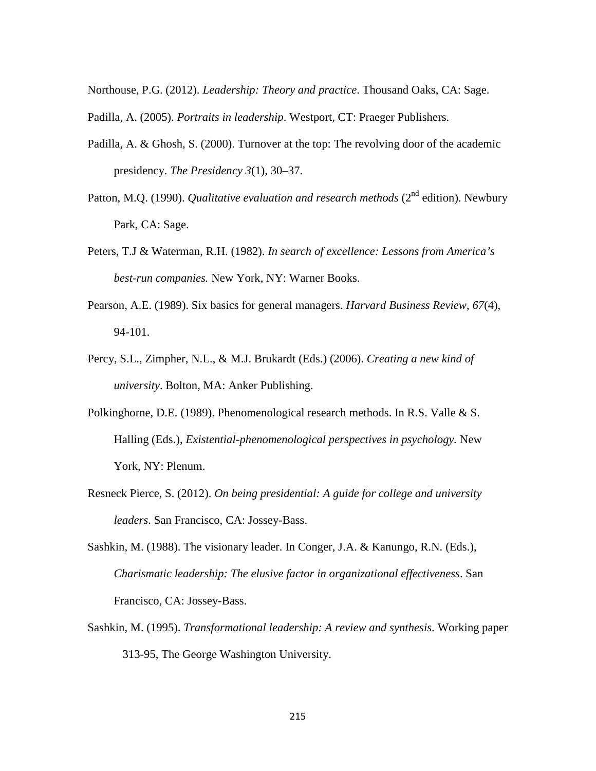Northouse, P.G. (2012). *Leadership: Theory and practice*. Thousand Oaks, CA: Sage.

Padilla, A. (2005). *Portraits in leadership*. Westport, CT: Praeger Publishers.

Padilla, A. & Ghosh, S. (2000). Turnover at the top: The revolving door of the academic presidency. *The Presidency 3*(1), 30–37.

Patton, M.Q. (1990). *Qualitative evaluation and research methods* (2nd edition). Newbury Park, CA: Sage.

Peters, T.J & Waterman, R.H. (1982). *In search of excellence: Lessons from America's best-run companies.* New York, NY: Warner Books.

Pearson, A.E. (1989). Six basics for general managers. *Harvard Business Review*, *67*(4), 94-101.

Percy, S.L., Zimpher, N.L., & M.J. Brukardt (Eds.) (2006). *Creating a new kind of university*. Bolton, MA: Anker Publishing.

Polkinghorne, D.E. (1989). Phenomenological research methods. In R.S. Valle & S. Halling (Eds.), *Existential-phenomenological perspectives in psychology.* New York, NY: Plenum.

Resneck Pierce, S. (2012). *On being presidential: A guide for college and university leaders*. San Francisco, CA: Jossey-Bass.

Sashkin, M. (1988). The visionary leader. In Conger, J.A. & Kanungo, R.N. (Eds.), *Charismatic leadership: The elusive factor in organizational effectiveness*. San Francisco, CA: Jossey-Bass.

Sashkin, M. (1995). *Transformational leadership: A review and synthesis.* Working paper 313-95, The George Washington University.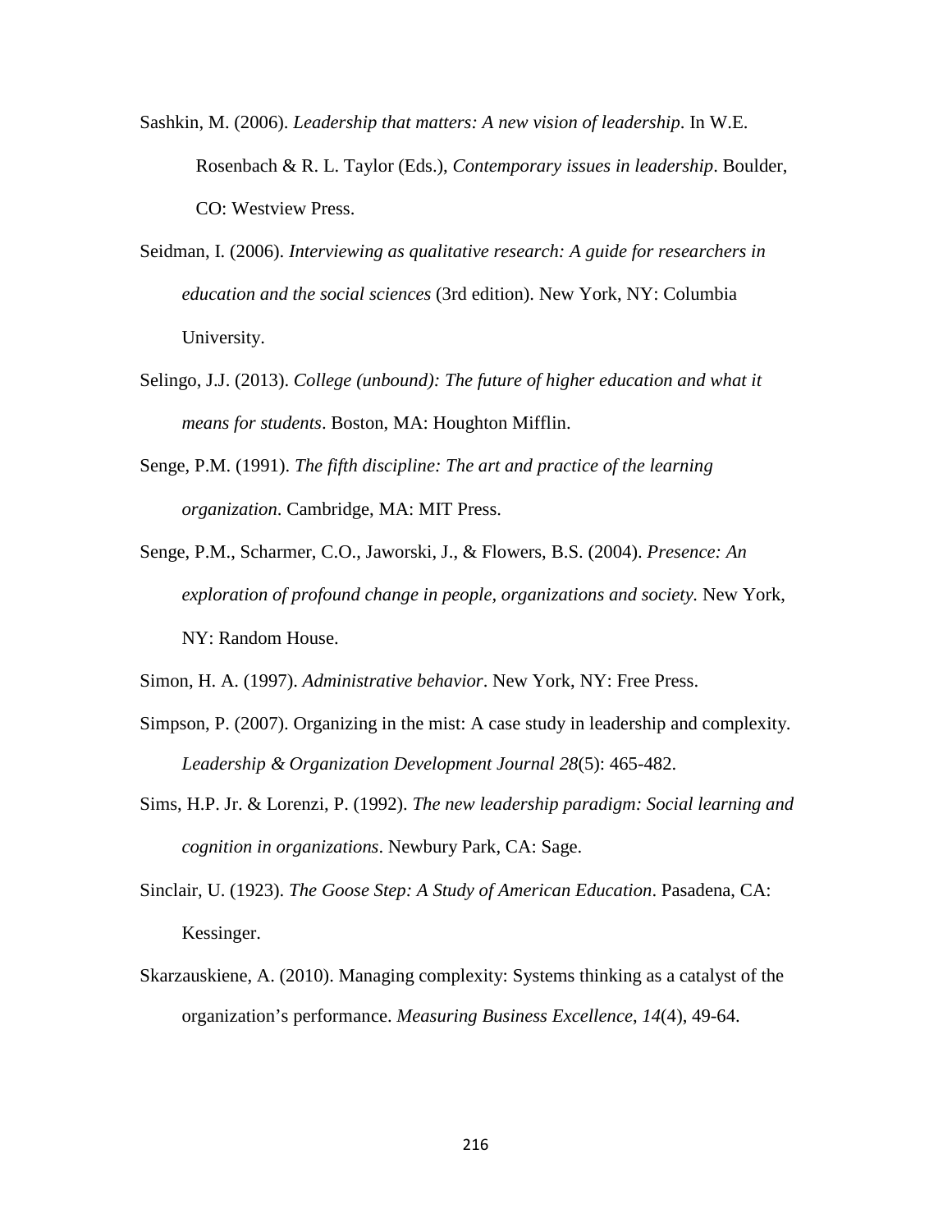Sashkin, M. (2006). *Leadership that matters: A new vision of leadership*. In W.E. Rosenbach & R. L. Taylor (Eds.), *Contemporary issues in leadership*. Boulder, CO: Westview Press.

Seidman, I. (2006). *Interviewing as qualitative research: A guide for researchers in education and the social sciences* (3rd edition). New York, NY: Columbia University.

Selingo, J.J. (2013). *College (unbound): The future of higher education and what it means for students*. Boston, MA: Houghton Mifflin.

Senge, P.M. (1991). *The fifth discipline: The art and practice of the learning organization*. Cambridge, MA: MIT Press.

Senge, P.M., Scharmer, C.O., Jaworski, J., & Flowers, B.S. (2004). *Presence: An exploration of profound change in people, organizations and society.* New York, NY: Random House.

Simon, H. A. (1997). *Administrative behavior*. New York, NY: Free Press.

Simpson, P. (2007). Organizing in the mist: A case study in leadership and complexity. *Leadership & Organization Development Journal 28*(5): 465-482.

Sims, H.P. Jr. & Lorenzi, P. (1992). *The new leadership paradigm: Social learning and cognition in organizations*. Newbury Park, CA: Sage.

Sinclair, U. (1923). *The Goose Step: A Study of American Education*. Pasadena, CA: Kessinger.

Skarzauskiene, A. (2010). Managing complexity: Systems thinking as a catalyst of the organization's performance. *Measuring Business Excellence*, *14*(4), 49-64.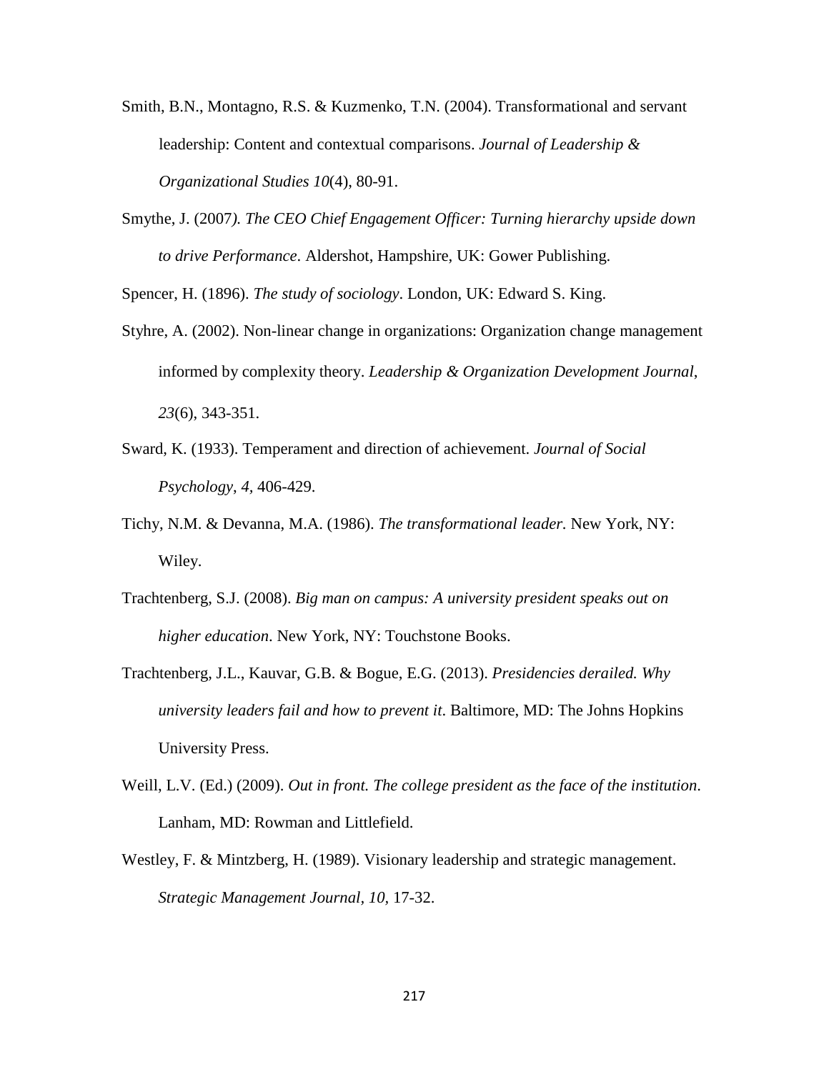Smith, B.N., Montagno, R.S. & Kuzmenko, T.N. (2004). Transformational and servant leadership: Content and contextual comparisons. *Journal of Leadership & Organizational Studies 10*(4), 80-91.

Smythe, J. (2007*). The CEO Chief Engagement Officer: Turning hierarchy upside down to drive Performance*. Aldershot, Hampshire, UK: Gower Publishing.

Spencer, H. (1896). *The study of sociology*. London, UK: Edward S. King.

Styhre, A. (2002). Non-linear change in organizations: Organization change management informed by complexity theory. *Leadership & Organization Development Journal*, *23*(6), 343-351.

Sward, K. (1933). Temperament and direction of achievement. *Journal of Social Psychology*, *4*, 406-429.

Tichy, N.M. & Devanna, M.A. (1986). *The transformational leader.* New York, NY: Wiley.

Trachtenberg, S.J. (2008). *Big man on campus: A university president speaks out on higher education*. New York, NY: Touchstone Books.

Trachtenberg, J.L., Kauvar, G.B. & Bogue, E.G. (2013). *Presidencies derailed. Why university leaders fail and how to prevent it.* Baltimore, MD: The Johns Hopkins University Press.

Weill, L.V. (Ed.) (2009). *Out in front. The college president as the face of the institution*. Lanham, MD: Rowman and Littlefield.

Westley, F. & Mintzberg, H. (1989). Visionary leadership and strategic management. *Strategic Management Journal*, *10*, 17-32.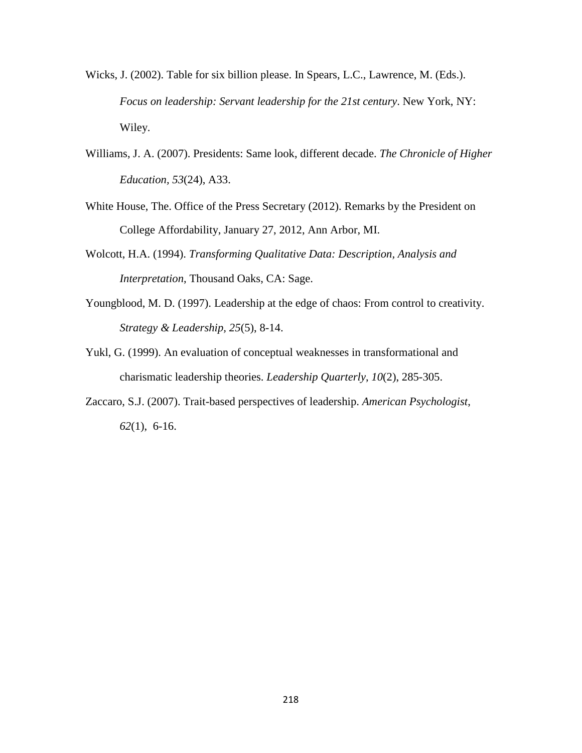Wicks, J. (2002). Table for six billion please. In Spears, L.C., Lawrence, M. (Eds.). *Focus on leadership: Servant leadership for the 21st century*. New York, NY: Wiley.

Williams, J. A. (2007). Presidents: Same look, different decade. *The Chronicle of Higher Education, 53*(24), A33.

White House, The. Office of the Press Secretary (2012). Remarks by the President on College Affordability, January 27, 2012, Ann Arbor, MI.

Wolcott, H.A. (1994). *Transforming Qualitative Data: Description, Analysis and Interpretation*, Thousand Oaks, CA: Sage.

Youngblood, M. D. (1997). Leadership at the edge of chaos: From control to creativity. *Strategy & Leadership, 25*(5), 8-14.

Yukl, G. (1999). An evaluation of conceptual weaknesses in transformational and charismatic leadership theories. *Leadership Quarterly, 10*(2), 285-305.

Zaccaro, S.J. (2007). Trait-based perspectives of leadership. *American Psychologist*, *62*(1), 6-16.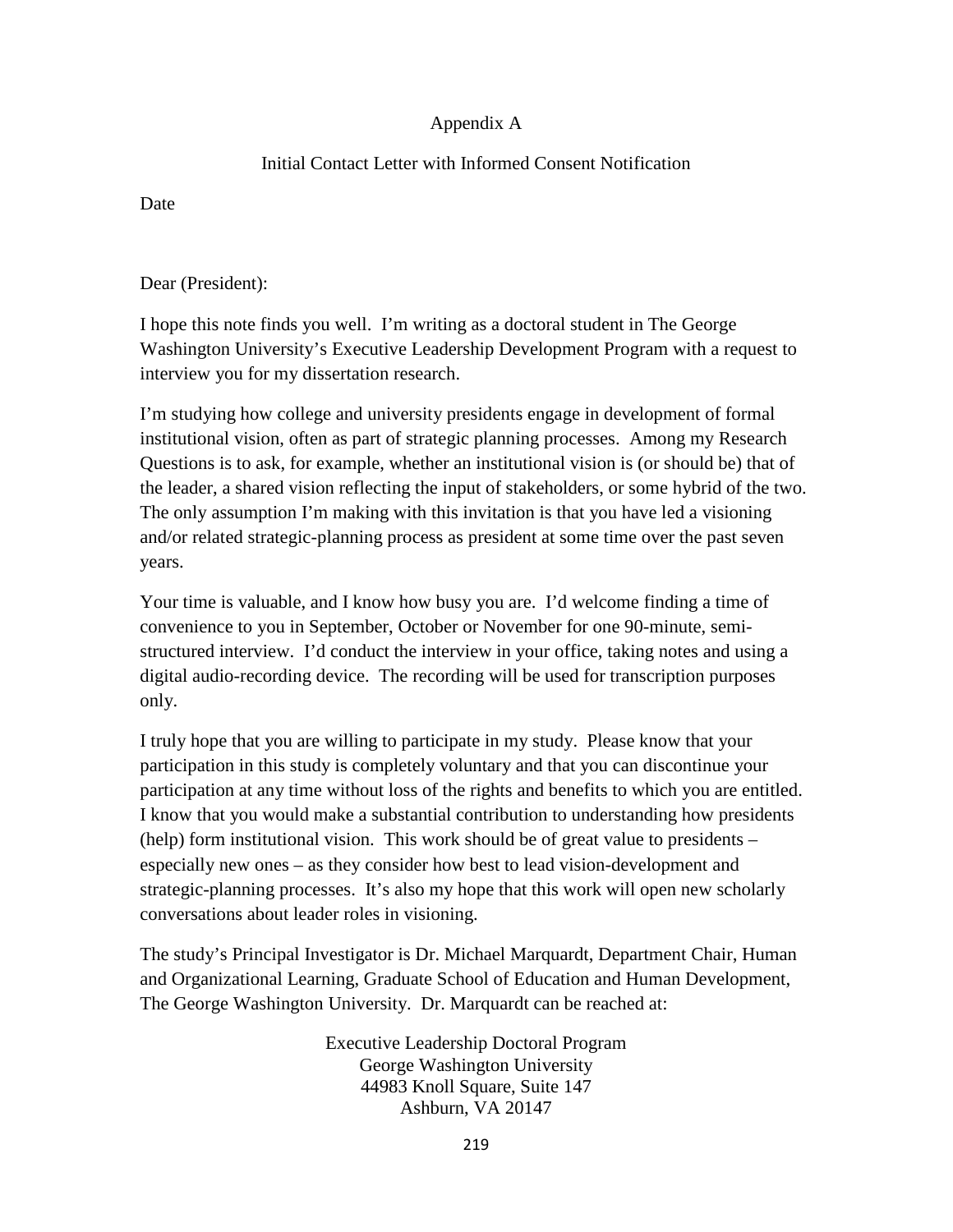# Appendix A

## Initial Contact Letter with Informed Consent Notification

Date

Dear (President):

I hope this note finds you well. I'm writing as a doctoral student in The George Washington University's Executive Leadership Development Program with a request to interview you for my dissertation research.

I'm studying how college and university presidents engage in development of formal institutional vision, often as part of strategic planning processes. Among my Research Questions is to ask, for example, whether an institutional vision is (or should be) that of the leader, a shared vision reflecting the input of stakeholders, or some hybrid of the two. The only assumption I'm making with this invitation is that you have led a visioning and/or related strategic-planning process as president at some time over the past seven years.

Your time is valuable, and I know how busy you are. I'd welcome finding a time of convenience to you in September, October or November for one 90-minute, semi-structured interview. I'd conduct the interview in your office, taking notes and using a digital audio-recording device. The recording will be used for transcription purposes only.

I truly hope that you are willing to participate in my study. Please know that your participation in this study is completely voluntary and that you can discontinue your participation at any time without loss of the rights and benefits to which you are entitled. I know that you would make a substantial contribution to understanding how presidents (help) form institutional vision. This work should be of great value to presidents – especially new ones – as they consider how best to lead vision-development and strategic-planning processes. It's also my hope that this work will open new scholarly conversations about leader roles in visioning.

The study's Principal Investigator is Dr. Michael Marquardt, Department Chair, Human and Organizational Learning, Graduate School of Education and Human Development, The George Washington University. Dr. Marquardt can be reached at:

Executive Leadership Doctoral Program
George Washington University
44983 Knoll Square, Suite 147
Ashburn, VA 20147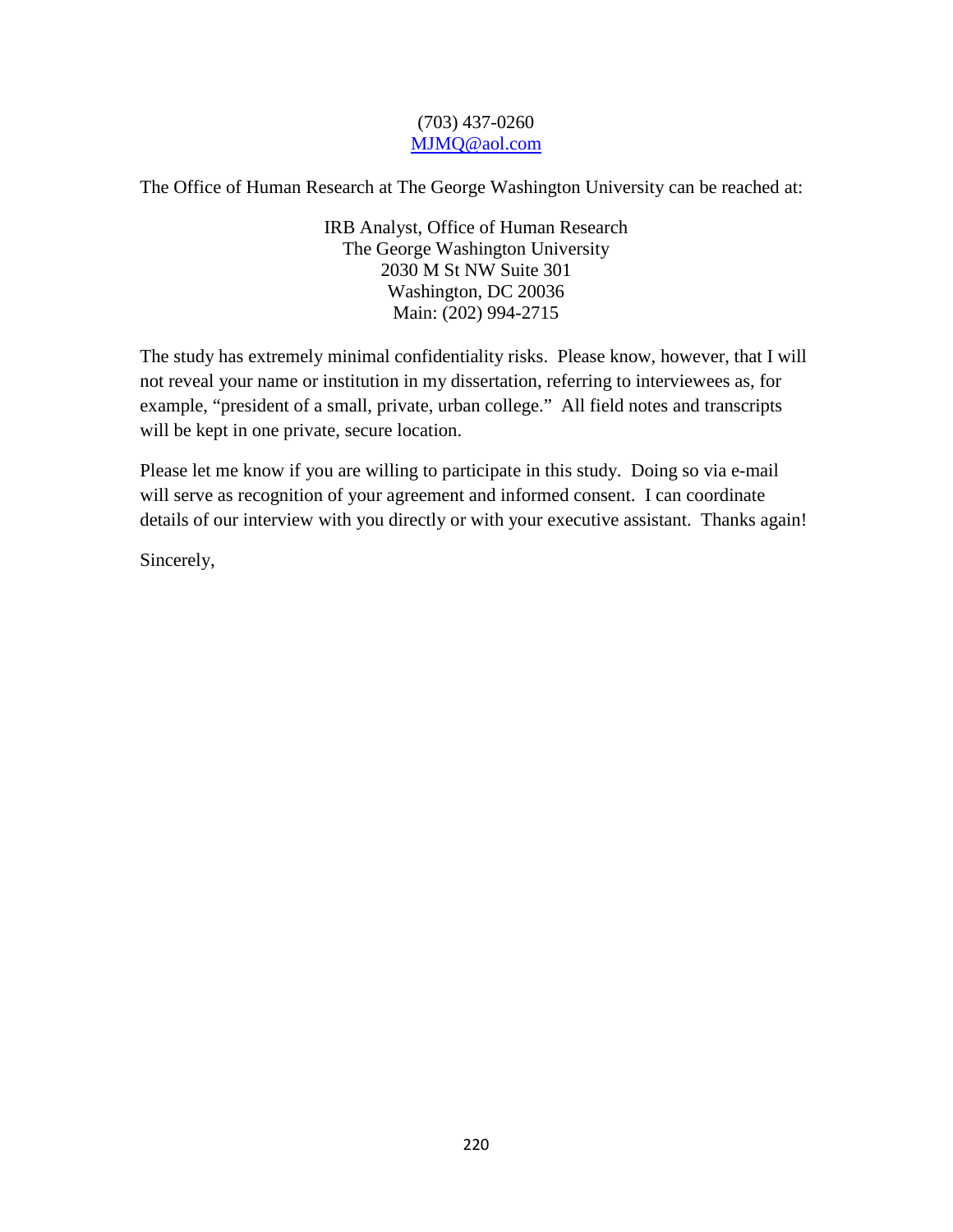(703) 437-0260
MJMQ@aol.com

The Office of Human Research at The George Washington University can be reached at:

IRB Analyst, Office of Human Research
The George Washington University
2030 M St NW Suite 301
Washington, DC 20036
Main: (202) 994-2715

The study has extremely minimal confidentiality risks. Please know, however, that I will not reveal your name or institution in my dissertation, referring to interviewees as, for example, "president of a small, private, urban college." All field notes and transcripts will be kept in one private, secure location.

Please let me know if you are willing to participate in this study. Doing so via e-mail will serve as recognition of your agreement and informed consent. I can coordinate details of our interview with you directly or with your executive assistant. Thanks again!

Sincerely,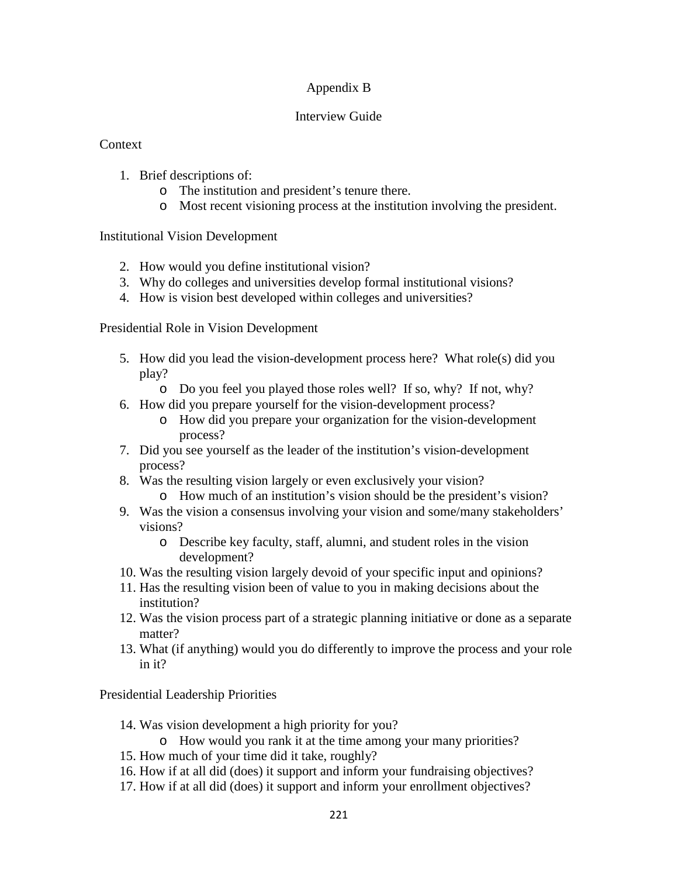# Appendix B

## Interview Guide

### Context

1. Brief descriptions of:
   - The institution and president's tenure there.
   - Most recent visioning process at the institution involving the president.

### Institutional Vision Development

2. How would you define institutional vision?
3. Why do colleges and universities develop formal institutional visions?
4. How is vision best developed within colleges and universities?

### Presidential Role in Vision Development

5. How did you lead the vision-development process here? What role(s) did you play?
   - Do you feel you played those roles well? If so, why? If not, why?
6. How did you prepare yourself for the vision-development process?
   - How did you prepare your organization for the vision-development process?
7. Did you see yourself as the leader of the institution's vision-development process?
8. Was the resulting vision largely or even exclusively your vision?
   - How much of an institution's vision should be the president's vision?
9. Was the vision a consensus involving your vision and some/many stakeholders' visions?
   - Describe key faculty, staff, alumni, and student roles in the vision development?
10. Was the resulting vision largely devoid of your specific input and opinions?
11. Has the resulting vision been of value to you in making decisions about the institution?
12. Was the vision process part of a strategic planning initiative or done as a separate matter?
13. What (if anything) would you do differently to improve the process and your role in it?

### Presidential Leadership Priorities

14. Was vision development a high priority for you?
    - How would you rank it at the time among your many priorities?
15. How much of your time did it take, roughly?
16. How if at all did (does) it support and inform your fundraising objectives?
17. How if at all did (does) it support and inform your enrollment objectives?